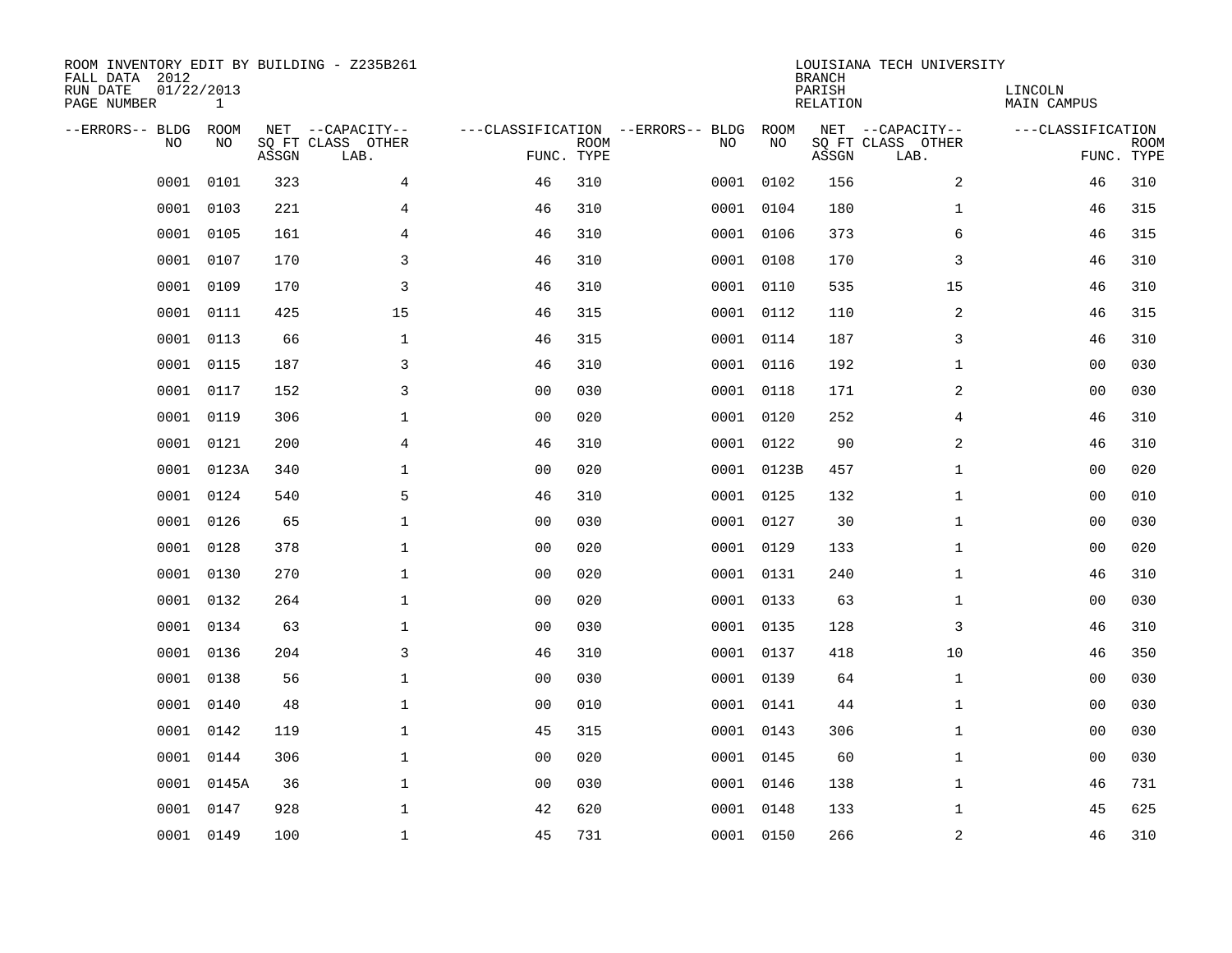ROOM INVENTORY EDIT BY BUILDING - Z235B261
FALL DATA 2012
RUN DATE 01/22/2013
PAGE NUMBER 1

LOUISIANA TECH UNIVERSITY
BRANCH
PARISH LINCOLN
RELATION MAIN CAMPUS

| --ERRORS-- | BLDG NO | ROOM NO | NET ASSGN SQ FT | CAPACITY CLASS LAB. | CAPACITY OTHER | CLASSIFICATION FUNC. | ROOM TYPE | --ERRORS-- | BLDG NO | ROOM NO | NET ASSGN SQ FT | CAPACITY CLASS LAB. | CAPACITY OTHER | CLASSIFICATION FUNC. | ROOM TYPE |
|---|---|---|---|---|---|---|---|---|---|---|---|---|---|---|---|
| | 0001 | 0101 | 323 | | 4 | 46 | 310 | | 0001 | 0102 | 156 | | 2 | 46 | 310 |
| | 0001 | 0103 | 221 | | 4 | 46 | 310 | | 0001 | 0104 | 180 | | 1 | 46 | 315 |
| | 0001 | 0105 | 161 | | 4 | 46 | 310 | | 0001 | 0106 | 373 | | 6 | 46 | 315 |
| | 0001 | 0107 | 170 | | 3 | 46 | 310 | | 0001 | 0108 | 170 | | 3 | 46 | 310 |
| | 0001 | 0109 | 170 | | 3 | 46 | 310 | | 0001 | 0110 | 535 | | 15 | 46 | 310 |
| | 0001 | 0111 | 425 | | 15 | 46 | 315 | | 0001 | 0112 | 110 | | 2 | 46 | 315 |
| | 0001 | 0113 | 66 | | 1 | 46 | 315 | | 0001 | 0114 | 187 | | 3 | 46 | 310 |
| | 0001 | 0115 | 187 | | 3 | 46 | 310 | | 0001 | 0116 | 192 | | 1 | 00 | 030 |
| | 0001 | 0117 | 152 | | 3 | 00 | 030 | | 0001 | 0118 | 171 | | 2 | 00 | 030 |
| | 0001 | 0119 | 306 | | 1 | 00 | 020 | | 0001 | 0120 | 252 | | 4 | 46 | 310 |
| | 0001 | 0121 | 200 | | 4 | 46 | 310 | | 0001 | 0122 | 90 | | 2 | 46 | 310 |
| | 0001 | 0123A | 340 | | 1 | 00 | 020 | | 0001 | 0123B | 457 | | 1 | 00 | 020 |
| | 0001 | 0124 | 540 | | 5 | 46 | 310 | | 0001 | 0125 | 132 | | 1 | 00 | 010 |
| | 0001 | 0126 | 65 | | 1 | 00 | 030 | | 0001 | 0127 | 30 | | 1 | 00 | 030 |
| | 0001 | 0128 | 378 | | 1 | 00 | 020 | | 0001 | 0129 | 133 | | 1 | 00 | 020 |
| | 0001 | 0130 | 270 | | 1 | 00 | 020 | | 0001 | 0131 | 240 | | 1 | 46 | 310 |
| | 0001 | 0132 | 264 | | 1 | 00 | 020 | | 0001 | 0133 | 63 | | 1 | 00 | 030 |
| | 0001 | 0134 | 63 | | 1 | 00 | 030 | | 0001 | 0135 | 128 | | 3 | 46 | 310 |
| | 0001 | 0136 | 204 | | 3 | 46 | 310 | | 0001 | 0137 | 418 | | 10 | 46 | 350 |
| | 0001 | 0138 | 56 | | 1 | 00 | 030 | | 0001 | 0139 | 64 | | 1 | 00 | 030 |
| | 0001 | 0140 | 48 | | 1 | 00 | 010 | | 0001 | 0141 | 44 | | 1 | 00 | 030 |
| | 0001 | 0142 | 119 | | 1 | 45 | 315 | | 0001 | 0143 | 306 | | 1 | 00 | 030 |
| | 0001 | 0144 | 306 | | 1 | 00 | 020 | | 0001 | 0145 | 60 | | 1 | 00 | 030 |
| | 0001 | 0145A | 36 | | 1 | 00 | 030 | | 0001 | 0146 | 138 | | 1 | 46 | 731 |
| | 0001 | 0147 | 928 | | 1 | 42 | 620 | | 0001 | 0148 | 133 | | 1 | 45 | 625 |
| | 0001 | 0149 | 100 | | 1 | 45 | 731 | | 0001 | 0150 | 266 | | 2 | 46 | 310 |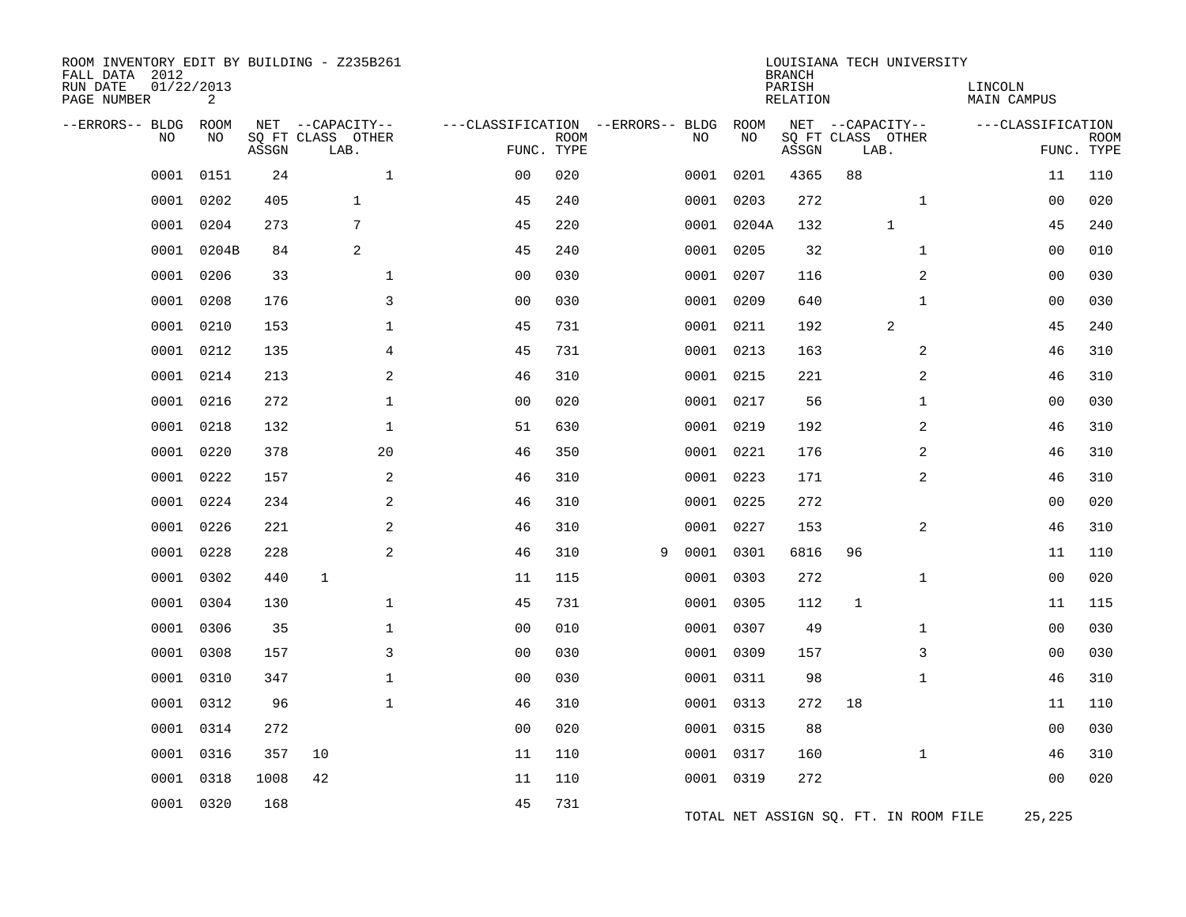ROOM INVENTORY EDIT BY BUILDING - Z235B261
FALL DATA 2012
RUN DATE 01/22/2013
PAGE NUMBER 2

LOUISIANA TECH UNIVERSITY
BRANCH
PARISH LINCOLN
RELATION MAIN CAMPUS

| --ERRORS-- | BLDG NO | ROOM NO | NET SQ FT ASSGN | CAPACITY CLASS | LAB. | OTHER | FUNC. | ROOM TYPE | --ERRORS-- | BLDG NO | ROOM NO | NET SQ FT ASSGN | CAPACITY CLASS | LAB. | OTHER | FUNC. | ROOM TYPE |
|---|---|---|---|---|---|---|---|---|---|---|---|---|---|---|---|---|---|
| | 0001 | 0151 | 24 | | | 1 | 00 | 020 | | 0001 | 0201 | 4365 | 88 | | | 11 | 110 |
| | 0001 | 0202 | 405 | | 1 | | 45 | 240 | | 0001 | 0203 | 272 | | | 1 | 00 | 020 |
| | 0001 | 0204 | 273 | | 7 | | 45 | 220 | | 0001 | 0204A | 132 | | 1 | | 45 | 240 |
| | 0001 | 0204B | 84 | | 2 | | 45 | 240 | | 0001 | 0205 | 32 | | | 1 | 00 | 010 |
| | 0001 | 0206 | 33 | | | 1 | 00 | 030 | | 0001 | 0207 | 116 | | | 2 | 00 | 030 |
| | 0001 | 0208 | 176 | | | 3 | 00 | 030 | | 0001 | 0209 | 640 | | | 1 | 00 | 030 |
| | 0001 | 0210 | 153 | | | 1 | 45 | 731 | | 0001 | 0211 | 192 | | 2 | | 45 | 240 |
| | 0001 | 0212 | 135 | | | 4 | 45 | 731 | | 0001 | 0213 | 163 | | | 2 | 46 | 310 |
| | 0001 | 0214 | 213 | | | 2 | 46 | 310 | | 0001 | 0215 | 221 | | | 2 | 46 | 310 |
| | 0001 | 0216 | 272 | | | 1 | 00 | 020 | | 0001 | 0217 | 56 | | | 1 | 00 | 030 |
| | 0001 | 0218 | 132 | | | 1 | 51 | 630 | | 0001 | 0219 | 192 | | | 2 | 46 | 310 |
| | 0001 | 0220 | 378 | | | 20 | 46 | 350 | | 0001 | 0221 | 176 | | | 2 | 46 | 310 |
| | 0001 | 0222 | 157 | | | 2 | 46 | 310 | | 0001 | 0223 | 171 | | | 2 | 46 | 310 |
| | 0001 | 0224 | 234 | | | 2 | 46 | 310 | | 0001 | 0225 | 272 | | | | 00 | 020 |
| | 0001 | 0226 | 221 | | | 2 | 46 | 310 | | 0001 | 0227 | 153 | | | 2 | 46 | 310 |
| | 0001 | 0228 | 228 | | | 2 | 46 | 310 | 9 | 0001 | 0301 | 6816 | 96 | | | 11 | 110 |
| | 0001 | 0302 | 440 | 1 | | | 11 | 115 | | 0001 | 0303 | 272 | | | 1 | 00 | 020 |
| | 0001 | 0304 | 130 | | | 1 | 45 | 731 | | 0001 | 0305 | 112 | 1 | | | 11 | 115 |
| | 0001 | 0306 | 35 | | | 1 | 00 | 010 | | 0001 | 0307 | 49 | | | 1 | 00 | 030 |
| | 0001 | 0308 | 157 | | | 3 | 00 | 030 | | 0001 | 0309 | 157 | | | 3 | 00 | 030 |
| | 0001 | 0310 | 347 | | | 1 | 00 | 030 | | 0001 | 0311 | 98 | | | 1 | 46 | 310 |
| | 0001 | 0312 | 96 | | | 1 | 46 | 310 | | 0001 | 0313 | 272 | 18 | | | 11 | 110 |
| | 0001 | 0314 | 272 | | | | 00 | 020 | | 0001 | 0315 | 88 | | | | 00 | 030 |
| | 0001 | 0316 | 357 | 10 | | | 11 | 110 | | 0001 | 0317 | 160 | | | 1 | 46 | 310 |
| | 0001 | 0318 | 1008 | 42 | | | 11 | 110 | | 0001 | 0319 | 272 | | | | 00 | 020 |
| | 0001 | 0320 | 168 | | | | 45 | 731 | | | | | | | | | |

TOTAL NET ASSIGN SQ. FT. IN ROOM FILE 25,225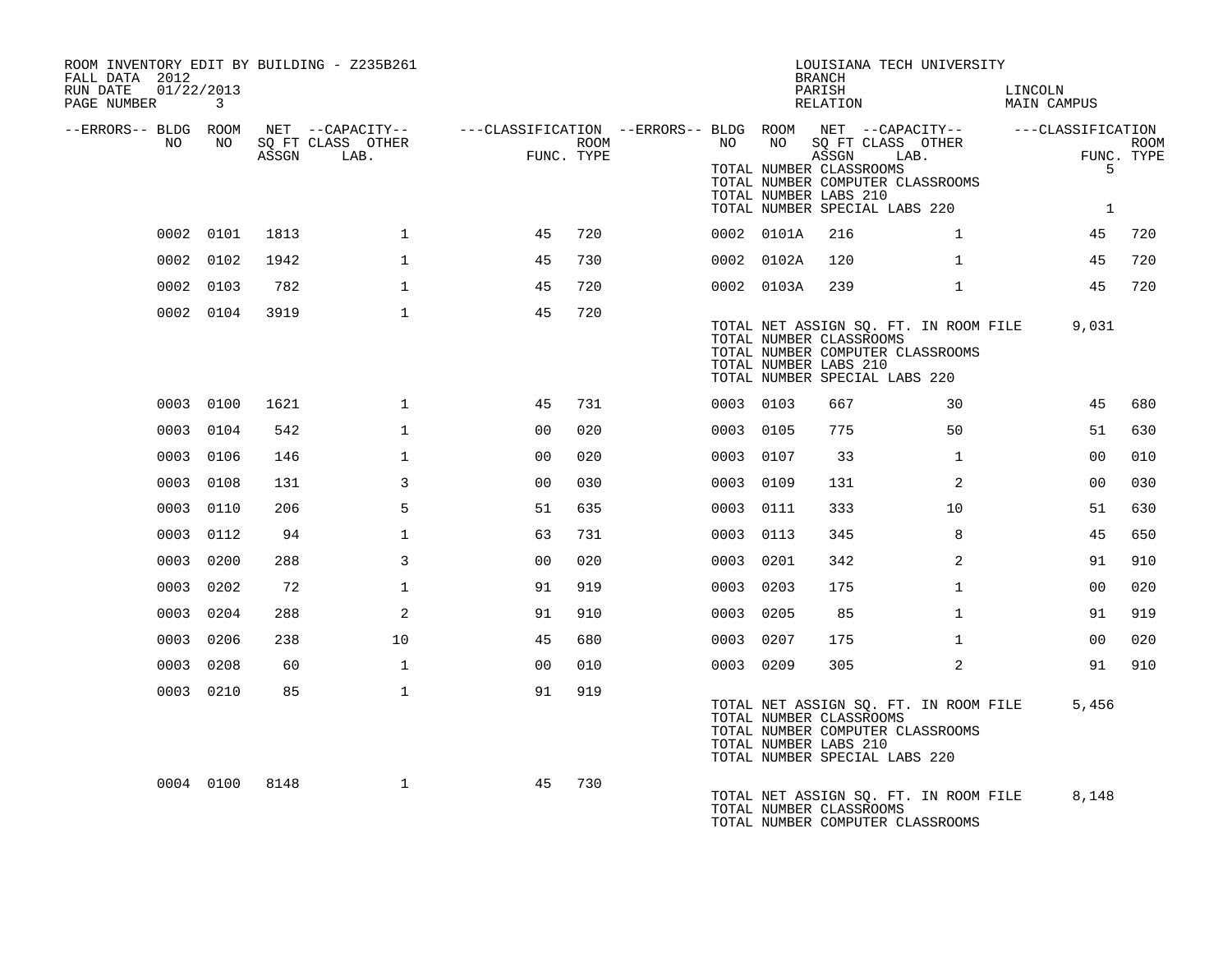ROOM INVENTORY EDIT BY BUILDING - Z235B261
FALL DATA 2012
RUN DATE 01/22/2013

LOUISIANA TECH UNIVERSITY
BRANCH
PARISH LINCOLN
RELATION MAIN CAMPUS

| --ERRORS-- | BLDG NO | ROOM NO | NET SQ FT ASSGN | --CAPACITY-- CLASS LAB. | OTHER | ---CLASSIFICATION FUNC. | ROOM TYPE | --ERRORS-- | BLDG NO | ROOM NO | NET SQ FT ASSGN | --CAPACITY-- CLASS LAB. | OTHER | ---CLASSIFICATION FUNC. | ROOM TYPE |
|---|---|---|---|---|---|---|---|---|---|---|---|---|---|---|---|
| | | | | | | | | | TOTAL NUMBER CLASSROOMS | | | | | 5 | |
| | | | | | | | | | TOTAL NUMBER COMPUTER CLASSROOMS | | | | | | |
| | | | | | | | | | TOTAL NUMBER LABS 210 | | | | | | |
| | | | | | | | | | TOTAL NUMBER SPECIAL LABS 220 | | | | | 1 | |
| | 0002 | 0101 | 1813 | | 1 | 45 | 720 | | 0002 | 0101A | 216 | | 1 | 45 | 720 |
| | 0002 | 0102 | 1942 | | 1 | 45 | 730 | | 0002 | 0102A | 120 | | 1 | 45 | 720 |
| | 0002 | 0103 | 782 | | 1 | 45 | 720 | | 0002 | 0103A | 239 | | 1 | 45 | 720 |
| | 0002 | 0104 | 3919 | | 1 | 45 | 720 | | | | | | | | |
| | | | | | | | | | TOTAL NET ASSIGN SQ. FT. IN ROOM FILE | | | | | 9,031 | |
| | | | | | | | | | TOTAL NUMBER CLASSROOMS | | | | | | |
| | | | | | | | | | TOTAL NUMBER COMPUTER CLASSROOMS | | | | | | |
| | | | | | | | | | TOTAL NUMBER LABS 210 | | | | | | |
| | | | | | | | | | TOTAL NUMBER SPECIAL LABS 220 | | | | | | |
| | 0003 | 0100 | 1621 | | 1 | 45 | 731 | | 0003 | 0103 | 667 | | 30 | 45 | 680 |
| | 0003 | 0104 | 542 | | 1 | 00 | 020 | | 0003 | 0105 | 775 | | 50 | 51 | 630 |
| | 0003 | 0106 | 146 | | 1 | 00 | 020 | | 0003 | 0107 | 33 | | 1 | 00 | 010 |
| | 0003 | 0108 | 131 | | 3 | 00 | 030 | | 0003 | 0109 | 131 | | 2 | 00 | 030 |
| | 0003 | 0110 | 206 | | 5 | 51 | 635 | | 0003 | 0111 | 333 | | 10 | 51 | 630 |
| | 0003 | 0112 | 94 | | 1 | 63 | 731 | | 0003 | 0113 | 345 | | 8 | 45 | 650 |
| | 0003 | 0200 | 288 | | 3 | 00 | 020 | | 0003 | 0201 | 342 | | 2 | 91 | 910 |
| | 0003 | 0202 | 72 | | 1 | 91 | 919 | | 0003 | 0203 | 175 | | 1 | 00 | 020 |
| | 0003 | 0204 | 288 | | 2 | 91 | 910 | | 0003 | 0205 | 85 | | 1 | 91 | 919 |
| | 0003 | 0206 | 238 | | 10 | 45 | 680 | | 0003 | 0207 | 175 | | 1 | 00 | 020 |
| | 0003 | 0208 | 60 | | 1 | 00 | 010 | | 0003 | 0209 | 305 | | 2 | 91 | 910 |
| | 0003 | 0210 | 85 | | 1 | 91 | 919 | | | | | | | | |
| | | | | | | | | | TOTAL NET ASSIGN SQ. FT. IN ROOM FILE | | | | | 5,456 | |
| | | | | | | | | | TOTAL NUMBER CLASSROOMS | | | | | | |
| | | | | | | | | | TOTAL NUMBER COMPUTER CLASSROOMS | | | | | | |
| | | | | | | | | | TOTAL NUMBER LABS 210 | | | | | | |
| | | | | | | | | | TOTAL NUMBER SPECIAL LABS 220 | | | | | | |
| | 0004 | 0100 | 8148 | | 1 | 45 | 730 | | | | | | | | |
| | | | | | | | | | TOTAL NET ASSIGN SQ. FT. IN ROOM FILE | | | | | 8,148 | |
| | | | | | | | | | TOTAL NUMBER CLASSROOMS | | | | | | |
| | | | | | | | | | TOTAL NUMBER COMPUTER CLASSROOMS | | | | | | |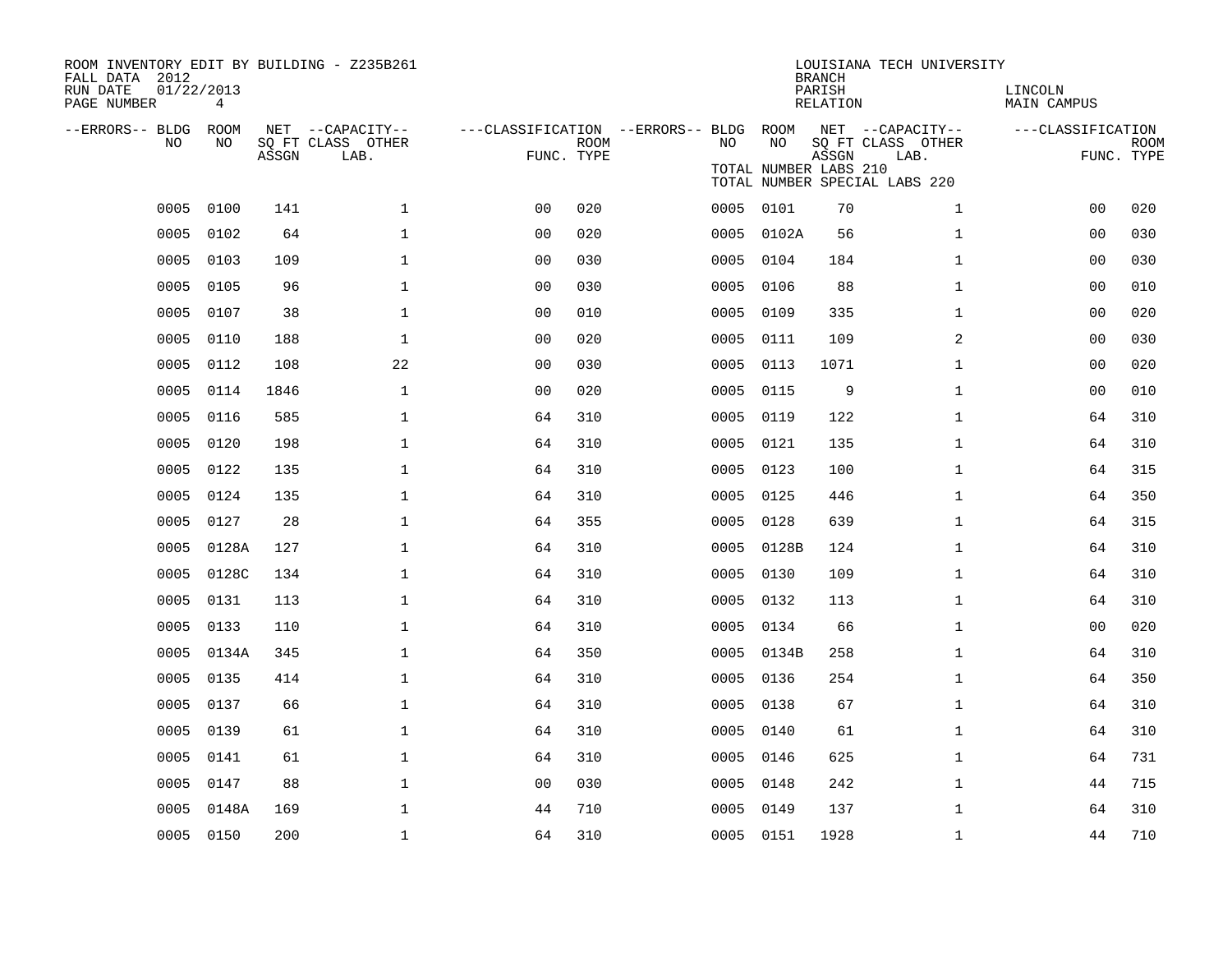ROOM INVENTORY EDIT BY BUILDING - Z235B261
FALL DATA 2012
RUN DATE 01/22/2013
PAGE NUMBER 4

LOUISIANA TECH UNIVERSITY
BRANCH
PARISH LINCOLN
RELATION MAIN CAMPUS

TOTAL NUMBER LABS 210
TOTAL NUMBER SPECIAL LABS 220

| --ERRORS-- | BLDG NO | ROOM NO | NET SQ FT ASSGN | --CAPACITY-- CLASS LAB. | OTHER | ---CLASSIFICATION FUNC. | ROOM TYPE | --ERRORS-- | BLDG NO | ROOM NO | NET SQ FT ASSGN | --CAPACITY-- CLASS LAB. | OTHER | ---CLASSIFICATION FUNC. | ROOM TYPE |
|---|---|---|---|---|---|---|---|---|---|---|---|---|---|---|---|
| | 0005 | 0100 | 141 | | 1 | 00 | 020 | | 0005 | 0101 | 70 | | 1 | 00 | 020 |
| | 0005 | 0102 | 64 | | 1 | 00 | 020 | | 0005 | 0102A | 56 | | 1 | 00 | 030 |
| | 0005 | 0103 | 109 | | 1 | 00 | 030 | | 0005 | 0104 | 184 | | 1 | 00 | 030 |
| | 0005 | 0105 | 96 | | 1 | 00 | 030 | | 0005 | 0106 | 88 | | 1 | 00 | 010 |
| | 0005 | 0107 | 38 | | 1 | 00 | 010 | | 0005 | 0109 | 335 | | 1 | 00 | 020 |
| | 0005 | 0110 | 188 | | 1 | 00 | 020 | | 0005 | 0111 | 109 | | 2 | 00 | 030 |
| | 0005 | 0112 | 108 | | 22 | 00 | 030 | | 0005 | 0113 | 1071 | | 1 | 00 | 020 |
| | 0005 | 0114 | 1846 | | 1 | 00 | 020 | | 0005 | 0115 | 9 | | 1 | 00 | 010 |
| | 0005 | 0116 | 585 | | 1 | 64 | 310 | | 0005 | 0119 | 122 | | 1 | 64 | 310 |
| | 0005 | 0120 | 198 | | 1 | 64 | 310 | | 0005 | 0121 | 135 | | 1 | 64 | 310 |
| | 0005 | 0122 | 135 | | 1 | 64 | 310 | | 0005 | 0123 | 100 | | 1 | 64 | 315 |
| | 0005 | 0124 | 135 | | 1 | 64 | 310 | | 0005 | 0125 | 446 | | 1 | 64 | 350 |
| | 0005 | 0127 | 28 | | 1 | 64 | 355 | | 0005 | 0128 | 639 | | 1 | 64 | 315 |
| | 0005 | 0128A | 127 | | 1 | 64 | 310 | | 0005 | 0128B | 124 | | 1 | 64 | 310 |
| | 0005 | 0128C | 134 | | 1 | 64 | 310 | | 0005 | 0130 | 109 | | 1 | 64 | 310 |
| | 0005 | 0131 | 113 | | 1 | 64 | 310 | | 0005 | 0132 | 113 | | 1 | 64 | 310 |
| | 0005 | 0133 | 110 | | 1 | 64 | 310 | | 0005 | 0134 | 66 | | 1 | 00 | 020 |
| | 0005 | 0134A | 345 | | 1 | 64 | 350 | | 0005 | 0134B | 258 | | 1 | 64 | 310 |
| | 0005 | 0135 | 414 | | 1 | 64 | 310 | | 0005 | 0136 | 254 | | 1 | 64 | 350 |
| | 0005 | 0137 | 66 | | 1 | 64 | 310 | | 0005 | 0138 | 67 | | 1 | 64 | 310 |
| | 0005 | 0139 | 61 | | 1 | 64 | 310 | | 0005 | 0140 | 61 | | 1 | 64 | 310 |
| | 0005 | 0141 | 61 | | 1 | 64 | 310 | | 0005 | 0146 | 625 | | 1 | 64 | 731 |
| | 0005 | 0147 | 88 | | 1 | 00 | 030 | | 0005 | 0148 | 242 | | 1 | 44 | 715 |
| | 0005 | 0148A | 169 | | 1 | 44 | 710 | | 0005 | 0149 | 137 | | 1 | 64 | 310 |
| | 0005 | 0150 | 200 | | 1 | 64 | 310 | | 0005 | 0151 | 1928 | | 1 | 44 | 710 |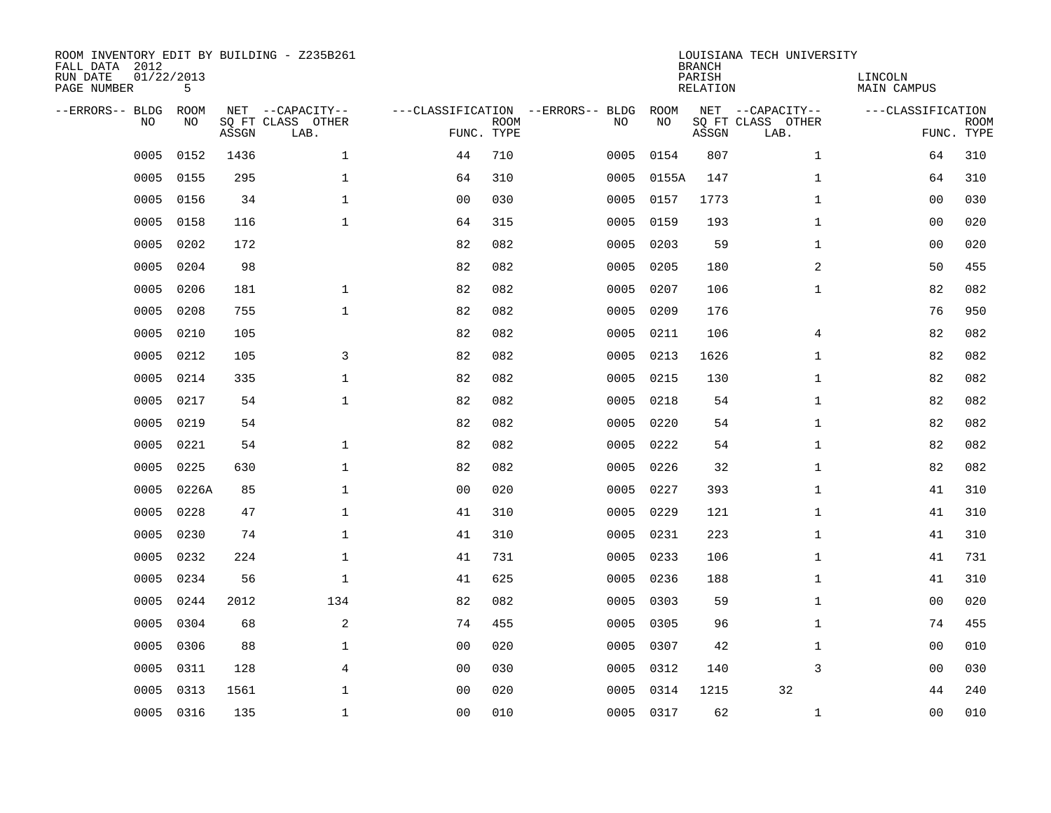ROOM INVENTORY EDIT BY BUILDING - Z235B261
FALL DATA 2012
RUN DATE 01/22/2013
PAGE NUMBER 5

LOUISIANA TECH UNIVERSITY
BRANCH
PARISH LINCOLN
RELATION MAIN CAMPUS

| --ERRORS-- | BLDG NO | ROOM NO | NET SQ FT ASSGN | --CAPACITY-- CLASS LAB. | OTHER | ---CLASSIFICATION FUNC. | ROOM TYPE | --ERRORS-- | BLDG NO | ROOM NO | NET SQ FT ASSGN | --CAPACITY-- CLASS LAB. | OTHER | ---CLASSIFICATION FUNC. | ROOM TYPE |
|---|---|---|---|---|---|---|---|---|---|---|---|---|---|---|---|
| | 0005 | 0152 | 1436 | | 1 | 44 | 710 | | 0005 | 0154 | 807 | | 1 | 64 | 310 |
| | 0005 | 0155 | 295 | | 1 | 64 | 310 | | 0005 | 0155A | 147 | | 1 | 64 | 310 |
| | 0005 | 0156 | 34 | | 1 | 00 | 030 | | 0005 | 0157 | 1773 | | 1 | 00 | 030 |
| | 0005 | 0158 | 116 | | 1 | 64 | 315 | | 0005 | 0159 | 193 | | 1 | 00 | 020 |
| | 0005 | 0202 | 172 | | | 82 | 082 | | 0005 | 0203 | 59 | | 1 | 00 | 020 |
| | 0005 | 0204 | 98 | | | 82 | 082 | | 0005 | 0205 | 180 | | 2 | 50 | 455 |
| | 0005 | 0206 | 181 | | 1 | 82 | 082 | | 0005 | 0207 | 106 | | 1 | 82 | 082 |
| | 0005 | 0208 | 755 | | 1 | 82 | 082 | | 0005 | 0209 | 176 | | | 76 | 950 |
| | 0005 | 0210 | 105 | | | 82 | 082 | | 0005 | 0211 | 106 | | 4 | 82 | 082 |
| | 0005 | 0212 | 105 | | 3 | 82 | 082 | | 0005 | 0213 | 1626 | | 1 | 82 | 082 |
| | 0005 | 0214 | 335 | | 1 | 82 | 082 | | 0005 | 0215 | 130 | | 1 | 82 | 082 |
| | 0005 | 0217 | 54 | | 1 | 82 | 082 | | 0005 | 0218 | 54 | | 1 | 82 | 082 |
| | 0005 | 0219 | 54 | | | 82 | 082 | | 0005 | 0220 | 54 | | 1 | 82 | 082 |
| | 0005 | 0221 | 54 | | 1 | 82 | 082 | | 0005 | 0222 | 54 | | 1 | 82 | 082 |
| | 0005 | 0225 | 630 | | 1 | 82 | 082 | | 0005 | 0226 | 32 | | 1 | 82 | 082 |
| | 0005 | 0226A | 85 | | 1 | 00 | 020 | | 0005 | 0227 | 393 | | 1 | 41 | 310 |
| | 0005 | 0228 | 47 | | 1 | 41 | 310 | | 0005 | 0229 | 121 | | 1 | 41 | 310 |
| | 0005 | 0230 | 74 | | 1 | 41 | 310 | | 0005 | 0231 | 223 | | 1 | 41 | 310 |
| | 0005 | 0232 | 224 | | 1 | 41 | 731 | | 0005 | 0233 | 106 | | 1 | 41 | 731 |
| | 0005 | 0234 | 56 | | 1 | 41 | 625 | | 0005 | 0236 | 188 | | 1 | 41 | 310 |
| | 0005 | 0244 | 2012 | | 134 | 82 | 082 | | 0005 | 0303 | 59 | | 1 | 00 | 020 |
| | 0005 | 0304 | 68 | | 2 | 74 | 455 | | 0005 | 0305 | 96 | | 1 | 74 | 455 |
| | 0005 | 0306 | 88 | | 1 | 00 | 020 | | 0005 | 0307 | 42 | | 1 | 00 | 010 |
| | 0005 | 0311 | 128 | | 4 | 00 | 030 | | 0005 | 0312 | 140 | | 3 | 00 | 030 |
| | 0005 | 0313 | 1561 | | 1 | 00 | 020 | | 0005 | 0314 | 1215 | 32 | | 44 | 240 |
| | 0005 | 0316 | 135 | | 1 | 00 | 010 | | 0005 | 0317 | 62 | | 1 | 00 | 010 |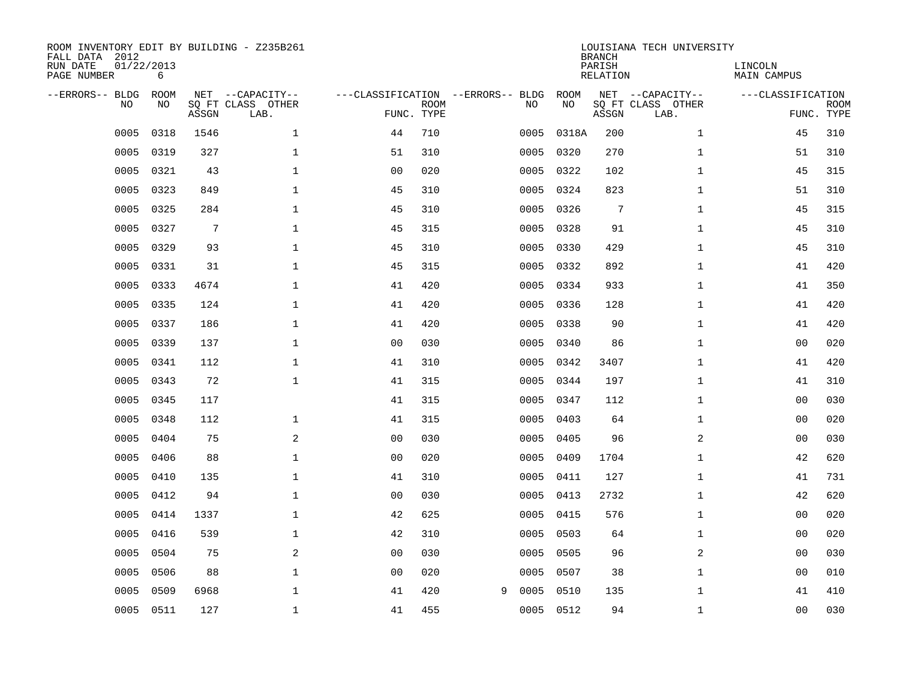ROOM INVENTORY EDIT BY BUILDING - Z235B261
FALL DATA 2012
RUN DATE 01/22/2013
PAGE NUMBER 6

LOUISIANA TECH UNIVERSITY
BRANCH
PARISH LINCOLN
RELATION MAIN CAMPUS

| --ERRORS-- | BLDG NO | ROOM NO | NET SQ FT ASSGN | --CAPACITY-- CLASS LAB. | OTHER | ---CLASSIFICATION FUNC. | ROOM TYPE | --ERRORS-- | BLDG NO | ROOM NO | NET SQ FT ASSGN | --CAPACITY-- CLASS LAB. | OTHER | ---CLASSIFICATION FUNC. | ROOM TYPE |
|---|---|---|---|---|---|---|---|---|---|---|---|---|---|---|---|
| | 0005 | 0318 | 1546 | | 1 | 44 | 710 | | 0005 | 0318A | 200 | | 1 | 45 | 310 |
| | 0005 | 0319 | 327 | | 1 | 51 | 310 | | 0005 | 0320 | 270 | | 1 | 51 | 310 |
| | 0005 | 0321 | 43 | | 1 | 00 | 020 | | 0005 | 0322 | 102 | | 1 | 45 | 315 |
| | 0005 | 0323 | 849 | | 1 | 45 | 310 | | 0005 | 0324 | 823 | | 1 | 51 | 310 |
| | 0005 | 0325 | 284 | | 1 | 45 | 310 | | 0005 | 0326 | 7 | | 1 | 45 | 315 |
| | 0005 | 0327 | 7 | | 1 | 45 | 315 | | 0005 | 0328 | 91 | | 1 | 45 | 310 |
| | 0005 | 0329 | 93 | | 1 | 45 | 310 | | 0005 | 0330 | 429 | | 1 | 45 | 310 |
| | 0005 | 0331 | 31 | | 1 | 45 | 315 | | 0005 | 0332 | 892 | | 1 | 41 | 420 |
| | 0005 | 0333 | 4674 | | 1 | 41 | 420 | | 0005 | 0334 | 933 | | 1 | 41 | 350 |
| | 0005 | 0335 | 124 | | 1 | 41 | 420 | | 0005 | 0336 | 128 | | 1 | 41 | 420 |
| | 0005 | 0337 | 186 | | 1 | 41 | 420 | | 0005 | 0338 | 90 | | 1 | 41 | 420 |
| | 0005 | 0339 | 137 | | 1 | 00 | 030 | | 0005 | 0340 | 86 | | 1 | 00 | 020 |
| | 0005 | 0341 | 112 | | 1 | 41 | 310 | | 0005 | 0342 | 3407 | | 1 | 41 | 420 |
| | 0005 | 0343 | 72 | | 1 | 41 | 315 | | 0005 | 0344 | 197 | | 1 | 41 | 310 |
| | 0005 | 0345 | 117 | | | 41 | 315 | | 0005 | 0347 | 112 | | 1 | 00 | 030 |
| | 0005 | 0348 | 112 | | 1 | 41 | 315 | | 0005 | 0403 | 64 | | 1 | 00 | 020 |
| | 0005 | 0404 | 75 | | 2 | 00 | 030 | | 0005 | 0405 | 96 | | 2 | 00 | 030 |
| | 0005 | 0406 | 88 | | 1 | 00 | 020 | | 0005 | 0409 | 1704 | | 1 | 42 | 620 |
| | 0005 | 0410 | 135 | | 1 | 41 | 310 | | 0005 | 0411 | 127 | | 1 | 41 | 731 |
| | 0005 | 0412 | 94 | | 1 | 00 | 030 | | 0005 | 0413 | 2732 | | 1 | 42 | 620 |
| | 0005 | 0414 | 1337 | | 1 | 42 | 625 | | 0005 | 0415 | 576 | | 1 | 00 | 020 |
| | 0005 | 0416 | 539 | | 1 | 42 | 310 | | 0005 | 0503 | 64 | | 1 | 00 | 020 |
| | 0005 | 0504 | 75 | | 2 | 00 | 030 | | 0005 | 0505 | 96 | | 2 | 00 | 030 |
| | 0005 | 0506 | 88 | | 1 | 00 | 020 | | 0005 | 0507 | 38 | | 1 | 00 | 010 |
| | 0005 | 0509 | 6968 | | 1 | 41 | 420 | 9 | 0005 | 0510 | 135 | | 1 | 41 | 410 |
| | 0005 | 0511 | 127 | | 1 | 41 | 455 | | 0005 | 0512 | 94 | | 1 | 00 | 030 |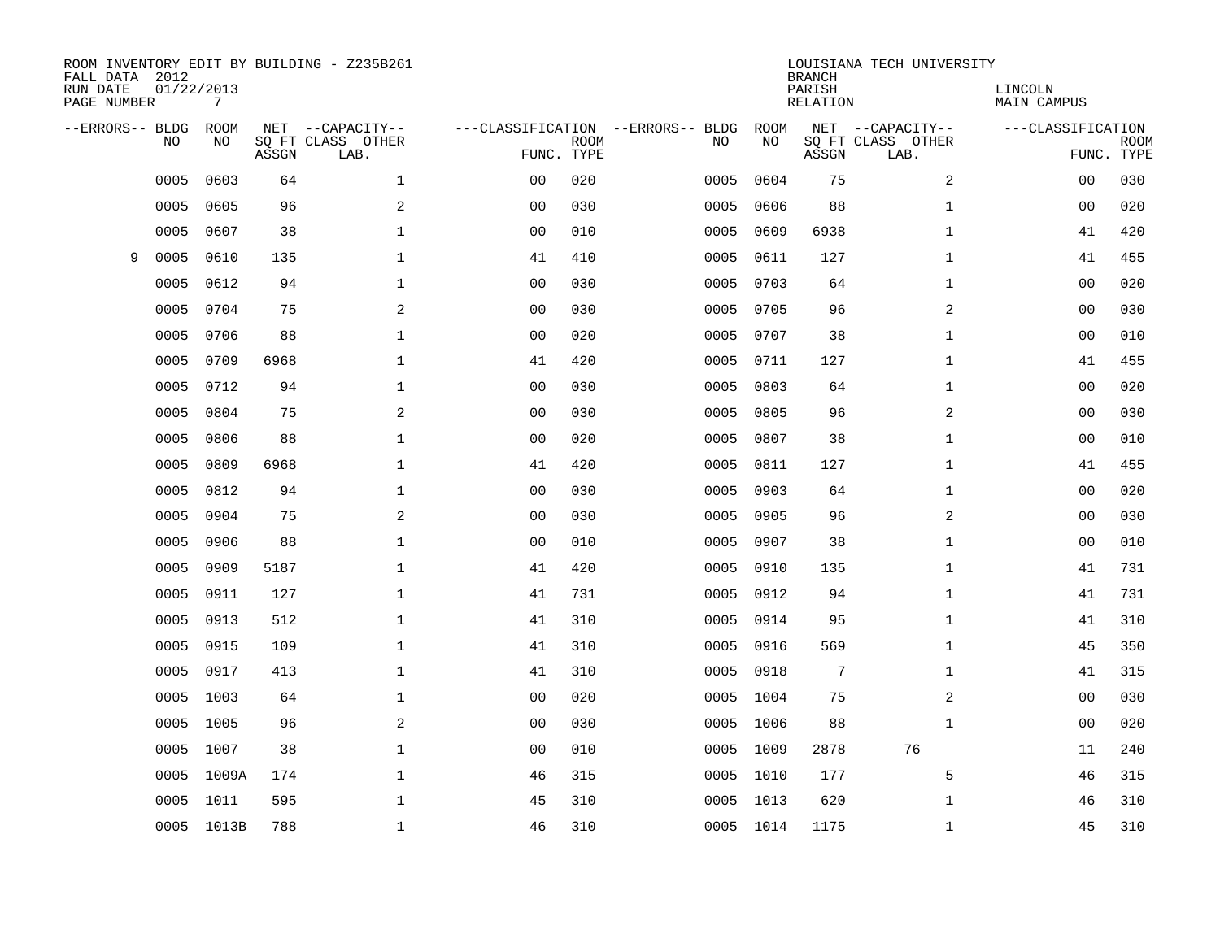ROOM INVENTORY EDIT BY BUILDING - Z235B261
FALL DATA 2012
RUN DATE 01/22/2013
PAGE NUMBER 7

LOUISIANA TECH UNIVERSITY
BRANCH
PARISH LINCOLN
RELATION MAIN CAMPUS

| --ERRORS-- | BLDG NO | ROOM NO | NET SQ FT ASSGN | --CAPACITY-- CLASS LAB. | OTHER | ---CLASSIFICATION FUNC. | ROOM TYPE | --ERRORS-- | BLDG NO | ROOM NO | NET SQ FT ASSGN | --CAPACITY-- CLASS LAB. | OTHER | ---CLASSIFICATION FUNC. | ROOM TYPE |
|---|---|---|---|---|---|---|---|---|---|---|---|---|---|---|---|
| | 0005 | 0603 | 64 | | 1 | 00 | 020 | | 0005 | 0604 | 75 | | 2 | 00 | 030 |
| | 0005 | 0605 | 96 | | 2 | 00 | 030 | | 0005 | 0606 | 88 | | 1 | 00 | 020 |
| | 0005 | 0607 | 38 | | 1 | 00 | 010 | | 0005 | 0609 | 6938 | | 1 | 41 | 420 |
| 9 | 0005 | 0610 | 135 | | 1 | 41 | 410 | | 0005 | 0611 | 127 | | 1 | 41 | 455 |
| | 0005 | 0612 | 94 | | 1 | 00 | 030 | | 0005 | 0703 | 64 | | 1 | 00 | 020 |
| | 0005 | 0704 | 75 | | 2 | 00 | 030 | | 0005 | 0705 | 96 | | 2 | 00 | 030 |
| | 0005 | 0706 | 88 | | 1 | 00 | 020 | | 0005 | 0707 | 38 | | 1 | 00 | 010 |
| | 0005 | 0709 | 6968 | | 1 | 41 | 420 | | 0005 | 0711 | 127 | | 1 | 41 | 455 |
| | 0005 | 0712 | 94 | | 1 | 00 | 030 | | 0005 | 0803 | 64 | | 1 | 00 | 020 |
| | 0005 | 0804 | 75 | | 2 | 00 | 030 | | 0005 | 0805 | 96 | | 2 | 00 | 030 |
| | 0005 | 0806 | 88 | | 1 | 00 | 020 | | 0005 | 0807 | 38 | | 1 | 00 | 010 |
| | 0005 | 0809 | 6968 | | 1 | 41 | 420 | | 0005 | 0811 | 127 | | 1 | 41 | 455 |
| | 0005 | 0812 | 94 | | 1 | 00 | 030 | | 0005 | 0903 | 64 | | 1 | 00 | 020 |
| | 0005 | 0904 | 75 | | 2 | 00 | 030 | | 0005 | 0905 | 96 | | 2 | 00 | 030 |
| | 0005 | 0906 | 88 | | 1 | 00 | 010 | | 0005 | 0907 | 38 | | 1 | 00 | 010 |
| | 0005 | 0909 | 5187 | | 1 | 41 | 420 | | 0005 | 0910 | 135 | | 1 | 41 | 731 |
| | 0005 | 0911 | 127 | | 1 | 41 | 731 | | 0005 | 0912 | 94 | | 1 | 41 | 731 |
| | 0005 | 0913 | 512 | | 1 | 41 | 310 | | 0005 | 0914 | 95 | | 1 | 41 | 310 |
| | 0005 | 0915 | 109 | | 1 | 41 | 310 | | 0005 | 0916 | 569 | | 1 | 45 | 350 |
| | 0005 | 0917 | 413 | | 1 | 41 | 310 | | 0005 | 0918 | 7 | | 1 | 41 | 315 |
| | 0005 | 1003 | 64 | | 1 | 00 | 020 | | 0005 | 1004 | 75 | | 2 | 00 | 030 |
| | 0005 | 1005 | 96 | | 2 | 00 | 030 | | 0005 | 1006 | 88 | | 1 | 00 | 020 |
| | 0005 | 1007 | 38 | | 1 | 00 | 010 | | 0005 | 1009 | 2878 | 76 | | 11 | 240 |
| | 0005 | 1009A | 174 | | 1 | 46 | 315 | | 0005 | 1010 | 177 | | 5 | 46 | 315 |
| | 0005 | 1011 | 595 | | 1 | 45 | 310 | | 0005 | 1013 | 620 | | 1 | 46 | 310 |
| | 0005 | 1013B | 788 | | 1 | 46 | 310 | | 0005 | 1014 | 1175 | | 1 | 45 | 310 |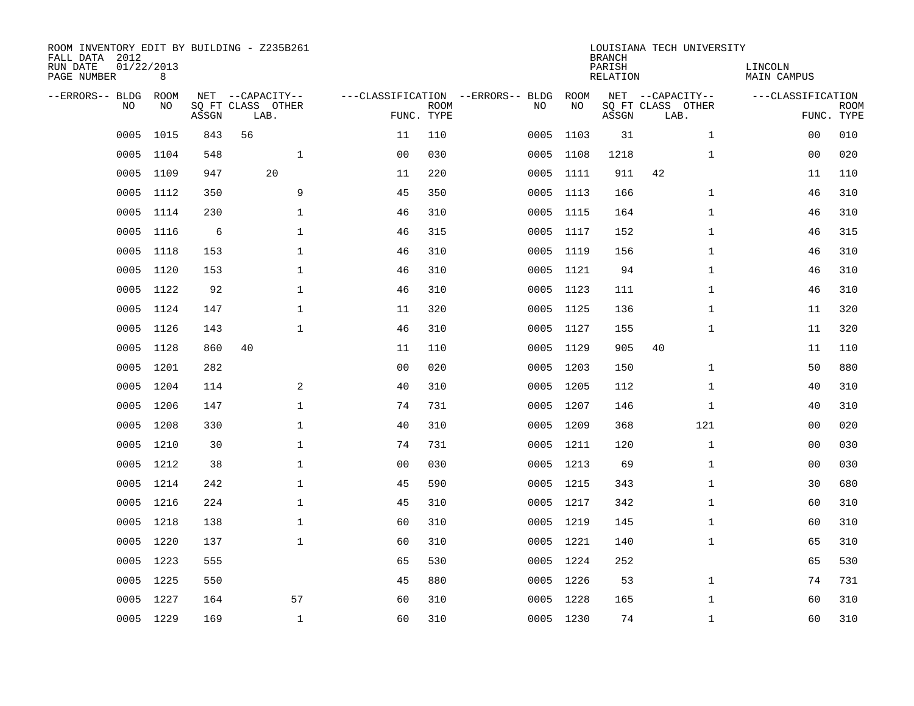ROOM INVENTORY EDIT BY BUILDING - Z235B261
FALL DATA 2012
RUN DATE 01/22/2013
PAGE NUMBER 8

LOUISIANA TECH UNIVERSITY
BRANCH
PARISH LINCOLN
RELATION MAIN CAMPUS

| --ERRORS-- | BLDG NO | ROOM NO | NET SQ FT ASSGN | CAPACITY CLASS LAB. | CAPACITY OTHER | CLASSIFICATION FUNC. | ROOM TYPE | --ERRORS-- | BLDG NO | ROOM NO | NET SQ FT ASSGN | CAPACITY CLASS LAB. | CAPACITY OTHER | CLASSIFICATION FUNC. | ROOM TYPE |
|---|---|---|---|---|---|---|---|---|---|---|---|---|---|---|---|
| | 0005 | 1015 | 843 | 56 | | 11 | 110 | | 0005 | 1103 | 31 | | 1 | 00 | 010 |
| | 0005 | 1104 | 548 | | 1 | 00 | 030 | | 0005 | 1108 | 1218 | | 1 | 00 | 020 |
| | 0005 | 1109 | 947 | 20 | | 11 | 220 | | 0005 | 1111 | 911 | 42 | | 11 | 110 |
| | 0005 | 1112 | 350 | | 9 | 45 | 350 | | 0005 | 1113 | 166 | | 1 | 46 | 310 |
| | 0005 | 1114 | 230 | | 1 | 46 | 310 | | 0005 | 1115 | 164 | | 1 | 46 | 310 |
| | 0005 | 1116 | 6 | | 1 | 46 | 315 | | 0005 | 1117 | 152 | | 1 | 46 | 315 |
| | 0005 | 1118 | 153 | | 1 | 46 | 310 | | 0005 | 1119 | 156 | | 1 | 46 | 310 |
| | 0005 | 1120 | 153 | | 1 | 46 | 310 | | 0005 | 1121 | 94 | | 1 | 46 | 310 |
| | 0005 | 1122 | 92 | | 1 | 46 | 310 | | 0005 | 1123 | 111 | | 1 | 46 | 310 |
| | 0005 | 1124 | 147 | | 1 | 11 | 320 | | 0005 | 1125 | 136 | | 1 | 11 | 320 |
| | 0005 | 1126 | 143 | | 1 | 46 | 310 | | 0005 | 1127 | 155 | | 1 | 11 | 320 |
| | 0005 | 1128 | 860 | 40 | | 11 | 110 | | 0005 | 1129 | 905 | 40 | | 11 | 110 |
| | 0005 | 1201 | 282 | | | 00 | 020 | | 0005 | 1203 | 150 | | 1 | 50 | 880 |
| | 0005 | 1204 | 114 | | 2 | 40 | 310 | | 0005 | 1205 | 112 | | 1 | 40 | 310 |
| | 0005 | 1206 | 147 | | 1 | 74 | 731 | | 0005 | 1207 | 146 | | 1 | 40 | 310 |
| | 0005 | 1208 | 330 | | 1 | 40 | 310 | | 0005 | 1209 | 368 | | 121 | 00 | 020 |
| | 0005 | 1210 | 30 | | 1 | 74 | 731 | | 0005 | 1211 | 120 | | 1 | 00 | 030 |
| | 0005 | 1212 | 38 | | 1 | 00 | 030 | | 0005 | 1213 | 69 | | 1 | 00 | 030 |
| | 0005 | 1214 | 242 | | 1 | 45 | 590 | | 0005 | 1215 | 343 | | 1 | 30 | 680 |
| | 0005 | 1216 | 224 | | 1 | 45 | 310 | | 0005 | 1217 | 342 | | 1 | 60 | 310 |
| | 0005 | 1218 | 138 | | 1 | 60 | 310 | | 0005 | 1219 | 145 | | 1 | 60 | 310 |
| | 0005 | 1220 | 137 | | 1 | 60 | 310 | | 0005 | 1221 | 140 | | 1 | 65 | 310 |
| | 0005 | 1223 | 555 | | | 65 | 530 | | 0005 | 1224 | 252 | | | 65 | 530 |
| | 0005 | 1225 | 550 | | | 45 | 880 | | 0005 | 1226 | 53 | | 1 | 74 | 731 |
| | 0005 | 1227 | 164 | | 57 | 60 | 310 | | 0005 | 1228 | 165 | | 1 | 60 | 310 |
| | 0005 | 1229 | 169 | | 1 | 60 | 310 | | 0005 | 1230 | 74 | | 1 | 60 | 310 |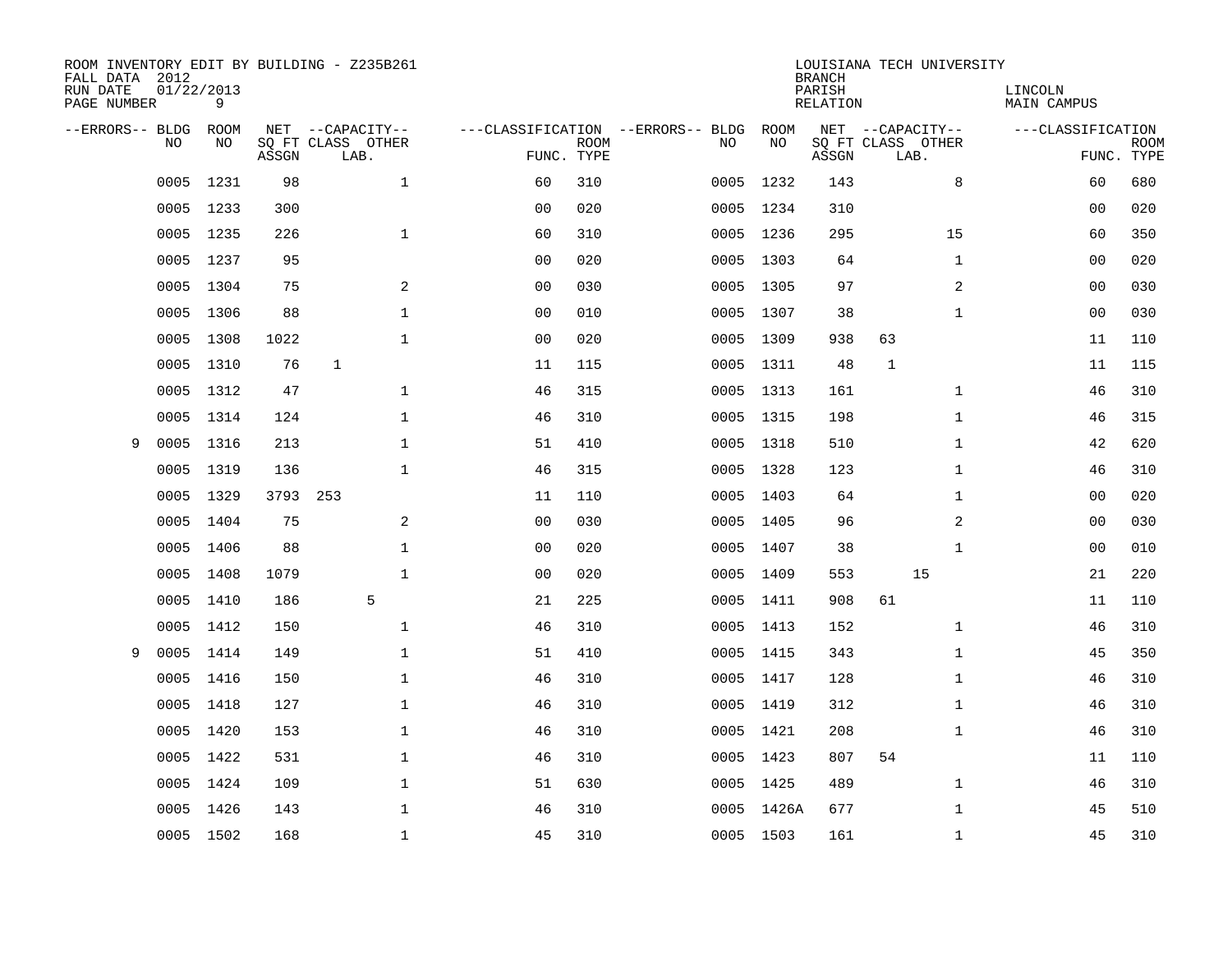ROOM INVENTORY EDIT BY BUILDING - Z235B261
FALL DATA 2012
RUN DATE 01/22/2013
PAGE NUMBER 9

LOUISIANA TECH UNIVERSITY
BRANCH
PARISH LINCOLN
RELATION MAIN CAMPUS

| --ERRORS-- | BLDG NO | ROOM NO | NET SQ FT ASSGN | CAPACITY CLASS | CAPACITY LAB. | CAPACITY OTHER | CLASSIFICATION FUNC. | ROOM TYPE | --ERRORS-- | BLDG NO | ROOM NO | NET SQ FT ASSGN | CAPACITY CLASS | CAPACITY LAB. | CAPACITY OTHER | CLASSIFICATION FUNC. | ROOM TYPE |
|---|---|---|---|---|---|---|---|---|---|---|---|---|---|---|---|---|---|
| | 0005 | 1231 | 98 | | | 1 | 60 | 310 | | 0005 | 1232 | 143 | | | 8 | 60 | 680 |
| | 0005 | 1233 | 300 | | | | 00 | 020 | | 0005 | 1234 | 310 | | | | 00 | 020 |
| | 0005 | 1235 | 226 | | | 1 | 60 | 310 | | 0005 | 1236 | 295 | | | 15 | 60 | 350 |
| | 0005 | 1237 | 95 | | | | 00 | 020 | | 0005 | 1303 | 64 | | | 1 | 00 | 020 |
| | 0005 | 1304 | 75 | | | 2 | 00 | 030 | | 0005 | 1305 | 97 | | | 2 | 00 | 030 |
| | 0005 | 1306 | 88 | | | 1 | 00 | 010 | | 0005 | 1307 | 38 | | | 1 | 00 | 030 |
| | 0005 | 1308 | 1022 | | | 1 | 00 | 020 | | 0005 | 1309 | 938 | 63 | | | 11 | 110 |
| | 0005 | 1310 | 76 | 1 | | | 11 | 115 | | 0005 | 1311 | 48 | 1 | | | 11 | 115 |
| | 0005 | 1312 | 47 | | | 1 | 46 | 315 | | 0005 | 1313 | 161 | | | 1 | 46 | 310 |
| | 0005 | 1314 | 124 | | | 1 | 46 | 310 | | 0005 | 1315 | 198 | | | 1 | 46 | 315 |
| 9 | 0005 | 1316 | 213 | | | 1 | 51 | 410 | | 0005 | 1318 | 510 | | | 1 | 42 | 620 |
| | 0005 | 1319 | 136 | | | 1 | 46 | 315 | | 0005 | 1328 | 123 | | | 1 | 46 | 310 |
| | 0005 | 1329 | 3793 | 253 | | | 11 | 110 | | 0005 | 1403 | 64 | | | 1 | 00 | 020 |
| | 0005 | 1404 | 75 | | | 2 | 00 | 030 | | 0005 | 1405 | 96 | | | 2 | 00 | 030 |
| | 0005 | 1406 | 88 | | | 1 | 00 | 020 | | 0005 | 1407 | 38 | | | 1 | 00 | 010 |
| | 0005 | 1408 | 1079 | | | 1 | 00 | 020 | | 0005 | 1409 | 553 | | 15 | | 21 | 220 |
| | 0005 | 1410 | 186 | | 5 | | 21 | 225 | | 0005 | 1411 | 908 | 61 | | | 11 | 110 |
| | 0005 | 1412 | 150 | | | 1 | 46 | 310 | | 0005 | 1413 | 152 | | | 1 | 46 | 310 |
| 9 | 0005 | 1414 | 149 | | | 1 | 51 | 410 | | 0005 | 1415 | 343 | | | 1 | 45 | 350 |
| | 0005 | 1416 | 150 | | | 1 | 46 | 310 | | 0005 | 1417 | 128 | | | 1 | 46 | 310 |
| | 0005 | 1418 | 127 | | | 1 | 46 | 310 | | 0005 | 1419 | 312 | | | 1 | 46 | 310 |
| | 0005 | 1420 | 153 | | | 1 | 46 | 310 | | 0005 | 1421 | 208 | | | 1 | 46 | 310 |
| | 0005 | 1422 | 531 | | | 1 | 46 | 310 | | 0005 | 1423 | 807 | 54 | | | 11 | 110 |
| | 0005 | 1424 | 109 | | | 1 | 51 | 630 | | 0005 | 1425 | 489 | | | 1 | 46 | 310 |
| | 0005 | 1426 | 143 | | | 1 | 46 | 310 | | 0005 | 1426A | 677 | | | 1 | 45 | 510 |
| | 0005 | 1502 | 168 | | | 1 | 45 | 310 | | 0005 | 1503 | 161 | | | 1 | 45 | 310 |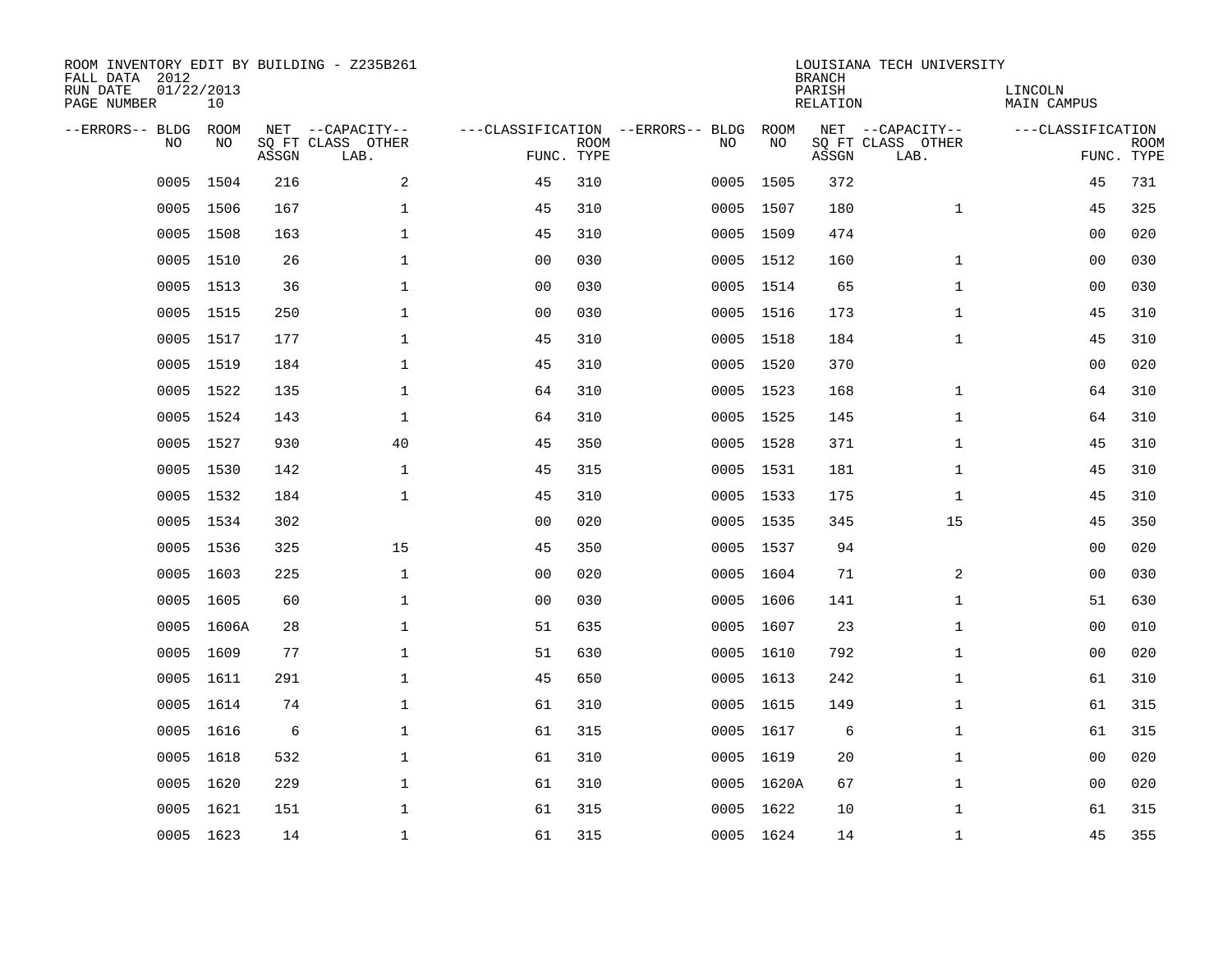ROOM INVENTORY EDIT BY BUILDING - Z235B261
FALL DATA 2012
RUN DATE 01/22/2013

LOUISIANA TECH UNIVERSITY
BRANCH
PARISH LINCOLN
RELATION MAIN CAMPUS

| --ERRORS-- | BLDG NO | ROOM NO | NET SQ FT ASSGN | --CAPACITY-- CLASS LAB. | OTHER | ---CLASSIFICATION FUNC. | ROOM TYPE | --ERRORS-- | BLDG NO | ROOM NO | NET SQ FT ASSGN | --CAPACITY-- CLASS LAB. | OTHER | ---CLASSIFICATION FUNC. | ROOM TYPE |
|---|---|---|---|---|---|---|---|---|---|---|---|---|---|---|---|
| | 0005 | 1504 | 216 | | 2 | 45 | 310 | | 0005 | 1505 | 372 | | | 45 | 731 |
| | 0005 | 1506 | 167 | | 1 | 45 | 310 | | 0005 | 1507 | 180 | | 1 | 45 | 325 |
| | 0005 | 1508 | 163 | | 1 | 45 | 310 | | 0005 | 1509 | 474 | | | 00 | 020 |
| | 0005 | 1510 | 26 | | 1 | 00 | 030 | | 0005 | 1512 | 160 | | 1 | 00 | 030 |
| | 0005 | 1513 | 36 | | 1 | 00 | 030 | | 0005 | 1514 | 65 | | 1 | 00 | 030 |
| | 0005 | 1515 | 250 | | 1 | 00 | 030 | | 0005 | 1516 | 173 | | 1 | 45 | 310 |
| | 0005 | 1517 | 177 | | 1 | 45 | 310 | | 0005 | 1518 | 184 | | 1 | 45 | 310 |
| | 0005 | 1519 | 184 | | 1 | 45 | 310 | | 0005 | 1520 | 370 | | | 00 | 020 |
| | 0005 | 1522 | 135 | | 1 | 64 | 310 | | 0005 | 1523 | 168 | | 1 | 64 | 310 |
| | 0005 | 1524 | 143 | | 1 | 64 | 310 | | 0005 | 1525 | 145 | | 1 | 64 | 310 |
| | 0005 | 1527 | 930 | | 40 | 45 | 350 | | 0005 | 1528 | 371 | | 1 | 45 | 310 |
| | 0005 | 1530 | 142 | | 1 | 45 | 315 | | 0005 | 1531 | 181 | | 1 | 45 | 310 |
| | 0005 | 1532 | 184 | | 1 | 45 | 310 | | 0005 | 1533 | 175 | | 1 | 45 | 310 |
| | 0005 | 1534 | 302 | | | 00 | 020 | | 0005 | 1535 | 345 | | 15 | 45 | 350 |
| | 0005 | 1536 | 325 | | 15 | 45 | 350 | | 0005 | 1537 | 94 | | | 00 | 020 |
| | 0005 | 1603 | 225 | | 1 | 00 | 020 | | 0005 | 1604 | 71 | | 2 | 00 | 030 |
| | 0005 | 1605 | 60 | | 1 | 00 | 030 | | 0005 | 1606 | 141 | | 1 | 51 | 630 |
| | 0005 | 1606A | 28 | | 1 | 51 | 635 | | 0005 | 1607 | 23 | | 1 | 00 | 010 |
| | 0005 | 1609 | 77 | | 1 | 51 | 630 | | 0005 | 1610 | 792 | | 1 | 00 | 020 |
| | 0005 | 1611 | 291 | | 1 | 45 | 650 | | 0005 | 1613 | 242 | | 1 | 61 | 310 |
| | 0005 | 1614 | 74 | | 1 | 61 | 310 | | 0005 | 1615 | 149 | | 1 | 61 | 315 |
| | 0005 | 1616 | 6 | | 1 | 61 | 315 | | 0005 | 1617 | 6 | | 1 | 61 | 315 |
| | 0005 | 1618 | 532 | | 1 | 61 | 310 | | 0005 | 1619 | 20 | | 1 | 00 | 020 |
| | 0005 | 1620 | 229 | | 1 | 61 | 310 | | 0005 | 1620A | 67 | | 1 | 00 | 020 |
| | 0005 | 1621 | 151 | | 1 | 61 | 315 | | 0005 | 1622 | 10 | | 1 | 61 | 315 |
| | 0005 | 1623 | 14 | | 1 | 61 | 315 | | 0005 | 1624 | 14 | | 1 | 45 | 355 |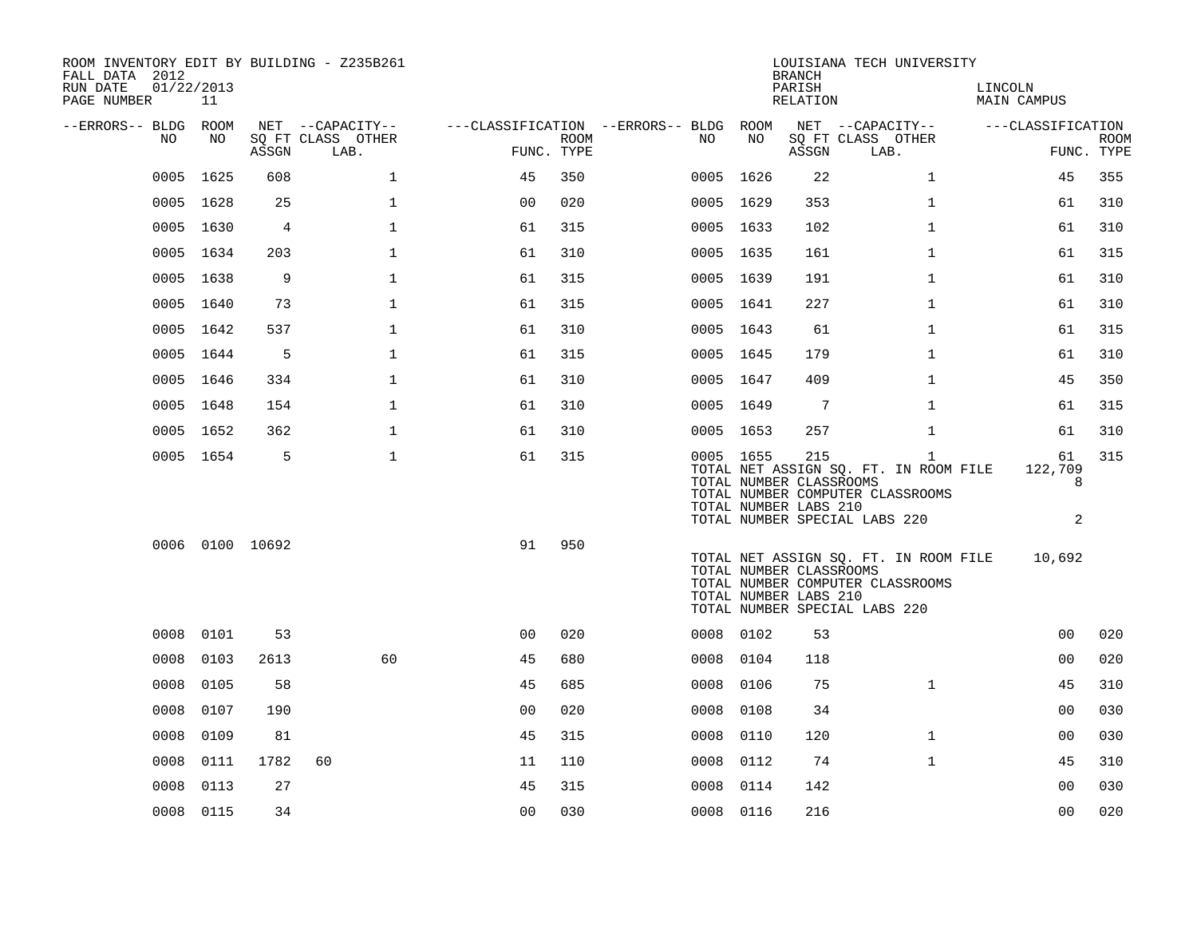ROOM INVENTORY EDIT BY BUILDING - Z235B261
FALL DATA 2012
RUN DATE 01/22/2013
PAGE NUMBER 11

LOUISIANA TECH UNIVERSITY
BRANCH
PARISH LINCOLN
RELATION MAIN CAMPUS

| --ERRORS-- | BLDG NO | ROOM NO | NET SQ FT ASSGN | CAPACITY CLASS | CAPACITY LAB. | CAPACITY OTHER | FUNC. | ROOM TYPE | --ERRORS-- | BLDG NO | ROOM NO | NET SQ FT ASSGN | CAPACITY CLASS | CAPACITY LAB. | CAPACITY OTHER | FUNC. | ROOM TYPE |
|---|---|---|---|---|---|---|---|---|---|---|---|---|---|---|---|---|---|
| | 0005 | 1625 | 608 | | | 1 | 45 | 350 | | 0005 | 1626 | 22 | | | 1 | 45 | 355 |
| | 0005 | 1628 | 25 | | | 1 | 00 | 020 | | 0005 | 1629 | 353 | | | 1 | 61 | 310 |
| | 0005 | 1630 | 4 | | | 1 | 61 | 315 | | 0005 | 1633 | 102 | | | 1 | 61 | 310 |
| | 0005 | 1634 | 203 | | | 1 | 61 | 310 | | 0005 | 1635 | 161 | | | 1 | 61 | 315 |
| | 0005 | 1638 | 9 | | | 1 | 61 | 315 | | 0005 | 1639 | 191 | | | 1 | 61 | 310 |
| | 0005 | 1640 | 73 | | | 1 | 61 | 315 | | 0005 | 1641 | 227 | | | 1 | 61 | 310 |
| | 0005 | 1642 | 537 | | | 1 | 61 | 310 | | 0005 | 1643 | 61 | | | 1 | 61 | 315 |
| | 0005 | 1644 | 5 | | | 1 | 61 | 315 | | 0005 | 1645 | 179 | | | 1 | 61 | 310 |
| | 0005 | 1646 | 334 | | | 1 | 61 | 310 | | 0005 | 1647 | 409 | | | 1 | 45 | 350 |
| | 0005 | 1648 | 154 | | | 1 | 61 | 310 | | 0005 | 1649 | 7 | | | 1 | 61 | 315 |
| | 0005 | 1652 | 362 | | | 1 | 61 | 310 | | 0005 | 1653 | 257 | | | 1 | 61 | 310 |
| | 0005 | 1654 | 5 | | | 1 | 61 | 315 | | 0005 | 1655 | 215 | | | 1 | 61 | 315 |
| | | | | | | | | | | TOTAL NET ASSIGN SQ. FT. IN ROOM FILE | | | | | | 122,709 | |
| | | | | | | | | | | TOTAL NUMBER CLASSROOMS | | | | | | 8 | |
| | | | | | | | | | | TOTAL NUMBER COMPUTER CLASSROOMS | | | | | | | |
| | | | | | | | | | | TOTAL NUMBER LABS 210 | | | | | | | |
| | | | | | | | | | | TOTAL NUMBER SPECIAL LABS 220 | | | | | | 2 | |
| | 0006 | 0100 | 10692 | | | | 91 | 950 | | | | | | | | | |
| | | | | | | | | | | TOTAL NET ASSIGN SQ. FT. IN ROOM FILE | | | | | | 10,692 | |
| | | | | | | | | | | TOTAL NUMBER CLASSROOMS | | | | | | | |
| | | | | | | | | | | TOTAL NUMBER COMPUTER CLASSROOMS | | | | | | | |
| | | | | | | | | | | TOTAL NUMBER LABS 210 | | | | | | | |
| | | | | | | | | | | TOTAL NUMBER SPECIAL LABS 220 | | | | | | | |
| | 0008 | 0101 | 53 | | | | 00 | 020 | | 0008 | 0102 | 53 | | | | 00 | 020 |
| | 0008 | 0103 | 2613 | | 60 | | 45 | 680 | | 0008 | 0104 | 118 | | | | 00 | 020 |
| | 0008 | 0105 | 58 | | | | 45 | 685 | | 0008 | 0106 | 75 | | | 1 | 45 | 310 |
| | 0008 | 0107 | 190 | | | | 00 | 020 | | 0008 | 0108 | 34 | | | | 00 | 030 |
| | 0008 | 0109 | 81 | | | | 45 | 315 | | 0008 | 0110 | 120 | | | 1 | 00 | 030 |
| | 0008 | 0111 | 1782 | 60 | | | 11 | 110 | | 0008 | 0112 | 74 | | | 1 | 45 | 310 |
| | 0008 | 0113 | 27 | | | | 45 | 315 | | 0008 | 0114 | 142 | | | | 00 | 030 |
| | 0008 | 0115 | 34 | | | | 00 | 030 | | 0008 | 0116 | 216 | | | | 00 | 020 |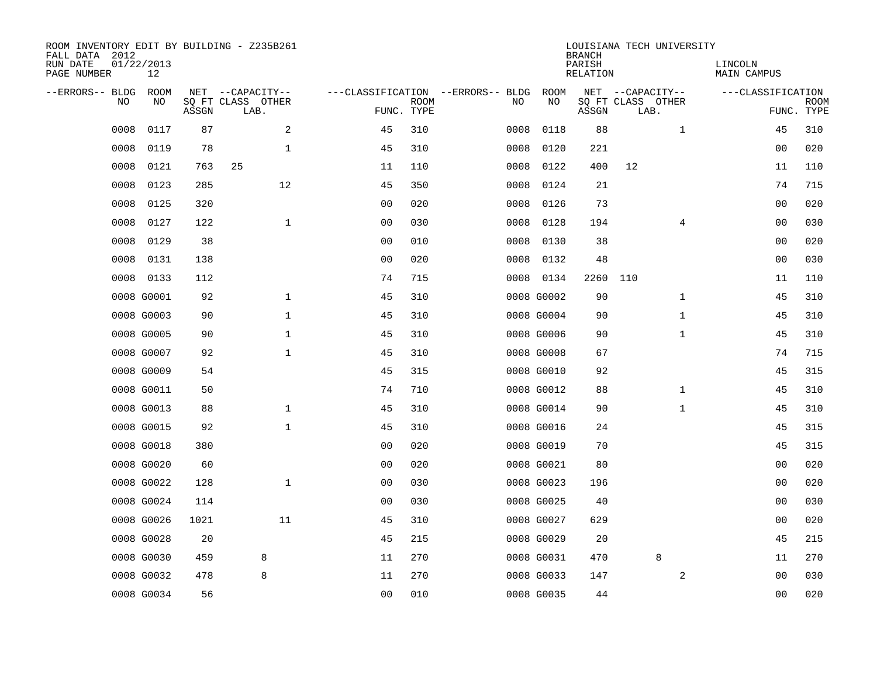ROOM INVENTORY EDIT BY BUILDING - Z235B261
FALL DATA 2012
RUN DATE 01/22/2013

LOUISIANA TECH UNIVERSITY
BRANCH
PARISH LINCOLN
RELATION MAIN CAMPUS

| --ERRORS-- | BLDG NO | ROOM NO | NET SQ FT ASSGN | CAPACITY CLASS LAB. | CAPACITY OTHER | CLASSIFICATION FUNC. | ROOM TYPE | --ERRORS-- | BLDG NO | ROOM NO | NET SQ FT ASSGN | CAPACITY CLASS LAB. | CAPACITY OTHER | CLASSIFICATION FUNC. | ROOM TYPE |
|---|---|---|---|---|---|---|---|---|---|---|---|---|---|---|---|
| | 0008 | 0117 | 87 | | 2 | 45 | 310 | | 0008 | 0118 | 88 | | 1 | 45 | 310 |
| | 0008 | 0119 | 78 | | 1 | 45 | 310 | | 0008 | 0120 | 221 | | | 00 | 020 |
| | 0008 | 0121 | 763 | 25 | | 11 | 110 | | 0008 | 0122 | 400 | 12 | | 11 | 110 |
| | 0008 | 0123 | 285 | | 12 | 45 | 350 | | 0008 | 0124 | 21 | | | 74 | 715 |
| | 0008 | 0125 | 320 | | | 00 | 020 | | 0008 | 0126 | 73 | | | 00 | 020 |
| | 0008 | 0127 | 122 | | 1 | 00 | 030 | | 0008 | 0128 | 194 | | 4 | 00 | 030 |
| | 0008 | 0129 | 38 | | | 00 | 010 | | 0008 | 0130 | 38 | | | 00 | 020 |
| | 0008 | 0131 | 138 | | | 00 | 020 | | 0008 | 0132 | 48 | | | 00 | 030 |
| | 0008 | 0133 | 112 | | | 74 | 715 | | 0008 | 0134 | 2260 | 110 | | 11 | 110 |
| | 0008 | G0001 | 92 | | 1 | 45 | 310 | | 0008 | G0002 | 90 | | 1 | 45 | 310 |
| | 0008 | G0003 | 90 | | 1 | 45 | 310 | | 0008 | G0004 | 90 | | 1 | 45 | 310 |
| | 0008 | G0005 | 90 | | 1 | 45 | 310 | | 0008 | G0006 | 90 | | 1 | 45 | 310 |
| | 0008 | G0007 | 92 | | 1 | 45 | 310 | | 0008 | G0008 | 67 | | | 74 | 715 |
| | 0008 | G0009 | 54 | | | 45 | 315 | | 0008 | G0010 | 92 | | | 45 | 315 |
| | 0008 | G0011 | 50 | | | 74 | 710 | | 0008 | G0012 | 88 | | 1 | 45 | 310 |
| | 0008 | G0013 | 88 | | 1 | 45 | 310 | | 0008 | G0014 | 90 | | 1 | 45 | 310 |
| | 0008 | G0015 | 92 | | 1 | 45 | 310 | | 0008 | G0016 | 24 | | | 45 | 315 |
| | 0008 | G0018 | 380 | | | 00 | 020 | | 0008 | G0019 | 70 | | | 45 | 315 |
| | 0008 | G0020 | 60 | | | 00 | 020 | | 0008 | G0021 | 80 | | | 00 | 020 |
| | 0008 | G0022 | 128 | | 1 | 00 | 030 | | 0008 | G0023 | 196 | | | 00 | 020 |
| | 0008 | G0024 | 114 | | | 00 | 030 | | 0008 | G0025 | 40 | | | 00 | 030 |
| | 0008 | G0026 | 1021 | | 11 | 45 | 310 | | 0008 | G0027 | 629 | | | 00 | 020 |
| | 0008 | G0028 | 20 | | | 45 | 215 | | 0008 | G0029 | 20 | | | 45 | 215 |
| | 0008 | G0030 | 459 | 8 | | 11 | 270 | | 0008 | G0031 | 470 | 8 | | 11 | 270 |
| | 0008 | G0032 | 478 | 8 | | 11 | 270 | | 0008 | G0033 | 147 | | 2 | 00 | 030 |
| | 0008 | G0034 | 56 | | | 00 | 010 | | 0008 | G0035 | 44 | | | 00 | 020 |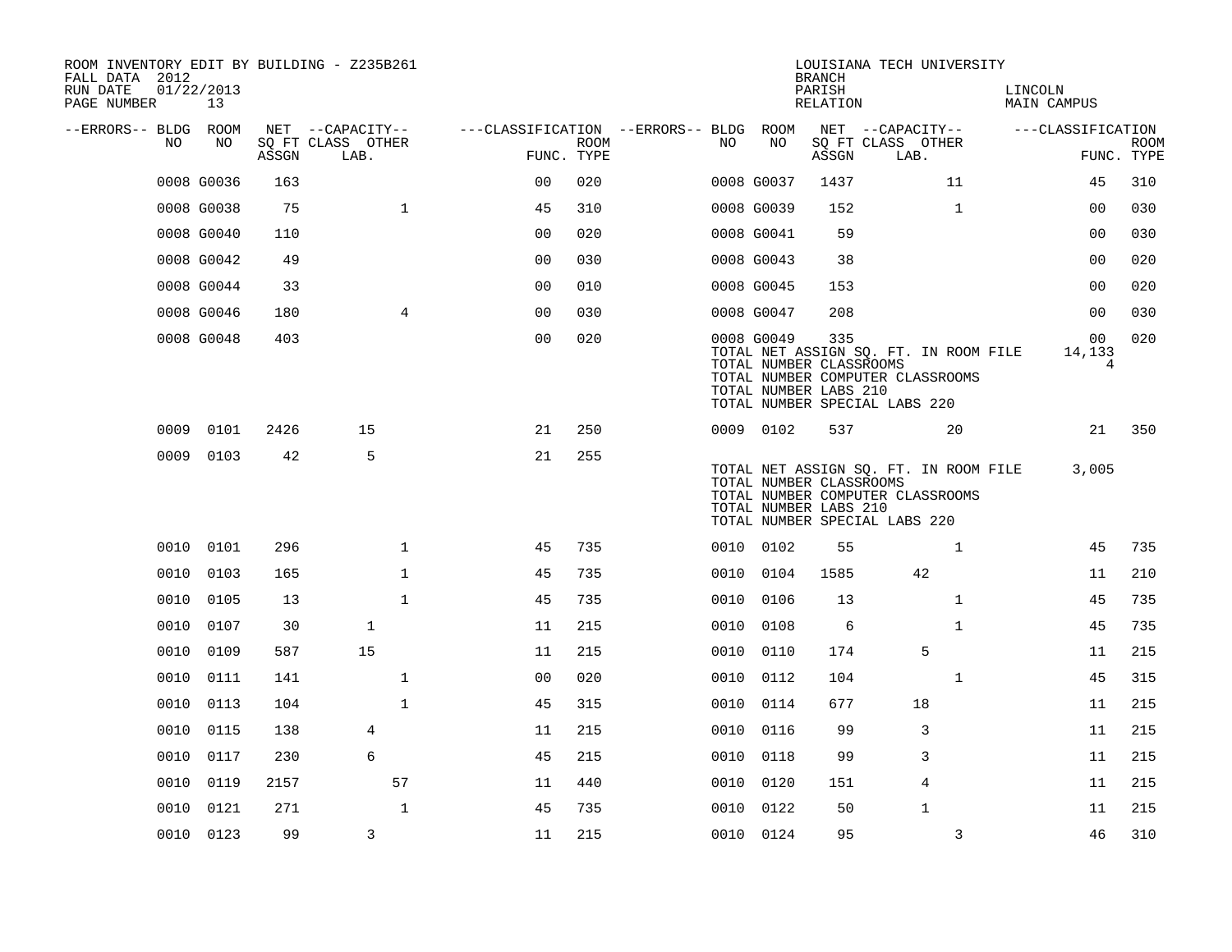ROOM INVENTORY EDIT BY BUILDING - Z235B261
FALL DATA 2012
RUN DATE 01/22/2013
PAGE NUMBER 13

LOUISIANA TECH UNIVERSITY
BRANCH
PARISH LINCOLN
RELATION MAIN CAMPUS

| --ERRORS-- | BLDG NO | ROOM NO | NET ASSGN SQ FT | CAPACITY CLASS LAB. | CAPACITY OTHER | CLASSIFICATION FUNC. | ROOM TYPE | --ERRORS-- | BLDG NO | ROOM NO | NET ASSGN SQ FT | CAPACITY CLASS LAB. | CAPACITY OTHER | CLASSIFICATION FUNC. | ROOM TYPE |
|---|---|---|---|---|---|---|---|---|---|---|---|---|---|---|---|
| | 0008 | G0036 | 163 | | | 00 | 020 | | 0008 | G0037 | 1437 | | 11 | 45 | 310 |
| | 0008 | G0038 | 75 | | 1 | 45 | 310 | | 0008 | G0039 | 152 | | 1 | 00 | 030 |
| | 0008 | G0040 | 110 | | | 00 | 020 | | 0008 | G0041 | 59 | | | 00 | 030 |
| | 0008 | G0042 | 49 | | | 00 | 030 | | 0008 | G0043 | 38 | | | 00 | 020 |
| | 0008 | G0044 | 33 | | | 00 | 010 | | 0008 | G0045 | 153 | | | 00 | 020 |
| | 0008 | G0046 | 180 | | 4 | 00 | 030 | | 0008 | G0047 | 208 | | | 00 | 030 |
| | 0008 | G0048 | 403 | | | 00 | 020 | | 0008 | G0049 | 335 | | | 00 | 020 |

TOTAL NET ASSIGN SQ. FT. IN ROOM FILE 14,133
TOTAL NUMBER CLASSROOMS 4
TOTAL NUMBER COMPUTER CLASSROOMS
TOTAL NUMBER LABS 210
TOTAL NUMBER SPECIAL LABS 220

| --ERRORS-- | BLDG NO | ROOM NO | NET ASSGN SQ FT | CAPACITY CLASS LAB. | CAPACITY OTHER | CLASSIFICATION FUNC. | ROOM TYPE | --ERRORS-- | BLDG NO | ROOM NO | NET ASSGN SQ FT | CAPACITY CLASS LAB. | CAPACITY OTHER | CLASSIFICATION FUNC. | ROOM TYPE |
|---|---|---|---|---|---|---|---|---|---|---|---|---|---|---|---|
| | 0009 | 0101 | 2426 | 15 | | 21 | 250 | | 0009 | 0102 | 537 | | 20 | 21 | 350 |
| | 0009 | 0103 | 42 | 5 | | 21 | 255 | | | | | | | | |

TOTAL NET ASSIGN SQ. FT. IN ROOM FILE 3,005
TOTAL NUMBER CLASSROOMS
TOTAL NUMBER COMPUTER CLASSROOMS
TOTAL NUMBER LABS 210
TOTAL NUMBER SPECIAL LABS 220

| --ERRORS-- | BLDG NO | ROOM NO | NET ASSGN SQ FT | CAPACITY CLASS LAB. | CAPACITY OTHER | CLASSIFICATION FUNC. | ROOM TYPE | --ERRORS-- | BLDG NO | ROOM NO | NET ASSGN SQ FT | CAPACITY CLASS LAB. | CAPACITY OTHER | CLASSIFICATION FUNC. | ROOM TYPE |
|---|---|---|---|---|---|---|---|---|---|---|---|---|---|---|---|
| | 0010 | 0101 | 296 | | 1 | 45 | 735 | | 0010 | 0102 | 55 | | 1 | 45 | 735 |
| | 0010 | 0103 | 165 | | 1 | 45 | 735 | | 0010 | 0104 | 1585 | 42 | | 11 | 210 |
| | 0010 | 0105 | 13 | | 1 | 45 | 735 | | 0010 | 0106 | 13 | | 1 | 45 | 735 |
| | 0010 | 0107 | 30 | 1 | | 11 | 215 | | 0010 | 0108 | 6 | | 1 | 45 | 735 |
| | 0010 | 0109 | 587 | 15 | | 11 | 215 | | 0010 | 0110 | 174 | 5 | | 11 | 215 |
| | 0010 | 0111 | 141 | | 1 | 00 | 020 | | 0010 | 0112 | 104 | | 1 | 45 | 315 |
| | 0010 | 0113 | 104 | | 1 | 45 | 315 | | 0010 | 0114 | 677 | 18 | | 11 | 215 |
| | 0010 | 0115 | 138 | 4 | | 11 | 215 | | 0010 | 0116 | 99 | 3 | | 11 | 215 |
| | 0010 | 0117 | 230 | 6 | | 45 | 215 | | 0010 | 0118 | 99 | 3 | | 11 | 215 |
| | 0010 | 0119 | 2157 | | 57 | 11 | 440 | | 0010 | 0120 | 151 | 4 | | 11 | 215 |
| | 0010 | 0121 | 271 | | 1 | 45 | 735 | | 0010 | 0122 | 50 | 1 | | 11 | 215 |
| | 0010 | 0123 | 99 | 3 | | 11 | 215 | | 0010 | 0124 | 95 | | 3 | 46 | 310 |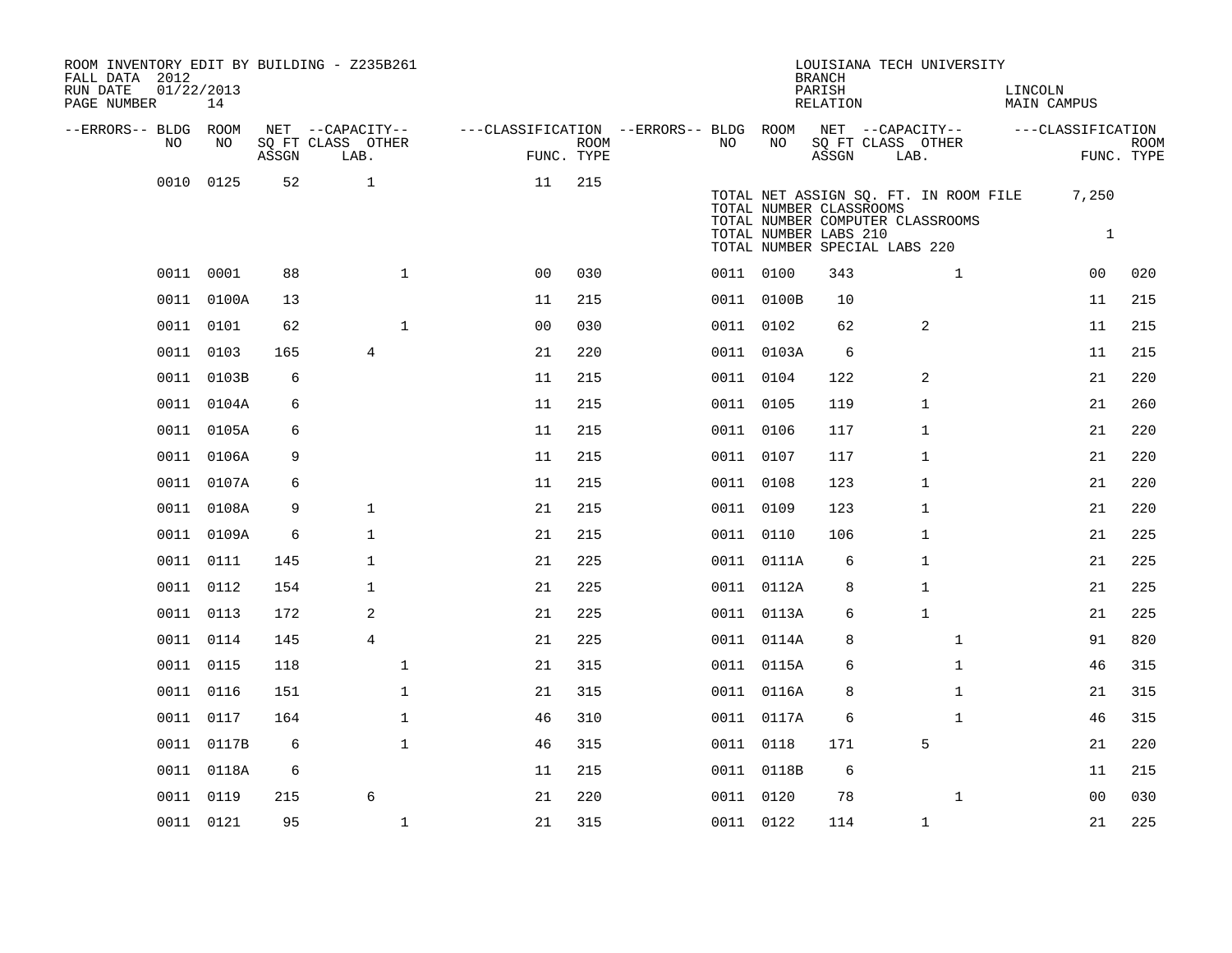ROOM INVENTORY EDIT BY BUILDING - Z235B261
FALL DATA 2012
RUN DATE 01/22/2013
PAGE NUMBER 14

LOUISIANA TECH UNIVERSITY
BRANCH
PARISH LINCOLN
RELATION MAIN CAMPUS

| --ERRORS-- | BLDG NO | ROOM NO | NET SQ FT ASSGN | CAPACITY CLASS LAB. | CAPACITY OTHER | CLASSIFICATION FUNC. | ROOM TYPE | --ERRORS-- | BLDG NO | ROOM NO | NET SQ FT ASSGN | CAPACITY CLASS LAB. | CAPACITY OTHER | CLASSIFICATION FUNC. | ROOM TYPE |
|---|---|---|---|---|---|---|---|---|---|---|---|---|---|---|---|
| | 0010 | 0125 | 52 | 1 | | 11 | 215 | | | | | | | | |
| | 0011 | 0001 | 88 | | 1 | 00 | 030 | | 0011 | 0100 | 343 | | 1 | 00 | 020 |
| | 0011 | 0100A | 13 | | | 11 | 215 | | 0011 | 0100B | 10 | | | 11 | 215 |
| | 0011 | 0101 | 62 | | 1 | 00 | 030 | | 0011 | 0102 | 62 | 2 | | 11 | 215 |
| | 0011 | 0103 | 165 | 4 | | 21 | 220 | | 0011 | 0103A | 6 | | | 11 | 215 |
| | 0011 | 0103B | 6 | | | 11 | 215 | | 0011 | 0104 | 122 | 2 | | 21 | 220 |
| | 0011 | 0104A | 6 | | | 11 | 215 | | 0011 | 0105 | 119 | 1 | | 21 | 260 |
| | 0011 | 0105A | 6 | | | 11 | 215 | | 0011 | 0106 | 117 | 1 | | 21 | 220 |
| | 0011 | 0106A | 9 | | | 11 | 215 | | 0011 | 0107 | 117 | 1 | | 21 | 220 |
| | 0011 | 0107A | 6 | | | 11 | 215 | | 0011 | 0108 | 123 | 1 | | 21 | 220 |
| | 0011 | 0108A | 9 | 1 | | 21 | 215 | | 0011 | 0109 | 123 | 1 | | 21 | 220 |
| | 0011 | 0109A | 6 | 1 | | 21 | 215 | | 0011 | 0110 | 106 | 1 | | 21 | 225 |
| | 0011 | 0111 | 145 | 1 | | 21 | 225 | | 0011 | 0111A | 6 | 1 | | 21 | 225 |
| | 0011 | 0112 | 154 | 1 | | 21 | 225 | | 0011 | 0112A | 8 | 1 | | 21 | 225 |
| | 0011 | 0113 | 172 | 2 | | 21 | 225 | | 0011 | 0113A | 6 | 1 | | 21 | 225 |
| | 0011 | 0114 | 145 | 4 | | 21 | 225 | | 0011 | 0114A | 8 | | 1 | 91 | 820 |
| | 0011 | 0115 | 118 | | 1 | 21 | 315 | | 0011 | 0115A | 6 | | 1 | 46 | 315 |
| | 0011 | 0116 | 151 | | 1 | 21 | 315 | | 0011 | 0116A | 8 | | 1 | 21 | 315 |
| | 0011 | 0117 | 164 | | 1 | 46 | 310 | | 0011 | 0117A | 6 | | 1 | 46 | 315 |
| | 0011 | 0117B | 6 | | 1 | 46 | 315 | | 0011 | 0118 | 171 | 5 | | 21 | 220 |
| | 0011 | 0118A | 6 | | | 11 | 215 | | 0011 | 0118B | 6 | | | 11 | 215 |
| | 0011 | 0119 | 215 | 6 | | 21 | 220 | | 0011 | 0120 | 78 | | 1 | 00 | 030 |
| | 0011 | 0121 | 95 | | 1 | 21 | 315 | | 0011 | 0122 | 114 | 1 | | 21 | 225 |

TOTAL NET ASSIGN SQ. FT. IN ROOM FILE 7,250
TOTAL NUMBER CLASSROOMS
TOTAL NUMBER COMPUTER CLASSROOMS
TOTAL NUMBER LABS 210 1
TOTAL NUMBER SPECIAL LABS 220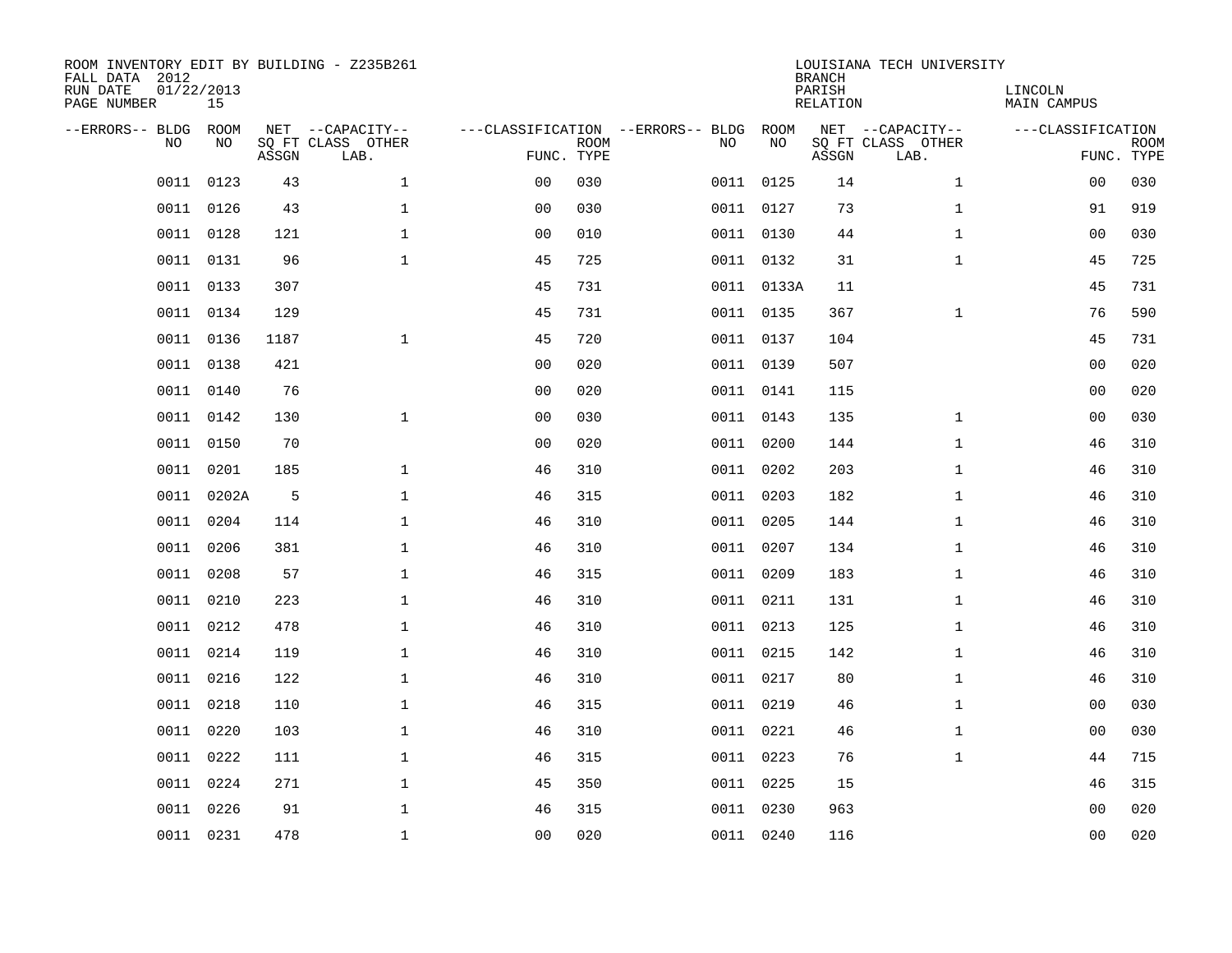ROOM INVENTORY EDIT BY BUILDING - Z235B261
FALL DATA 2012
RUN DATE 01/22/2013
PAGE NUMBER 15

LOUISIANA TECH UNIVERSITY
BRANCH
PARISH LINCOLN
RELATION MAIN CAMPUS

| --ERRORS-- | BLDG NO | ROOM NO | NET SQ FT ASSGN | --CAPACITY-- CLASS LAB. | OTHER | ---CLASSIFICATION FUNC. | ROOM TYPE | --ERRORS-- | BLDG NO | ROOM NO | NET SQ FT ASSGN | --CAPACITY-- CLASS LAB. | OTHER | ---CLASSIFICATION FUNC. | ROOM TYPE |
|---|---|---|---|---|---|---|---|---|---|---|---|---|---|---|---|
| | 0011 | 0123 | 43 | | 1 | 00 | 030 | | 0011 | 0125 | 14 | | 1 | 00 | 030 |
| | 0011 | 0126 | 43 | | 1 | 00 | 030 | | 0011 | 0127 | 73 | | 1 | 91 | 919 |
| | 0011 | 0128 | 121 | | 1 | 00 | 010 | | 0011 | 0130 | 44 | | 1 | 00 | 030 |
| | 0011 | 0131 | 96 | | 1 | 45 | 725 | | 0011 | 0132 | 31 | | 1 | 45 | 725 |
| | 0011 | 0133 | 307 | | | 45 | 731 | | 0011 | 0133A | 11 | | | 45 | 731 |
| | 0011 | 0134 | 129 | | | 45 | 731 | | 0011 | 0135 | 367 | | 1 | 76 | 590 |
| | 0011 | 0136 | 1187 | | 1 | 45 | 720 | | 0011 | 0137 | 104 | | | 45 | 731 |
| | 0011 | 0138 | 421 | | | 00 | 020 | | 0011 | 0139 | 507 | | | 00 | 020 |
| | 0011 | 0140 | 76 | | | 00 | 020 | | 0011 | 0141 | 115 | | | 00 | 020 |
| | 0011 | 0142 | 130 | | 1 | 00 | 030 | | 0011 | 0143 | 135 | | 1 | 00 | 030 |
| | 0011 | 0150 | 70 | | | 00 | 020 | | 0011 | 0200 | 144 | | 1 | 46 | 310 |
| | 0011 | 0201 | 185 | | 1 | 46 | 310 | | 0011 | 0202 | 203 | | 1 | 46 | 310 |
| | 0011 | 0202A | 5 | | 1 | 46 | 315 | | 0011 | 0203 | 182 | | 1 | 46 | 310 |
| | 0011 | 0204 | 114 | | 1 | 46 | 310 | | 0011 | 0205 | 144 | | 1 | 46 | 310 |
| | 0011 | 0206 | 381 | | 1 | 46 | 310 | | 0011 | 0207 | 134 | | 1 | 46 | 310 |
| | 0011 | 0208 | 57 | | 1 | 46 | 315 | | 0011 | 0209 | 183 | | 1 | 46 | 310 |
| | 0011 | 0210 | 223 | | 1 | 46 | 310 | | 0011 | 0211 | 131 | | 1 | 46 | 310 |
| | 0011 | 0212 | 478 | | 1 | 46 | 310 | | 0011 | 0213 | 125 | | 1 | 46 | 310 |
| | 0011 | 0214 | 119 | | 1 | 46 | 310 | | 0011 | 0215 | 142 | | 1 | 46 | 310 |
| | 0011 | 0216 | 122 | | 1 | 46 | 310 | | 0011 | 0217 | 80 | | 1 | 46 | 310 |
| | 0011 | 0218 | 110 | | 1 | 46 | 315 | | 0011 | 0219 | 46 | | 1 | 00 | 030 |
| | 0011 | 0220 | 103 | | 1 | 46 | 310 | | 0011 | 0221 | 46 | | 1 | 00 | 030 |
| | 0011 | 0222 | 111 | | 1 | 46 | 315 | | 0011 | 0223 | 76 | | 1 | 44 | 715 |
| | 0011 | 0224 | 271 | | 1 | 45 | 350 | | 0011 | 0225 | 15 | | | 46 | 315 |
| | 0011 | 0226 | 91 | | 1 | 46 | 315 | | 0011 | 0230 | 963 | | | 00 | 020 |
| | 0011 | 0231 | 478 | | 1 | 00 | 020 | | 0011 | 0240 | 116 | | | 00 | 020 |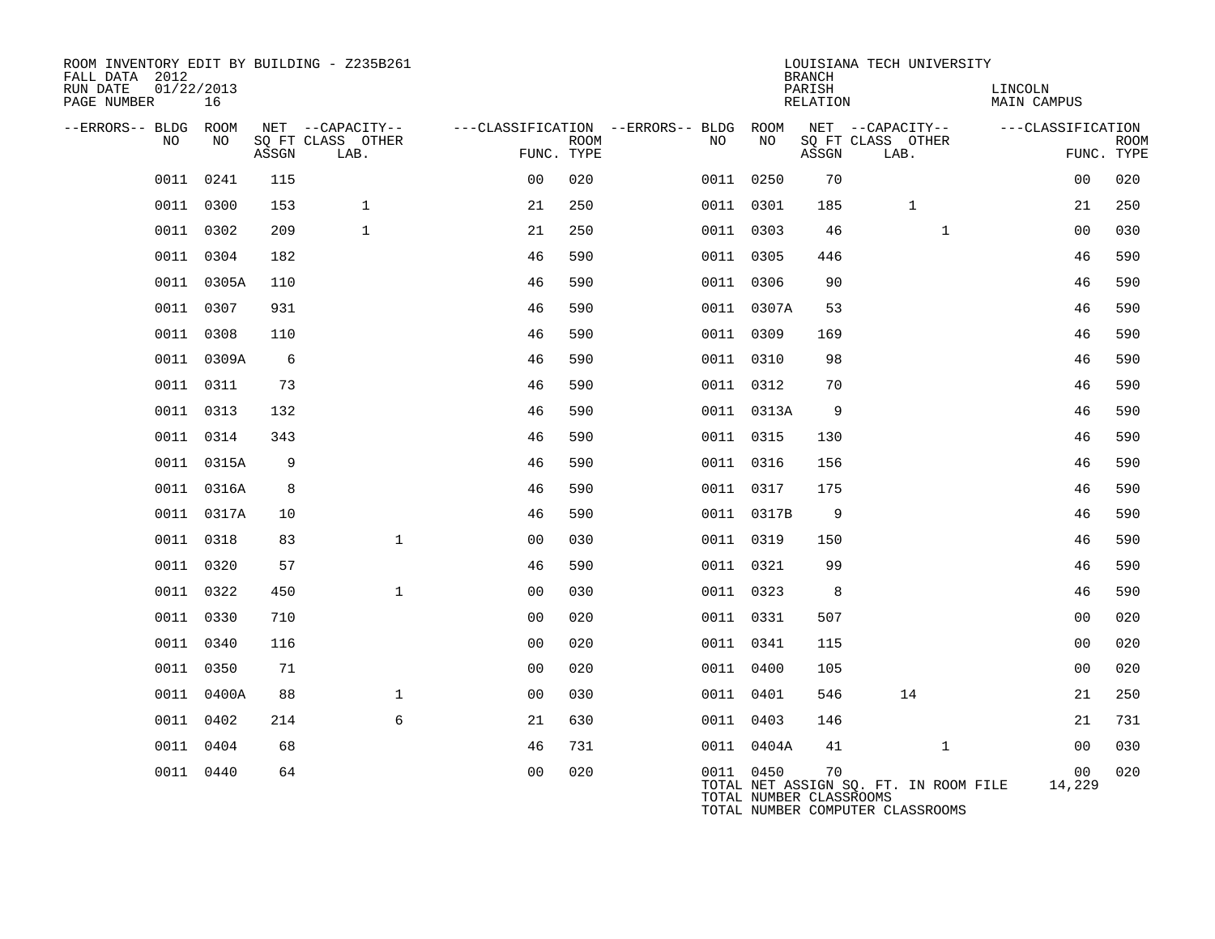ROOM INVENTORY EDIT BY BUILDING - Z235B261
FALL DATA 2012
RUN DATE 01/22/2013
PAGE NUMBER 16

LOUISIANA TECH UNIVERSITY
BRANCH
PARISH LINCOLN
RELATION MAIN CAMPUS

| --ERRORS-- | BLDG NO | ROOM NO | NET SQ FT ASSGN | --CAPACITY-- CLASS | OTHER LAB. | ---CLASSIFICATION FUNC. | ROOM TYPE | --ERRORS-- | BLDG NO | ROOM NO | NET SQ FT ASSGN | --CAPACITY-- CLASS | OTHER LAB. | ---CLASSIFICATION FUNC. | ROOM TYPE |
|---|---|---|---|---|---|---|---|---|---|---|---|---|---|---|---|
| | 0011 | 0241 | 115 | | | 00 | 020 | | 0011 | 0250 | 70 | | | 00 | 020 |
| | 0011 | 0300 | 153 | 1 | | 21 | 250 | | 0011 | 0301 | 185 | 1 | | 21 | 250 |
| | 0011 | 0302 | 209 | 1 | | 21 | 250 | | 0011 | 0303 | 46 | | 1 | 00 | 030 |
| | 0011 | 0304 | 182 | | | 46 | 590 | | 0011 | 0305 | 446 | | | 46 | 590 |
| | 0011 | 0305A | 110 | | | 46 | 590 | | 0011 | 0306 | 90 | | | 46 | 590 |
| | 0011 | 0307 | 931 | | | 46 | 590 | | 0011 | 0307A | 53 | | | 46 | 590 |
| | 0011 | 0308 | 110 | | | 46 | 590 | | 0011 | 0309 | 169 | | | 46 | 590 |
| | 0011 | 0309A | 6 | | | 46 | 590 | | 0011 | 0310 | 98 | | | 46 | 590 |
| | 0011 | 0311 | 73 | | | 46 | 590 | | 0011 | 0312 | 70 | | | 46 | 590 |
| | 0011 | 0313 | 132 | | | 46 | 590 | | 0011 | 0313A | 9 | | | 46 | 590 |
| | 0011 | 0314 | 343 | | | 46 | 590 | | 0011 | 0315 | 130 | | | 46 | 590 |
| | 0011 | 0315A | 9 | | | 46 | 590 | | 0011 | 0316 | 156 | | | 46 | 590 |
| | 0011 | 0316A | 8 | | | 46 | 590 | | 0011 | 0317 | 175 | | | 46 | 590 |
| | 0011 | 0317A | 10 | | | 46 | 590 | | 0011 | 0317B | 9 | | | 46 | 590 |
| | 0011 | 0318 | 83 | | 1 | 00 | 030 | | 0011 | 0319 | 150 | | | 46 | 590 |
| | 0011 | 0320 | 57 | | | 46 | 590 | | 0011 | 0321 | 99 | | | 46 | 590 |
| | 0011 | 0322 | 450 | | 1 | 00 | 030 | | 0011 | 0323 | 8 | | | 46 | 590 |
| | 0011 | 0330 | 710 | | | 00 | 020 | | 0011 | 0331 | 507 | | | 00 | 020 |
| | 0011 | 0340 | 116 | | | 00 | 020 | | 0011 | 0341 | 115 | | | 00 | 020 |
| | 0011 | 0350 | 71 | | | 00 | 020 | | 0011 | 0400 | 105 | | | 00 | 020 |
| | 0011 | 0400A | 88 | | 1 | 00 | 030 | | 0011 | 0401 | 546 | 14 | | 21 | 250 |
| | 0011 | 0402 | 214 | | 6 | 21 | 630 | | 0011 | 0403 | 146 | | | 21 | 731 |
| | 0011 | 0404 | 68 | | | 46 | 731 | | 0011 | 0404A | 41 | | 1 | 00 | 030 |
| | 0011 | 0440 | 64 | | | 00 | 020 | | 0011 | 0450 | 70 | | | 00 | 020 |

TOTAL NET ASSIGN SQ. FT. IN ROOM FILE 14,229
TOTAL NUMBER CLASSROOMS
TOTAL NUMBER COMPUTER CLASSROOMS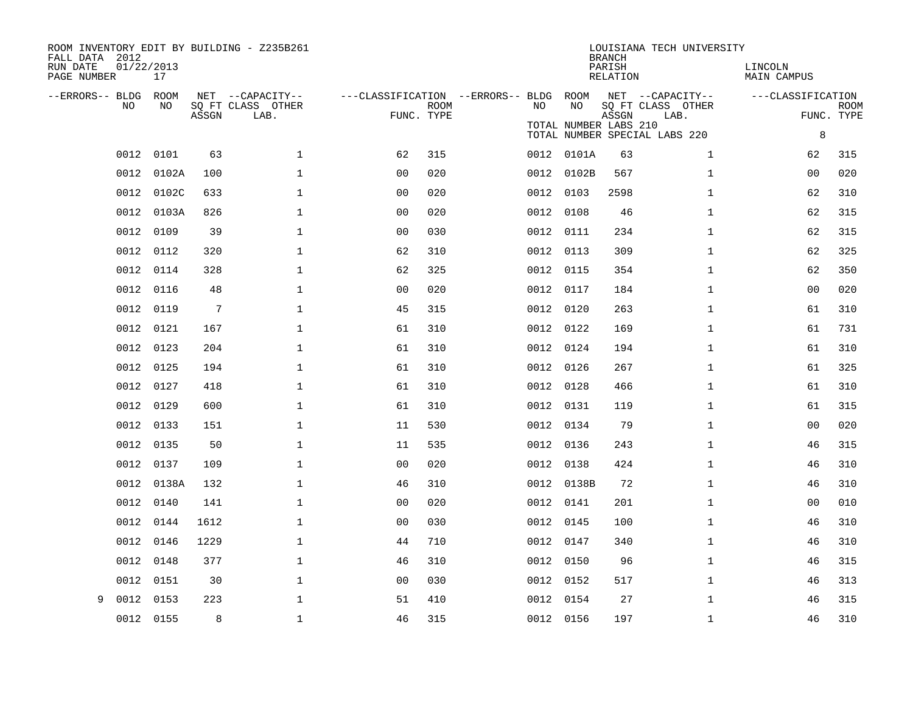ROOM INVENTORY EDIT BY BUILDING - Z235B261
FALL DATA 2012
RUN DATE 01/22/2013
PAGE NUMBER 17

LOUISIANA TECH UNIVERSITY
BRANCH
PARISH LINCOLN
RELATION MAIN CAMPUS

TOTAL NUMBER LABS 210
TOTAL NUMBER SPECIAL LABS 220 8

| --ERRORS-- | BLDG NO | ROOM NO | NET SQ FT ASSGN | --CAPACITY-- CLASS LAB. | OTHER | ---CLASSIFICATION FUNC. | ROOM TYPE | --ERRORS-- | BLDG NO | ROOM NO | NET SQ FT ASSGN | --CAPACITY-- CLASS LAB. | OTHER | ---CLASSIFICATION FUNC. | ROOM TYPE |
|---|---|---|---|---|---|---|---|---|---|---|---|---|---|---|---|
| | 0012 | 0101 | 63 | | 1 | 62 | 315 | | 0012 | 0101A | 63 | | 1 | 62 | 315 |
| | 0012 | 0102A | 100 | | 1 | 00 | 020 | | 0012 | 0102B | 567 | | 1 | 00 | 020 |
| | 0012 | 0102C | 633 | | 1 | 00 | 020 | | 0012 | 0103 | 2598 | | 1 | 62 | 310 |
| | 0012 | 0103A | 826 | | 1 | 00 | 020 | | 0012 | 0108 | 46 | | 1 | 62 | 315 |
| | 0012 | 0109 | 39 | | 1 | 00 | 030 | | 0012 | 0111 | 234 | | 1 | 62 | 315 |
| | 0012 | 0112 | 320 | | 1 | 62 | 310 | | 0012 | 0113 | 309 | | 1 | 62 | 325 |
| | 0012 | 0114 | 328 | | 1 | 62 | 325 | | 0012 | 0115 | 354 | | 1 | 62 | 350 |
| | 0012 | 0116 | 48 | | 1 | 00 | 020 | | 0012 | 0117 | 184 | | 1 | 00 | 020 |
| | 0012 | 0119 | 7 | | 1 | 45 | 315 | | 0012 | 0120 | 263 | | 1 | 61 | 310 |
| | 0012 | 0121 | 167 | | 1 | 61 | 310 | | 0012 | 0122 | 169 | | 1 | 61 | 731 |
| | 0012 | 0123 | 204 | | 1 | 61 | 310 | | 0012 | 0124 | 194 | | 1 | 61 | 310 |
| | 0012 | 0125 | 194 | | 1 | 61 | 310 | | 0012 | 0126 | 267 | | 1 | 61 | 325 |
| | 0012 | 0127 | 418 | | 1 | 61 | 310 | | 0012 | 0128 | 466 | | 1 | 61 | 310 |
| | 0012 | 0129 | 600 | | 1 | 61 | 310 | | 0012 | 0131 | 119 | | 1 | 61 | 315 |
| | 0012 | 0133 | 151 | | 1 | 11 | 530 | | 0012 | 0134 | 79 | | 1 | 00 | 020 |
| | 0012 | 0135 | 50 | | 1 | 11 | 535 | | 0012 | 0136 | 243 | | 1 | 46 | 315 |
| | 0012 | 0137 | 109 | | 1 | 00 | 020 | | 0012 | 0138 | 424 | | 1 | 46 | 310 |
| | 0012 | 0138A | 132 | | 1 | 46 | 310 | | 0012 | 0138B | 72 | | 1 | 46 | 310 |
| | 0012 | 0140 | 141 | | 1 | 00 | 020 | | 0012 | 0141 | 201 | | 1 | 00 | 010 |
| | 0012 | 0144 | 1612 | | 1 | 00 | 030 | | 0012 | 0145 | 100 | | 1 | 46 | 310 |
| | 0012 | 0146 | 1229 | | 1 | 44 | 710 | | 0012 | 0147 | 340 | | 1 | 46 | 310 |
| | 0012 | 0148 | 377 | | 1 | 46 | 310 | | 0012 | 0150 | 96 | | 1 | 46 | 315 |
| | 0012 | 0151 | 30 | | 1 | 00 | 030 | | 0012 | 0152 | 517 | | 1 | 46 | 313 |
| 9 | 0012 | 0153 | 223 | | 1 | 51 | 410 | | 0012 | 0154 | 27 | | 1 | 46 | 315 |
| | 0012 | 0155 | 8 | | 1 | 46 | 315 | | 0012 | 0156 | 197 | | 1 | 46 | 310 |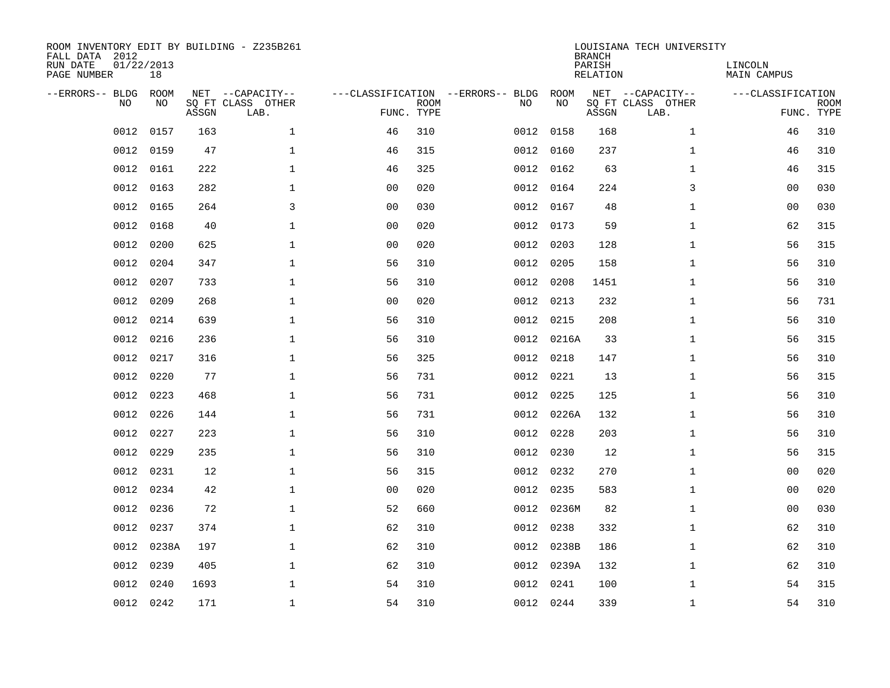ROOM INVENTORY EDIT BY BUILDING - Z235B261
FALL DATA 2012
RUN DATE 01/22/2013
PAGE NUMBER 18

LOUISIANA TECH UNIVERSITY
BRANCH
PARISH LINCOLN
RELATION MAIN CAMPUS

| --ERRORS-- | BLDG NO | ROOM NO | NET SQ FT ASSGN | --CAPACITY-- CLASS LAB. | OTHER | ---CLASSIFICATION FUNC. | ROOM TYPE | --ERRORS-- | BLDG NO | ROOM NO | NET SQ FT ASSGN | --CAPACITY-- CLASS LAB. | OTHER | ---CLASSIFICATION FUNC. | ROOM TYPE |
|---|---|---|---|---|---|---|---|---|---|---|---|---|---|---|---|
| | 0012 | 0157 | 163 | | 1 | 46 | 310 | | 0012 | 0158 | 168 | | 1 | 46 | 310 |
| | 0012 | 0159 | 47 | | 1 | 46 | 315 | | 0012 | 0160 | 237 | | 1 | 46 | 310 |
| | 0012 | 0161 | 222 | | 1 | 46 | 325 | | 0012 | 0162 | 63 | | 1 | 46 | 315 |
| | 0012 | 0163 | 282 | | 1 | 00 | 020 | | 0012 | 0164 | 224 | | 3 | 00 | 030 |
| | 0012 | 0165 | 264 | | 3 | 00 | 030 | | 0012 | 0167 | 48 | | 1 | 00 | 030 |
| | 0012 | 0168 | 40 | | 1 | 00 | 020 | | 0012 | 0173 | 59 | | 1 | 62 | 315 |
| | 0012 | 0200 | 625 | | 1 | 00 | 020 | | 0012 | 0203 | 128 | | 1 | 56 | 315 |
| | 0012 | 0204 | 347 | | 1 | 56 | 310 | | 0012 | 0205 | 158 | | 1 | 56 | 310 |
| | 0012 | 0207 | 733 | | 1 | 56 | 310 | | 0012 | 0208 | 1451 | | 1 | 56 | 310 |
| | 0012 | 0209 | 268 | | 1 | 00 | 020 | | 0012 | 0213 | 232 | | 1 | 56 | 731 |
| | 0012 | 0214 | 639 | | 1 | 56 | 310 | | 0012 | 0215 | 208 | | 1 | 56 | 310 |
| | 0012 | 0216 | 236 | | 1 | 56 | 310 | | 0012 | 0216A | 33 | | 1 | 56 | 315 |
| | 0012 | 0217 | 316 | | 1 | 56 | 325 | | 0012 | 0218 | 147 | | 1 | 56 | 310 |
| | 0012 | 0220 | 77 | | 1 | 56 | 731 | | 0012 | 0221 | 13 | | 1 | 56 | 315 |
| | 0012 | 0223 | 468 | | 1 | 56 | 731 | | 0012 | 0225 | 125 | | 1 | 56 | 310 |
| | 0012 | 0226 | 144 | | 1 | 56 | 731 | | 0012 | 0226A | 132 | | 1 | 56 | 310 |
| | 0012 | 0227 | 223 | | 1 | 56 | 310 | | 0012 | 0228 | 203 | | 1 | 56 | 310 |
| | 0012 | 0229 | 235 | | 1 | 56 | 310 | | 0012 | 0230 | 12 | | 1 | 56 | 315 |
| | 0012 | 0231 | 12 | | 1 | 56 | 315 | | 0012 | 0232 | 270 | | 1 | 00 | 020 |
| | 0012 | 0234 | 42 | | 1 | 00 | 020 | | 0012 | 0235 | 583 | | 1 | 00 | 020 |
| | 0012 | 0236 | 72 | | 1 | 52 | 660 | | 0012 | 0236M | 82 | | 1 | 00 | 030 |
| | 0012 | 0237 | 374 | | 1 | 62 | 310 | | 0012 | 0238 | 332 | | 1 | 62 | 310 |
| | 0012 | 0238A | 197 | | 1 | 62 | 310 | | 0012 | 0238B | 186 | | 1 | 62 | 310 |
| | 0012 | 0239 | 405 | | 1 | 62 | 310 | | 0012 | 0239A | 132 | | 1 | 62 | 310 |
| | 0012 | 0240 | 1693 | | 1 | 54 | 310 | | 0012 | 0241 | 100 | | 1 | 54 | 315 |
| | 0012 | 0242 | 171 | | 1 | 54 | 310 | | 0012 | 0244 | 339 | | 1 | 54 | 310 |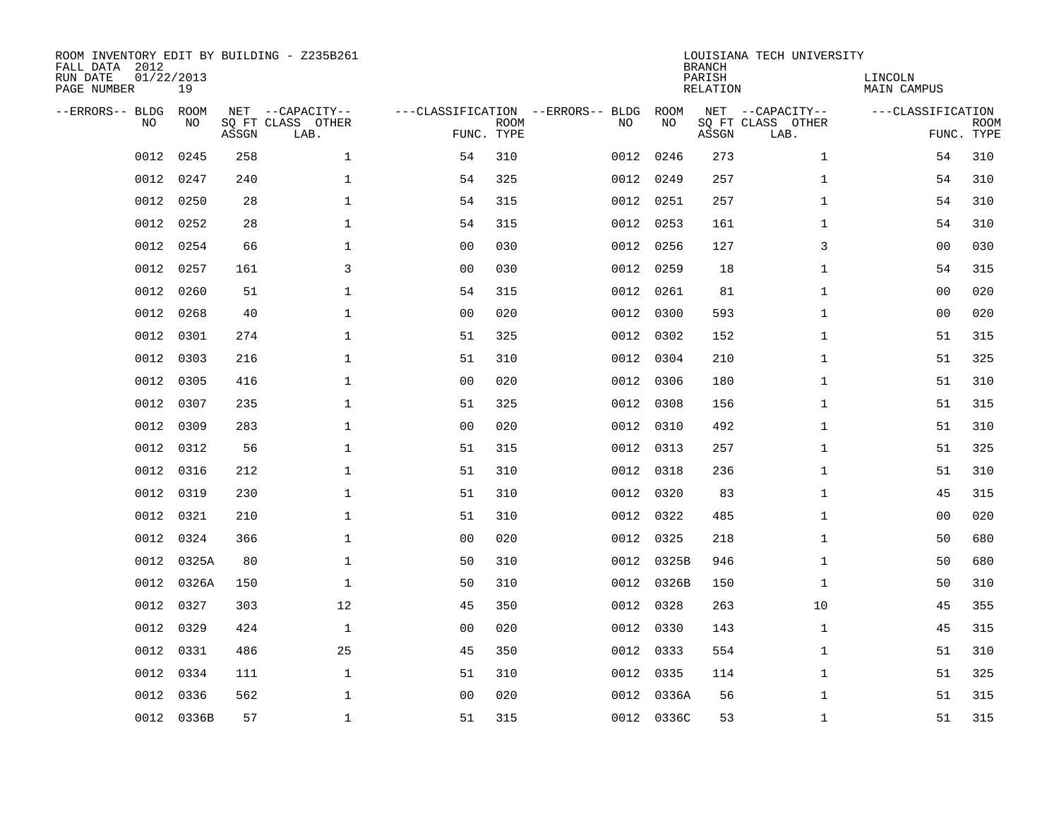ROOM INVENTORY EDIT BY BUILDING - Z235B261
FALL DATA 2012
RUN DATE 01/22/2013
PAGE NUMBER 19

LOUISIANA TECH UNIVERSITY
BRANCH
PARISH LINCOLN
RELATION MAIN CAMPUS

| --ERRORS-- | BLDG NO | ROOM NO | NET SQ FT ASSGN | --CAPACITY-- CLASS | OTHER LAB. | ---CLASSIFICATION FUNC. | ROOM TYPE | --ERRORS-- | BLDG NO | ROOM NO | NET SQ FT ASSGN | --CAPACITY-- CLASS | OTHER LAB. | ---CLASSIFICATION FUNC. | ROOM TYPE |
|---|---|---|---|---|---|---|---|---|---|---|---|---|---|---|---|
| | 0012 | 0245 | 258 | | 1 | 54 | 310 | | 0012 | 0246 | 273 | | 1 | 54 | 310 |
| | 0012 | 0247 | 240 | | 1 | 54 | 325 | | 0012 | 0249 | 257 | | 1 | 54 | 310 |
| | 0012 | 0250 | 28 | | 1 | 54 | 315 | | 0012 | 0251 | 257 | | 1 | 54 | 310 |
| | 0012 | 0252 | 28 | | 1 | 54 | 315 | | 0012 | 0253 | 161 | | 1 | 54 | 310 |
| | 0012 | 0254 | 66 | | 1 | 00 | 030 | | 0012 | 0256 | 127 | | 3 | 00 | 030 |
| | 0012 | 0257 | 161 | | 3 | 00 | 030 | | 0012 | 0259 | 18 | | 1 | 54 | 315 |
| | 0012 | 0260 | 51 | | 1 | 54 | 315 | | 0012 | 0261 | 81 | | 1 | 00 | 020 |
| | 0012 | 0268 | 40 | | 1 | 00 | 020 | | 0012 | 0300 | 593 | | 1 | 00 | 020 |
| | 0012 | 0301 | 274 | | 1 | 51 | 325 | | 0012 | 0302 | 152 | | 1 | 51 | 315 |
| | 0012 | 0303 | 216 | | 1 | 51 | 310 | | 0012 | 0304 | 210 | | 1 | 51 | 325 |
| | 0012 | 0305 | 416 | | 1 | 00 | 020 | | 0012 | 0306 | 180 | | 1 | 51 | 310 |
| | 0012 | 0307 | 235 | | 1 | 51 | 325 | | 0012 | 0308 | 156 | | 1 | 51 | 315 |
| | 0012 | 0309 | 283 | | 1 | 00 | 020 | | 0012 | 0310 | 492 | | 1 | 51 | 310 |
| | 0012 | 0312 | 56 | | 1 | 51 | 315 | | 0012 | 0313 | 257 | | 1 | 51 | 325 |
| | 0012 | 0316 | 212 | | 1 | 51 | 310 | | 0012 | 0318 | 236 | | 1 | 51 | 310 |
| | 0012 | 0319 | 230 | | 1 | 51 | 310 | | 0012 | 0320 | 83 | | 1 | 45 | 315 |
| | 0012 | 0321 | 210 | | 1 | 51 | 310 | | 0012 | 0322 | 485 | | 1 | 00 | 020 |
| | 0012 | 0324 | 366 | | 1 | 00 | 020 | | 0012 | 0325 | 218 | | 1 | 50 | 680 |
| | 0012 | 0325A | 80 | | 1 | 50 | 310 | | 0012 | 0325B | 946 | | 1 | 50 | 680 |
| | 0012 | 0326A | 150 | | 1 | 50 | 310 | | 0012 | 0326B | 150 | | 1 | 50 | 310 |
| | 0012 | 0327 | 303 | | 12 | 45 | 350 | | 0012 | 0328 | 263 | | 10 | 45 | 355 |
| | 0012 | 0329 | 424 | | 1 | 00 | 020 | | 0012 | 0330 | 143 | | 1 | 45 | 315 |
| | 0012 | 0331 | 486 | | 25 | 45 | 350 | | 0012 | 0333 | 554 | | 1 | 51 | 310 |
| | 0012 | 0334 | 111 | | 1 | 51 | 310 | | 0012 | 0335 | 114 | | 1 | 51 | 325 |
| | 0012 | 0336 | 562 | | 1 | 00 | 020 | | 0012 | 0336A | 56 | | 1 | 51 | 315 |
| | 0012 | 0336B | 57 | | 1 | 51 | 315 | | 0012 | 0336C | 53 | | 1 | 51 | 315 |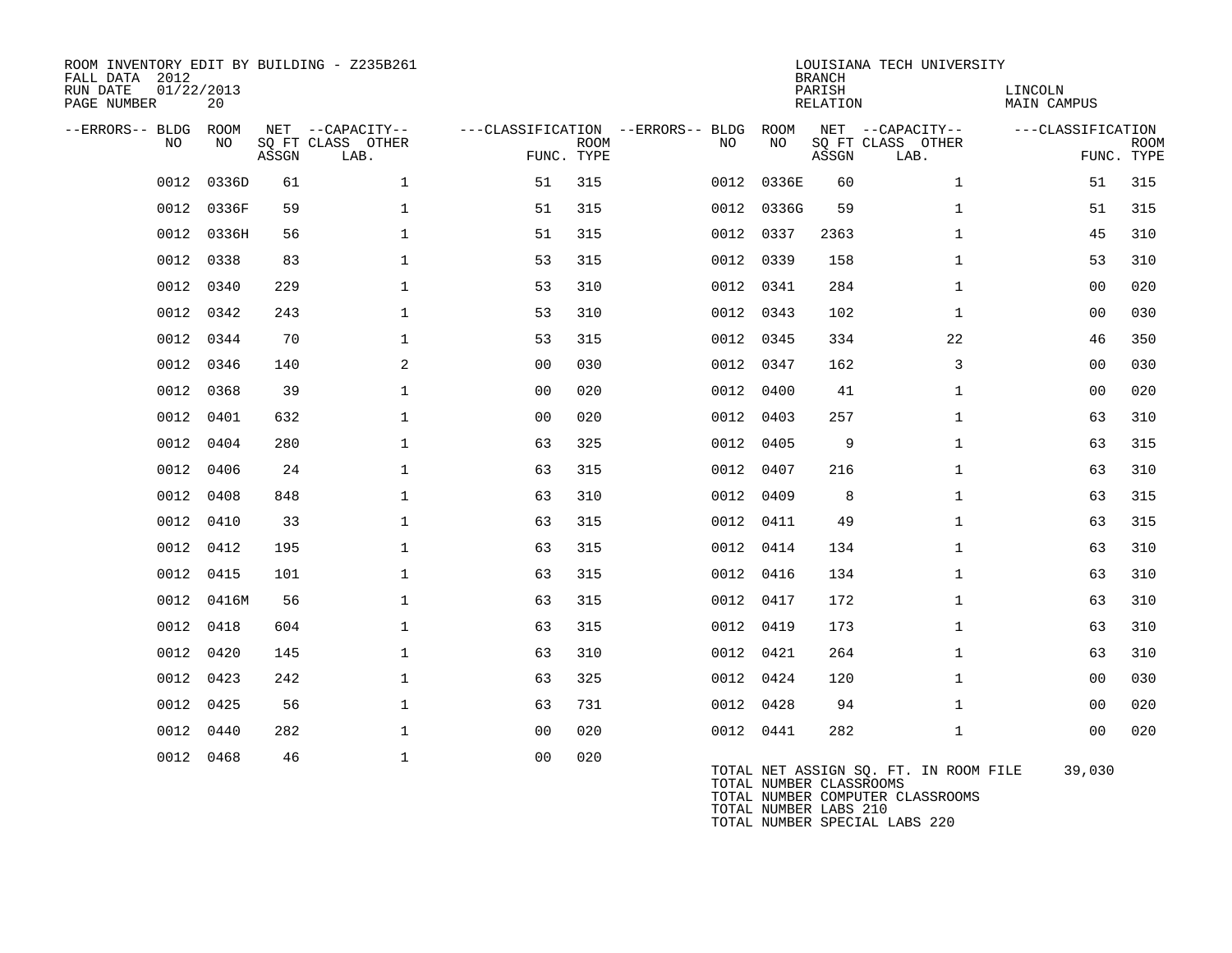ROOM INVENTORY EDIT BY BUILDING - Z235B261
FALL DATA 2012
RUN DATE 01/22/2013
PAGE NUMBER 20

LOUISIANA TECH UNIVERSITY
BRANCH
PARISH LINCOLN
RELATION MAIN CAMPUS

| --ERRORS-- | BLDG NO | ROOM NO | NET SQ FT ASSGN | --CAPACITY-- CLASS | OTHER LAB. | ---CLASSIFICATION FUNC. | ROOM TYPE | --ERRORS-- | BLDG NO | ROOM NO | NET SQ FT ASSGN | --CAPACITY-- CLASS | OTHER LAB. | ---CLASSIFICATION FUNC. | ROOM TYPE |
|---|---|---|---|---|---|---|---|---|---|---|---|---|---|---|---|
| | 0012 | 0336D | 61 | | 1 | 51 | 315 | | 0012 | 0336E | 60 | | 1 | 51 | 315 |
| | 0012 | 0336F | 59 | | 1 | 51 | 315 | | 0012 | 0336G | 59 | | 1 | 51 | 315 |
| | 0012 | 0336H | 56 | | 1 | 51 | 315 | | 0012 | 0337 | 2363 | | 1 | 45 | 310 |
| | 0012 | 0338 | 83 | | 1 | 53 | 315 | | 0012 | 0339 | 158 | | 1 | 53 | 310 |
| | 0012 | 0340 | 229 | | 1 | 53 | 310 | | 0012 | 0341 | 284 | | 1 | 00 | 020 |
| | 0012 | 0342 | 243 | | 1 | 53 | 310 | | 0012 | 0343 | 102 | | 1 | 00 | 030 |
| | 0012 | 0344 | 70 | | 1 | 53 | 315 | | 0012 | 0345 | 334 | | 22 | 46 | 350 |
| | 0012 | 0346 | 140 | | 2 | 00 | 030 | | 0012 | 0347 | 162 | | 3 | 00 | 030 |
| | 0012 | 0368 | 39 | | 1 | 00 | 020 | | 0012 | 0400 | 41 | | 1 | 00 | 020 |
| | 0012 | 0401 | 632 | | 1 | 00 | 020 | | 0012 | 0403 | 257 | | 1 | 63 | 310 |
| | 0012 | 0404 | 280 | | 1 | 63 | 325 | | 0012 | 0405 | 9 | | 1 | 63 | 315 |
| | 0012 | 0406 | 24 | | 1 | 63 | 315 | | 0012 | 0407 | 216 | | 1 | 63 | 310 |
| | 0012 | 0408 | 848 | | 1 | 63 | 310 | | 0012 | 0409 | 8 | | 1 | 63 | 315 |
| | 0012 | 0410 | 33 | | 1 | 63 | 315 | | 0012 | 0411 | 49 | | 1 | 63 | 315 |
| | 0012 | 0412 | 195 | | 1 | 63 | 315 | | 0012 | 0414 | 134 | | 1 | 63 | 310 |
| | 0012 | 0415 | 101 | | 1 | 63 | 315 | | 0012 | 0416 | 134 | | 1 | 63 | 310 |
| | 0012 | 0416M | 56 | | 1 | 63 | 315 | | 0012 | 0417 | 172 | | 1 | 63 | 310 |
| | 0012 | 0418 | 604 | | 1 | 63 | 315 | | 0012 | 0419 | 173 | | 1 | 63 | 310 |
| | 0012 | 0420 | 145 | | 1 | 63 | 310 | | 0012 | 0421 | 264 | | 1 | 63 | 310 |
| | 0012 | 0423 | 242 | | 1 | 63 | 325 | | 0012 | 0424 | 120 | | 1 | 00 | 030 |
| | 0012 | 0425 | 56 | | 1 | 63 | 731 | | 0012 | 0428 | 94 | | 1 | 00 | 020 |
| | 0012 | 0440 | 282 | | 1 | 00 | 020 | | 0012 | 0441 | 282 | | 1 | 00 | 020 |
| | 0012 | 0468 | 46 | | 1 | 00 | 020 | | | | | | | | |

TOTAL NET ASSIGN SQ. FT. IN ROOM FILE 39,030
TOTAL NUMBER CLASSROOMS
TOTAL NUMBER COMPUTER CLASSROOMS
TOTAL NUMBER LABS 210
TOTAL NUMBER SPECIAL LABS 220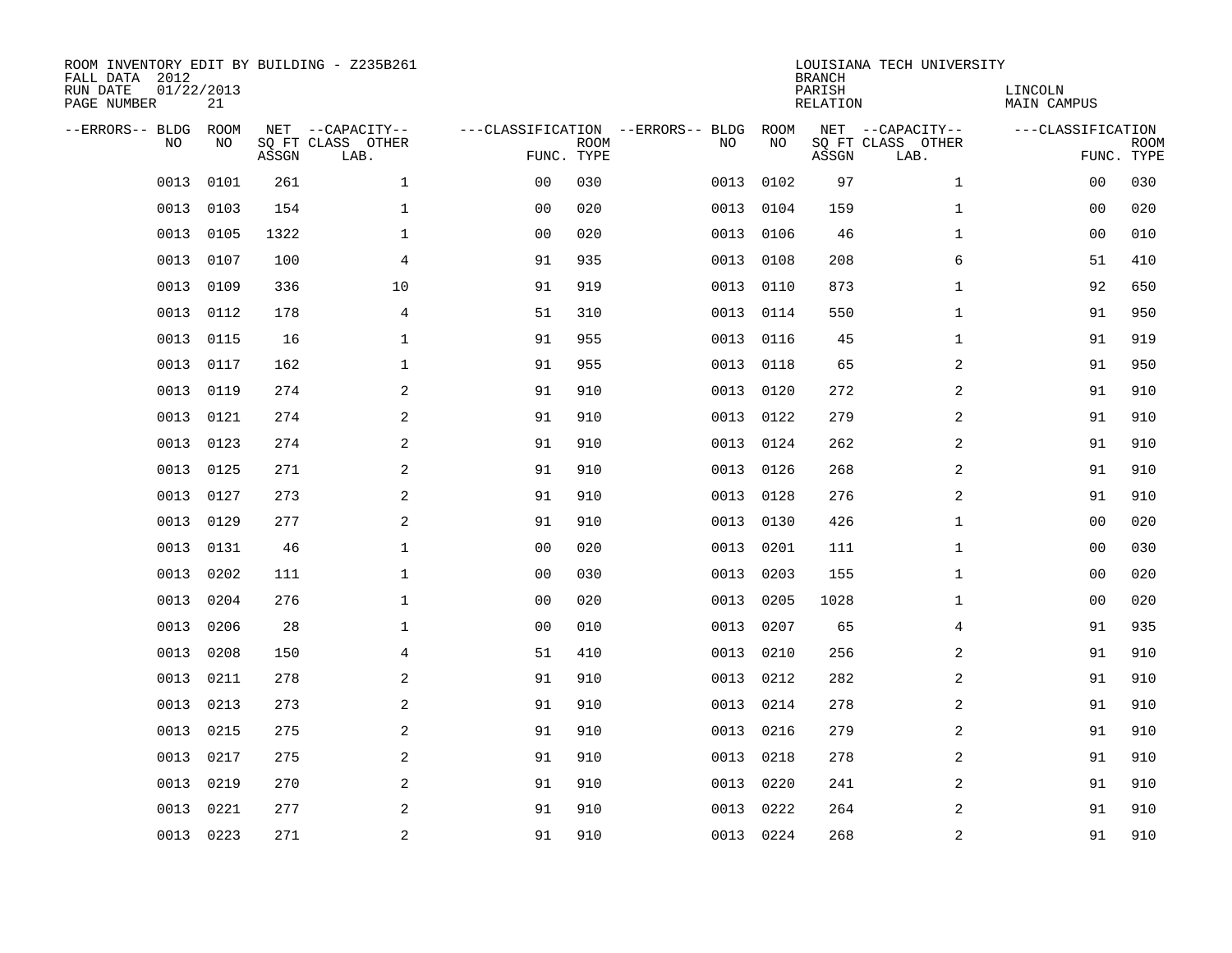ROOM INVENTORY EDIT BY BUILDING - Z235B261
FALL DATA 2012
RUN DATE 01/22/2013
PAGE NUMBER 21

LOUISIANA TECH UNIVERSITY
BRANCH
PARISH LINCOLN
RELATION MAIN CAMPUS

| --ERRORS-- | BLDG NO | ROOM NO | NET SQ FT ASSGN | --CAPACITY-- CLASS LAB. | OTHER | ---CLASSIFICATION FUNC. | ROOM TYPE | --ERRORS-- | BLDG NO | ROOM NO | NET SQ FT ASSGN | --CAPACITY-- CLASS LAB. | OTHER | ---CLASSIFICATION FUNC. | ROOM TYPE |
|---|---|---|---|---|---|---|---|---|---|---|---|---|---|---|---|
| | 0013 | 0101 | 261 | | 1 | 00 | 030 | | 0013 | 0102 | 97 | | 1 | 00 | 030 |
| | 0013 | 0103 | 154 | | 1 | 00 | 020 | | 0013 | 0104 | 159 | | 1 | 00 | 020 |
| | 0013 | 0105 | 1322 | | 1 | 00 | 020 | | 0013 | 0106 | 46 | | 1 | 00 | 010 |
| | 0013 | 0107 | 100 | | 4 | 91 | 935 | | 0013 | 0108 | 208 | | 6 | 51 | 410 |
| | 0013 | 0109 | 336 | | 10 | 91 | 919 | | 0013 | 0110 | 873 | | 1 | 92 | 650 |
| | 0013 | 0112 | 178 | | 4 | 51 | 310 | | 0013 | 0114 | 550 | | 1 | 91 | 950 |
| | 0013 | 0115 | 16 | | 1 | 91 | 955 | | 0013 | 0116 | 45 | | 1 | 91 | 919 |
| | 0013 | 0117 | 162 | | 1 | 91 | 955 | | 0013 | 0118 | 65 | | 2 | 91 | 950 |
| | 0013 | 0119 | 274 | | 2 | 91 | 910 | | 0013 | 0120 | 272 | | 2 | 91 | 910 |
| | 0013 | 0121 | 274 | | 2 | 91 | 910 | | 0013 | 0122 | 279 | | 2 | 91 | 910 |
| | 0013 | 0123 | 274 | | 2 | 91 | 910 | | 0013 | 0124 | 262 | | 2 | 91 | 910 |
| | 0013 | 0125 | 271 | | 2 | 91 | 910 | | 0013 | 0126 | 268 | | 2 | 91 | 910 |
| | 0013 | 0127 | 273 | | 2 | 91 | 910 | | 0013 | 0128 | 276 | | 2 | 91 | 910 |
| | 0013 | 0129 | 277 | | 2 | 91 | 910 | | 0013 | 0130 | 426 | | 1 | 00 | 020 |
| | 0013 | 0131 | 46 | | 1 | 00 | 020 | | 0013 | 0201 | 111 | | 1 | 00 | 030 |
| | 0013 | 0202 | 111 | | 1 | 00 | 030 | | 0013 | 0203 | 155 | | 1 | 00 | 020 |
| | 0013 | 0204 | 276 | | 1 | 00 | 020 | | 0013 | 0205 | 1028 | | 1 | 00 | 020 |
| | 0013 | 0206 | 28 | | 1 | 00 | 010 | | 0013 | 0207 | 65 | | 4 | 91 | 935 |
| | 0013 | 0208 | 150 | | 4 | 51 | 410 | | 0013 | 0210 | 256 | | 2 | 91 | 910 |
| | 0013 | 0211 | 278 | | 2 | 91 | 910 | | 0013 | 0212 | 282 | | 2 | 91 | 910 |
| | 0013 | 0213 | 273 | | 2 | 91 | 910 | | 0013 | 0214 | 278 | | 2 | 91 | 910 |
| | 0013 | 0215 | 275 | | 2 | 91 | 910 | | 0013 | 0216 | 279 | | 2 | 91 | 910 |
| | 0013 | 0217 | 275 | | 2 | 91 | 910 | | 0013 | 0218 | 278 | | 2 | 91 | 910 |
| | 0013 | 0219 | 270 | | 2 | 91 | 910 | | 0013 | 0220 | 241 | | 2 | 91 | 910 |
| | 0013 | 0221 | 277 | | 2 | 91 | 910 | | 0013 | 0222 | 264 | | 2 | 91 | 910 |
| | 0013 | 0223 | 271 | | 2 | 91 | 910 | | 0013 | 0224 | 268 | | 2 | 91 | 910 |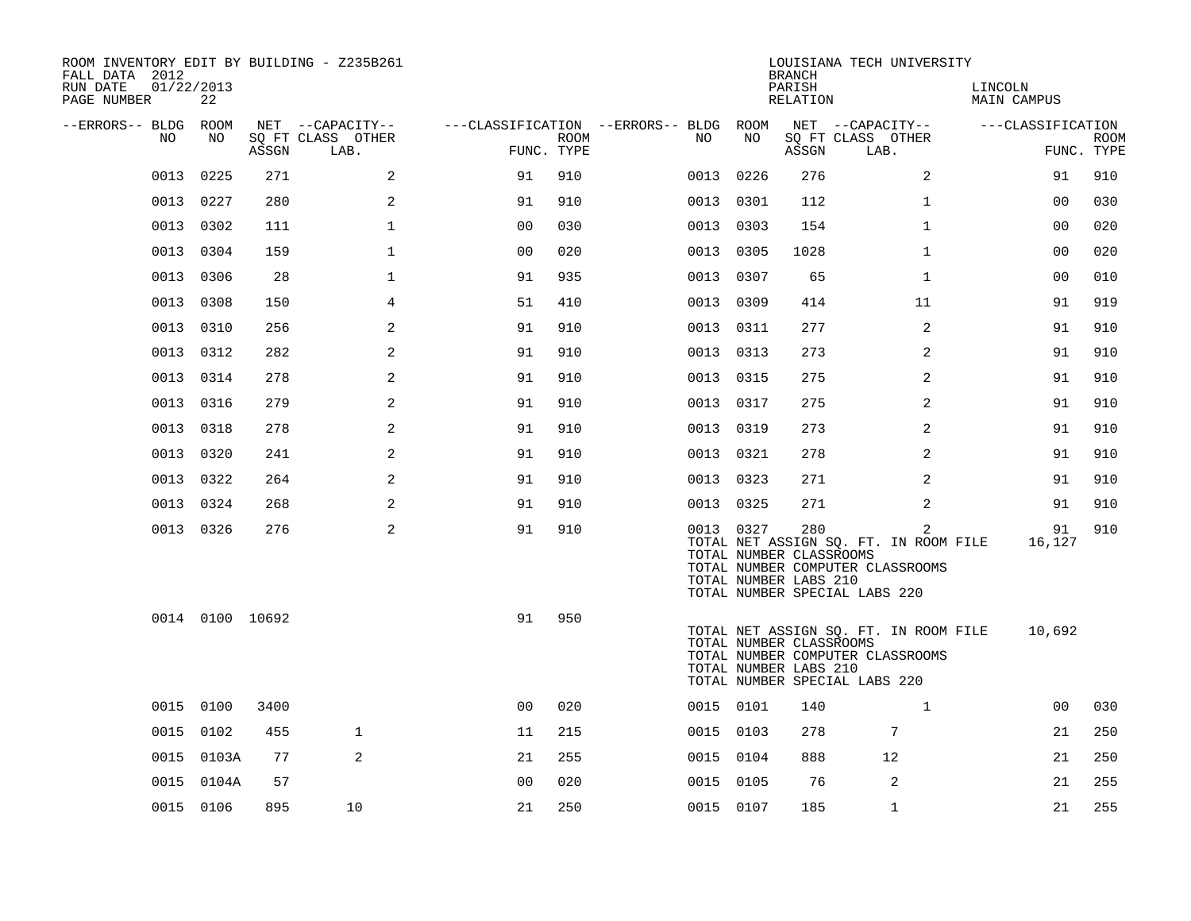ROOM INVENTORY EDIT BY BUILDING - Z235B261
FALL DATA 2012
RUN DATE 01/22/2013
PAGE NUMBER 22

LOUISIANA TECH UNIVERSITY
BRANCH
PARISH LINCOLN
RELATION MAIN CAMPUS

| --ERRORS-- | BLDG NO | ROOM NO | NET SQ FT ASSGN | CAPACITY CLASS LAB. | CAPACITY OTHER | CLASSIFICATION FUNC. | ROOM TYPE | --ERRORS-- | BLDG NO | ROOM NO | NET SQ FT ASSGN | CAPACITY CLASS LAB. | CAPACITY OTHER | CLASSIFICATION FUNC. | ROOM TYPE |
|---|---|---|---|---|---|---|---|---|---|---|---|---|---|---|---|
| | 0013 | 0225 | 271 | | 2 | 91 | 910 | | 0013 | 0226 | 276 | | 2 | 91 | 910 |
| | 0013 | 0227 | 280 | | 2 | 91 | 910 | | 0013 | 0301 | 112 | | 1 | 00 | 030 |
| | 0013 | 0302 | 111 | | 1 | 00 | 030 | | 0013 | 0303 | 154 | | 1 | 00 | 020 |
| | 0013 | 0304 | 159 | | 1 | 00 | 020 | | 0013 | 0305 | 1028 | | 1 | 00 | 020 |
| | 0013 | 0306 | 28 | | 1 | 91 | 935 | | 0013 | 0307 | 65 | | 1 | 00 | 010 |
| | 0013 | 0308 | 150 | | 4 | 51 | 410 | | 0013 | 0309 | 414 | | 11 | 91 | 919 |
| | 0013 | 0310 | 256 | | 2 | 91 | 910 | | 0013 | 0311 | 277 | | 2 | 91 | 910 |
| | 0013 | 0312 | 282 | | 2 | 91 | 910 | | 0013 | 0313 | 273 | | 2 | 91 | 910 |
| | 0013 | 0314 | 278 | | 2 | 91 | 910 | | 0013 | 0315 | 275 | | 2 | 91 | 910 |
| | 0013 | 0316 | 279 | | 2 | 91 | 910 | | 0013 | 0317 | 275 | | 2 | 91 | 910 |
| | 0013 | 0318 | 278 | | 2 | 91 | 910 | | 0013 | 0319 | 273 | | 2 | 91 | 910 |
| | 0013 | 0320 | 241 | | 2 | 91 | 910 | | 0013 | 0321 | 278 | | 2 | 91 | 910 |
| | 0013 | 0322 | 264 | | 2 | 91 | 910 | | 0013 | 0323 | 271 | | 2 | 91 | 910 |
| | 0013 | 0324 | 268 | | 2 | 91 | 910 | | 0013 | 0325 | 271 | | 2 | 91 | 910 |
| | 0013 | 0326 | 276 | | 2 | 91 | 910 | | 0013 | 0327 | 280 | | 2 | 91 | 910 |

TOTAL NET ASSIGN SQ. FT. IN ROOM FILE 16,127
TOTAL NUMBER CLASSROOMS
TOTAL NUMBER COMPUTER CLASSROOMS
TOTAL NUMBER LABS 210
TOTAL NUMBER SPECIAL LABS 220

| --ERRORS-- | BLDG NO | ROOM NO | NET SQ FT ASSGN | CAPACITY CLASS LAB. | CAPACITY OTHER | CLASSIFICATION FUNC. | ROOM TYPE |
|---|---|---|---|---|---|---|---|
| | 0014 | 0100 | 10692 | | | 91 | 950 |

TOTAL NET ASSIGN SQ. FT. IN ROOM FILE 10,692
TOTAL NUMBER CLASSROOMS
TOTAL NUMBER COMPUTER CLASSROOMS
TOTAL NUMBER LABS 210
TOTAL NUMBER SPECIAL LABS 220

| --ERRORS-- | BLDG NO | ROOM NO | NET SQ FT ASSGN | CAPACITY CLASS LAB. | CAPACITY OTHER | CLASSIFICATION FUNC. | ROOM TYPE | --ERRORS-- | BLDG NO | ROOM NO | NET SQ FT ASSGN | CAPACITY CLASS LAB. | CAPACITY OTHER | CLASSIFICATION FUNC. | ROOM TYPE |
|---|---|---|---|---|---|---|---|---|---|---|---|---|---|---|---|
| | 0015 | 0100 | 3400 | | | 00 | 020 | | 0015 | 0101 | 140 | | 1 | 00 | 030 |
| | 0015 | 0102 | 455 | 1 | | 11 | 215 | | 0015 | 0103 | 278 | 7 | | 21 | 250 |
| | 0015 | 0103A | 77 | 2 | | 21 | 255 | | 0015 | 0104 | 888 | 12 | | 21 | 250 |
| | 0015 | 0104A | 57 | | | 00 | 020 | | 0015 | 0105 | 76 | 2 | | 21 | 255 |
| | 0015 | 0106 | 895 | 10 | | 21 | 250 | | 0015 | 0107 | 185 | 1 | | 21 | 255 |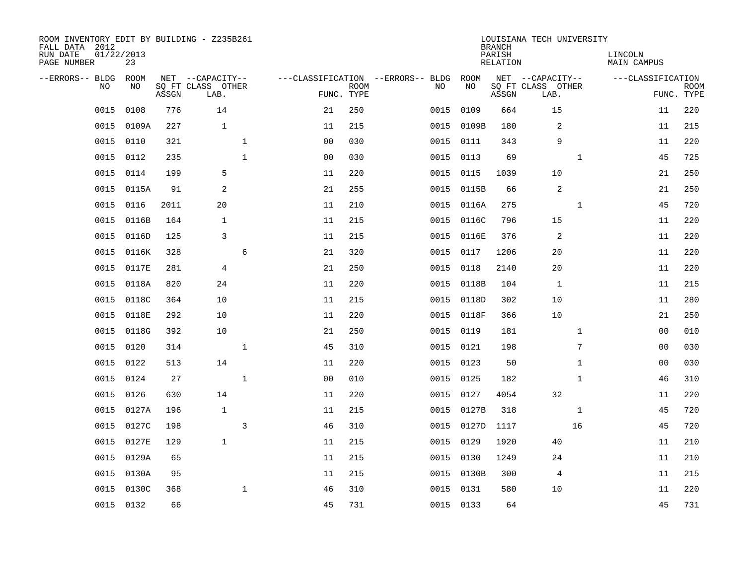ROOM INVENTORY EDIT BY BUILDING - Z235B261
FALL DATA 2012
RUN DATE 01/22/2013

LOUISIANA TECH UNIVERSITY
BRANCH
PARISH LINCOLN
RELATION MAIN CAMPUS

| --ERRORS-- | BLDG NO | ROOM NO | NET SQ FT ASSGN | --CAPACITY-- CLASS LAB. | OTHER | ---CLASSIFICATION FUNC. | ROOM TYPE | --ERRORS-- | BLDG NO | ROOM NO | NET SQ FT ASSGN | --CAPACITY-- CLASS LAB. | OTHER | ---CLASSIFICATION FUNC. | ROOM TYPE |
|---|---|---|---|---|---|---|---|---|---|---|---|---|---|---|---|
| | 0015 | 0108 | 776 | 14 | | 21 | 250 | | 0015 | 0109 | 664 | 15 | | 11 | 220 |
| | 0015 | 0109A | 227 | 1 | | 11 | 215 | | 0015 | 0109B | 180 | 2 | | 11 | 215 |
| | 0015 | 0110 | 321 | | 1 | 00 | 030 | | 0015 | 0111 | 343 | 9 | | 11 | 220 |
| | 0015 | 0112 | 235 | | 1 | 00 | 030 | | 0015 | 0113 | 69 | | 1 | 45 | 725 |
| | 0015 | 0114 | 199 | 5 | | 11 | 220 | | 0015 | 0115 | 1039 | 10 | | 21 | 250 |
| | 0015 | 0115A | 91 | 2 | | 21 | 255 | | 0015 | 0115B | 66 | 2 | | 21 | 250 |
| | 0015 | 0116 | 2011 | 20 | | 11 | 210 | | 0015 | 0116A | 275 | | 1 | 45 | 720 |
| | 0015 | 0116B | 164 | 1 | | 11 | 215 | | 0015 | 0116C | 796 | 15 | | 11 | 220 |
| | 0015 | 0116D | 125 | 3 | | 11 | 215 | | 0015 | 0116E | 376 | 2 | | 11 | 220 |
| | 0015 | 0116K | 328 | | 6 | 21 | 320 | | 0015 | 0117 | 1206 | 20 | | 11 | 220 |
| | 0015 | 0117E | 281 | 4 | | 21 | 250 | | 0015 | 0118 | 2140 | 20 | | 11 | 220 |
| | 0015 | 0118A | 820 | 24 | | 11 | 220 | | 0015 | 0118B | 104 | 1 | | 11 | 215 |
| | 0015 | 0118C | 364 | 10 | | 11 | 215 | | 0015 | 0118D | 302 | 10 | | 11 | 280 |
| | 0015 | 0118E | 292 | 10 | | 11 | 220 | | 0015 | 0118F | 366 | 10 | | 21 | 250 |
| | 0015 | 0118G | 392 | 10 | | 21 | 250 | | 0015 | 0119 | 181 | | 1 | 00 | 010 |
| | 0015 | 0120 | 314 | | 1 | 45 | 310 | | 0015 | 0121 | 198 | | 7 | 00 | 030 |
| | 0015 | 0122 | 513 | 14 | | 11 | 220 | | 0015 | 0123 | 50 | | 1 | 00 | 030 |
| | 0015 | 0124 | 27 | | 1 | 00 | 010 | | 0015 | 0125 | 182 | | 1 | 46 | 310 |
| | 0015 | 0126 | 630 | 14 | | 11 | 220 | | 0015 | 0127 | 4054 | 32 | | 11 | 220 |
| | 0015 | 0127A | 196 | 1 | | 11 | 215 | | 0015 | 0127B | 318 | | 1 | 45 | 720 |
| | 0015 | 0127C | 198 | | 3 | 46 | 310 | | 0015 | 0127D | 1117 | | 16 | 45 | 720 |
| | 0015 | 0127E | 129 | 1 | | 11 | 215 | | 0015 | 0129 | 1920 | 40 | | 11 | 210 |
| | 0015 | 0129A | 65 | | | 11 | 215 | | 0015 | 0130 | 1249 | 24 | | 11 | 210 |
| | 0015 | 0130A | 95 | | | 11 | 215 | | 0015 | 0130B | 300 | 4 | | 11 | 215 |
| | 0015 | 0130C | 368 | | 1 | 46 | 310 | | 0015 | 0131 | 580 | 10 | | 11 | 220 |
| | 0015 | 0132 | 66 | | | 45 | 731 | | 0015 | 0133 | 64 | | | 45 | 731 |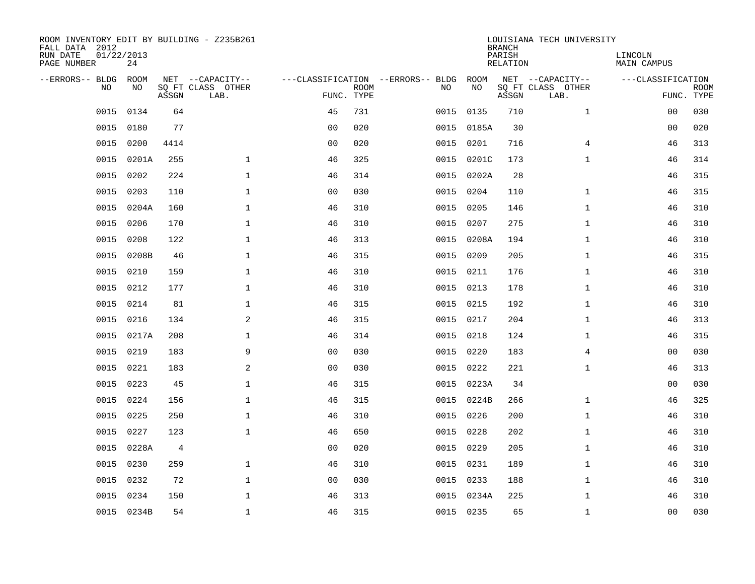ROOM INVENTORY EDIT BY BUILDING - Z235B261
FALL DATA 2012
RUN DATE 01/22/2013
PAGE NUMBER 24

LOUISIANA TECH UNIVERSITY
BRANCH
PARISH LINCOLN
RELATION MAIN CAMPUS

| --ERRORS-- | BLDG NO | ROOM NO | NET SQ FT ASSGN | --CAPACITY-- CLASS LAB. | OTHER | ---CLASSIFICATION FUNC. | ROOM TYPE | --ERRORS-- | BLDG NO | ROOM NO | NET SQ FT ASSGN | --CAPACITY-- CLASS LAB. | OTHER | ---CLASSIFICATION FUNC. | ROOM TYPE |
|---|---|---|---|---|---|---|---|---|---|---|---|---|---|---|---|
| | 0015 | 0134 | 64 | | | 45 | 731 | | 0015 | 0135 | 710 | | 1 | 00 | 030 |
| | 0015 | 0180 | 77 | | | 00 | 020 | | 0015 | 0185A | 30 | | | 00 | 020 |
| | 0015 | 0200 | 4414 | | | 00 | 020 | | 0015 | 0201 | 716 | | 4 | 46 | 313 |
| | 0015 | 0201A | 255 | | 1 | 46 | 325 | | 0015 | 0201C | 173 | | 1 | 46 | 314 |
| | 0015 | 0202 | 224 | | 1 | 46 | 314 | | 0015 | 0202A | 28 | | | 46 | 315 |
| | 0015 | 0203 | 110 | | 1 | 00 | 030 | | 0015 | 0204 | 110 | | 1 | 46 | 315 |
| | 0015 | 0204A | 160 | | 1 | 46 | 310 | | 0015 | 0205 | 146 | | 1 | 46 | 310 |
| | 0015 | 0206 | 170 | | 1 | 46 | 310 | | 0015 | 0207 | 275 | | 1 | 46 | 310 |
| | 0015 | 0208 | 122 | | 1 | 46 | 313 | | 0015 | 0208A | 194 | | 1 | 46 | 310 |
| | 0015 | 0208B | 46 | | 1 | 46 | 315 | | 0015 | 0209 | 205 | | 1 | 46 | 315 |
| | 0015 | 0210 | 159 | | 1 | 46 | 310 | | 0015 | 0211 | 176 | | 1 | 46 | 310 |
| | 0015 | 0212 | 177 | | 1 | 46 | 310 | | 0015 | 0213 | 178 | | 1 | 46 | 310 |
| | 0015 | 0214 | 81 | | 1 | 46 | 315 | | 0015 | 0215 | 192 | | 1 | 46 | 310 |
| | 0015 | 0216 | 134 | | 2 | 46 | 315 | | 0015 | 0217 | 204 | | 1 | 46 | 313 |
| | 0015 | 0217A | 208 | | 1 | 46 | 314 | | 0015 | 0218 | 124 | | 1 | 46 | 315 |
| | 0015 | 0219 | 183 | | 9 | 00 | 030 | | 0015 | 0220 | 183 | | 4 | 00 | 030 |
| | 0015 | 0221 | 183 | | 2 | 00 | 030 | | 0015 | 0222 | 221 | | 1 | 46 | 313 |
| | 0015 | 0223 | 45 | | 1 | 46 | 315 | | 0015 | 0223A | 34 | | | 00 | 030 |
| | 0015 | 0224 | 156 | | 1 | 46 | 315 | | 0015 | 0224B | 266 | | 1 | 46 | 325 |
| | 0015 | 0225 | 250 | | 1 | 46 | 310 | | 0015 | 0226 | 200 | | 1 | 46 | 310 |
| | 0015 | 0227 | 123 | | 1 | 46 | 650 | | 0015 | 0228 | 202 | | 1 | 46 | 310 |
| | 0015 | 0228A | 4 | | | 00 | 020 | | 0015 | 0229 | 205 | | 1 | 46 | 310 |
| | 0015 | 0230 | 259 | | 1 | 46 | 310 | | 0015 | 0231 | 189 | | 1 | 46 | 310 |
| | 0015 | 0232 | 72 | | 1 | 00 | 030 | | 0015 | 0233 | 188 | | 1 | 46 | 310 |
| | 0015 | 0234 | 150 | | 1 | 46 | 313 | | 0015 | 0234A | 225 | | 1 | 46 | 310 |
| | 0015 | 0234B | 54 | | 1 | 46 | 315 | | 0015 | 0235 | 65 | | 1 | 00 | 030 |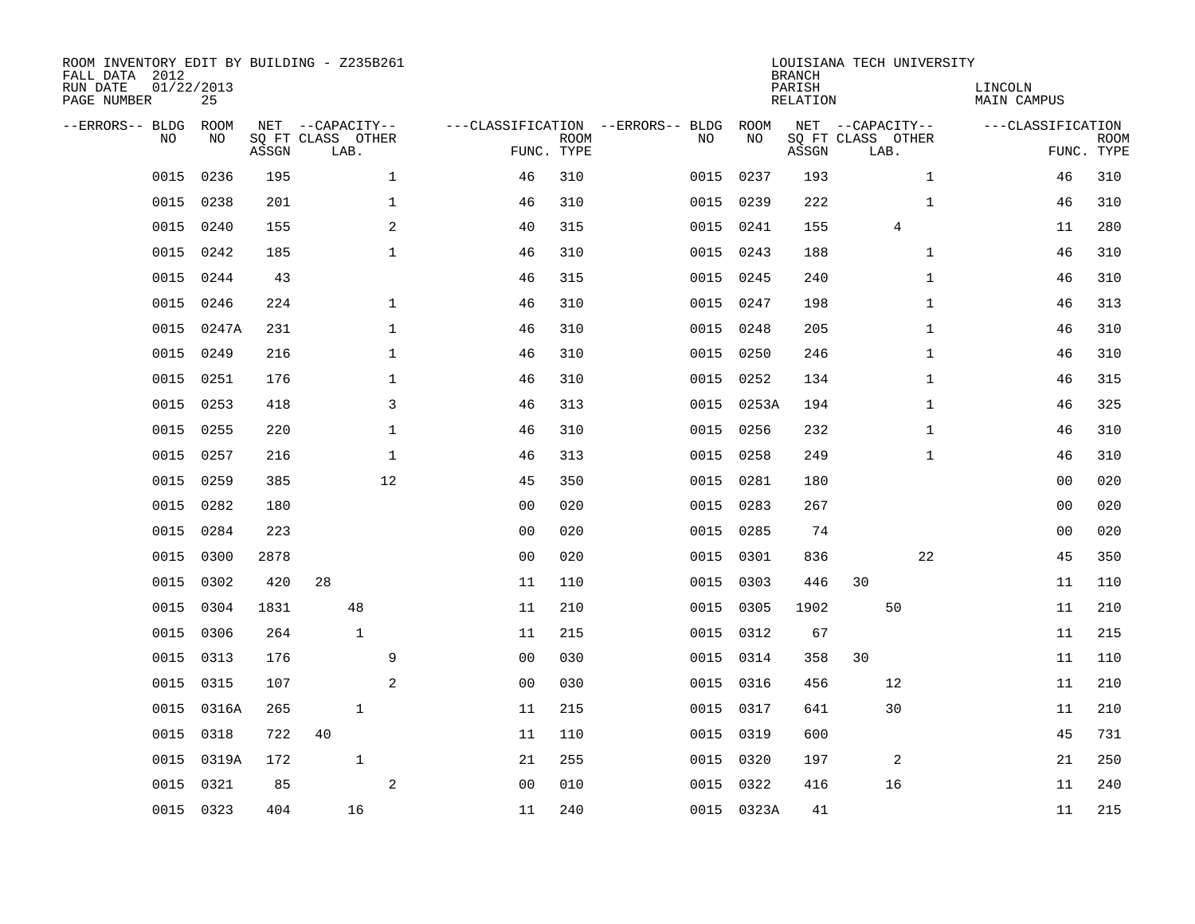ROOM INVENTORY EDIT BY BUILDING - Z235B261
FALL DATA 2012
RUN DATE 01/22/2013

LOUISIANA TECH UNIVERSITY
BRANCH
PARISH LINCOLN
RELATION MAIN CAMPUS

| --ERRORS-- | BLDG NO | ROOM NO | NET SQ FT ASSGN | --CAPACITY-- CLASS | LAB. | OTHER | ---CLASSIFICATION FUNC. | ROOM TYPE | --ERRORS-- | BLDG NO | ROOM NO | NET SQ FT ASSGN | --CAPACITY-- CLASS | LAB. | OTHER | ---CLASSIFICATION FUNC. | ROOM TYPE |
|---|---|---|---|---|---|---|---|---|---|---|---|---|---|---|---|---|---|
| | 0015 | 0236 | 195 | | | 1 | 46 | 310 | | 0015 | 0237 | 193 | | | 1 | 46 | 310 |
| | 0015 | 0238 | 201 | | | 1 | 46 | 310 | | 0015 | 0239 | 222 | | | 1 | 46 | 310 |
| | 0015 | 0240 | 155 | | | 2 | 40 | 315 | | 0015 | 0241 | 155 | | 4 | | 11 | 280 |
| | 0015 | 0242 | 185 | | | 1 | 46 | 310 | | 0015 | 0243 | 188 | | | 1 | 46 | 310 |
| | 0015 | 0244 | 43 | | | | 46 | 315 | | 0015 | 0245 | 240 | | | 1 | 46 | 310 |
| | 0015 | 0246 | 224 | | | 1 | 46 | 310 | | 0015 | 0247 | 198 | | | 1 | 46 | 313 |
| | 0015 | 0247A | 231 | | | 1 | 46 | 310 | | 0015 | 0248 | 205 | | | 1 | 46 | 310 |
| | 0015 | 0249 | 216 | | | 1 | 46 | 310 | | 0015 | 0250 | 246 | | | 1 | 46 | 310 |
| | 0015 | 0251 | 176 | | | 1 | 46 | 310 | | 0015 | 0252 | 134 | | | 1 | 46 | 315 |
| | 0015 | 0253 | 418 | | | 3 | 46 | 313 | | 0015 | 0253A | 194 | | | 1 | 46 | 325 |
| | 0015 | 0255 | 220 | | | 1 | 46 | 310 | | 0015 | 0256 | 232 | | | 1 | 46 | 310 |
| | 0015 | 0257 | 216 | | | 1 | 46 | 313 | | 0015 | 0258 | 249 | | | 1 | 46 | 310 |
| | 0015 | 0259 | 385 | | | 12 | 45 | 350 | | 0015 | 0281 | 180 | | | | 00 | 020 |
| | 0015 | 0282 | 180 | | | | 00 | 020 | | 0015 | 0283 | 267 | | | | 00 | 020 |
| | 0015 | 0284 | 223 | | | | 00 | 020 | | 0015 | 0285 | 74 | | | | 00 | 020 |
| | 0015 | 0300 | 2878 | | | | 00 | 020 | | 0015 | 0301 | 836 | | | 22 | 45 | 350 |
| | 0015 | 0302 | 420 | 28 | | | 11 | 110 | | 0015 | 0303 | 446 | 30 | | | 11 | 110 |
| | 0015 | 0304 | 1831 | | 48 | | 11 | 210 | | 0015 | 0305 | 1902 | | 50 | | 11 | 210 |
| | 0015 | 0306 | 264 | | 1 | | 11 | 215 | | 0015 | 0312 | 67 | | | | 11 | 215 |
| | 0015 | 0313 | 176 | | | 9 | 00 | 030 | | 0015 | 0314 | 358 | 30 | | | 11 | 110 |
| | 0015 | 0315 | 107 | | | 2 | 00 | 030 | | 0015 | 0316 | 456 | | 12 | | 11 | 210 |
| | 0015 | 0316A | 265 | | 1 | | 11 | 215 | | 0015 | 0317 | 641 | | 30 | | 11 | 210 |
| | 0015 | 0318 | 722 | 40 | | | 11 | 110 | | 0015 | 0319 | 600 | | | | 45 | 731 |
| | 0015 | 0319A | 172 | | 1 | | 21 | 255 | | 0015 | 0320 | 197 | | 2 | | 21 | 250 |
| | 0015 | 0321 | 85 | | | 2 | 00 | 010 | | 0015 | 0322 | 416 | | 16 | | 11 | 240 |
| | 0015 | 0323 | 404 | | 16 | | 11 | 240 | | 0015 | 0323A | 41 | | | | 11 | 215 |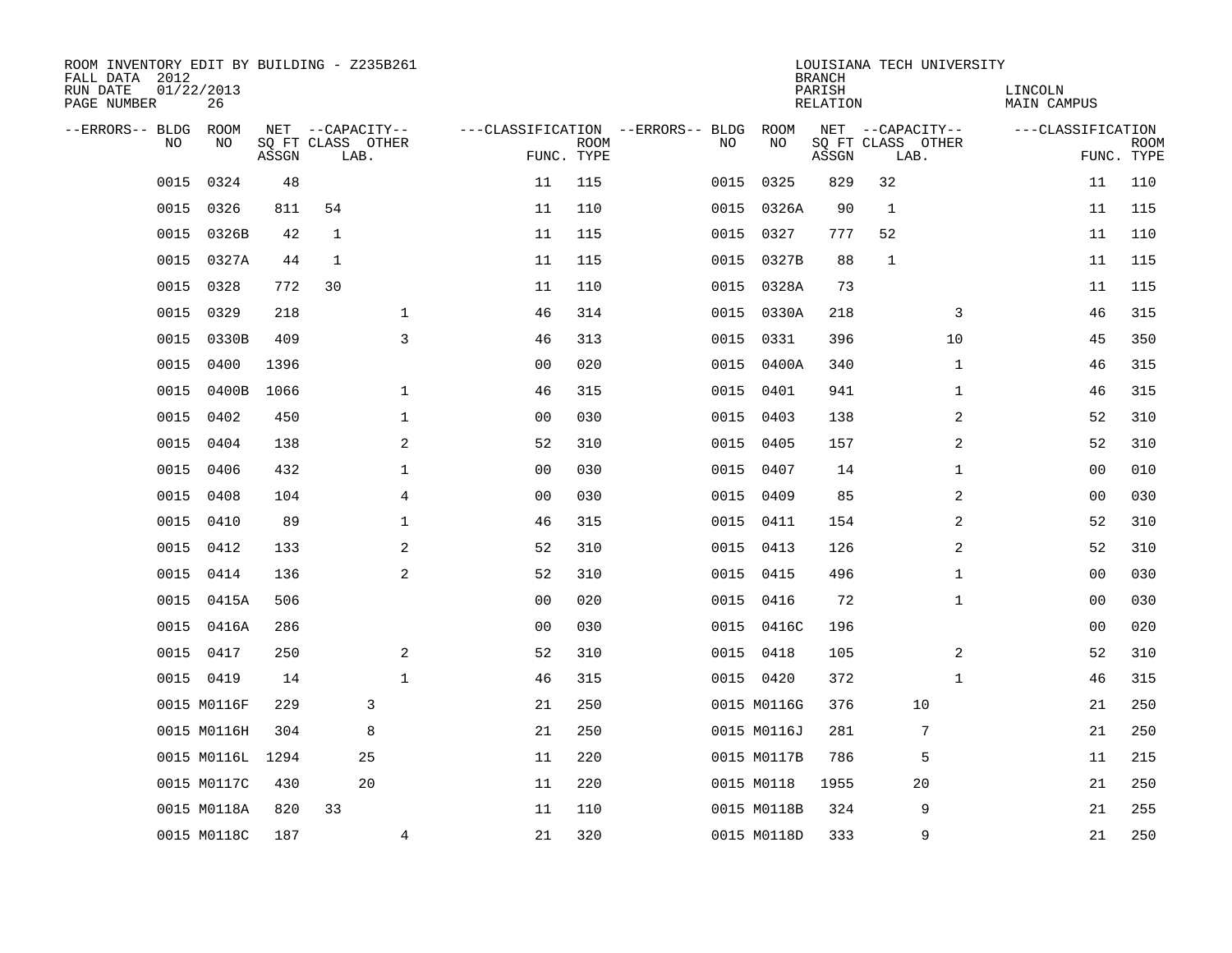ROOM INVENTORY EDIT BY BUILDING - Z235B261
FALL DATA 2012
RUN DATE 01/22/2013
PAGE NUMBER 26

LOUISIANA TECH UNIVERSITY
BRANCH
PARISH LINCOLN
RELATION MAIN CAMPUS

| --ERRORS-- | BLDG NO | ROOM NO | NET SQ FT ASSGN | CAPACITY CLASS | CAPACITY LAB. | CAPACITY OTHER | CLASSIFICATION FUNC. | ROOM TYPE | --ERRORS-- | BLDG NO | ROOM NO | NET SQ FT ASSGN | CAPACITY CLASS | CAPACITY LAB. | CAPACITY OTHER | CLASSIFICATION FUNC. | ROOM TYPE |
|---|---|---|---|---|---|---|---|---|---|---|---|---|---|---|---|---|---|
| | 0015 | 0324 | 48 | | | | 11 | 115 | | 0015 | 0325 | 829 | 32 | | | 11 | 110 |
| | 0015 | 0326 | 811 | 54 | | | 11 | 110 | | 0015 | 0326A | 90 | 1 | | | 11 | 115 |
| | 0015 | 0326B | 42 | 1 | | | 11 | 115 | | 0015 | 0327 | 777 | 52 | | | 11 | 110 |
| | 0015 | 0327A | 44 | 1 | | | 11 | 115 | | 0015 | 0327B | 88 | 1 | | | 11 | 115 |
| | 0015 | 0328 | 772 | 30 | | | 11 | 110 | | 0015 | 0328A | 73 | | | | 11 | 115 |
| | 0015 | 0329 | 218 | | | 1 | 46 | 314 | | 0015 | 0330A | 218 | | | 3 | 46 | 315 |
| | 0015 | 0330B | 409 | | | 3 | 46 | 313 | | 0015 | 0331 | 396 | | | 10 | 45 | 350 |
| | 0015 | 0400 | 1396 | | | | 00 | 020 | | 0015 | 0400A | 340 | | | 1 | 46 | 315 |
| | 0015 | 0400B | 1066 | | | 1 | 46 | 315 | | 0015 | 0401 | 941 | | | 1 | 46 | 315 |
| | 0015 | 0402 | 450 | | | 1 | 00 | 030 | | 0015 | 0403 | 138 | | | 2 | 52 | 310 |
| | 0015 | 0404 | 138 | | | 2 | 52 | 310 | | 0015 | 0405 | 157 | | | 2 | 52 | 310 |
| | 0015 | 0406 | 432 | | | 1 | 00 | 030 | | 0015 | 0407 | 14 | | | 1 | 00 | 010 |
| | 0015 | 0408 | 104 | | | 4 | 00 | 030 | | 0015 | 0409 | 85 | | | 2 | 00 | 030 |
| | 0015 | 0410 | 89 | | | 1 | 46 | 315 | | 0015 | 0411 | 154 | | | 2 | 52 | 310 |
| | 0015 | 0412 | 133 | | | 2 | 52 | 310 | | 0015 | 0413 | 126 | | | 2 | 52 | 310 |
| | 0015 | 0414 | 136 | | | 2 | 52 | 310 | | 0015 | 0415 | 496 | | | 1 | 00 | 030 |
| | 0015 | 0415A | 506 | | | | 00 | 020 | | 0015 | 0416 | 72 | | | 1 | 00 | 030 |
| | 0015 | 0416A | 286 | | | | 00 | 030 | | 0015 | 0416C | 196 | | | | 00 | 020 |
| | 0015 | 0417 | 250 | | | 2 | 52 | 310 | | 0015 | 0418 | 105 | | | 2 | 52 | 310 |
| | 0015 | 0419 | 14 | | | 1 | 46 | 315 | | 0015 | 0420 | 372 | | | 1 | 46 | 315 |
| | 0015 | M0116F | 229 | | 3 | | 21 | 250 | | 0015 | M0116G | 376 | | 10 | | 21 | 250 |
| | 0015 | M0116H | 304 | | 8 | | 21 | 250 | | 0015 | M0116J | 281 | | 7 | | 21 | 250 |
| | 0015 | M0116L | 1294 | | 25 | | 11 | 220 | | 0015 | M0117B | 786 | | 5 | | 11 | 215 |
| | 0015 | M0117C | 430 | | 20 | | 11 | 220 | | 0015 | M0118 | 1955 | | 20 | | 21 | 250 |
| | 0015 | M0118A | 820 | 33 | | | 11 | 110 | | 0015 | M0118B | 324 | | 9 | | 21 | 255 |
| | 0015 | M0118C | 187 | | | 4 | 21 | 320 | | 0015 | M0118D | 333 | | 9 | | 21 | 250 |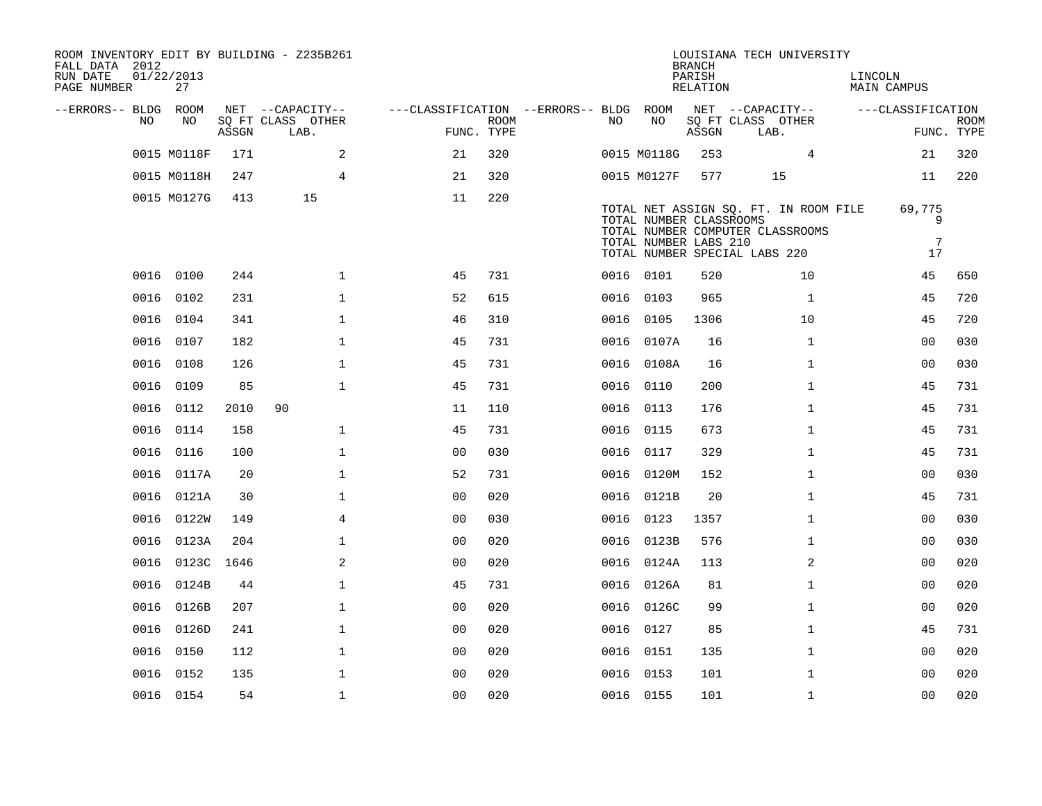ROOM INVENTORY EDIT BY BUILDING - Z235B261
FALL DATA 2012
RUN DATE 01/22/2013
PAGE NUMBER 27

LOUISIANA TECH UNIVERSITY
BRANCH
PARISH LINCOLN
RELATION MAIN CAMPUS

| --ERRORS-- | BLDG NO | ROOM NO | NET SQ FT ASSGN | CAPACITY CLASS LAB. | CAPACITY OTHER | CLASSIFICATION FUNC. | ROOM TYPE | --ERRORS-- | BLDG NO | ROOM NO | NET SQ FT ASSGN | CAPACITY CLASS LAB. | CAPACITY OTHER | CLASSIFICATION FUNC. | ROOM TYPE |
|---|---|---|---|---|---|---|---|---|---|---|---|---|---|---|---|
| | 0015 | M0118F | 171 | | 2 | 21 | 320 | | 0015 | M0118G | 253 | | 4 | 21 | 320 |
| | 0015 | M0118H | 247 | | 4 | 21 | 320 | | 0015 | M0127F | 577 | 15 | | 11 | 220 |
| | 0015 | M0127G | 413 | 15 | | 11 | 220 | | | | | | | | |

TOTAL NET ASSIGN SQ. FT. IN ROOM FILE 69,775
TOTAL NUMBER CLASSROOMS 9
TOTAL NUMBER COMPUTER CLASSROOMS
TOTAL NUMBER LABS 210 7
TOTAL NUMBER SPECIAL LABS 220 17

| --ERRORS-- | BLDG NO | ROOM NO | NET SQ FT ASSGN | CAPACITY CLASS LAB. | CAPACITY OTHER | CLASSIFICATION FUNC. | ROOM TYPE | --ERRORS-- | BLDG NO | ROOM NO | NET SQ FT ASSGN | CAPACITY CLASS LAB. | CAPACITY OTHER | CLASSIFICATION FUNC. | ROOM TYPE |
|---|---|---|---|---|---|---|---|---|---|---|---|---|---|---|---|
| | 0016 | 0100 | 244 | | 1 | 45 | 731 | | 0016 | 0101 | 520 | | 10 | 45 | 650 |
| | 0016 | 0102 | 231 | | 1 | 52 | 615 | | 0016 | 0103 | 965 | | 1 | 45 | 720 |
| | 0016 | 0104 | 341 | | 1 | 46 | 310 | | 0016 | 0105 | 1306 | | 10 | 45 | 720 |
| | 0016 | 0107 | 182 | | 1 | 45 | 731 | | 0016 | 0107A | 16 | | 1 | 00 | 030 |
| | 0016 | 0108 | 126 | | 1 | 45 | 731 | | 0016 | 0108A | 16 | | 1 | 00 | 030 |
| | 0016 | 0109 | 85 | | 1 | 45 | 731 | | 0016 | 0110 | 200 | | 1 | 45 | 731 |
| | 0016 | 0112 | 2010 | 90 | | 11 | 110 | | 0016 | 0113 | 176 | | 1 | 45 | 731 |
| | 0016 | 0114 | 158 | | 1 | 45 | 731 | | 0016 | 0115 | 673 | | 1 | 45 | 731 |
| | 0016 | 0116 | 100 | | 1 | 00 | 030 | | 0016 | 0117 | 329 | | 1 | 45 | 731 |
| | 0016 | 0117A | 20 | | 1 | 52 | 731 | | 0016 | 0120M | 152 | | 1 | 00 | 030 |
| | 0016 | 0121A | 30 | | 1 | 00 | 020 | | 0016 | 0121B | 20 | | 1 | 45 | 731 |
| | 0016 | 0122W | 149 | | 4 | 00 | 030 | | 0016 | 0123 | 1357 | | 1 | 00 | 030 |
| | 0016 | 0123A | 204 | | 1 | 00 | 020 | | 0016 | 0123B | 576 | | 1 | 00 | 030 |
| | 0016 | 0123C | 1646 | | 2 | 00 | 020 | | 0016 | 0124A | 113 | | 2 | 00 | 020 |
| | 0016 | 0124B | 44 | | 1 | 45 | 731 | | 0016 | 0126A | 81 | | 1 | 00 | 020 |
| | 0016 | 0126B | 207 | | 1 | 00 | 020 | | 0016 | 0126C | 99 | | 1 | 00 | 020 |
| | 0016 | 0126D | 241 | | 1 | 00 | 020 | | 0016 | 0127 | 85 | | 1 | 45 | 731 |
| | 0016 | 0150 | 112 | | 1 | 00 | 020 | | 0016 | 0151 | 135 | | 1 | 00 | 020 |
| | 0016 | 0152 | 135 | | 1 | 00 | 020 | | 0016 | 0153 | 101 | | 1 | 00 | 020 |
| | 0016 | 0154 | 54 | | 1 | 00 | 020 | | 0016 | 0155 | 101 | | 1 | 00 | 020 |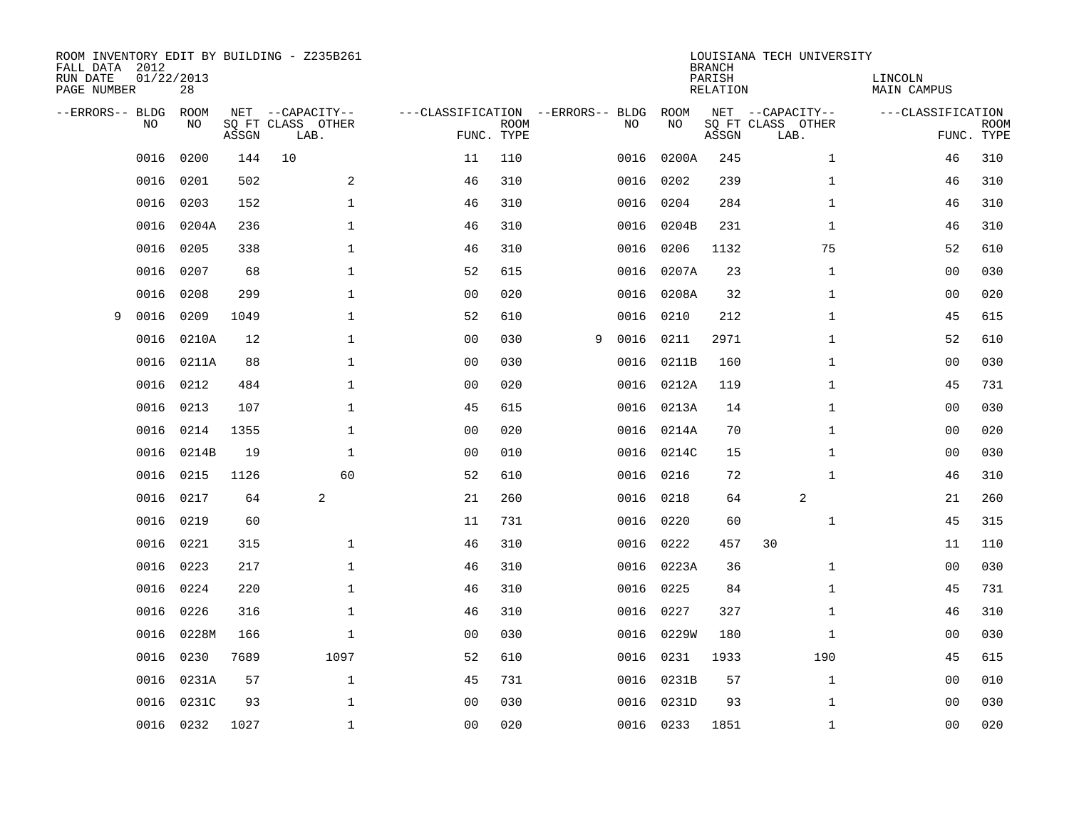ROOM INVENTORY EDIT BY BUILDING - Z235B261
FALL DATA 2012
RUN DATE 01/22/2013
PAGE NUMBER 28

LOUISIANA TECH UNIVERSITY
BRANCH
PARISH LINCOLN
RELATION MAIN CAMPUS

| --ERRORS-- | BLDG NO | ROOM NO | NET SQ FT ASSGN | CAPACITY CLASS | CAPACITY LAB. | CAPACITY OTHER | CLASSIFICATION FUNC. | ROOM TYPE | --ERRORS-- | BLDG NO | ROOM NO | NET SQ FT ASSGN | CAPACITY CLASS | CAPACITY LAB. | CAPACITY OTHER | CLASSIFICATION FUNC. | ROOM TYPE |
|---|---|---|---|---|---|---|---|---|---|---|---|---|---|---|---|---|---|
| | 0016 | 0200 | 144 | 10 | | | 11 | 110 | | 0016 | 0200A | 245 | | | 1 | 46 | 310 |
| | 0016 | 0201 | 502 | | | 2 | 46 | 310 | | 0016 | 0202 | 239 | | | 1 | 46 | 310 |
| | 0016 | 0203 | 152 | | | 1 | 46 | 310 | | 0016 | 0204 | 284 | | | 1 | 46 | 310 |
| | 0016 | 0204A | 236 | | | 1 | 46 | 310 | | 0016 | 0204B | 231 | | | 1 | 46 | 310 |
| | 0016 | 0205 | 338 | | | 1 | 46 | 310 | | 0016 | 0206 | 1132 | | | 75 | 52 | 610 |
| | 0016 | 0207 | 68 | | | 1 | 52 | 615 | | 0016 | 0207A | 23 | | | 1 | 00 | 030 |
| | 0016 | 0208 | 299 | | | 1 | 00 | 020 | | 0016 | 0208A | 32 | | | 1 | 00 | 020 |
| 9 | 0016 | 0209 | 1049 | | | 1 | 52 | 610 | | 0016 | 0210 | 212 | | | 1 | 45 | 615 |
| | 0016 | 0210A | 12 | | | 1 | 00 | 030 | 9 | 0016 | 0211 | 2971 | | | 1 | 52 | 610 |
| | 0016 | 0211A | 88 | | | 1 | 00 | 030 | | 0016 | 0211B | 160 | | | 1 | 00 | 030 |
| | 0016 | 0212 | 484 | | | 1 | 00 | 020 | | 0016 | 0212A | 119 | | | 1 | 45 | 731 |
| | 0016 | 0213 | 107 | | | 1 | 45 | 615 | | 0016 | 0213A | 14 | | | 1 | 00 | 030 |
| | 0016 | 0214 | 1355 | | | 1 | 00 | 020 | | 0016 | 0214A | 70 | | | 1 | 00 | 020 |
| | 0016 | 0214B | 19 | | | 1 | 00 | 010 | | 0016 | 0214C | 15 | | | 1 | 00 | 030 |
| | 0016 | 0215 | 1126 | | | 60 | 52 | 610 | | 0016 | 0216 | 72 | | | 1 | 46 | 310 |
| | 0016 | 0217 | 64 | | 2 | | 21 | 260 | | 0016 | 0218 | 64 | | 2 | | 21 | 260 |
| | 0016 | 0219 | 60 | | | | 11 | 731 | | 0016 | 0220 | 60 | | | 1 | 45 | 315 |
| | 0016 | 0221 | 315 | | | 1 | 46 | 310 | | 0016 | 0222 | 457 | 30 | | | 11 | 110 |
| | 0016 | 0223 | 217 | | | 1 | 46 | 310 | | 0016 | 0223A | 36 | | | 1 | 00 | 030 |
| | 0016 | 0224 | 220 | | | 1 | 46 | 310 | | 0016 | 0225 | 84 | | | 1 | 45 | 731 |
| | 0016 | 0226 | 316 | | | 1 | 46 | 310 | | 0016 | 0227 | 327 | | | 1 | 46 | 310 |
| | 0016 | 0228M | 166 | | | 1 | 00 | 030 | | 0016 | 0229W | 180 | | | 1 | 00 | 030 |
| | 0016 | 0230 | 7689 | | | 1097 | 52 | 610 | | 0016 | 0231 | 1933 | | | 190 | 45 | 615 |
| | 0016 | 0231A | 57 | | | 1 | 45 | 731 | | 0016 | 0231B | 57 | | | 1 | 00 | 010 |
| | 0016 | 0231C | 93 | | | 1 | 00 | 030 | | 0016 | 0231D | 93 | | | 1 | 00 | 030 |
| | 0016 | 0232 | 1027 | | | 1 | 00 | 020 | | 0016 | 0233 | 1851 | | | 1 | 00 | 020 |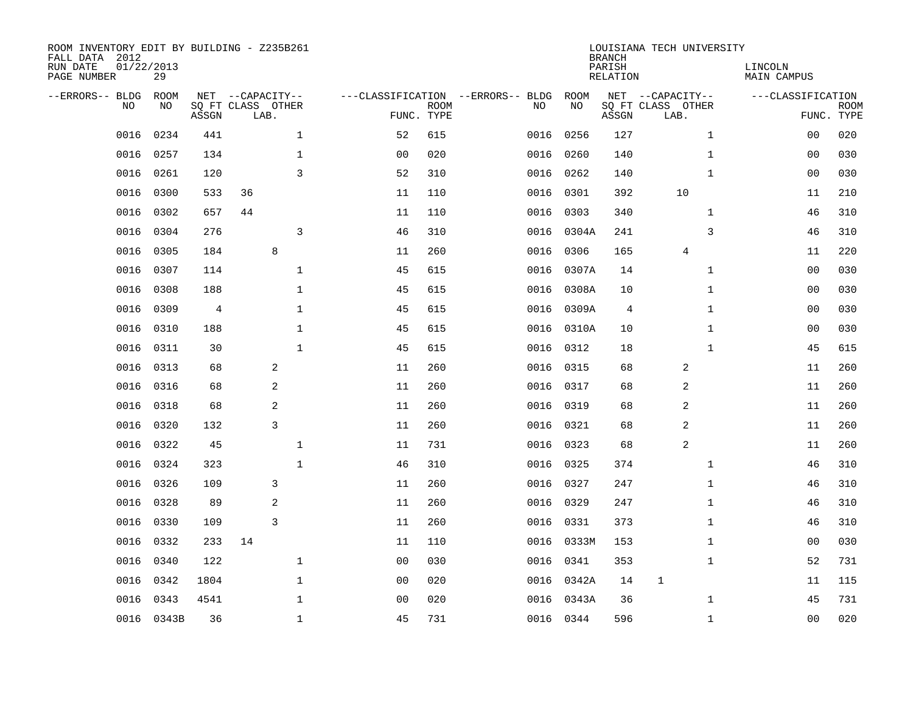ROOM INVENTORY EDIT BY BUILDING - Z235B261
FALL DATA 2012
RUN DATE 01/22/2013
PAGE NUMBER 29

LOUISIANA TECH UNIVERSITY
BRANCH
PARISH LINCOLN
RELATION MAIN CAMPUS

| --ERRORS-- | BLDG NO | ROOM NO | NET SQ FT ASSGN | CAPACITY CLASS | CAPACITY LAB. | CAPACITY OTHER | CLASSIFICATION FUNC. | ROOM TYPE | --ERRORS-- | BLDG NO | ROOM NO | NET SQ FT ASSGN | CAPACITY CLASS | CAPACITY LAB. | CAPACITY OTHER | CLASSIFICATION FUNC. | ROOM TYPE |
|---|---|---|---|---|---|---|---|---|---|---|---|---|---|---|---|---|---|
| | 0016 | 0234 | 441 | | | 1 | 52 | 615 | | 0016 | 0256 | 127 | | | 1 | 00 | 020 |
| | 0016 | 0257 | 134 | | | 1 | 00 | 020 | | 0016 | 0260 | 140 | | | 1 | 00 | 030 |
| | 0016 | 0261 | 120 | | | 3 | 52 | 310 | | 0016 | 0262 | 140 | | | 1 | 00 | 030 |
| | 0016 | 0300 | 533 | 36 | | | 11 | 110 | | 0016 | 0301 | 392 | | 10 | | 11 | 210 |
| | 0016 | 0302 | 657 | 44 | | | 11 | 110 | | 0016 | 0303 | 340 | | | 1 | 46 | 310 |
| | 0016 | 0304 | 276 | | | 3 | 46 | 310 | | 0016 | 0304A | 241 | | | 3 | 46 | 310 |
| | 0016 | 0305 | 184 | | 8 | | 11 | 260 | | 0016 | 0306 | 165 | | 4 | | 11 | 220 |
| | 0016 | 0307 | 114 | | | 1 | 45 | 615 | | 0016 | 0307A | 14 | | | 1 | 00 | 030 |
| | 0016 | 0308 | 188 | | | 1 | 45 | 615 | | 0016 | 0308A | 10 | | | 1 | 00 | 030 |
| | 0016 | 0309 | 4 | | | 1 | 45 | 615 | | 0016 | 0309A | 4 | | | 1 | 00 | 030 |
| | 0016 | 0310 | 188 | | | 1 | 45 | 615 | | 0016 | 0310A | 10 | | | 1 | 00 | 030 |
| | 0016 | 0311 | 30 | | | 1 | 45 | 615 | | 0016 | 0312 | 18 | | | 1 | 45 | 615 |
| | 0016 | 0313 | 68 | | 2 | | 11 | 260 | | 0016 | 0315 | 68 | | 2 | | 11 | 260 |
| | 0016 | 0316 | 68 | | 2 | | 11 | 260 | | 0016 | 0317 | 68 | | 2 | | 11 | 260 |
| | 0016 | 0318 | 68 | | 2 | | 11 | 260 | | 0016 | 0319 | 68 | | 2 | | 11 | 260 |
| | 0016 | 0320 | 132 | | 3 | | 11 | 260 | | 0016 | 0321 | 68 | | 2 | | 11 | 260 |
| | 0016 | 0322 | 45 | | | 1 | 11 | 731 | | 0016 | 0323 | 68 | | 2 | | 11 | 260 |
| | 0016 | 0324 | 323 | | | 1 | 46 | 310 | | 0016 | 0325 | 374 | | | 1 | 46 | 310 |
| | 0016 | 0326 | 109 | | 3 | | 11 | 260 | | 0016 | 0327 | 247 | | | 1 | 46 | 310 |
| | 0016 | 0328 | 89 | | 2 | | 11 | 260 | | 0016 | 0329 | 247 | | | 1 | 46 | 310 |
| | 0016 | 0330 | 109 | | 3 | | 11 | 260 | | 0016 | 0331 | 373 | | | 1 | 46 | 310 |
| | 0016 | 0332 | 233 | 14 | | | 11 | 110 | | 0016 | 0333M | 153 | | | 1 | 00 | 030 |
| | 0016 | 0340 | 122 | | | 1 | 00 | 030 | | 0016 | 0341 | 353 | | | 1 | 52 | 731 |
| | 0016 | 0342 | 1804 | | | 1 | 00 | 020 | | 0016 | 0342A | 14 | 1 | | | 11 | 115 |
| | 0016 | 0343 | 4541 | | | 1 | 00 | 020 | | 0016 | 0343A | 36 | | | 1 | 45 | 731 |
| | 0016 | 0343B | 36 | | | 1 | 45 | 731 | | 0016 | 0344 | 596 | | | 1 | 00 | 020 |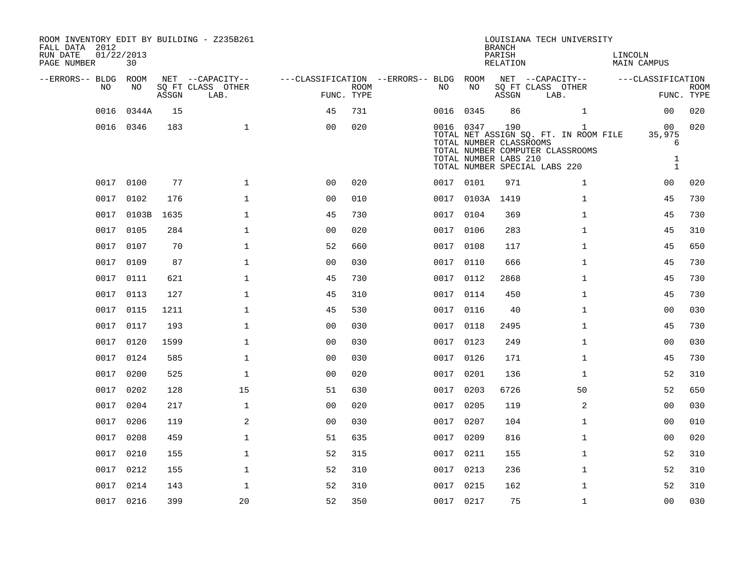ROOM INVENTORY EDIT BY BUILDING - Z235B261
FALL DATA 2012
RUN DATE 01/22/2013
PAGE NUMBER 30

LOUISIANA TECH UNIVERSITY
BRANCH
PARISH LINCOLN
RELATION MAIN CAMPUS

| --ERRORS-- | BLDG NO | ROOM NO | NET SQ FT ASSGN | --CAPACITY-- CLASS LAB. | OTHER | ---CLASSIFICATION FUNC. | ROOM TYPE | --ERRORS-- | BLDG NO | ROOM NO | NET SQ FT ASSGN | --CAPACITY-- CLASS LAB. | OTHER | ---CLASSIFICATION FUNC. | ROOM TYPE |
|---|---|---|---|---|---|---|---|---|---|---|---|---|---|---|---|
| | 0016 | 0344A | 15 | | | 45 | 731 | | 0016 | 0345 | 86 | | 1 | 00 | 020 |
| | 0016 | 0346 | 183 | | 1 | 00 | 020 | | 0016 | 0347 | 190 | | 1 | 00 | 020 |
| | | | | | | | | | TOTAL NET ASSIGN SQ. FT. IN ROOM FILE | | | | | 35,975 | |
| | | | | | | | | | TOTAL NUMBER CLASSROOMS | | | | | 6 | |
| | | | | | | | | | TOTAL NUMBER COMPUTER CLASSROOMS | | | | | | |
| | | | | | | | | | TOTAL NUMBER LABS 210 | | | | | 1 | |
| | | | | | | | | | TOTAL NUMBER SPECIAL LABS 220 | | | | | 1 | |
| | 0017 | 0100 | 77 | | 1 | 00 | 020 | | 0017 | 0101 | 971 | | 1 | 00 | 020 |
| | 0017 | 0102 | 176 | | 1 | 00 | 010 | | 0017 | 0103A | 1419 | | 1 | 45 | 730 |
| | 0017 | 0103B | 1635 | | 1 | 45 | 730 | | 0017 | 0104 | 369 | | 1 | 45 | 730 |
| | 0017 | 0105 | 284 | | 1 | 00 | 020 | | 0017 | 0106 | 283 | | 1 | 45 | 310 |
| | 0017 | 0107 | 70 | | 1 | 52 | 660 | | 0017 | 0108 | 117 | | 1 | 45 | 650 |
| | 0017 | 0109 | 87 | | 1 | 00 | 030 | | 0017 | 0110 | 666 | | 1 | 45 | 730 |
| | 0017 | 0111 | 621 | | 1 | 45 | 730 | | 0017 | 0112 | 2868 | | 1 | 45 | 730 |
| | 0017 | 0113 | 127 | | 1 | 45 | 310 | | 0017 | 0114 | 450 | | 1 | 45 | 730 |
| | 0017 | 0115 | 1211 | | 1 | 45 | 530 | | 0017 | 0116 | 40 | | 1 | 00 | 030 |
| | 0017 | 0117 | 193 | | 1 | 00 | 030 | | 0017 | 0118 | 2495 | | 1 | 45 | 730 |
| | 0017 | 0120 | 1599 | | 1 | 00 | 030 | | 0017 | 0123 | 249 | | 1 | 00 | 030 |
| | 0017 | 0124 | 585 | | 1 | 00 | 030 | | 0017 | 0126 | 171 | | 1 | 45 | 730 |
| | 0017 | 0200 | 525 | | 1 | 00 | 020 | | 0017 | 0201 | 136 | | 1 | 52 | 310 |
| | 0017 | 0202 | 128 | | 15 | 51 | 630 | | 0017 | 0203 | 6726 | | 50 | 52 | 650 |
| | 0017 | 0204 | 217 | | 1 | 00 | 020 | | 0017 | 0205 | 119 | | 2 | 00 | 030 |
| | 0017 | 0206 | 119 | | 2 | 00 | 030 | | 0017 | 0207 | 104 | | 1 | 00 | 010 |
| | 0017 | 0208 | 459 | | 1 | 51 | 635 | | 0017 | 0209 | 816 | | 1 | 00 | 020 |
| | 0017 | 0210 | 155 | | 1 | 52 | 315 | | 0017 | 0211 | 155 | | 1 | 52 | 310 |
| | 0017 | 0212 | 155 | | 1 | 52 | 310 | | 0017 | 0213 | 236 | | 1 | 52 | 310 |
| | 0017 | 0214 | 143 | | 1 | 52 | 310 | | 0017 | 0215 | 162 | | 1 | 52 | 310 |
| | 0017 | 0216 | 399 | | 20 | 52 | 350 | | 0017 | 0217 | 75 | | 1 | 00 | 030 |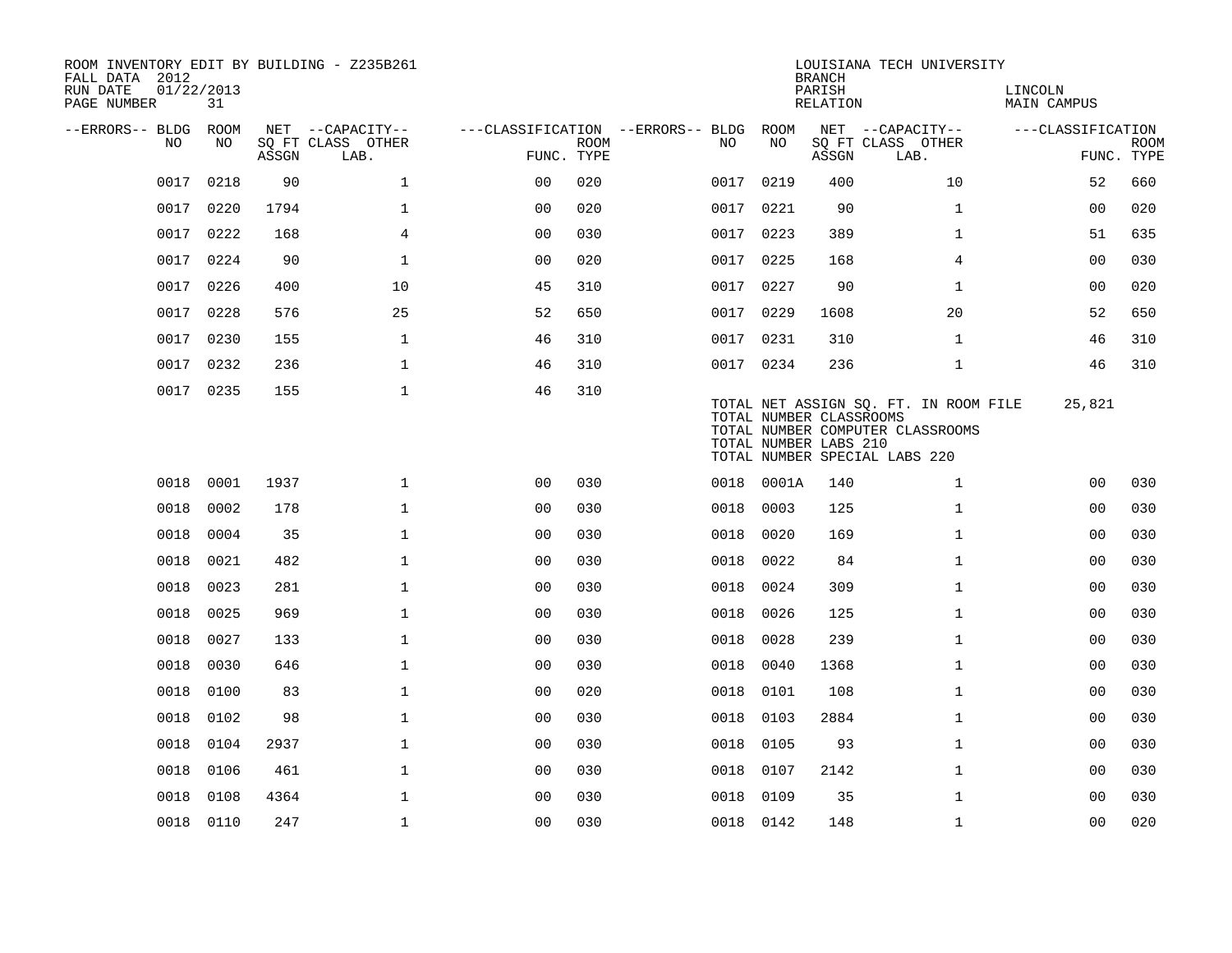ROOM INVENTORY EDIT BY BUILDING - Z235B261
FALL DATA 2012
RUN DATE 01/22/2013

LOUISIANA TECH UNIVERSITY
BRANCH
PARISH LINCOLN
RELATION MAIN CAMPUS

| --ERRORS-- | BLDG NO | ROOM NO | NET SQ FT ASSGN | --CAPACITY-- CLASS LAB. | OTHER | ---CLASSIFICATION FUNC. | ROOM TYPE | --ERRORS-- | BLDG NO | ROOM NO | NET SQ FT ASSGN | --CAPACITY-- CLASS LAB. | OTHER | ---CLASSIFICATION FUNC. | ROOM TYPE |
|---|---|---|---|---|---|---|---|---|---|---|---|---|---|---|---|
| | 0017 | 0218 | 90 | | 1 | 00 | 020 | | 0017 | 0219 | 400 | | 10 | 52 | 660 |
| | 0017 | 0220 | 1794 | | 1 | 00 | 020 | | 0017 | 0221 | 90 | | 1 | 00 | 020 |
| | 0017 | 0222 | 168 | | 4 | 00 | 030 | | 0017 | 0223 | 389 | | 1 | 51 | 635 |
| | 0017 | 0224 | 90 | | 1 | 00 | 020 | | 0017 | 0225 | 168 | | 4 | 00 | 030 |
| | 0017 | 0226 | 400 | | 10 | 45 | 310 | | 0017 | 0227 | 90 | | 1 | 00 | 020 |
| | 0017 | 0228 | 576 | | 25 | 52 | 650 | | 0017 | 0229 | 1608 | | 20 | 52 | 650 |
| | 0017 | 0230 | 155 | | 1 | 46 | 310 | | 0017 | 0231 | 310 | | 1 | 46 | 310 |
| | 0017 | 0232 | 236 | | 1 | 46 | 310 | | 0017 | 0234 | 236 | | 1 | 46 | 310 |
| | 0017 | 0235 | 155 | | 1 | 46 | 310 | | | | | | | | |

TOTAL NET ASSIGN SQ. FT. IN ROOM FILE 25,821
TOTAL NUMBER CLASSROOMS
TOTAL NUMBER COMPUTER CLASSROOMS
TOTAL NUMBER LABS 210
TOTAL NUMBER SPECIAL LABS 220

| --ERRORS-- | BLDG NO | ROOM NO | NET SQ FT ASSGN | --CAPACITY-- CLASS LAB. | OTHER | ---CLASSIFICATION FUNC. | ROOM TYPE | --ERRORS-- | BLDG NO | ROOM NO | NET SQ FT ASSGN | --CAPACITY-- CLASS LAB. | OTHER | ---CLASSIFICATION FUNC. | ROOM TYPE |
|---|---|---|---|---|---|---|---|---|---|---|---|---|---|---|---|
| | 0018 | 0001 | 1937 | | 1 | 00 | 030 | | 0018 | 0001A | 140 | | 1 | 00 | 030 |
| | 0018 | 0002 | 178 | | 1 | 00 | 030 | | 0018 | 0003 | 125 | | 1 | 00 | 030 |
| | 0018 | 0004 | 35 | | 1 | 00 | 030 | | 0018 | 0020 | 169 | | 1 | 00 | 030 |
| | 0018 | 0021 | 482 | | 1 | 00 | 030 | | 0018 | 0022 | 84 | | 1 | 00 | 030 |
| | 0018 | 0023 | 281 | | 1 | 00 | 030 | | 0018 | 0024 | 309 | | 1 | 00 | 030 |
| | 0018 | 0025 | 969 | | 1 | 00 | 030 | | 0018 | 0026 | 125 | | 1 | 00 | 030 |
| | 0018 | 0027 | 133 | | 1 | 00 | 030 | | 0018 | 0028 | 239 | | 1 | 00 | 030 |
| | 0018 | 0030 | 646 | | 1 | 00 | 030 | | 0018 | 0040 | 1368 | | 1 | 00 | 030 |
| | 0018 | 0100 | 83 | | 1 | 00 | 020 | | 0018 | 0101 | 108 | | 1 | 00 | 030 |
| | 0018 | 0102 | 98 | | 1 | 00 | 030 | | 0018 | 0103 | 2884 | | 1 | 00 | 030 |
| | 0018 | 0104 | 2937 | | 1 | 00 | 030 | | 0018 | 0105 | 93 | | 1 | 00 | 030 |
| | 0018 | 0106 | 461 | | 1 | 00 | 030 | | 0018 | 0107 | 2142 | | 1 | 00 | 030 |
| | 0018 | 0108 | 4364 | | 1 | 00 | 030 | | 0018 | 0109 | 35 | | 1 | 00 | 030 |
| | 0018 | 0110 | 247 | | 1 | 00 | 030 | | 0018 | 0142 | 148 | | 1 | 00 | 020 |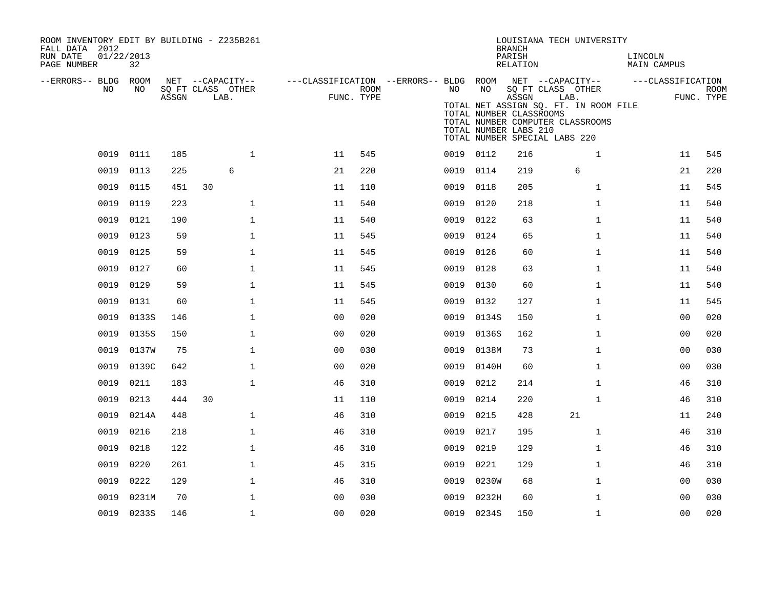ROOM INVENTORY EDIT BY BUILDING - Z235B261
FALL DATA 2012
RUN DATE 01/22/2013
PAGE NUMBER 32

LOUISIANA TECH UNIVERSITY
BRANCH
PARISH LINCOLN
RELATION MAIN CAMPUS

TOTAL NET ASSIGN SQ. FT. IN ROOM FILE
TOTAL NUMBER CLASSROOMS
TOTAL NUMBER COMPUTER CLASSROOMS
TOTAL NUMBER LABS 210
TOTAL NUMBER SPECIAL LABS 220

| --ERRORS-- | BLDG NO | ROOM NO | NET SQ FT ASSGN | CAPACITY CLASS | CAPACITY LAB. | CAPACITY OTHER | CLASSIFICATION FUNC. | ROOM TYPE | --ERRORS-- | BLDG NO | ROOM NO | NET SQ FT ASSGN | CAPACITY CLASS | CAPACITY LAB. | CAPACITY OTHER | CLASSIFICATION FUNC. | ROOM TYPE |
|---|---|---|---|---|---|---|---|---|---|---|---|---|---|---|---|---|---|
| | 0019 | 0111 | 185 | | | 1 | 11 | 545 | | 0019 | 0112 | 216 | | | 1 | 11 | 545 |
| | 0019 | 0113 | 225 | | 6 | | 21 | 220 | | 0019 | 0114 | 219 | | 6 | | 21 | 220 |
| | 0019 | 0115 | 451 | 30 | | | 11 | 110 | | 0019 | 0118 | 205 | | | 1 | 11 | 545 |
| | 0019 | 0119 | 223 | | | 1 | 11 | 540 | | 0019 | 0120 | 218 | | | 1 | 11 | 540 |
| | 0019 | 0121 | 190 | | | 1 | 11 | 540 | | 0019 | 0122 | 63 | | | 1 | 11 | 540 |
| | 0019 | 0123 | 59 | | | 1 | 11 | 545 | | 0019 | 0124 | 65 | | | 1 | 11 | 540 |
| | 0019 | 0125 | 59 | | | 1 | 11 | 545 | | 0019 | 0126 | 60 | | | 1 | 11 | 540 |
| | 0019 | 0127 | 60 | | | 1 | 11 | 545 | | 0019 | 0128 | 63 | | | 1 | 11 | 540 |
| | 0019 | 0129 | 59 | | | 1 | 11 | 545 | | 0019 | 0130 | 60 | | | 1 | 11 | 540 |
| | 0019 | 0131 | 60 | | | 1 | 11 | 545 | | 0019 | 0132 | 127 | | | 1 | 11 | 545 |
| | 0019 | 0133S | 146 | | | 1 | 00 | 020 | | 0019 | 0134S | 150 | | | 1 | 00 | 020 |
| | 0019 | 0135S | 150 | | | 1 | 00 | 020 | | 0019 | 0136S | 162 | | | 1 | 00 | 020 |
| | 0019 | 0137W | 75 | | | 1 | 00 | 030 | | 0019 | 0138M | 73 | | | 1 | 00 | 030 |
| | 0019 | 0139C | 642 | | | 1 | 00 | 020 | | 0019 | 0140H | 60 | | | 1 | 00 | 030 |
| | 0019 | 0211 | 183 | | | 1 | 46 | 310 | | 0019 | 0212 | 214 | | | 1 | 46 | 310 |
| | 0019 | 0213 | 444 | 30 | | | 11 | 110 | | 0019 | 0214 | 220 | | | 1 | 46 | 310 |
| | 0019 | 0214A | 448 | | | 1 | 46 | 310 | | 0019 | 0215 | 428 | | 21 | | 11 | 240 |
| | 0019 | 0216 | 218 | | | 1 | 46 | 310 | | 0019 | 0217 | 195 | | | 1 | 46 | 310 |
| | 0019 | 0218 | 122 | | | 1 | 46 | 310 | | 0019 | 0219 | 129 | | | 1 | 46 | 310 |
| | 0019 | 0220 | 261 | | | 1 | 45 | 315 | | 0019 | 0221 | 129 | | | 1 | 46 | 310 |
| | 0019 | 0222 | 129 | | | 1 | 46 | 310 | | 0019 | 0230W | 68 | | | 1 | 00 | 030 |
| | 0019 | 0231M | 70 | | | 1 | 00 | 030 | | 0019 | 0232H | 60 | | | 1 | 00 | 030 |
| | 0019 | 0233S | 146 | | | 1 | 00 | 020 | | 0019 | 0234S | 150 | | | 1 | 00 | 020 |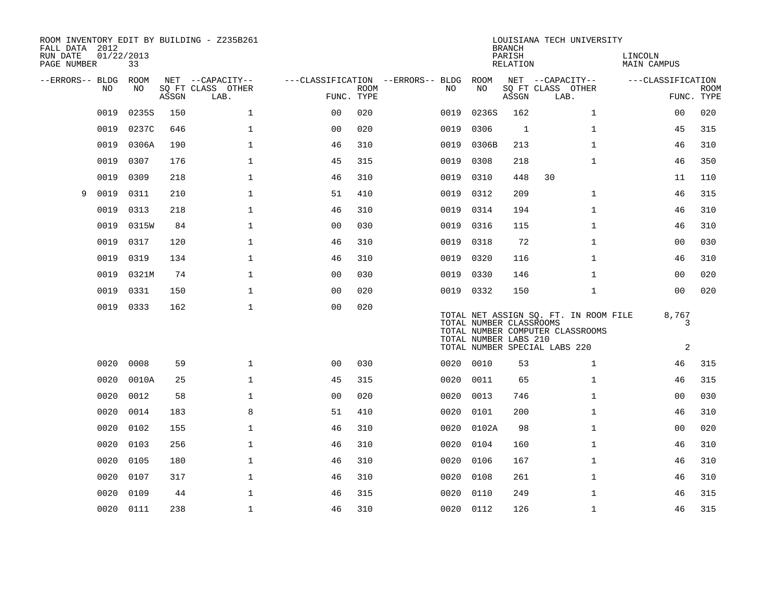ROOM INVENTORY EDIT BY BUILDING - Z235B261
FALL DATA 2012
RUN DATE 01/22/2013
PAGE NUMBER 33

LOUISIANA TECH UNIVERSITY
BRANCH
PARISH LINCOLN
RELATION MAIN CAMPUS

| --ERRORS-- | BLDG NO | ROOM NO | NET SQ FT ASSGN | CAPACITY CLASS | CAPACITY OTHER LAB. | CLASSIFICATION FUNC. | ROOM TYPE | --ERRORS-- | BLDG NO | ROOM NO | NET SQ FT ASSGN | CAPACITY CLASS | CAPACITY OTHER LAB. | CLASSIFICATION FUNC. | ROOM TYPE |
|---|---|---|---|---|---|---|---|---|---|---|---|---|---|---|---|
| | 0019 | 0235S | 150 | | 1 | 00 | 020 | | 0019 | 0236S | 162 | | 1 | 00 | 020 |
| | 0019 | 0237C | 646 | | 1 | 00 | 020 | | 0019 | 0306 | 1 | | 1 | 45 | 315 |
| | 0019 | 0306A | 190 | | 1 | 46 | 310 | | 0019 | 0306B | 213 | | 1 | 46 | 310 |
| | 0019 | 0307 | 176 | | 1 | 45 | 315 | | 0019 | 0308 | 218 | | 1 | 46 | 350 |
| | 0019 | 0309 | 218 | | 1 | 46 | 310 | | 0019 | 0310 | 448 | 30 | | 11 | 110 |
| 9 | 0019 | 0311 | 210 | | 1 | 51 | 410 | | 0019 | 0312 | 209 | | 1 | 46 | 315 |
| | 0019 | 0313 | 218 | | 1 | 46 | 310 | | 0019 | 0314 | 194 | | 1 | 46 | 310 |
| | 0019 | 0315W | 84 | | 1 | 00 | 030 | | 0019 | 0316 | 115 | | 1 | 46 | 310 |
| | 0019 | 0317 | 120 | | 1 | 46 | 310 | | 0019 | 0318 | 72 | | 1 | 00 | 030 |
| | 0019 | 0319 | 134 | | 1 | 46 | 310 | | 0019 | 0320 | 116 | | 1 | 46 | 310 |
| | 0019 | 0321M | 74 | | 1 | 00 | 030 | | 0019 | 0330 | 146 | | 1 | 00 | 020 |
| | 0019 | 0331 | 150 | | 1 | 00 | 020 | | 0019 | 0332 | 150 | | 1 | 00 | 020 |
| | 0019 | 0333 | 162 | | 1 | 00 | 020 | | | | | | | | |

TOTAL NET ASSIGN SQ. FT. IN ROOM FILE 8,767
TOTAL NUMBER CLASSROOMS 3
TOTAL NUMBER COMPUTER CLASSROOMS
TOTAL NUMBER LABS 210
TOTAL NUMBER SPECIAL LABS 220 2

| --ERRORS-- | BLDG NO | ROOM NO | NET SQ FT ASSGN | CAPACITY CLASS | CAPACITY OTHER LAB. | CLASSIFICATION FUNC. | ROOM TYPE | --ERRORS-- | BLDG NO | ROOM NO | NET SQ FT ASSGN | CAPACITY CLASS | CAPACITY OTHER LAB. | CLASSIFICATION FUNC. | ROOM TYPE |
|---|---|---|---|---|---|---|---|---|---|---|---|---|---|---|---|
| | 0020 | 0008 | 59 | | 1 | 00 | 030 | | 0020 | 0010 | 53 | | 1 | 46 | 315 |
| | 0020 | 0010A | 25 | | 1 | 45 | 315 | | 0020 | 0011 | 65 | | 1 | 46 | 315 |
| | 0020 | 0012 | 58 | | 1 | 00 | 020 | | 0020 | 0013 | 746 | | 1 | 00 | 030 |
| | 0020 | 0014 | 183 | | 8 | 51 | 410 | | 0020 | 0101 | 200 | | 1 | 46 | 310 |
| | 0020 | 0102 | 155 | | 1 | 46 | 310 | | 0020 | 0102A | 98 | | 1 | 00 | 020 |
| | 0020 | 0103 | 256 | | 1 | 46 | 310 | | 0020 | 0104 | 160 | | 1 | 46 | 310 |
| | 0020 | 0105 | 180 | | 1 | 46 | 310 | | 0020 | 0106 | 167 | | 1 | 46 | 310 |
| | 0020 | 0107 | 317 | | 1 | 46 | 310 | | 0020 | 0108 | 261 | | 1 | 46 | 310 |
| | 0020 | 0109 | 44 | | 1 | 46 | 315 | | 0020 | 0110 | 249 | | 1 | 46 | 315 |
| | 0020 | 0111 | 238 | | 1 | 46 | 310 | | 0020 | 0112 | 126 | | 1 | 46 | 315 |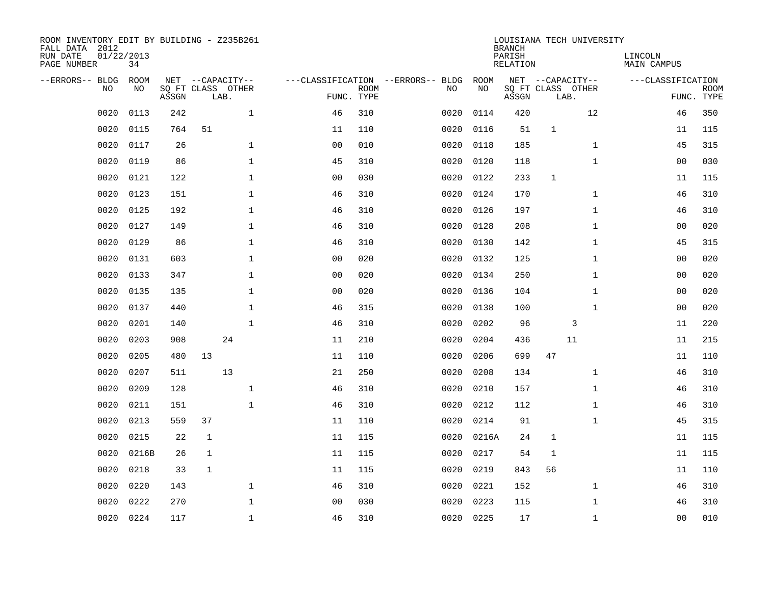ROOM INVENTORY EDIT BY BUILDING - Z235B261
FALL DATA 2012
RUN DATE 01/22/2013
PAGE NUMBER 34

LOUISIANA TECH UNIVERSITY
BRANCH
PARISH LINCOLN
RELATION MAIN CAMPUS

| --ERRORS-- | BLDG NO | ROOM NO | NET SQ FT ASSGN | CAPACITY CLASS | CAPACITY LAB. | CAPACITY OTHER | CLASSIFICATION FUNC. | ROOM TYPE | --ERRORS-- | BLDG NO | ROOM NO | NET SQ FT ASSGN | CAPACITY CLASS | CAPACITY LAB. | CAPACITY OTHER | CLASSIFICATION FUNC. | ROOM TYPE |
|---|---|---|---|---|---|---|---|---|---|---|---|---|---|---|---|---|---|
| | 0020 | 0113 | 242 | | | 1 | 46 | 310 | | 0020 | 0114 | 420 | | | 12 | 46 | 350 |
| | 0020 | 0115 | 764 | 51 | | | 11 | 110 | | 0020 | 0116 | 51 | 1 | | | 11 | 115 |
| | 0020 | 0117 | 26 | | | 1 | 00 | 010 | | 0020 | 0118 | 185 | | | 1 | 45 | 315 |
| | 0020 | 0119 | 86 | | | 1 | 45 | 310 | | 0020 | 0120 | 118 | | | 1 | 00 | 030 |
| | 0020 | 0121 | 122 | | | 1 | 00 | 030 | | 0020 | 0122 | 233 | 1 | | | 11 | 115 |
| | 0020 | 0123 | 151 | | | 1 | 46 | 310 | | 0020 | 0124 | 170 | | | 1 | 46 | 310 |
| | 0020 | 0125 | 192 | | | 1 | 46 | 310 | | 0020 | 0126 | 197 | | | 1 | 46 | 310 |
| | 0020 | 0127 | 149 | | | 1 | 46 | 310 | | 0020 | 0128 | 208 | | | 1 | 00 | 020 |
| | 0020 | 0129 | 86 | | | 1 | 46 | 310 | | 0020 | 0130 | 142 | | | 1 | 45 | 315 |
| | 0020 | 0131 | 603 | | | 1 | 00 | 020 | | 0020 | 0132 | 125 | | | 1 | 00 | 020 |
| | 0020 | 0133 | 347 | | | 1 | 00 | 020 | | 0020 | 0134 | 250 | | | 1 | 00 | 020 |
| | 0020 | 0135 | 135 | | | 1 | 00 | 020 | | 0020 | 0136 | 104 | | | 1 | 00 | 020 |
| | 0020 | 0137 | 440 | | | 1 | 46 | 315 | | 0020 | 0138 | 100 | | | 1 | 00 | 020 |
| | 0020 | 0201 | 140 | | | 1 | 46 | 310 | | 0020 | 0202 | 96 | | 3 | | 11 | 220 |
| | 0020 | 0203 | 908 | | 24 | | 11 | 210 | | 0020 | 0204 | 436 | | 11 | | 11 | 215 |
| | 0020 | 0205 | 480 | 13 | | | 11 | 110 | | 0020 | 0206 | 699 | 47 | | | 11 | 110 |
| | 0020 | 0207 | 511 | | 13 | | 21 | 250 | | 0020 | 0208 | 134 | | | 1 | 46 | 310 |
| | 0020 | 0209 | 128 | | | 1 | 46 | 310 | | 0020 | 0210 | 157 | | | 1 | 46 | 310 |
| | 0020 | 0211 | 151 | | | 1 | 46 | 310 | | 0020 | 0212 | 112 | | | 1 | 46 | 310 |
| | 0020 | 0213 | 559 | 37 | | | 11 | 110 | | 0020 | 0214 | 91 | | | 1 | 45 | 315 |
| | 0020 | 0215 | 22 | 1 | | | 11 | 115 | | 0020 | 0216A | 24 | 1 | | | 11 | 115 |
| | 0020 | 0216B | 26 | 1 | | | 11 | 115 | | 0020 | 0217 | 54 | 1 | | | 11 | 115 |
| | 0020 | 0218 | 33 | 1 | | | 11 | 115 | | 0020 | 0219 | 843 | 56 | | | 11 | 110 |
| | 0020 | 0220 | 143 | | | 1 | 46 | 310 | | 0020 | 0221 | 152 | | | 1 | 46 | 310 |
| | 0020 | 0222 | 270 | | | 1 | 00 | 030 | | 0020 | 0223 | 115 | | | 1 | 46 | 310 |
| | 0020 | 0224 | 117 | | | 1 | 46 | 310 | | 0020 | 0225 | 17 | | | 1 | 00 | 010 |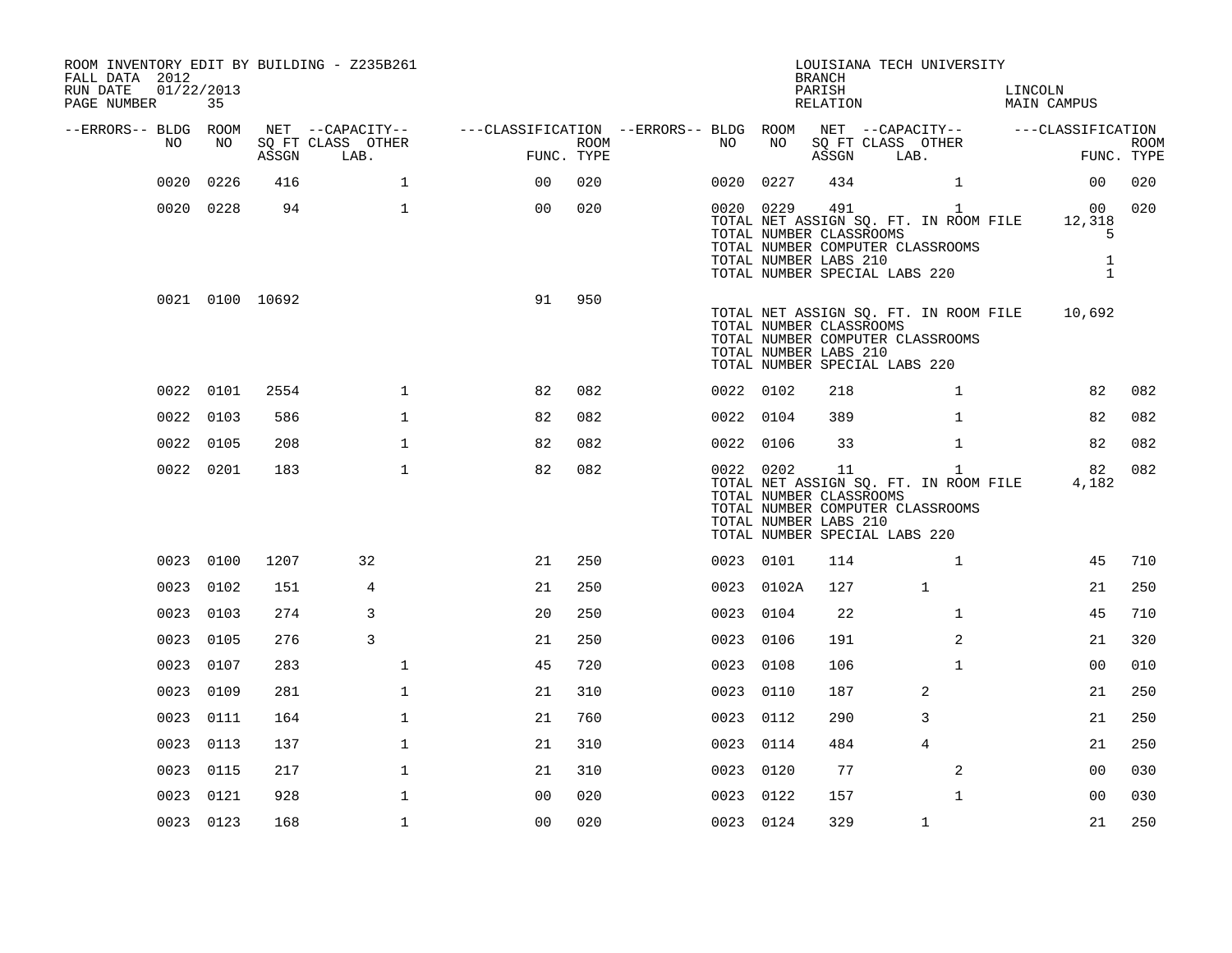ROOM INVENTORY EDIT BY BUILDING - Z235B261
FALL DATA 2012
RUN DATE 01/22/2013
PAGE NUMBER 35

LOUISIANA TECH UNIVERSITY
BRANCH
PARISH LINCOLN
RELATION MAIN CAMPUS

| --ERRORS-- | BLDG NO | ROOM NO | NET SQ FT ASSGN | --CAPACITY-- CLASS LAB. | OTHER | ---CLASSIFICATION FUNC. | ROOM TYPE | --ERRORS-- | BLDG NO | ROOM NO | NET SQ FT ASSGN | --CAPACITY-- CLASS LAB. | OTHER | ---CLASSIFICATION FUNC. | ROOM TYPE |
|---|---|---|---|---|---|---|---|---|---|---|---|---|---|---|---|
| | 0020 | 0226 | 416 | | 1 | 00 | 020 | | 0020 | 0227 | 434 | | 1 | 00 | 020 |
| | 0020 | 0228 | 94 | | 1 | 00 | 020 | | 0020 | 0229 | 491 | | 1 | 00 | 020 |
| | | | | | | | | | TOTAL NET ASSIGN SQ. FT. IN ROOM FILE | | | | | 12,318 | |
| | | | | | | | | | TOTAL NUMBER CLASSROOMS | | | | | 5 | |
| | | | | | | | | | TOTAL NUMBER COMPUTER CLASSROOMS | | | | | | |
| | | | | | | | | | TOTAL NUMBER LABS 210 | | | | | 1 | |
| | | | | | | | | | TOTAL NUMBER SPECIAL LABS 220 | | | | | 1 | |
| | 0021 | 0100 | 10692 | | | 91 | 950 | | | | | | | | |
| | | | | | | | | | TOTAL NET ASSIGN SQ. FT. IN ROOM FILE | | | | | 10,692 | |
| | | | | | | | | | TOTAL NUMBER CLASSROOMS | | | | | | |
| | | | | | | | | | TOTAL NUMBER COMPUTER CLASSROOMS | | | | | | |
| | | | | | | | | | TOTAL NUMBER LABS 210 | | | | | | |
| | | | | | | | | | TOTAL NUMBER SPECIAL LABS 220 | | | | | | |
| | 0022 | 0101 | 2554 | | 1 | 82 | 082 | | 0022 | 0102 | 218 | | 1 | 82 | 082 |
| | 0022 | 0103 | 586 | | 1 | 82 | 082 | | 0022 | 0104 | 389 | | 1 | 82 | 082 |
| | 0022 | 0105 | 208 | | 1 | 82 | 082 | | 0022 | 0106 | 33 | | 1 | 82 | 082 |
| | 0022 | 0201 | 183 | | 1 | 82 | 082 | | 0022 | 0202 | 11 | | 1 | 82 | 082 |
| | | | | | | | | | TOTAL NET ASSIGN SQ. FT. IN ROOM FILE | | | | | 4,182 | |
| | | | | | | | | | TOTAL NUMBER CLASSROOMS | | | | | | |
| | | | | | | | | | TOTAL NUMBER COMPUTER CLASSROOMS | | | | | | |
| | | | | | | | | | TOTAL NUMBER LABS 210 | | | | | | |
| | | | | | | | | | TOTAL NUMBER SPECIAL LABS 220 | | | | | | |
| | 0023 | 0100 | 1207 | 32 | | 21 | 250 | | 0023 | 0101 | 114 | | 1 | 45 | 710 |
| | 0023 | 0102 | 151 | 4 | | 21 | 250 | | 0023 | 0102A | 127 | 1 | | 21 | 250 |
| | 0023 | 0103 | 274 | 3 | | 20 | 250 | | 0023 | 0104 | 22 | | 1 | 45 | 710 |
| | 0023 | 0105 | 276 | 3 | | 21 | 250 | | 0023 | 0106 | 191 | | 2 | 21 | 320 |
| | 0023 | 0107 | 283 | | 1 | 45 | 720 | | 0023 | 0108 | 106 | | 1 | 00 | 010 |
| | 0023 | 0109 | 281 | | 1 | 21 | 310 | | 0023 | 0110 | 187 | 2 | | 21 | 250 |
| | 0023 | 0111 | 164 | | 1 | 21 | 760 | | 0023 | 0112 | 290 | 3 | | 21 | 250 |
| | 0023 | 0113 | 137 | | 1 | 21 | 310 | | 0023 | 0114 | 484 | 4 | | 21 | 250 |
| | 0023 | 0115 | 217 | | 1 | 21 | 310 | | 0023 | 0120 | 77 | | 2 | 00 | 030 |
| | 0023 | 0121 | 928 | | 1 | 00 | 020 | | 0023 | 0122 | 157 | | 1 | 00 | 030 |
| | 0023 | 0123 | 168 | | 1 | 00 | 020 | | 0023 | 0124 | 329 | 1 | | 21 | 250 |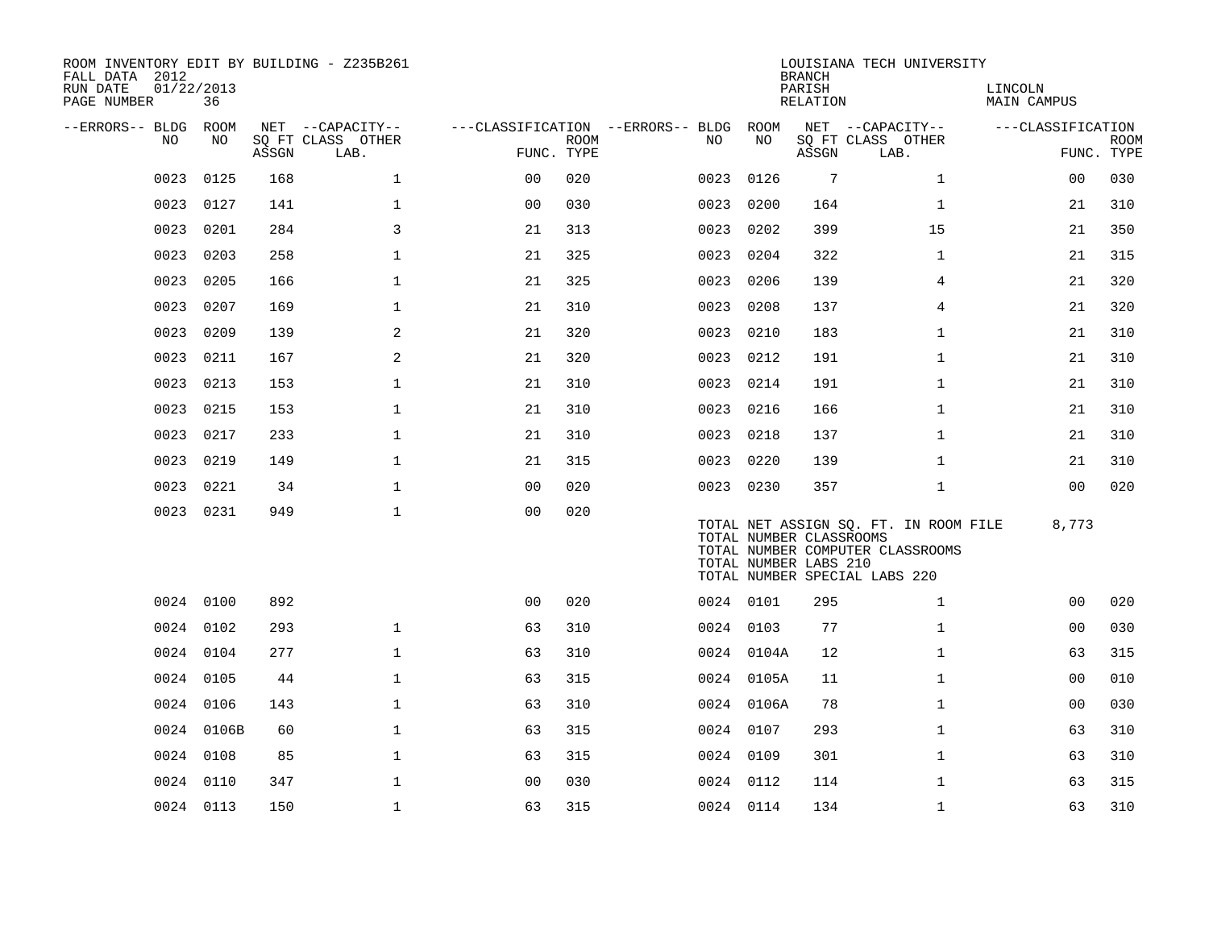ROOM INVENTORY EDIT BY BUILDING - Z235B261
FALL DATA 2012
RUN DATE 01/22/2013
PAGE NUMBER 36

LOUISIANA TECH UNIVERSITY
BRANCH
PARISH LINCOLN
RELATION MAIN CAMPUS

| --ERRORS-- | BLDG NO | ROOM NO | NET ASSGN SQ FT | CAPACITY CLASS LAB. | CAPACITY OTHER | CLASSIFICATION FUNC. | ROOM TYPE | --ERRORS-- | BLDG NO | ROOM NO | NET ASSGN SQ FT | CAPACITY CLASS LAB. | CAPACITY OTHER | CLASSIFICATION FUNC. | ROOM TYPE |
|---|---|---|---|---|---|---|---|---|---|---|---|---|---|---|---|
| | 0023 | 0125 | 168 | | 1 | 00 | 020 | | 0023 | 0126 | 7 | | 1 | 00 | 030 |
| | 0023 | 0127 | 141 | | 1 | 00 | 030 | | 0023 | 0200 | 164 | | 1 | 21 | 310 |
| | 0023 | 0201 | 284 | | 3 | 21 | 313 | | 0023 | 0202 | 399 | | 15 | 21 | 350 |
| | 0023 | 0203 | 258 | | 1 | 21 | 325 | | 0023 | 0204 | 322 | | 1 | 21 | 315 |
| | 0023 | 0205 | 166 | | 1 | 21 | 325 | | 0023 | 0206 | 139 | | 4 | 21 | 320 |
| | 0023 | 0207 | 169 | | 1 | 21 | 310 | | 0023 | 0208 | 137 | | 4 | 21 | 320 |
| | 0023 | 0209 | 139 | | 2 | 21 | 320 | | 0023 | 0210 | 183 | | 1 | 21 | 310 |
| | 0023 | 0211 | 167 | | 2 | 21 | 320 | | 0023 | 0212 | 191 | | 1 | 21 | 310 |
| | 0023 | 0213 | 153 | | 1 | 21 | 310 | | 0023 | 0214 | 191 | | 1 | 21 | 310 |
| | 0023 | 0215 | 153 | | 1 | 21 | 310 | | 0023 | 0216 | 166 | | 1 | 21 | 310 |
| | 0023 | 0217 | 233 | | 1 | 21 | 310 | | 0023 | 0218 | 137 | | 1 | 21 | 310 |
| | 0023 | 0219 | 149 | | 1 | 21 | 315 | | 0023 | 0220 | 139 | | 1 | 21 | 310 |
| | 0023 | 0221 | 34 | | 1 | 00 | 020 | | 0023 | 0230 | 357 | | 1 | 00 | 020 |
| | 0023 | 0231 | 949 | | 1 | 00 | 020 | | | | | | | | |

TOTAL NET ASSIGN SQ. FT. IN ROOM FILE 8,773
TOTAL NUMBER CLASSROOMS
TOTAL NUMBER COMPUTER CLASSROOMS
TOTAL NUMBER LABS 210
TOTAL NUMBER SPECIAL LABS 220

| --ERRORS-- | BLDG NO | ROOM NO | NET ASSGN SQ FT | CAPACITY CLASS LAB. | CAPACITY OTHER | CLASSIFICATION FUNC. | ROOM TYPE | --ERRORS-- | BLDG NO | ROOM NO | NET ASSGN SQ FT | CAPACITY CLASS LAB. | CAPACITY OTHER | CLASSIFICATION FUNC. | ROOM TYPE |
|---|---|---|---|---|---|---|---|---|---|---|---|---|---|---|---|
| | 0024 | 0100 | 892 | | | 00 | 020 | | 0024 | 0101 | 295 | | 1 | 00 | 020 |
| | 0024 | 0102 | 293 | | 1 | 63 | 310 | | 0024 | 0103 | 77 | | 1 | 00 | 030 |
| | 0024 | 0104 | 277 | | 1 | 63 | 310 | | 0024 | 0104A | 12 | | 1 | 63 | 315 |
| | 0024 | 0105 | 44 | | 1 | 63 | 315 | | 0024 | 0105A | 11 | | 1 | 00 | 010 |
| | 0024 | 0106 | 143 | | 1 | 63 | 310 | | 0024 | 0106A | 78 | | 1 | 00 | 030 |
| | 0024 | 0106B | 60 | | 1 | 63 | 315 | | 0024 | 0107 | 293 | | 1 | 63 | 310 |
| | 0024 | 0108 | 85 | | 1 | 63 | 315 | | 0024 | 0109 | 301 | | 1 | 63 | 310 |
| | 0024 | 0110 | 347 | | 1 | 00 | 030 | | 0024 | 0112 | 114 | | 1 | 63 | 315 |
| | 0024 | 0113 | 150 | | 1 | 63 | 315 | | 0024 | 0114 | 134 | | 1 | 63 | 310 |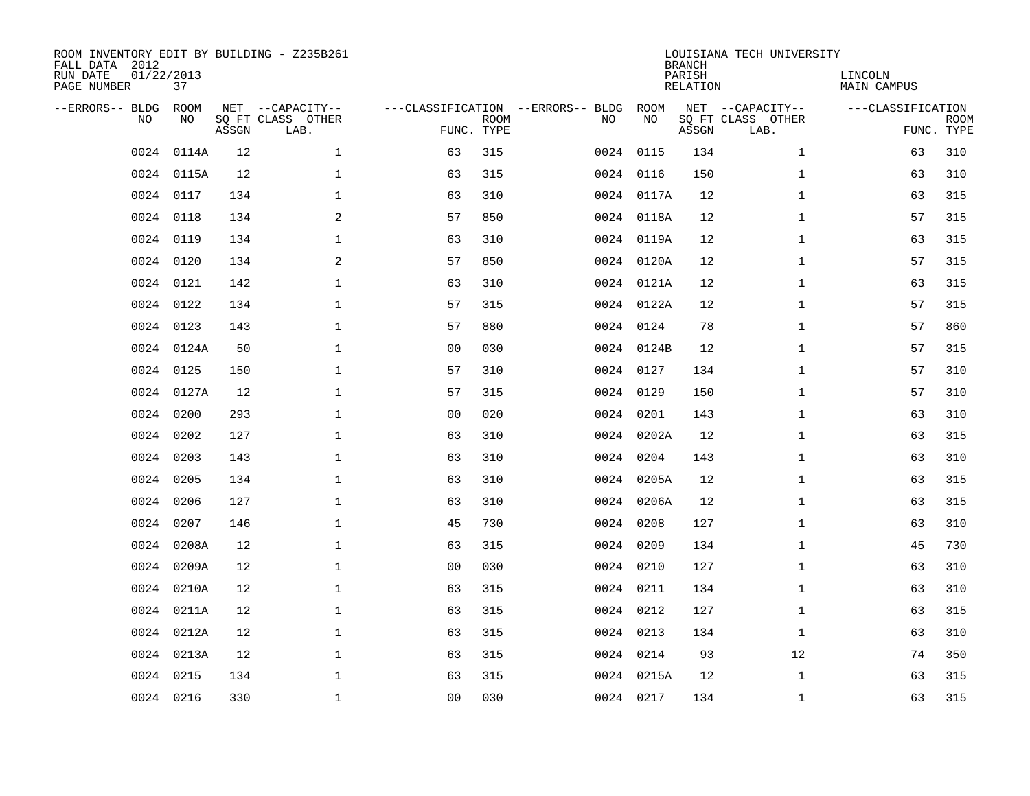ROOM INVENTORY EDIT BY BUILDING - Z235B261
FALL DATA 2012
RUN DATE 01/22/2013
PAGE NUMBER 37

LOUISIANA TECH UNIVERSITY
BRANCH
PARISH LINCOLN
RELATION MAIN CAMPUS

| --ERRORS-- | BLDG NO | ROOM NO | NET SQ FT ASSGN | --CAPACITY-- CLASS LAB. | OTHER | ---CLASSIFICATION FUNC. | ROOM TYPE | --ERRORS-- | BLDG NO | ROOM NO | NET SQ FT ASSGN | --CAPACITY-- CLASS LAB. | OTHER | ---CLASSIFICATION FUNC. | ROOM TYPE |
|---|---|---|---|---|---|---|---|---|---|---|---|---|---|---|---|
| | 0024 | 0114A | 12 | | 1 | 63 | 315 | | 0024 | 0115 | 134 | | 1 | 63 | 310 |
| | 0024 | 0115A | 12 | | 1 | 63 | 315 | | 0024 | 0116 | 150 | | 1 | 63 | 310 |
| | 0024 | 0117 | 134 | | 1 | 63 | 310 | | 0024 | 0117A | 12 | | 1 | 63 | 315 |
| | 0024 | 0118 | 134 | | 2 | 57 | 850 | | 0024 | 0118A | 12 | | 1 | 57 | 315 |
| | 0024 | 0119 | 134 | | 1 | 63 | 310 | | 0024 | 0119A | 12 | | 1 | 63 | 315 |
| | 0024 | 0120 | 134 | | 2 | 57 | 850 | | 0024 | 0120A | 12 | | 1 | 57 | 315 |
| | 0024 | 0121 | 142 | | 1 | 63 | 310 | | 0024 | 0121A | 12 | | 1 | 63 | 315 |
| | 0024 | 0122 | 134 | | 1 | 57 | 315 | | 0024 | 0122A | 12 | | 1 | 57 | 315 |
| | 0024 | 0123 | 143 | | 1 | 57 | 880 | | 0024 | 0124 | 78 | | 1 | 57 | 860 |
| | 0024 | 0124A | 50 | | 1 | 00 | 030 | | 0024 | 0124B | 12 | | 1 | 57 | 315 |
| | 0024 | 0125 | 150 | | 1 | 57 | 310 | | 0024 | 0127 | 134 | | 1 | 57 | 310 |
| | 0024 | 0127A | 12 | | 1 | 57 | 315 | | 0024 | 0129 | 150 | | 1 | 57 | 310 |
| | 0024 | 0200 | 293 | | 1 | 00 | 020 | | 0024 | 0201 | 143 | | 1 | 63 | 310 |
| | 0024 | 0202 | 127 | | 1 | 63 | 310 | | 0024 | 0202A | 12 | | 1 | 63 | 315 |
| | 0024 | 0203 | 143 | | 1 | 63 | 310 | | 0024 | 0204 | 143 | | 1 | 63 | 310 |
| | 0024 | 0205 | 134 | | 1 | 63 | 310 | | 0024 | 0205A | 12 | | 1 | 63 | 315 |
| | 0024 | 0206 | 127 | | 1 | 63 | 310 | | 0024 | 0206A | 12 | | 1 | 63 | 315 |
| | 0024 | 0207 | 146 | | 1 | 45 | 730 | | 0024 | 0208 | 127 | | 1 | 63 | 310 |
| | 0024 | 0208A | 12 | | 1 | 63 | 315 | | 0024 | 0209 | 134 | | 1 | 45 | 730 |
| | 0024 | 0209A | 12 | | 1 | 00 | 030 | | 0024 | 0210 | 127 | | 1 | 63 | 310 |
| | 0024 | 0210A | 12 | | 1 | 63 | 315 | | 0024 | 0211 | 134 | | 1 | 63 | 310 |
| | 0024 | 0211A | 12 | | 1 | 63 | 315 | | 0024 | 0212 | 127 | | 1 | 63 | 315 |
| | 0024 | 0212A | 12 | | 1 | 63 | 315 | | 0024 | 0213 | 134 | | 1 | 63 | 310 |
| | 0024 | 0213A | 12 | | 1 | 63 | 315 | | 0024 | 0214 | 93 | | 12 | 74 | 350 |
| | 0024 | 0215 | 134 | | 1 | 63 | 315 | | 0024 | 0215A | 12 | | 1 | 63 | 315 |
| | 0024 | 0216 | 330 | | 1 | 00 | 030 | | 0024 | 0217 | 134 | | 1 | 63 | 315 |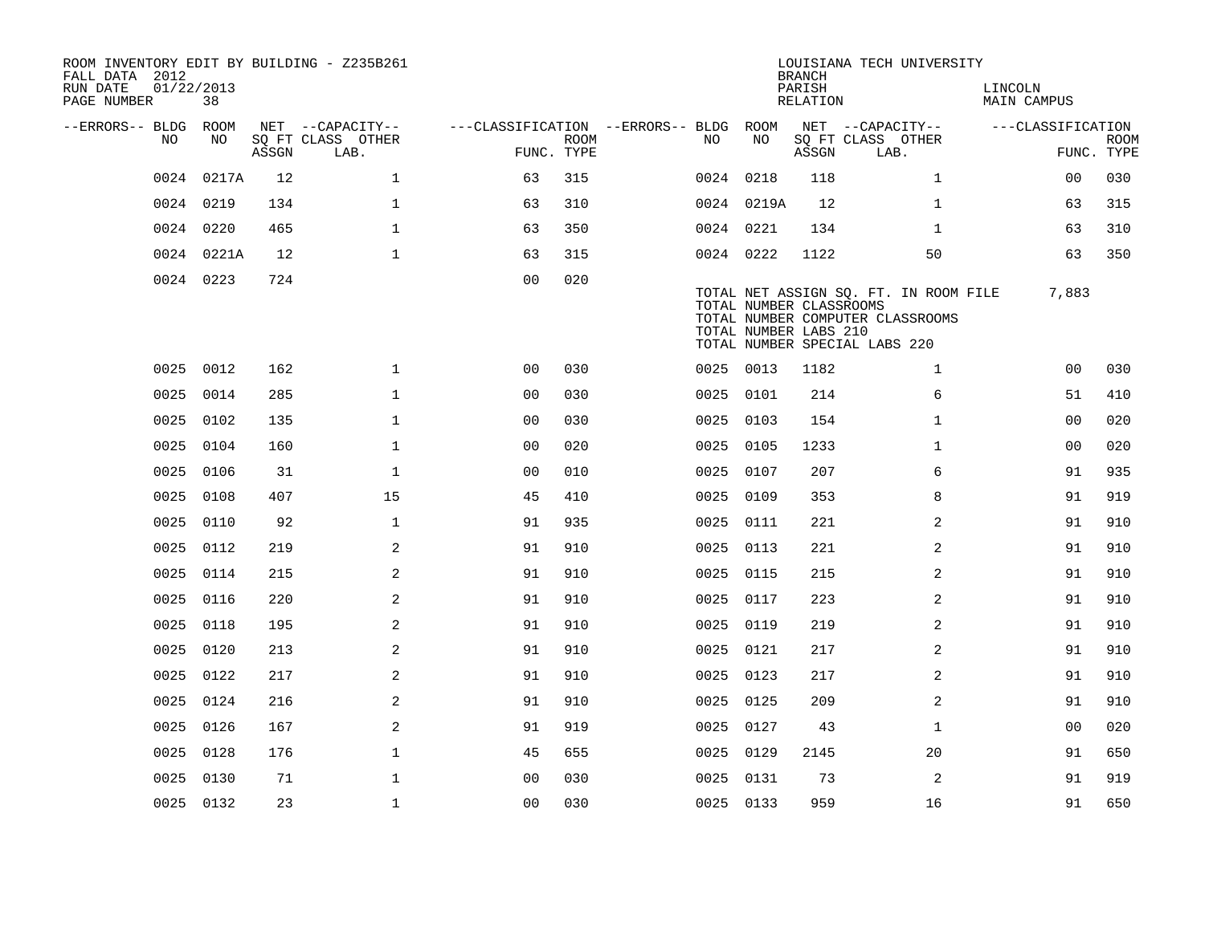ROOM INVENTORY EDIT BY BUILDING - Z235B261
FALL DATA 2012
RUN DATE 01/22/2013
PAGE NUMBER 38

LOUISIANA TECH UNIVERSITY
BRANCH
PARISH LINCOLN
RELATION MAIN CAMPUS

| --ERRORS-- | BLDG NO | ROOM NO | NET SQ FT ASSGN | --CAPACITY-- CLASS | OTHER LAB. | ---CLASSIFICATION FUNC. | ROOM TYPE | --ERRORS-- | BLDG NO | ROOM NO | NET SQ FT ASSGN | --CAPACITY-- CLASS | OTHER LAB. | ---CLASSIFICATION FUNC. | ROOM TYPE |
|---|---|---|---|---|---|---|---|---|---|---|---|---|---|---|---|
| | 0024 | 0217A | 12 | | 1 | 63 | 315 | | 0024 | 0218 | 118 | | 1 | 00 | 030 |
| | 0024 | 0219 | 134 | | 1 | 63 | 310 | | 0024 | 0219A | 12 | | 1 | 63 | 315 |
| | 0024 | 0220 | 465 | | 1 | 63 | 350 | | 0024 | 0221 | 134 | | 1 | 63 | 310 |
| | 0024 | 0221A | 12 | | 1 | 63 | 315 | | 0024 | 0222 | 1122 | | 50 | 63 | 350 |
| | 0024 | 0223 | 724 | | | 00 | 020 | | | | | | | | |

TOTAL NET ASSIGN SQ. FT. IN ROOM FILE 7,883
TOTAL NUMBER CLASSROOMS
TOTAL NUMBER COMPUTER CLASSROOMS
TOTAL NUMBER LABS 210
TOTAL NUMBER SPECIAL LABS 220

| --ERRORS-- | BLDG NO | ROOM NO | NET SQ FT ASSGN | --CAPACITY-- CLASS | OTHER LAB. | ---CLASSIFICATION FUNC. | ROOM TYPE | --ERRORS-- | BLDG NO | ROOM NO | NET SQ FT ASSGN | --CAPACITY-- CLASS | OTHER LAB. | ---CLASSIFICATION FUNC. | ROOM TYPE |
|---|---|---|---|---|---|---|---|---|---|---|---|---|---|---|---|
| | 0025 | 0012 | 162 | | 1 | 00 | 030 | | 0025 | 0013 | 1182 | | 1 | 00 | 030 |
| | 0025 | 0014 | 285 | | 1 | 00 | 030 | | 0025 | 0101 | 214 | | 6 | 51 | 410 |
| | 0025 | 0102 | 135 | | 1 | 00 | 030 | | 0025 | 0103 | 154 | | 1 | 00 | 020 |
| | 0025 | 0104 | 160 | | 1 | 00 | 020 | | 0025 | 0105 | 1233 | | 1 | 00 | 020 |
| | 0025 | 0106 | 31 | | 1 | 00 | 010 | | 0025 | 0107 | 207 | | 6 | 91 | 935 |
| | 0025 | 0108 | 407 | | 15 | 45 | 410 | | 0025 | 0109 | 353 | | 8 | 91 | 919 |
| | 0025 | 0110 | 92 | | 1 | 91 | 935 | | 0025 | 0111 | 221 | | 2 | 91 | 910 |
| | 0025 | 0112 | 219 | | 2 | 91 | 910 | | 0025 | 0113 | 221 | | 2 | 91 | 910 |
| | 0025 | 0114 | 215 | | 2 | 91 | 910 | | 0025 | 0115 | 215 | | 2 | 91 | 910 |
| | 0025 | 0116 | 220 | | 2 | 91 | 910 | | 0025 | 0117 | 223 | | 2 | 91 | 910 |
| | 0025 | 0118 | 195 | | 2 | 91 | 910 | | 0025 | 0119 | 219 | | 2 | 91 | 910 |
| | 0025 | 0120 | 213 | | 2 | 91 | 910 | | 0025 | 0121 | 217 | | 2 | 91 | 910 |
| | 0025 | 0122 | 217 | | 2 | 91 | 910 | | 0025 | 0123 | 217 | | 2 | 91 | 910 |
| | 0025 | 0124 | 216 | | 2 | 91 | 910 | | 0025 | 0125 | 209 | | 2 | 91 | 910 |
| | 0025 | 0126 | 167 | | 2 | 91 | 919 | | 0025 | 0127 | 43 | | 1 | 00 | 020 |
| | 0025 | 0128 | 176 | | 1 | 45 | 655 | | 0025 | 0129 | 2145 | | 20 | 91 | 650 |
| | 0025 | 0130 | 71 | | 1 | 00 | 030 | | 0025 | 0131 | 73 | | 2 | 91 | 919 |
| | 0025 | 0132 | 23 | | 1 | 00 | 030 | | 0025 | 0133 | 959 | | 16 | 91 | 650 |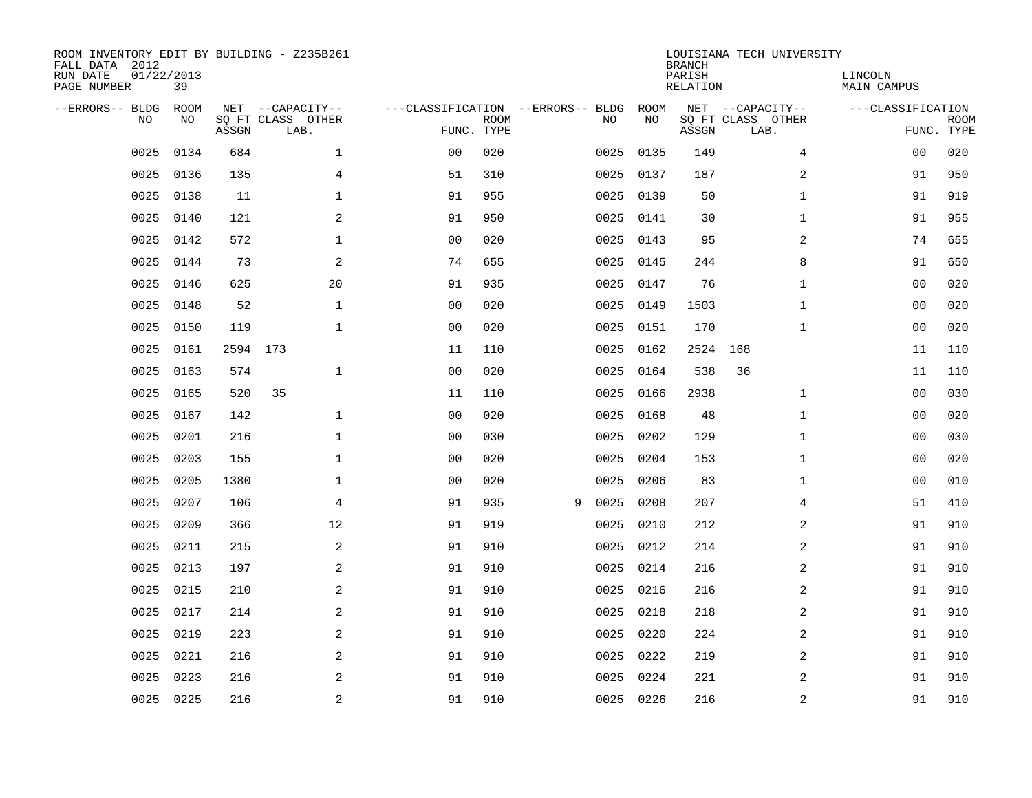ROOM INVENTORY EDIT BY BUILDING - Z235B261
FALL DATA 2012
RUN DATE 01/22/2013
PAGE NUMBER 39

LOUISIANA TECH UNIVERSITY
BRANCH
PARISH LINCOLN
RELATION MAIN CAMPUS

| --ERRORS-- | BLDG NO | ROOM NO | NET SQ FT ASSGN | --CAPACITY-- CLASS | OTHER LAB. | ---CLASSIFICATION FUNC. | ROOM TYPE | --ERRORS-- | BLDG NO | ROOM NO | NET SQ FT ASSGN | --CAPACITY-- CLASS | OTHER LAB. | ---CLASSIFICATION FUNC. | ROOM TYPE |
|---|---|---|---|---|---|---|---|---|---|---|---|---|---|---|---|
| | 0025 | 0134 | 684 | | 1 | 00 | 020 | | 0025 | 0135 | 149 | | 4 | 00 | 020 |
| | 0025 | 0136 | 135 | | 4 | 51 | 310 | | 0025 | 0137 | 187 | | 2 | 91 | 950 |
| | 0025 | 0138 | 11 | | 1 | 91 | 955 | | 0025 | 0139 | 50 | | 1 | 91 | 919 |
| | 0025 | 0140 | 121 | | 2 | 91 | 950 | | 0025 | 0141 | 30 | | 1 | 91 | 955 |
| | 0025 | 0142 | 572 | | 1 | 00 | 020 | | 0025 | 0143 | 95 | | 2 | 74 | 655 |
| | 0025 | 0144 | 73 | | 2 | 74 | 655 | | 0025 | 0145 | 244 | | 8 | 91 | 650 |
| | 0025 | 0146 | 625 | | 20 | 91 | 935 | | 0025 | 0147 | 76 | | 1 | 00 | 020 |
| | 0025 | 0148 | 52 | | 1 | 00 | 020 | | 0025 | 0149 | 1503 | | 1 | 00 | 020 |
| | 0025 | 0150 | 119 | | 1 | 00 | 020 | | 0025 | 0151 | 170 | | 1 | 00 | 020 |
| | 0025 | 0161 | 2594 | 173 | | 11 | 110 | | 0025 | 0162 | 2524 | 168 | | 11 | 110 |
| | 0025 | 0163 | 574 | | 1 | 00 | 020 | | 0025 | 0164 | 538 | 36 | | 11 | 110 |
| | 0025 | 0165 | 520 | 35 | | 11 | 110 | | 0025 | 0166 | 2938 | | 1 | 00 | 030 |
| | 0025 | 0167 | 142 | | 1 | 00 | 020 | | 0025 | 0168 | 48 | | 1 | 00 | 020 |
| | 0025 | 0201 | 216 | | 1 | 00 | 030 | | 0025 | 0202 | 129 | | 1 | 00 | 030 |
| | 0025 | 0203 | 155 | | 1 | 00 | 020 | | 0025 | 0204 | 153 | | 1 | 00 | 020 |
| | 0025 | 0205 | 1380 | | 1 | 00 | 020 | | 0025 | 0206 | 83 | | 1 | 00 | 010 |
| | 0025 | 0207 | 106 | | 4 | 91 | 935 | 9 | 0025 | 0208 | 207 | | 4 | 51 | 410 |
| | 0025 | 0209 | 366 | | 12 | 91 | 919 | | 0025 | 0210 | 212 | | 2 | 91 | 910 |
| | 0025 | 0211 | 215 | | 2 | 91 | 910 | | 0025 | 0212 | 214 | | 2 | 91 | 910 |
| | 0025 | 0213 | 197 | | 2 | 91 | 910 | | 0025 | 0214 | 216 | | 2 | 91 | 910 |
| | 0025 | 0215 | 210 | | 2 | 91 | 910 | | 0025 | 0216 | 216 | | 2 | 91 | 910 |
| | 0025 | 0217 | 214 | | 2 | 91 | 910 | | 0025 | 0218 | 218 | | 2 | 91 | 910 |
| | 0025 | 0219 | 223 | | 2 | 91 | 910 | | 0025 | 0220 | 224 | | 2 | 91 | 910 |
| | 0025 | 0221 | 216 | | 2 | 91 | 910 | | 0025 | 0222 | 219 | | 2 | 91 | 910 |
| | 0025 | 0223 | 216 | | 2 | 91 | 910 | | 0025 | 0224 | 221 | | 2 | 91 | 910 |
| | 0025 | 0225 | 216 | | 2 | 91 | 910 | | 0025 | 0226 | 216 | | 2 | 91 | 910 |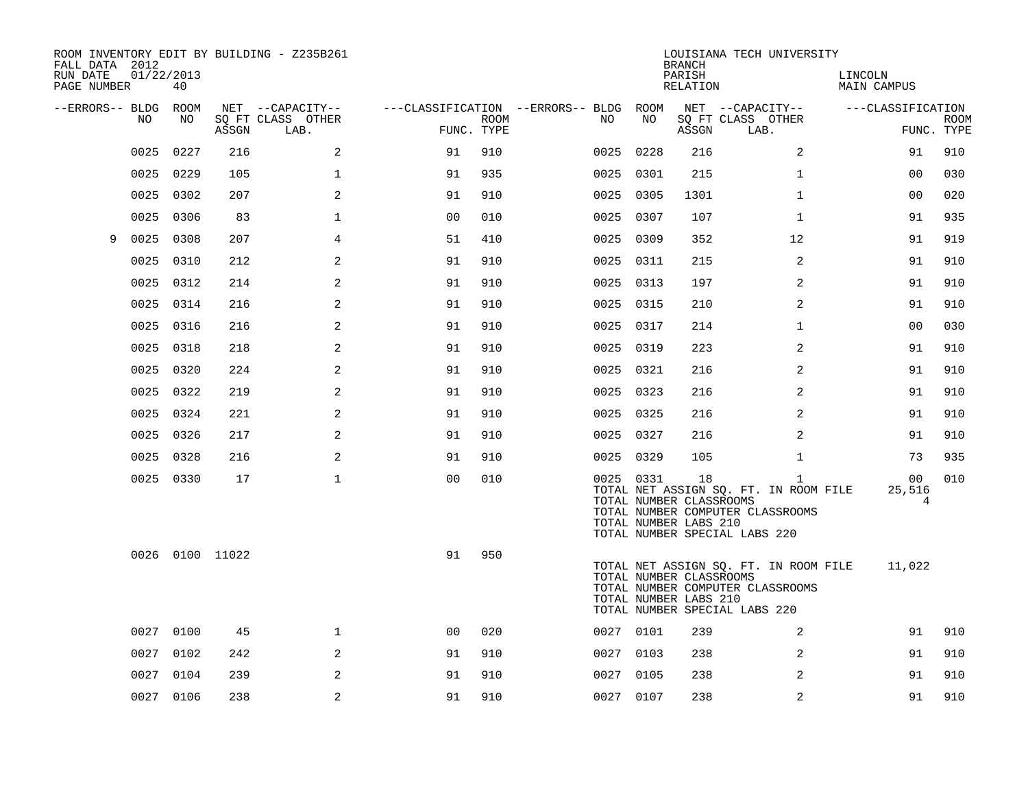ROOM INVENTORY EDIT BY BUILDING - Z235B261
FALL DATA 2012
RUN DATE 01/22/2013
PAGE NUMBER 40

LOUISIANA TECH UNIVERSITY
BRANCH
PARISH LINCOLN
RELATION MAIN CAMPUS

| --ERRORS-- | BLDG NO | ROOM NO | NET SQ FT ASSGN | --CAPACITY-- CLASS LAB. | OTHER | ---CLASSIFICATION FUNC. | ROOM TYPE | --ERRORS-- | BLDG NO | ROOM NO | NET SQ FT ASSGN | --CAPACITY-- CLASS LAB. | OTHER | ---CLASSIFICATION FUNC. | ROOM TYPE |
|---|---|---|---|---|---|---|---|---|---|---|---|---|---|---|---|
| | 0025 | 0227 | 216 | | 2 | 91 | 910 | | 0025 | 0228 | 216 | | 2 | 91 | 910 |
| | 0025 | 0229 | 105 | | 1 | 91 | 935 | | 0025 | 0301 | 215 | | 1 | 00 | 030 |
| | 0025 | 0302 | 207 | | 2 | 91 | 910 | | 0025 | 0305 | 1301 | | 1 | 00 | 020 |
| | 0025 | 0306 | 83 | | 1 | 00 | 010 | | 0025 | 0307 | 107 | | 1 | 91 | 935 |
| 9 | 0025 | 0308 | 207 | | 4 | 51 | 410 | | 0025 | 0309 | 352 | | 12 | 91 | 919 |
| | 0025 | 0310 | 212 | | 2 | 91 | 910 | | 0025 | 0311 | 215 | | 2 | 91 | 910 |
| | 0025 | 0312 | 214 | | 2 | 91 | 910 | | 0025 | 0313 | 197 | | 2 | 91 | 910 |
| | 0025 | 0314 | 216 | | 2 | 91 | 910 | | 0025 | 0315 | 210 | | 2 | 91 | 910 |
| | 0025 | 0316 | 216 | | 2 | 91 | 910 | | 0025 | 0317 | 214 | | 1 | 00 | 030 |
| | 0025 | 0318 | 218 | | 2 | 91 | 910 | | 0025 | 0319 | 223 | | 2 | 91 | 910 |
| | 0025 | 0320 | 224 | | 2 | 91 | 910 | | 0025 | 0321 | 216 | | 2 | 91 | 910 |
| | 0025 | 0322 | 219 | | 2 | 91 | 910 | | 0025 | 0323 | 216 | | 2 | 91 | 910 |
| | 0025 | 0324 | 221 | | 2 | 91 | 910 | | 0025 | 0325 | 216 | | 2 | 91 | 910 |
| | 0025 | 0326 | 217 | | 2 | 91 | 910 | | 0025 | 0327 | 216 | | 2 | 91 | 910 |
| | 0025 | 0328 | 216 | | 2 | 91 | 910 | | 0025 | 0329 | 105 | | 1 | 73 | 935 |
| | 0025 | 0330 | 17 | | 1 | 00 | 010 | | 0025 | 0331 | 18 | | 1 | 00 | 010 |

TOTAL NET ASSIGN SQ. FT. IN ROOM FILE 25,516
TOTAL NUMBER CLASSROOMS 4
TOTAL NUMBER COMPUTER CLASSROOMS
TOTAL NUMBER LABS 210
TOTAL NUMBER SPECIAL LABS 220

| --ERRORS-- | BLDG NO | ROOM NO | NET SQ FT ASSGN | CLASS LAB. | OTHER | FUNC. | ROOM TYPE |
|---|---|---|---|---|---|---|---|
| | 0026 | 0100 | 11022 | | | 91 | 950 |

TOTAL NET ASSIGN SQ. FT. IN ROOM FILE 11,022
TOTAL NUMBER CLASSROOMS
TOTAL NUMBER COMPUTER CLASSROOMS
TOTAL NUMBER LABS 210
TOTAL NUMBER SPECIAL LABS 220

| --ERRORS-- | BLDG NO | ROOM NO | NET SQ FT ASSGN | CLASS LAB. | OTHER | FUNC. | ROOM TYPE | --ERRORS-- | BLDG NO | ROOM NO | NET SQ FT ASSGN | CLASS LAB. | OTHER | FUNC. | ROOM TYPE |
|---|---|---|---|---|---|---|---|---|---|---|---|---|---|---|---|
| | 0027 | 0100 | 45 | | 1 | 00 | 020 | | 0027 | 0101 | 239 | | 2 | 91 | 910 |
| | 0027 | 0102 | 242 | | 2 | 91 | 910 | | 0027 | 0103 | 238 | | 2 | 91 | 910 |
| | 0027 | 0104 | 239 | | 2 | 91 | 910 | | 0027 | 0105 | 238 | | 2 | 91 | 910 |
| | 0027 | 0106 | 238 | | 2 | 91 | 910 | | 0027 | 0107 | 238 | | 2 | 91 | 910 |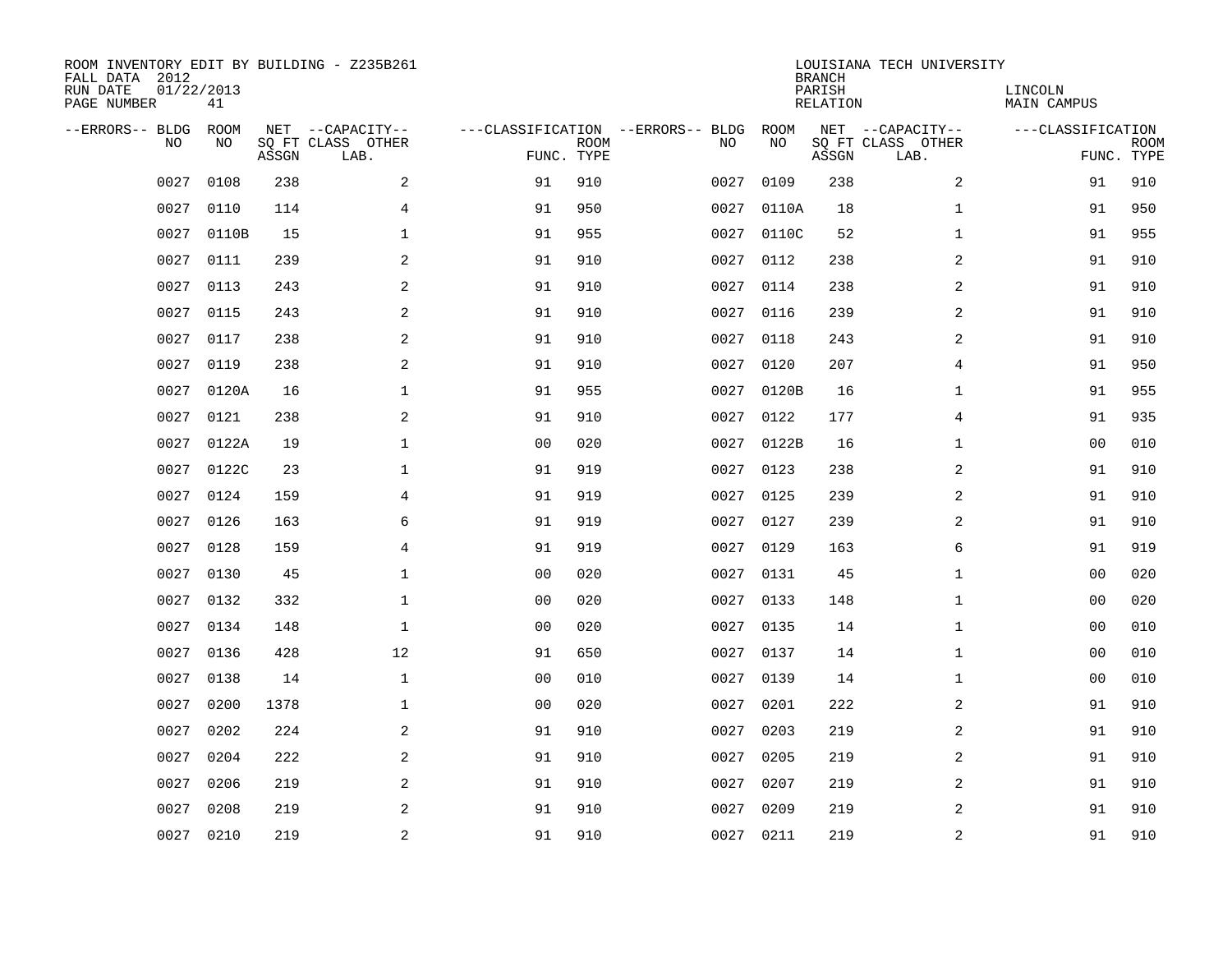ROOM INVENTORY EDIT BY BUILDING - Z235B261
FALL DATA 2012
RUN DATE 01/22/2013
PAGE NUMBER 41

LOUISIANA TECH UNIVERSITY
BRANCH
PARISH LINCOLN
RELATION MAIN CAMPUS

| --ERRORS-- | BLDG NO | ROOM NO | NET SQ FT ASSGN | --CAPACITY-- CLASS LAB. | OTHER | ---CLASSIFICATION FUNC. | ROOM TYPE | --ERRORS-- | BLDG NO | ROOM NO | NET SQ FT ASSGN | --CAPACITY-- CLASS LAB. | OTHER | ---CLASSIFICATION FUNC. | ROOM TYPE |
|---|---|---|---|---|---|---|---|---|---|---|---|---|---|---|---|
| | 0027 | 0108 | 238 | | 2 | 91 | 910 | | 0027 | 0109 | 238 | | 2 | 91 | 910 |
| | 0027 | 0110 | 114 | | 4 | 91 | 950 | | 0027 | 0110A | 18 | | 1 | 91 | 950 |
| | 0027 | 0110B | 15 | | 1 | 91 | 955 | | 0027 | 0110C | 52 | | 1 | 91 | 955 |
| | 0027 | 0111 | 239 | | 2 | 91 | 910 | | 0027 | 0112 | 238 | | 2 | 91 | 910 |
| | 0027 | 0113 | 243 | | 2 | 91 | 910 | | 0027 | 0114 | 238 | | 2 | 91 | 910 |
| | 0027 | 0115 | 243 | | 2 | 91 | 910 | | 0027 | 0116 | 239 | | 2 | 91 | 910 |
| | 0027 | 0117 | 238 | | 2 | 91 | 910 | | 0027 | 0118 | 243 | | 2 | 91 | 910 |
| | 0027 | 0119 | 238 | | 2 | 91 | 910 | | 0027 | 0120 | 207 | | 4 | 91 | 950 |
| | 0027 | 0120A | 16 | | 1 | 91 | 955 | | 0027 | 0120B | 16 | | 1 | 91 | 955 |
| | 0027 | 0121 | 238 | | 2 | 91 | 910 | | 0027 | 0122 | 177 | | 4 | 91 | 935 |
| | 0027 | 0122A | 19 | | 1 | 00 | 020 | | 0027 | 0122B | 16 | | 1 | 00 | 010 |
| | 0027 | 0122C | 23 | | 1 | 91 | 919 | | 0027 | 0123 | 238 | | 2 | 91 | 910 |
| | 0027 | 0124 | 159 | | 4 | 91 | 919 | | 0027 | 0125 | 239 | | 2 | 91 | 910 |
| | 0027 | 0126 | 163 | | 6 | 91 | 919 | | 0027 | 0127 | 239 | | 2 | 91 | 910 |
| | 0027 | 0128 | 159 | | 4 | 91 | 919 | | 0027 | 0129 | 163 | | 6 | 91 | 919 |
| | 0027 | 0130 | 45 | | 1 | 00 | 020 | | 0027 | 0131 | 45 | | 1 | 00 | 020 |
| | 0027 | 0132 | 332 | | 1 | 00 | 020 | | 0027 | 0133 | 148 | | 1 | 00 | 020 |
| | 0027 | 0134 | 148 | | 1 | 00 | 020 | | 0027 | 0135 | 14 | | 1 | 00 | 010 |
| | 0027 | 0136 | 428 | | 12 | 91 | 650 | | 0027 | 0137 | 14 | | 1 | 00 | 010 |
| | 0027 | 0138 | 14 | | 1 | 00 | 010 | | 0027 | 0139 | 14 | | 1 | 00 | 010 |
| | 0027 | 0200 | 1378 | | 1 | 00 | 020 | | 0027 | 0201 | 222 | | 2 | 91 | 910 |
| | 0027 | 0202 | 224 | | 2 | 91 | 910 | | 0027 | 0203 | 219 | | 2 | 91 | 910 |
| | 0027 | 0204 | 222 | | 2 | 91 | 910 | | 0027 | 0205 | 219 | | 2 | 91 | 910 |
| | 0027 | 0206 | 219 | | 2 | 91 | 910 | | 0027 | 0207 | 219 | | 2 | 91 | 910 |
| | 0027 | 0208 | 219 | | 2 | 91 | 910 | | 0027 | 0209 | 219 | | 2 | 91 | 910 |
| | 0027 | 0210 | 219 | | 2 | 91 | 910 | | 0027 | 0211 | 219 | | 2 | 91 | 910 |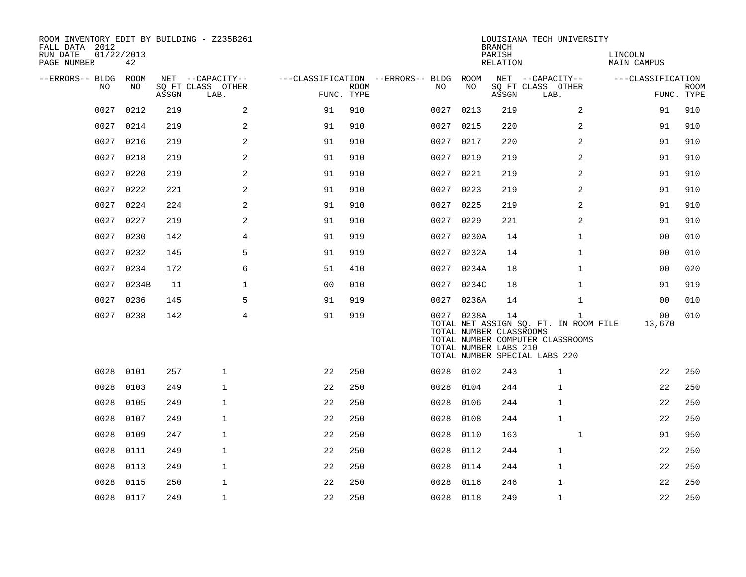ROOM INVENTORY EDIT BY BUILDING - Z235B261
FALL DATA 2012
RUN DATE 01/22/2013
PAGE NUMBER 42

LOUISIANA TECH UNIVERSITY
BRANCH
PARISH LINCOLN
RELATION MAIN CAMPUS

| --ERRORS-- | BLDG NO | ROOM NO | NET SQ FT ASSGN | CAPACITY CLASS LAB. | CAPACITY OTHER | CLASSIFICATION FUNC. | ROOM TYPE | --ERRORS-- | BLDG NO | ROOM NO | NET SQ FT ASSGN | CAPACITY CLASS LAB. | CAPACITY OTHER | CLASSIFICATION FUNC. | ROOM TYPE |
|---|---|---|---|---|---|---|---|---|---|---|---|---|---|---|---|
| | 0027 | 0212 | 219 | | 2 | 91 | 910 | | 0027 | 0213 | 219 | | 2 | 91 | 910 |
| | 0027 | 0214 | 219 | | 2 | 91 | 910 | | 0027 | 0215 | 220 | | 2 | 91 | 910 |
| | 0027 | 0216 | 219 | | 2 | 91 | 910 | | 0027 | 0217 | 220 | | 2 | 91 | 910 |
| | 0027 | 0218 | 219 | | 2 | 91 | 910 | | 0027 | 0219 | 219 | | 2 | 91 | 910 |
| | 0027 | 0220 | 219 | | 2 | 91 | 910 | | 0027 | 0221 | 219 | | 2 | 91 | 910 |
| | 0027 | 0222 | 221 | | 2 | 91 | 910 | | 0027 | 0223 | 219 | | 2 | 91 | 910 |
| | 0027 | 0224 | 224 | | 2 | 91 | 910 | | 0027 | 0225 | 219 | | 2 | 91 | 910 |
| | 0027 | 0227 | 219 | | 2 | 91 | 910 | | 0027 | 0229 | 221 | | 2 | 91 | 910 |
| | 0027 | 0230 | 142 | | 4 | 91 | 919 | | 0027 | 0230A | 14 | | 1 | 00 | 010 |
| | 0027 | 0232 | 145 | | 5 | 91 | 919 | | 0027 | 0232A | 14 | | 1 | 00 | 010 |
| | 0027 | 0234 | 172 | | 6 | 51 | 410 | | 0027 | 0234A | 18 | | 1 | 00 | 020 |
| | 0027 | 0234B | 11 | | 1 | 00 | 010 | | 0027 | 0234C | 18 | | 1 | 91 | 919 |
| | 0027 | 0236 | 145 | | 5 | 91 | 919 | | 0027 | 0236A | 14 | | 1 | 00 | 010 |
| | 0027 | 0238 | 142 | | 4 | 91 | 919 | | 0027 | 0238A | 14 | | 1 | 00 | 010 |

TOTAL NET ASSIGN SQ. FT. IN ROOM FILE 13,670
TOTAL NUMBER CLASSROOMS
TOTAL NUMBER COMPUTER CLASSROOMS
TOTAL NUMBER LABS 210
TOTAL NUMBER SPECIAL LABS 220

| --ERRORS-- | BLDG NO | ROOM NO | NET SQ FT ASSGN | CAPACITY CLASS LAB. | CAPACITY OTHER | CLASSIFICATION FUNC. | ROOM TYPE | --ERRORS-- | BLDG NO | ROOM NO | NET SQ FT ASSGN | CAPACITY CLASS LAB. | CAPACITY OTHER | CLASSIFICATION FUNC. | ROOM TYPE |
|---|---|---|---|---|---|---|---|---|---|---|---|---|---|---|---|
| | 0028 | 0101 | 257 | 1 | | 22 | 250 | | 0028 | 0102 | 243 | 1 | | 22 | 250 |
| | 0028 | 0103 | 249 | 1 | | 22 | 250 | | 0028 | 0104 | 244 | 1 | | 22 | 250 |
| | 0028 | 0105 | 249 | 1 | | 22 | 250 | | 0028 | 0106 | 244 | 1 | | 22 | 250 |
| | 0028 | 0107 | 249 | 1 | | 22 | 250 | | 0028 | 0108 | 244 | 1 | | 22 | 250 |
| | 0028 | 0109 | 247 | 1 | | 22 | 250 | | 0028 | 0110 | 163 | | 1 | 91 | 950 |
| | 0028 | 0111 | 249 | 1 | | 22 | 250 | | 0028 | 0112 | 244 | 1 | | 22 | 250 |
| | 0028 | 0113 | 249 | 1 | | 22 | 250 | | 0028 | 0114 | 244 | 1 | | 22 | 250 |
| | 0028 | 0115 | 250 | 1 | | 22 | 250 | | 0028 | 0116 | 246 | 1 | | 22 | 250 |
| | 0028 | 0117 | 249 | 1 | | 22 | 250 | | 0028 | 0118 | 249 | 1 | | 22 | 250 |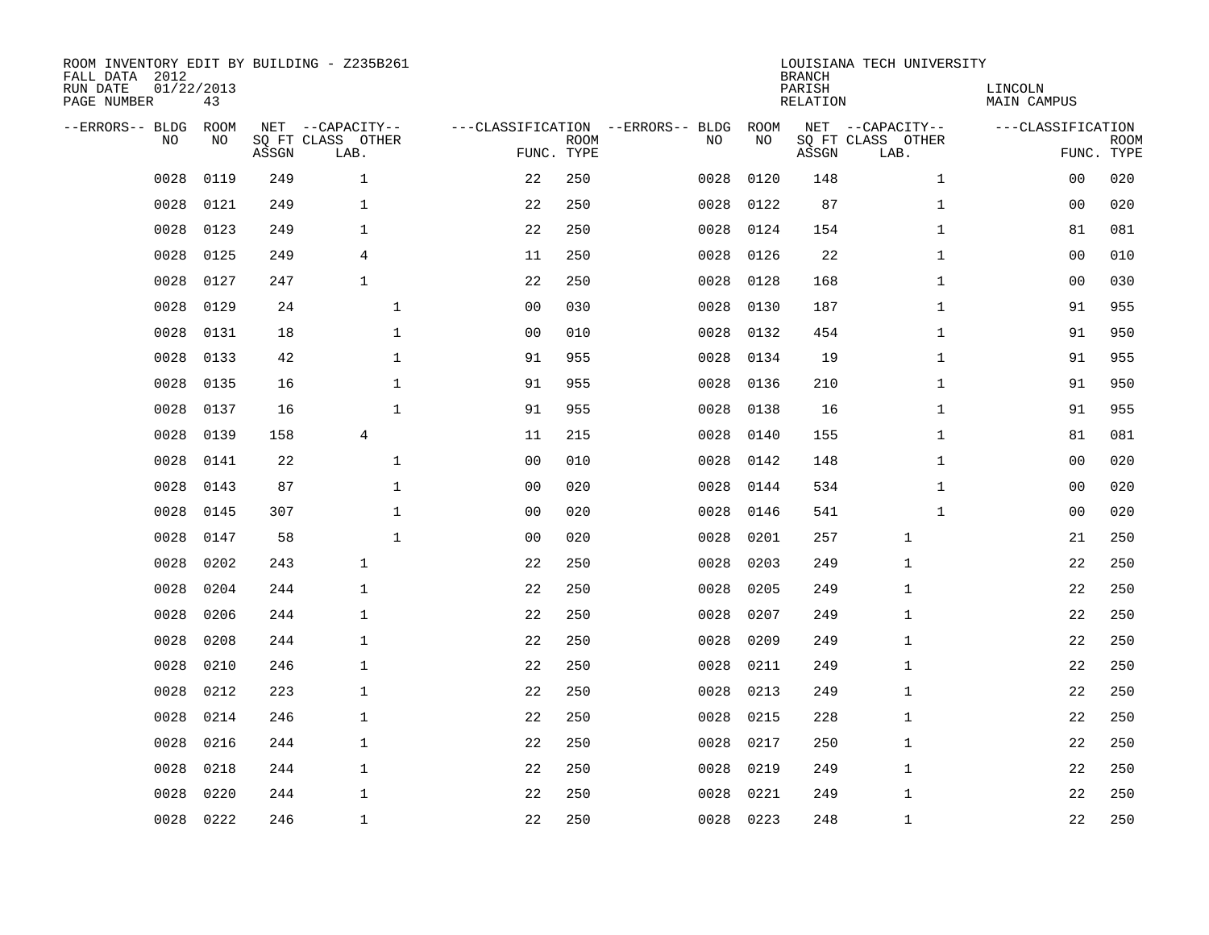ROOM INVENTORY EDIT BY BUILDING - Z235B261
FALL DATA 2012
RUN DATE 01/22/2013
PAGE NUMBER 43

LOUISIANA TECH UNIVERSITY
BRANCH
PARISH LINCOLN
RELATION MAIN CAMPUS

| --ERRORS-- | BLDG NO | ROOM NO | NET SQ FT ASSGN | CAPACITY CLASS LAB. | CAPACITY OTHER | CLASSIFICATION FUNC. | ROOM TYPE | --ERRORS-- | BLDG NO | ROOM NO | NET SQ FT ASSGN | CAPACITY CLASS LAB. | CAPACITY OTHER | CLASSIFICATION FUNC. | ROOM TYPE |
|---|---|---|---|---|---|---|---|---|---|---|---|---|---|---|---|
| | 0028 | 0119 | 249 | 1 | | 22 | 250 | | 0028 | 0120 | 148 | | 1 | 00 | 020 |
| | 0028 | 0121 | 249 | 1 | | 22 | 250 | | 0028 | 0122 | 87 | | 1 | 00 | 020 |
| | 0028 | 0123 | 249 | 1 | | 22 | 250 | | 0028 | 0124 | 154 | | 1 | 81 | 081 |
| | 0028 | 0125 | 249 | 4 | | 11 | 250 | | 0028 | 0126 | 22 | | 1 | 00 | 010 |
| | 0028 | 0127 | 247 | 1 | | 22 | 250 | | 0028 | 0128 | 168 | | 1 | 00 | 030 |
| | 0028 | 0129 | 24 | | 1 | 00 | 030 | | 0028 | 0130 | 187 | | 1 | 91 | 955 |
| | 0028 | 0131 | 18 | | 1 | 00 | 010 | | 0028 | 0132 | 454 | | 1 | 91 | 950 |
| | 0028 | 0133 | 42 | | 1 | 91 | 955 | | 0028 | 0134 | 19 | | 1 | 91 | 955 |
| | 0028 | 0135 | 16 | | 1 | 91 | 955 | | 0028 | 0136 | 210 | | 1 | 91 | 950 |
| | 0028 | 0137 | 16 | | 1 | 91 | 955 | | 0028 | 0138 | 16 | | 1 | 91 | 955 |
| | 0028 | 0139 | 158 | 4 | | 11 | 215 | | 0028 | 0140 | 155 | | 1 | 81 | 081 |
| | 0028 | 0141 | 22 | | 1 | 00 | 010 | | 0028 | 0142 | 148 | | 1 | 00 | 020 |
| | 0028 | 0143 | 87 | | 1 | 00 | 020 | | 0028 | 0144 | 534 | | 1 | 00 | 020 |
| | 0028 | 0145 | 307 | | 1 | 00 | 020 | | 0028 | 0146 | 541 | | 1 | 00 | 020 |
| | 0028 | 0147 | 58 | | 1 | 00 | 020 | | 0028 | 0201 | 257 | 1 | | 21 | 250 |
| | 0028 | 0202 | 243 | 1 | | 22 | 250 | | 0028 | 0203 | 249 | 1 | | 22 | 250 |
| | 0028 | 0204 | 244 | 1 | | 22 | 250 | | 0028 | 0205 | 249 | 1 | | 22 | 250 |
| | 0028 | 0206 | 244 | 1 | | 22 | 250 | | 0028 | 0207 | 249 | 1 | | 22 | 250 |
| | 0028 | 0208 | 244 | 1 | | 22 | 250 | | 0028 | 0209 | 249 | 1 | | 22 | 250 |
| | 0028 | 0210 | 246 | 1 | | 22 | 250 | | 0028 | 0211 | 249 | 1 | | 22 | 250 |
| | 0028 | 0212 | 223 | 1 | | 22 | 250 | | 0028 | 0213 | 249 | 1 | | 22 | 250 |
| | 0028 | 0214 | 246 | 1 | | 22 | 250 | | 0028 | 0215 | 228 | 1 | | 22 | 250 |
| | 0028 | 0216 | 244 | 1 | | 22 | 250 | | 0028 | 0217 | 250 | 1 | | 22 | 250 |
| | 0028 | 0218 | 244 | 1 | | 22 | 250 | | 0028 | 0219 | 249 | 1 | | 22 | 250 |
| | 0028 | 0220 | 244 | 1 | | 22 | 250 | | 0028 | 0221 | 249 | 1 | | 22 | 250 |
| | 0028 | 0222 | 246 | 1 | | 22 | 250 | | 0028 | 0223 | 248 | 1 | | 22 | 250 |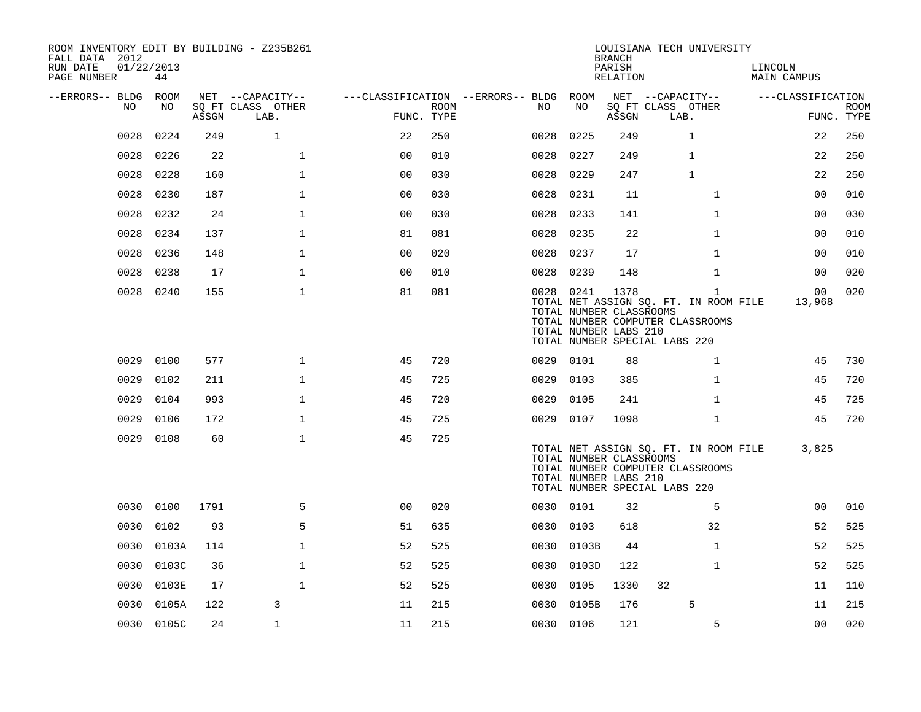ROOM INVENTORY EDIT BY BUILDING - Z235B261
FALL DATA 2012
RUN DATE 01/22/2013

LOUISIANA TECH UNIVERSITY
BRANCH
PARISH LINCOLN
RELATION MAIN CAMPUS

| --ERRORS-- | BLDG NO | ROOM NO | NET SQ FT ASSGN | --CAPACITY-- CLASS LAB. | OTHER | ---CLASSIFICATION FUNC. | ROOM TYPE | --ERRORS-- | BLDG NO | ROOM NO | NET SQ FT ASSGN | --CAPACITY-- CLASS LAB. | OTHER | ---CLASSIFICATION FUNC. | ROOM TYPE |
|---|---|---|---|---|---|---|---|---|---|---|---|---|---|---|---|
| | 0028 | 0224 | 249 | 1 | | 22 | 250 | | 0028 | 0225 | 249 | 1 | | 22 | 250 |
| | 0028 | 0226 | 22 | | 1 | 00 | 010 | | 0028 | 0227 | 249 | 1 | | 22 | 250 |
| | 0028 | 0228 | 160 | | 1 | 00 | 030 | | 0028 | 0229 | 247 | 1 | | 22 | 250 |
| | 0028 | 0230 | 187 | | 1 | 00 | 030 | | 0028 | 0231 | 11 | | 1 | 00 | 010 |
| | 0028 | 0232 | 24 | | 1 | 00 | 030 | | 0028 | 0233 | 141 | | 1 | 00 | 030 |
| | 0028 | 0234 | 137 | | 1 | 81 | 081 | | 0028 | 0235 | 22 | | 1 | 00 | 010 |
| | 0028 | 0236 | 148 | | 1 | 00 | 020 | | 0028 | 0237 | 17 | | 1 | 00 | 010 |
| | 0028 | 0238 | 17 | | 1 | 00 | 010 | | 0028 | 0239 | 148 | | 1 | 00 | 020 |
| | 0028 | 0240 | 155 | | 1 | 81 | 081 | | 0028 | 0241 | 1378 | | 1 | 00 | 020 |

TOTAL NET ASSIGN SQ. FT. IN ROOM FILE 13,968
TOTAL NUMBER CLASSROOMS
TOTAL NUMBER COMPUTER CLASSROOMS
TOTAL NUMBER LABS 210
TOTAL NUMBER SPECIAL LABS 220

| --ERRORS-- | BLDG NO | ROOM NO | NET SQ FT ASSGN | --CAPACITY-- CLASS LAB. | OTHER | ---CLASSIFICATION FUNC. | ROOM TYPE | --ERRORS-- | BLDG NO | ROOM NO | NET SQ FT ASSGN | --CAPACITY-- CLASS LAB. | OTHER | ---CLASSIFICATION FUNC. | ROOM TYPE |
|---|---|---|---|---|---|---|---|---|---|---|---|---|---|---|---|
| | 0029 | 0100 | 577 | | 1 | 45 | 720 | | 0029 | 0101 | 88 | | 1 | 45 | 730 |
| | 0029 | 0102 | 211 | | 1 | 45 | 725 | | 0029 | 0103 | 385 | | 1 | 45 | 720 |
| | 0029 | 0104 | 993 | | 1 | 45 | 720 | | 0029 | 0105 | 241 | | 1 | 45 | 725 |
| | 0029 | 0106 | 172 | | 1 | 45 | 725 | | 0029 | 0107 | 1098 | | 1 | 45 | 720 |
| | 0029 | 0108 | 60 | | 1 | 45 | 725 | | | | | | | | |

TOTAL NET ASSIGN SQ. FT. IN ROOM FILE 3,825
TOTAL NUMBER CLASSROOMS
TOTAL NUMBER COMPUTER CLASSROOMS
TOTAL NUMBER LABS 210
TOTAL NUMBER SPECIAL LABS 220

| --ERRORS-- | BLDG NO | ROOM NO | NET SQ FT ASSGN | --CAPACITY-- CLASS LAB. | OTHER | ---CLASSIFICATION FUNC. | ROOM TYPE | --ERRORS-- | BLDG NO | ROOM NO | NET SQ FT ASSGN | --CAPACITY-- CLASS LAB. | OTHER | ---CLASSIFICATION FUNC. | ROOM TYPE |
|---|---|---|---|---|---|---|---|---|---|---|---|---|---|---|---|
| | 0030 | 0100 | 1791 | | 5 | 00 | 020 | | 0030 | 0101 | 32 | | 5 | 00 | 010 |
| | 0030 | 0102 | 93 | | 5 | 51 | 635 | | 0030 | 0103 | 618 | | 32 | 52 | 525 |
| | 0030 | 0103A | 114 | | 1 | 52 | 525 | | 0030 | 0103B | 44 | | 1 | 52 | 525 |
| | 0030 | 0103C | 36 | | 1 | 52 | 525 | | 0030 | 0103D | 122 | | 1 | 52 | 525 |
| | 0030 | 0103E | 17 | | 1 | 52 | 525 | | 0030 | 0105 | 1330 | 32 | | 11 | 110 |
| | 0030 | 0105A | 122 | 3 | | 11 | 215 | | 0030 | 0105B | 176 | 5 | | 11 | 215 |
| | 0030 | 0105C | 24 | 1 | | 11 | 215 | | 0030 | 0106 | 121 | | 5 | 00 | 020 |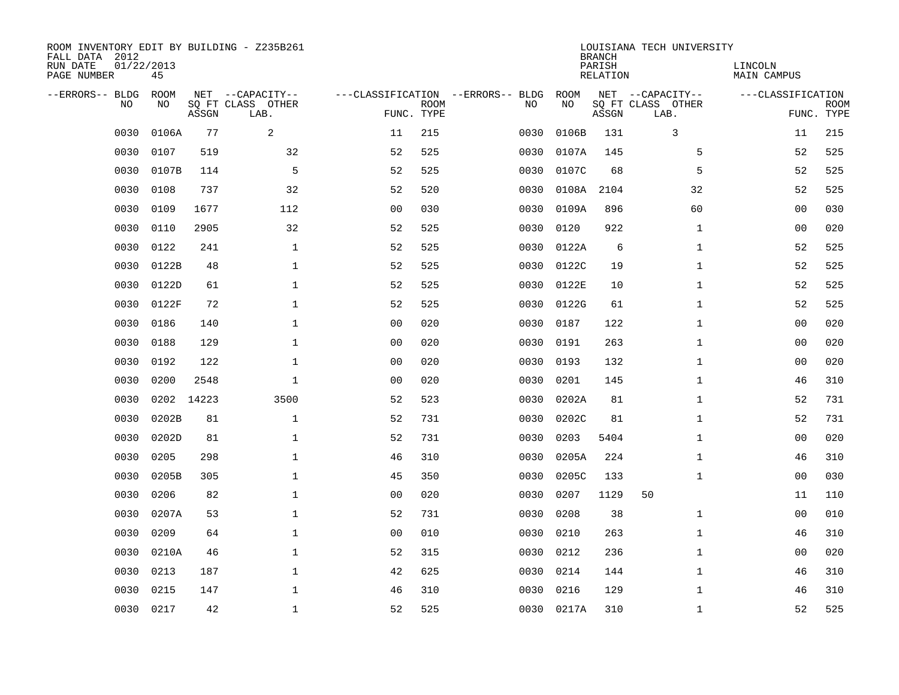ROOM INVENTORY EDIT BY BUILDING - Z235B261
FALL DATA 2012
RUN DATE 01/22/2013
PAGE NUMBER 45

LOUISIANA TECH UNIVERSITY
BRANCH
PARISH LINCOLN
RELATION MAIN CAMPUS

| --ERRORS-- | BLDG NO | ROOM NO | NET SQ FT ASSGN | --CAPACITY-- CLASS | OTHER LAB. | ---CLASSIFICATION FUNC. | ROOM TYPE | --ERRORS-- | BLDG NO | ROOM NO | NET SQ FT ASSGN | --CAPACITY-- CLASS | OTHER LAB. | ---CLASSIFICATION FUNC. | ROOM TYPE |
|---|---|---|---|---|---|---|---|---|---|---|---|---|---|---|---|
| | 0030 | 0106A | 77 | 2 | | 11 | 215 | | 0030 | 0106B | 131 | 3 | | 11 | 215 |
| | 0030 | 0107 | 519 | | 32 | 52 | 525 | | 0030 | 0107A | 145 | | 5 | 52 | 525 |
| | 0030 | 0107B | 114 | | 5 | 52 | 525 | | 0030 | 0107C | 68 | | 5 | 52 | 525 |
| | 0030 | 0108 | 737 | | 32 | 52 | 520 | | 0030 | 0108A | 2104 | | 32 | 52 | 525 |
| | 0030 | 0109 | 1677 | | 112 | 00 | 030 | | 0030 | 0109A | 896 | | 60 | 00 | 030 |
| | 0030 | 0110 | 2905 | | 32 | 52 | 525 | | 0030 | 0120 | 922 | | 1 | 00 | 020 |
| | 0030 | 0122 | 241 | | 1 | 52 | 525 | | 0030 | 0122A | 6 | | 1 | 52 | 525 |
| | 0030 | 0122B | 48 | | 1 | 52 | 525 | | 0030 | 0122C | 19 | | 1 | 52 | 525 |
| | 0030 | 0122D | 61 | | 1 | 52 | 525 | | 0030 | 0122E | 10 | | 1 | 52 | 525 |
| | 0030 | 0122F | 72 | | 1 | 52 | 525 | | 0030 | 0122G | 61 | | 1 | 52 | 525 |
| | 0030 | 0186 | 140 | | 1 | 00 | 020 | | 0030 | 0187 | 122 | | 1 | 00 | 020 |
| | 0030 | 0188 | 129 | | 1 | 00 | 020 | | 0030 | 0191 | 263 | | 1 | 00 | 020 |
| | 0030 | 0192 | 122 | | 1 | 00 | 020 | | 0030 | 0193 | 132 | | 1 | 00 | 020 |
| | 0030 | 0200 | 2548 | | 1 | 00 | 020 | | 0030 | 0201 | 145 | | 1 | 46 | 310 |
| | 0030 | 0202 | 14223 | | 3500 | 52 | 523 | | 0030 | 0202A | 81 | | 1 | 52 | 731 |
| | 0030 | 0202B | 81 | | 1 | 52 | 731 | | 0030 | 0202C | 81 | | 1 | 52 | 731 |
| | 0030 | 0202D | 81 | | 1 | 52 | 731 | | 0030 | 0203 | 5404 | | 1 | 00 | 020 |
| | 0030 | 0205 | 298 | | 1 | 46 | 310 | | 0030 | 0205A | 224 | | 1 | 46 | 310 |
| | 0030 | 0205B | 305 | | 1 | 45 | 350 | | 0030 | 0205C | 133 | | 1 | 00 | 030 |
| | 0030 | 0206 | 82 | | 1 | 00 | 020 | | 0030 | 0207 | 1129 | 50 | | 11 | 110 |
| | 0030 | 0207A | 53 | | 1 | 52 | 731 | | 0030 | 0208 | 38 | | 1 | 00 | 010 |
| | 0030 | 0209 | 64 | | 1 | 00 | 010 | | 0030 | 0210 | 263 | | 1 | 46 | 310 |
| | 0030 | 0210A | 46 | | 1 | 52 | 315 | | 0030 | 0212 | 236 | | 1 | 00 | 020 |
| | 0030 | 0213 | 187 | | 1 | 42 | 625 | | 0030 | 0214 | 144 | | 1 | 46 | 310 |
| | 0030 | 0215 | 147 | | 1 | 46 | 310 | | 0030 | 0216 | 129 | | 1 | 46 | 310 |
| | 0030 | 0217 | 42 | | 1 | 52 | 525 | | 0030 | 0217A | 310 | | 1 | 52 | 525 |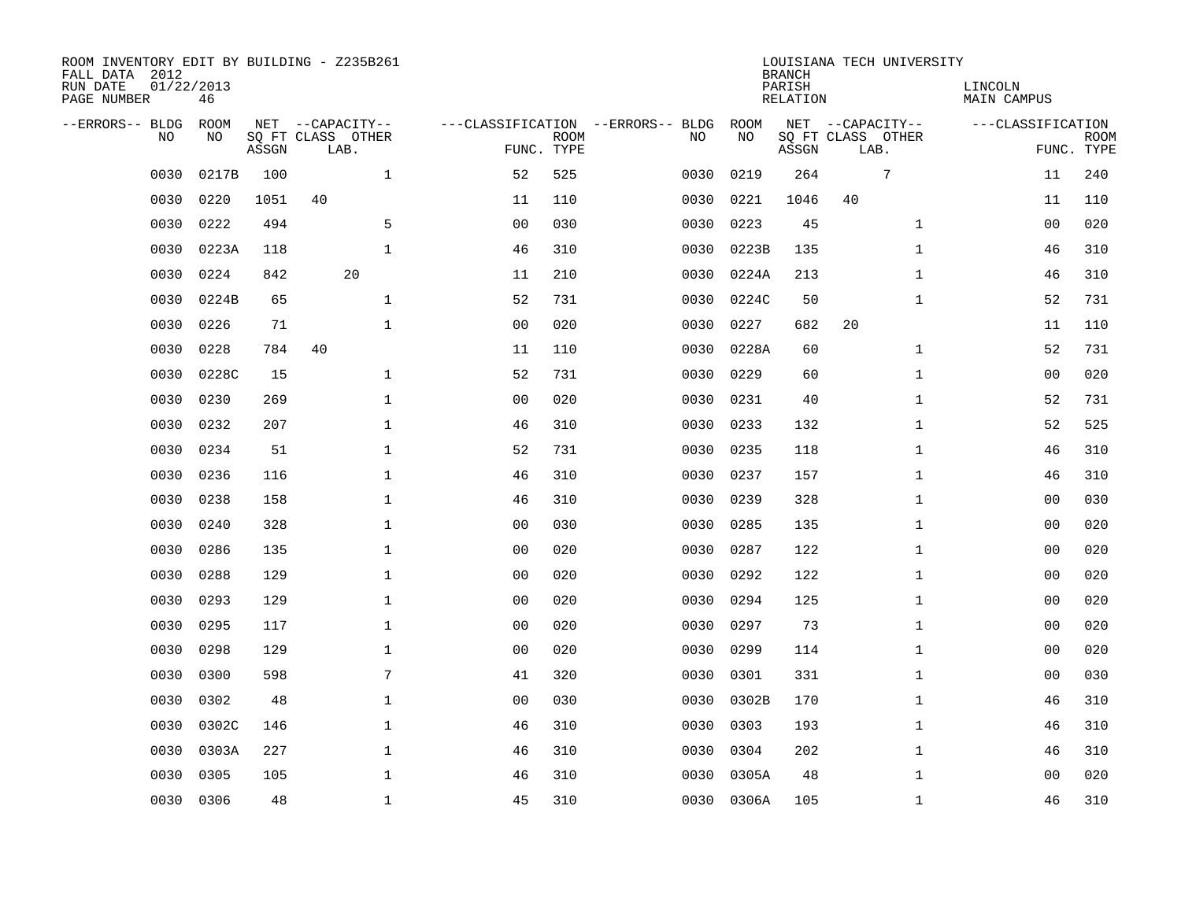ROOM INVENTORY EDIT BY BUILDING - Z235B261
FALL DATA 2012
RUN DATE 01/22/2013
PAGE NUMBER 46

LOUISIANA TECH UNIVERSITY
BRANCH
PARISH LINCOLN
RELATION MAIN CAMPUS

| --ERRORS-- | BLDG NO | ROOM NO | NET SQ FT ASSGN | CAPACITY CLASS LAB. | CAPACITY OTHER | CLASSIFICATION FUNC. | ROOM TYPE | --ERRORS-- | BLDG NO | ROOM NO | NET SQ FT ASSGN | CAPACITY CLASS LAB. | CAPACITY OTHER | CLASSIFICATION FUNC. | ROOM TYPE |
|---|---|---|---|---|---|---|---|---|---|---|---|---|---|---|---|
| | 0030 | 0217B | 100 | | 1 | 52 | 525 | | 0030 | 0219 | 264 | 7 | | 11 | 240 |
| | 0030 | 0220 | 1051 | 40 | | 11 | 110 | | 0030 | 0221 | 1046 | 40 | | 11 | 110 |
| | 0030 | 0222 | 494 | | 5 | 00 | 030 | | 0030 | 0223 | 45 | | 1 | 00 | 020 |
| | 0030 | 0223A | 118 | | 1 | 46 | 310 | | 0030 | 0223B | 135 | | 1 | 46 | 310 |
| | 0030 | 0224 | 842 | 20 | | 11 | 210 | | 0030 | 0224A | 213 | | 1 | 46 | 310 |
| | 0030 | 0224B | 65 | | 1 | 52 | 731 | | 0030 | 0224C | 50 | | 1 | 52 | 731 |
| | 0030 | 0226 | 71 | | 1 | 00 | 020 | | 0030 | 0227 | 682 | 20 | | 11 | 110 |
| | 0030 | 0228 | 784 | 40 | | 11 | 110 | | 0030 | 0228A | 60 | | 1 | 52 | 731 |
| | 0030 | 0228C | 15 | | 1 | 52 | 731 | | 0030 | 0229 | 60 | | 1 | 00 | 020 |
| | 0030 | 0230 | 269 | | 1 | 00 | 020 | | 0030 | 0231 | 40 | | 1 | 52 | 731 |
| | 0030 | 0232 | 207 | | 1 | 46 | 310 | | 0030 | 0233 | 132 | | 1 | 52 | 525 |
| | 0030 | 0234 | 51 | | 1 | 52 | 731 | | 0030 | 0235 | 118 | | 1 | 46 | 310 |
| | 0030 | 0236 | 116 | | 1 | 46 | 310 | | 0030 | 0237 | 157 | | 1 | 46 | 310 |
| | 0030 | 0238 | 158 | | 1 | 46 | 310 | | 0030 | 0239 | 328 | | 1 | 00 | 030 |
| | 0030 | 0240 | 328 | | 1 | 00 | 030 | | 0030 | 0285 | 135 | | 1 | 00 | 020 |
| | 0030 | 0286 | 135 | | 1 | 00 | 020 | | 0030 | 0287 | 122 | | 1 | 00 | 020 |
| | 0030 | 0288 | 129 | | 1 | 00 | 020 | | 0030 | 0292 | 122 | | 1 | 00 | 020 |
| | 0030 | 0293 | 129 | | 1 | 00 | 020 | | 0030 | 0294 | 125 | | 1 | 00 | 020 |
| | 0030 | 0295 | 117 | | 1 | 00 | 020 | | 0030 | 0297 | 73 | | 1 | 00 | 020 |
| | 0030 | 0298 | 129 | | 1 | 00 | 020 | | 0030 | 0299 | 114 | | 1 | 00 | 020 |
| | 0030 | 0300 | 598 | | 7 | 41 | 320 | | 0030 | 0301 | 331 | | 1 | 00 | 030 |
| | 0030 | 0302 | 48 | | 1 | 00 | 030 | | 0030 | 0302B | 170 | | 1 | 46 | 310 |
| | 0030 | 0302C | 146 | | 1 | 46 | 310 | | 0030 | 0303 | 193 | | 1 | 46 | 310 |
| | 0030 | 0303A | 227 | | 1 | 46 | 310 | | 0030 | 0304 | 202 | | 1 | 46 | 310 |
| | 0030 | 0305 | 105 | | 1 | 46 | 310 | | 0030 | 0305A | 48 | | 1 | 00 | 020 |
| | 0030 | 0306 | 48 | | 1 | 45 | 310 | | 0030 | 0306A | 105 | | 1 | 46 | 310 |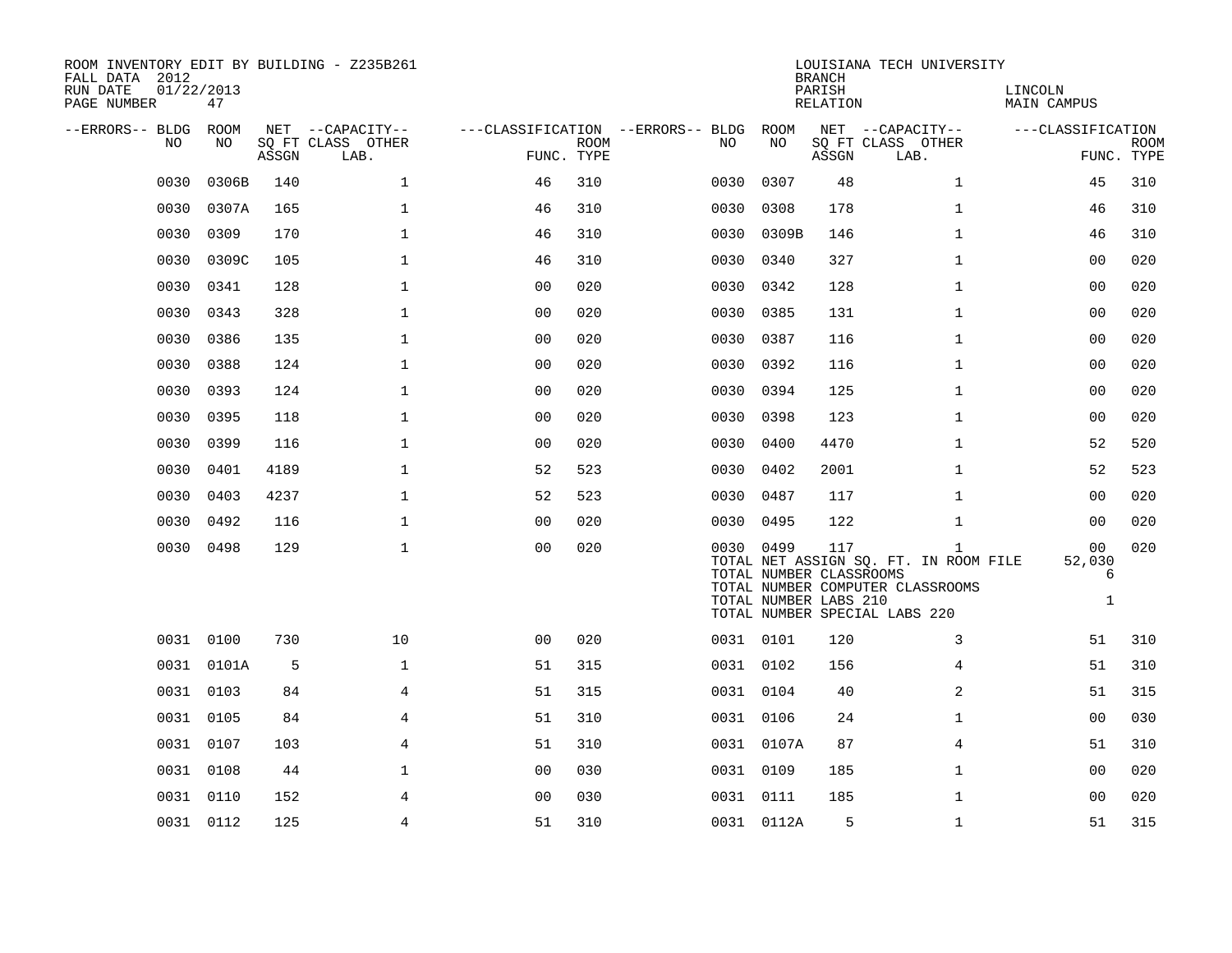ROOM INVENTORY EDIT BY BUILDING - Z235B261
FALL DATA 2012
RUN DATE 01/22/2013

LOUISIANA TECH UNIVERSITY
BRANCH
PARISH LINCOLN
RELATION MAIN CAMPUS

| --ERRORS-- | BLDG NO | ROOM NO | NET SQ FT ASSGN | --CAPACITY-- CLASS | OTHER LAB. | ---CLASSIFICATION FUNC. | ROOM TYPE | --ERRORS-- | BLDG NO | ROOM NO | NET SQ FT ASSGN | --CAPACITY-- CLASS | OTHER LAB. | ---CLASSIFICATION FUNC. | ROOM TYPE |
|---|---|---|---|---|---|---|---|---|---|---|---|---|---|---|---|
| | 0030 | 0306B | 140 | | 1 | 46 | 310 | | 0030 | 0307 | 48 | | 1 | 45 | 310 |
| | 0030 | 0307A | 165 | | 1 | 46 | 310 | | 0030 | 0308 | 178 | | 1 | 46 | 310 |
| | 0030 | 0309 | 170 | | 1 | 46 | 310 | | 0030 | 0309B | 146 | | 1 | 46 | 310 |
| | 0030 | 0309C | 105 | | 1 | 46 | 310 | | 0030 | 0340 | 327 | | 1 | 00 | 020 |
| | 0030 | 0341 | 128 | | 1 | 00 | 020 | | 0030 | 0342 | 128 | | 1 | 00 | 020 |
| | 0030 | 0343 | 328 | | 1 | 00 | 020 | | 0030 | 0385 | 131 | | 1 | 00 | 020 |
| | 0030 | 0386 | 135 | | 1 | 00 | 020 | | 0030 | 0387 | 116 | | 1 | 00 | 020 |
| | 0030 | 0388 | 124 | | 1 | 00 | 020 | | 0030 | 0392 | 116 | | 1 | 00 | 020 |
| | 0030 | 0393 | 124 | | 1 | 00 | 020 | | 0030 | 0394 | 125 | | 1 | 00 | 020 |
| | 0030 | 0395 | 118 | | 1 | 00 | 020 | | 0030 | 0398 | 123 | | 1 | 00 | 020 |
| | 0030 | 0399 | 116 | | 1 | 00 | 020 | | 0030 | 0400 | 4470 | | 1 | 52 | 520 |
| | 0030 | 0401 | 4189 | | 1 | 52 | 523 | | 0030 | 0402 | 2001 | | 1 | 52 | 523 |
| | 0030 | 0403 | 4237 | | 1 | 52 | 523 | | 0030 | 0487 | 117 | | 1 | 00 | 020 |
| | 0030 | 0492 | 116 | | 1 | 00 | 020 | | 0030 | 0495 | 122 | | 1 | 00 | 020 |
| | 0030 | 0498 | 129 | | 1 | 00 | 020 | | 0030 | 0499 | 117 | | 1 | 00 | 020 |

TOTAL NET ASSIGN SQ. FT. IN ROOM FILE 52,030
TOTAL NUMBER CLASSROOMS 6
TOTAL NUMBER COMPUTER CLASSROOMS
TOTAL NUMBER LABS 210 1
TOTAL NUMBER SPECIAL LABS 220

| --ERRORS-- | BLDG NO | ROOM NO | NET SQ FT ASSGN | --CAPACITY-- CLASS | OTHER LAB. | ---CLASSIFICATION FUNC. | ROOM TYPE | --ERRORS-- | BLDG NO | ROOM NO | NET SQ FT ASSGN | --CAPACITY-- CLASS | OTHER LAB. | ---CLASSIFICATION FUNC. | ROOM TYPE |
|---|---|---|---|---|---|---|---|---|---|---|---|---|---|---|---|
| | 0031 | 0100 | 730 | | 10 | 00 | 020 | | 0031 | 0101 | 120 | | 3 | 51 | 310 |
| | 0031 | 0101A | 5 | | 1 | 51 | 315 | | 0031 | 0102 | 156 | | 4 | 51 | 310 |
| | 0031 | 0103 | 84 | | 4 | 51 | 315 | | 0031 | 0104 | 40 | | 2 | 51 | 315 |
| | 0031 | 0105 | 84 | | 4 | 51 | 310 | | 0031 | 0106 | 24 | | 1 | 00 | 030 |
| | 0031 | 0107 | 103 | | 4 | 51 | 310 | | 0031 | 0107A | 87 | | 4 | 51 | 310 |
| | 0031 | 0108 | 44 | | 1 | 00 | 030 | | 0031 | 0109 | 185 | | 1 | 00 | 020 |
| | 0031 | 0110 | 152 | | 4 | 00 | 030 | | 0031 | 0111 | 185 | | 1 | 00 | 020 |
| | 0031 | 0112 | 125 | | 4 | 51 | 310 | | 0031 | 0112A | 5 | | 1 | 51 | 315 |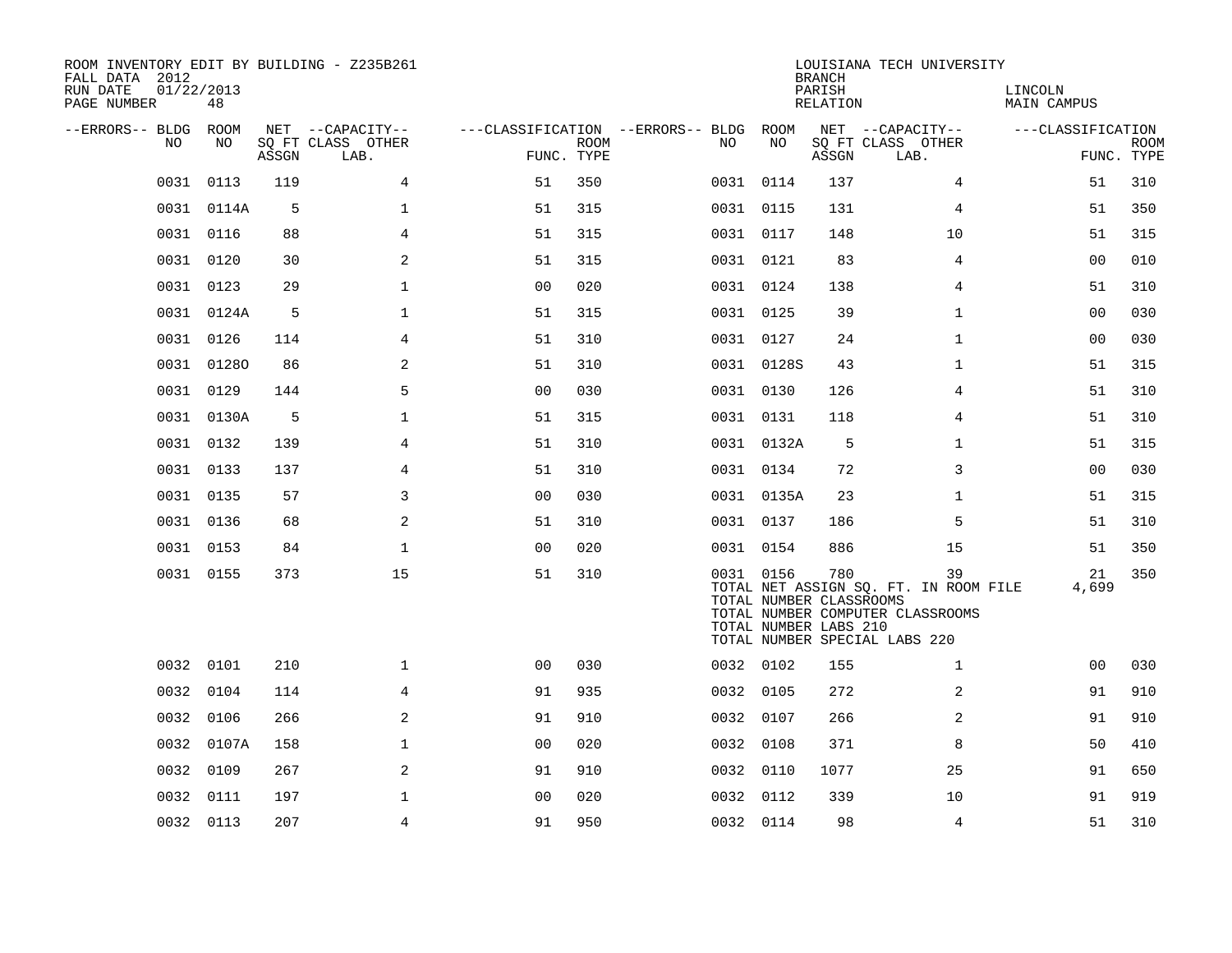ROOM INVENTORY EDIT BY BUILDING - Z235B261
FALL DATA 2012
RUN DATE 01/22/2013
PAGE NUMBER 48

LOUISIANA TECH UNIVERSITY
BRANCH
PARISH LINCOLN
RELATION MAIN CAMPUS

| --ERRORS-- | BLDG NO | ROOM NO | NET SQ FT ASSGN | --CAPACITY-- CLASS LAB. | OTHER | ---CLASSIFICATION FUNC. | ROOM TYPE | --ERRORS-- | BLDG NO | ROOM NO | NET SQ FT ASSGN | --CAPACITY-- CLASS LAB. | OTHER | ---CLASSIFICATION FUNC. | ROOM TYPE |
|---|---|---|---|---|---|---|---|---|---|---|---|---|---|---|---|
| | 0031 | 0113 | 119 | | 4 | 51 | 350 | | 0031 | 0114 | 137 | | 4 | 51 | 310 |
| | 0031 | 0114A | 5 | | 1 | 51 | 315 | | 0031 | 0115 | 131 | | 4 | 51 | 350 |
| | 0031 | 0116 | 88 | | 4 | 51 | 315 | | 0031 | 0117 | 148 | | 10 | 51 | 315 |
| | 0031 | 0120 | 30 | | 2 | 51 | 315 | | 0031 | 0121 | 83 | | 4 | 00 | 010 |
| | 0031 | 0123 | 29 | | 1 | 00 | 020 | | 0031 | 0124 | 138 | | 4 | 51 | 310 |
| | 0031 | 0124A | 5 | | 1 | 51 | 315 | | 0031 | 0125 | 39 | | 1 | 00 | 030 |
| | 0031 | 0126 | 114 | | 4 | 51 | 310 | | 0031 | 0127 | 24 | | 1 | 00 | 030 |
| | 0031 | 0128O | 86 | | 2 | 51 | 310 | | 0031 | 0128S | 43 | | 1 | 51 | 315 |
| | 0031 | 0129 | 144 | | 5 | 00 | 030 | | 0031 | 0130 | 126 | | 4 | 51 | 310 |
| | 0031 | 0130A | 5 | | 1 | 51 | 315 | | 0031 | 0131 | 118 | | 4 | 51 | 310 |
| | 0031 | 0132 | 139 | | 4 | 51 | 310 | | 0031 | 0132A | 5 | | 1 | 51 | 315 |
| | 0031 | 0133 | 137 | | 4 | 51 | 310 | | 0031 | 0134 | 72 | | 3 | 00 | 030 |
| | 0031 | 0135 | 57 | | 3 | 00 | 030 | | 0031 | 0135A | 23 | | 1 | 51 | 315 |
| | 0031 | 0136 | 68 | | 2 | 51 | 310 | | 0031 | 0137 | 186 | | 5 | 51 | 310 |
| | 0031 | 0153 | 84 | | 1 | 00 | 020 | | 0031 | 0154 | 886 | | 15 | 51 | 350 |
| | 0031 | 0155 | 373 | | 15 | 51 | 310 | | 0031 | 0156 | 780 | | 39 | 21 | 350 |
| | | | | | | | | | | TOTAL NET ASSIGN SQ. FT. IN ROOM FILE | | | | 4,699 | |
| | | | | | | | | | | TOTAL NUMBER CLASSROOMS | | | | | |
| | | | | | | | | | | TOTAL NUMBER COMPUTER CLASSROOMS | | | | | |
| | | | | | | | | | | TOTAL NUMBER LABS 210 | | | | | |
| | | | | | | | | | | TOTAL NUMBER SPECIAL LABS 220 | | | | | |
| | 0032 | 0101 | 210 | | 1 | 00 | 030 | | 0032 | 0102 | 155 | | 1 | 00 | 030 |
| | 0032 | 0104 | 114 | | 4 | 91 | 935 | | 0032 | 0105 | 272 | | 2 | 91 | 910 |
| | 0032 | 0106 | 266 | | 2 | 91 | 910 | | 0032 | 0107 | 266 | | 2 | 91 | 910 |
| | 0032 | 0107A | 158 | | 1 | 00 | 020 | | 0032 | 0108 | 371 | | 8 | 50 | 410 |
| | 0032 | 0109 | 267 | | 2 | 91 | 910 | | 0032 | 0110 | 1077 | | 25 | 91 | 650 |
| | 0032 | 0111 | 197 | | 1 | 00 | 020 | | 0032 | 0112 | 339 | | 10 | 91 | 919 |
| | 0032 | 0113 | 207 | | 4 | 91 | 950 | | 0032 | 0114 | 98 | | 4 | 51 | 310 |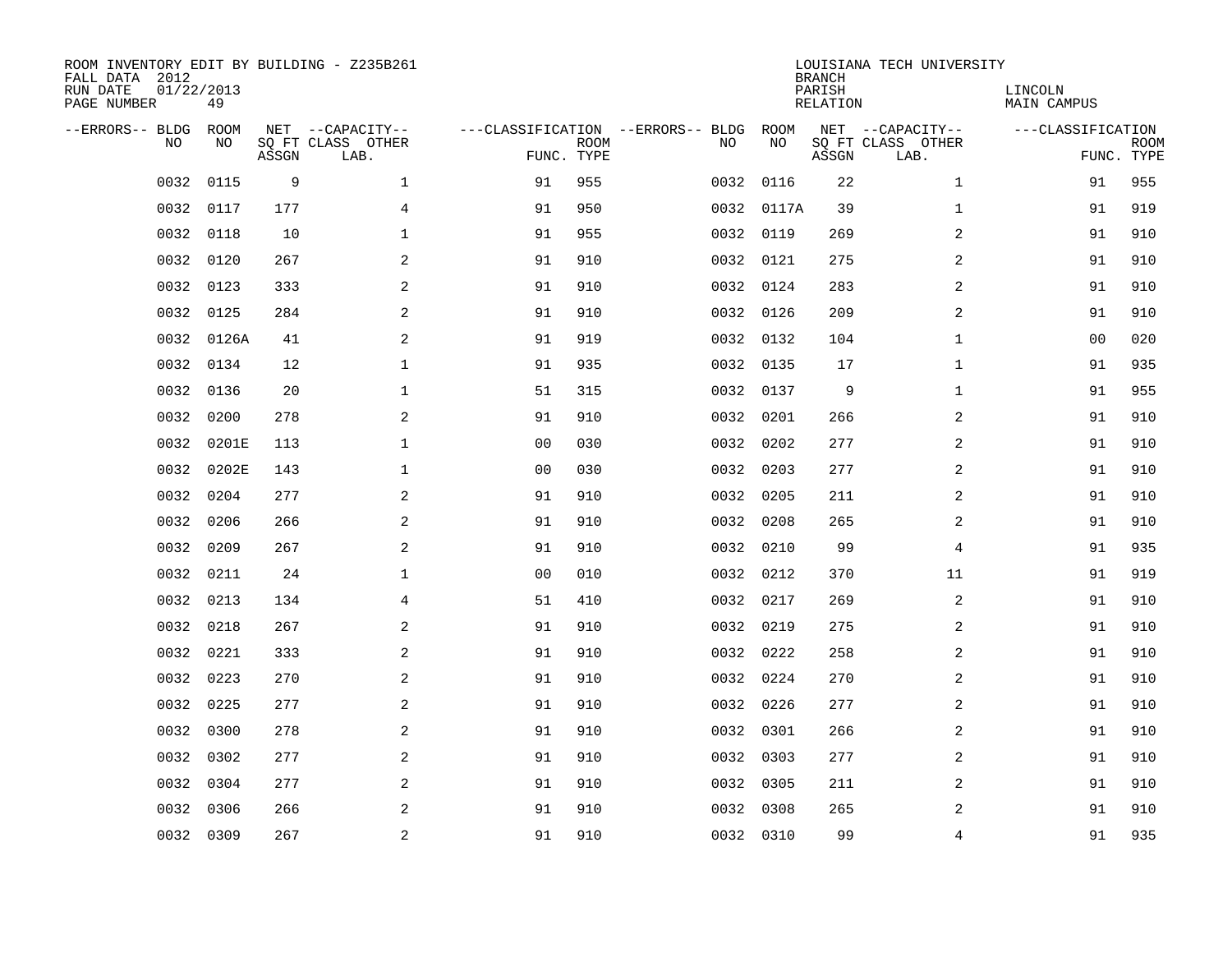ROOM INVENTORY EDIT BY BUILDING - Z235B261
FALL DATA 2012
RUN DATE 01/22/2013
PAGE NUMBER 49

LOUISIANA TECH UNIVERSITY
BRANCH
PARISH LINCOLN
RELATION MAIN CAMPUS

| --ERRORS-- | BLDG NO | ROOM NO | NET SQ FT ASSGN | --CAPACITY-- CLASS LAB. | OTHER | ---CLASSIFICATION FUNC. | ROOM TYPE | --ERRORS-- | BLDG NO | ROOM NO | NET SQ FT ASSGN | --CAPACITY-- CLASS LAB. | OTHER | ---CLASSIFICATION FUNC. | ROOM TYPE |
|---|---|---|---|---|---|---|---|---|---|---|---|---|---|---|---|
| | 0032 | 0115 | 9 | | 1 | 91 | 955 | | 0032 | 0116 | 22 | | 1 | 91 | 955 |
| | 0032 | 0117 | 177 | | 4 | 91 | 950 | | 0032 | 0117A | 39 | | 1 | 91 | 919 |
| | 0032 | 0118 | 10 | | 1 | 91 | 955 | | 0032 | 0119 | 269 | | 2 | 91 | 910 |
| | 0032 | 0120 | 267 | | 2 | 91 | 910 | | 0032 | 0121 | 275 | | 2 | 91 | 910 |
| | 0032 | 0123 | 333 | | 2 | 91 | 910 | | 0032 | 0124 | 283 | | 2 | 91 | 910 |
| | 0032 | 0125 | 284 | | 2 | 91 | 910 | | 0032 | 0126 | 209 | | 2 | 91 | 910 |
| | 0032 | 0126A | 41 | | 2 | 91 | 919 | | 0032 | 0132 | 104 | | 1 | 00 | 020 |
| | 0032 | 0134 | 12 | | 1 | 91 | 935 | | 0032 | 0135 | 17 | | 1 | 91 | 935 |
| | 0032 | 0136 | 20 | | 1 | 51 | 315 | | 0032 | 0137 | 9 | | 1 | 91 | 955 |
| | 0032 | 0200 | 278 | | 2 | 91 | 910 | | 0032 | 0201 | 266 | | 2 | 91 | 910 |
| | 0032 | 0201E | 113 | | 1 | 00 | 030 | | 0032 | 0202 | 277 | | 2 | 91 | 910 |
| | 0032 | 0202E | 143 | | 1 | 00 | 030 | | 0032 | 0203 | 277 | | 2 | 91 | 910 |
| | 0032 | 0204 | 277 | | 2 | 91 | 910 | | 0032 | 0205 | 211 | | 2 | 91 | 910 |
| | 0032 | 0206 | 266 | | 2 | 91 | 910 | | 0032 | 0208 | 265 | | 2 | 91 | 910 |
| | 0032 | 0209 | 267 | | 2 | 91 | 910 | | 0032 | 0210 | 99 | | 4 | 91 | 935 |
| | 0032 | 0211 | 24 | | 1 | 00 | 010 | | 0032 | 0212 | 370 | | 11 | 91 | 919 |
| | 0032 | 0213 | 134 | | 4 | 51 | 410 | | 0032 | 0217 | 269 | | 2 | 91 | 910 |
| | 0032 | 0218 | 267 | | 2 | 91 | 910 | | 0032 | 0219 | 275 | | 2 | 91 | 910 |
| | 0032 | 0221 | 333 | | 2 | 91 | 910 | | 0032 | 0222 | 258 | | 2 | 91 | 910 |
| | 0032 | 0223 | 270 | | 2 | 91 | 910 | | 0032 | 0224 | 270 | | 2 | 91 | 910 |
| | 0032 | 0225 | 277 | | 2 | 91 | 910 | | 0032 | 0226 | 277 | | 2 | 91 | 910 |
| | 0032 | 0300 | 278 | | 2 | 91 | 910 | | 0032 | 0301 | 266 | | 2 | 91 | 910 |
| | 0032 | 0302 | 277 | | 2 | 91 | 910 | | 0032 | 0303 | 277 | | 2 | 91 | 910 |
| | 0032 | 0304 | 277 | | 2 | 91 | 910 | | 0032 | 0305 | 211 | | 2 | 91 | 910 |
| | 0032 | 0306 | 266 | | 2 | 91 | 910 | | 0032 | 0308 | 265 | | 2 | 91 | 910 |
| | 0032 | 0309 | 267 | | 2 | 91 | 910 | | 0032 | 0310 | 99 | | 4 | 91 | 935 |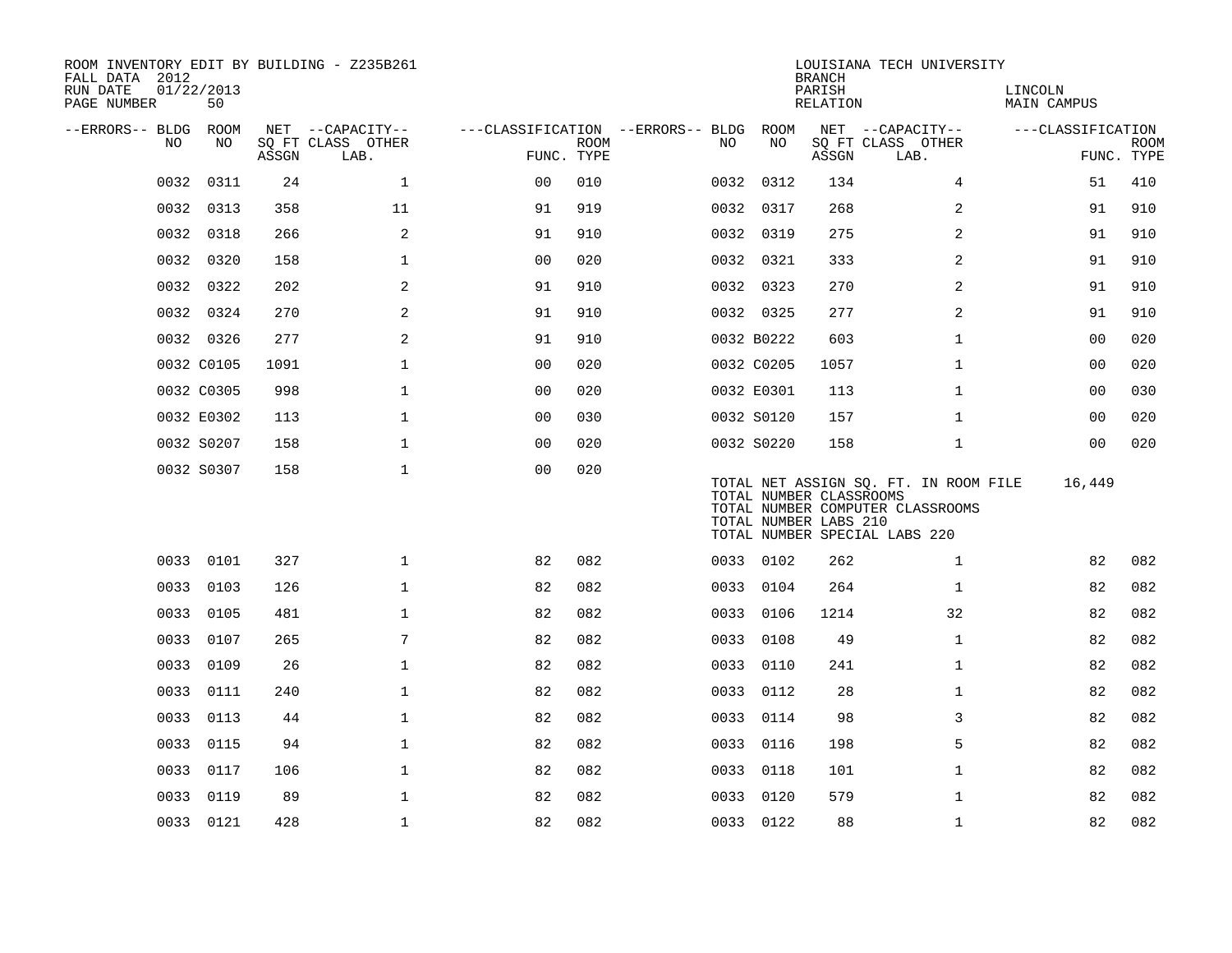ROOM INVENTORY EDIT BY BUILDING - Z235B261
FALL DATA 2012
RUN DATE 01/22/2013
PAGE NUMBER 50

LOUISIANA TECH UNIVERSITY
BRANCH
PARISH LINCOLN
RELATION MAIN CAMPUS

| --ERRORS-- | BLDG NO | ROOM NO | NET SQ FT ASSGN | --CAPACITY-- CLASS LAB. | OTHER | ---CLASSIFICATION FUNC. | ROOM TYPE | --ERRORS-- | BLDG NO | ROOM NO | NET SQ FT ASSGN | --CAPACITY-- CLASS LAB. | OTHER | ---CLASSIFICATION FUNC. | ROOM TYPE |
|---|---|---|---|---|---|---|---|---|---|---|---|---|---|---|---|
| | 0032 | 0311 | 24 | | 1 | 00 | 010 | | 0032 | 0312 | 134 | | 4 | 51 | 410 |
| | 0032 | 0313 | 358 | | 11 | 91 | 919 | | 0032 | 0317 | 268 | | 2 | 91 | 910 |
| | 0032 | 0318 | 266 | | 2 | 91 | 910 | | 0032 | 0319 | 275 | | 2 | 91 | 910 |
| | 0032 | 0320 | 158 | | 1 | 00 | 020 | | 0032 | 0321 | 333 | | 2 | 91 | 910 |
| | 0032 | 0322 | 202 | | 2 | 91 | 910 | | 0032 | 0323 | 270 | | 2 | 91 | 910 |
| | 0032 | 0324 | 270 | | 2 | 91 | 910 | | 0032 | 0325 | 277 | | 2 | 91 | 910 |
| | 0032 | 0326 | 277 | | 2 | 91 | 910 | | 0032 | B0222 | 603 | | 1 | 00 | 020 |
| | 0032 | C0105 | 1091 | | 1 | 00 | 020 | | 0032 | C0205 | 1057 | | 1 | 00 | 020 |
| | 0032 | C0305 | 998 | | 1 | 00 | 020 | | 0032 | E0301 | 113 | | 1 | 00 | 030 |
| | 0032 | E0302 | 113 | | 1 | 00 | 030 | | 0032 | S0120 | 157 | | 1 | 00 | 020 |
| | 0032 | S0207 | 158 | | 1 | 00 | 020 | | 0032 | S0220 | 158 | | 1 | 00 | 020 |
| | 0032 | S0307 | 158 | | 1 | 00 | 020 | | | | | | | | |

TOTAL NET ASSIGN SQ. FT. IN ROOM FILE 16,449
TOTAL NUMBER CLASSROOMS
TOTAL NUMBER COMPUTER CLASSROOMS
TOTAL NUMBER LABS 210
TOTAL NUMBER SPECIAL LABS 220

| --ERRORS-- | BLDG NO | ROOM NO | NET SQ FT ASSGN | --CAPACITY-- CLASS LAB. | OTHER | ---CLASSIFICATION FUNC. | ROOM TYPE | --ERRORS-- | BLDG NO | ROOM NO | NET SQ FT ASSGN | --CAPACITY-- CLASS LAB. | OTHER | ---CLASSIFICATION FUNC. | ROOM TYPE |
|---|---|---|---|---|---|---|---|---|---|---|---|---|---|---|---|
| | 0033 | 0101 | 327 | | 1 | 82 | 082 | | 0033 | 0102 | 262 | | 1 | 82 | 082 |
| | 0033 | 0103 | 126 | | 1 | 82 | 082 | | 0033 | 0104 | 264 | | 1 | 82 | 082 |
| | 0033 | 0105 | 481 | | 1 | 82 | 082 | | 0033 | 0106 | 1214 | | 32 | 82 | 082 |
| | 0033 | 0107 | 265 | | 7 | 82 | 082 | | 0033 | 0108 | 49 | | 1 | 82 | 082 |
| | 0033 | 0109 | 26 | | 1 | 82 | 082 | | 0033 | 0110 | 241 | | 1 | 82 | 082 |
| | 0033 | 0111 | 240 | | 1 | 82 | 082 | | 0033 | 0112 | 28 | | 1 | 82 | 082 |
| | 0033 | 0113 | 44 | | 1 | 82 | 082 | | 0033 | 0114 | 98 | | 3 | 82 | 082 |
| | 0033 | 0115 | 94 | | 1 | 82 | 082 | | 0033 | 0116 | 198 | | 5 | 82 | 082 |
| | 0033 | 0117 | 106 | | 1 | 82 | 082 | | 0033 | 0118 | 101 | | 1 | 82 | 082 |
| | 0033 | 0119 | 89 | | 1 | 82 | 082 | | 0033 | 0120 | 579 | | 1 | 82 | 082 |
| | 0033 | 0121 | 428 | | 1 | 82 | 082 | | 0033 | 0122 | 88 | | 1 | 82 | 082 |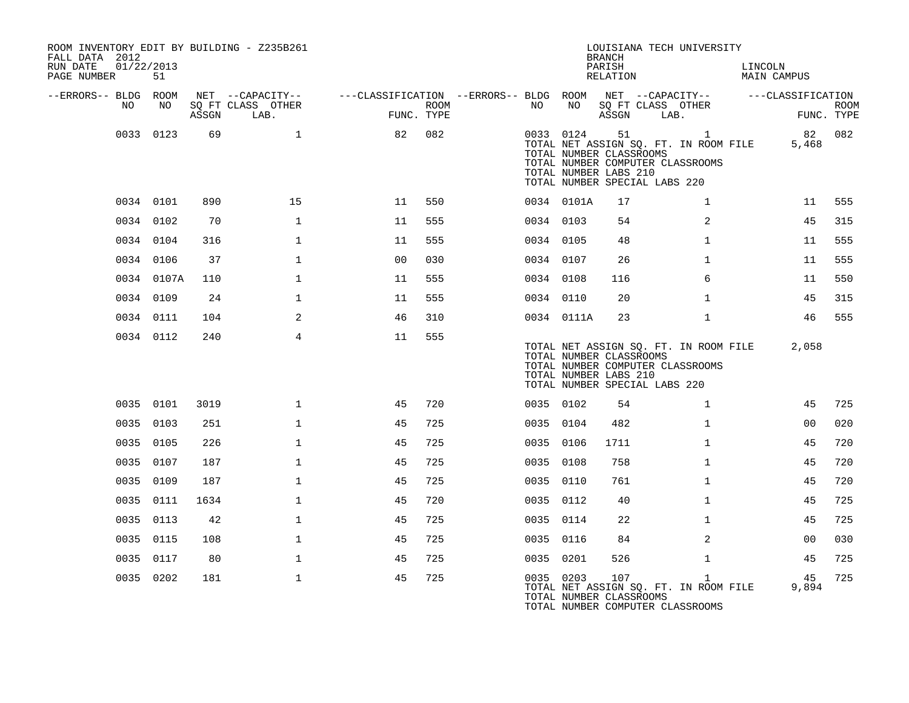ROOM INVENTORY EDIT BY BUILDING - Z235B261
FALL DATA 2012
RUN DATE 01/22/2013
PAGE NUMBER 51

LOUISIANA TECH UNIVERSITY
BRANCH
PARISH LINCOLN
RELATION MAIN CAMPUS

| --ERRORS-- | BLDG NO | ROOM NO | NET SQ FT ASSGN | CAPACITY CLASS LAB. | CAPACITY OTHER | CLASSIFICATION FUNC. | ROOM TYPE | --ERRORS-- | BLDG NO | ROOM NO | NET SQ FT ASSGN | CAPACITY CLASS LAB. | CAPACITY OTHER | CLASSIFICATION FUNC. | ROOM TYPE |
|---|---|---|---|---|---|---|---|---|---|---|---|---|---|---|---|
| | 0033 | 0123 | 69 | | 1 | 82 | 082 | | 0033 | 0124 | 51 | | 1 | 82 | 082 |
| | | | | | | | | | TOTAL NET ASSIGN SQ. FT. IN ROOM FILE | | | | | 5,468 | |
| | | | | | | | | | TOTAL NUMBER CLASSROOMS | | | | | | |
| | | | | | | | | | TOTAL NUMBER COMPUTER CLASSROOMS | | | | | | |
| | | | | | | | | | TOTAL NUMBER LABS 210 | | | | | | |
| | | | | | | | | | TOTAL NUMBER SPECIAL LABS 220 | | | | | | |
| | 0034 | 0101 | 890 | | 15 | 11 | 550 | | 0034 | 0101A | 17 | | 1 | 11 | 555 |
| | 0034 | 0102 | 70 | | 1 | 11 | 555 | | 0034 | 0103 | 54 | | 2 | 45 | 315 |
| | 0034 | 0104 | 316 | | 1 | 11 | 555 | | 0034 | 0105 | 48 | | 1 | 11 | 555 |
| | 0034 | 0106 | 37 | | 1 | 00 | 030 | | 0034 | 0107 | 26 | | 1 | 11 | 555 |
| | 0034 | 0107A | 110 | | 1 | 11 | 555 | | 0034 | 0108 | 116 | | 6 | 11 | 550 |
| | 0034 | 0109 | 24 | | 1 | 11 | 555 | | 0034 | 0110 | 20 | | 1 | 45 | 315 |
| | 0034 | 0111 | 104 | | 2 | 46 | 310 | | 0034 | 0111A | 23 | | 1 | 46 | 555 |
| | 0034 | 0112 | 240 | | 4 | 11 | 555 | | | | | | | | |
| | | | | | | | | | TOTAL NET ASSIGN SQ. FT. IN ROOM FILE | | | | | 2,058 | |
| | | | | | | | | | TOTAL NUMBER CLASSROOMS | | | | | | |
| | | | | | | | | | TOTAL NUMBER COMPUTER CLASSROOMS | | | | | | |
| | | | | | | | | | TOTAL NUMBER LABS 210 | | | | | | |
| | | | | | | | | | TOTAL NUMBER SPECIAL LABS 220 | | | | | | |
| | 0035 | 0101 | 3019 | | 1 | 45 | 720 | | 0035 | 0102 | 54 | | 1 | 45 | 725 |
| | 0035 | 0103 | 251 | | 1 | 45 | 725 | | 0035 | 0104 | 482 | | 1 | 00 | 020 |
| | 0035 | 0105 | 226 | | 1 | 45 | 725 | | 0035 | 0106 | 1711 | | 1 | 45 | 720 |
| | 0035 | 0107 | 187 | | 1 | 45 | 725 | | 0035 | 0108 | 758 | | 1 | 45 | 720 |
| | 0035 | 0109 | 187 | | 1 | 45 | 725 | | 0035 | 0110 | 761 | | 1 | 45 | 720 |
| | 0035 | 0111 | 1634 | | 1 | 45 | 720 | | 0035 | 0112 | 40 | | 1 | 45 | 725 |
| | 0035 | 0113 | 42 | | 1 | 45 | 725 | | 0035 | 0114 | 22 | | 1 | 45 | 725 |
| | 0035 | 0115 | 108 | | 1 | 45 | 725 | | 0035 | 0116 | 84 | | 2 | 00 | 030 |
| | 0035 | 0117 | 80 | | 1 | 45 | 725 | | 0035 | 0201 | 526 | | 1 | 45 | 725 |
| | 0035 | 0202 | 181 | | 1 | 45 | 725 | | 0035 | 0203 | 107 | | 1 | 45 | 725 |
| | | | | | | | | | TOTAL NET ASSIGN SQ. FT. IN ROOM FILE | | | | | 9,894 | |
| | | | | | | | | | TOTAL NUMBER CLASSROOMS | | | | | | |
| | | | | | | | | | TOTAL NUMBER COMPUTER CLASSROOMS | | | | | | |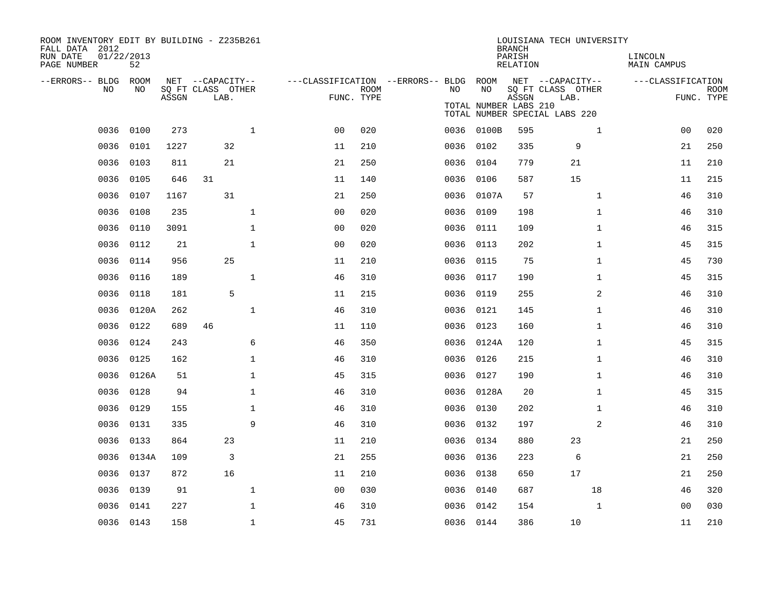ROOM INVENTORY EDIT BY BUILDING - Z235B261
FALL DATA 2012
RUN DATE 01/22/2013
PAGE NUMBER 52

LOUISIANA TECH UNIVERSITY
BRANCH
PARISH LINCOLN
RELATION MAIN CAMPUS

TOTAL NUMBER LABS 210
TOTAL NUMBER SPECIAL LABS 220

| --ERRORS-- | BLDG NO | ROOM NO | NET SQ FT ASSGN | CAPACITY CLASS | CAPACITY LAB. | CAPACITY OTHER | FUNC. | ROOM TYPE | --ERRORS-- | BLDG NO | ROOM NO | NET SQ FT ASSGN | CAPACITY CLASS | CAPACITY LAB. | CAPACITY OTHER | FUNC. | ROOM TYPE |
|---|---|---|---|---|---|---|---|---|---|---|---|---|---|---|---|---|---|
| | 0036 | 0100 | 273 | | | 1 | 00 | 020 | | 0036 | 0100B | 595 | | | 1 | 00 | 020 |
| | 0036 | 0101 | 1227 | | 32 | | 11 | 210 | | 0036 | 0102 | 335 | | 9 | | 21 | 250 |
| | 0036 | 0103 | 811 | | 21 | | 21 | 250 | | 0036 | 0104 | 779 | | 21 | | 11 | 210 |
| | 0036 | 0105 | 646 | 31 | | | 11 | 140 | | 0036 | 0106 | 587 | | 15 | | 11 | 215 |
| | 0036 | 0107 | 1167 | | 31 | | 21 | 250 | | 0036 | 0107A | 57 | | | 1 | 46 | 310 |
| | 0036 | 0108 | 235 | | | 1 | 00 | 020 | | 0036 | 0109 | 198 | | | 1 | 46 | 310 |
| | 0036 | 0110 | 3091 | | | 1 | 00 | 020 | | 0036 | 0111 | 109 | | | 1 | 46 | 315 |
| | 0036 | 0112 | 21 | | | 1 | 00 | 020 | | 0036 | 0113 | 202 | | | 1 | 45 | 315 |
| | 0036 | 0114 | 956 | | 25 | | 11 | 210 | | 0036 | 0115 | 75 | | | 1 | 45 | 730 |
| | 0036 | 0116 | 189 | | | 1 | 46 | 310 | | 0036 | 0117 | 190 | | | 1 | 45 | 315 |
| | 0036 | 0118 | 181 | | 5 | | 11 | 215 | | 0036 | 0119 | 255 | | | 2 | 46 | 310 |
| | 0036 | 0120A | 262 | | | 1 | 46 | 310 | | 0036 | 0121 | 145 | | | 1 | 46 | 310 |
| | 0036 | 0122 | 689 | 46 | | | 11 | 110 | | 0036 | 0123 | 160 | | | 1 | 46 | 310 |
| | 0036 | 0124 | 243 | | | 6 | 46 | 350 | | 0036 | 0124A | 120 | | | 1 | 45 | 315 |
| | 0036 | 0125 | 162 | | | 1 | 46 | 310 | | 0036 | 0126 | 215 | | | 1 | 46 | 310 |
| | 0036 | 0126A | 51 | | | 1 | 45 | 315 | | 0036 | 0127 | 190 | | | 1 | 46 | 310 |
| | 0036 | 0128 | 94 | | | 1 | 46 | 310 | | 0036 | 0128A | 20 | | | 1 | 45 | 315 |
| | 0036 | 0129 | 155 | | | 1 | 46 | 310 | | 0036 | 0130 | 202 | | | 1 | 46 | 310 |
| | 0036 | 0131 | 335 | | | 9 | 46 | 310 | | 0036 | 0132 | 197 | | | 2 | 46 | 310 |
| | 0036 | 0133 | 864 | | 23 | | 11 | 210 | | 0036 | 0134 | 880 | | 23 | | 21 | 250 |
| | 0036 | 0134A | 109 | | 3 | | 21 | 255 | | 0036 | 0136 | 223 | | 6 | | 21 | 250 |
| | 0036 | 0137 | 872 | | 16 | | 11 | 210 | | 0036 | 0138 | 650 | | 17 | | 21 | 250 |
| | 0036 | 0139 | 91 | | | 1 | 00 | 030 | | 0036 | 0140 | 687 | | | 18 | 46 | 320 |
| | 0036 | 0141 | 227 | | | 1 | 46 | 310 | | 0036 | 0142 | 154 | | | 1 | 00 | 030 |
| | 0036 | 0143 | 158 | | | 1 | 45 | 731 | | 0036 | 0144 | 386 | | 10 | | 11 | 210 |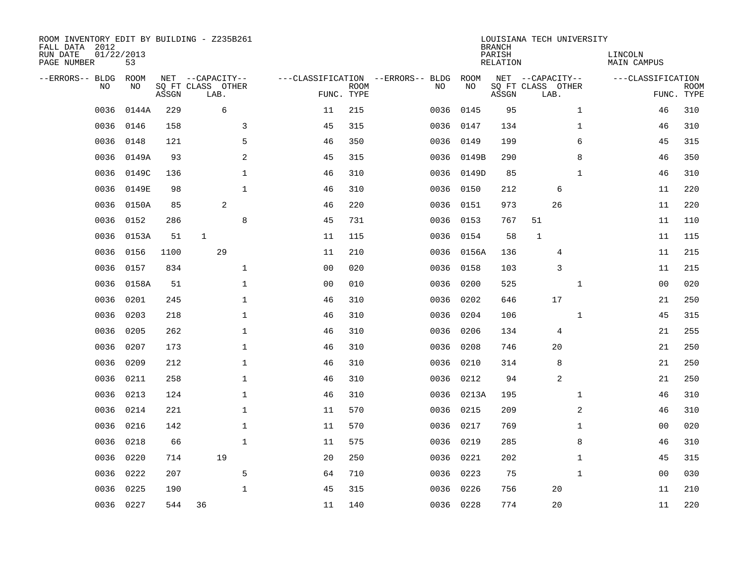ROOM INVENTORY EDIT BY BUILDING - Z235B261
FALL DATA 2012
RUN DATE 01/22/2013
PAGE NUMBER 53

LOUISIANA TECH UNIVERSITY
BRANCH
PARISH LINCOLN
RELATION MAIN CAMPUS

| --ERRORS-- | BLDG NO | ROOM NO | NET SQ FT ASSGN | CAPACITY CLASS | CAPACITY LAB. | CAPACITY OTHER | CLASSIFICATION FUNC. | ROOM TYPE | --ERRORS-- | BLDG NO | ROOM NO | NET SQ FT ASSGN | CAPACITY CLASS | CAPACITY LAB. | CAPACITY OTHER | CLASSIFICATION FUNC. | ROOM TYPE |
|---|---|---|---|---|---|---|---|---|---|---|---|---|---|---|---|---|---|
| | 0036 | 0144A | 229 | | 6 | | 11 | 215 | | 0036 | 0145 | 95 | | | 1 | 46 | 310 |
| | 0036 | 0146 | 158 | | | 3 | 45 | 315 | | 0036 | 0147 | 134 | | | 1 | 46 | 310 |
| | 0036 | 0148 | 121 | | | 5 | 46 | 350 | | 0036 | 0149 | 199 | | | 6 | 45 | 315 |
| | 0036 | 0149A | 93 | | | 2 | 45 | 315 | | 0036 | 0149B | 290 | | | 8 | 46 | 350 |
| | 0036 | 0149C | 136 | | | 1 | 46 | 310 | | 0036 | 0149D | 85 | | | 1 | 46 | 310 |
| | 0036 | 0149E | 98 | | | 1 | 46 | 310 | | 0036 | 0150 | 212 | | 6 | | 11 | 220 |
| | 0036 | 0150A | 85 | | 2 | | 46 | 220 | | 0036 | 0151 | 973 | | 26 | | 11 | 220 |
| | 0036 | 0152 | 286 | | | 8 | 45 | 731 | | 0036 | 0153 | 767 | 51 | | | 11 | 110 |
| | 0036 | 0153A | 51 | 1 | | | 11 | 115 | | 0036 | 0154 | 58 | 1 | | | 11 | 115 |
| | 0036 | 0156 | 1100 | | 29 | | 11 | 210 | | 0036 | 0156A | 136 | | 4 | | 11 | 215 |
| | 0036 | 0157 | 834 | | | 1 | 00 | 020 | | 0036 | 0158 | 103 | | 3 | | 11 | 215 |
| | 0036 | 0158A | 51 | | | 1 | 00 | 010 | | 0036 | 0200 | 525 | | | 1 | 00 | 020 |
| | 0036 | 0201 | 245 | | | 1 | 46 | 310 | | 0036 | 0202 | 646 | | 17 | | 21 | 250 |
| | 0036 | 0203 | 218 | | | 1 | 46 | 310 | | 0036 | 0204 | 106 | | | 1 | 45 | 315 |
| | 0036 | 0205 | 262 | | | 1 | 46 | 310 | | 0036 | 0206 | 134 | | 4 | | 21 | 255 |
| | 0036 | 0207 | 173 | | | 1 | 46 | 310 | | 0036 | 0208 | 746 | | 20 | | 21 | 250 |
| | 0036 | 0209 | 212 | | | 1 | 46 | 310 | | 0036 | 0210 | 314 | | 8 | | 21 | 250 |
| | 0036 | 0211 | 258 | | | 1 | 46 | 310 | | 0036 | 0212 | 94 | | 2 | | 21 | 250 |
| | 0036 | 0213 | 124 | | | 1 | 46 | 310 | | 0036 | 0213A | 195 | | | 1 | 46 | 310 |
| | 0036 | 0214 | 221 | | | 1 | 11 | 570 | | 0036 | 0215 | 209 | | | 2 | 46 | 310 |
| | 0036 | 0216 | 142 | | | 1 | 11 | 570 | | 0036 | 0217 | 769 | | | 1 | 00 | 020 |
| | 0036 | 0218 | 66 | | | 1 | 11 | 575 | | 0036 | 0219 | 285 | | | 8 | 46 | 310 |
| | 0036 | 0220 | 714 | | 19 | | 20 | 250 | | 0036 | 0221 | 202 | | | 1 | 45 | 315 |
| | 0036 | 0222 | 207 | | | 5 | 64 | 710 | | 0036 | 0223 | 75 | | | 1 | 00 | 030 |
| | 0036 | 0225 | 190 | | | 1 | 45 | 315 | | 0036 | 0226 | 756 | | 20 | | 11 | 210 |
| | 0036 | 0227 | 544 | 36 | | | 11 | 140 | | 0036 | 0228 | 774 | | 20 | | 11 | 220 |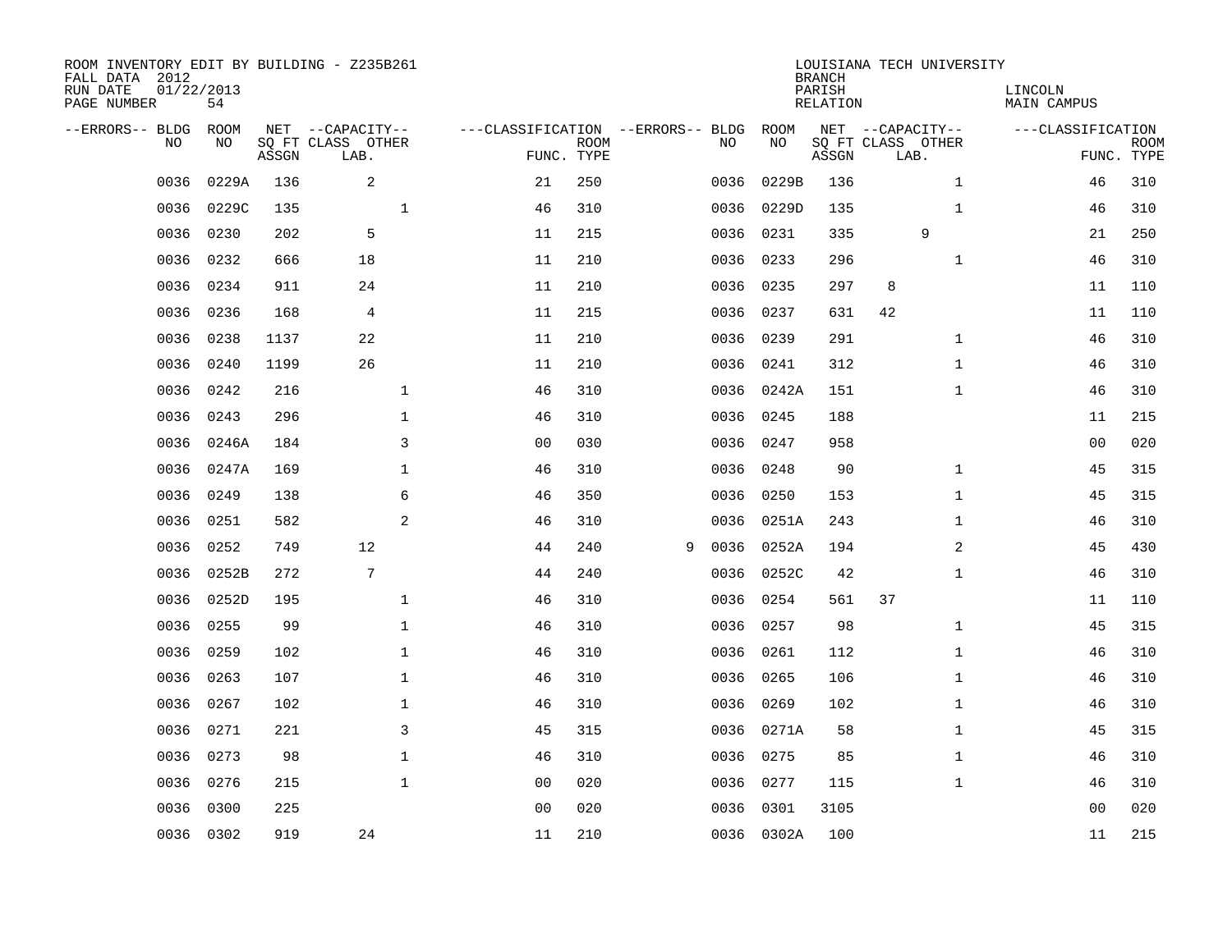ROOM INVENTORY EDIT BY BUILDING - Z235B261
FALL DATA 2012
RUN DATE 01/22/2013
PAGE NUMBER 54

LOUISIANA TECH UNIVERSITY
BRANCH
PARISH LINCOLN
RELATION MAIN CAMPUS

| --ERRORS-- | BLDG NO | ROOM NO | NET SQ FT ASSGN | CAPACITY CLASS LAB. | CAPACITY OTHER | CLASSIFICATION FUNC. | ROOM TYPE | --ERRORS-- | BLDG NO | ROOM NO | NET SQ FT ASSGN | CAPACITY CLASS LAB. | CAPACITY OTHER | CLASSIFICATION FUNC. | ROOM TYPE |
|---|---|---|---|---|---|---|---|---|---|---|---|---|---|---|---|
| | 0036 | 0229A | 136 | 2 | | 21 | 250 | | 0036 | 0229B | 136 | | 1 | 46 | 310 |
| | 0036 | 0229C | 135 | | 1 | 46 | 310 | | 0036 | 0229D | 135 | | 1 | 46 | 310 |
| | 0036 | 0230 | 202 | 5 | | 11 | 215 | | 0036 | 0231 | 335 | 9 | | 21 | 250 |
| | 0036 | 0232 | 666 | 18 | | 11 | 210 | | 0036 | 0233 | 296 | | 1 | 46 | 310 |
| | 0036 | 0234 | 911 | 24 | | 11 | 210 | | 0036 | 0235 | 297 | 8 | | 11 | 110 |
| | 0036 | 0236 | 168 | 4 | | 11 | 215 | | 0036 | 0237 | 631 | 42 | | 11 | 110 |
| | 0036 | 0238 | 1137 | 22 | | 11 | 210 | | 0036 | 0239 | 291 | | 1 | 46 | 310 |
| | 0036 | 0240 | 1199 | 26 | | 11 | 210 | | 0036 | 0241 | 312 | | 1 | 46 | 310 |
| | 0036 | 0242 | 216 | | 1 | 46 | 310 | | 0036 | 0242A | 151 | | 1 | 46 | 310 |
| | 0036 | 0243 | 296 | | 1 | 46 | 310 | | 0036 | 0245 | 188 | | | 11 | 215 |
| | 0036 | 0246A | 184 | | 3 | 00 | 030 | | 0036 | 0247 | 958 | | | 00 | 020 |
| | 0036 | 0247A | 169 | | 1 | 46 | 310 | | 0036 | 0248 | 90 | | 1 | 45 | 315 |
| | 0036 | 0249 | 138 | | 6 | 46 | 350 | | 0036 | 0250 | 153 | | 1 | 45 | 315 |
| | 0036 | 0251 | 582 | | 2 | 46 | 310 | | 0036 | 0251A | 243 | | 1 | 46 | 310 |
| | 0036 | 0252 | 749 | 12 | | 44 | 240 | 9 | 0036 | 0252A | 194 | | 2 | 45 | 430 |
| | 0036 | 0252B | 272 | 7 | | 44 | 240 | | 0036 | 0252C | 42 | | 1 | 46 | 310 |
| | 0036 | 0252D | 195 | | 1 | 46 | 310 | | 0036 | 0254 | 561 | 37 | | 11 | 110 |
| | 0036 | 0255 | 99 | | 1 | 46 | 310 | | 0036 | 0257 | 98 | | 1 | 45 | 315 |
| | 0036 | 0259 | 102 | | 1 | 46 | 310 | | 0036 | 0261 | 112 | | 1 | 46 | 310 |
| | 0036 | 0263 | 107 | | 1 | 46 | 310 | | 0036 | 0265 | 106 | | 1 | 46 | 310 |
| | 0036 | 0267 | 102 | | 1 | 46 | 310 | | 0036 | 0269 | 102 | | 1 | 46 | 310 |
| | 0036 | 0271 | 221 | | 3 | 45 | 315 | | 0036 | 0271A | 58 | | 1 | 45 | 315 |
| | 0036 | 0273 | 98 | | 1 | 46 | 310 | | 0036 | 0275 | 85 | | 1 | 46 | 310 |
| | 0036 | 0276 | 215 | | 1 | 00 | 020 | | 0036 | 0277 | 115 | | 1 | 46 | 310 |
| | 0036 | 0300 | 225 | | | 00 | 020 | | 0036 | 0301 | 3105 | | | 00 | 020 |
| | 0036 | 0302 | 919 | 24 | | 11 | 210 | | 0036 | 0302A | 100 | | | 11 | 215 |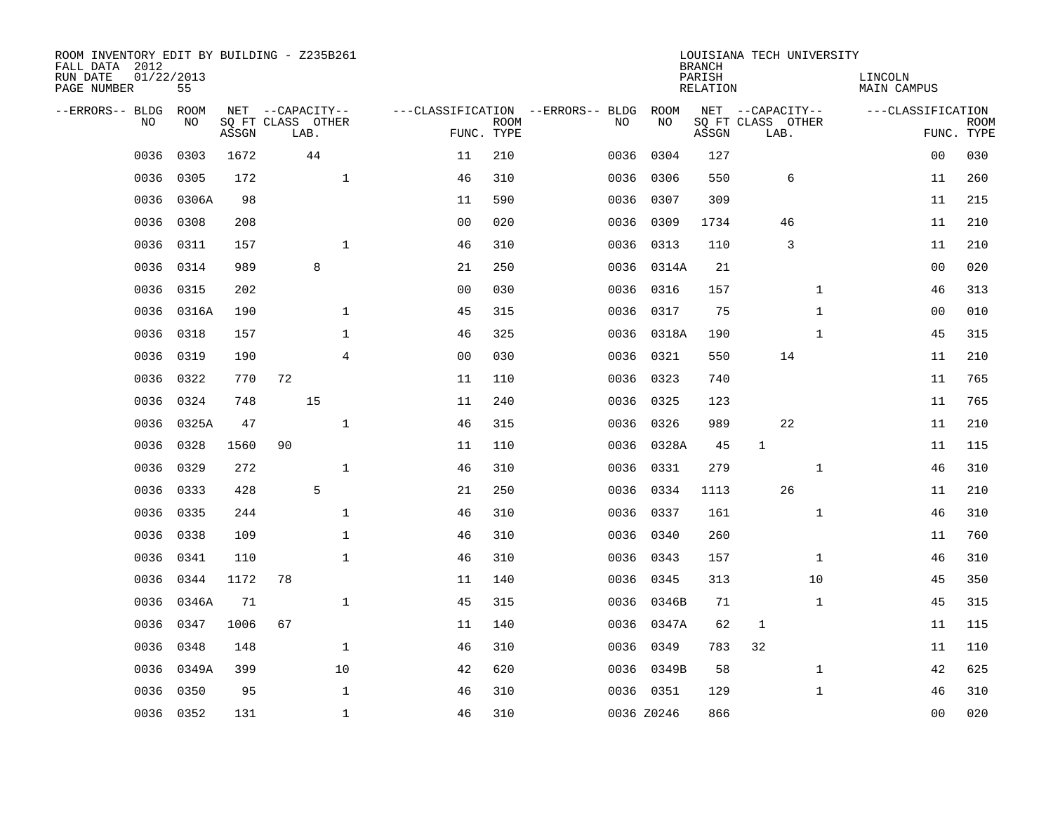ROOM INVENTORY EDIT BY BUILDING - Z235B261
FALL DATA 2012
RUN DATE 01/22/2013
PAGE NUMBER 55

LOUISIANA TECH UNIVERSITY
BRANCH
PARISH LINCOLN
RELATION MAIN CAMPUS

| --ERRORS-- | BLDG NO | ROOM NO | NET SQ FT ASSGN | CAPACITY CLASS | CAPACITY LAB. | CAPACITY OTHER | FUNC. | ROOM TYPE | --ERRORS-- | BLDG NO | ROOM NO | NET SQ FT ASSGN | CAPACITY CLASS | CAPACITY LAB. | CAPACITY OTHER | FUNC. | ROOM TYPE |
|---|---|---|---|---|---|---|---|---|---|---|---|---|---|---|---|---|---|
| | 0036 | 0303 | 1672 | | 44 | | 11 | 210 | | 0036 | 0304 | 127 | | | | 00 | 030 |
| | 0036 | 0305 | 172 | | | 1 | 46 | 310 | | 0036 | 0306 | 550 | | 6 | | 11 | 260 |
| | 0036 | 0306A | 98 | | | | 11 | 590 | | 0036 | 0307 | 309 | | | | 11 | 215 |
| | 0036 | 0308 | 208 | | | | 00 | 020 | | 0036 | 0309 | 1734 | | 46 | | 11 | 210 |
| | 0036 | 0311 | 157 | | | 1 | 46 | 310 | | 0036 | 0313 | 110 | | 3 | | 11 | 210 |
| | 0036 | 0314 | 989 | | 8 | | 21 | 250 | | 0036 | 0314A | 21 | | | | 00 | 020 |
| | 0036 | 0315 | 202 | | | | 00 | 030 | | 0036 | 0316 | 157 | | | 1 | 46 | 313 |
| | 0036 | 0316A | 190 | | | 1 | 45 | 315 | | 0036 | 0317 | 75 | | | 1 | 00 | 010 |
| | 0036 | 0318 | 157 | | | 1 | 46 | 325 | | 0036 | 0318A | 190 | | | 1 | 45 | 315 |
| | 0036 | 0319 | 190 | | | 4 | 00 | 030 | | 0036 | 0321 | 550 | | 14 | | 11 | 210 |
| | 0036 | 0322 | 770 | 72 | | | 11 | 110 | | 0036 | 0323 | 740 | | | | 11 | 765 |
| | 0036 | 0324 | 748 | | 15 | | 11 | 240 | | 0036 | 0325 | 123 | | | | 11 | 765 |
| | 0036 | 0325A | 47 | | | 1 | 46 | 315 | | 0036 | 0326 | 989 | | 22 | | 11 | 210 |
| | 0036 | 0328 | 1560 | 90 | | | 11 | 110 | | 0036 | 0328A | 45 | 1 | | | 11 | 115 |
| | 0036 | 0329 | 272 | | | 1 | 46 | 310 | | 0036 | 0331 | 279 | | | 1 | 46 | 310 |
| | 0036 | 0333 | 428 | | 5 | | 21 | 250 | | 0036 | 0334 | 1113 | | 26 | | 11 | 210 |
| | 0036 | 0335 | 244 | | | 1 | 46 | 310 | | 0036 | 0337 | 161 | | | 1 | 46 | 310 |
| | 0036 | 0338 | 109 | | | 1 | 46 | 310 | | 0036 | 0340 | 260 | | | | 11 | 760 |
| | 0036 | 0341 | 110 | | | 1 | 46 | 310 | | 0036 | 0343 | 157 | | | 1 | 46 | 310 |
| | 0036 | 0344 | 1172 | 78 | | | 11 | 140 | | 0036 | 0345 | 313 | | | 10 | 45 | 350 |
| | 0036 | 0346A | 71 | | | 1 | 45 | 315 | | 0036 | 0346B | 71 | | | 1 | 45 | 315 |
| | 0036 | 0347 | 1006 | 67 | | | 11 | 140 | | 0036 | 0347A | 62 | 1 | | | 11 | 115 |
| | 0036 | 0348 | 148 | | | 1 | 46 | 310 | | 0036 | 0349 | 783 | 32 | | | 11 | 110 |
| | 0036 | 0349A | 399 | | | 10 | 42 | 620 | | 0036 | 0349B | 58 | | | 1 | 42 | 625 |
| | 0036 | 0350 | 95 | | | 1 | 46 | 310 | | 0036 | 0351 | 129 | | | 1 | 46 | 310 |
| | 0036 | 0352 | 131 | | | 1 | 46 | 310 | | 0036 | Z0246 | 866 | | | | 00 | 020 |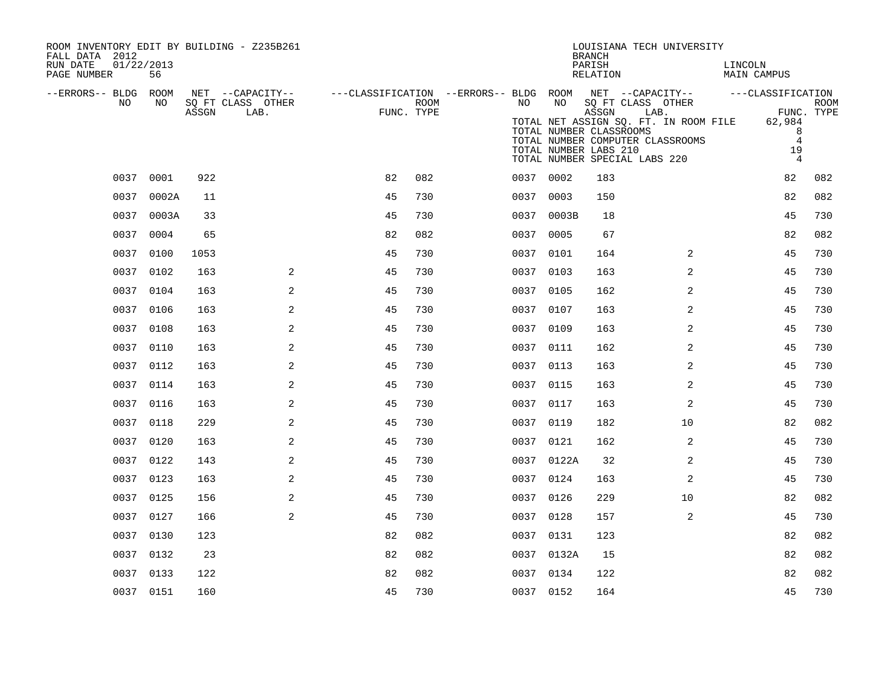ROOM INVENTORY EDIT BY BUILDING - Z235B261
FALL DATA 2012
RUN DATE 01/22/2013
PAGE NUMBER 56

LOUISIANA TECH UNIVERSITY
BRANCH
PARISH LINCOLN
RELATION MAIN CAMPUS

TOTAL NET ASSIGN SQ. FT. IN ROOM FILE 62,984
TOTAL NUMBER CLASSROOMS 8
TOTAL NUMBER COMPUTER CLASSROOMS 4
TOTAL NUMBER LABS 210 19
TOTAL NUMBER SPECIAL LABS 220 4

| --ERRORS-- | BLDG NO | ROOM NO | NET SQ FT ASSGN | CAPACITY CLASS LAB. | CAPACITY OTHER | CLASSIFICATION FUNC. | ROOM TYPE | --ERRORS-- | BLDG NO | ROOM NO | NET SQ FT ASSGN | CAPACITY CLASS LAB. | CAPACITY OTHER | CLASSIFICATION FUNC. | ROOM TYPE |
|---|---|---|---|---|---|---|---|---|---|---|---|---|---|---|---|
| | 0037 | 0001 | 922 | | | 82 | 082 | | 0037 | 0002 | 183 | | | 82 | 082 |
| | 0037 | 0002A | 11 | | | 45 | 730 | | 0037 | 0003 | 150 | | | 82 | 082 |
| | 0037 | 0003A | 33 | | | 45 | 730 | | 0037 | 0003B | 18 | | | 45 | 730 |
| | 0037 | 0004 | 65 | | | 82 | 082 | | 0037 | 0005 | 67 | | | 82 | 082 |
| | 0037 | 0100 | 1053 | | | 45 | 730 | | 0037 | 0101 | 164 | | 2 | 45 | 730 |
| | 0037 | 0102 | 163 | | 2 | 45 | 730 | | 0037 | 0103 | 163 | | 2 | 45 | 730 |
| | 0037 | 0104 | 163 | | 2 | 45 | 730 | | 0037 | 0105 | 162 | | 2 | 45 | 730 |
| | 0037 | 0106 | 163 | | 2 | 45 | 730 | | 0037 | 0107 | 163 | | 2 | 45 | 730 |
| | 0037 | 0108 | 163 | | 2 | 45 | 730 | | 0037 | 0109 | 163 | | 2 | 45 | 730 |
| | 0037 | 0110 | 163 | | 2 | 45 | 730 | | 0037 | 0111 | 162 | | 2 | 45 | 730 |
| | 0037 | 0112 | 163 | | 2 | 45 | 730 | | 0037 | 0113 | 163 | | 2 | 45 | 730 |
| | 0037 | 0114 | 163 | | 2 | 45 | 730 | | 0037 | 0115 | 163 | | 2 | 45 | 730 |
| | 0037 | 0116 | 163 | | 2 | 45 | 730 | | 0037 | 0117 | 163 | | 2 | 45 | 730 |
| | 0037 | 0118 | 229 | | 2 | 45 | 730 | | 0037 | 0119 | 182 | | 10 | 82 | 082 |
| | 0037 | 0120 | 163 | | 2 | 45 | 730 | | 0037 | 0121 | 162 | | 2 | 45 | 730 |
| | 0037 | 0122 | 143 | | 2 | 45 | 730 | | 0037 | 0122A | 32 | | 2 | 45 | 730 |
| | 0037 | 0123 | 163 | | 2 | 45 | 730 | | 0037 | 0124 | 163 | | 2 | 45 | 730 |
| | 0037 | 0125 | 156 | | 2 | 45 | 730 | | 0037 | 0126 | 229 | | 10 | 82 | 082 |
| | 0037 | 0127 | 166 | | 2 | 45 | 730 | | 0037 | 0128 | 157 | | 2 | 45 | 730 |
| | 0037 | 0130 | 123 | | | 82 | 082 | | 0037 | 0131 | 123 | | | 82 | 082 |
| | 0037 | 0132 | 23 | | | 82 | 082 | | 0037 | 0132A | 15 | | | 82 | 082 |
| | 0037 | 0133 | 122 | | | 82 | 082 | | 0037 | 0134 | 122 | | | 82 | 082 |
| | 0037 | 0151 | 160 | | | 45 | 730 | | 0037 | 0152 | 164 | | | 45 | 730 |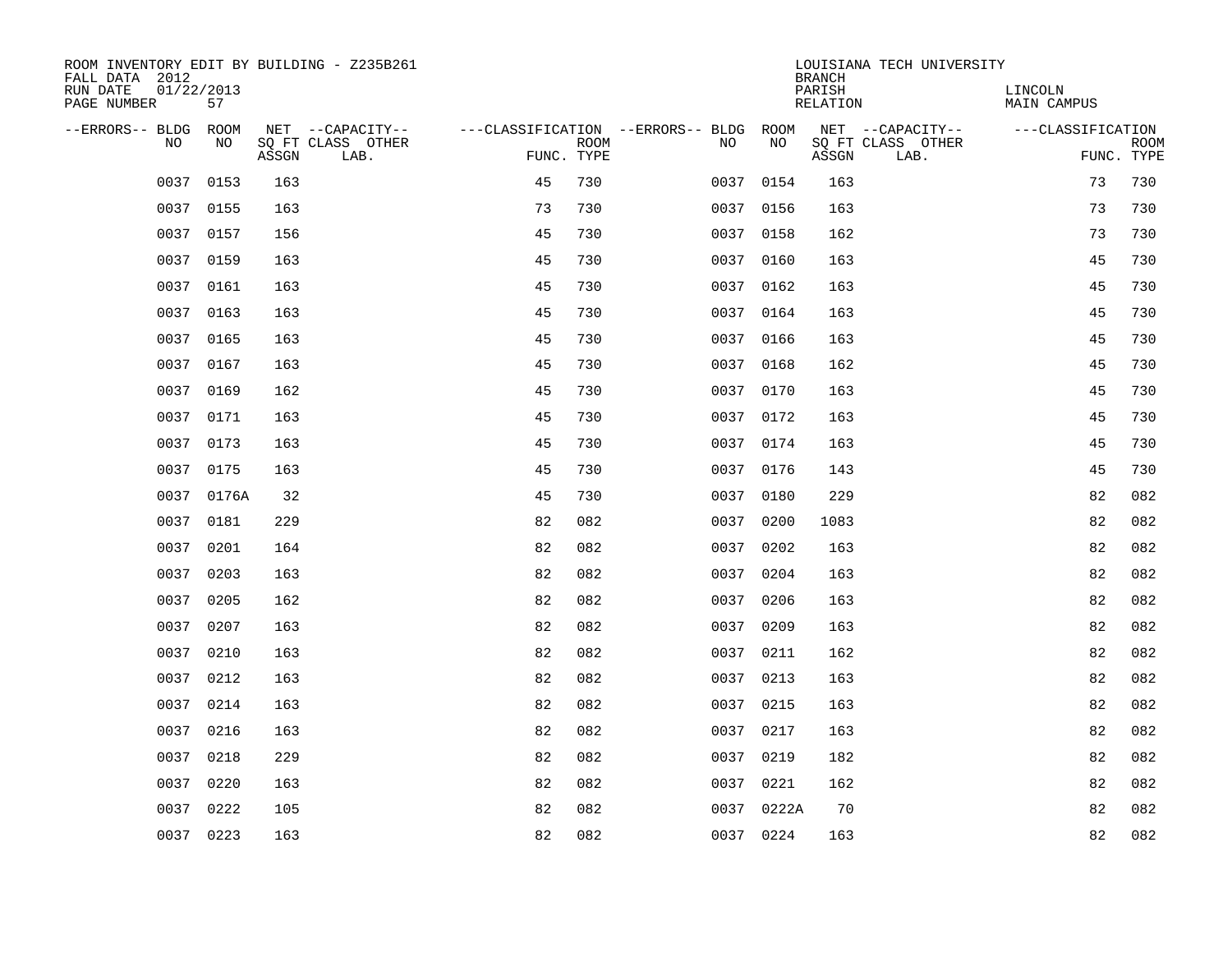ROOM INVENTORY EDIT BY BUILDING - Z235B261
FALL DATA 2012
RUN DATE 01/22/2013
PAGE NUMBER 57

LOUISIANA TECH UNIVERSITY
BRANCH
PARISH LINCOLN
RELATION MAIN CAMPUS

| --ERRORS-- | BLDG NO | ROOM NO | NET SQ FT ASSGN | --CAPACITY-- CLASS LAB. | OTHER | ---CLASSIFICATION FUNC. | ROOM TYPE | --ERRORS-- | BLDG NO | ROOM NO | NET SQ FT ASSGN | --CAPACITY-- CLASS LAB. | OTHER | ---CLASSIFICATION FUNC. | ROOM TYPE |
|---|---|---|---|---|---|---|---|---|---|---|---|---|---|---|---|
| | 0037 | 0153 | 163 | | | 45 | 730 | | 0037 | 0154 | 163 | | | 73 | 730 |
| | 0037 | 0155 | 163 | | | 73 | 730 | | 0037 | 0156 | 163 | | | 73 | 730 |
| | 0037 | 0157 | 156 | | | 45 | 730 | | 0037 | 0158 | 162 | | | 73 | 730 |
| | 0037 | 0159 | 163 | | | 45 | 730 | | 0037 | 0160 | 163 | | | 45 | 730 |
| | 0037 | 0161 | 163 | | | 45 | 730 | | 0037 | 0162 | 163 | | | 45 | 730 |
| | 0037 | 0163 | 163 | | | 45 | 730 | | 0037 | 0164 | 163 | | | 45 | 730 |
| | 0037 | 0165 | 163 | | | 45 | 730 | | 0037 | 0166 | 163 | | | 45 | 730 |
| | 0037 | 0167 | 163 | | | 45 | 730 | | 0037 | 0168 | 162 | | | 45 | 730 |
| | 0037 | 0169 | 162 | | | 45 | 730 | | 0037 | 0170 | 163 | | | 45 | 730 |
| | 0037 | 0171 | 163 | | | 45 | 730 | | 0037 | 0172 | 163 | | | 45 | 730 |
| | 0037 | 0173 | 163 | | | 45 | 730 | | 0037 | 0174 | 163 | | | 45 | 730 |
| | 0037 | 0175 | 163 | | | 45 | 730 | | 0037 | 0176 | 143 | | | 45 | 730 |
| | 0037 | 0176A | 32 | | | 45 | 730 | | 0037 | 0180 | 229 | | | 82 | 082 |
| | 0037 | 0181 | 229 | | | 82 | 082 | | 0037 | 0200 | 1083 | | | 82 | 082 |
| | 0037 | 0201 | 164 | | | 82 | 082 | | 0037 | 0202 | 163 | | | 82 | 082 |
| | 0037 | 0203 | 163 | | | 82 | 082 | | 0037 | 0204 | 163 | | | 82 | 082 |
| | 0037 | 0205 | 162 | | | 82 | 082 | | 0037 | 0206 | 163 | | | 82 | 082 |
| | 0037 | 0207 | 163 | | | 82 | 082 | | 0037 | 0209 | 163 | | | 82 | 082 |
| | 0037 | 0210 | 163 | | | 82 | 082 | | 0037 | 0211 | 162 | | | 82 | 082 |
| | 0037 | 0212 | 163 | | | 82 | 082 | | 0037 | 0213 | 163 | | | 82 | 082 |
| | 0037 | 0214 | 163 | | | 82 | 082 | | 0037 | 0215 | 163 | | | 82 | 082 |
| | 0037 | 0216 | 163 | | | 82 | 082 | | 0037 | 0217 | 163 | | | 82 | 082 |
| | 0037 | 0218 | 229 | | | 82 | 082 | | 0037 | 0219 | 182 | | | 82 | 082 |
| | 0037 | 0220 | 163 | | | 82 | 082 | | 0037 | 0221 | 162 | | | 82 | 082 |
| | 0037 | 0222 | 105 | | | 82 | 082 | | 0037 | 0222A | 70 | | | 82 | 082 |
| | 0037 | 0223 | 163 | | | 82 | 082 | | 0037 | 0224 | 163 | | | 82 | 082 |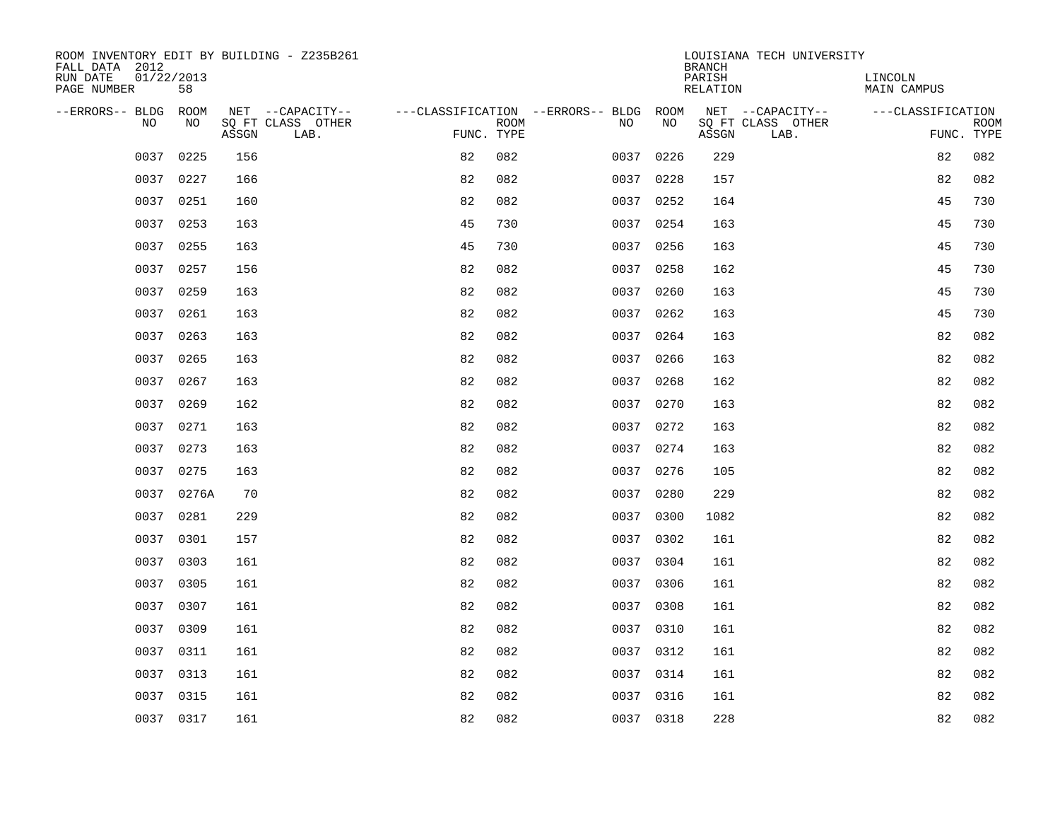ROOM INVENTORY EDIT BY BUILDING - Z235B261
FALL DATA 2012
RUN DATE 01/22/2013
PAGE NUMBER 58

LOUISIANA TECH UNIVERSITY
BRANCH
PARISH LINCOLN
RELATION MAIN CAMPUS

| --ERRORS-- | BLDG NO | ROOM NO | NET SQ FT ASSGN | --CAPACITY-- CLASS LAB. | OTHER | ---CLASSIFICATION FUNC. | ROOM TYPE | --ERRORS-- | BLDG NO | ROOM NO | NET SQ FT ASSGN | --CAPACITY-- CLASS LAB. | OTHER | ---CLASSIFICATION FUNC. | ROOM TYPE |
|---|---|---|---|---|---|---|---|---|---|---|---|---|---|---|---|
| | 0037 | 0225 | 156 | | | 82 | 082 | | 0037 | 0226 | 229 | | | 82 | 082 |
| | 0037 | 0227 | 166 | | | 82 | 082 | | 0037 | 0228 | 157 | | | 82 | 082 |
| | 0037 | 0251 | 160 | | | 82 | 082 | | 0037 | 0252 | 164 | | | 45 | 730 |
| | 0037 | 0253 | 163 | | | 45 | 730 | | 0037 | 0254 | 163 | | | 45 | 730 |
| | 0037 | 0255 | 163 | | | 45 | 730 | | 0037 | 0256 | 163 | | | 45 | 730 |
| | 0037 | 0257 | 156 | | | 82 | 082 | | 0037 | 0258 | 162 | | | 45 | 730 |
| | 0037 | 0259 | 163 | | | 82 | 082 | | 0037 | 0260 | 163 | | | 45 | 730 |
| | 0037 | 0261 | 163 | | | 82 | 082 | | 0037 | 0262 | 163 | | | 45 | 730 |
| | 0037 | 0263 | 163 | | | 82 | 082 | | 0037 | 0264 | 163 | | | 82 | 082 |
| | 0037 | 0265 | 163 | | | 82 | 082 | | 0037 | 0266 | 163 | | | 82 | 082 |
| | 0037 | 0267 | 163 | | | 82 | 082 | | 0037 | 0268 | 162 | | | 82 | 082 |
| | 0037 | 0269 | 162 | | | 82 | 082 | | 0037 | 0270 | 163 | | | 82 | 082 |
| | 0037 | 0271 | 163 | | | 82 | 082 | | 0037 | 0272 | 163 | | | 82 | 082 |
| | 0037 | 0273 | 163 | | | 82 | 082 | | 0037 | 0274 | 163 | | | 82 | 082 |
| | 0037 | 0275 | 163 | | | 82 | 082 | | 0037 | 0276 | 105 | | | 82 | 082 |
| | 0037 | 0276A | 70 | | | 82 | 082 | | 0037 | 0280 | 229 | | | 82 | 082 |
| | 0037 | 0281 | 229 | | | 82 | 082 | | 0037 | 0300 | 1082 | | | 82 | 082 |
| | 0037 | 0301 | 157 | | | 82 | 082 | | 0037 | 0302 | 161 | | | 82 | 082 |
| | 0037 | 0303 | 161 | | | 82 | 082 | | 0037 | 0304 | 161 | | | 82 | 082 |
| | 0037 | 0305 | 161 | | | 82 | 082 | | 0037 | 0306 | 161 | | | 82 | 082 |
| | 0037 | 0307 | 161 | | | 82 | 082 | | 0037 | 0308 | 161 | | | 82 | 082 |
| | 0037 | 0309 | 161 | | | 82 | 082 | | 0037 | 0310 | 161 | | | 82 | 082 |
| | 0037 | 0311 | 161 | | | 82 | 082 | | 0037 | 0312 | 161 | | | 82 | 082 |
| | 0037 | 0313 | 161 | | | 82 | 082 | | 0037 | 0314 | 161 | | | 82 | 082 |
| | 0037 | 0315 | 161 | | | 82 | 082 | | 0037 | 0316 | 161 | | | 82 | 082 |
| | 0037 | 0317 | 161 | | | 82 | 082 | | 0037 | 0318 | 228 | | | 82 | 082 |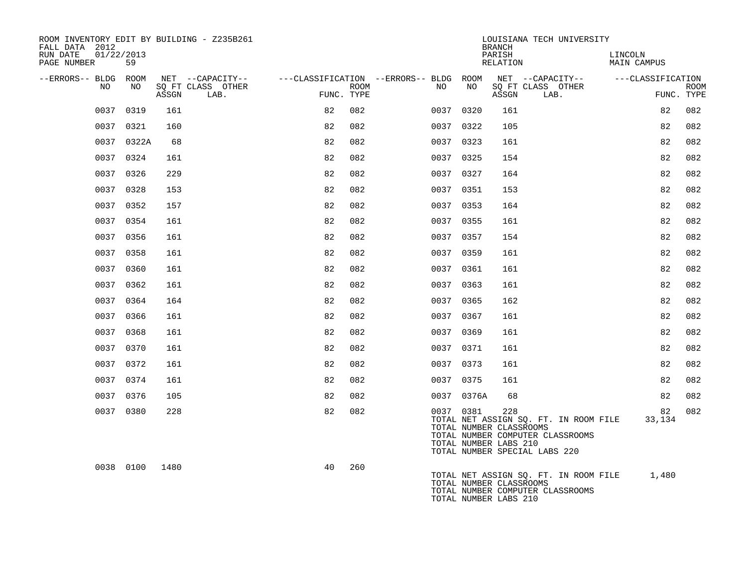ROOM INVENTORY EDIT BY BUILDING - Z235B261
FALL DATA 2012
RUN DATE 01/22/2013
PAGE NUMBER 59

LOUISIANA TECH UNIVERSITY
BRANCH
PARISH LINCOLN
RELATION MAIN CAMPUS

| --ERRORS-- | BLDG NO | ROOM NO | NET SQ FT ASSGN | --CAPACITY-- CLASS | LAB. | OTHER | ---CLASSIFICATION FUNC. | ROOM TYPE | --ERRORS-- | BLDG NO | ROOM NO | NET SQ FT ASSGN | --CAPACITY-- CLASS | LAB. | OTHER | ---CLASSIFICATION FUNC. | ROOM TYPE |
|---|---|---|---|---|---|---|---|---|---|---|---|---|---|---|---|---|---|
| | 0037 | 0319 | 161 | | | | 82 | 082 | | 0037 | 0320 | 161 | | | | 82 | 082 |
| | 0037 | 0321 | 160 | | | | 82 | 082 | | 0037 | 0322 | 105 | | | | 82 | 082 |
| | 0037 | 0322A | 68 | | | | 82 | 082 | | 0037 | 0323 | 161 | | | | 82 | 082 |
| | 0037 | 0324 | 161 | | | | 82 | 082 | | 0037 | 0325 | 154 | | | | 82 | 082 |
| | 0037 | 0326 | 229 | | | | 82 | 082 | | 0037 | 0327 | 164 | | | | 82 | 082 |
| | 0037 | 0328 | 153 | | | | 82 | 082 | | 0037 | 0351 | 153 | | | | 82 | 082 |
| | 0037 | 0352 | 157 | | | | 82 | 082 | | 0037 | 0353 | 164 | | | | 82 | 082 |
| | 0037 | 0354 | 161 | | | | 82 | 082 | | 0037 | 0355 | 161 | | | | 82 | 082 |
| | 0037 | 0356 | 161 | | | | 82 | 082 | | 0037 | 0357 | 154 | | | | 82 | 082 |
| | 0037 | 0358 | 161 | | | | 82 | 082 | | 0037 | 0359 | 161 | | | | 82 | 082 |
| | 0037 | 0360 | 161 | | | | 82 | 082 | | 0037 | 0361 | 161 | | | | 82 | 082 |
| | 0037 | 0362 | 161 | | | | 82 | 082 | | 0037 | 0363 | 161 | | | | 82 | 082 |
| | 0037 | 0364 | 164 | | | | 82 | 082 | | 0037 | 0365 | 162 | | | | 82 | 082 |
| | 0037 | 0366 | 161 | | | | 82 | 082 | | 0037 | 0367 | 161 | | | | 82 | 082 |
| | 0037 | 0368 | 161 | | | | 82 | 082 | | 0037 | 0369 | 161 | | | | 82 | 082 |
| | 0037 | 0370 | 161 | | | | 82 | 082 | | 0037 | 0371 | 161 | | | | 82 | 082 |
| | 0037 | 0372 | 161 | | | | 82 | 082 | | 0037 | 0373 | 161 | | | | 82 | 082 |
| | 0037 | 0374 | 161 | | | | 82 | 082 | | 0037 | 0375 | 161 | | | | 82 | 082 |
| | 0037 | 0376 | 105 | | | | 82 | 082 | | 0037 | 0376A | 68 | | | | 82 | 082 |
| | 0037 | 0380 | 228 | | | | 82 | 082 | | 0037 | 0381 | 228 | | | | 82 | 082 |

TOTAL NET ASSIGN SQ. FT. IN ROOM FILE 33,134
TOTAL NUMBER CLASSROOMS
TOTAL NUMBER COMPUTER CLASSROOMS
TOTAL NUMBER LABS 210
TOTAL NUMBER SPECIAL LABS 220

| --ERRORS-- | BLDG NO | ROOM NO | NET SQ FT ASSGN | --CAPACITY-- CLASS | LAB. | OTHER | ---CLASSIFICATION FUNC. | ROOM TYPE |
|---|---|---|---|---|---|---|---|---|
| | 0038 | 0100 | 1480 | | | | 40 | 260 |

TOTAL NET ASSIGN SQ. FT. IN ROOM FILE 1,480
TOTAL NUMBER CLASSROOMS
TOTAL NUMBER COMPUTER CLASSROOMS
TOTAL NUMBER LABS 210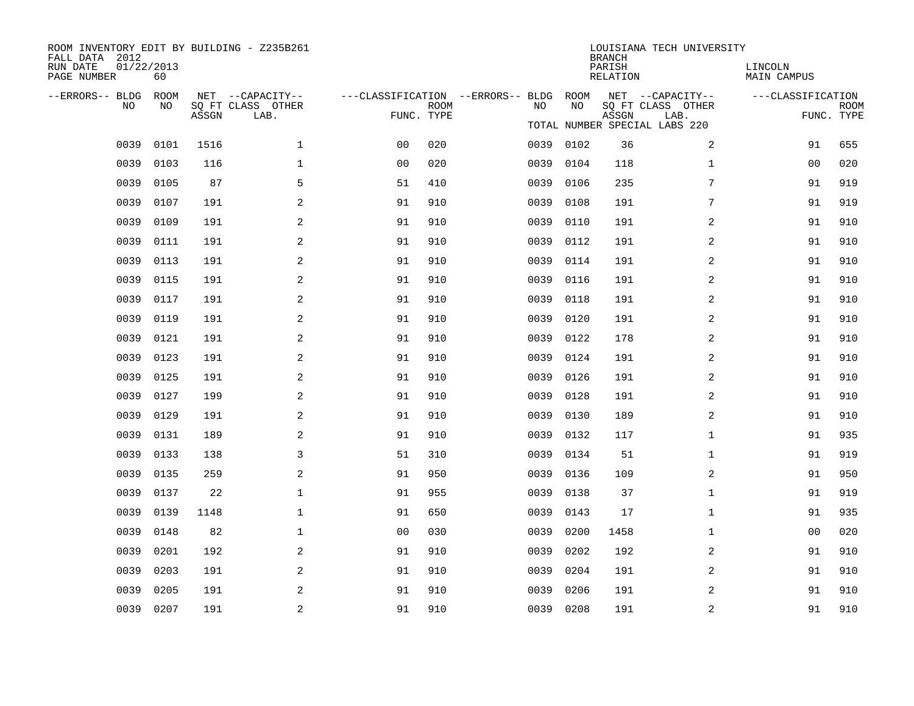ROOM INVENTORY EDIT BY BUILDING - Z235B261
FALL DATA 2012
RUN DATE 01/22/2013
PAGE NUMBER 60

LOUISIANA TECH UNIVERSITY
BRANCH
PARISH LINCOLN
RELATION MAIN CAMPUS

TOTAL NUMBER SPECIAL LABS 220

| --ERRORS-- | BLDG NO | ROOM NO | NET SQ FT ASSGN | CAPACITY CLASS LAB. | CAPACITY OTHER | CLASSIFICATION FUNC. | ROOM TYPE | --ERRORS-- | BLDG NO | ROOM NO | NET SQ FT ASSGN | CAPACITY CLASS LAB. | CAPACITY OTHER | CLASSIFICATION FUNC. | ROOM TYPE |
|---|---|---|---|---|---|---|---|---|---|---|---|---|---|---|---|
| | 0039 | 0101 | 1516 | | 1 | 00 | 020 | | 0039 | 0102 | 36 | | 2 | 91 | 655 |
| | 0039 | 0103 | 116 | | 1 | 00 | 020 | | 0039 | 0104 | 118 | | 1 | 00 | 020 |
| | 0039 | 0105 | 87 | | 5 | 51 | 410 | | 0039 | 0106 | 235 | | 7 | 91 | 919 |
| | 0039 | 0107 | 191 | | 2 | 91 | 910 | | 0039 | 0108 | 191 | | 7 | 91 | 919 |
| | 0039 | 0109 | 191 | | 2 | 91 | 910 | | 0039 | 0110 | 191 | | 2 | 91 | 910 |
| | 0039 | 0111 | 191 | | 2 | 91 | 910 | | 0039 | 0112 | 191 | | 2 | 91 | 910 |
| | 0039 | 0113 | 191 | | 2 | 91 | 910 | | 0039 | 0114 | 191 | | 2 | 91 | 910 |
| | 0039 | 0115 | 191 | | 2 | 91 | 910 | | 0039 | 0116 | 191 | | 2 | 91 | 910 |
| | 0039 | 0117 | 191 | | 2 | 91 | 910 | | 0039 | 0118 | 191 | | 2 | 91 | 910 |
| | 0039 | 0119 | 191 | | 2 | 91 | 910 | | 0039 | 0120 | 191 | | 2 | 91 | 910 |
| | 0039 | 0121 | 191 | | 2 | 91 | 910 | | 0039 | 0122 | 178 | | 2 | 91 | 910 |
| | 0039 | 0123 | 191 | | 2 | 91 | 910 | | 0039 | 0124 | 191 | | 2 | 91 | 910 |
| | 0039 | 0125 | 191 | | 2 | 91 | 910 | | 0039 | 0126 | 191 | | 2 | 91 | 910 |
| | 0039 | 0127 | 199 | | 2 | 91 | 910 | | 0039 | 0128 | 191 | | 2 | 91 | 910 |
| | 0039 | 0129 | 191 | | 2 | 91 | 910 | | 0039 | 0130 | 189 | | 2 | 91 | 910 |
| | 0039 | 0131 | 189 | | 2 | 91 | 910 | | 0039 | 0132 | 117 | | 1 | 91 | 935 |
| | 0039 | 0133 | 138 | | 3 | 51 | 310 | | 0039 | 0134 | 51 | | 1 | 91 | 919 |
| | 0039 | 0135 | 259 | | 2 | 91 | 950 | | 0039 | 0136 | 109 | | 2 | 91 | 950 |
| | 0039 | 0137 | 22 | | 1 | 91 | 955 | | 0039 | 0138 | 37 | | 1 | 91 | 919 |
| | 0039 | 0139 | 1148 | | 1 | 91 | 650 | | 0039 | 0143 | 17 | | 1 | 91 | 935 |
| | 0039 | 0148 | 82 | | 1 | 00 | 030 | | 0039 | 0200 | 1458 | | 1 | 00 | 020 |
| | 0039 | 0201 | 192 | | 2 | 91 | 910 | | 0039 | 0202 | 192 | | 2 | 91 | 910 |
| | 0039 | 0203 | 191 | | 2 | 91 | 910 | | 0039 | 0204 | 191 | | 2 | 91 | 910 |
| | 0039 | 0205 | 191 | | 2 | 91 | 910 | | 0039 | 0206 | 191 | | 2 | 91 | 910 |
| | 0039 | 0207 | 191 | | 2 | 91 | 910 | | 0039 | 0208 | 191 | | 2 | 91 | 910 |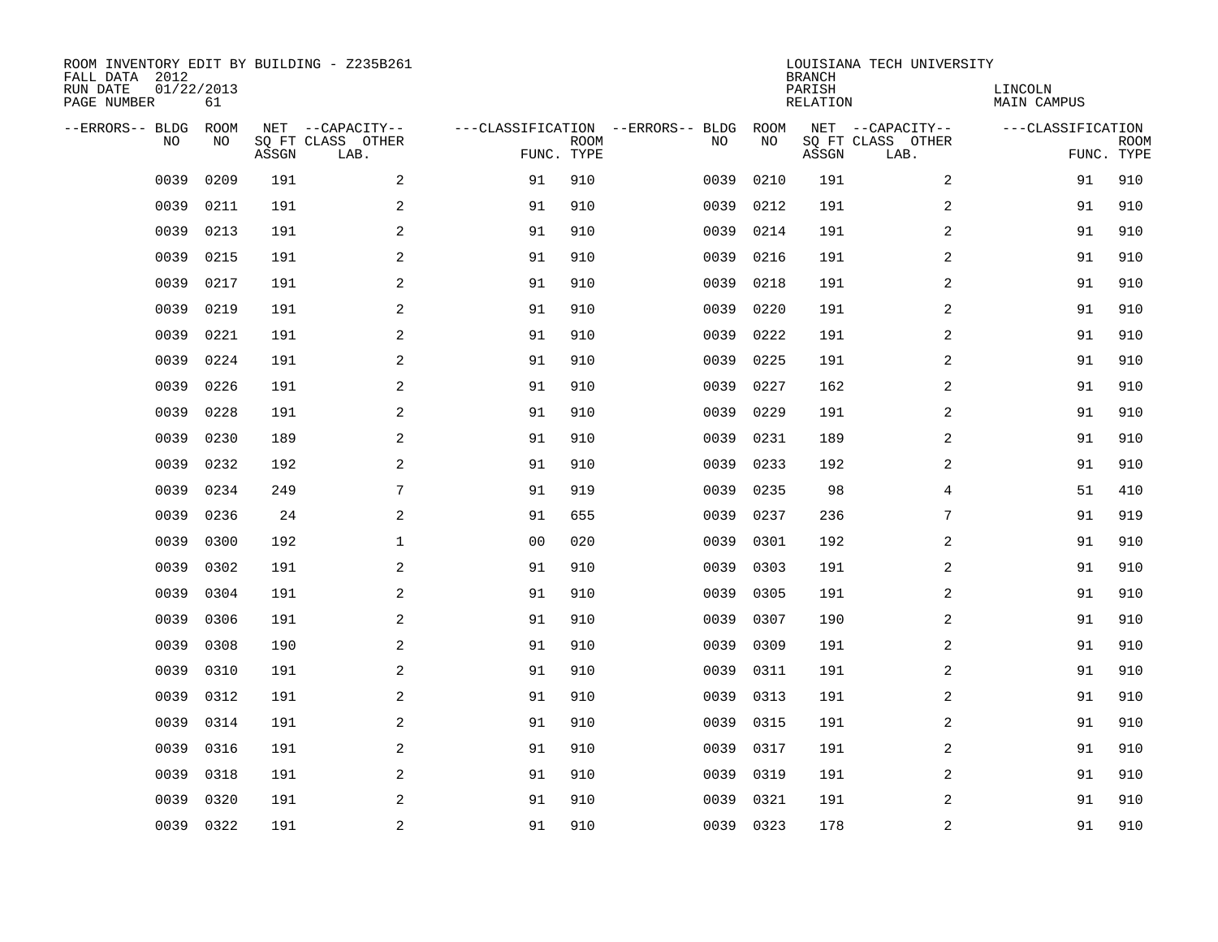ROOM INVENTORY EDIT BY BUILDING - Z235B261
FALL DATA 2012
RUN DATE 01/22/2013
PAGE NUMBER 61

LOUISIANA TECH UNIVERSITY
BRANCH
PARISH LINCOLN
RELATION MAIN CAMPUS

| --ERRORS-- | BLDG NO | ROOM NO | NET SQ FT ASSGN | --CAPACITY-- CLASS LAB. | OTHER | ---CLASSIFICATION FUNC. | ROOM TYPE | --ERRORS-- | BLDG NO | ROOM NO | NET SQ FT ASSGN | --CAPACITY-- CLASS LAB. | OTHER | ---CLASSIFICATION FUNC. | ROOM TYPE |
|---|---|---|---|---|---|---|---|---|---|---|---|---|---|---|---|
| | 0039 | 0209 | 191 | | 2 | 91 | 910 | | 0039 | 0210 | 191 | | 2 | 91 | 910 |
| | 0039 | 0211 | 191 | | 2 | 91 | 910 | | 0039 | 0212 | 191 | | 2 | 91 | 910 |
| | 0039 | 0213 | 191 | | 2 | 91 | 910 | | 0039 | 0214 | 191 | | 2 | 91 | 910 |
| | 0039 | 0215 | 191 | | 2 | 91 | 910 | | 0039 | 0216 | 191 | | 2 | 91 | 910 |
| | 0039 | 0217 | 191 | | 2 | 91 | 910 | | 0039 | 0218 | 191 | | 2 | 91 | 910 |
| | 0039 | 0219 | 191 | | 2 | 91 | 910 | | 0039 | 0220 | 191 | | 2 | 91 | 910 |
| | 0039 | 0221 | 191 | | 2 | 91 | 910 | | 0039 | 0222 | 191 | | 2 | 91 | 910 |
| | 0039 | 0224 | 191 | | 2 | 91 | 910 | | 0039 | 0225 | 191 | | 2 | 91 | 910 |
| | 0039 | 0226 | 191 | | 2 | 91 | 910 | | 0039 | 0227 | 162 | | 2 | 91 | 910 |
| | 0039 | 0228 | 191 | | 2 | 91 | 910 | | 0039 | 0229 | 191 | | 2 | 91 | 910 |
| | 0039 | 0230 | 189 | | 2 | 91 | 910 | | 0039 | 0231 | 189 | | 2 | 91 | 910 |
| | 0039 | 0232 | 192 | | 2 | 91 | 910 | | 0039 | 0233 | 192 | | 2 | 91 | 910 |
| | 0039 | 0234 | 249 | | 7 | 91 | 919 | | 0039 | 0235 | 98 | | 4 | 51 | 410 |
| | 0039 | 0236 | 24 | | 2 | 91 | 655 | | 0039 | 0237 | 236 | | 7 | 91 | 919 |
| | 0039 | 0300 | 192 | | 1 | 00 | 020 | | 0039 | 0301 | 192 | | 2 | 91 | 910 |
| | 0039 | 0302 | 191 | | 2 | 91 | 910 | | 0039 | 0303 | 191 | | 2 | 91 | 910 |
| | 0039 | 0304 | 191 | | 2 | 91 | 910 | | 0039 | 0305 | 191 | | 2 | 91 | 910 |
| | 0039 | 0306 | 191 | | 2 | 91 | 910 | | 0039 | 0307 | 190 | | 2 | 91 | 910 |
| | 0039 | 0308 | 190 | | 2 | 91 | 910 | | 0039 | 0309 | 191 | | 2 | 91 | 910 |
| | 0039 | 0310 | 191 | | 2 | 91 | 910 | | 0039 | 0311 | 191 | | 2 | 91 | 910 |
| | 0039 | 0312 | 191 | | 2 | 91 | 910 | | 0039 | 0313 | 191 | | 2 | 91 | 910 |
| | 0039 | 0314 | 191 | | 2 | 91 | 910 | | 0039 | 0315 | 191 | | 2 | 91 | 910 |
| | 0039 | 0316 | 191 | | 2 | 91 | 910 | | 0039 | 0317 | 191 | | 2 | 91 | 910 |
| | 0039 | 0318 | 191 | | 2 | 91 | 910 | | 0039 | 0319 | 191 | | 2 | 91 | 910 |
| | 0039 | 0320 | 191 | | 2 | 91 | 910 | | 0039 | 0321 | 191 | | 2 | 91 | 910 |
| | 0039 | 0322 | 191 | | 2 | 91 | 910 | | 0039 | 0323 | 178 | | 2 | 91 | 910 |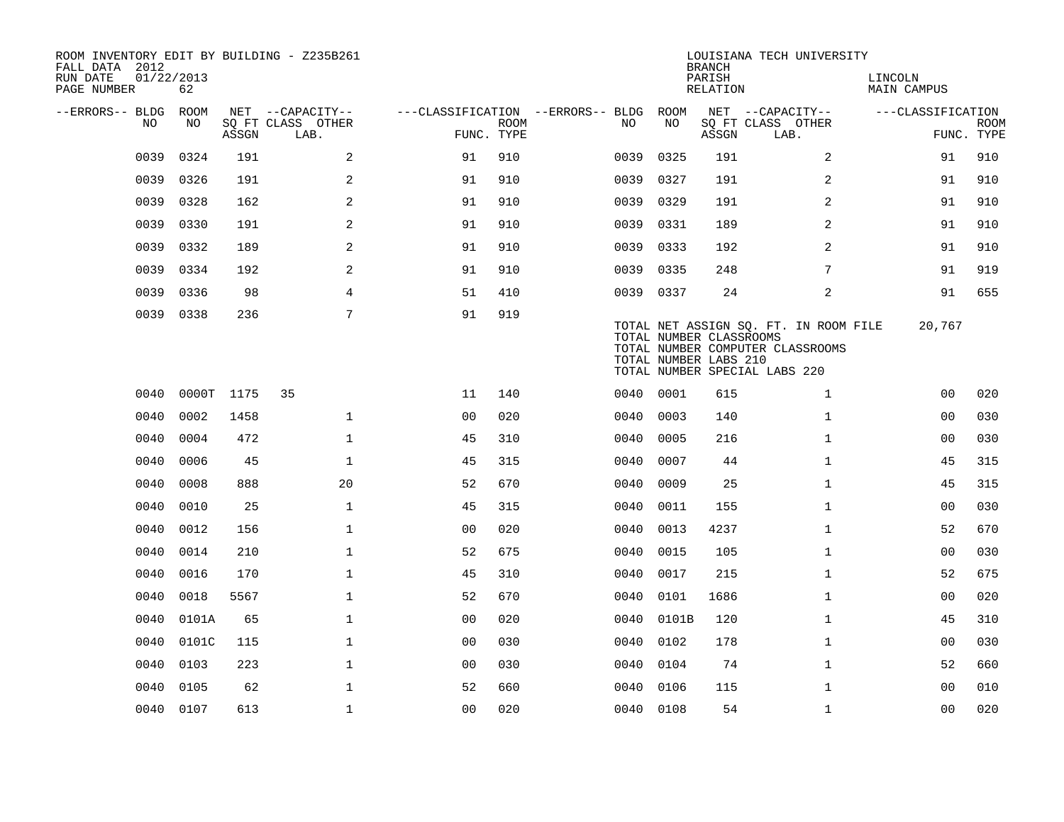ROOM INVENTORY EDIT BY BUILDING - Z235B261
FALL DATA 2012
RUN DATE 01/22/2013
PAGE NUMBER 62

LOUISIANA TECH UNIVERSITY
BRANCH
PARISH LINCOLN
RELATION MAIN CAMPUS

| --ERRORS-- | BLDG NO | ROOM NO | NET SQ FT ASSGN | CAPACITY CLASS | CAPACITY OTHER LAB. | CLASSIFICATION FUNC. | ROOM TYPE | --ERRORS-- | BLDG NO | ROOM NO | NET SQ FT ASSGN | CAPACITY CLASS | CAPACITY OTHER LAB. | CLASSIFICATION FUNC. | ROOM TYPE |
|---|---|---|---|---|---|---|---|---|---|---|---|---|---|---|---|
| | 0039 | 0324 | 191 | | 2 | 91 | 910 | | 0039 | 0325 | 191 | | 2 | 91 | 910 |
| | 0039 | 0326 | 191 | | 2 | 91 | 910 | | 0039 | 0327 | 191 | | 2 | 91 | 910 |
| | 0039 | 0328 | 162 | | 2 | 91 | 910 | | 0039 | 0329 | 191 | | 2 | 91 | 910 |
| | 0039 | 0330 | 191 | | 2 | 91 | 910 | | 0039 | 0331 | 189 | | 2 | 91 | 910 |
| | 0039 | 0332 | 189 | | 2 | 91 | 910 | | 0039 | 0333 | 192 | | 2 | 91 | 910 |
| | 0039 | 0334 | 192 | | 2 | 91 | 910 | | 0039 | 0335 | 248 | | 7 | 91 | 919 |
| | 0039 | 0336 | 98 | | 4 | 51 | 410 | | 0039 | 0337 | 24 | | 2 | 91 | 655 |
| | 0039 | 0338 | 236 | | 7 | 91 | 919 | | | | | | | | |

TOTAL NET ASSIGN SQ. FT. IN ROOM FILE 20,767
TOTAL NUMBER CLASSROOMS
TOTAL NUMBER COMPUTER CLASSROOMS
TOTAL NUMBER LABS 210
TOTAL NUMBER SPECIAL LABS 220

| --ERRORS-- | BLDG NO | ROOM NO | NET SQ FT ASSGN | CAPACITY CLASS | CAPACITY OTHER LAB. | CLASSIFICATION FUNC. | ROOM TYPE | --ERRORS-- | BLDG NO | ROOM NO | NET SQ FT ASSGN | CAPACITY CLASS | CAPACITY OTHER LAB. | CLASSIFICATION FUNC. | ROOM TYPE |
|---|---|---|---|---|---|---|---|---|---|---|---|---|---|---|---|
| | 0040 | 0000T | 1175 | 35 | | 11 | 140 | | 0040 | 0001 | 615 | | 1 | 00 | 020 |
| | 0040 | 0002 | 1458 | | 1 | 00 | 020 | | 0040 | 0003 | 140 | | 1 | 00 | 030 |
| | 0040 | 0004 | 472 | | 1 | 45 | 310 | | 0040 | 0005 | 216 | | 1 | 00 | 030 |
| | 0040 | 0006 | 45 | | 1 | 45 | 315 | | 0040 | 0007 | 44 | | 1 | 45 | 315 |
| | 0040 | 0008 | 888 | | 20 | 52 | 670 | | 0040 | 0009 | 25 | | 1 | 45 | 315 |
| | 0040 | 0010 | 25 | | 1 | 45 | 315 | | 0040 | 0011 | 155 | | 1 | 00 | 030 |
| | 0040 | 0012 | 156 | | 1 | 00 | 020 | | 0040 | 0013 | 4237 | | 1 | 52 | 670 |
| | 0040 | 0014 | 210 | | 1 | 52 | 675 | | 0040 | 0015 | 105 | | 1 | 00 | 030 |
| | 0040 | 0016 | 170 | | 1 | 45 | 310 | | 0040 | 0017 | 215 | | 1 | 52 | 675 |
| | 0040 | 0018 | 5567 | | 1 | 52 | 670 | | 0040 | 0101 | 1686 | | 1 | 00 | 020 |
| | 0040 | 0101A | 65 | | 1 | 00 | 020 | | 0040 | 0101B | 120 | | 1 | 45 | 310 |
| | 0040 | 0101C | 115 | | 1 | 00 | 030 | | 0040 | 0102 | 178 | | 1 | 00 | 030 |
| | 0040 | 0103 | 223 | | 1 | 00 | 030 | | 0040 | 0104 | 74 | | 1 | 52 | 660 |
| | 0040 | 0105 | 62 | | 1 | 52 | 660 | | 0040 | 0106 | 115 | | 1 | 00 | 010 |
| | 0040 | 0107 | 613 | | 1 | 00 | 020 | | 0040 | 0108 | 54 | | 1 | 00 | 020 |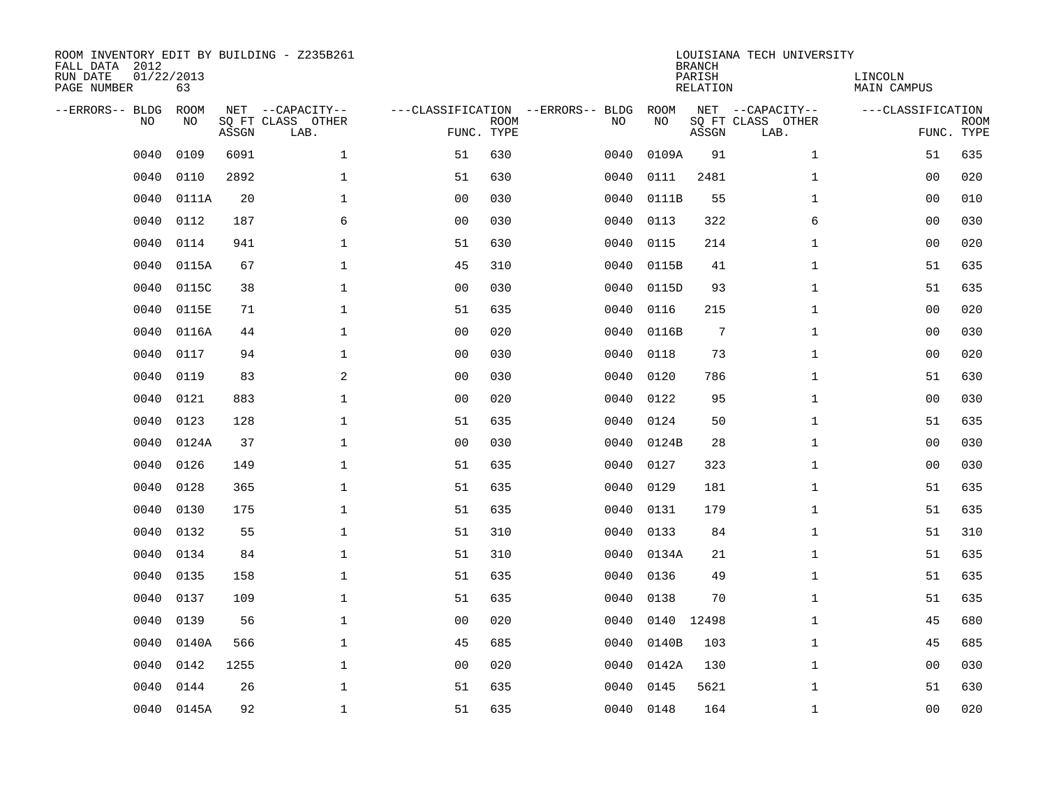ROOM INVENTORY EDIT BY BUILDING - Z235B261
FALL DATA 2012
RUN DATE 01/22/2013
PAGE NUMBER 63

LOUISIANA TECH UNIVERSITY
BRANCH
PARISH LINCOLN
RELATION MAIN CAMPUS

| --ERRORS-- | BLDG NO | ROOM NO | NET SQ FT ASSGN | --CAPACITY-- CLASS LAB. | OTHER | ---CLASSIFICATION FUNC. | ROOM TYPE | --ERRORS-- | BLDG NO | ROOM NO | NET SQ FT ASSGN | --CAPACITY-- CLASS LAB. | OTHER | ---CLASSIFICATION FUNC. | ROOM TYPE |
|---|---|---|---|---|---|---|---|---|---|---|---|---|---|---|---|
| | 0040 | 0109 | 6091 | | 1 | 51 | 630 | | 0040 | 0109A | 91 | | 1 | 51 | 635 |
| | 0040 | 0110 | 2892 | | 1 | 51 | 630 | | 0040 | 0111 | 2481 | | 1 | 00 | 020 |
| | 0040 | 0111A | 20 | | 1 | 00 | 030 | | 0040 | 0111B | 55 | | 1 | 00 | 010 |
| | 0040 | 0112 | 187 | | 6 | 00 | 030 | | 0040 | 0113 | 322 | | 6 | 00 | 030 |
| | 0040 | 0114 | 941 | | 1 | 51 | 630 | | 0040 | 0115 | 214 | | 1 | 00 | 020 |
| | 0040 | 0115A | 67 | | 1 | 45 | 310 | | 0040 | 0115B | 41 | | 1 | 51 | 635 |
| | 0040 | 0115C | 38 | | 1 | 00 | 030 | | 0040 | 0115D | 93 | | 1 | 51 | 635 |
| | 0040 | 0115E | 71 | | 1 | 51 | 635 | | 0040 | 0116 | 215 | | 1 | 00 | 020 |
| | 0040 | 0116A | 44 | | 1 | 00 | 020 | | 0040 | 0116B | 7 | | 1 | 00 | 030 |
| | 0040 | 0117 | 94 | | 1 | 00 | 030 | | 0040 | 0118 | 73 | | 1 | 00 | 020 |
| | 0040 | 0119 | 83 | | 2 | 00 | 030 | | 0040 | 0120 | 786 | | 1 | 51 | 630 |
| | 0040 | 0121 | 883 | | 1 | 00 | 020 | | 0040 | 0122 | 95 | | 1 | 00 | 030 |
| | 0040 | 0123 | 128 | | 1 | 51 | 635 | | 0040 | 0124 | 50 | | 1 | 51 | 635 |
| | 0040 | 0124A | 37 | | 1 | 00 | 030 | | 0040 | 0124B | 28 | | 1 | 00 | 030 |
| | 0040 | 0126 | 149 | | 1 | 51 | 635 | | 0040 | 0127 | 323 | | 1 | 00 | 030 |
| | 0040 | 0128 | 365 | | 1 | 51 | 635 | | 0040 | 0129 | 181 | | 1 | 51 | 635 |
| | 0040 | 0130 | 175 | | 1 | 51 | 635 | | 0040 | 0131 | 179 | | 1 | 51 | 635 |
| | 0040 | 0132 | 55 | | 1 | 51 | 310 | | 0040 | 0133 | 84 | | 1 | 51 | 310 |
| | 0040 | 0134 | 84 | | 1 | 51 | 310 | | 0040 | 0134A | 21 | | 1 | 51 | 635 |
| | 0040 | 0135 | 158 | | 1 | 51 | 635 | | 0040 | 0136 | 49 | | 1 | 51 | 635 |
| | 0040 | 0137 | 109 | | 1 | 51 | 635 | | 0040 | 0138 | 70 | | 1 | 51 | 635 |
| | 0040 | 0139 | 56 | | 1 | 00 | 020 | | 0040 | 0140 | 12498 | | 1 | 45 | 680 |
| | 0040 | 0140A | 566 | | 1 | 45 | 685 | | 0040 | 0140B | 103 | | 1 | 45 | 685 |
| | 0040 | 0142 | 1255 | | 1 | 00 | 020 | | 0040 | 0142A | 130 | | 1 | 00 | 030 |
| | 0040 | 0144 | 26 | | 1 | 51 | 635 | | 0040 | 0145 | 5621 | | 1 | 51 | 630 |
| | 0040 | 0145A | 92 | | 1 | 51 | 635 | | 0040 | 0148 | 164 | | 1 | 00 | 020 |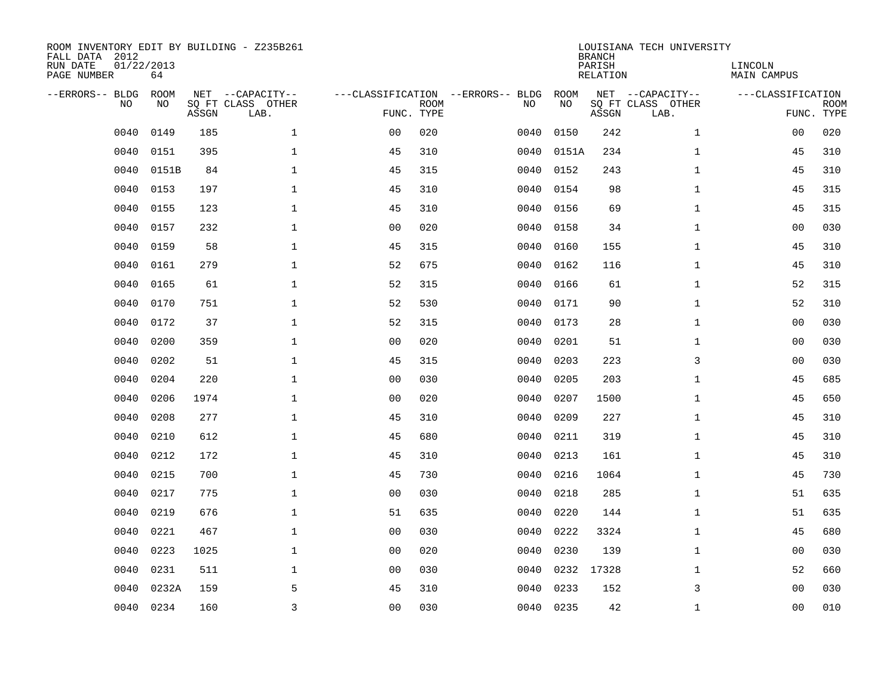ROOM INVENTORY EDIT BY BUILDING - Z235B261
FALL DATA 2012
RUN DATE 01/22/2013
PAGE NUMBER 64

LOUISIANA TECH UNIVERSITY
BRANCH
PARISH LINCOLN
RELATION MAIN CAMPUS

| --ERRORS-- | BLDG NO | ROOM NO | NET SQ FT ASSGN | --CAPACITY-- CLASS LAB. | OTHER | ---CLASSIFICATION FUNC. | ROOM TYPE | --ERRORS-- | BLDG NO | ROOM NO | NET SQ FT ASSGN | --CAPACITY-- CLASS LAB. | OTHER | ---CLASSIFICATION FUNC. | ROOM TYPE |
|---|---|---|---|---|---|---|---|---|---|---|---|---|---|---|---|
| | 0040 | 0149 | 185 | | 1 | 00 | 020 | | 0040 | 0150 | 242 | | 1 | 00 | 020 |
| | 0040 | 0151 | 395 | | 1 | 45 | 310 | | 0040 | 0151A | 234 | | 1 | 45 | 310 |
| | 0040 | 0151B | 84 | | 1 | 45 | 315 | | 0040 | 0152 | 243 | | 1 | 45 | 310 |
| | 0040 | 0153 | 197 | | 1 | 45 | 310 | | 0040 | 0154 | 98 | | 1 | 45 | 315 |
| | 0040 | 0155 | 123 | | 1 | 45 | 310 | | 0040 | 0156 | 69 | | 1 | 45 | 315 |
| | 0040 | 0157 | 232 | | 1 | 00 | 020 | | 0040 | 0158 | 34 | | 1 | 00 | 030 |
| | 0040 | 0159 | 58 | | 1 | 45 | 315 | | 0040 | 0160 | 155 | | 1 | 45 | 310 |
| | 0040 | 0161 | 279 | | 1 | 52 | 675 | | 0040 | 0162 | 116 | | 1 | 45 | 310 |
| | 0040 | 0165 | 61 | | 1 | 52 | 315 | | 0040 | 0166 | 61 | | 1 | 52 | 315 |
| | 0040 | 0170 | 751 | | 1 | 52 | 530 | | 0040 | 0171 | 90 | | 1 | 52 | 310 |
| | 0040 | 0172 | 37 | | 1 | 52 | 315 | | 0040 | 0173 | 28 | | 1 | 00 | 030 |
| | 0040 | 0200 | 359 | | 1 | 00 | 020 | | 0040 | 0201 | 51 | | 1 | 00 | 030 |
| | 0040 | 0202 | 51 | | 1 | 45 | 315 | | 0040 | 0203 | 223 | | 3 | 00 | 030 |
| | 0040 | 0204 | 220 | | 1 | 00 | 030 | | 0040 | 0205 | 203 | | 1 | 45 | 685 |
| | 0040 | 0206 | 1974 | | 1 | 00 | 020 | | 0040 | 0207 | 1500 | | 1 | 45 | 650 |
| | 0040 | 0208 | 277 | | 1 | 45 | 310 | | 0040 | 0209 | 227 | | 1 | 45 | 310 |
| | 0040 | 0210 | 612 | | 1 | 45 | 680 | | 0040 | 0211 | 319 | | 1 | 45 | 310 |
| | 0040 | 0212 | 172 | | 1 | 45 | 310 | | 0040 | 0213 | 161 | | 1 | 45 | 310 |
| | 0040 | 0215 | 700 | | 1 | 45 | 730 | | 0040 | 0216 | 1064 | | 1 | 45 | 730 |
| | 0040 | 0217 | 775 | | 1 | 00 | 030 | | 0040 | 0218 | 285 | | 1 | 51 | 635 |
| | 0040 | 0219 | 676 | | 1 | 51 | 635 | | 0040 | 0220 | 144 | | 1 | 51 | 635 |
| | 0040 | 0221 | 467 | | 1 | 00 | 030 | | 0040 | 0222 | 3324 | | 1 | 45 | 680 |
| | 0040 | 0223 | 1025 | | 1 | 00 | 020 | | 0040 | 0230 | 139 | | 1 | 00 | 030 |
| | 0040 | 0231 | 511 | | 1 | 00 | 030 | | 0040 | 0232 | 17328 | | 1 | 52 | 660 |
| | 0040 | 0232A | 159 | | 5 | 45 | 310 | | 0040 | 0233 | 152 | | 3 | 00 | 030 |
| | 0040 | 0234 | 160 | | 3 | 00 | 030 | | 0040 | 0235 | 42 | | 1 | 00 | 010 |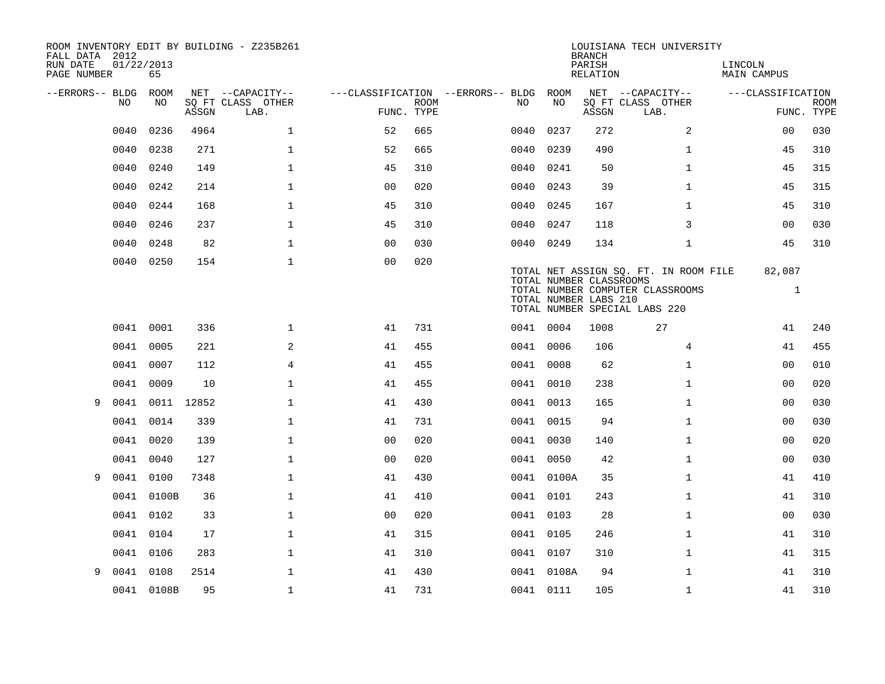ROOM INVENTORY EDIT BY BUILDING - Z235B261
FALL DATA 2012
RUN DATE 01/22/2013
PAGE NUMBER 65

LOUISIANA TECH UNIVERSITY
BRANCH
PARISH LINCOLN
RELATION MAIN CAMPUS

| --ERRORS-- | BLDG NO | ROOM NO | NET SQ FT ASSGN | --CAPACITY-- CLASS LAB. | OTHER | ---CLASSIFICATION FUNC. | ROOM TYPE | --ERRORS-- | BLDG NO | ROOM NO | NET SQ FT ASSGN | --CAPACITY-- CLASS LAB. | OTHER | ---CLASSIFICATION FUNC. | ROOM TYPE |
|---|---|---|---|---|---|---|---|---|---|---|---|---|---|---|---|
| | 0040 | 0236 | 4964 | | 1 | 52 | 665 | | 0040 | 0237 | 272 | | 2 | 00 | 030 |
| | 0040 | 0238 | 271 | | 1 | 52 | 665 | | 0040 | 0239 | 490 | | 1 | 45 | 310 |
| | 0040 | 0240 | 149 | | 1 | 45 | 310 | | 0040 | 0241 | 50 | | 1 | 45 | 315 |
| | 0040 | 0242 | 214 | | 1 | 00 | 020 | | 0040 | 0243 | 39 | | 1 | 45 | 315 |
| | 0040 | 0244 | 168 | | 1 | 45 | 310 | | 0040 | 0245 | 167 | | 1 | 45 | 310 |
| | 0040 | 0246 | 237 | | 1 | 45 | 310 | | 0040 | 0247 | 118 | | 3 | 00 | 030 |
| | 0040 | 0248 | 82 | | 1 | 00 | 030 | | 0040 | 0249 | 134 | | 1 | 45 | 310 |
| | 0040 | 0250 | 154 | | 1 | 00 | 020 | | | | | | | | |

TOTAL NET ASSIGN SQ. FT. IN ROOM FILE 82,087
TOTAL NUMBER CLASSROOMS
TOTAL NUMBER COMPUTER CLASSROOMS 1
TOTAL NUMBER LABS 210
TOTAL NUMBER SPECIAL LABS 220

| --ERRORS-- | BLDG NO | ROOM NO | NET SQ FT ASSGN | --CAPACITY-- CLASS LAB. | OTHER | ---CLASSIFICATION FUNC. | ROOM TYPE | --ERRORS-- | BLDG NO | ROOM NO | NET SQ FT ASSGN | --CAPACITY-- CLASS LAB. | OTHER | ---CLASSIFICATION FUNC. | ROOM TYPE |
|---|---|---|---|---|---|---|---|---|---|---|---|---|---|---|---|
| | 0041 | 0001 | 336 | | 1 | 41 | 731 | | 0041 | 0004 | 1008 | 27 | | 41 | 240 |
| | 0041 | 0005 | 221 | | 2 | 41 | 455 | | 0041 | 0006 | 106 | | 4 | 41 | 455 |
| | 0041 | 0007 | 112 | | 4 | 41 | 455 | | 0041 | 0008 | 62 | | 1 | 00 | 010 |
| | 0041 | 0009 | 10 | | 1 | 41 | 455 | | 0041 | 0010 | 238 | | 1 | 00 | 020 |
| 9 | 0041 | 0011 | 12852 | | 1 | 41 | 430 | | 0041 | 0013 | 165 | | 1 | 00 | 030 |
| | 0041 | 0014 | 339 | | 1 | 41 | 731 | | 0041 | 0015 | 94 | | 1 | 00 | 030 |
| | 0041 | 0020 | 139 | | 1 | 00 | 020 | | 0041 | 0030 | 140 | | 1 | 00 | 020 |
| | 0041 | 0040 | 127 | | 1 | 00 | 020 | | 0041 | 0050 | 42 | | 1 | 00 | 030 |
| 9 | 0041 | 0100 | 7348 | | 1 | 41 | 430 | | 0041 | 0100A | 35 | | 1 | 41 | 410 |
| | 0041 | 0100B | 36 | | 1 | 41 | 410 | | 0041 | 0101 | 243 | | 1 | 41 | 310 |
| | 0041 | 0102 | 33 | | 1 | 00 | 020 | | 0041 | 0103 | 28 | | 1 | 00 | 030 |
| | 0041 | 0104 | 17 | | 1 | 41 | 315 | | 0041 | 0105 | 246 | | 1 | 41 | 310 |
| | 0041 | 0106 | 283 | | 1 | 41 | 310 | | 0041 | 0107 | 310 | | 1 | 41 | 315 |
| 9 | 0041 | 0108 | 2514 | | 1 | 41 | 430 | | 0041 | 0108A | 94 | | 1 | 41 | 310 |
| | 0041 | 0108B | 95 | | 1 | 41 | 731 | | 0041 | 0111 | 105 | | 1 | 41 | 310 |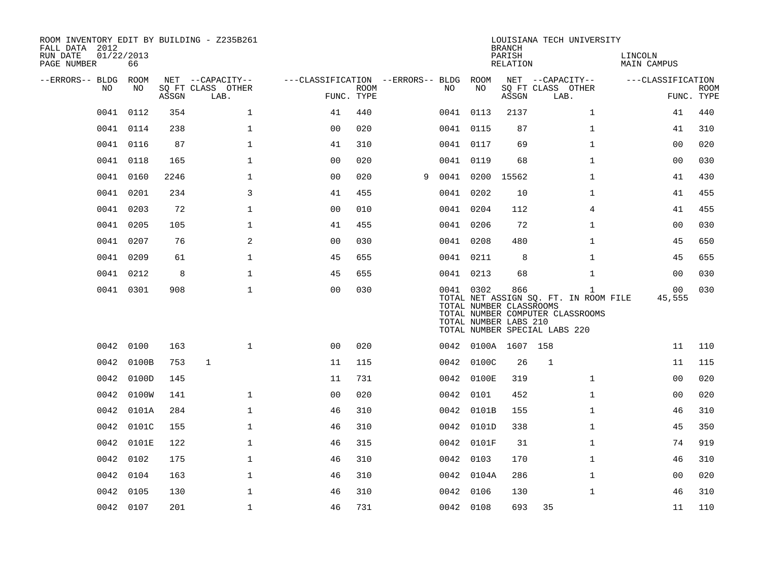ROOM INVENTORY EDIT BY BUILDING - Z235B261
FALL DATA 2012
RUN DATE 01/22/2013
PAGE NUMBER 66

LOUISIANA TECH UNIVERSITY
BRANCH
PARISH LINCOLN
RELATION MAIN CAMPUS

| --ERRORS-- | BLDG NO | ROOM NO | NET SQ FT ASSGN | CAPACITY CLASS | CAPACITY LAB. | CAPACITY OTHER | CLASSIFICATION FUNC. | ROOM TYPE | --ERRORS-- | BLDG NO | ROOM NO | NET SQ FT ASSGN | CAPACITY CLASS | CAPACITY LAB. | CAPACITY OTHER | CLASSIFICATION FUNC. | ROOM TYPE |
|---|---|---|---|---|---|---|---|---|---|---|---|---|---|---|---|---|---|
| | 0041 | 0112 | 354 | | | 1 | 41 | 440 | | 0041 | 0113 | 2137 | | | 1 | 41 | 440 |
| | 0041 | 0114 | 238 | | | 1 | 00 | 020 | | 0041 | 0115 | 87 | | | 1 | 41 | 310 |
| | 0041 | 0116 | 87 | | | 1 | 41 | 310 | | 0041 | 0117 | 69 | | | 1 | 00 | 020 |
| | 0041 | 0118 | 165 | | | 1 | 00 | 020 | | 0041 | 0119 | 68 | | | 1 | 00 | 030 |
| | 0041 | 0160 | 2246 | | | 1 | 00 | 020 | 9 | 0041 | 0200 | 15562 | | | 1 | 41 | 430 |
| | 0041 | 0201 | 234 | | | 3 | 41 | 455 | | 0041 | 0202 | 10 | | | 1 | 41 | 455 |
| | 0041 | 0203 | 72 | | | 1 | 00 | 010 | | 0041 | 0204 | 112 | | | 4 | 41 | 455 |
| | 0041 | 0205 | 105 | | | 1 | 41 | 455 | | 0041 | 0206 | 72 | | | 1 | 00 | 030 |
| | 0041 | 0207 | 76 | | | 2 | 00 | 030 | | 0041 | 0208 | 480 | | | 1 | 45 | 650 |
| | 0041 | 0209 | 61 | | | 1 | 45 | 655 | | 0041 | 0211 | 8 | | | 1 | 45 | 655 |
| | 0041 | 0212 | 8 | | | 1 | 45 | 655 | | 0041 | 0213 | 68 | | | 1 | 00 | 030 |
| | 0041 | 0301 | 908 | | | 1 | 00 | 030 | | 0041 | 0302 | 866 | | | 1 | 00 | 030 |
| | | | | | | | | | | TOTAL NET ASSIGN SQ. FT. IN ROOM FILE | | | | | | 45,555 | |
| | | | | | | | | | | TOTAL NUMBER CLASSROOMS | | | | | | | |
| | | | | | | | | | | TOTAL NUMBER COMPUTER CLASSROOMS | | | | | | | |
| | | | | | | | | | | TOTAL NUMBER LABS 210 | | | | | | | |
| | | | | | | | | | | TOTAL NUMBER SPECIAL LABS 220 | | | | | | | |
| | 0042 | 0100 | 163 | | | 1 | 00 | 020 | | 0042 | 0100A | 1607 | 158 | | | 11 | 110 |
| | 0042 | 0100B | 753 | 1 | | | 11 | 115 | | 0042 | 0100C | 26 | 1 | | | 11 | 115 |
| | 0042 | 0100D | 145 | | | | 11 | 731 | | 0042 | 0100E | 319 | | | 1 | 00 | 020 |
| | 0042 | 0100W | 141 | | | 1 | 00 | 020 | | 0042 | 0101 | 452 | | | 1 | 00 | 020 |
| | 0042 | 0101A | 284 | | | 1 | 46 | 310 | | 0042 | 0101B | 155 | | | 1 | 46 | 310 |
| | 0042 | 0101C | 155 | | | 1 | 46 | 310 | | 0042 | 0101D | 338 | | | 1 | 45 | 350 |
| | 0042 | 0101E | 122 | | | 1 | 46 | 315 | | 0042 | 0101F | 31 | | | 1 | 74 | 919 |
| | 0042 | 0102 | 175 | | | 1 | 46 | 310 | | 0042 | 0103 | 170 | | | 1 | 46 | 310 |
| | 0042 | 0104 | 163 | | | 1 | 46 | 310 | | 0042 | 0104A | 286 | | | 1 | 00 | 020 |
| | 0042 | 0105 | 130 | | | 1 | 46 | 310 | | 0042 | 0106 | 130 | | | 1 | 46 | 310 |
| | 0042 | 0107 | 201 | | | 1 | 46 | 731 | | 0042 | 0108 | 693 | 35 | | | 11 | 110 |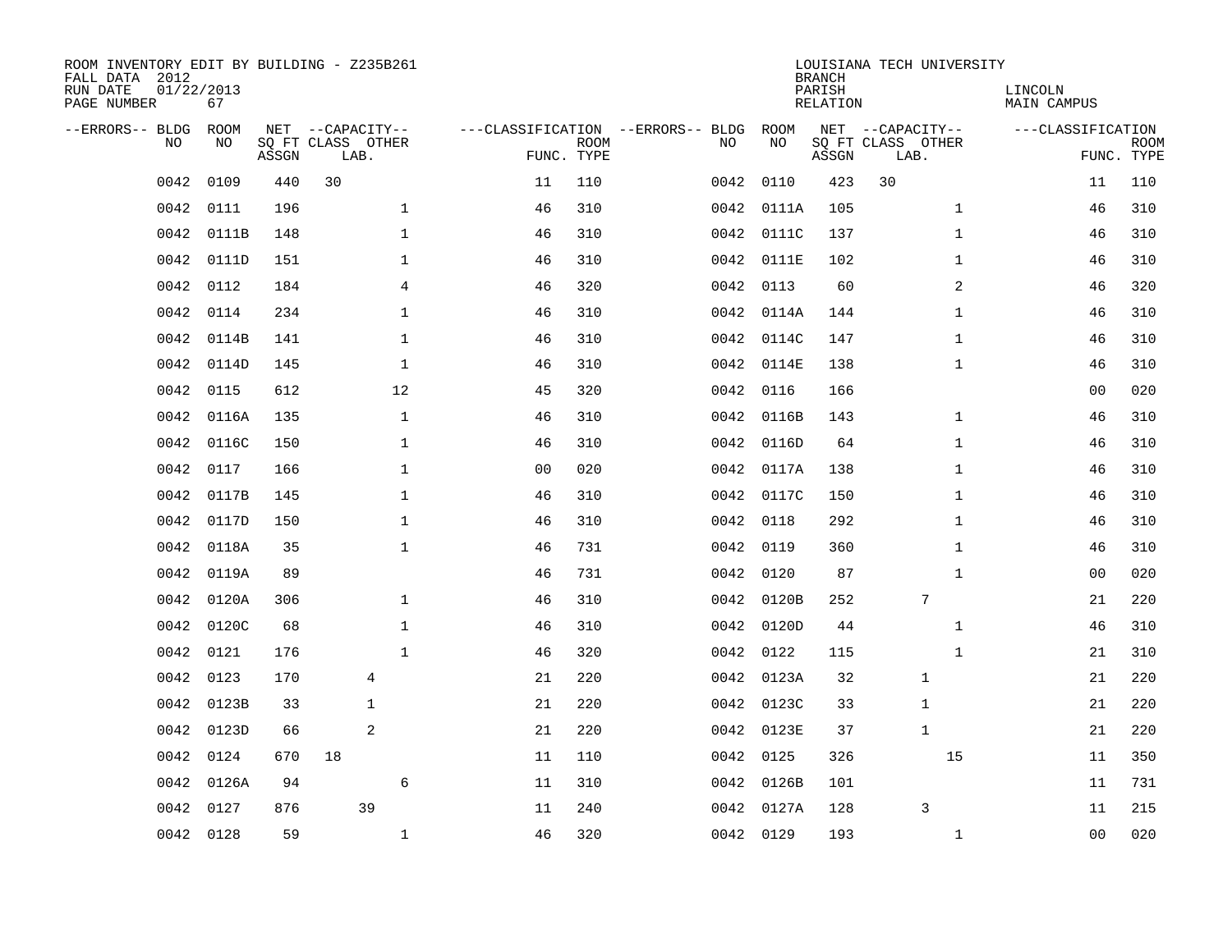ROOM INVENTORY EDIT BY BUILDING - Z235B261
FALL DATA 2012
RUN DATE 01/22/2013
PAGE NUMBER 67

LOUISIANA TECH UNIVERSITY
BRANCH
PARISH LINCOLN
RELATION MAIN CAMPUS

| --ERRORS-- | BLDG NO | ROOM NO | NET SQ FT ASSGN | CAPACITY CLASS LAB. | CAPACITY OTHER | CLASSIFICATION FUNC. | ROOM TYPE | --ERRORS-- | BLDG NO | ROOM NO | NET SQ FT ASSGN | CAPACITY CLASS LAB. | CAPACITY OTHER | CLASSIFICATION FUNC. | ROOM TYPE |
|---|---|---|---|---|---|---|---|---|---|---|---|---|---|---|---|
| | 0042 | 0109 | 440 | 30 | | 11 | 110 | | 0042 | 0110 | 423 | 30 | | 11 | 110 |
| | 0042 | 0111 | 196 | | 1 | 46 | 310 | | 0042 | 0111A | 105 | | 1 | 46 | 310 |
| | 0042 | 0111B | 148 | | 1 | 46 | 310 | | 0042 | 0111C | 137 | | 1 | 46 | 310 |
| | 0042 | 0111D | 151 | | 1 | 46 | 310 | | 0042 | 0111E | 102 | | 1 | 46 | 310 |
| | 0042 | 0112 | 184 | | 4 | 46 | 320 | | 0042 | 0113 | 60 | | 2 | 46 | 320 |
| | 0042 | 0114 | 234 | | 1 | 46 | 310 | | 0042 | 0114A | 144 | | 1 | 46 | 310 |
| | 0042 | 0114B | 141 | | 1 | 46 | 310 | | 0042 | 0114C | 147 | | 1 | 46 | 310 |
| | 0042 | 0114D | 145 | | 1 | 46 | 310 | | 0042 | 0114E | 138 | | 1 | 46 | 310 |
| | 0042 | 0115 | 612 | | 12 | 45 | 320 | | 0042 | 0116 | 166 | | | 00 | 020 |
| | 0042 | 0116A | 135 | | 1 | 46 | 310 | | 0042 | 0116B | 143 | | 1 | 46 | 310 |
| | 0042 | 0116C | 150 | | 1 | 46 | 310 | | 0042 | 0116D | 64 | | 1 | 46 | 310 |
| | 0042 | 0117 | 166 | | 1 | 00 | 020 | | 0042 | 0117A | 138 | | 1 | 46 | 310 |
| | 0042 | 0117B | 145 | | 1 | 46 | 310 | | 0042 | 0117C | 150 | | 1 | 46 | 310 |
| | 0042 | 0117D | 150 | | 1 | 46 | 310 | | 0042 | 0118 | 292 | | 1 | 46 | 310 |
| | 0042 | 0118A | 35 | | 1 | 46 | 731 | | 0042 | 0119 | 360 | | 1 | 46 | 310 |
| | 0042 | 0119A | 89 | | | 46 | 731 | | 0042 | 0120 | 87 | | 1 | 00 | 020 |
| | 0042 | 0120A | 306 | | 1 | 46 | 310 | | 0042 | 0120B | 252 | 7 | | 21 | 220 |
| | 0042 | 0120C | 68 | | 1 | 46 | 310 | | 0042 | 0120D | 44 | | 1 | 46 | 310 |
| | 0042 | 0121 | 176 | | 1 | 46 | 320 | | 0042 | 0122 | 115 | | 1 | 21 | 310 |
| | 0042 | 0123 | 170 | 4 | | 21 | 220 | | 0042 | 0123A | 32 | 1 | | 21 | 220 |
| | 0042 | 0123B | 33 | 1 | | 21 | 220 | | 0042 | 0123C | 33 | 1 | | 21 | 220 |
| | 0042 | 0123D | 66 | 2 | | 21 | 220 | | 0042 | 0123E | 37 | 1 | | 21 | 220 |
| | 0042 | 0124 | 670 | 18 | | 11 | 110 | | 0042 | 0125 | 326 | | 15 | 11 | 350 |
| | 0042 | 0126A | 94 | | 6 | 11 | 310 | | 0042 | 0126B | 101 | | | 11 | 731 |
| | 0042 | 0127 | 876 | 39 | | 11 | 240 | | 0042 | 0127A | 128 | 3 | | 11 | 215 |
| | 0042 | 0128 | 59 | | 1 | 46 | 320 | | 0042 | 0129 | 193 | | 1 | 00 | 020 |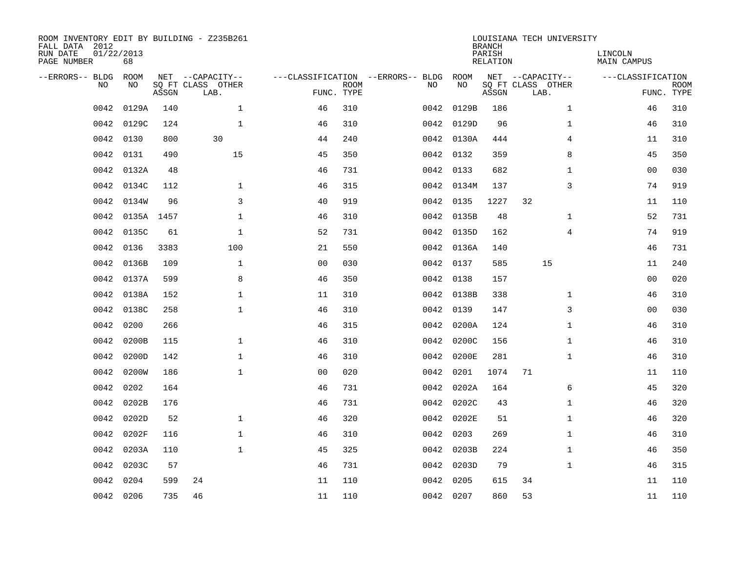ROOM INVENTORY EDIT BY BUILDING - Z235B261
FALL DATA 2012
RUN DATE 01/22/2013
PAGE NUMBER 68

LOUISIANA TECH UNIVERSITY
BRANCH
PARISH LINCOLN
RELATION MAIN CAMPUS

| --ERRORS-- | BLDG NO | ROOM NO | NET SQ FT ASSGN | --CAPACITY-- CLASS | LAB. | OTHER | ---CLASSIFICATION FUNC. | ROOM TYPE | --ERRORS-- | BLDG NO | ROOM NO | NET SQ FT ASSGN | --CAPACITY-- CLASS | LAB. | OTHER | ---CLASSIFICATION FUNC. | ROOM TYPE |
|---|---|---|---|---|---|---|---|---|---|---|---|---|---|---|---|---|---|
| | 0042 | 0129A | 140 | | | 1 | 46 | 310 | | 0042 | 0129B | 186 | | | 1 | 46 | 310 |
| | 0042 | 0129C | 124 | | | 1 | 46 | 310 | | 0042 | 0129D | 96 | | | 1 | 46 | 310 |
| | 0042 | 0130 | 800 | | 30 | | 44 | 240 | | 0042 | 0130A | 444 | | | 4 | 11 | 310 |
| | 0042 | 0131 | 490 | | | 15 | 45 | 350 | | 0042 | 0132 | 359 | | | 8 | 45 | 350 |
| | 0042 | 0132A | 48 | | | | 46 | 731 | | 0042 | 0133 | 682 | | | 1 | 00 | 030 |
| | 0042 | 0134C | 112 | | | 1 | 46 | 315 | | 0042 | 0134M | 137 | | | 3 | 74 | 919 |
| | 0042 | 0134W | 96 | | | 3 | 40 | 919 | | 0042 | 0135 | 1227 | 32 | | | 11 | 110 |
| | 0042 | 0135A | 1457 | | | 1 | 46 | 310 | | 0042 | 0135B | 48 | | | 1 | 52 | 731 |
| | 0042 | 0135C | 61 | | | 1 | 52 | 731 | | 0042 | 0135D | 162 | | | 4 | 74 | 919 |
| | 0042 | 0136 | 3383 | | | 100 | 21 | 550 | | 0042 | 0136A | 140 | | | | 46 | 731 |
| | 0042 | 0136B | 109 | | | 1 | 00 | 030 | | 0042 | 0137 | 585 | | 15 | | 11 | 240 |
| | 0042 | 0137A | 599 | | | 8 | 46 | 350 | | 0042 | 0138 | 157 | | | | 00 | 020 |
| | 0042 | 0138A | 152 | | | 1 | 11 | 310 | | 0042 | 0138B | 338 | | | 1 | 46 | 310 |
| | 0042 | 0138C | 258 | | | 1 | 46 | 310 | | 0042 | 0139 | 147 | | | 3 | 00 | 030 |
| | 0042 | 0200 | 266 | | | | 46 | 315 | | 0042 | 0200A | 124 | | | 1 | 46 | 310 |
| | 0042 | 0200B | 115 | | | 1 | 46 | 310 | | 0042 | 0200C | 156 | | | 1 | 46 | 310 |
| | 0042 | 0200D | 142 | | | 1 | 46 | 310 | | 0042 | 0200E | 281 | | | 1 | 46 | 310 |
| | 0042 | 0200W | 186 | | | 1 | 00 | 020 | | 0042 | 0201 | 1074 | 71 | | | 11 | 110 |
| | 0042 | 0202 | 164 | | | | 46 | 731 | | 0042 | 0202A | 164 | | | 6 | 45 | 320 |
| | 0042 | 0202B | 176 | | | | 46 | 731 | | 0042 | 0202C | 43 | | | 1 | 46 | 320 |
| | 0042 | 0202D | 52 | | | 1 | 46 | 320 | | 0042 | 0202E | 51 | | | 1 | 46 | 320 |
| | 0042 | 0202F | 116 | | | 1 | 46 | 310 | | 0042 | 0203 | 269 | | | 1 | 46 | 310 |
| | 0042 | 0203A | 110 | | | 1 | 45 | 325 | | 0042 | 0203B | 224 | | | 1 | 46 | 350 |
| | 0042 | 0203C | 57 | | | | 46 | 731 | | 0042 | 0203D | 79 | | | 1 | 46 | 315 |
| | 0042 | 0204 | 599 | 24 | | | 11 | 110 | | 0042 | 0205 | 615 | 34 | | | 11 | 110 |
| | 0042 | 0206 | 735 | 46 | | | 11 | 110 | | 0042 | 0207 | 860 | 53 | | | 11 | 110 |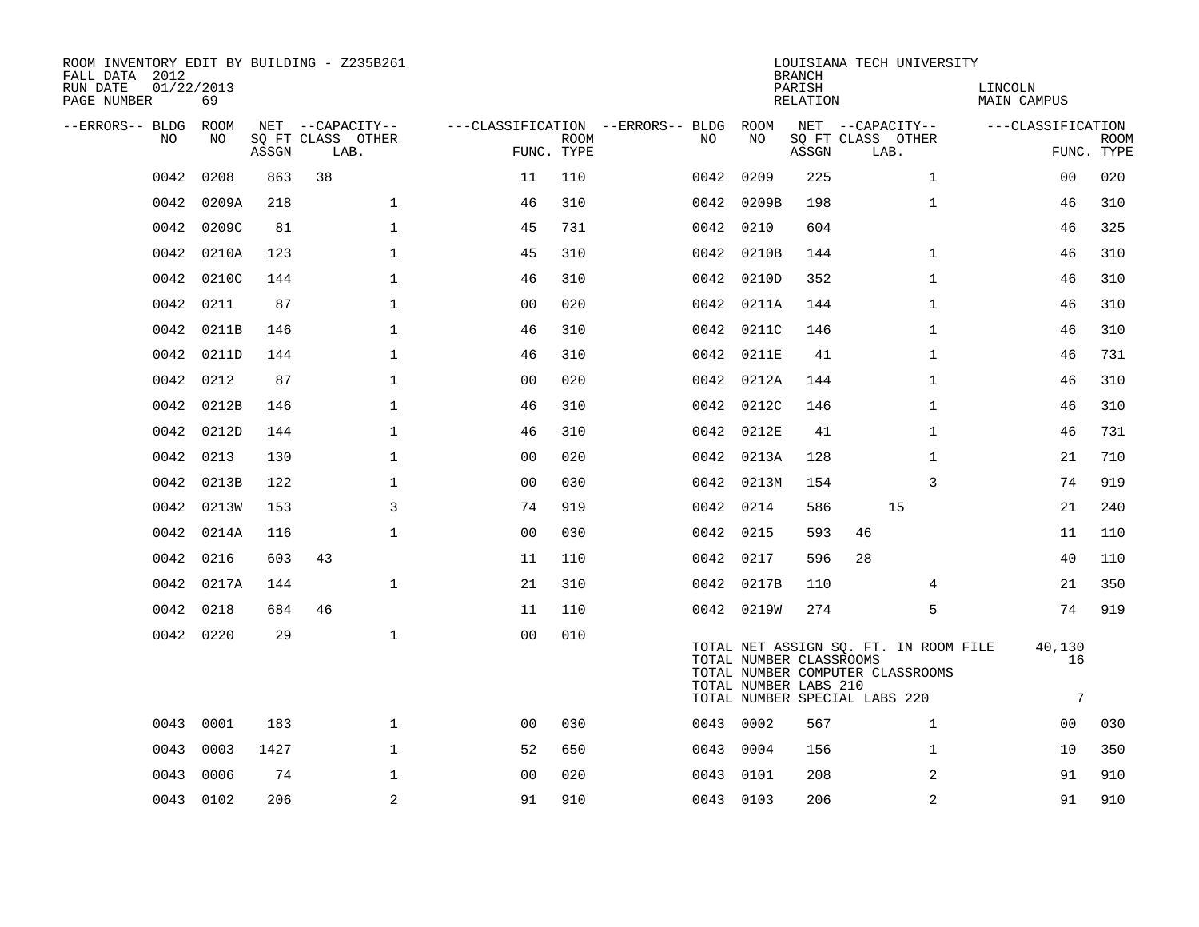ROOM INVENTORY EDIT BY BUILDING - Z235B261
FALL DATA 2012
RUN DATE 01/22/2013

LOUISIANA TECH UNIVERSITY
BRANCH
PARISH LINCOLN
RELATION MAIN CAMPUS

| --ERRORS-- | BLDG NO | ROOM NO | NET ASSGN SQ FT | CAPACITY CLASS LAB. | CAPACITY OTHER | CLASSIFICATION FUNC. | ROOM TYPE | --ERRORS-- | BLDG NO | ROOM NO | NET ASSGN SQ FT | CAPACITY CLASS LAB. | CAPACITY OTHER | CLASSIFICATION FUNC. | ROOM TYPE |
|---|---|---|---|---|---|---|---|---|---|---|---|---|---|---|---|
| | 0042 | 0208 | 863 | 38 | | 11 | 110 | | 0042 | 0209 | 225 | | 1 | 00 | 020 |
| | 0042 | 0209A | 218 | | 1 | 46 | 310 | | 0042 | 0209B | 198 | | 1 | 46 | 310 |
| | 0042 | 0209C | 81 | | 1 | 45 | 731 | | 0042 | 0210 | 604 | | | 46 | 325 |
| | 0042 | 0210A | 123 | | 1 | 45 | 310 | | 0042 | 0210B | 144 | | 1 | 46 | 310 |
| | 0042 | 0210C | 144 | | 1 | 46 | 310 | | 0042 | 0210D | 352 | | 1 | 46 | 310 |
| | 0042 | 0211 | 87 | | 1 | 00 | 020 | | 0042 | 0211A | 144 | | 1 | 46 | 310 |
| | 0042 | 0211B | 146 | | 1 | 46 | 310 | | 0042 | 0211C | 146 | | 1 | 46 | 310 |
| | 0042 | 0211D | 144 | | 1 | 46 | 310 | | 0042 | 0211E | 41 | | 1 | 46 | 731 |
| | 0042 | 0212 | 87 | | 1 | 00 | 020 | | 0042 | 0212A | 144 | | 1 | 46 | 310 |
| | 0042 | 0212B | 146 | | 1 | 46 | 310 | | 0042 | 0212C | 146 | | 1 | 46 | 310 |
| | 0042 | 0212D | 144 | | 1 | 46 | 310 | | 0042 | 0212E | 41 | | 1 | 46 | 731 |
| | 0042 | 0213 | 130 | | 1 | 00 | 020 | | 0042 | 0213A | 128 | | 1 | 21 | 710 |
| | 0042 | 0213B | 122 | | 1 | 00 | 030 | | 0042 | 0213M | 154 | | 3 | 74 | 919 |
| | 0042 | 0213W | 153 | | 3 | 74 | 919 | | 0042 | 0214 | 586 | 15 | | 21 | 240 |
| | 0042 | 0214A | 116 | | 1 | 00 | 030 | | 0042 | 0215 | 593 | 46 | | 11 | 110 |
| | 0042 | 0216 | 603 | 43 | | 11 | 110 | | 0042 | 0217 | 596 | 28 | | 40 | 110 |
| | 0042 | 0217A | 144 | | 1 | 21 | 310 | | 0042 | 0217B | 110 | | 4 | 21 | 350 |
| | 0042 | 0218 | 684 | 46 | | 11 | 110 | | 0042 | 0219W | 274 | | 5 | 74 | 919 |
| | 0042 | 0220 | 29 | | 1 | 00 | 010 | | | | | | | | |

TOTAL NET ASSIGN SQ. FT. IN ROOM FILE 40,130
TOTAL NUMBER CLASSROOMS 16
TOTAL NUMBER COMPUTER CLASSROOMS
TOTAL NUMBER LABS 210
TOTAL NUMBER SPECIAL LABS 220 7

| --ERRORS-- | BLDG NO | ROOM NO | NET ASSGN SQ FT | CAPACITY CLASS LAB. | CAPACITY OTHER | CLASSIFICATION FUNC. | ROOM TYPE | --ERRORS-- | BLDG NO | ROOM NO | NET ASSGN SQ FT | CAPACITY CLASS LAB. | CAPACITY OTHER | CLASSIFICATION FUNC. | ROOM TYPE |
|---|---|---|---|---|---|---|---|---|---|---|---|---|---|---|---|
| | 0043 | 0001 | 183 | | 1 | 00 | 030 | | 0043 | 0002 | 567 | | 1 | 00 | 030 |
| | 0043 | 0003 | 1427 | | 1 | 52 | 650 | | 0043 | 0004 | 156 | | 1 | 10 | 350 |
| | 0043 | 0006 | 74 | | 1 | 00 | 020 | | 0043 | 0101 | 208 | | 2 | 91 | 910 |
| | 0043 | 0102 | 206 | | 2 | 91 | 910 | | 0043 | 0103 | 206 | | 2 | 91 | 910 |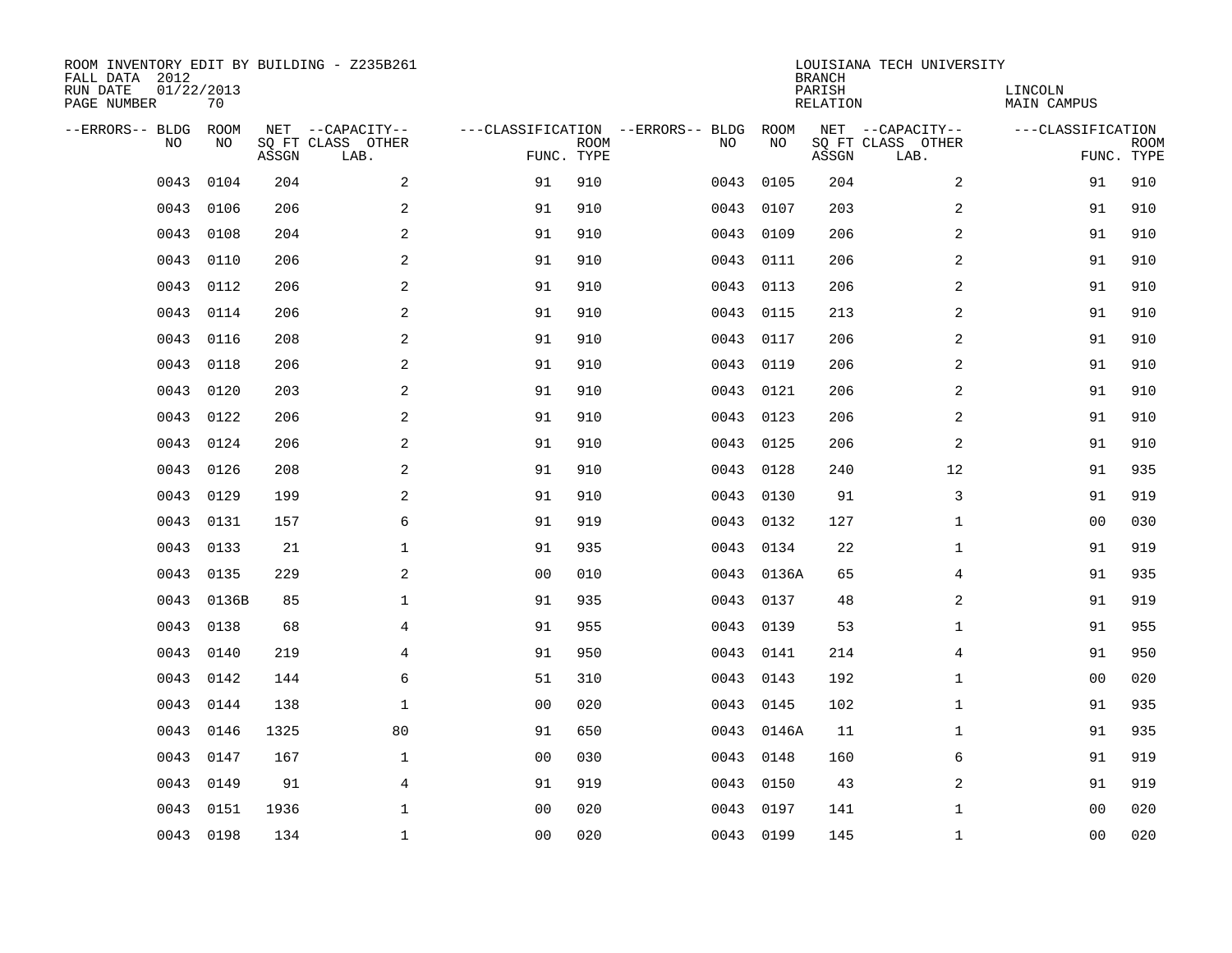ROOM INVENTORY EDIT BY BUILDING - Z235B261
FALL DATA 2012
RUN DATE 01/22/2013
PAGE NUMBER 70

LOUISIANA TECH UNIVERSITY
BRANCH
PARISH LINCOLN
RELATION MAIN CAMPUS

| --ERRORS-- | BLDG NO | ROOM NO | NET SQ FT ASSGN | --CAPACITY-- CLASS LAB. | OTHER | ---CLASSIFICATION FUNC. | ROOM TYPE | --ERRORS-- | BLDG NO | ROOM NO | NET SQ FT ASSGN | --CAPACITY-- CLASS LAB. | OTHER | ---CLASSIFICATION FUNC. | ROOM TYPE |
|---|---|---|---|---|---|---|---|---|---|---|---|---|---|---|---|
| | 0043 | 0104 | 204 | | 2 | 91 | 910 | | 0043 | 0105 | 204 | | 2 | 91 | 910 |
| | 0043 | 0106 | 206 | | 2 | 91 | 910 | | 0043 | 0107 | 203 | | 2 | 91 | 910 |
| | 0043 | 0108 | 204 | | 2 | 91 | 910 | | 0043 | 0109 | 206 | | 2 | 91 | 910 |
| | 0043 | 0110 | 206 | | 2 | 91 | 910 | | 0043 | 0111 | 206 | | 2 | 91 | 910 |
| | 0043 | 0112 | 206 | | 2 | 91 | 910 | | 0043 | 0113 | 206 | | 2 | 91 | 910 |
| | 0043 | 0114 | 206 | | 2 | 91 | 910 | | 0043 | 0115 | 213 | | 2 | 91 | 910 |
| | 0043 | 0116 | 208 | | 2 | 91 | 910 | | 0043 | 0117 | 206 | | 2 | 91 | 910 |
| | 0043 | 0118 | 206 | | 2 | 91 | 910 | | 0043 | 0119 | 206 | | 2 | 91 | 910 |
| | 0043 | 0120 | 203 | | 2 | 91 | 910 | | 0043 | 0121 | 206 | | 2 | 91 | 910 |
| | 0043 | 0122 | 206 | | 2 | 91 | 910 | | 0043 | 0123 | 206 | | 2 | 91 | 910 |
| | 0043 | 0124 | 206 | | 2 | 91 | 910 | | 0043 | 0125 | 206 | | 2 | 91 | 910 |
| | 0043 | 0126 | 208 | | 2 | 91 | 910 | | 0043 | 0128 | 240 | | 12 | 91 | 935 |
| | 0043 | 0129 | 199 | | 2 | 91 | 910 | | 0043 | 0130 | 91 | | 3 | 91 | 919 |
| | 0043 | 0131 | 157 | | 6 | 91 | 919 | | 0043 | 0132 | 127 | | 1 | 00 | 030 |
| | 0043 | 0133 | 21 | | 1 | 91 | 935 | | 0043 | 0134 | 22 | | 1 | 91 | 919 |
| | 0043 | 0135 | 229 | | 2 | 00 | 010 | | 0043 | 0136A | 65 | | 4 | 91 | 935 |
| | 0043 | 0136B | 85 | | 1 | 91 | 935 | | 0043 | 0137 | 48 | | 2 | 91 | 919 |
| | 0043 | 0138 | 68 | | 4 | 91 | 955 | | 0043 | 0139 | 53 | | 1 | 91 | 955 |
| | 0043 | 0140 | 219 | | 4 | 91 | 950 | | 0043 | 0141 | 214 | | 4 | 91 | 950 |
| | 0043 | 0142 | 144 | | 6 | 51 | 310 | | 0043 | 0143 | 192 | | 1 | 00 | 020 |
| | 0043 | 0144 | 138 | | 1 | 00 | 020 | | 0043 | 0145 | 102 | | 1 | 91 | 935 |
| | 0043 | 0146 | 1325 | | 80 | 91 | 650 | | 0043 | 0146A | 11 | | 1 | 91 | 935 |
| | 0043 | 0147 | 167 | | 1 | 00 | 030 | | 0043 | 0148 | 160 | | 6 | 91 | 919 |
| | 0043 | 0149 | 91 | | 4 | 91 | 919 | | 0043 | 0150 | 43 | | 2 | 91 | 919 |
| | 0043 | 0151 | 1936 | | 1 | 00 | 020 | | 0043 | 0197 | 141 | | 1 | 00 | 020 |
| | 0043 | 0198 | 134 | | 1 | 00 | 020 | | 0043 | 0199 | 145 | | 1 | 00 | 020 |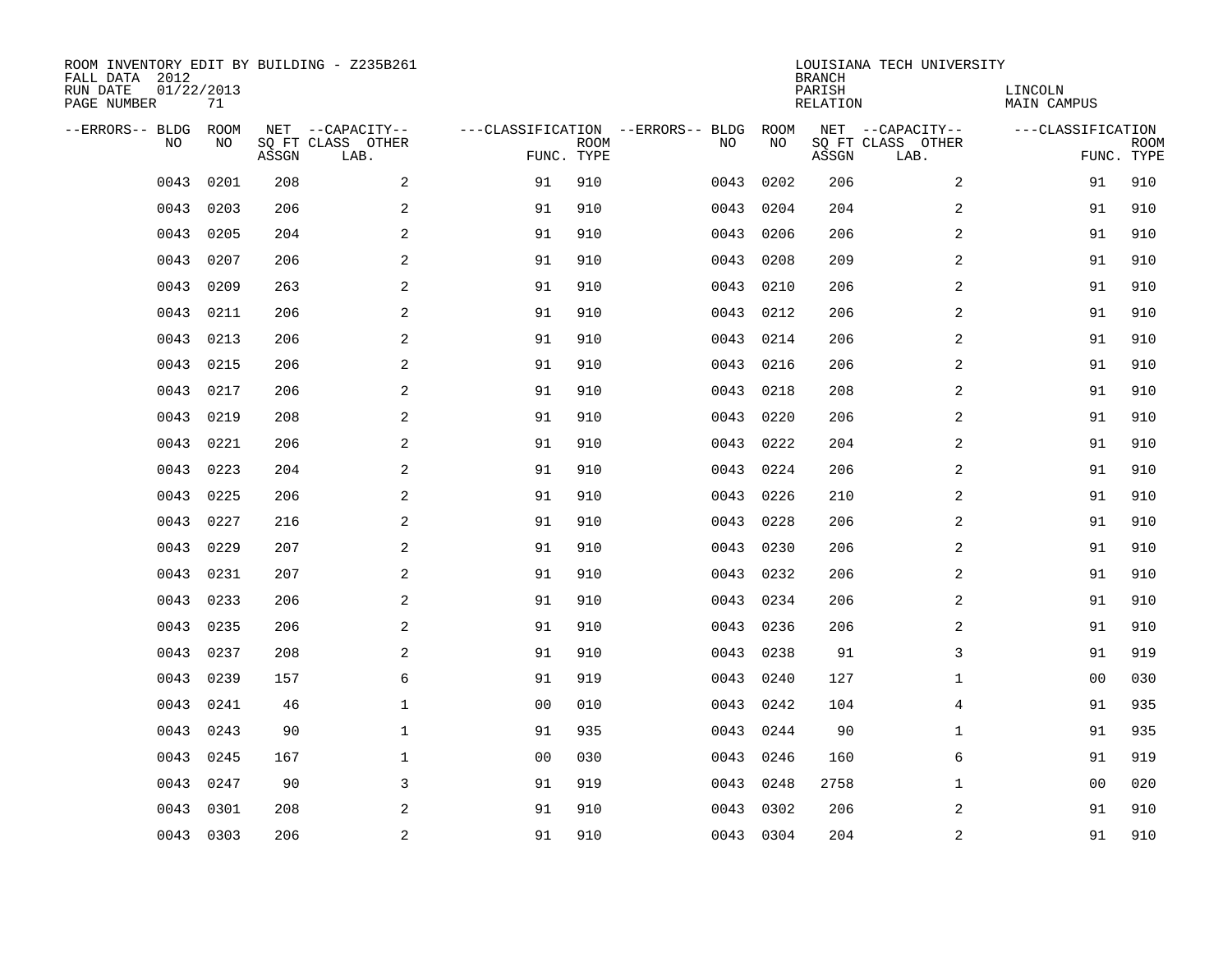ROOM INVENTORY EDIT BY BUILDING - Z235B261
FALL DATA 2012
RUN DATE 01/22/2013
PAGE NUMBER 71

LOUISIANA TECH UNIVERSITY
BRANCH
PARISH LINCOLN
RELATION MAIN CAMPUS

| --ERRORS-- | BLDG NO | ROOM NO | NET SQ FT ASSGN | --CAPACITY-- CLASS LAB. | OTHER | ---CLASSIFICATION FUNC. | ROOM TYPE | --ERRORS-- | BLDG NO | ROOM NO | NET SQ FT ASSGN | --CAPACITY-- CLASS LAB. | OTHER | ---CLASSIFICATION FUNC. | ROOM TYPE |
|---|---|---|---|---|---|---|---|---|---|---|---|---|---|---|---|
| | 0043 | 0201 | 208 | | 2 | 91 | 910 | | 0043 | 0202 | 206 | | 2 | 91 | 910 |
| | 0043 | 0203 | 206 | | 2 | 91 | 910 | | 0043 | 0204 | 204 | | 2 | 91 | 910 |
| | 0043 | 0205 | 204 | | 2 | 91 | 910 | | 0043 | 0206 | 206 | | 2 | 91 | 910 |
| | 0043 | 0207 | 206 | | 2 | 91 | 910 | | 0043 | 0208 | 209 | | 2 | 91 | 910 |
| | 0043 | 0209 | 263 | | 2 | 91 | 910 | | 0043 | 0210 | 206 | | 2 | 91 | 910 |
| | 0043 | 0211 | 206 | | 2 | 91 | 910 | | 0043 | 0212 | 206 | | 2 | 91 | 910 |
| | 0043 | 0213 | 206 | | 2 | 91 | 910 | | 0043 | 0214 | 206 | | 2 | 91 | 910 |
| | 0043 | 0215 | 206 | | 2 | 91 | 910 | | 0043 | 0216 | 206 | | 2 | 91 | 910 |
| | 0043 | 0217 | 206 | | 2 | 91 | 910 | | 0043 | 0218 | 208 | | 2 | 91 | 910 |
| | 0043 | 0219 | 208 | | 2 | 91 | 910 | | 0043 | 0220 | 206 | | 2 | 91 | 910 |
| | 0043 | 0221 | 206 | | 2 | 91 | 910 | | 0043 | 0222 | 204 | | 2 | 91 | 910 |
| | 0043 | 0223 | 204 | | 2 | 91 | 910 | | 0043 | 0224 | 206 | | 2 | 91 | 910 |
| | 0043 | 0225 | 206 | | 2 | 91 | 910 | | 0043 | 0226 | 210 | | 2 | 91 | 910 |
| | 0043 | 0227 | 216 | | 2 | 91 | 910 | | 0043 | 0228 | 206 | | 2 | 91 | 910 |
| | 0043 | 0229 | 207 | | 2 | 91 | 910 | | 0043 | 0230 | 206 | | 2 | 91 | 910 |
| | 0043 | 0231 | 207 | | 2 | 91 | 910 | | 0043 | 0232 | 206 | | 2 | 91 | 910 |
| | 0043 | 0233 | 206 | | 2 | 91 | 910 | | 0043 | 0234 | 206 | | 2 | 91 | 910 |
| | 0043 | 0235 | 206 | | 2 | 91 | 910 | | 0043 | 0236 | 206 | | 2 | 91 | 910 |
| | 0043 | 0237 | 208 | | 2 | 91 | 910 | | 0043 | 0238 | 91 | | 3 | 91 | 919 |
| | 0043 | 0239 | 157 | | 6 | 91 | 919 | | 0043 | 0240 | 127 | | 1 | 00 | 030 |
| | 0043 | 0241 | 46 | | 1 | 00 | 010 | | 0043 | 0242 | 104 | | 4 | 91 | 935 |
| | 0043 | 0243 | 90 | | 1 | 91 | 935 | | 0043 | 0244 | 90 | | 1 | 91 | 935 |
| | 0043 | 0245 | 167 | | 1 | 00 | 030 | | 0043 | 0246 | 160 | | 6 | 91 | 919 |
| | 0043 | 0247 | 90 | | 3 | 91 | 919 | | 0043 | 0248 | 2758 | | 1 | 00 | 020 |
| | 0043 | 0301 | 208 | | 2 | 91 | 910 | | 0043 | 0302 | 206 | | 2 | 91 | 910 |
| | 0043 | 0303 | 206 | | 2 | 91 | 910 | | 0043 | 0304 | 204 | | 2 | 91 | 910 |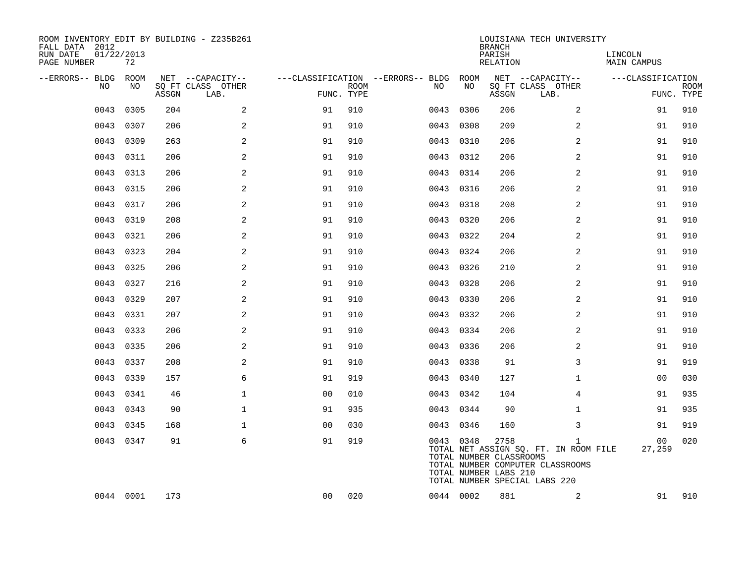ROOM INVENTORY EDIT BY BUILDING - Z235B261
FALL DATA 2012
RUN DATE 01/22/2013
PAGE NUMBER 72

LOUISIANA TECH UNIVERSITY
BRANCH
PARISH LINCOLN
RELATION MAIN CAMPUS

| --ERRORS-- | BLDG NO | ROOM NO | NET SQ FT ASSGN | --CAPACITY-- CLASS | LAB. | OTHER | ---CLASSIFICATION FUNC. | ROOM TYPE | --ERRORS-- | BLDG NO | ROOM NO | NET SQ FT ASSGN | --CAPACITY-- CLASS | LAB. | OTHER | ---CLASSIFICATION FUNC. | ROOM TYPE |
|---|---|---|---|---|---|---|---|---|---|---|---|---|---|---|---|---|---|
| | 0043 | 0305 | 204 | | | 2 | 91 | 910 | | 0043 | 0306 | 206 | | | 2 | 91 | 910 |
| | 0043 | 0307 | 206 | | | 2 | 91 | 910 | | 0043 | 0308 | 209 | | | 2 | 91 | 910 |
| | 0043 | 0309 | 263 | | | 2 | 91 | 910 | | 0043 | 0310 | 206 | | | 2 | 91 | 910 |
| | 0043 | 0311 | 206 | | | 2 | 91 | 910 | | 0043 | 0312 | 206 | | | 2 | 91 | 910 |
| | 0043 | 0313 | 206 | | | 2 | 91 | 910 | | 0043 | 0314 | 206 | | | 2 | 91 | 910 |
| | 0043 | 0315 | 206 | | | 2 | 91 | 910 | | 0043 | 0316 | 206 | | | 2 | 91 | 910 |
| | 0043 | 0317 | 206 | | | 2 | 91 | 910 | | 0043 | 0318 | 208 | | | 2 | 91 | 910 |
| | 0043 | 0319 | 208 | | | 2 | 91 | 910 | | 0043 | 0320 | 206 | | | 2 | 91 | 910 |
| | 0043 | 0321 | 206 | | | 2 | 91 | 910 | | 0043 | 0322 | 204 | | | 2 | 91 | 910 |
| | 0043 | 0323 | 204 | | | 2 | 91 | 910 | | 0043 | 0324 | 206 | | | 2 | 91 | 910 |
| | 0043 | 0325 | 206 | | | 2 | 91 | 910 | | 0043 | 0326 | 210 | | | 2 | 91 | 910 |
| | 0043 | 0327 | 216 | | | 2 | 91 | 910 | | 0043 | 0328 | 206 | | | 2 | 91 | 910 |
| | 0043 | 0329 | 207 | | | 2 | 91 | 910 | | 0043 | 0330 | 206 | | | 2 | 91 | 910 |
| | 0043 | 0331 | 207 | | | 2 | 91 | 910 | | 0043 | 0332 | 206 | | | 2 | 91 | 910 |
| | 0043 | 0333 | 206 | | | 2 | 91 | 910 | | 0043 | 0334 | 206 | | | 2 | 91 | 910 |
| | 0043 | 0335 | 206 | | | 2 | 91 | 910 | | 0043 | 0336 | 206 | | | 2 | 91 | 910 |
| | 0043 | 0337 | 208 | | | 2 | 91 | 910 | | 0043 | 0338 | 91 | | | 3 | 91 | 919 |
| | 0043 | 0339 | 157 | | | 6 | 91 | 919 | | 0043 | 0340 | 127 | | | 1 | 00 | 030 |
| | 0043 | 0341 | 46 | | | 1 | 00 | 010 | | 0043 | 0342 | 104 | | | 4 | 91 | 935 |
| | 0043 | 0343 | 90 | | | 1 | 91 | 935 | | 0043 | 0344 | 90 | | | 1 | 91 | 935 |
| | 0043 | 0345 | 168 | | | 1 | 00 | 030 | | 0043 | 0346 | 160 | | | 3 | 91 | 919 |
| | 0043 | 0347 | 91 | | | 6 | 91 | 919 | | 0043 | 0348 | 2758 | | | 1 | 00 | 020 |
| | 0044 | 0001 | 173 | | | | 00 | 020 | | 0044 | 0002 | 881 | | | 2 | 91 | 910 |

TOTAL NET ASSIGN SQ. FT. IN ROOM FILE 27,259
TOTAL NUMBER CLASSROOMS
TOTAL NUMBER COMPUTER CLASSROOMS
TOTAL NUMBER LABS 210
TOTAL NUMBER SPECIAL LABS 220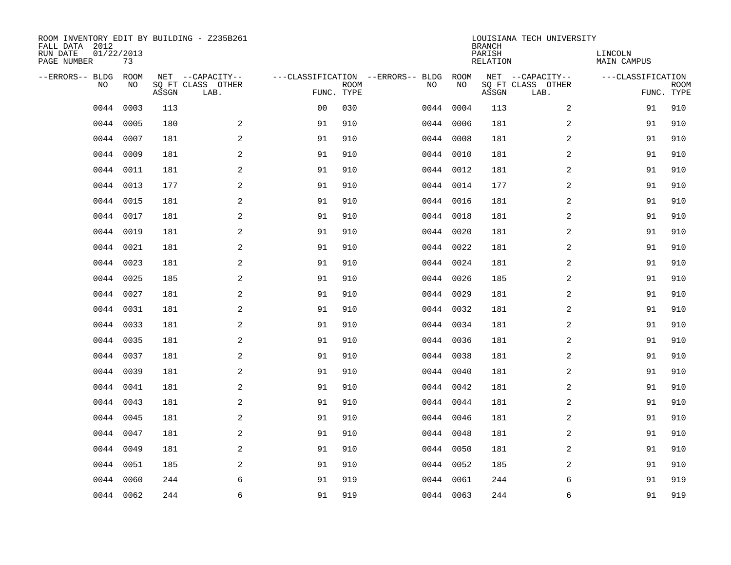ROOM INVENTORY EDIT BY BUILDING - Z235B261
FALL DATA 2012
RUN DATE 01/22/2013
PAGE NUMBER 73

LOUISIANA TECH UNIVERSITY
BRANCH
PARISH LINCOLN
RELATION MAIN CAMPUS

| --ERRORS-- | BLDG NO | ROOM NO | NET SQ FT ASSGN | --CAPACITY-- CLASS LAB. | OTHER | ---CLASSIFICATION FUNC. | ROOM TYPE | --ERRORS-- | BLDG NO | ROOM NO | NET SQ FT ASSGN | --CAPACITY-- CLASS LAB. | OTHER | ---CLASSIFICATION FUNC. | ROOM TYPE |
|---|---|---|---|---|---|---|---|---|---|---|---|---|---|---|---|
| | 0044 | 0003 | 113 | | | 00 | 030 | | 0044 | 0004 | 113 | | 2 | 91 | 910 |
| | 0044 | 0005 | 180 | | 2 | 91 | 910 | | 0044 | 0006 | 181 | | 2 | 91 | 910 |
| | 0044 | 0007 | 181 | | 2 | 91 | 910 | | 0044 | 0008 | 181 | | 2 | 91 | 910 |
| | 0044 | 0009 | 181 | | 2 | 91 | 910 | | 0044 | 0010 | 181 | | 2 | 91 | 910 |
| | 0044 | 0011 | 181 | | 2 | 91 | 910 | | 0044 | 0012 | 181 | | 2 | 91 | 910 |
| | 0044 | 0013 | 177 | | 2 | 91 | 910 | | 0044 | 0014 | 177 | | 2 | 91 | 910 |
| | 0044 | 0015 | 181 | | 2 | 91 | 910 | | 0044 | 0016 | 181 | | 2 | 91 | 910 |
| | 0044 | 0017 | 181 | | 2 | 91 | 910 | | 0044 | 0018 | 181 | | 2 | 91 | 910 |
| | 0044 | 0019 | 181 | | 2 | 91 | 910 | | 0044 | 0020 | 181 | | 2 | 91 | 910 |
| | 0044 | 0021 | 181 | | 2 | 91 | 910 | | 0044 | 0022 | 181 | | 2 | 91 | 910 |
| | 0044 | 0023 | 181 | | 2 | 91 | 910 | | 0044 | 0024 | 181 | | 2 | 91 | 910 |
| | 0044 | 0025 | 185 | | 2 | 91 | 910 | | 0044 | 0026 | 185 | | 2 | 91 | 910 |
| | 0044 | 0027 | 181 | | 2 | 91 | 910 | | 0044 | 0029 | 181 | | 2 | 91 | 910 |
| | 0044 | 0031 | 181 | | 2 | 91 | 910 | | 0044 | 0032 | 181 | | 2 | 91 | 910 |
| | 0044 | 0033 | 181 | | 2 | 91 | 910 | | 0044 | 0034 | 181 | | 2 | 91 | 910 |
| | 0044 | 0035 | 181 | | 2 | 91 | 910 | | 0044 | 0036 | 181 | | 2 | 91 | 910 |
| | 0044 | 0037 | 181 | | 2 | 91 | 910 | | 0044 | 0038 | 181 | | 2 | 91 | 910 |
| | 0044 | 0039 | 181 | | 2 | 91 | 910 | | 0044 | 0040 | 181 | | 2 | 91 | 910 |
| | 0044 | 0041 | 181 | | 2 | 91 | 910 | | 0044 | 0042 | 181 | | 2 | 91 | 910 |
| | 0044 | 0043 | 181 | | 2 | 91 | 910 | | 0044 | 0044 | 181 | | 2 | 91 | 910 |
| | 0044 | 0045 | 181 | | 2 | 91 | 910 | | 0044 | 0046 | 181 | | 2 | 91 | 910 |
| | 0044 | 0047 | 181 | | 2 | 91 | 910 | | 0044 | 0048 | 181 | | 2 | 91 | 910 |
| | 0044 | 0049 | 181 | | 2 | 91 | 910 | | 0044 | 0050 | 181 | | 2 | 91 | 910 |
| | 0044 | 0051 | 185 | | 2 | 91 | 910 | | 0044 | 0052 | 185 | | 2 | 91 | 910 |
| | 0044 | 0060 | 244 | | 6 | 91 | 919 | | 0044 | 0061 | 244 | | 6 | 91 | 919 |
| | 0044 | 0062 | 244 | | 6 | 91 | 919 | | 0044 | 0063 | 244 | | 6 | 91 | 919 |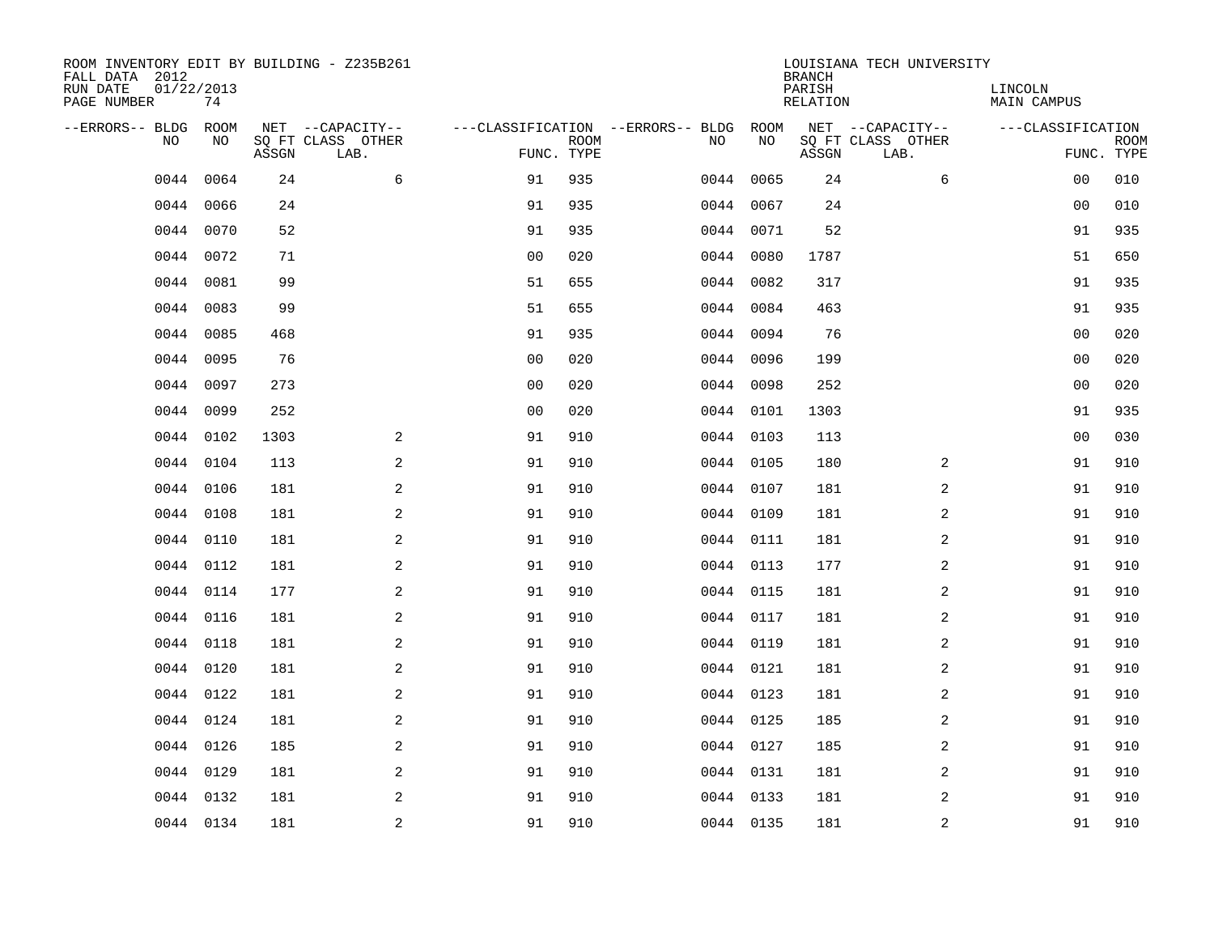ROOM INVENTORY EDIT BY BUILDING - Z235B261
FALL DATA 2012
RUN DATE 01/22/2013
PAGE NUMBER 74

LOUISIANA TECH UNIVERSITY
BRANCH
PARISH LINCOLN
RELATION MAIN CAMPUS

| --ERRORS-- | BLDG NO | ROOM NO | NET SQ FT ASSGN | --CAPACITY-- CLASS LAB. | OTHER | ---CLASSIFICATION FUNC. | ROOM TYPE | --ERRORS-- | BLDG NO | ROOM NO | NET SQ FT ASSGN | --CAPACITY-- CLASS LAB. | OTHER | ---CLASSIFICATION FUNC. | ROOM TYPE |
|---|---|---|---|---|---|---|---|---|---|---|---|---|---|---|---|
| | 0044 | 0064 | 24 | | 6 | 91 | 935 | | 0044 | 0065 | 24 | | 6 | 00 | 010 |
| | 0044 | 0066 | 24 | | | 91 | 935 | | 0044 | 0067 | 24 | | | 00 | 010 |
| | 0044 | 0070 | 52 | | | 91 | 935 | | 0044 | 0071 | 52 | | | 91 | 935 |
| | 0044 | 0072 | 71 | | | 00 | 020 | | 0044 | 0080 | 1787 | | | 51 | 650 |
| | 0044 | 0081 | 99 | | | 51 | 655 | | 0044 | 0082 | 317 | | | 91 | 935 |
| | 0044 | 0083 | 99 | | | 51 | 655 | | 0044 | 0084 | 463 | | | 91 | 935 |
| | 0044 | 0085 | 468 | | | 91 | 935 | | 0044 | 0094 | 76 | | | 00 | 020 |
| | 0044 | 0095 | 76 | | | 00 | 020 | | 0044 | 0096 | 199 | | | 00 | 020 |
| | 0044 | 0097 | 273 | | | 00 | 020 | | 0044 | 0098 | 252 | | | 00 | 020 |
| | 0044 | 0099 | 252 | | | 00 | 020 | | 0044 | 0101 | 1303 | | | 91 | 935 |
| | 0044 | 0102 | 1303 | | 2 | 91 | 910 | | 0044 | 0103 | 113 | | | 00 | 030 |
| | 0044 | 0104 | 113 | | 2 | 91 | 910 | | 0044 | 0105 | 180 | | 2 | 91 | 910 |
| | 0044 | 0106 | 181 | | 2 | 91 | 910 | | 0044 | 0107 | 181 | | 2 | 91 | 910 |
| | 0044 | 0108 | 181 | | 2 | 91 | 910 | | 0044 | 0109 | 181 | | 2 | 91 | 910 |
| | 0044 | 0110 | 181 | | 2 | 91 | 910 | | 0044 | 0111 | 181 | | 2 | 91 | 910 |
| | 0044 | 0112 | 181 | | 2 | 91 | 910 | | 0044 | 0113 | 177 | | 2 | 91 | 910 |
| | 0044 | 0114 | 177 | | 2 | 91 | 910 | | 0044 | 0115 | 181 | | 2 | 91 | 910 |
| | 0044 | 0116 | 181 | | 2 | 91 | 910 | | 0044 | 0117 | 181 | | 2 | 91 | 910 |
| | 0044 | 0118 | 181 | | 2 | 91 | 910 | | 0044 | 0119 | 181 | | 2 | 91 | 910 |
| | 0044 | 0120 | 181 | | 2 | 91 | 910 | | 0044 | 0121 | 181 | | 2 | 91 | 910 |
| | 0044 | 0122 | 181 | | 2 | 91 | 910 | | 0044 | 0123 | 181 | | 2 | 91 | 910 |
| | 0044 | 0124 | 181 | | 2 | 91 | 910 | | 0044 | 0125 | 185 | | 2 | 91 | 910 |
| | 0044 | 0126 | 185 | | 2 | 91 | 910 | | 0044 | 0127 | 185 | | 2 | 91 | 910 |
| | 0044 | 0129 | 181 | | 2 | 91 | 910 | | 0044 | 0131 | 181 | | 2 | 91 | 910 |
| | 0044 | 0132 | 181 | | 2 | 91 | 910 | | 0044 | 0133 | 181 | | 2 | 91 | 910 |
| | 0044 | 0134 | 181 | | 2 | 91 | 910 | | 0044 | 0135 | 181 | | 2 | 91 | 910 |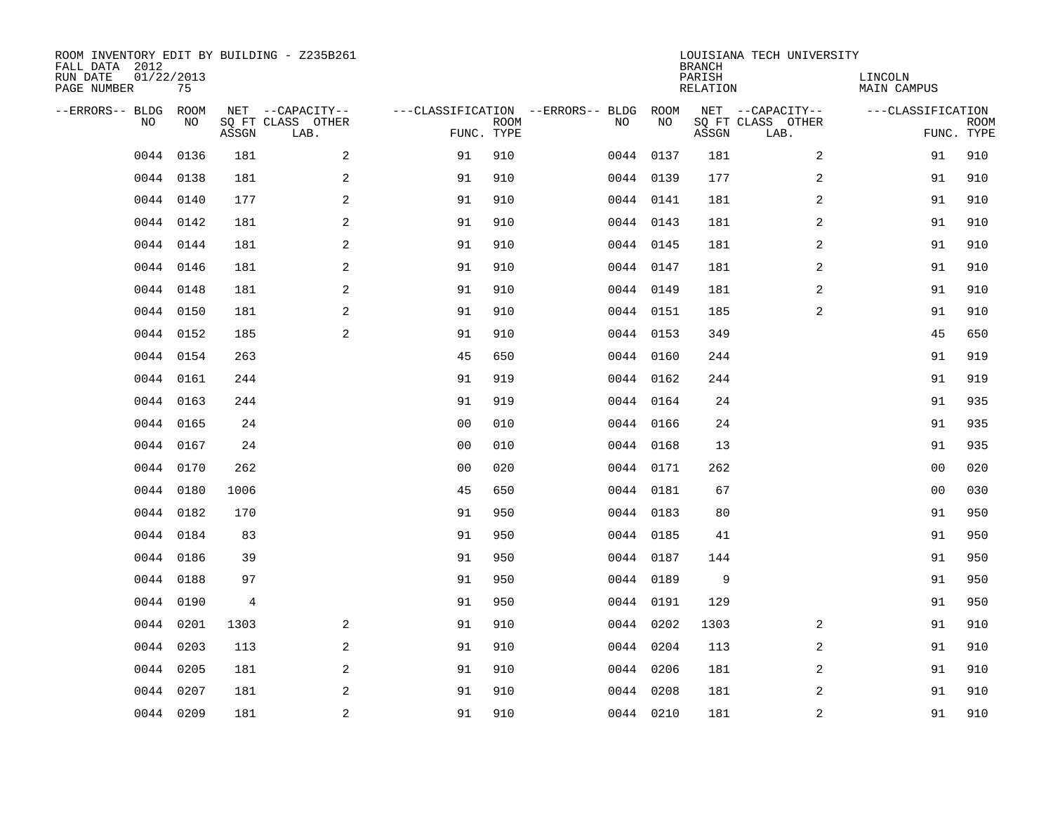ROOM INVENTORY EDIT BY BUILDING - Z235B261
FALL DATA 2012
RUN DATE 01/22/2013
PAGE NUMBER 75

LOUISIANA TECH UNIVERSITY
BRANCH
PARISH LINCOLN
RELATION MAIN CAMPUS

| --ERRORS-- | BLDG NO | ROOM NO | NET SQ FT ASSGN | --CAPACITY-- CLASS LAB. | OTHER | ---CLASSIFICATION FUNC. | ROOM TYPE | --ERRORS-- | BLDG NO | ROOM NO | NET SQ FT ASSGN | --CAPACITY-- CLASS LAB. | OTHER | ---CLASSIFICATION FUNC. | ROOM TYPE |
|---|---|---|---|---|---|---|---|---|---|---|---|---|---|---|---|
| | 0044 | 0136 | 181 | | 2 | 91 | 910 | | 0044 | 0137 | 181 | | 2 | 91 | 910 |
| | 0044 | 0138 | 181 | | 2 | 91 | 910 | | 0044 | 0139 | 177 | | 2 | 91 | 910 |
| | 0044 | 0140 | 177 | | 2 | 91 | 910 | | 0044 | 0141 | 181 | | 2 | 91 | 910 |
| | 0044 | 0142 | 181 | | 2 | 91 | 910 | | 0044 | 0143 | 181 | | 2 | 91 | 910 |
| | 0044 | 0144 | 181 | | 2 | 91 | 910 | | 0044 | 0145 | 181 | | 2 | 91 | 910 |
| | 0044 | 0146 | 181 | | 2 | 91 | 910 | | 0044 | 0147 | 181 | | 2 | 91 | 910 |
| | 0044 | 0148 | 181 | | 2 | 91 | 910 | | 0044 | 0149 | 181 | | 2 | 91 | 910 |
| | 0044 | 0150 | 181 | | 2 | 91 | 910 | | 0044 | 0151 | 185 | | 2 | 91 | 910 |
| | 0044 | 0152 | 185 | | 2 | 91 | 910 | | 0044 | 0153 | 349 | | | 45 | 650 |
| | 0044 | 0154 | 263 | | | 45 | 650 | | 0044 | 0160 | 244 | | | 91 | 919 |
| | 0044 | 0161 | 244 | | | 91 | 919 | | 0044 | 0162 | 244 | | | 91 | 919 |
| | 0044 | 0163 | 244 | | | 91 | 919 | | 0044 | 0164 | 24 | | | 91 | 935 |
| | 0044 | 0165 | 24 | | | 00 | 010 | | 0044 | 0166 | 24 | | | 91 | 935 |
| | 0044 | 0167 | 24 | | | 00 | 010 | | 0044 | 0168 | 13 | | | 91 | 935 |
| | 0044 | 0170 | 262 | | | 00 | 020 | | 0044 | 0171 | 262 | | | 00 | 020 |
| | 0044 | 0180 | 1006 | | | 45 | 650 | | 0044 | 0181 | 67 | | | 00 | 030 |
| | 0044 | 0182 | 170 | | | 91 | 950 | | 0044 | 0183 | 80 | | | 91 | 950 |
| | 0044 | 0184 | 83 | | | 91 | 950 | | 0044 | 0185 | 41 | | | 91 | 950 |
| | 0044 | 0186 | 39 | | | 91 | 950 | | 0044 | 0187 | 144 | | | 91 | 950 |
| | 0044 | 0188 | 97 | | | 91 | 950 | | 0044 | 0189 | 9 | | | 91 | 950 |
| | 0044 | 0190 | 4 | | | 91 | 950 | | 0044 | 0191 | 129 | | | 91 | 950 |
| | 0044 | 0201 | 1303 | | 2 | 91 | 910 | | 0044 | 0202 | 1303 | | 2 | 91 | 910 |
| | 0044 | 0203 | 113 | | 2 | 91 | 910 | | 0044 | 0204 | 113 | | 2 | 91 | 910 |
| | 0044 | 0205 | 181 | | 2 | 91 | 910 | | 0044 | 0206 | 181 | | 2 | 91 | 910 |
| | 0044 | 0207 | 181 | | 2 | 91 | 910 | | 0044 | 0208 | 181 | | 2 | 91 | 910 |
| | 0044 | 0209 | 181 | | 2 | 91 | 910 | | 0044 | 0210 | 181 | | 2 | 91 | 910 |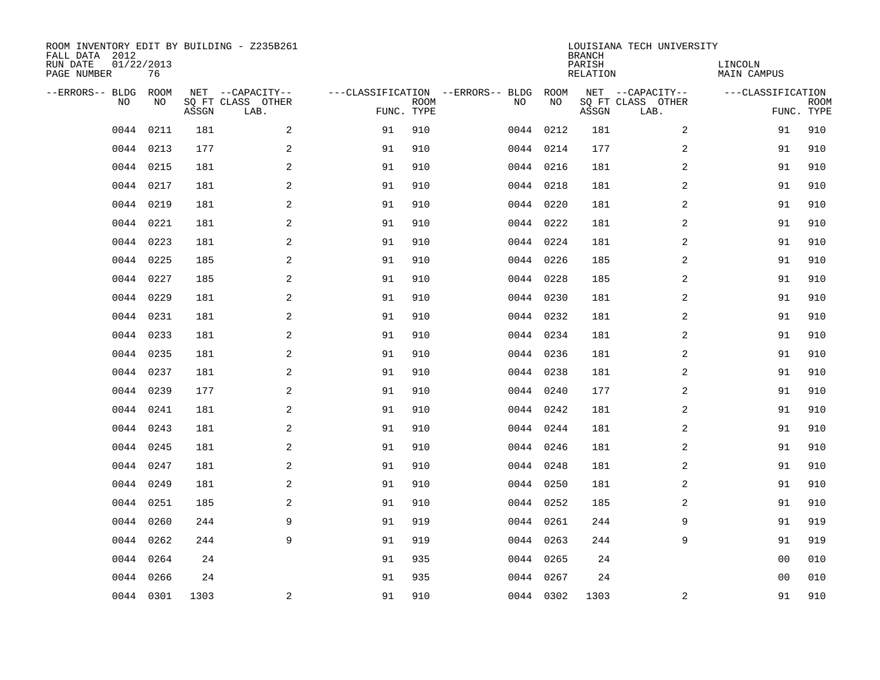ROOM INVENTORY EDIT BY BUILDING - Z235B261
FALL DATA 2012
RUN DATE 01/22/2013
PAGE NUMBER 76

LOUISIANA TECH UNIVERSITY
BRANCH
PARISH LINCOLN
RELATION MAIN CAMPUS

| --ERRORS-- | BLDG NO | ROOM NO | NET SQ FT ASSGN | --CAPACITY-- CLASS LAB. | OTHER | ---CLASSIFICATION FUNC. | ROOM TYPE | --ERRORS-- | BLDG NO | ROOM NO | NET SQ FT ASSGN | --CAPACITY-- CLASS LAB. | OTHER | ---CLASSIFICATION FUNC. | ROOM TYPE |
|---|---|---|---|---|---|---|---|---|---|---|---|---|---|---|---|
| | 0044 | 0211 | 181 | | 2 | 91 | 910 | | 0044 | 0212 | 181 | | 2 | 91 | 910 |
| | 0044 | 0213 | 177 | | 2 | 91 | 910 | | 0044 | 0214 | 177 | | 2 | 91 | 910 |
| | 0044 | 0215 | 181 | | 2 | 91 | 910 | | 0044 | 0216 | 181 | | 2 | 91 | 910 |
| | 0044 | 0217 | 181 | | 2 | 91 | 910 | | 0044 | 0218 | 181 | | 2 | 91 | 910 |
| | 0044 | 0219 | 181 | | 2 | 91 | 910 | | 0044 | 0220 | 181 | | 2 | 91 | 910 |
| | 0044 | 0221 | 181 | | 2 | 91 | 910 | | 0044 | 0222 | 181 | | 2 | 91 | 910 |
| | 0044 | 0223 | 181 | | 2 | 91 | 910 | | 0044 | 0224 | 181 | | 2 | 91 | 910 |
| | 0044 | 0225 | 185 | | 2 | 91 | 910 | | 0044 | 0226 | 185 | | 2 | 91 | 910 |
| | 0044 | 0227 | 185 | | 2 | 91 | 910 | | 0044 | 0228 | 185 | | 2 | 91 | 910 |
| | 0044 | 0229 | 181 | | 2 | 91 | 910 | | 0044 | 0230 | 181 | | 2 | 91 | 910 |
| | 0044 | 0231 | 181 | | 2 | 91 | 910 | | 0044 | 0232 | 181 | | 2 | 91 | 910 |
| | 0044 | 0233 | 181 | | 2 | 91 | 910 | | 0044 | 0234 | 181 | | 2 | 91 | 910 |
| | 0044 | 0235 | 181 | | 2 | 91 | 910 | | 0044 | 0236 | 181 | | 2 | 91 | 910 |
| | 0044 | 0237 | 181 | | 2 | 91 | 910 | | 0044 | 0238 | 181 | | 2 | 91 | 910 |
| | 0044 | 0239 | 177 | | 2 | 91 | 910 | | 0044 | 0240 | 177 | | 2 | 91 | 910 |
| | 0044 | 0241 | 181 | | 2 | 91 | 910 | | 0044 | 0242 | 181 | | 2 | 91 | 910 |
| | 0044 | 0243 | 181 | | 2 | 91 | 910 | | 0044 | 0244 | 181 | | 2 | 91 | 910 |
| | 0044 | 0245 | 181 | | 2 | 91 | 910 | | 0044 | 0246 | 181 | | 2 | 91 | 910 |
| | 0044 | 0247 | 181 | | 2 | 91 | 910 | | 0044 | 0248 | 181 | | 2 | 91 | 910 |
| | 0044 | 0249 | 181 | | 2 | 91 | 910 | | 0044 | 0250 | 181 | | 2 | 91 | 910 |
| | 0044 | 0251 | 185 | | 2 | 91 | 910 | | 0044 | 0252 | 185 | | 2 | 91 | 910 |
| | 0044 | 0260 | 244 | | 9 | 91 | 919 | | 0044 | 0261 | 244 | | 9 | 91 | 919 |
| | 0044 | 0262 | 244 | | 9 | 91 | 919 | | 0044 | 0263 | 244 | | 9 | 91 | 919 |
| | 0044 | 0264 | 24 | | | 91 | 935 | | 0044 | 0265 | 24 | | | 00 | 010 |
| | 0044 | 0266 | 24 | | | 91 | 935 | | 0044 | 0267 | 24 | | | 00 | 010 |
| | 0044 | 0301 | 1303 | | 2 | 91 | 910 | | 0044 | 0302 | 1303 | | 2 | 91 | 910 |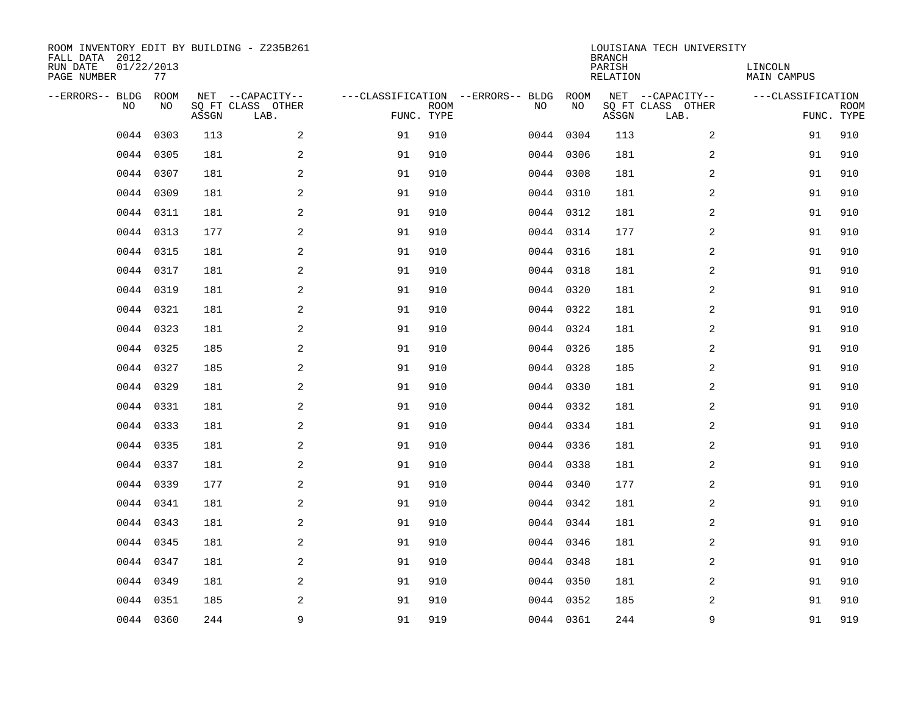ROOM INVENTORY EDIT BY BUILDING - Z235B261
FALL DATA 2012
RUN DATE 01/22/2013
PAGE NUMBER 77

LOUISIANA TECH UNIVERSITY
BRANCH
PARISH LINCOLN
RELATION MAIN CAMPUS

| --ERRORS-- | BLDG NO | ROOM NO | NET SQ FT ASSGN | --CAPACITY-- CLASS LAB. | OTHER | ---CLASSIFICATION FUNC. | ROOM TYPE | --ERRORS-- | BLDG NO | ROOM NO | NET SQ FT ASSGN | --CAPACITY-- CLASS LAB. | OTHER | ---CLASSIFICATION FUNC. | ROOM TYPE |
|---|---|---|---|---|---|---|---|---|---|---|---|---|---|---|---|
| | 0044 | 0303 | 113 | | 2 | 91 | 910 | | 0044 | 0304 | 113 | | 2 | 91 | 910 |
| | 0044 | 0305 | 181 | | 2 | 91 | 910 | | 0044 | 0306 | 181 | | 2 | 91 | 910 |
| | 0044 | 0307 | 181 | | 2 | 91 | 910 | | 0044 | 0308 | 181 | | 2 | 91 | 910 |
| | 0044 | 0309 | 181 | | 2 | 91 | 910 | | 0044 | 0310 | 181 | | 2 | 91 | 910 |
| | 0044 | 0311 | 181 | | 2 | 91 | 910 | | 0044 | 0312 | 181 | | 2 | 91 | 910 |
| | 0044 | 0313 | 177 | | 2 | 91 | 910 | | 0044 | 0314 | 177 | | 2 | 91 | 910 |
| | 0044 | 0315 | 181 | | 2 | 91 | 910 | | 0044 | 0316 | 181 | | 2 | 91 | 910 |
| | 0044 | 0317 | 181 | | 2 | 91 | 910 | | 0044 | 0318 | 181 | | 2 | 91 | 910 |
| | 0044 | 0319 | 181 | | 2 | 91 | 910 | | 0044 | 0320 | 181 | | 2 | 91 | 910 |
| | 0044 | 0321 | 181 | | 2 | 91 | 910 | | 0044 | 0322 | 181 | | 2 | 91 | 910 |
| | 0044 | 0323 | 181 | | 2 | 91 | 910 | | 0044 | 0324 | 181 | | 2 | 91 | 910 |
| | 0044 | 0325 | 185 | | 2 | 91 | 910 | | 0044 | 0326 | 185 | | 2 | 91 | 910 |
| | 0044 | 0327 | 185 | | 2 | 91 | 910 | | 0044 | 0328 | 185 | | 2 | 91 | 910 |
| | 0044 | 0329 | 181 | | 2 | 91 | 910 | | 0044 | 0330 | 181 | | 2 | 91 | 910 |
| | 0044 | 0331 | 181 | | 2 | 91 | 910 | | 0044 | 0332 | 181 | | 2 | 91 | 910 |
| | 0044 | 0333 | 181 | | 2 | 91 | 910 | | 0044 | 0334 | 181 | | 2 | 91 | 910 |
| | 0044 | 0335 | 181 | | 2 | 91 | 910 | | 0044 | 0336 | 181 | | 2 | 91 | 910 |
| | 0044 | 0337 | 181 | | 2 | 91 | 910 | | 0044 | 0338 | 181 | | 2 | 91 | 910 |
| | 0044 | 0339 | 177 | | 2 | 91 | 910 | | 0044 | 0340 | 177 | | 2 | 91 | 910 |
| | 0044 | 0341 | 181 | | 2 | 91 | 910 | | 0044 | 0342 | 181 | | 2 | 91 | 910 |
| | 0044 | 0343 | 181 | | 2 | 91 | 910 | | 0044 | 0344 | 181 | | 2 | 91 | 910 |
| | 0044 | 0345 | 181 | | 2 | 91 | 910 | | 0044 | 0346 | 181 | | 2 | 91 | 910 |
| | 0044 | 0347 | 181 | | 2 | 91 | 910 | | 0044 | 0348 | 181 | | 2 | 91 | 910 |
| | 0044 | 0349 | 181 | | 2 | 91 | 910 | | 0044 | 0350 | 181 | | 2 | 91 | 910 |
| | 0044 | 0351 | 185 | | 2 | 91 | 910 | | 0044 | 0352 | 185 | | 2 | 91 | 910 |
| | 0044 | 0360 | 244 | | 9 | 91 | 919 | | 0044 | 0361 | 244 | | 9 | 91 | 919 |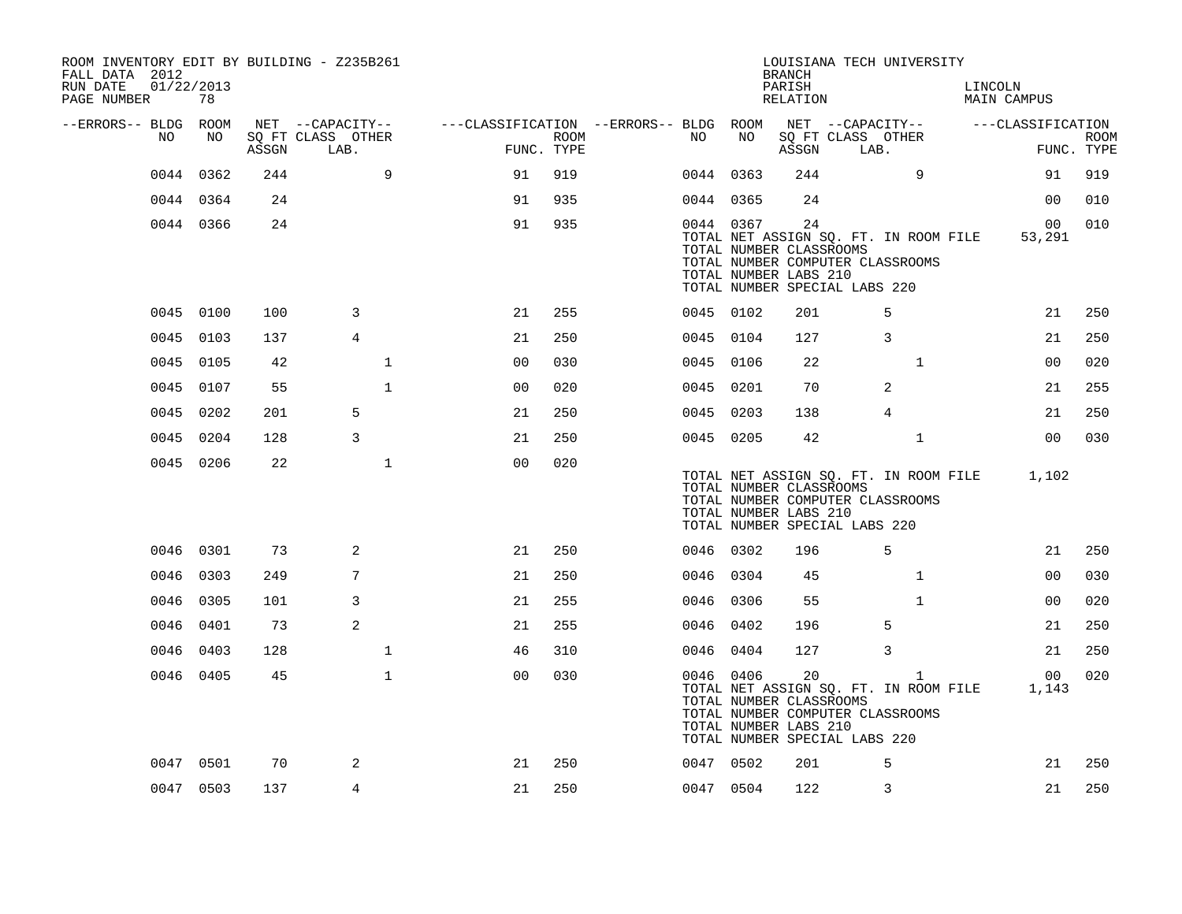ROOM INVENTORY EDIT BY BUILDING - Z235B261
FALL DATA 2012
RUN DATE 01/22/2013
PAGE NUMBER 78

LOUISIANA TECH UNIVERSITY
BRANCH
PARISH LINCOLN
RELATION MAIN CAMPUS

| --ERRORS-- | BLDG NO | ROOM NO | NET ASSGN SQ FT | CAPACITY CLASS LAB. | CAPACITY OTHER | CLASSIFICATION FUNC. | ROOM TYPE | --ERRORS-- | BLDG NO | ROOM NO | NET ASSGN SQ FT | CAPACITY CLASS LAB. | CAPACITY OTHER | CLASSIFICATION FUNC. | ROOM TYPE |
|---|---|---|---|---|---|---|---|---|---|---|---|---|---|---|---|
| | 0044 | 0362 | 244 | | 9 | 91 | 919 | | 0044 | 0363 | 244 | | 9 | 91 | 919 |
| | 0044 | 0364 | 24 | | | 91 | 935 | | 0044 | 0365 | 24 | | | 00 | 010 |
| | 0044 | 0366 | 24 | | | 91 | 935 | | 0044 | 0367 | 24 | | | 00 | 010 |
| | | | | | | | | | TOTAL NET ASSIGN SQ. FT. IN ROOM FILE | | | | | 53,291 | |
| | | | | | | | | | TOTAL NUMBER CLASSROOMS | | | | | | |
| | | | | | | | | | TOTAL NUMBER COMPUTER CLASSROOMS | | | | | | |
| | | | | | | | | | TOTAL NUMBER LABS 210 | | | | | | |
| | | | | | | | | | TOTAL NUMBER SPECIAL LABS 220 | | | | | | |
| | 0045 | 0100 | 100 | 3 | | 21 | 255 | | 0045 | 0102 | 201 | 5 | | 21 | 250 |
| | 0045 | 0103 | 137 | 4 | | 21 | 250 | | 0045 | 0104 | 127 | 3 | | 21 | 250 |
| | 0045 | 0105 | 42 | | 1 | 00 | 030 | | 0045 | 0106 | 22 | | 1 | 00 | 020 |
| | 0045 | 0107 | 55 | | 1 | 00 | 020 | | 0045 | 0201 | 70 | 2 | | 21 | 255 |
| | 0045 | 0202 | 201 | 5 | | 21 | 250 | | 0045 | 0203 | 138 | 4 | | 21 | 250 |
| | 0045 | 0204 | 128 | 3 | | 21 | 250 | | 0045 | 0205 | 42 | | 1 | 00 | 030 |
| | 0045 | 0206 | 22 | | 1 | 00 | 020 | | | | | | | | |
| | | | | | | | | | TOTAL NET ASSIGN SQ. FT. IN ROOM FILE | | | | | 1,102 | |
| | | | | | | | | | TOTAL NUMBER CLASSROOMS | | | | | | |
| | | | | | | | | | TOTAL NUMBER COMPUTER CLASSROOMS | | | | | | |
| | | | | | | | | | TOTAL NUMBER LABS 210 | | | | | | |
| | | | | | | | | | TOTAL NUMBER SPECIAL LABS 220 | | | | | | |
| | 0046 | 0301 | 73 | 2 | | 21 | 250 | | 0046 | 0302 | 196 | 5 | | 21 | 250 |
| | 0046 | 0303 | 249 | 7 | | 21 | 250 | | 0046 | 0304 | 45 | | 1 | 00 | 030 |
| | 0046 | 0305 | 101 | 3 | | 21 | 255 | | 0046 | 0306 | 55 | | 1 | 00 | 020 |
| | 0046 | 0401 | 73 | 2 | | 21 | 255 | | 0046 | 0402 | 196 | 5 | | 21 | 250 |
| | 0046 | 0403 | 128 | | 1 | 46 | 310 | | 0046 | 0404 | 127 | 3 | | 21 | 250 |
| | 0046 | 0405 | 45 | | 1 | 00 | 030 | | 0046 | 0406 | 20 | | 1 | 00 | 020 |
| | | | | | | | | | TOTAL NET ASSIGN SQ. FT. IN ROOM FILE | | | | | 1,143 | |
| | | | | | | | | | TOTAL NUMBER CLASSROOMS | | | | | | |
| | | | | | | | | | TOTAL NUMBER COMPUTER CLASSROOMS | | | | | | |
| | | | | | | | | | TOTAL NUMBER LABS 210 | | | | | | |
| | | | | | | | | | TOTAL NUMBER SPECIAL LABS 220 | | | | | | |
| | 0047 | 0501 | 70 | 2 | | 21 | 250 | | 0047 | 0502 | 201 | 5 | | 21 | 250 |
| | 0047 | 0503 | 137 | 4 | | 21 | 250 | | 0047 | 0504 | 122 | 3 | | 21 | 250 |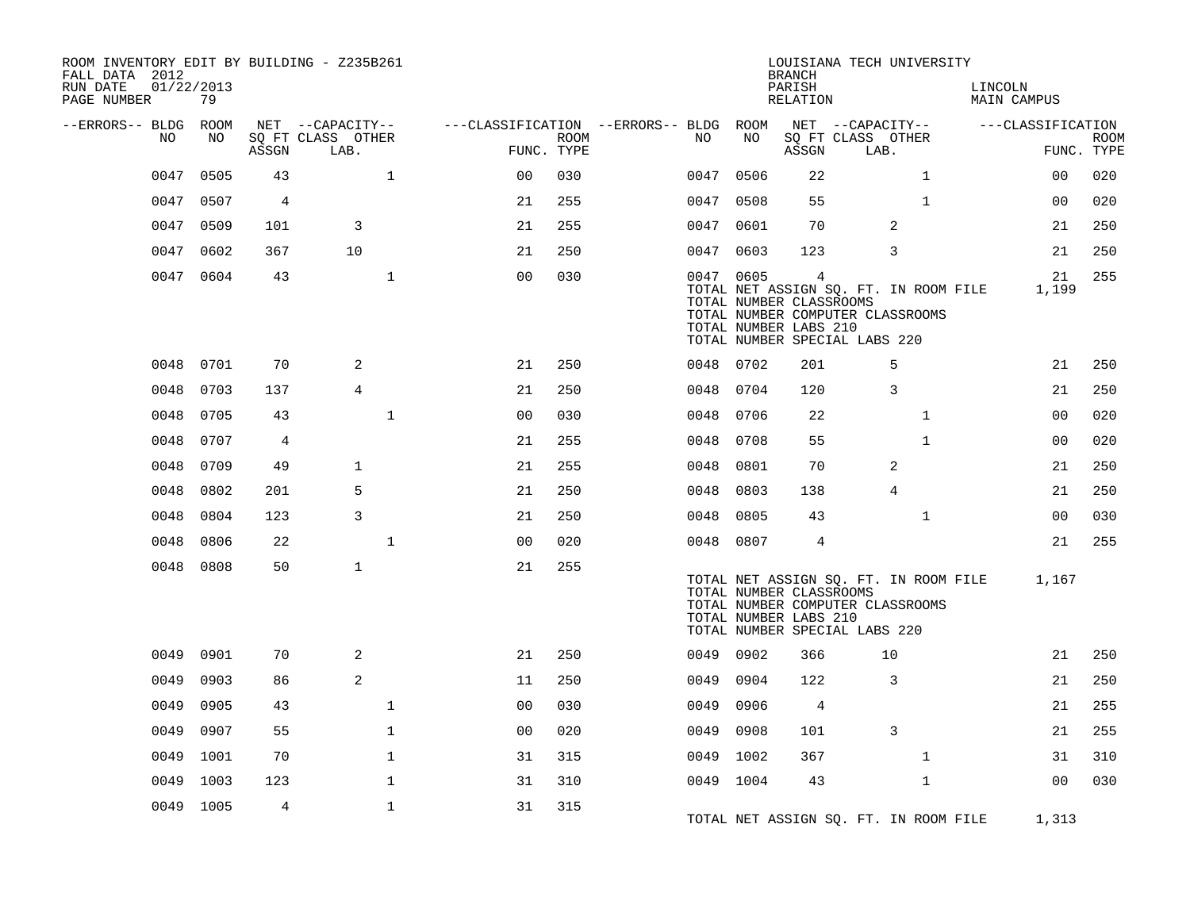ROOM INVENTORY EDIT BY BUILDING - Z235B261
FALL DATA 2012
RUN DATE 01/22/2013

LOUISIANA TECH UNIVERSITY
BRANCH
PARISH LINCOLN
RELATION MAIN CAMPUS

| --ERRORS-- | BLDG NO | ROOM NO | NET SQ FT ASSGN | CAPACITY CLASS LAB. | CAPACITY OTHER | CLASSIFICATION FUNC. | ROOM TYPE | --ERRORS-- | BLDG NO | ROOM NO | NET SQ FT ASSGN | CAPACITY CLASS LAB. | CAPACITY OTHER | CLASSIFICATION FUNC. | ROOM TYPE |
|---|---|---|---|---|---|---|---|---|---|---|---|---|---|---|---|
| | 0047 | 0505 | 43 | | 1 | 00 | 030 | | 0047 | 0506 | 22 | | 1 | 00 | 020 |
| | 0047 | 0507 | 4 | | | 21 | 255 | | 0047 | 0508 | 55 | | 1 | 00 | 020 |
| | 0047 | 0509 | 101 | 3 | | 21 | 255 | | 0047 | 0601 | 70 | 2 | | 21 | 250 |
| | 0047 | 0602 | 367 | 10 | | 21 | 250 | | 0047 | 0603 | 123 | 3 | | 21 | 250 |
| | 0047 | 0604 | 43 | | 1 | 00 | 030 | | 0047 | 0605 | 4 | | | 21 | 255 |

TOTAL NET ASSIGN SQ. FT. IN ROOM FILE 1,199
TOTAL NUMBER CLASSROOMS
TOTAL NUMBER COMPUTER CLASSROOMS
TOTAL NUMBER LABS 210
TOTAL NUMBER SPECIAL LABS 220

| --ERRORS-- | BLDG NO | ROOM NO | NET SQ FT ASSGN | CAPACITY CLASS LAB. | CAPACITY OTHER | CLASSIFICATION FUNC. | ROOM TYPE | --ERRORS-- | BLDG NO | ROOM NO | NET SQ FT ASSGN | CAPACITY CLASS LAB. | CAPACITY OTHER | CLASSIFICATION FUNC. | ROOM TYPE |
|---|---|---|---|---|---|---|---|---|---|---|---|---|---|---|---|
| | 0048 | 0701 | 70 | 2 | | 21 | 250 | | 0048 | 0702 | 201 | 5 | | 21 | 250 |
| | 0048 | 0703 | 137 | 4 | | 21 | 250 | | 0048 | 0704 | 120 | 3 | | 21 | 250 |
| | 0048 | 0705 | 43 | | 1 | 00 | 030 | | 0048 | 0706 | 22 | | 1 | 00 | 020 |
| | 0048 | 0707 | 4 | | | 21 | 255 | | 0048 | 0708 | 55 | | 1 | 00 | 020 |
| | 0048 | 0709 | 49 | 1 | | 21 | 255 | | 0048 | 0801 | 70 | 2 | | 21 | 250 |
| | 0048 | 0802 | 201 | 5 | | 21 | 250 | | 0048 | 0803 | 138 | 4 | | 21 | 250 |
| | 0048 | 0804 | 123 | 3 | | 21 | 250 | | 0048 | 0805 | 43 | | 1 | 00 | 030 |
| | 0048 | 0806 | 22 | | 1 | 00 | 020 | | 0048 | 0807 | 4 | | | 21 | 255 |
| | 0048 | 0808 | 50 | 1 | | 21 | 255 | | | | | | | | |

TOTAL NET ASSIGN SQ. FT. IN ROOM FILE 1,167
TOTAL NUMBER CLASSROOMS
TOTAL NUMBER COMPUTER CLASSROOMS
TOTAL NUMBER LABS 210
TOTAL NUMBER SPECIAL LABS 220

| --ERRORS-- | BLDG NO | ROOM NO | NET SQ FT ASSGN | CAPACITY CLASS LAB. | CAPACITY OTHER | CLASSIFICATION FUNC. | ROOM TYPE | --ERRORS-- | BLDG NO | ROOM NO | NET SQ FT ASSGN | CAPACITY CLASS LAB. | CAPACITY OTHER | CLASSIFICATION FUNC. | ROOM TYPE |
|---|---|---|---|---|---|---|---|---|---|---|---|---|---|---|---|
| | 0049 | 0901 | 70 | 2 | | 21 | 250 | | 0049 | 0902 | 366 | 10 | | 21 | 250 |
| | 0049 | 0903 | 86 | 2 | | 11 | 250 | | 0049 | 0904 | 122 | 3 | | 21 | 250 |
| | 0049 | 0905 | 43 | | 1 | 00 | 030 | | 0049 | 0906 | 4 | | | 21 | 255 |
| | 0049 | 0907 | 55 | | 1 | 00 | 020 | | 0049 | 0908 | 101 | 3 | | 21 | 255 |
| | 0049 | 1001 | 70 | | 1 | 31 | 315 | | 0049 | 1002 | 367 | | 1 | 31 | 310 |
| | 0049 | 1003 | 123 | | 1 | 31 | 310 | | 0049 | 1004 | 43 | | 1 | 00 | 030 |
| | 0049 | 1005 | 4 | | 1 | 31 | 315 | | | | | | | | |

TOTAL NET ASSIGN SQ. FT. IN ROOM FILE 1,313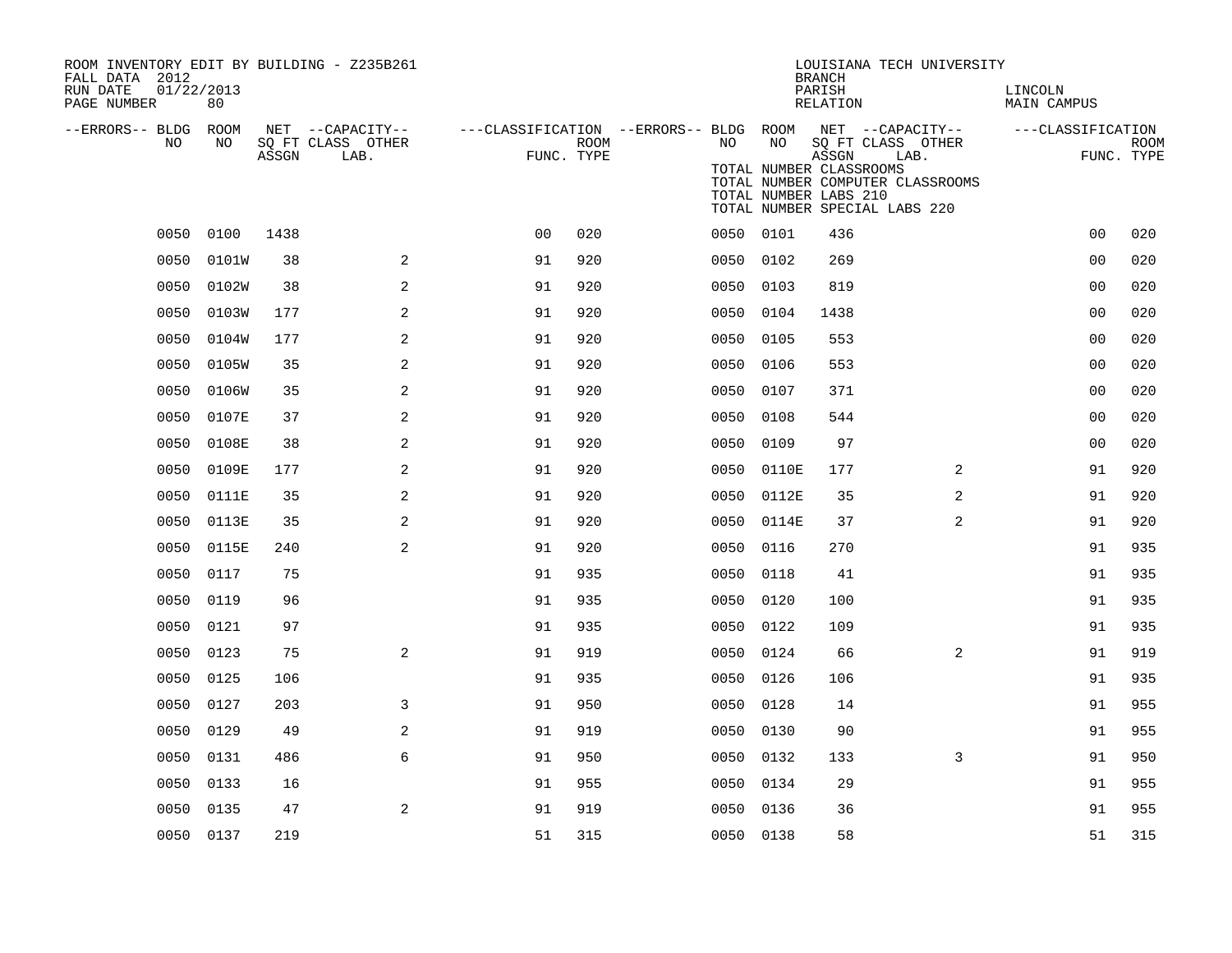ROOM INVENTORY EDIT BY BUILDING - Z235B261
FALL DATA 2012
RUN DATE 01/22/2013
PAGE NUMBER 80

LOUISIANA TECH UNIVERSITY
BRANCH
PARISH LINCOLN
RELATION MAIN CAMPUS

| --ERRORS-- | BLDG NO | ROOM NO | NET SQ FT ASSGN | CAPACITY CLASS LAB. | CAPACITY OTHER | CLASSIFICATION FUNC. | ROOM TYPE | --ERRORS-- | BLDG NO | ROOM NO | NET SQ FT ASSGN | CAPACITY CLASS LAB. | CAPACITY OTHER | CLASSIFICATION FUNC. | ROOM TYPE |
|---|---|---|---|---|---|---|---|---|---|---|---|---|---|---|---|
| | 0050 | 0100 | 1438 | | | 00 | 020 | | 0050 | 0101 | 436 | | | 00 | 020 |
| | 0050 | 0101W | 38 | | 2 | 91 | 920 | | 0050 | 0102 | 269 | | | 00 | 020 |
| | 0050 | 0102W | 38 | | 2 | 91 | 920 | | 0050 | 0103 | 819 | | | 00 | 020 |
| | 0050 | 0103W | 177 | | 2 | 91 | 920 | | 0050 | 0104 | 1438 | | | 00 | 020 |
| | 0050 | 0104W | 177 | | 2 | 91 | 920 | | 0050 | 0105 | 553 | | | 00 | 020 |
| | 0050 | 0105W | 35 | | 2 | 91 | 920 | | 0050 | 0106 | 553 | | | 00 | 020 |
| | 0050 | 0106W | 35 | | 2 | 91 | 920 | | 0050 | 0107 | 371 | | | 00 | 020 |
| | 0050 | 0107E | 37 | | 2 | 91 | 920 | | 0050 | 0108 | 544 | | | 00 | 020 |
| | 0050 | 0108E | 38 | | 2 | 91 | 920 | | 0050 | 0109 | 97 | | | 00 | 020 |
| | 0050 | 0109E | 177 | | 2 | 91 | 920 | | 0050 | 0110E | 177 | | 2 | 91 | 920 |
| | 0050 | 0111E | 35 | | 2 | 91 | 920 | | 0050 | 0112E | 35 | | 2 | 91 | 920 |
| | 0050 | 0113E | 35 | | 2 | 91 | 920 | | 0050 | 0114E | 37 | | 2 | 91 | 920 |
| | 0050 | 0115E | 240 | | 2 | 91 | 920 | | 0050 | 0116 | 270 | | | 91 | 935 |
| | 0050 | 0117 | 75 | | | 91 | 935 | | 0050 | 0118 | 41 | | | 91 | 935 |
| | 0050 | 0119 | 96 | | | 91 | 935 | | 0050 | 0120 | 100 | | | 91 | 935 |
| | 0050 | 0121 | 97 | | | 91 | 935 | | 0050 | 0122 | 109 | | | 91 | 935 |
| | 0050 | 0123 | 75 | | 2 | 91 | 919 | | 0050 | 0124 | 66 | | 2 | 91 | 919 |
| | 0050 | 0125 | 106 | | | 91 | 935 | | 0050 | 0126 | 106 | | | 91 | 935 |
| | 0050 | 0127 | 203 | | 3 | 91 | 950 | | 0050 | 0128 | 14 | | | 91 | 955 |
| | 0050 | 0129 | 49 | | 2 | 91 | 919 | | 0050 | 0130 | 90 | | | 91 | 955 |
| | 0050 | 0131 | 486 | | 6 | 91 | 950 | | 0050 | 0132 | 133 | | 3 | 91 | 950 |
| | 0050 | 0133 | 16 | | | 91 | 955 | | 0050 | 0134 | 29 | | | 91 | 955 |
| | 0050 | 0135 | 47 | | 2 | 91 | 919 | | 0050 | 0136 | 36 | | | 91 | 955 |
| | 0050 | 0137 | 219 | | | 51 | 315 | | 0050 | 0138 | 58 | | | 51 | 315 |

TOTAL NUMBER CLASSROOMS
TOTAL NUMBER COMPUTER CLASSROOMS
TOTAL NUMBER LABS 210
TOTAL NUMBER SPECIAL LABS 220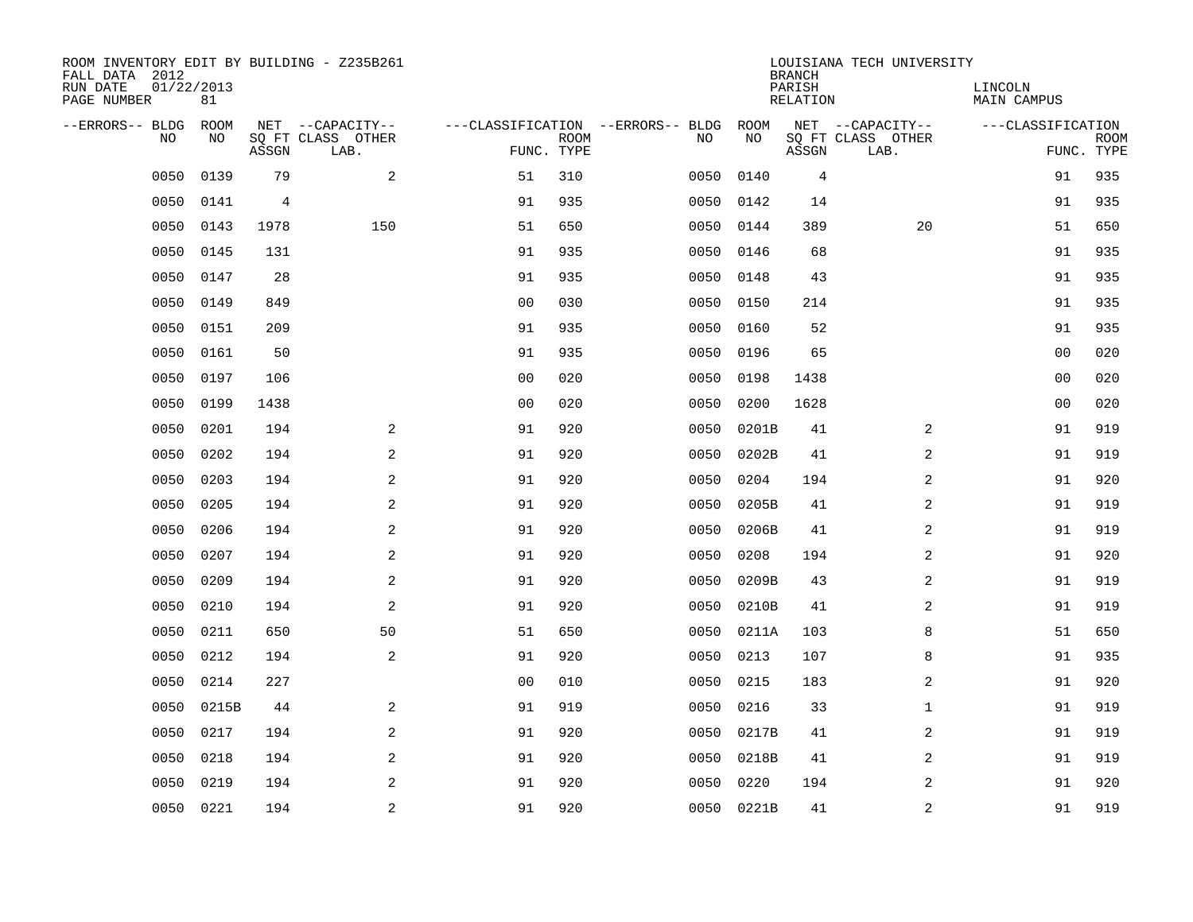ROOM INVENTORY EDIT BY BUILDING - Z235B261
FALL DATA 2012
RUN DATE 01/22/2013
PAGE NUMBER 81

LOUISIANA TECH UNIVERSITY
BRANCH
PARISH LINCOLN
RELATION MAIN CAMPUS

| --ERRORS-- | BLDG NO | ROOM NO | NET SQ FT ASSGN | --CAPACITY-- CLASS LAB. | OTHER | ---CLASSIFICATION FUNC. | ROOM TYPE | --ERRORS-- | BLDG NO | ROOM NO | NET SQ FT ASSGN | --CAPACITY-- CLASS LAB. | OTHER | ---CLASSIFICATION FUNC. | ROOM TYPE |
|---|---|---|---|---|---|---|---|---|---|---|---|---|---|---|---|
| | 0050 | 0139 | 79 | | 2 | 51 | 310 | | 0050 | 0140 | 4 | | | 91 | 935 |
| | 0050 | 0141 | 4 | | | 91 | 935 | | 0050 | 0142 | 14 | | | 91 | 935 |
| | 0050 | 0143 | 1978 | | 150 | 51 | 650 | | 0050 | 0144 | 389 | | 20 | 51 | 650 |
| | 0050 | 0145 | 131 | | | 91 | 935 | | 0050 | 0146 | 68 | | | 91 | 935 |
| | 0050 | 0147 | 28 | | | 91 | 935 | | 0050 | 0148 | 43 | | | 91 | 935 |
| | 0050 | 0149 | 849 | | | 00 | 030 | | 0050 | 0150 | 214 | | | 91 | 935 |
| | 0050 | 0151 | 209 | | | 91 | 935 | | 0050 | 0160 | 52 | | | 91 | 935 |
| | 0050 | 0161 | 50 | | | 91 | 935 | | 0050 | 0196 | 65 | | | 00 | 020 |
| | 0050 | 0197 | 106 | | | 00 | 020 | | 0050 | 0198 | 1438 | | | 00 | 020 |
| | 0050 | 0199 | 1438 | | | 00 | 020 | | 0050 | 0200 | 1628 | | | 00 | 020 |
| | 0050 | 0201 | 194 | | 2 | 91 | 920 | | 0050 | 0201B | 41 | | 2 | 91 | 919 |
| | 0050 | 0202 | 194 | | 2 | 91 | 920 | | 0050 | 0202B | 41 | | 2 | 91 | 919 |
| | 0050 | 0203 | 194 | | 2 | 91 | 920 | | 0050 | 0204 | 194 | | 2 | 91 | 920 |
| | 0050 | 0205 | 194 | | 2 | 91 | 920 | | 0050 | 0205B | 41 | | 2 | 91 | 919 |
| | 0050 | 0206 | 194 | | 2 | 91 | 920 | | 0050 | 0206B | 41 | | 2 | 91 | 919 |
| | 0050 | 0207 | 194 | | 2 | 91 | 920 | | 0050 | 0208 | 194 | | 2 | 91 | 920 |
| | 0050 | 0209 | 194 | | 2 | 91 | 920 | | 0050 | 0209B | 43 | | 2 | 91 | 919 |
| | 0050 | 0210 | 194 | | 2 | 91 | 920 | | 0050 | 0210B | 41 | | 2 | 91 | 919 |
| | 0050 | 0211 | 650 | | 50 | 51 | 650 | | 0050 | 0211A | 103 | | 8 | 51 | 650 |
| | 0050 | 0212 | 194 | | 2 | 91 | 920 | | 0050 | 0213 | 107 | | 8 | 91 | 935 |
| | 0050 | 0214 | 227 | | | 00 | 010 | | 0050 | 0215 | 183 | | 2 | 91 | 920 |
| | 0050 | 0215B | 44 | | 2 | 91 | 919 | | 0050 | 0216 | 33 | | 1 | 91 | 919 |
| | 0050 | 0217 | 194 | | 2 | 91 | 920 | | 0050 | 0217B | 41 | | 2 | 91 | 919 |
| | 0050 | 0218 | 194 | | 2 | 91 | 920 | | 0050 | 0218B | 41 | | 2 | 91 | 919 |
| | 0050 | 0219 | 194 | | 2 | 91 | 920 | | 0050 | 0220 | 194 | | 2 | 91 | 920 |
| | 0050 | 0221 | 194 | | 2 | 91 | 920 | | 0050 | 0221B | 41 | | 2 | 91 | 919 |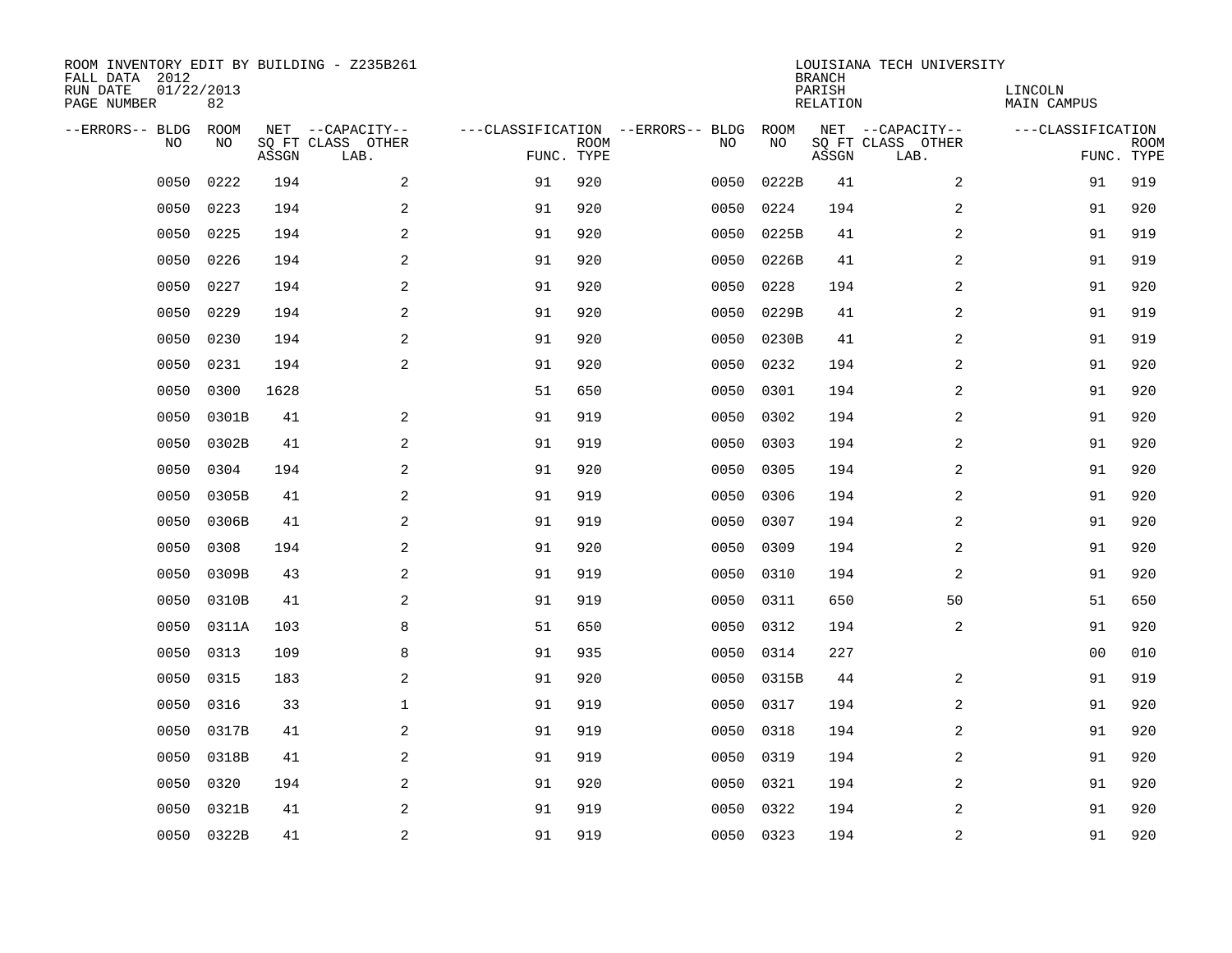ROOM INVENTORY EDIT BY BUILDING - Z235B261
FALL DATA 2012
RUN DATE 01/22/2013
PAGE NUMBER 82

LOUISIANA TECH UNIVERSITY
BRANCH
PARISH LINCOLN
RELATION MAIN CAMPUS

| --ERRORS-- | BLDG NO | ROOM NO | NET SQ FT ASSGN | --CAPACITY-- CLASS LAB. | OTHER | ---CLASSIFICATION FUNC. | ROOM TYPE | --ERRORS-- | BLDG NO | ROOM NO | NET SQ FT ASSGN | --CAPACITY-- CLASS LAB. | OTHER | ---CLASSIFICATION FUNC. | ROOM TYPE |
|---|---|---|---|---|---|---|---|---|---|---|---|---|---|---|---|
| | 0050 | 0222 | 194 | | 2 | 91 | 920 | | 0050 | 0222B | 41 | | 2 | 91 | 919 |
| | 0050 | 0223 | 194 | | 2 | 91 | 920 | | 0050 | 0224 | 194 | | 2 | 91 | 920 |
| | 0050 | 0225 | 194 | | 2 | 91 | 920 | | 0050 | 0225B | 41 | | 2 | 91 | 919 |
| | 0050 | 0226 | 194 | | 2 | 91 | 920 | | 0050 | 0226B | 41 | | 2 | 91 | 919 |
| | 0050 | 0227 | 194 | | 2 | 91 | 920 | | 0050 | 0228 | 194 | | 2 | 91 | 920 |
| | 0050 | 0229 | 194 | | 2 | 91 | 920 | | 0050 | 0229B | 41 | | 2 | 91 | 919 |
| | 0050 | 0230 | 194 | | 2 | 91 | 920 | | 0050 | 0230B | 41 | | 2 | 91 | 919 |
| | 0050 | 0231 | 194 | | 2 | 91 | 920 | | 0050 | 0232 | 194 | | 2 | 91 | 920 |
| | 0050 | 0300 | 1628 | | | 51 | 650 | | 0050 | 0301 | 194 | | 2 | 91 | 920 |
| | 0050 | 0301B | 41 | | 2 | 91 | 919 | | 0050 | 0302 | 194 | | 2 | 91 | 920 |
| | 0050 | 0302B | 41 | | 2 | 91 | 919 | | 0050 | 0303 | 194 | | 2 | 91 | 920 |
| | 0050 | 0304 | 194 | | 2 | 91 | 920 | | 0050 | 0305 | 194 | | 2 | 91 | 920 |
| | 0050 | 0305B | 41 | | 2 | 91 | 919 | | 0050 | 0306 | 194 | | 2 | 91 | 920 |
| | 0050 | 0306B | 41 | | 2 | 91 | 919 | | 0050 | 0307 | 194 | | 2 | 91 | 920 |
| | 0050 | 0308 | 194 | | 2 | 91 | 920 | | 0050 | 0309 | 194 | | 2 | 91 | 920 |
| | 0050 | 0309B | 43 | | 2 | 91 | 919 | | 0050 | 0310 | 194 | | 2 | 91 | 920 |
| | 0050 | 0310B | 41 | | 2 | 91 | 919 | | 0050 | 0311 | 650 | | 50 | 51 | 650 |
| | 0050 | 0311A | 103 | | 8 | 51 | 650 | | 0050 | 0312 | 194 | | 2 | 91 | 920 |
| | 0050 | 0313 | 109 | | 8 | 91 | 935 | | 0050 | 0314 | 227 | | | 00 | 010 |
| | 0050 | 0315 | 183 | | 2 | 91 | 920 | | 0050 | 0315B | 44 | | 2 | 91 | 919 |
| | 0050 | 0316 | 33 | | 1 | 91 | 919 | | 0050 | 0317 | 194 | | 2 | 91 | 920 |
| | 0050 | 0317B | 41 | | 2 | 91 | 919 | | 0050 | 0318 | 194 | | 2 | 91 | 920 |
| | 0050 | 0318B | 41 | | 2 | 91 | 919 | | 0050 | 0319 | 194 | | 2 | 91 | 920 |
| | 0050 | 0320 | 194 | | 2 | 91 | 920 | | 0050 | 0321 | 194 | | 2 | 91 | 920 |
| | 0050 | 0321B | 41 | | 2 | 91 | 919 | | 0050 | 0322 | 194 | | 2 | 91 | 920 |
| | 0050 | 0322B | 41 | | 2 | 91 | 919 | | 0050 | 0323 | 194 | | 2 | 91 | 920 |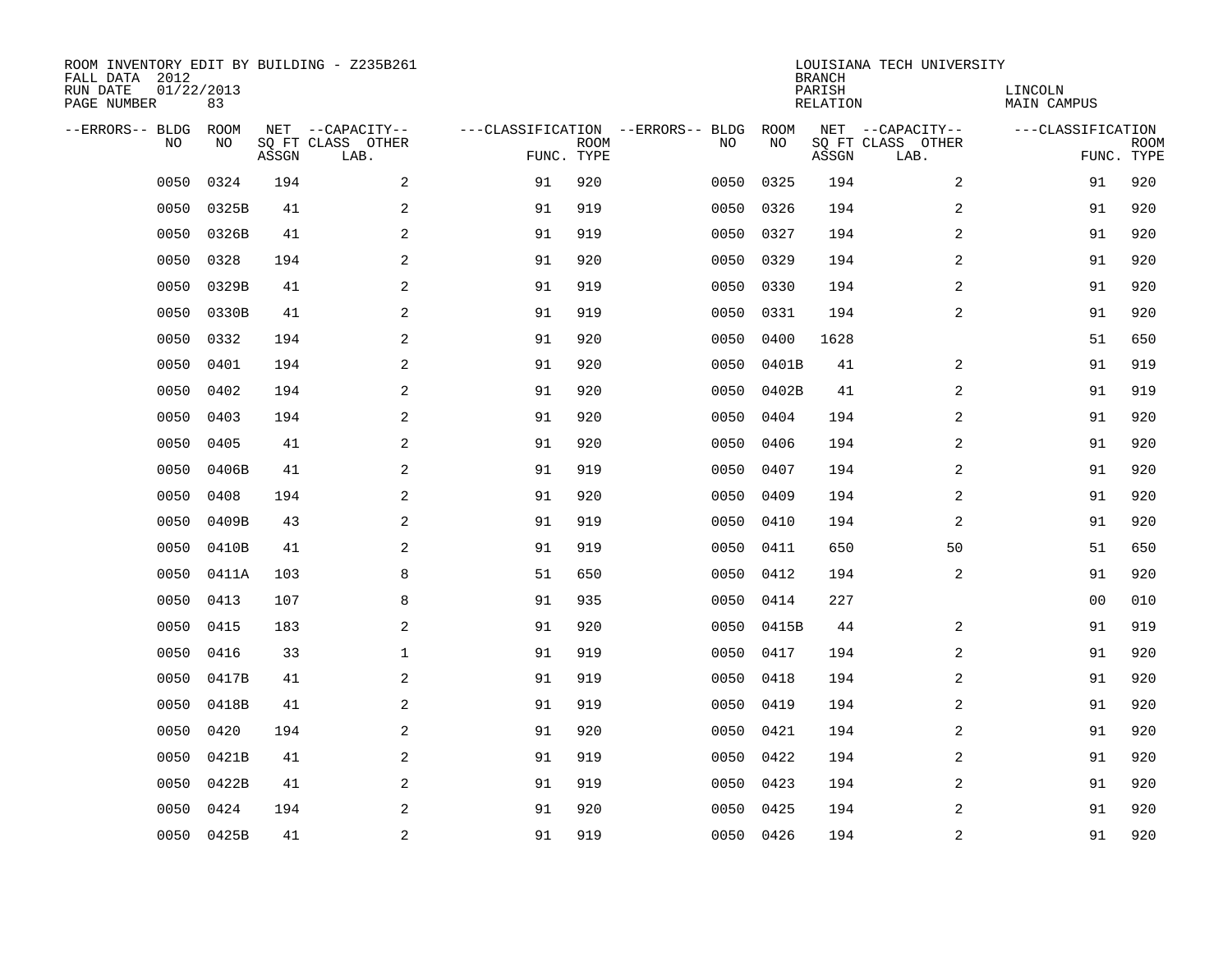ROOM INVENTORY EDIT BY BUILDING - Z235B261
FALL DATA 2012
RUN DATE 01/22/2013
PAGE NUMBER 83

LOUISIANA TECH UNIVERSITY
BRANCH
PARISH LINCOLN
RELATION MAIN CAMPUS

| --ERRORS-- | BLDG NO | ROOM NO | NET SQ FT ASSGN | --CAPACITY-- CLASS LAB. | OTHER | ---CLASSIFICATION FUNC. | ROOM TYPE | --ERRORS-- | BLDG NO | ROOM NO | NET SQ FT ASSGN | --CAPACITY-- CLASS LAB. | OTHER | ---CLASSIFICATION FUNC. | ROOM TYPE |
|---|---|---|---|---|---|---|---|---|---|---|---|---|---|---|---|
| | 0050 | 0324 | 194 | | 2 | 91 | 920 | | 0050 | 0325 | 194 | | 2 | 91 | 920 |
| | 0050 | 0325B | 41 | | 2 | 91 | 919 | | 0050 | 0326 | 194 | | 2 | 91 | 920 |
| | 0050 | 0326B | 41 | | 2 | 91 | 919 | | 0050 | 0327 | 194 | | 2 | 91 | 920 |
| | 0050 | 0328 | 194 | | 2 | 91 | 920 | | 0050 | 0329 | 194 | | 2 | 91 | 920 |
| | 0050 | 0329B | 41 | | 2 | 91 | 919 | | 0050 | 0330 | 194 | | 2 | 91 | 920 |
| | 0050 | 0330B | 41 | | 2 | 91 | 919 | | 0050 | 0331 | 194 | | 2 | 91 | 920 |
| | 0050 | 0332 | 194 | | 2 | 91 | 920 | | 0050 | 0400 | 1628 | | | 51 | 650 |
| | 0050 | 0401 | 194 | | 2 | 91 | 920 | | 0050 | 0401B | 41 | | 2 | 91 | 919 |
| | 0050 | 0402 | 194 | | 2 | 91 | 920 | | 0050 | 0402B | 41 | | 2 | 91 | 919 |
| | 0050 | 0403 | 194 | | 2 | 91 | 920 | | 0050 | 0404 | 194 | | 2 | 91 | 920 |
| | 0050 | 0405 | 41 | | 2 | 91 | 920 | | 0050 | 0406 | 194 | | 2 | 91 | 920 |
| | 0050 | 0406B | 41 | | 2 | 91 | 919 | | 0050 | 0407 | 194 | | 2 | 91 | 920 |
| | 0050 | 0408 | 194 | | 2 | 91 | 920 | | 0050 | 0409 | 194 | | 2 | 91 | 920 |
| | 0050 | 0409B | 43 | | 2 | 91 | 919 | | 0050 | 0410 | 194 | | 2 | 91 | 920 |
| | 0050 | 0410B | 41 | | 2 | 91 | 919 | | 0050 | 0411 | 650 | | 50 | 51 | 650 |
| | 0050 | 0411A | 103 | | 8 | 51 | 650 | | 0050 | 0412 | 194 | | 2 | 91 | 920 |
| | 0050 | 0413 | 107 | | 8 | 91 | 935 | | 0050 | 0414 | 227 | | | 00 | 010 |
| | 0050 | 0415 | 183 | | 2 | 91 | 920 | | 0050 | 0415B | 44 | | 2 | 91 | 919 |
| | 0050 | 0416 | 33 | | 1 | 91 | 919 | | 0050 | 0417 | 194 | | 2 | 91 | 920 |
| | 0050 | 0417B | 41 | | 2 | 91 | 919 | | 0050 | 0418 | 194 | | 2 | 91 | 920 |
| | 0050 | 0418B | 41 | | 2 | 91 | 919 | | 0050 | 0419 | 194 | | 2 | 91 | 920 |
| | 0050 | 0420 | 194 | | 2 | 91 | 920 | | 0050 | 0421 | 194 | | 2 | 91 | 920 |
| | 0050 | 0421B | 41 | | 2 | 91 | 919 | | 0050 | 0422 | 194 | | 2 | 91 | 920 |
| | 0050 | 0422B | 41 | | 2 | 91 | 919 | | 0050 | 0423 | 194 | | 2 | 91 | 920 |
| | 0050 | 0424 | 194 | | 2 | 91 | 920 | | 0050 | 0425 | 194 | | 2 | 91 | 920 |
| | 0050 | 0425B | 41 | | 2 | 91 | 919 | | 0050 | 0426 | 194 | | 2 | 91 | 920 |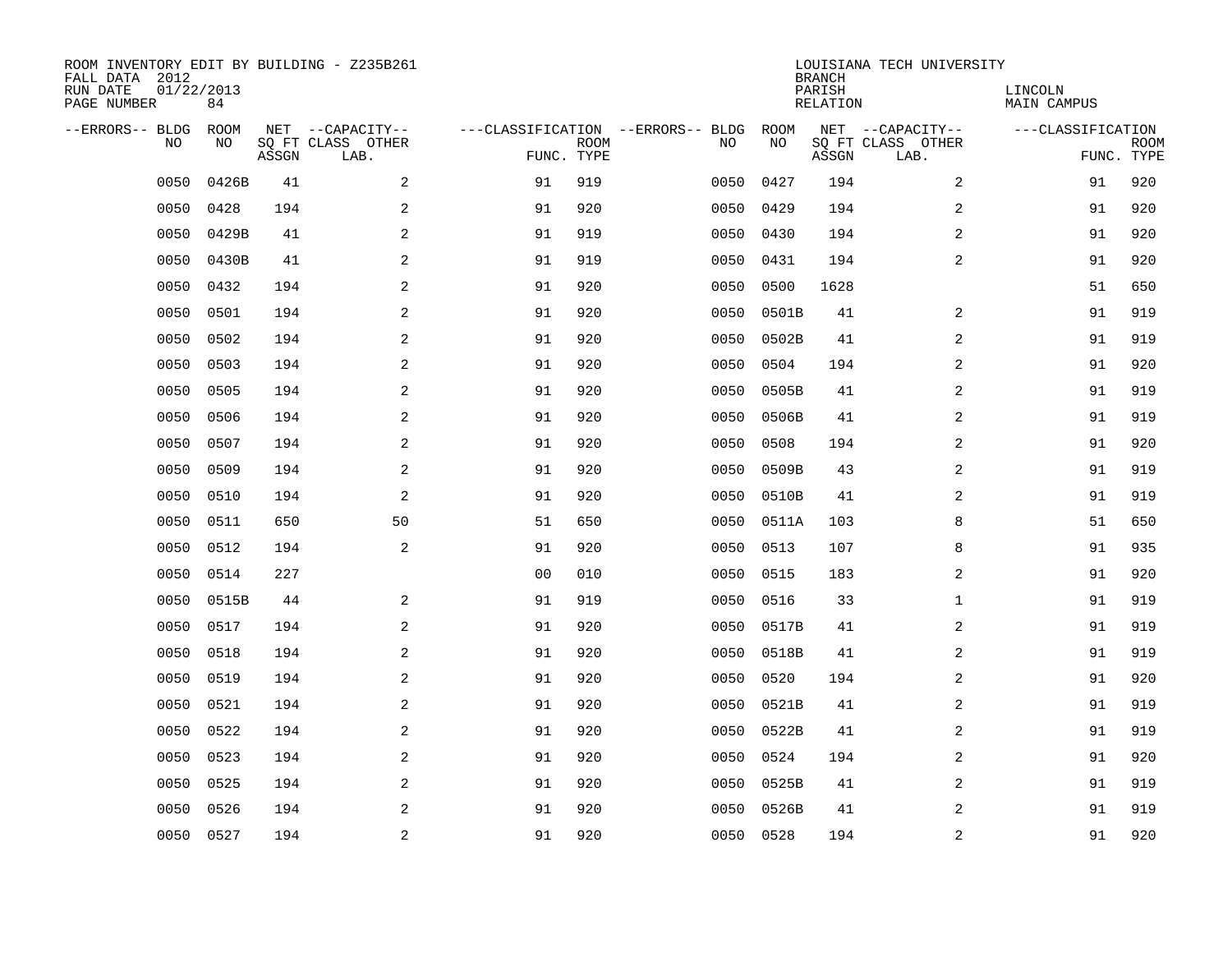ROOM INVENTORY EDIT BY BUILDING - Z235B261
FALL DATA 2012
RUN DATE 01/22/2013
PAGE NUMBER 84

LOUISIANA TECH UNIVERSITY
BRANCH
PARISH LINCOLN
RELATION MAIN CAMPUS

| --ERRORS-- | BLDG NO | ROOM NO | NET SQ FT ASSGN | --CAPACITY-- CLASS LAB. | OTHER | ---CLASSIFICATION FUNC. | ROOM TYPE | --ERRORS-- | BLDG NO | ROOM NO | NET SQ FT ASSGN | --CAPACITY-- CLASS LAB. | OTHER | ---CLASSIFICATION FUNC. | ROOM TYPE |
|---|---|---|---|---|---|---|---|---|---|---|---|---|---|---|---|
| | 0050 | 0426B | 41 | | 2 | 91 | 919 | | 0050 | 0427 | 194 | | 2 | 91 | 920 |
| | 0050 | 0428 | 194 | | 2 | 91 | 920 | | 0050 | 0429 | 194 | | 2 | 91 | 920 |
| | 0050 | 0429B | 41 | | 2 | 91 | 919 | | 0050 | 0430 | 194 | | 2 | 91 | 920 |
| | 0050 | 0430B | 41 | | 2 | 91 | 919 | | 0050 | 0431 | 194 | | 2 | 91 | 920 |
| | 0050 | 0432 | 194 | | 2 | 91 | 920 | | 0050 | 0500 | 1628 | | | 51 | 650 |
| | 0050 | 0501 | 194 | | 2 | 91 | 920 | | 0050 | 0501B | 41 | | 2 | 91 | 919 |
| | 0050 | 0502 | 194 | | 2 | 91 | 920 | | 0050 | 0502B | 41 | | 2 | 91 | 919 |
| | 0050 | 0503 | 194 | | 2 | 91 | 920 | | 0050 | 0504 | 194 | | 2 | 91 | 920 |
| | 0050 | 0505 | 194 | | 2 | 91 | 920 | | 0050 | 0505B | 41 | | 2 | 91 | 919 |
| | 0050 | 0506 | 194 | | 2 | 91 | 920 | | 0050 | 0506B | 41 | | 2 | 91 | 919 |
| | 0050 | 0507 | 194 | | 2 | 91 | 920 | | 0050 | 0508 | 194 | | 2 | 91 | 920 |
| | 0050 | 0509 | 194 | | 2 | 91 | 920 | | 0050 | 0509B | 43 | | 2 | 91 | 919 |
| | 0050 | 0510 | 194 | | 2 | 91 | 920 | | 0050 | 0510B | 41 | | 2 | 91 | 919 |
| | 0050 | 0511 | 650 | | 50 | 51 | 650 | | 0050 | 0511A | 103 | | 8 | 51 | 650 |
| | 0050 | 0512 | 194 | | 2 | 91 | 920 | | 0050 | 0513 | 107 | | 8 | 91 | 935 |
| | 0050 | 0514 | 227 | | | 00 | 010 | | 0050 | 0515 | 183 | | 2 | 91 | 920 |
| | 0050 | 0515B | 44 | | 2 | 91 | 919 | | 0050 | 0516 | 33 | | 1 | 91 | 919 |
| | 0050 | 0517 | 194 | | 2 | 91 | 920 | | 0050 | 0517B | 41 | | 2 | 91 | 919 |
| | 0050 | 0518 | 194 | | 2 | 91 | 920 | | 0050 | 0518B | 41 | | 2 | 91 | 919 |
| | 0050 | 0519 | 194 | | 2 | 91 | 920 | | 0050 | 0520 | 194 | | 2 | 91 | 920 |
| | 0050 | 0521 | 194 | | 2 | 91 | 920 | | 0050 | 0521B | 41 | | 2 | 91 | 919 |
| | 0050 | 0522 | 194 | | 2 | 91 | 920 | | 0050 | 0522B | 41 | | 2 | 91 | 919 |
| | 0050 | 0523 | 194 | | 2 | 91 | 920 | | 0050 | 0524 | 194 | | 2 | 91 | 920 |
| | 0050 | 0525 | 194 | | 2 | 91 | 920 | | 0050 | 0525B | 41 | | 2 | 91 | 919 |
| | 0050 | 0526 | 194 | | 2 | 91 | 920 | | 0050 | 0526B | 41 | | 2 | 91 | 919 |
| | 0050 | 0527 | 194 | | 2 | 91 | 920 | | 0050 | 0528 | 194 | | 2 | 91 | 920 |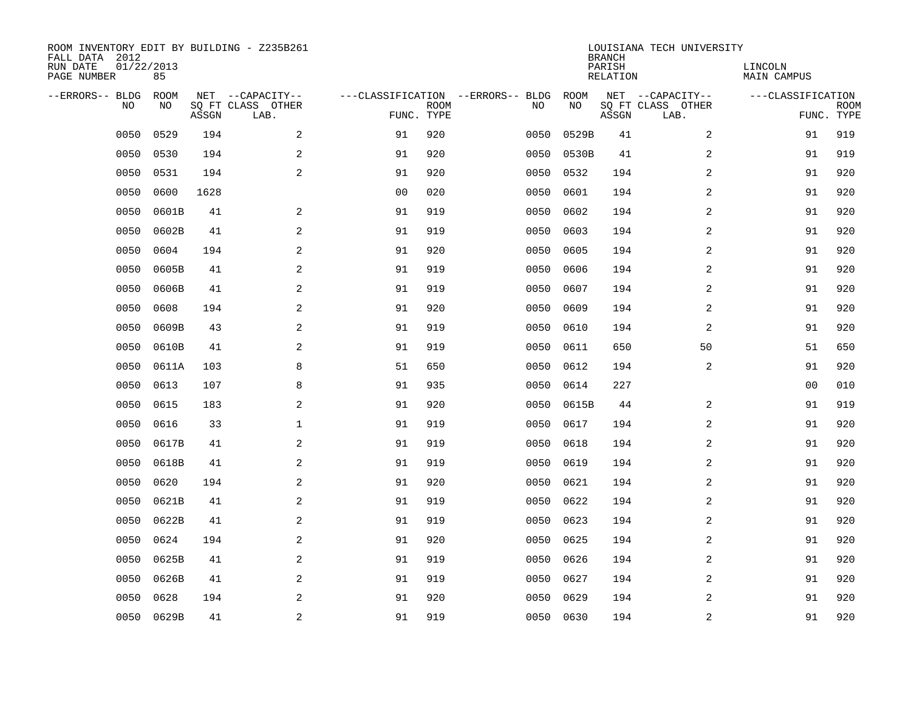ROOM INVENTORY EDIT BY BUILDING - Z235B261
FALL DATA 2012
RUN DATE 01/22/2013
PAGE NUMBER 85

LOUISIANA TECH UNIVERSITY
BRANCH
PARISH LINCOLN
RELATION MAIN CAMPUS

| --ERRORS-- | BLDG NO | ROOM NO | NET SQ FT ASSGN | --CAPACITY-- CLASS LAB. | OTHER | ---CLASSIFICATION FUNC. | ROOM TYPE | --ERRORS-- | BLDG NO | ROOM NO | NET SQ FT ASSGN | --CAPACITY-- CLASS LAB. | OTHER | ---CLASSIFICATION FUNC. | ROOM TYPE |
|---|---|---|---|---|---|---|---|---|---|---|---|---|---|---|---|
| | 0050 | 0529 | 194 | | 2 | 91 | 920 | | 0050 | 0529B | 41 | | 2 | 91 | 919 |
| | 0050 | 0530 | 194 | | 2 | 91 | 920 | | 0050 | 0530B | 41 | | 2 | 91 | 919 |
| | 0050 | 0531 | 194 | | 2 | 91 | 920 | | 0050 | 0532 | 194 | | 2 | 91 | 920 |
| | 0050 | 0600 | 1628 | | | 00 | 020 | | 0050 | 0601 | 194 | | 2 | 91 | 920 |
| | 0050 | 0601B | 41 | | 2 | 91 | 919 | | 0050 | 0602 | 194 | | 2 | 91 | 920 |
| | 0050 | 0602B | 41 | | 2 | 91 | 919 | | 0050 | 0603 | 194 | | 2 | 91 | 920 |
| | 0050 | 0604 | 194 | | 2 | 91 | 920 | | 0050 | 0605 | 194 | | 2 | 91 | 920 |
| | 0050 | 0605B | 41 | | 2 | 91 | 919 | | 0050 | 0606 | 194 | | 2 | 91 | 920 |
| | 0050 | 0606B | 41 | | 2 | 91 | 919 | | 0050 | 0607 | 194 | | 2 | 91 | 920 |
| | 0050 | 0608 | 194 | | 2 | 91 | 920 | | 0050 | 0609 | 194 | | 2 | 91 | 920 |
| | 0050 | 0609B | 43 | | 2 | 91 | 919 | | 0050 | 0610 | 194 | | 2 | 91 | 920 |
| | 0050 | 0610B | 41 | | 2 | 91 | 919 | | 0050 | 0611 | 650 | | 50 | 51 | 650 |
| | 0050 | 0611A | 103 | | 8 | 51 | 650 | | 0050 | 0612 | 194 | | 2 | 91 | 920 |
| | 0050 | 0613 | 107 | | 8 | 91 | 935 | | 0050 | 0614 | 227 | | | 00 | 010 |
| | 0050 | 0615 | 183 | | 2 | 91 | 920 | | 0050 | 0615B | 44 | | 2 | 91 | 919 |
| | 0050 | 0616 | 33 | | 1 | 91 | 919 | | 0050 | 0617 | 194 | | 2 | 91 | 920 |
| | 0050 | 0617B | 41 | | 2 | 91 | 919 | | 0050 | 0618 | 194 | | 2 | 91 | 920 |
| | 0050 | 0618B | 41 | | 2 | 91 | 919 | | 0050 | 0619 | 194 | | 2 | 91 | 920 |
| | 0050 | 0620 | 194 | | 2 | 91 | 920 | | 0050 | 0621 | 194 | | 2 | 91 | 920 |
| | 0050 | 0621B | 41 | | 2 | 91 | 919 | | 0050 | 0622 | 194 | | 2 | 91 | 920 |
| | 0050 | 0622B | 41 | | 2 | 91 | 919 | | 0050 | 0623 | 194 | | 2 | 91 | 920 |
| | 0050 | 0624 | 194 | | 2 | 91 | 920 | | 0050 | 0625 | 194 | | 2 | 91 | 920 |
| | 0050 | 0625B | 41 | | 2 | 91 | 919 | | 0050 | 0626 | 194 | | 2 | 91 | 920 |
| | 0050 | 0626B | 41 | | 2 | 91 | 919 | | 0050 | 0627 | 194 | | 2 | 91 | 920 |
| | 0050 | 0628 | 194 | | 2 | 91 | 920 | | 0050 | 0629 | 194 | | 2 | 91 | 920 |
| | 0050 | 0629B | 41 | | 2 | 91 | 919 | | 0050 | 0630 | 194 | | 2 | 91 | 920 |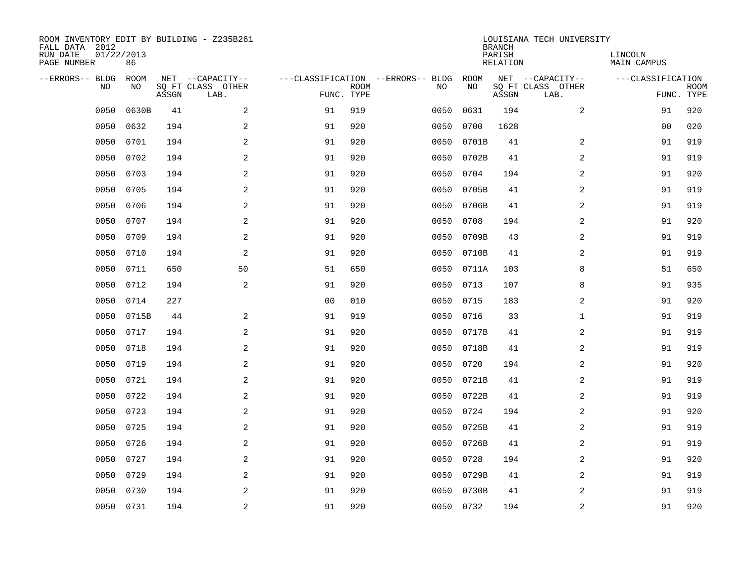ROOM INVENTORY EDIT BY BUILDING - Z235B261
FALL DATA 2012
RUN DATE 01/22/2013
PAGE NUMBER 86

LOUISIANA TECH UNIVERSITY
BRANCH
PARISH LINCOLN
RELATION MAIN CAMPUS

| --ERRORS-- | BLDG NO | ROOM NO | NET SQ FT ASSGN | --CAPACITY-- CLASS LAB. | OTHER | ---CLASSIFICATION FUNC. | ROOM TYPE | --ERRORS-- | BLDG NO | ROOM NO | NET SQ FT ASSGN | --CAPACITY-- CLASS LAB. | OTHER | ---CLASSIFICATION FUNC. | ROOM TYPE |
|---|---|---|---|---|---|---|---|---|---|---|---|---|---|---|---|
| | 0050 | 0630B | 41 | | 2 | 91 | 919 | | 0050 | 0631 | 194 | | 2 | 91 | 920 |
| | 0050 | 0632 | 194 | | 2 | 91 | 920 | | 0050 | 0700 | 1628 | | | 00 | 020 |
| | 0050 | 0701 | 194 | | 2 | 91 | 920 | | 0050 | 0701B | 41 | | 2 | 91 | 919 |
| | 0050 | 0702 | 194 | | 2 | 91 | 920 | | 0050 | 0702B | 41 | | 2 | 91 | 919 |
| | 0050 | 0703 | 194 | | 2 | 91 | 920 | | 0050 | 0704 | 194 | | 2 | 91 | 920 |
| | 0050 | 0705 | 194 | | 2 | 91 | 920 | | 0050 | 0705B | 41 | | 2 | 91 | 919 |
| | 0050 | 0706 | 194 | | 2 | 91 | 920 | | 0050 | 0706B | 41 | | 2 | 91 | 919 |
| | 0050 | 0707 | 194 | | 2 | 91 | 920 | | 0050 | 0708 | 194 | | 2 | 91 | 920 |
| | 0050 | 0709 | 194 | | 2 | 91 | 920 | | 0050 | 0709B | 43 | | 2 | 91 | 919 |
| | 0050 | 0710 | 194 | | 2 | 91 | 920 | | 0050 | 0710B | 41 | | 2 | 91 | 919 |
| | 0050 | 0711 | 650 | | 50 | 51 | 650 | | 0050 | 0711A | 103 | | 8 | 51 | 650 |
| | 0050 | 0712 | 194 | | 2 | 91 | 920 | | 0050 | 0713 | 107 | | 8 | 91 | 935 |
| | 0050 | 0714 | 227 | | | 00 | 010 | | 0050 | 0715 | 183 | | 2 | 91 | 920 |
| | 0050 | 0715B | 44 | | 2 | 91 | 919 | | 0050 | 0716 | 33 | | 1 | 91 | 919 |
| | 0050 | 0717 | 194 | | 2 | 91 | 920 | | 0050 | 0717B | 41 | | 2 | 91 | 919 |
| | 0050 | 0718 | 194 | | 2 | 91 | 920 | | 0050 | 0718B | 41 | | 2 | 91 | 919 |
| | 0050 | 0719 | 194 | | 2 | 91 | 920 | | 0050 | 0720 | 194 | | 2 | 91 | 920 |
| | 0050 | 0721 | 194 | | 2 | 91 | 920 | | 0050 | 0721B | 41 | | 2 | 91 | 919 |
| | 0050 | 0722 | 194 | | 2 | 91 | 920 | | 0050 | 0722B | 41 | | 2 | 91 | 919 |
| | 0050 | 0723 | 194 | | 2 | 91 | 920 | | 0050 | 0724 | 194 | | 2 | 91 | 920 |
| | 0050 | 0725 | 194 | | 2 | 91 | 920 | | 0050 | 0725B | 41 | | 2 | 91 | 919 |
| | 0050 | 0726 | 194 | | 2 | 91 | 920 | | 0050 | 0726B | 41 | | 2 | 91 | 919 |
| | 0050 | 0727 | 194 | | 2 | 91 | 920 | | 0050 | 0728 | 194 | | 2 | 91 | 920 |
| | 0050 | 0729 | 194 | | 2 | 91 | 920 | | 0050 | 0729B | 41 | | 2 | 91 | 919 |
| | 0050 | 0730 | 194 | | 2 | 91 | 920 | | 0050 | 0730B | 41 | | 2 | 91 | 919 |
| | 0050 | 0731 | 194 | | 2 | 91 | 920 | | 0050 | 0732 | 194 | | 2 | 91 | 920 |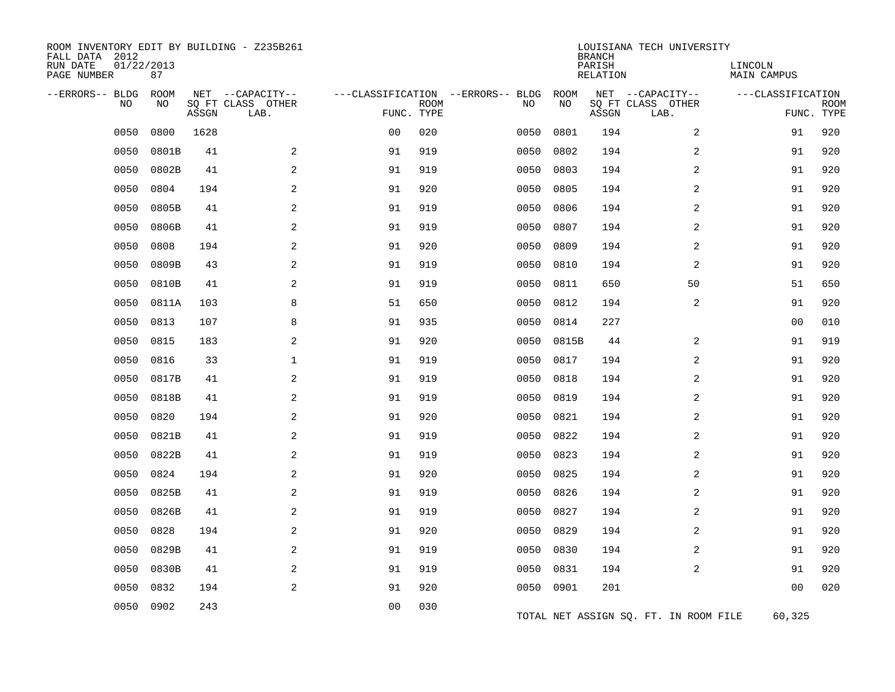ROOM INVENTORY EDIT BY BUILDING - Z235B261
FALL DATA 2012
RUN DATE 01/22/2013
PAGE NUMBER 87

LOUISIANA TECH UNIVERSITY
BRANCH
PARISH LINCOLN
RELATION MAIN CAMPUS

| --ERRORS-- | BLDG NO | ROOM NO | NET SQ FT ASSGN | --CAPACITY-- CLASS LAB. | OTHER | ---CLASSIFICATION FUNC. | ROOM TYPE | --ERRORS-- | BLDG NO | ROOM NO | NET SQ FT ASSGN | --CAPACITY-- CLASS LAB. | OTHER | ---CLASSIFICATION FUNC. | ROOM TYPE |
|---|---|---|---|---|---|---|---|---|---|---|---|---|---|---|---|
| | 0050 | 0800 | 1628 | | | 00 | 020 | | 0050 | 0801 | 194 | | 2 | 91 | 920 |
| | 0050 | 0801B | 41 | | 2 | 91 | 919 | | 0050 | 0802 | 194 | | 2 | 91 | 920 |
| | 0050 | 0802B | 41 | | 2 | 91 | 919 | | 0050 | 0803 | 194 | | 2 | 91 | 920 |
| | 0050 | 0804 | 194 | | 2 | 91 | 920 | | 0050 | 0805 | 194 | | 2 | 91 | 920 |
| | 0050 | 0805B | 41 | | 2 | 91 | 919 | | 0050 | 0806 | 194 | | 2 | 91 | 920 |
| | 0050 | 0806B | 41 | | 2 | 91 | 919 | | 0050 | 0807 | 194 | | 2 | 91 | 920 |
| | 0050 | 0808 | 194 | | 2 | 91 | 920 | | 0050 | 0809 | 194 | | 2 | 91 | 920 |
| | 0050 | 0809B | 43 | | 2 | 91 | 919 | | 0050 | 0810 | 194 | | 2 | 91 | 920 |
| | 0050 | 0810B | 41 | | 2 | 91 | 919 | | 0050 | 0811 | 650 | | 50 | 51 | 650 |
| | 0050 | 0811A | 103 | | 8 | 51 | 650 | | 0050 | 0812 | 194 | | 2 | 91 | 920 |
| | 0050 | 0813 | 107 | | 8 | 91 | 935 | | 0050 | 0814 | 227 | | | 00 | 010 |
| | 0050 | 0815 | 183 | | 2 | 91 | 920 | | 0050 | 0815B | 44 | | 2 | 91 | 919 |
| | 0050 | 0816 | 33 | | 1 | 91 | 919 | | 0050 | 0817 | 194 | | 2 | 91 | 920 |
| | 0050 | 0817B | 41 | | 2 | 91 | 919 | | 0050 | 0818 | 194 | | 2 | 91 | 920 |
| | 0050 | 0818B | 41 | | 2 | 91 | 919 | | 0050 | 0819 | 194 | | 2 | 91 | 920 |
| | 0050 | 0820 | 194 | | 2 | 91 | 920 | | 0050 | 0821 | 194 | | 2 | 91 | 920 |
| | 0050 | 0821B | 41 | | 2 | 91 | 919 | | 0050 | 0822 | 194 | | 2 | 91 | 920 |
| | 0050 | 0822B | 41 | | 2 | 91 | 919 | | 0050 | 0823 | 194 | | 2 | 91 | 920 |
| | 0050 | 0824 | 194 | | 2 | 91 | 920 | | 0050 | 0825 | 194 | | 2 | 91 | 920 |
| | 0050 | 0825B | 41 | | 2 | 91 | 919 | | 0050 | 0826 | 194 | | 2 | 91 | 920 |
| | 0050 | 0826B | 41 | | 2 | 91 | 919 | | 0050 | 0827 | 194 | | 2 | 91 | 920 |
| | 0050 | 0828 | 194 | | 2 | 91 | 920 | | 0050 | 0829 | 194 | | 2 | 91 | 920 |
| | 0050 | 0829B | 41 | | 2 | 91 | 919 | | 0050 | 0830 | 194 | | 2 | 91 | 920 |
| | 0050 | 0830B | 41 | | 2 | 91 | 919 | | 0050 | 0831 | 194 | | 2 | 91 | 920 |
| | 0050 | 0832 | 194 | | 2 | 91 | 920 | | 0050 | 0901 | 201 | | | 00 | 020 |
| | 0050 | 0902 | 243 | | | 00 | 030 | | | | | | | | |

TOTAL NET ASSIGN SQ. FT. IN ROOM FILE 60,325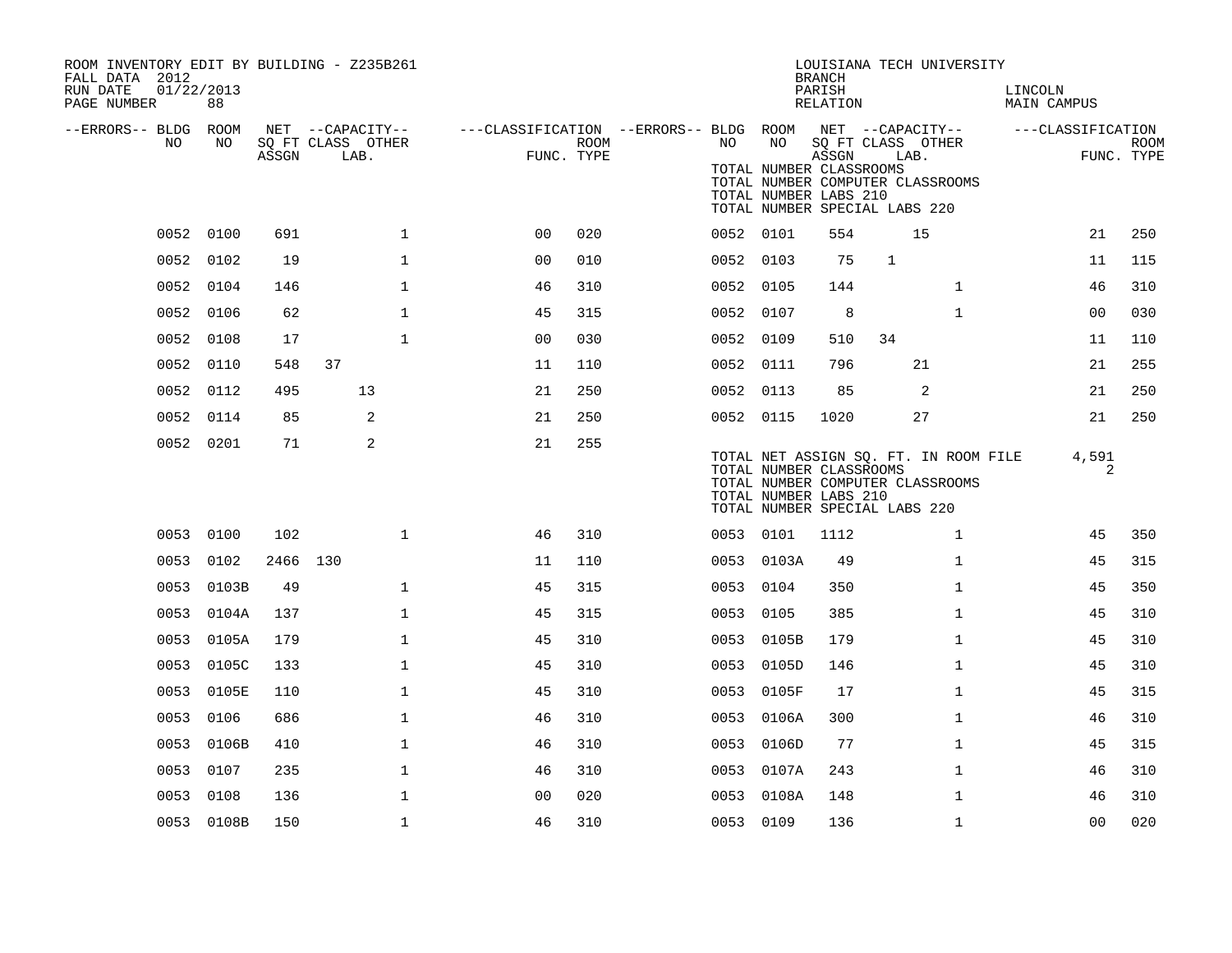ROOM INVENTORY EDIT BY BUILDING - Z235B261
FALL DATA 2012
RUN DATE 01/22/2013

LOUISIANA TECH UNIVERSITY
BRANCH
PARISH LINCOLN
RELATION MAIN CAMPUS

TOTAL NUMBER CLASSROOMS
TOTAL NUMBER COMPUTER CLASSROOMS
TOTAL NUMBER LABS 210
TOTAL NUMBER SPECIAL LABS 220

| --ERRORS-- | BLDG NO | ROOM NO | NET SQ FT ASSGN | CAPACITY CLASS | CAPACITY LAB. | CAPACITY OTHER | FUNC. | ROOM TYPE |
|---|---|---|---|---|---|---|---|---|
| | 0052 | 0100 | 691 | | | 1 | 00 | 020 |
| | 0052 | 0101 | 554 | | 15 | | 21 | 250 |
| | 0052 | 0102 | 19 | | | 1 | 00 | 010 |
| | 0052 | 0103 | 75 | 1 | | | 11 | 115 |
| | 0052 | 0104 | 146 | | | 1 | 46 | 310 |
| | 0052 | 0105 | 144 | | | 1 | 46 | 310 |
| | 0052 | 0106 | 62 | | | 1 | 45 | 315 |
| | 0052 | 0107 | 8 | | | 1 | 00 | 030 |
| | 0052 | 0108 | 17 | | | 1 | 00 | 030 |
| | 0052 | 0109 | 510 | 34 | | | 11 | 110 |
| | 0052 | 0110 | 548 | 37 | | | 11 | 110 |
| | 0052 | 0111 | 796 | | 21 | | 21 | 255 |
| | 0052 | 0112 | 495 | | 13 | | 21 | 250 |
| | 0052 | 0113 | 85 | | 2 | | 21 | 250 |
| | 0052 | 0114 | 85 | | 2 | | 21 | 250 |
| | 0052 | 0115 | 1020 | | 27 | | 21 | 250 |
| | 0052 | 0201 | 71 | | 2 | | 21 | 255 |

TOTAL NET ASSIGN SQ. FT. IN ROOM FILE 4,591
TOTAL NUMBER CLASSROOMS 2
TOTAL NUMBER COMPUTER CLASSROOMS
TOTAL NUMBER LABS 210
TOTAL NUMBER SPECIAL LABS 220

| --ERRORS-- | BLDG NO | ROOM NO | NET SQ FT ASSGN | CAPACITY CLASS | CAPACITY LAB. | CAPACITY OTHER | FUNC. | ROOM TYPE |
|---|---|---|---|---|---|---|---|---|
| | 0053 | 0100 | 102 | | | 1 | 46 | 310 |
| | 0053 | 0101 | 1112 | | | 1 | 45 | 350 |
| | 0053 | 0102 | 2466 | 130 | | | 11 | 110 |
| | 0053 | 0103A | 49 | | | 1 | 45 | 315 |
| | 0053 | 0103B | 49 | | | 1 | 45 | 315 |
| | 0053 | 0104 | 350 | | | 1 | 45 | 350 |
| | 0053 | 0104A | 137 | | | 1 | 45 | 315 |
| | 0053 | 0105 | 385 | | | 1 | 45 | 310 |
| | 0053 | 0105A | 179 | | | 1 | 45 | 310 |
| | 0053 | 0105B | 179 | | | 1 | 45 | 310 |
| | 0053 | 0105C | 133 | | | 1 | 45 | 310 |
| | 0053 | 0105D | 146 | | | 1 | 45 | 310 |
| | 0053 | 0105E | 110 | | | 1 | 45 | 310 |
| | 0053 | 0105F | 17 | | | 1 | 45 | 315 |
| | 0053 | 0106 | 686 | | | 1 | 46 | 310 |
| | 0053 | 0106A | 300 | | | 1 | 46 | 310 |
| | 0053 | 0106B | 410 | | | 1 | 46 | 310 |
| | 0053 | 0106D | 77 | | | 1 | 45 | 315 |
| | 0053 | 0107 | 235 | | | 1 | 46 | 310 |
| | 0053 | 0107A | 243 | | | 1 | 46 | 310 |
| | 0053 | 0108 | 136 | | | 1 | 00 | 020 |
| | 0053 | 0108A | 148 | | | 1 | 46 | 310 |
| | 0053 | 0108B | 150 | | | 1 | 46 | 310 |
| | 0053 | 0109 | 136 | | | 1 | 00 | 020 |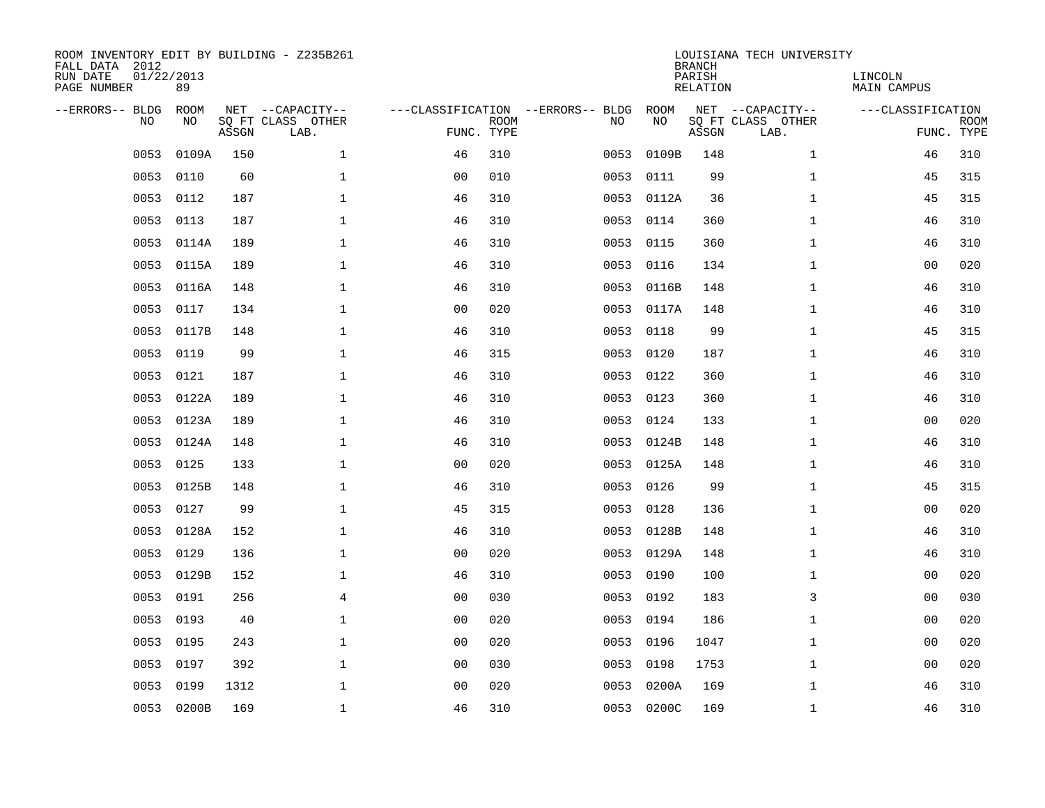ROOM INVENTORY EDIT BY BUILDING - Z235B261
FALL DATA 2012
RUN DATE 01/22/2013
PAGE NUMBER 89

LOUISIANA TECH UNIVERSITY
BRANCH
PARISH LINCOLN
RELATION MAIN CAMPUS

| --ERRORS-- | BLDG NO | ROOM NO | NET SQ FT ASSGN | --CAPACITY-- CLASS | OTHER LAB. | ---CLASSIFICATION FUNC. | ROOM TYPE | --ERRORS-- | BLDG NO | ROOM NO | NET SQ FT ASSGN | --CAPACITY-- CLASS | OTHER LAB. | ---CLASSIFICATION FUNC. | ROOM TYPE |
|---|---|---|---|---|---|---|---|---|---|---|---|---|---|---|---|
| | 0053 | 0109A | 150 | | 1 | 46 | 310 | | 0053 | 0109B | 148 | | 1 | 46 | 310 |
| | 0053 | 0110 | 60 | | 1 | 00 | 010 | | 0053 | 0111 | 99 | | 1 | 45 | 315 |
| | 0053 | 0112 | 187 | | 1 | 46 | 310 | | 0053 | 0112A | 36 | | 1 | 45 | 315 |
| | 0053 | 0113 | 187 | | 1 | 46 | 310 | | 0053 | 0114 | 360 | | 1 | 46 | 310 |
| | 0053 | 0114A | 189 | | 1 | 46 | 310 | | 0053 | 0115 | 360 | | 1 | 46 | 310 |
| | 0053 | 0115A | 189 | | 1 | 46 | 310 | | 0053 | 0116 | 134 | | 1 | 00 | 020 |
| | 0053 | 0116A | 148 | | 1 | 46 | 310 | | 0053 | 0116B | 148 | | 1 | 46 | 310 |
| | 0053 | 0117 | 134 | | 1 | 00 | 020 | | 0053 | 0117A | 148 | | 1 | 46 | 310 |
| | 0053 | 0117B | 148 | | 1 | 46 | 310 | | 0053 | 0118 | 99 | | 1 | 45 | 315 |
| | 0053 | 0119 | 99 | | 1 | 46 | 315 | | 0053 | 0120 | 187 | | 1 | 46 | 310 |
| | 0053 | 0121 | 187 | | 1 | 46 | 310 | | 0053 | 0122 | 360 | | 1 | 46 | 310 |
| | 0053 | 0122A | 189 | | 1 | 46 | 310 | | 0053 | 0123 | 360 | | 1 | 46 | 310 |
| | 0053 | 0123A | 189 | | 1 | 46 | 310 | | 0053 | 0124 | 133 | | 1 | 00 | 020 |
| | 0053 | 0124A | 148 | | 1 | 46 | 310 | | 0053 | 0124B | 148 | | 1 | 46 | 310 |
| | 0053 | 0125 | 133 | | 1 | 00 | 020 | | 0053 | 0125A | 148 | | 1 | 46 | 310 |
| | 0053 | 0125B | 148 | | 1 | 46 | 310 | | 0053 | 0126 | 99 | | 1 | 45 | 315 |
| | 0053 | 0127 | 99 | | 1 | 45 | 315 | | 0053 | 0128 | 136 | | 1 | 00 | 020 |
| | 0053 | 0128A | 152 | | 1 | 46 | 310 | | 0053 | 0128B | 148 | | 1 | 46 | 310 |
| | 0053 | 0129 | 136 | | 1 | 00 | 020 | | 0053 | 0129A | 148 | | 1 | 46 | 310 |
| | 0053 | 0129B | 152 | | 1 | 46 | 310 | | 0053 | 0190 | 100 | | 1 | 00 | 020 |
| | 0053 | 0191 | 256 | | 4 | 00 | 030 | | 0053 | 0192 | 183 | | 3 | 00 | 030 |
| | 0053 | 0193 | 40 | | 1 | 00 | 020 | | 0053 | 0194 | 186 | | 1 | 00 | 020 |
| | 0053 | 0195 | 243 | | 1 | 00 | 020 | | 0053 | 0196 | 1047 | | 1 | 00 | 020 |
| | 0053 | 0197 | 392 | | 1 | 00 | 030 | | 0053 | 0198 | 1753 | | 1 | 00 | 020 |
| | 0053 | 0199 | 1312 | | 1 | 00 | 020 | | 0053 | 0200A | 169 | | 1 | 46 | 310 |
| | 0053 | 0200B | 169 | | 1 | 46 | 310 | | 0053 | 0200C | 169 | | 1 | 46 | 310 |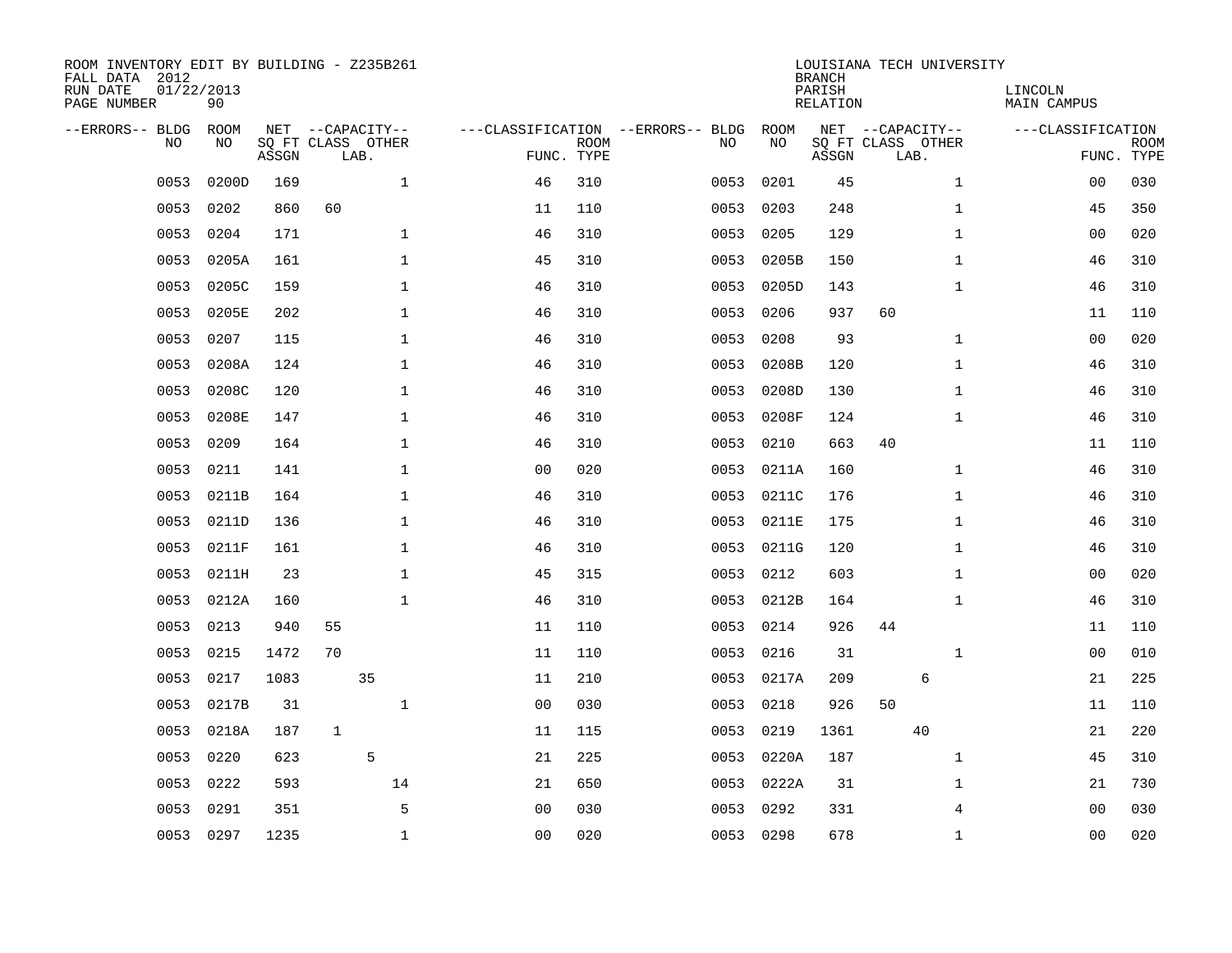ROOM INVENTORY EDIT BY BUILDING - Z235B261
FALL DATA 2012
RUN DATE 01/22/2013
PAGE NUMBER 90

LOUISIANA TECH UNIVERSITY
BRANCH
PARISH LINCOLN
RELATION MAIN CAMPUS

| --ERRORS-- | BLDG NO | ROOM NO | NET SQ FT ASSGN | CAPACITY CLASS | CAPACITY LAB. | CAPACITY OTHER | CLASSIFICATION FUNC. | ROOM TYPE | --ERRORS-- | BLDG NO | ROOM NO | NET SQ FT ASSGN | CAPACITY CLASS | CAPACITY LAB. | CAPACITY OTHER | CLASSIFICATION FUNC. | ROOM TYPE |
|---|---|---|---|---|---|---|---|---|---|---|---|---|---|---|---|---|---|
| | 0053 | 0200D | 169 | | | 1 | 46 | 310 | | 0053 | 0201 | 45 | | | 1 | 00 | 030 |
| | 0053 | 0202 | 860 | 60 | | | 11 | 110 | | 0053 | 0203 | 248 | | | 1 | 45 | 350 |
| | 0053 | 0204 | 171 | | | 1 | 46 | 310 | | 0053 | 0205 | 129 | | | 1 | 00 | 020 |
| | 0053 | 0205A | 161 | | | 1 | 45 | 310 | | 0053 | 0205B | 150 | | | 1 | 46 | 310 |
| | 0053 | 0205C | 159 | | | 1 | 46 | 310 | | 0053 | 0205D | 143 | | | 1 | 46 | 310 |
| | 0053 | 0205E | 202 | | | 1 | 46 | 310 | | 0053 | 0206 | 937 | 60 | | | 11 | 110 |
| | 0053 | 0207 | 115 | | | 1 | 46 | 310 | | 0053 | 0208 | 93 | | | 1 | 00 | 020 |
| | 0053 | 0208A | 124 | | | 1 | 46 | 310 | | 0053 | 0208B | 120 | | | 1 | 46 | 310 |
| | 0053 | 0208C | 120 | | | 1 | 46 | 310 | | 0053 | 0208D | 130 | | | 1 | 46 | 310 |
| | 0053 | 0208E | 147 | | | 1 | 46 | 310 | | 0053 | 0208F | 124 | | | 1 | 46 | 310 |
| | 0053 | 0209 | 164 | | | 1 | 46 | 310 | | 0053 | 0210 | 663 | 40 | | | 11 | 110 |
| | 0053 | 0211 | 141 | | | 1 | 00 | 020 | | 0053 | 0211A | 160 | | | 1 | 46 | 310 |
| | 0053 | 0211B | 164 | | | 1 | 46 | 310 | | 0053 | 0211C | 176 | | | 1 | 46 | 310 |
| | 0053 | 0211D | 136 | | | 1 | 46 | 310 | | 0053 | 0211E | 175 | | | 1 | 46 | 310 |
| | 0053 | 0211F | 161 | | | 1 | 46 | 310 | | 0053 | 0211G | 120 | | | 1 | 46 | 310 |
| | 0053 | 0211H | 23 | | | 1 | 45 | 315 | | 0053 | 0212 | 603 | | | 1 | 00 | 020 |
| | 0053 | 0212A | 160 | | | 1 | 46 | 310 | | 0053 | 0212B | 164 | | | 1 | 46 | 310 |
| | 0053 | 0213 | 940 | 55 | | | 11 | 110 | | 0053 | 0214 | 926 | 44 | | | 11 | 110 |
| | 0053 | 0215 | 1472 | 70 | | | 11 | 110 | | 0053 | 0216 | 31 | | | 1 | 00 | 010 |
| | 0053 | 0217 | 1083 | | 35 | | 11 | 210 | | 0053 | 0217A | 209 | | 6 | | 21 | 225 |
| | 0053 | 0217B | 31 | | | 1 | 00 | 030 | | 0053 | 0218 | 926 | 50 | | | 11 | 110 |
| | 0053 | 0218A | 187 | 1 | | | 11 | 115 | | 0053 | 0219 | 1361 | | 40 | | 21 | 220 |
| | 0053 | 0220 | 623 | | 5 | | 21 | 225 | | 0053 | 0220A | 187 | | | 1 | 45 | 310 |
| | 0053 | 0222 | 593 | | | 14 | 21 | 650 | | 0053 | 0222A | 31 | | | 1 | 21 | 730 |
| | 0053 | 0291 | 351 | | | 5 | 00 | 030 | | 0053 | 0292 | 331 | | | 4 | 00 | 030 |
| | 0053 | 0297 | 1235 | | | 1 | 00 | 020 | | 0053 | 0298 | 678 | | | 1 | 00 | 020 |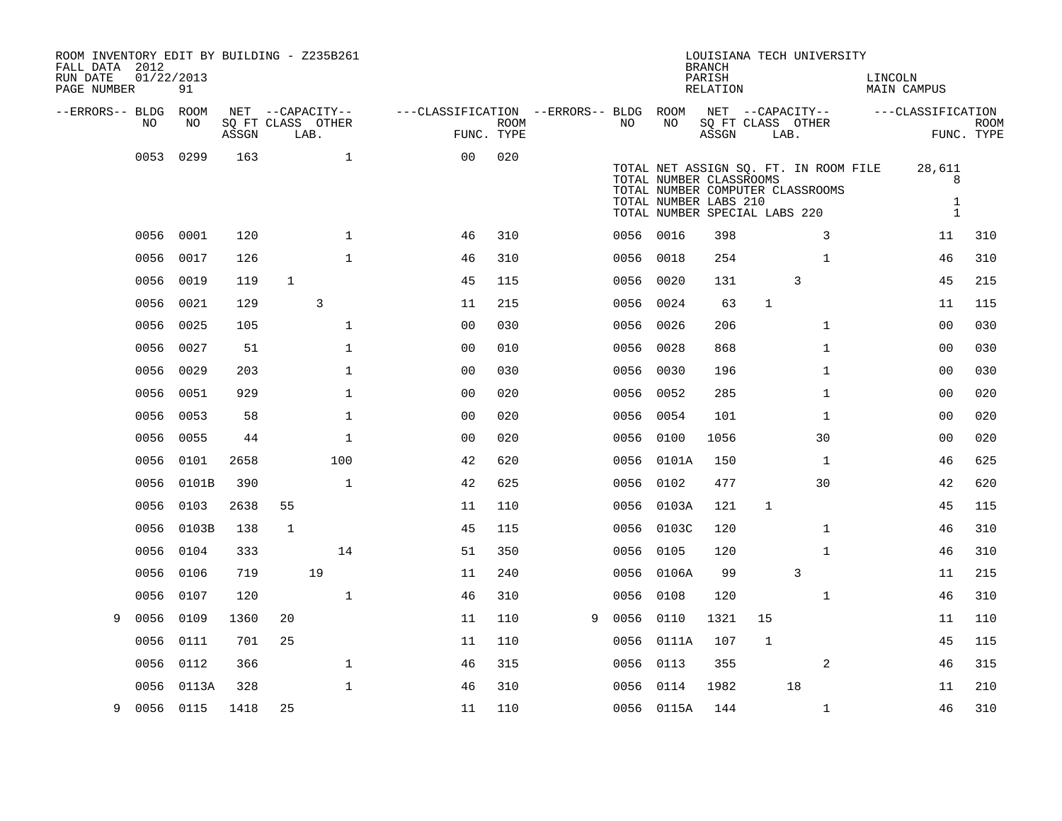ROOM INVENTORY EDIT BY BUILDING - Z235B261
FALL DATA 2012
RUN DATE 01/22/2013

LOUISIANA TECH UNIVERSITY
BRANCH
PARISH LINCOLN
RELATION MAIN CAMPUS

| --ERRORS-- | BLDG NO | ROOM NO | NET SQ FT ASSGN | CAPACITY CLASS | CAPACITY LAB. | CAPACITY OTHER | CLASSIFICATION FUNC. | ROOM TYPE | --ERRORS-- | BLDG NO | ROOM NO | NET SQ FT ASSGN | CAPACITY CLASS | CAPACITY LAB. | CAPACITY OTHER | CLASSIFICATION FUNC. | ROOM TYPE |
|---|---|---|---|---|---|---|---|---|---|---|---|---|---|---|---|---|---|
| | 0053 | 0299 | 163 | | | 1 | 00 | 020 | | | | | | | | | |
| | 0056 | 0001 | 120 | | | 1 | 46 | 310 | | 0056 | 0016 | 398 | | | 3 | 11 | 310 |
| | 0056 | 0017 | 126 | | | 1 | 46 | 310 | | 0056 | 0018 | 254 | | | 1 | 46 | 310 |
| | 0056 | 0019 | 119 | 1 | | | 45 | 115 | | 0056 | 0020 | 131 | | 3 | | 45 | 215 |
| | 0056 | 0021 | 129 | | 3 | | 11 | 215 | | 0056 | 0024 | 63 | 1 | | | 11 | 115 |
| | 0056 | 0025 | 105 | | | 1 | 00 | 030 | | 0056 | 0026 | 206 | | | 1 | 00 | 030 |
| | 0056 | 0027 | 51 | | | 1 | 00 | 010 | | 0056 | 0028 | 868 | | | 1 | 00 | 030 |
| | 0056 | 0029 | 203 | | | 1 | 00 | 030 | | 0056 | 0030 | 196 | | | 1 | 00 | 030 |
| | 0056 | 0051 | 929 | | | 1 | 00 | 020 | | 0056 | 0052 | 285 | | | 1 | 00 | 020 |
| | 0056 | 0053 | 58 | | | 1 | 00 | 020 | | 0056 | 0054 | 101 | | | 1 | 00 | 020 |
| | 0056 | 0055 | 44 | | | 1 | 00 | 020 | | 0056 | 0100 | 1056 | | | 30 | 00 | 020 |
| | 0056 | 0101 | 2658 | | | 100 | 42 | 620 | | 0056 | 0101A | 150 | | | 1 | 46 | 625 |
| | 0056 | 0101B | 390 | | | 1 | 42 | 625 | | 0056 | 0102 | 477 | | | 30 | 42 | 620 |
| | 0056 | 0103 | 2638 | 55 | | | 11 | 110 | | 0056 | 0103A | 121 | 1 | | | 45 | 115 |
| | 0056 | 0103B | 138 | 1 | | | 45 | 115 | | 0056 | 0103C | 120 | | | 1 | 46 | 310 |
| | 0056 | 0104 | 333 | | | 14 | 51 | 350 | | 0056 | 0105 | 120 | | | 1 | 46 | 310 |
| | 0056 | 0106 | 719 | | 19 | | 11 | 240 | | 0056 | 0106A | 99 | | 3 | | 11 | 215 |
| | 0056 | 0107 | 120 | | | 1 | 46 | 310 | | 0056 | 0108 | 120 | | | 1 | 46 | 310 |
| 9 | 0056 | 0109 | 1360 | 20 | | | 11 | 110 | 9 | 0056 | 0110 | 1321 | 15 | | | 11 | 110 |
| | 0056 | 0111 | 701 | 25 | | | 11 | 110 | | 0056 | 0111A | 107 | 1 | | | 45 | 115 |
| | 0056 | 0112 | 366 | | | 1 | 46 | 315 | | 0056 | 0113 | 355 | | | 2 | 46 | 315 |
| | 0056 | 0113A | 328 | | | 1 | 46 | 310 | | 0056 | 0114 | 1982 | | 18 | | 11 | 210 |
| 9 | 0056 | 0115 | 1418 | 25 | | | 11 | 110 | | 0056 | 0115A | 144 | | | 1 | 46 | 310 |

| | |
|---|---|
| TOTAL NET ASSIGN SQ. FT. IN ROOM FILE | 28,611 |
| TOTAL NUMBER CLASSROOMS | 8 |
| TOTAL NUMBER COMPUTER CLASSROOMS | |
| TOTAL NUMBER LABS 210 | 1 |
| TOTAL NUMBER SPECIAL LABS 220 | 1 |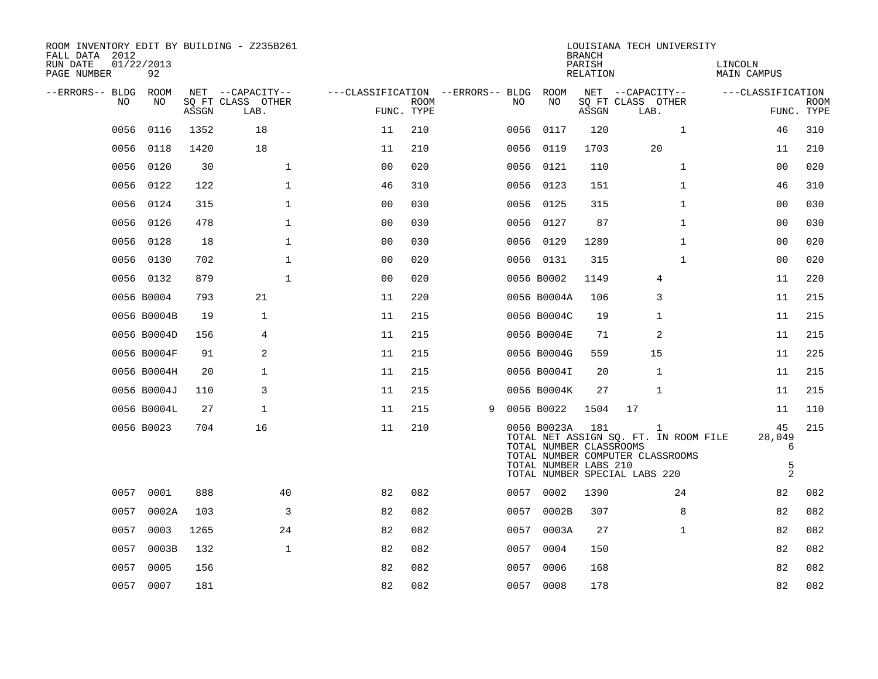ROOM INVENTORY EDIT BY BUILDING - Z235B261
FALL DATA 2012
RUN DATE 01/22/2013
PAGE NUMBER 92

LOUISIANA TECH UNIVERSITY
BRANCH
PARISH LINCOLN
RELATION MAIN CAMPUS

| --ERRORS-- | BLDG NO | ROOM NO | NET SQ FT ASSGN | CAPACITY CLASS LAB. | CAPACITY OTHER | CLASSIFICATION FUNC. | ROOM TYPE | --ERRORS-- | BLDG NO | ROOM NO | NET SQ FT ASSGN | CAPACITY CLASS LAB. | CAPACITY OTHER | CLASSIFICATION FUNC. | ROOM TYPE |
|---|---|---|---|---|---|---|---|---|---|---|---|---|---|---|---|
| | 0056 | 0116 | 1352 | 18 | | 11 | 210 | | 0056 | 0117 | 120 | | 1 | 46 | 310 |
| | 0056 | 0118 | 1420 | 18 | | 11 | 210 | | 0056 | 0119 | 1703 | 20 | | 11 | 210 |
| | 0056 | 0120 | 30 | | 1 | 00 | 020 | | 0056 | 0121 | 110 | | 1 | 00 | 020 |
| | 0056 | 0122 | 122 | | 1 | 46 | 310 | | 0056 | 0123 | 151 | | 1 | 46 | 310 |
| | 0056 | 0124 | 315 | | 1 | 00 | 030 | | 0056 | 0125 | 315 | | 1 | 00 | 030 |
| | 0056 | 0126 | 478 | | 1 | 00 | 030 | | 0056 | 0127 | 87 | | 1 | 00 | 030 |
| | 0056 | 0128 | 18 | | 1 | 00 | 030 | | 0056 | 0129 | 1289 | | 1 | 00 | 020 |
| | 0056 | 0130 | 702 | | 1 | 00 | 020 | | 0056 | 0131 | 315 | | 1 | 00 | 020 |
| | 0056 | 0132 | 879 | | 1 | 00 | 020 | | 0056 | B0002 | 1149 | 4 | | 11 | 220 |
| | 0056 | B0004 | 793 | 21 | | 11 | 220 | | 0056 | B0004A | 106 | 3 | | 11 | 215 |
| | 0056 | B0004B | 19 | 1 | | 11 | 215 | | 0056 | B0004C | 19 | 1 | | 11 | 215 |
| | 0056 | B0004D | 156 | 4 | | 11 | 215 | | 0056 | B0004E | 71 | 2 | | 11 | 215 |
| | 0056 | B0004F | 91 | 2 | | 11 | 215 | | 0056 | B0004G | 559 | 15 | | 11 | 225 |
| | 0056 | B0004H | 20 | 1 | | 11 | 215 | | 0056 | B0004I | 20 | 1 | | 11 | 215 |
| | 0056 | B0004J | 110 | 3 | | 11 | 215 | | 0056 | B0004K | 27 | 1 | | 11 | 215 |
| | 0056 | B0004L | 27 | 1 | | 11 | 215 | 9 | 0056 | B0022 | 1504 | 17 | | 11 | 110 |
| | 0056 | B0023 | 704 | 16 | | 11 | 210 | | 0056 | B0023A | 181 | 1 | | 45 | 215 |

TOTAL NET ASSIGN SQ. FT. IN ROOM FILE 28,049
TOTAL NUMBER CLASSROOMS 6
TOTAL NUMBER COMPUTER CLASSROOMS
TOTAL NUMBER LABS 210 5
TOTAL NUMBER SPECIAL LABS 220 2

| --ERRORS-- | BLDG NO | ROOM NO | NET SQ FT ASSGN | CAPACITY CLASS LAB. | CAPACITY OTHER | CLASSIFICATION FUNC. | ROOM TYPE | --ERRORS-- | BLDG NO | ROOM NO | NET SQ FT ASSGN | CAPACITY CLASS LAB. | CAPACITY OTHER | CLASSIFICATION FUNC. | ROOM TYPE |
|---|---|---|---|---|---|---|---|---|---|---|---|---|---|---|---|
| | 0057 | 0001 | 888 | | 40 | 82 | 082 | | 0057 | 0002 | 1390 | | 24 | 82 | 082 |
| | 0057 | 0002A | 103 | | 3 | 82 | 082 | | 0057 | 0002B | 307 | | 8 | 82 | 082 |
| | 0057 | 0003 | 1265 | | 24 | 82 | 082 | | 0057 | 0003A | 27 | | 1 | 82 | 082 |
| | 0057 | 0003B | 132 | | 1 | 82 | 082 | | 0057 | 0004 | 150 | | | 82 | 082 |
| | 0057 | 0005 | 156 | | | 82 | 082 | | 0057 | 0006 | 168 | | | 82 | 082 |
| | 0057 | 0007 | 181 | | | 82 | 082 | | 0057 | 0008 | 178 | | | 82 | 082 |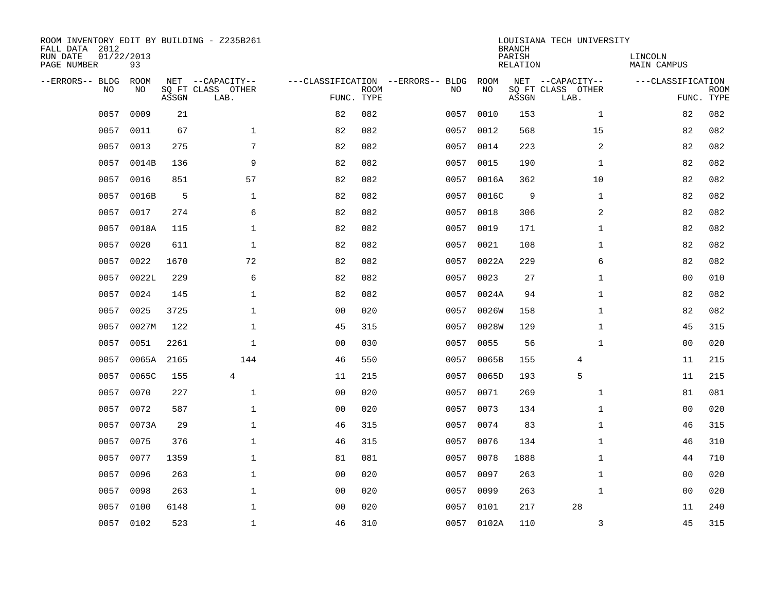ROOM INVENTORY EDIT BY BUILDING - Z235B261
FALL DATA 2012
RUN DATE 01/22/2013
PAGE NUMBER 93

LOUISIANA TECH UNIVERSITY
BRANCH
PARISH LINCOLN
RELATION MAIN CAMPUS

| --ERRORS-- | BLDG NO | ROOM NO | NET SQ FT ASSGN | CAPACITY CLASS LAB. | CAPACITY OTHER | CLASSIFICATION FUNC. | ROOM TYPE | --ERRORS-- | BLDG NO | ROOM NO | NET SQ FT ASSGN | CAPACITY CLASS LAB. | CAPACITY OTHER | CLASSIFICATION FUNC. | ROOM TYPE |
|---|---|---|---|---|---|---|---|---|---|---|---|---|---|---|---|
| | 0057 | 0009 | 21 | | | 82 | 082 | | 0057 | 0010 | 153 | | 1 | 82 | 082 |
| | 0057 | 0011 | 67 | | 1 | 82 | 082 | | 0057 | 0012 | 568 | | 15 | 82 | 082 |
| | 0057 | 0013 | 275 | | 7 | 82 | 082 | | 0057 | 0014 | 223 | | 2 | 82 | 082 |
| | 0057 | 0014B | 136 | | 9 | 82 | 082 | | 0057 | 0015 | 190 | | 1 | 82 | 082 |
| | 0057 | 0016 | 851 | | 57 | 82 | 082 | | 0057 | 0016A | 362 | | 10 | 82 | 082 |
| | 0057 | 0016B | 5 | | 1 | 82 | 082 | | 0057 | 0016C | 9 | | 1 | 82 | 082 |
| | 0057 | 0017 | 274 | | 6 | 82 | 082 | | 0057 | 0018 | 306 | | 2 | 82 | 082 |
| | 0057 | 0018A | 115 | | 1 | 82 | 082 | | 0057 | 0019 | 171 | | 1 | 82 | 082 |
| | 0057 | 0020 | 611 | | 1 | 82 | 082 | | 0057 | 0021 | 108 | | 1 | 82 | 082 |
| | 0057 | 0022 | 1670 | | 72 | 82 | 082 | | 0057 | 0022A | 229 | | 6 | 82 | 082 |
| | 0057 | 0022L | 229 | | 6 | 82 | 082 | | 0057 | 0023 | 27 | | 1 | 00 | 010 |
| | 0057 | 0024 | 145 | | 1 | 82 | 082 | | 0057 | 0024A | 94 | | 1 | 82 | 082 |
| | 0057 | 0025 | 3725 | | 1 | 00 | 020 | | 0057 | 0026W | 158 | | 1 | 82 | 082 |
| | 0057 | 0027M | 122 | | 1 | 45 | 315 | | 0057 | 0028W | 129 | | 1 | 45 | 315 |
| | 0057 | 0051 | 2261 | | 1 | 00 | 030 | | 0057 | 0055 | 56 | | 1 | 00 | 020 |
| | 0057 | 0065A | 2165 | | 144 | 46 | 550 | | 0057 | 0065B | 155 | 4 | | 11 | 215 |
| | 0057 | 0065C | 155 | 4 | | 11 | 215 | | 0057 | 0065D | 193 | 5 | | 11 | 215 |
| | 0057 | 0070 | 227 | | 1 | 00 | 020 | | 0057 | 0071 | 269 | | 1 | 81 | 081 |
| | 0057 | 0072 | 587 | | 1 | 00 | 020 | | 0057 | 0073 | 134 | | 1 | 00 | 020 |
| | 0057 | 0073A | 29 | | 1 | 46 | 315 | | 0057 | 0074 | 83 | | 1 | 46 | 315 |
| | 0057 | 0075 | 376 | | 1 | 46 | 315 | | 0057 | 0076 | 134 | | 1 | 46 | 310 |
| | 0057 | 0077 | 1359 | | 1 | 81 | 081 | | 0057 | 0078 | 1888 | | 1 | 44 | 710 |
| | 0057 | 0096 | 263 | | 1 | 00 | 020 | | 0057 | 0097 | 263 | | 1 | 00 | 020 |
| | 0057 | 0098 | 263 | | 1 | 00 | 020 | | 0057 | 0099 | 263 | | 1 | 00 | 020 |
| | 0057 | 0100 | 6148 | | 1 | 00 | 020 | | 0057 | 0101 | 217 | 28 | | 11 | 240 |
| | 0057 | 0102 | 523 | | 1 | 46 | 310 | | 0057 | 0102A | 110 | | 3 | 45 | 315 |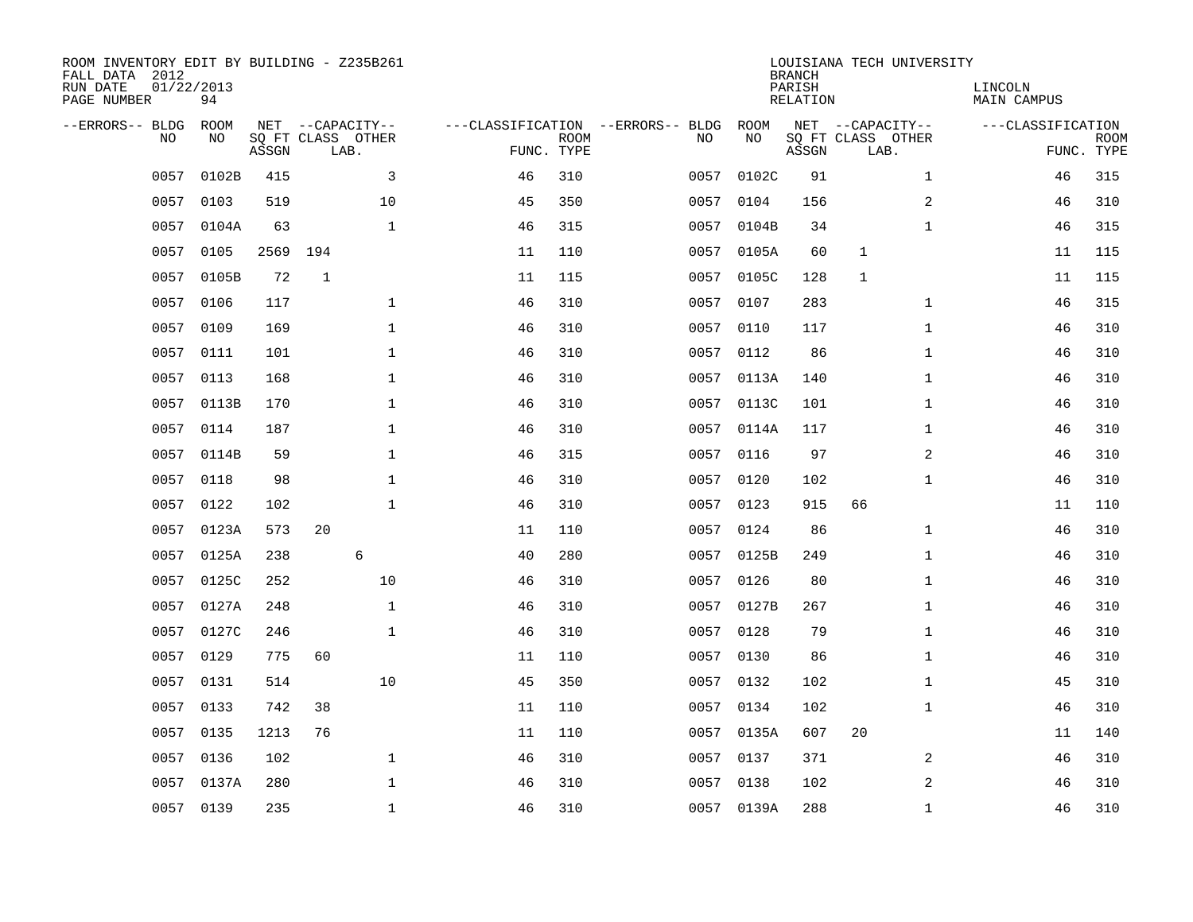ROOM INVENTORY EDIT BY BUILDING - Z235B261
FALL DATA 2012
RUN DATE 01/22/2013
PAGE NUMBER 94

LOUISIANA TECH UNIVERSITY
BRANCH
PARISH LINCOLN
RELATION MAIN CAMPUS

| --ERRORS-- | BLDG NO | ROOM NO | NET SQ FT ASSGN | CAPACITY CLASS LAB. | CAPACITY OTHER | CLASSIFICATION FUNC. | ROOM TYPE | --ERRORS-- | BLDG NO | ROOM NO | NET SQ FT ASSGN | CAPACITY CLASS LAB. | CAPACITY OTHER | CLASSIFICATION FUNC. | ROOM TYPE |
|---|---|---|---|---|---|---|---|---|---|---|---|---|---|---|---|
| | 0057 | 0102B | 415 | | 3 | 46 | 310 | | 0057 | 0102C | 91 | | 1 | 46 | 315 |
| | 0057 | 0103 | 519 | | 10 | 45 | 350 | | 0057 | 0104 | 156 | | 2 | 46 | 310 |
| | 0057 | 0104A | 63 | | 1 | 46 | 315 | | 0057 | 0104B | 34 | | 1 | 46 | 315 |
| | 0057 | 0105 | 2569 | 194 | | 11 | 110 | | 0057 | 0105A | 60 | 1 | | 11 | 115 |
| | 0057 | 0105B | 72 | 1 | | 11 | 115 | | 0057 | 0105C | 128 | 1 | | 11 | 115 |
| | 0057 | 0106 | 117 | | 1 | 46 | 310 | | 0057 | 0107 | 283 | | 1 | 46 | 315 |
| | 0057 | 0109 | 169 | | 1 | 46 | 310 | | 0057 | 0110 | 117 | | 1 | 46 | 310 |
| | 0057 | 0111 | 101 | | 1 | 46 | 310 | | 0057 | 0112 | 86 | | 1 | 46 | 310 |
| | 0057 | 0113 | 168 | | 1 | 46 | 310 | | 0057 | 0113A | 140 | | 1 | 46 | 310 |
| | 0057 | 0113B | 170 | | 1 | 46 | 310 | | 0057 | 0113C | 101 | | 1 | 46 | 310 |
| | 0057 | 0114 | 187 | | 1 | 46 | 310 | | 0057 | 0114A | 117 | | 1 | 46 | 310 |
| | 0057 | 0114B | 59 | | 1 | 46 | 315 | | 0057 | 0116 | 97 | | 2 | 46 | 310 |
| | 0057 | 0118 | 98 | | 1 | 46 | 310 | | 0057 | 0120 | 102 | | 1 | 46 | 310 |
| | 0057 | 0122 | 102 | | 1 | 46 | 310 | | 0057 | 0123 | 915 | 66 | | 11 | 110 |
| | 0057 | 0123A | 573 | 20 | | 11 | 110 | | 0057 | 0124 | 86 | | 1 | 46 | 310 |
| | 0057 | 0125A | 238 | 6 | | 40 | 280 | | 0057 | 0125B | 249 | | 1 | 46 | 310 |
| | 0057 | 0125C | 252 | | 10 | 46 | 310 | | 0057 | 0126 | 80 | | 1 | 46 | 310 |
| | 0057 | 0127A | 248 | | 1 | 46 | 310 | | 0057 | 0127B | 267 | | 1 | 46 | 310 |
| | 0057 | 0127C | 246 | | 1 | 46 | 310 | | 0057 | 0128 | 79 | | 1 | 46 | 310 |
| | 0057 | 0129 | 775 | 60 | | 11 | 110 | | 0057 | 0130 | 86 | | 1 | 46 | 310 |
| | 0057 | 0131 | 514 | | 10 | 45 | 350 | | 0057 | 0132 | 102 | | 1 | 45 | 310 |
| | 0057 | 0133 | 742 | 38 | | 11 | 110 | | 0057 | 0134 | 102 | | 1 | 46 | 310 |
| | 0057 | 0135 | 1213 | 76 | | 11 | 110 | | 0057 | 0135A | 607 | 20 | | 11 | 140 |
| | 0057 | 0136 | 102 | | 1 | 46 | 310 | | 0057 | 0137 | 371 | | 2 | 46 | 310 |
| | 0057 | 0137A | 280 | | 1 | 46 | 310 | | 0057 | 0138 | 102 | | 2 | 46 | 310 |
| | 0057 | 0139 | 235 | | 1 | 46 | 310 | | 0057 | 0139A | 288 | | 1 | 46 | 310 |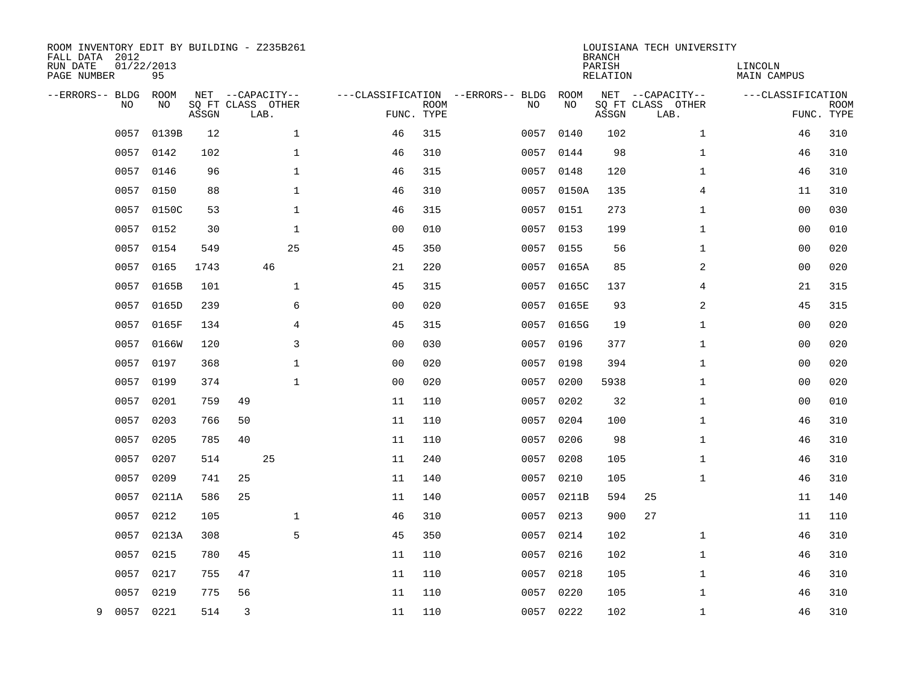ROOM INVENTORY EDIT BY BUILDING - Z235B261
FALL DATA 2012
RUN DATE 01/22/2013
PAGE NUMBER 95

LOUISIANA TECH UNIVERSITY
BRANCH
PARISH LINCOLN
RELATION MAIN CAMPUS

| --ERRORS-- | BLDG NO | ROOM NO | NET SQ FT ASSGN | CAPACITY CLASS | CAPACITY LAB. | CAPACITY OTHER | CLASSIFICATION FUNC. | ROOM TYPE | --ERRORS-- | BLDG NO | ROOM NO | NET SQ FT ASSGN | CAPACITY CLASS | CAPACITY LAB. | CAPACITY OTHER | CLASSIFICATION FUNC. | ROOM TYPE |
|---|---|---|---|---|---|---|---|---|---|---|---|---|---|---|---|---|---|
| | 0057 | 0139B | 12 | | | 1 | 46 | 315 | | 0057 | 0140 | 102 | | | 1 | 46 | 310 |
| | 0057 | 0142 | 102 | | | 1 | 46 | 310 | | 0057 | 0144 | 98 | | | 1 | 46 | 310 |
| | 0057 | 0146 | 96 | | | 1 | 46 | 315 | | 0057 | 0148 | 120 | | | 1 | 46 | 310 |
| | 0057 | 0150 | 88 | | | 1 | 46 | 310 | | 0057 | 0150A | 135 | | | 4 | 11 | 310 |
| | 0057 | 0150C | 53 | | | 1 | 46 | 315 | | 0057 | 0151 | 273 | | | 1 | 00 | 030 |
| | 0057 | 0152 | 30 | | | 1 | 00 | 010 | | 0057 | 0153 | 199 | | | 1 | 00 | 010 |
| | 0057 | 0154 | 549 | | | 25 | 45 | 350 | | 0057 | 0155 | 56 | | | 1 | 00 | 020 |
| | 0057 | 0165 | 1743 | | 46 | | 21 | 220 | | 0057 | 0165A | 85 | | | 2 | 00 | 020 |
| | 0057 | 0165B | 101 | | | 1 | 45 | 315 | | 0057 | 0165C | 137 | | | 4 | 21 | 315 |
| | 0057 | 0165D | 239 | | | 6 | 00 | 020 | | 0057 | 0165E | 93 | | | 2 | 45 | 315 |
| | 0057 | 0165F | 134 | | | 4 | 45 | 315 | | 0057 | 0165G | 19 | | | 1 | 00 | 020 |
| | 0057 | 0166W | 120 | | | 3 | 00 | 030 | | 0057 | 0196 | 377 | | | 1 | 00 | 020 |
| | 0057 | 0197 | 368 | | | 1 | 00 | 020 | | 0057 | 0198 | 394 | | | 1 | 00 | 020 |
| | 0057 | 0199 | 374 | | | 1 | 00 | 020 | | 0057 | 0200 | 5938 | | | 1 | 00 | 020 |
| | 0057 | 0201 | 759 | 49 | | | 11 | 110 | | 0057 | 0202 | 32 | | | 1 | 00 | 010 |
| | 0057 | 0203 | 766 | 50 | | | 11 | 110 | | 0057 | 0204 | 100 | | | 1 | 46 | 310 |
| | 0057 | 0205 | 785 | 40 | | | 11 | 110 | | 0057 | 0206 | 98 | | | 1 | 46 | 310 |
| | 0057 | 0207 | 514 | | 25 | | 11 | 240 | | 0057 | 0208 | 105 | | | 1 | 46 | 310 |
| | 0057 | 0209 | 741 | 25 | | | 11 | 140 | | 0057 | 0210 | 105 | | | 1 | 46 | 310 |
| | 0057 | 0211A | 586 | 25 | | | 11 | 140 | | 0057 | 0211B | 594 | 25 | | | 11 | 140 |
| | 0057 | 0212 | 105 | | | 1 | 46 | 310 | | 0057 | 0213 | 900 | 27 | | | 11 | 110 |
| | 0057 | 0213A | 308 | | | 5 | 45 | 350 | | 0057 | 0214 | 102 | | | 1 | 46 | 310 |
| | 0057 | 0215 | 780 | 45 | | | 11 | 110 | | 0057 | 0216 | 102 | | | 1 | 46 | 310 |
| | 0057 | 0217 | 755 | 47 | | | 11 | 110 | | 0057 | 0218 | 105 | | | 1 | 46 | 310 |
| | 0057 | 0219 | 775 | 56 | | | 11 | 110 | | 0057 | 0220 | 105 | | | 1 | 46 | 310 |
| 9 | 0057 | 0221 | 514 | 3 | | | 11 | 110 | | 0057 | 0222 | 102 | | | 1 | 46 | 310 |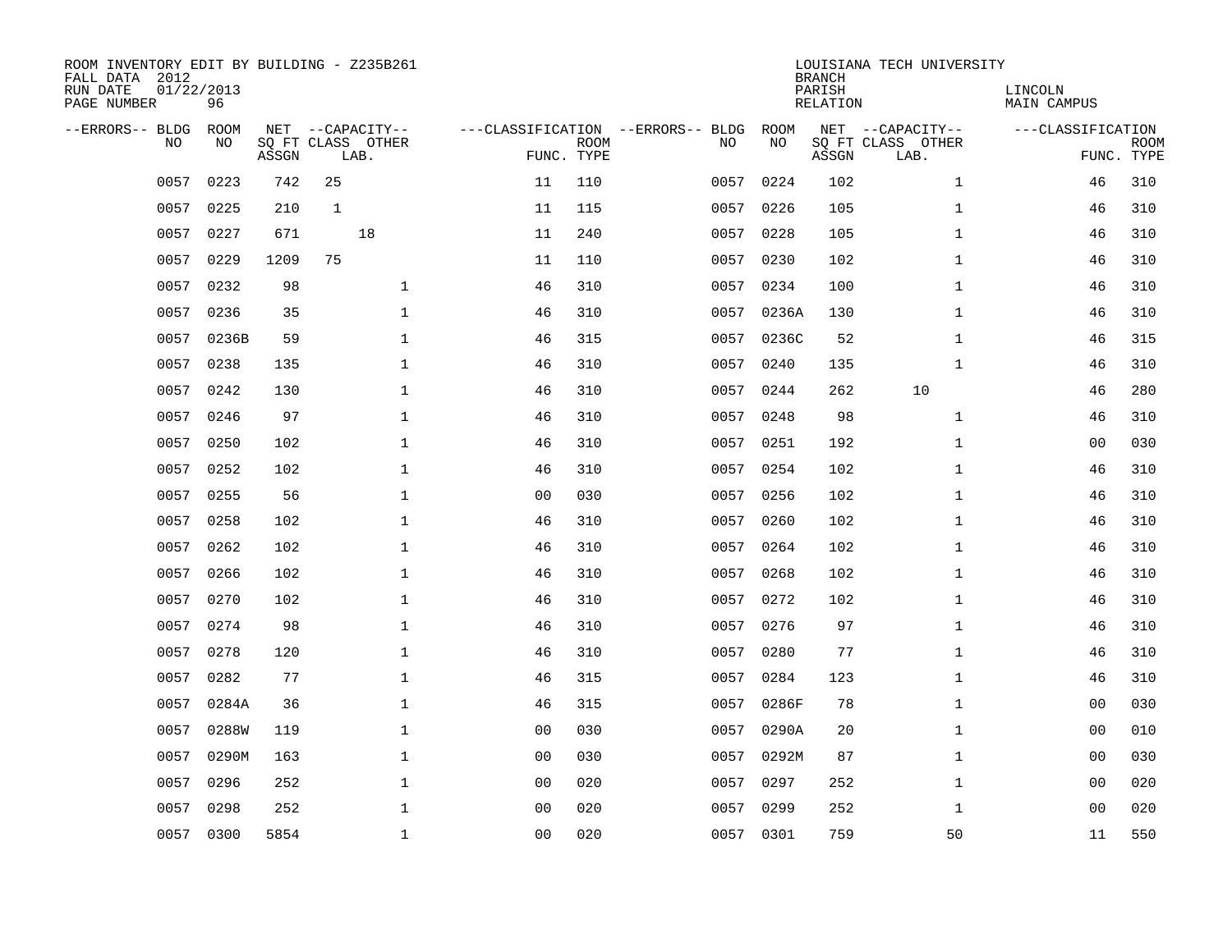ROOM INVENTORY EDIT BY BUILDING - Z235B261
FALL DATA 2012
RUN DATE 01/22/2013
PAGE NUMBER 96

LOUISIANA TECH UNIVERSITY
BRANCH
PARISH LINCOLN
RELATION MAIN CAMPUS

| --ERRORS-- | BLDG NO | ROOM NO | NET SQ FT ASSGN | CAPACITY CLASS LAB. | CAPACITY OTHER | CLASSIFICATION FUNC. | ROOM TYPE | --ERRORS-- | BLDG NO | ROOM NO | NET SQ FT ASSGN | CAPACITY CLASS LAB. | CAPACITY OTHER | CLASSIFICATION FUNC. | ROOM TYPE |
|---|---|---|---|---|---|---|---|---|---|---|---|---|---|---|---|
| | 0057 | 0223 | 742 | 25 | | 11 | 110 | | 0057 | 0224 | 102 | | 1 | 46 | 310 |
| | 0057 | 0225 | 210 | 1 | | 11 | 115 | | 0057 | 0226 | 105 | | 1 | 46 | 310 |
| | 0057 | 0227 | 671 | 18 | | 11 | 240 | | 0057 | 0228 | 105 | | 1 | 46 | 310 |
| | 0057 | 0229 | 1209 | 75 | | 11 | 110 | | 0057 | 0230 | 102 | | 1 | 46 | 310 |
| | 0057 | 0232 | 98 | | 1 | 46 | 310 | | 0057 | 0234 | 100 | | 1 | 46 | 310 |
| | 0057 | 0236 | 35 | | 1 | 46 | 310 | | 0057 | 0236A | 130 | | 1 | 46 | 310 |
| | 0057 | 0236B | 59 | | 1 | 46 | 315 | | 0057 | 0236C | 52 | | 1 | 46 | 315 |
| | 0057 | 0238 | 135 | | 1 | 46 | 310 | | 0057 | 0240 | 135 | | 1 | 46 | 310 |
| | 0057 | 0242 | 130 | | 1 | 46 | 310 | | 0057 | 0244 | 262 | 10 | | 46 | 280 |
| | 0057 | 0246 | 97 | | 1 | 46 | 310 | | 0057 | 0248 | 98 | | 1 | 46 | 310 |
| | 0057 | 0250 | 102 | | 1 | 46 | 310 | | 0057 | 0251 | 192 | | 1 | 00 | 030 |
| | 0057 | 0252 | 102 | | 1 | 46 | 310 | | 0057 | 0254 | 102 | | 1 | 46 | 310 |
| | 0057 | 0255 | 56 | | 1 | 00 | 030 | | 0057 | 0256 | 102 | | 1 | 46 | 310 |
| | 0057 | 0258 | 102 | | 1 | 46 | 310 | | 0057 | 0260 | 102 | | 1 | 46 | 310 |
| | 0057 | 0262 | 102 | | 1 | 46 | 310 | | 0057 | 0264 | 102 | | 1 | 46 | 310 |
| | 0057 | 0266 | 102 | | 1 | 46 | 310 | | 0057 | 0268 | 102 | | 1 | 46 | 310 |
| | 0057 | 0270 | 102 | | 1 | 46 | 310 | | 0057 | 0272 | 102 | | 1 | 46 | 310 |
| | 0057 | 0274 | 98 | | 1 | 46 | 310 | | 0057 | 0276 | 97 | | 1 | 46 | 310 |
| | 0057 | 0278 | 120 | | 1 | 46 | 310 | | 0057 | 0280 | 77 | | 1 | 46 | 310 |
| | 0057 | 0282 | 77 | | 1 | 46 | 315 | | 0057 | 0284 | 123 | | 1 | 46 | 310 |
| | 0057 | 0284A | 36 | | 1 | 46 | 315 | | 0057 | 0286F | 78 | | 1 | 00 | 030 |
| | 0057 | 0288W | 119 | | 1 | 00 | 030 | | 0057 | 0290A | 20 | | 1 | 00 | 010 |
| | 0057 | 0290M | 163 | | 1 | 00 | 030 | | 0057 | 0292M | 87 | | 1 | 00 | 030 |
| | 0057 | 0296 | 252 | | 1 | 00 | 020 | | 0057 | 0297 | 252 | | 1 | 00 | 020 |
| | 0057 | 0298 | 252 | | 1 | 00 | 020 | | 0057 | 0299 | 252 | | 1 | 00 | 020 |
| | 0057 | 0300 | 5854 | | 1 | 00 | 020 | | 0057 | 0301 | 759 | | 50 | 11 | 550 |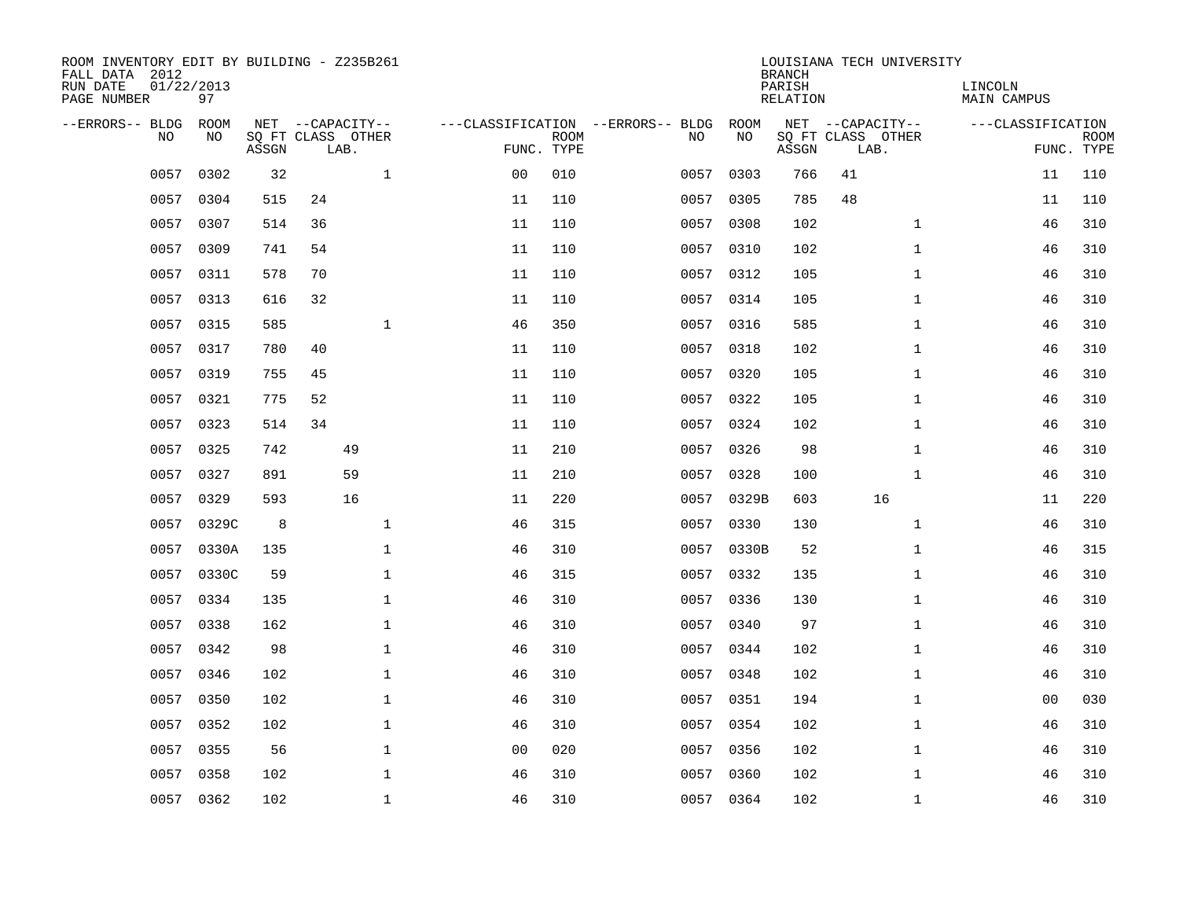ROOM INVENTORY EDIT BY BUILDING - Z235B261
FALL DATA 2012
RUN DATE 01/22/2013
PAGE NUMBER 97

LOUISIANA TECH UNIVERSITY
BRANCH
PARISH LINCOLN
RELATION MAIN CAMPUS

| --ERRORS-- | BLDG NO | ROOM NO | NET SQ FT ASSGN | CAPACITY CLASS LAB. | CAPACITY OTHER | CLASSIFICATION FUNC. | ROOM TYPE | --ERRORS-- | BLDG NO | ROOM NO | NET SQ FT ASSGN | CAPACITY CLASS LAB. | CAPACITY OTHER | CLASSIFICATION FUNC. | ROOM TYPE |
|---|---|---|---|---|---|---|---|---|---|---|---|---|---|---|---|
| | 0057 | 0302 | 32 | | 1 | 00 | 010 | | 0057 | 0303 | 766 | 41 | | 11 | 110 |
| | 0057 | 0304 | 515 | 24 | | 11 | 110 | | 0057 | 0305 | 785 | 48 | | 11 | 110 |
| | 0057 | 0307 | 514 | 36 | | 11 | 110 | | 0057 | 0308 | 102 | | 1 | 46 | 310 |
| | 0057 | 0309 | 741 | 54 | | 11 | 110 | | 0057 | 0310 | 102 | | 1 | 46 | 310 |
| | 0057 | 0311 | 578 | 70 | | 11 | 110 | | 0057 | 0312 | 105 | | 1 | 46 | 310 |
| | 0057 | 0313 | 616 | 32 | | 11 | 110 | | 0057 | 0314 | 105 | | 1 | 46 | 310 |
| | 0057 | 0315 | 585 | | 1 | 46 | 350 | | 0057 | 0316 | 585 | | 1 | 46 | 310 |
| | 0057 | 0317 | 780 | 40 | | 11 | 110 | | 0057 | 0318 | 102 | | 1 | 46 | 310 |
| | 0057 | 0319 | 755 | 45 | | 11 | 110 | | 0057 | 0320 | 105 | | 1 | 46 | 310 |
| | 0057 | 0321 | 775 | 52 | | 11 | 110 | | 0057 | 0322 | 105 | | 1 | 46 | 310 |
| | 0057 | 0323 | 514 | 34 | | 11 | 110 | | 0057 | 0324 | 102 | | 1 | 46 | 310 |
| | 0057 | 0325 | 742 | 49 | | 11 | 210 | | 0057 | 0326 | 98 | | 1 | 46 | 310 |
| | 0057 | 0327 | 891 | 59 | | 11 | 210 | | 0057 | 0328 | 100 | | 1 | 46 | 310 |
| | 0057 | 0329 | 593 | 16 | | 11 | 220 | | 0057 | 0329B | 603 | 16 | | 11 | 220 |
| | 0057 | 0329C | 8 | | 1 | 46 | 315 | | 0057 | 0330 | 130 | | 1 | 46 | 310 |
| | 0057 | 0330A | 135 | | 1 | 46 | 310 | | 0057 | 0330B | 52 | | 1 | 46 | 315 |
| | 0057 | 0330C | 59 | | 1 | 46 | 315 | | 0057 | 0332 | 135 | | 1 | 46 | 310 |
| | 0057 | 0334 | 135 | | 1 | 46 | 310 | | 0057 | 0336 | 130 | | 1 | 46 | 310 |
| | 0057 | 0338 | 162 | | 1 | 46 | 310 | | 0057 | 0340 | 97 | | 1 | 46 | 310 |
| | 0057 | 0342 | 98 | | 1 | 46 | 310 | | 0057 | 0344 | 102 | | 1 | 46 | 310 |
| | 0057 | 0346 | 102 | | 1 | 46 | 310 | | 0057 | 0348 | 102 | | 1 | 46 | 310 |
| | 0057 | 0350 | 102 | | 1 | 46 | 310 | | 0057 | 0351 | 194 | | 1 | 00 | 030 |
| | 0057 | 0352 | 102 | | 1 | 46 | 310 | | 0057 | 0354 | 102 | | 1 | 46 | 310 |
| | 0057 | 0355 | 56 | | 1 | 00 | 020 | | 0057 | 0356 | 102 | | 1 | 46 | 310 |
| | 0057 | 0358 | 102 | | 1 | 46 | 310 | | 0057 | 0360 | 102 | | 1 | 46 | 310 |
| | 0057 | 0362 | 102 | | 1 | 46 | 310 | | 0057 | 0364 | 102 | | 1 | 46 | 310 |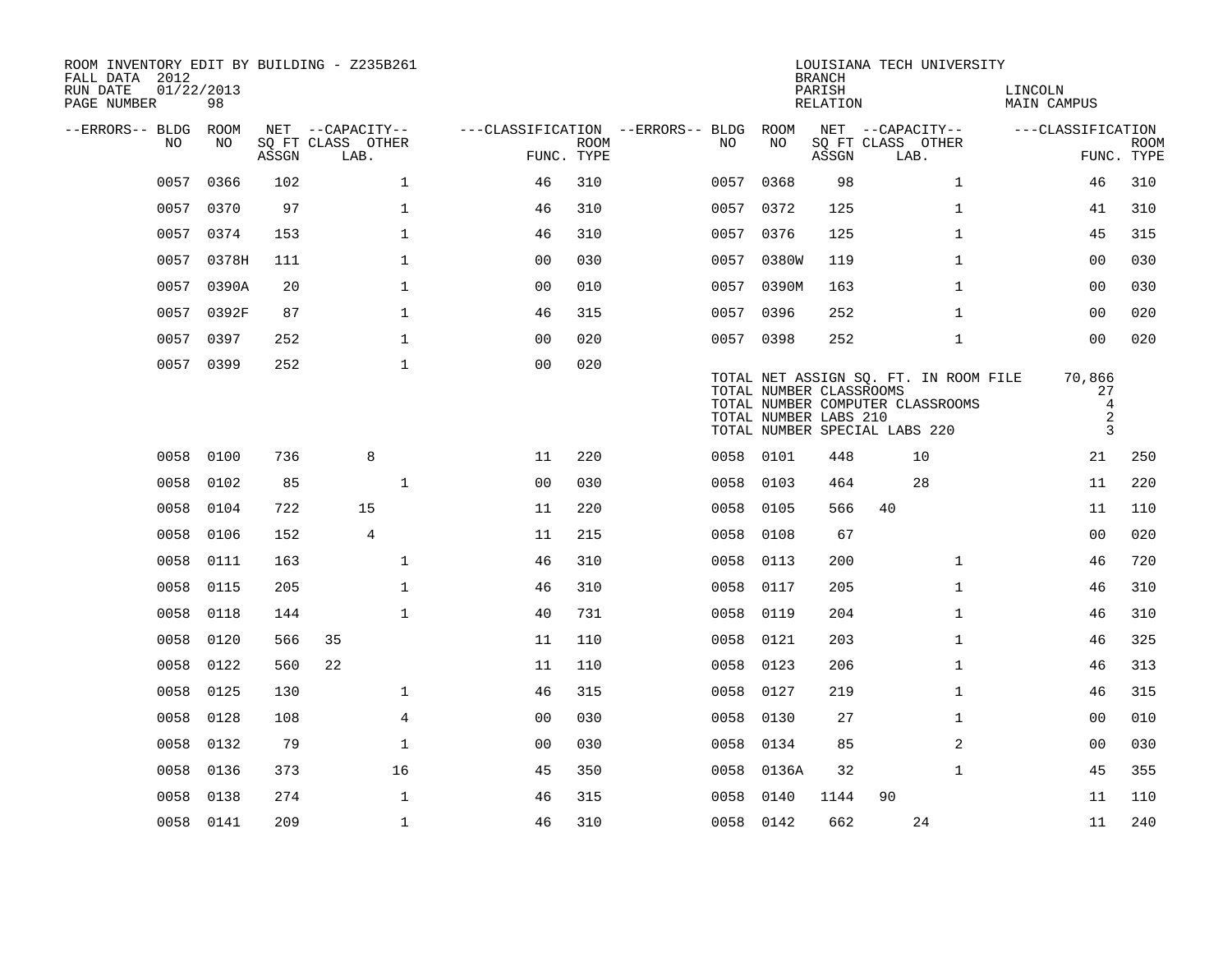ROOM INVENTORY EDIT BY BUILDING - Z235B261
FALL DATA 2012
RUN DATE 01/22/2013
PAGE NUMBER 98

LOUISIANA TECH UNIVERSITY
BRANCH
PARISH LINCOLN
RELATION MAIN CAMPUS

| --ERRORS-- | BLDG NO | ROOM NO | NET SQ FT ASSGN | CAPACITY CLASS | CAPACITY LAB. | CAPACITY OTHER | CLASSIFICATION FUNC. | ROOM TYPE | --ERRORS-- | BLDG NO | ROOM NO | NET SQ FT ASSGN | CAPACITY CLASS | CAPACITY LAB. | CAPACITY OTHER | CLASSIFICATION FUNC. | ROOM TYPE |
|---|---|---|---|---|---|---|---|---|---|---|---|---|---|---|---|---|---|
| | 0057 | 0366 | 102 | | | 1 | 46 | 310 | | 0057 | 0368 | 98 | | | 1 | 46 | 310 |
| | 0057 | 0370 | 97 | | | 1 | 46 | 310 | | 0057 | 0372 | 125 | | | 1 | 41 | 310 |
| | 0057 | 0374 | 153 | | | 1 | 46 | 310 | | 0057 | 0376 | 125 | | | 1 | 45 | 315 |
| | 0057 | 0378H | 111 | | | 1 | 00 | 030 | | 0057 | 0380W | 119 | | | 1 | 00 | 030 |
| | 0057 | 0390A | 20 | | | 1 | 00 | 010 | | 0057 | 0390M | 163 | | | 1 | 00 | 030 |
| | 0057 | 0392F | 87 | | | 1 | 46 | 315 | | 0057 | 0396 | 252 | | | 1 | 00 | 020 |
| | 0057 | 0397 | 252 | | | 1 | 00 | 020 | | 0057 | 0398 | 252 | | | 1 | 00 | 020 |
| | 0057 | 0399 | 252 | | | 1 | 00 | 020 | | | | | | | | | |

TOTAL NET ASSIGN SQ. FT. IN ROOM FILE 70,866
TOTAL NUMBER CLASSROOMS 27
TOTAL NUMBER COMPUTER CLASSROOMS 4
TOTAL NUMBER LABS 210 2
TOTAL NUMBER SPECIAL LABS 220 3

| --ERRORS-- | BLDG NO | ROOM NO | NET SQ FT ASSGN | CAPACITY CLASS | CAPACITY LAB. | CAPACITY OTHER | CLASSIFICATION FUNC. | ROOM TYPE | --ERRORS-- | BLDG NO | ROOM NO | NET SQ FT ASSGN | CAPACITY CLASS | CAPACITY LAB. | CAPACITY OTHER | CLASSIFICATION FUNC. | ROOM TYPE |
|---|---|---|---|---|---|---|---|---|---|---|---|---|---|---|---|---|---|
| | 0058 | 0100 | 736 | | 8 | | 11 | 220 | | 0058 | 0101 | 448 | | 10 | | 21 | 250 |
| | 0058 | 0102 | 85 | | | 1 | 00 | 030 | | 0058 | 0103 | 464 | | 28 | | 11 | 220 |
| | 0058 | 0104 | 722 | | 15 | | 11 | 220 | | 0058 | 0105 | 566 | 40 | | | 11 | 110 |
| | 0058 | 0106 | 152 | | 4 | | 11 | 215 | | 0058 | 0108 | 67 | | | | 00 | 020 |
| | 0058 | 0111 | 163 | | | 1 | 46 | 310 | | 0058 | 0113 | 200 | | | 1 | 46 | 720 |
| | 0058 | 0115 | 205 | | | 1 | 46 | 310 | | 0058 | 0117 | 205 | | | 1 | 46 | 310 |
| | 0058 | 0118 | 144 | | | 1 | 40 | 731 | | 0058 | 0119 | 204 | | | 1 | 46 | 310 |
| | 0058 | 0120 | 566 | 35 | | | 11 | 110 | | 0058 | 0121 | 203 | | | 1 | 46 | 325 |
| | 0058 | 0122 | 560 | 22 | | | 11 | 110 | | 0058 | 0123 | 206 | | | 1 | 46 | 313 |
| | 0058 | 0125 | 130 | | | 1 | 46 | 315 | | 0058 | 0127 | 219 | | | 1 | 46 | 315 |
| | 0058 | 0128 | 108 | | | 4 | 00 | 030 | | 0058 | 0130 | 27 | | | 1 | 00 | 010 |
| | 0058 | 0132 | 79 | | | 1 | 00 | 030 | | 0058 | 0134 | 85 | | | 2 | 00 | 030 |
| | 0058 | 0136 | 373 | | | 16 | 45 | 350 | | 0058 | 0136A | 32 | | | 1 | 45 | 355 |
| | 0058 | 0138 | 274 | | | 1 | 46 | 315 | | 0058 | 0140 | 1144 | 90 | | | 11 | 110 |
| | 0058 | 0141 | 209 | | | 1 | 46 | 310 | | 0058 | 0142 | 662 | | 24 | | 11 | 240 |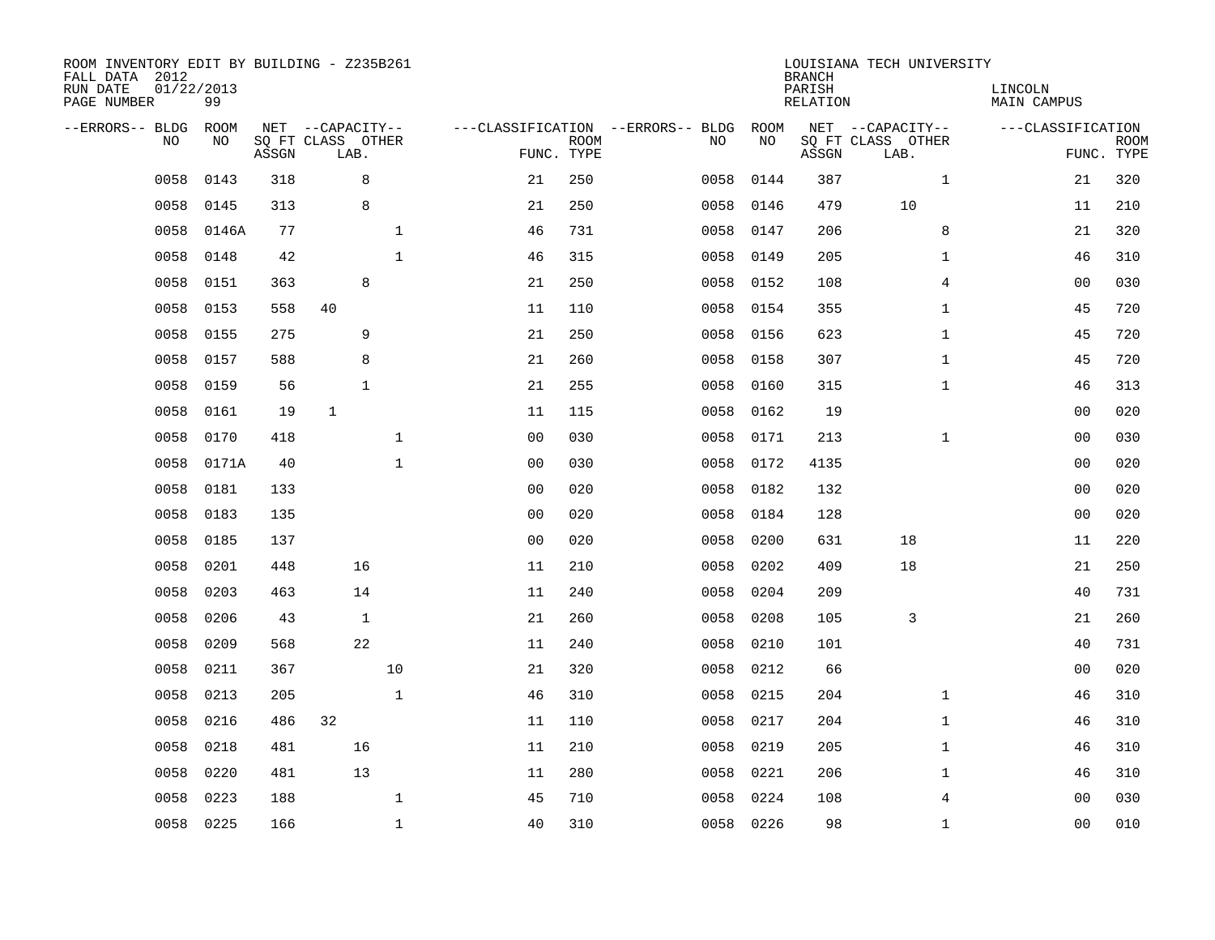ROOM INVENTORY EDIT BY BUILDING - Z235B261
FALL DATA 2012
RUN DATE 01/22/2013
PAGE NUMBER 99

LOUISIANA TECH UNIVERSITY
BRANCH
PARISH LINCOLN
RELATION MAIN CAMPUS

| --ERRORS-- | BLDG NO | ROOM NO | NET SQ FT ASSGN | CAPACITY CLASS | CAPACITY LAB. | CAPACITY OTHER | CLASSIFICATION FUNC. | ROOM TYPE | --ERRORS-- | BLDG NO | ROOM NO | NET SQ FT ASSGN | CAPACITY CLASS | CAPACITY LAB. | CAPACITY OTHER | CLASSIFICATION FUNC. | ROOM TYPE |
|---|---|---|---|---|---|---|---|---|---|---|---|---|---|---|---|---|---|
| | 0058 | 0143 | 318 | | 8 | | 21 | 250 | | 0058 | 0144 | 387 | | | 1 | 21 | 320 |
| | 0058 | 0145 | 313 | | 8 | | 21 | 250 | | 0058 | 0146 | 479 | | 10 | | 11 | 210 |
| | 0058 | 0146A | 77 | | | 1 | 46 | 731 | | 0058 | 0147 | 206 | | | 8 | 21 | 320 |
| | 0058 | 0148 | 42 | | | 1 | 46 | 315 | | 0058 | 0149 | 205 | | | 1 | 46 | 310 |
| | 0058 | 0151 | 363 | | 8 | | 21 | 250 | | 0058 | 0152 | 108 | | | 4 | 00 | 030 |
| | 0058 | 0153 | 558 | 40 | | | 11 | 110 | | 0058 | 0154 | 355 | | | 1 | 45 | 720 |
| | 0058 | 0155 | 275 | | 9 | | 21 | 250 | | 0058 | 0156 | 623 | | | 1 | 45 | 720 |
| | 0058 | 0157 | 588 | | 8 | | 21 | 260 | | 0058 | 0158 | 307 | | | 1 | 45 | 720 |
| | 0058 | 0159 | 56 | | 1 | | 21 | 255 | | 0058 | 0160 | 315 | | | 1 | 46 | 313 |
| | 0058 | 0161 | 19 | 1 | | | 11 | 115 | | 0058 | 0162 | 19 | | | | 00 | 020 |
| | 0058 | 0170 | 418 | | | 1 | 00 | 030 | | 0058 | 0171 | 213 | | | 1 | 00 | 030 |
| | 0058 | 0171A | 40 | | | 1 | 00 | 030 | | 0058 | 0172 | 4135 | | | | 00 | 020 |
| | 0058 | 0181 | 133 | | | | 00 | 020 | | 0058 | 0182 | 132 | | | | 00 | 020 |
| | 0058 | 0183 | 135 | | | | 00 | 020 | | 0058 | 0184 | 128 | | | | 00 | 020 |
| | 0058 | 0185 | 137 | | | | 00 | 020 | | 0058 | 0200 | 631 | | 18 | | 11 | 220 |
| | 0058 | 0201 | 448 | | 16 | | 11 | 210 | | 0058 | 0202 | 409 | | 18 | | 21 | 250 |
| | 0058 | 0203 | 463 | | 14 | | 11 | 240 | | 0058 | 0204 | 209 | | | | 40 | 731 |
| | 0058 | 0206 | 43 | | 1 | | 21 | 260 | | 0058 | 0208 | 105 | | 3 | | 21 | 260 |
| | 0058 | 0209 | 568 | | 22 | | 11 | 240 | | 0058 | 0210 | 101 | | | | 40 | 731 |
| | 0058 | 0211 | 367 | | | 10 | 21 | 320 | | 0058 | 0212 | 66 | | | | 00 | 020 |
| | 0058 | 0213 | 205 | | | 1 | 46 | 310 | | 0058 | 0215 | 204 | | | 1 | 46 | 310 |
| | 0058 | 0216 | 486 | 32 | | | 11 | 110 | | 0058 | 0217 | 204 | | | 1 | 46 | 310 |
| | 0058 | 0218 | 481 | | 16 | | 11 | 210 | | 0058 | 0219 | 205 | | | 1 | 46 | 310 |
| | 0058 | 0220 | 481 | | 13 | | 11 | 280 | | 0058 | 0221 | 206 | | | 1 | 46 | 310 |
| | 0058 | 0223 | 188 | | | 1 | 45 | 710 | | 0058 | 0224 | 108 | | | 4 | 00 | 030 |
| | 0058 | 0225 | 166 | | | 1 | 40 | 310 | | 0058 | 0226 | 98 | | | 1 | 00 | 010 |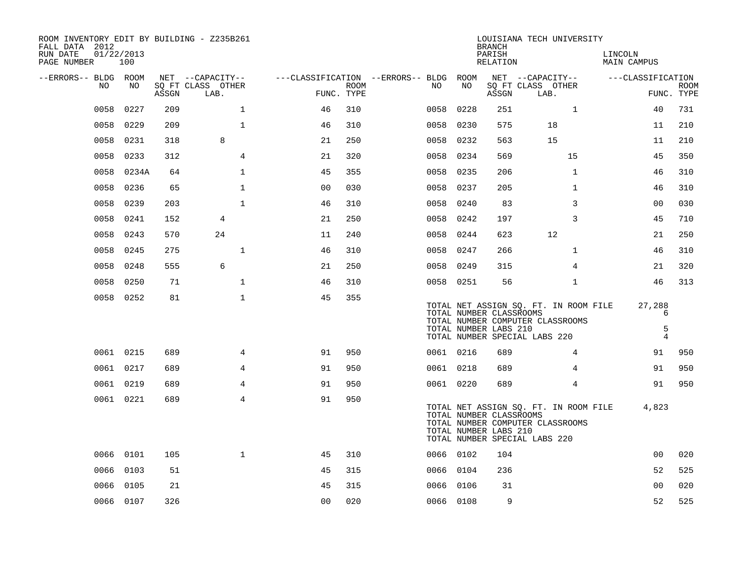ROOM INVENTORY EDIT BY BUILDING - Z235B261
FALL DATA 2012
RUN DATE 01/22/2013
PAGE NUMBER 100

LOUISIANA TECH UNIVERSITY
BRANCH
PARISH LINCOLN
RELATION MAIN CAMPUS

| --ERRORS-- | BLDG NO | ROOM NO | NET ASSGN SQ FT | CAPACITY CLASS LAB. | CAPACITY OTHER | CLASSIFICATION FUNC. | ROOM TYPE | --ERRORS-- | BLDG NO | ROOM NO | NET ASSGN SQ FT | CAPACITY CLASS LAB. | CAPACITY OTHER | CLASSIFICATION FUNC. | ROOM TYPE |
|---|---|---|---|---|---|---|---|---|---|---|---|---|---|---|---|
| | 0058 | 0227 | 209 | | 1 | 46 | 310 | | 0058 | 0228 | 251 | | 1 | 40 | 731 |
| | 0058 | 0229 | 209 | | 1 | 46 | 310 | | 0058 | 0230 | 575 | 18 | | 11 | 210 |
| | 0058 | 0231 | 318 | 8 | | 21 | 250 | | 0058 | 0232 | 563 | 15 | | 11 | 210 |
| | 0058 | 0233 | 312 | | 4 | 21 | 320 | | 0058 | 0234 | 569 | | 15 | 45 | 350 |
| | 0058 | 0234A | 64 | | 1 | 45 | 355 | | 0058 | 0235 | 206 | | 1 | 46 | 310 |
| | 0058 | 0236 | 65 | | 1 | 00 | 030 | | 0058 | 0237 | 205 | | 1 | 46 | 310 |
| | 0058 | 0239 | 203 | | 1 | 46 | 310 | | 0058 | 0240 | 83 | | 3 | 00 | 030 |
| | 0058 | 0241 | 152 | 4 | | 21 | 250 | | 0058 | 0242 | 197 | | 3 | 45 | 710 |
| | 0058 | 0243 | 570 | 24 | | 11 | 240 | | 0058 | 0244 | 623 | 12 | | 21 | 250 |
| | 0058 | 0245 | 275 | | 1 | 46 | 310 | | 0058 | 0247 | 266 | | 1 | 46 | 310 |
| | 0058 | 0248 | 555 | 6 | | 21 | 250 | | 0058 | 0249 | 315 | | 4 | 21 | 320 |
| | 0058 | 0250 | 71 | | 1 | 46 | 310 | | 0058 | 0251 | 56 | | 1 | 46 | 313 |
| | 0058 | 0252 | 81 | | 1 | 45 | 355 | | | | | | | | |

TOTAL NET ASSIGN SQ. FT. IN ROOM FILE 27,288
TOTAL NUMBER CLASSROOMS 6
TOTAL NUMBER COMPUTER CLASSROOMS
TOTAL NUMBER LABS 210 5
TOTAL NUMBER SPECIAL LABS 220 4

| --ERRORS-- | BLDG NO | ROOM NO | NET ASSGN SQ FT | CAPACITY CLASS LAB. | CAPACITY OTHER | CLASSIFICATION FUNC. | ROOM TYPE | --ERRORS-- | BLDG NO | ROOM NO | NET ASSGN SQ FT | CAPACITY CLASS LAB. | CAPACITY OTHER | CLASSIFICATION FUNC. | ROOM TYPE |
|---|---|---|---|---|---|---|---|---|---|---|---|---|---|---|---|
| | 0061 | 0215 | 689 | | 4 | 91 | 950 | | 0061 | 0216 | 689 | | 4 | 91 | 950 |
| | 0061 | 0217 | 689 | | 4 | 91 | 950 | | 0061 | 0218 | 689 | | 4 | 91 | 950 |
| | 0061 | 0219 | 689 | | 4 | 91 | 950 | | 0061 | 0220 | 689 | | 4 | 91 | 950 |
| | 0061 | 0221 | 689 | | 4 | 91 | 950 | | | | | | | | |

TOTAL NET ASSIGN SQ. FT. IN ROOM FILE 4,823
TOTAL NUMBER CLASSROOMS
TOTAL NUMBER COMPUTER CLASSROOMS
TOTAL NUMBER LABS 210
TOTAL NUMBER SPECIAL LABS 220

| --ERRORS-- | BLDG NO | ROOM NO | NET ASSGN SQ FT | CAPACITY CLASS LAB. | CAPACITY OTHER | CLASSIFICATION FUNC. | ROOM TYPE | --ERRORS-- | BLDG NO | ROOM NO | NET ASSGN SQ FT | CAPACITY CLASS LAB. | CAPACITY OTHER | CLASSIFICATION FUNC. | ROOM TYPE |
|---|---|---|---|---|---|---|---|---|---|---|---|---|---|---|---|
| | 0066 | 0101 | 105 | | 1 | 45 | 310 | | 0066 | 0102 | 104 | | | 00 | 020 |
| | 0066 | 0103 | 51 | | | 45 | 315 | | 0066 | 0104 | 236 | | | 52 | 525 |
| | 0066 | 0105 | 21 | | | 45 | 315 | | 0066 | 0106 | 31 | | | 00 | 020 |
| | 0066 | 0107 | 326 | | | 00 | 020 | | 0066 | 0108 | 9 | | | 52 | 525 |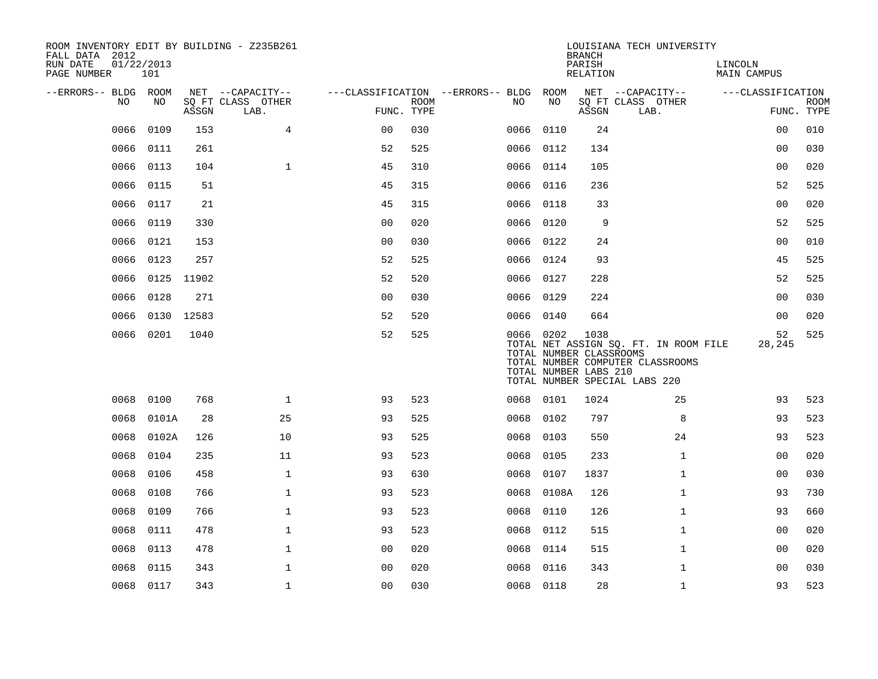ROOM INVENTORY EDIT BY BUILDING - Z235B261
FALL DATA 2012
RUN DATE 01/22/2013
PAGE NUMBER 101

LOUISIANA TECH UNIVERSITY
BRANCH
PARISH LINCOLN
RELATION MAIN CAMPUS

| --ERRORS-- | BLDG NO | ROOM NO | NET SQ FT ASSGN | --CAPACITY-- CLASS LAB. | OTHER | ---CLASSIFICATION FUNC. | ROOM TYPE | --ERRORS-- | BLDG NO | ROOM NO | NET SQ FT ASSGN | --CAPACITY-- CLASS LAB. | OTHER | ---CLASSIFICATION FUNC. | ROOM TYPE |
|---|---|---|---|---|---|---|---|---|---|---|---|---|---|---|---|
| | 0066 | 0109 | 153 | | 4 | 00 | 030 | | 0066 | 0110 | 24 | | | 00 | 010 |
| | 0066 | 0111 | 261 | | | 52 | 525 | | 0066 | 0112 | 134 | | | 00 | 030 |
| | 0066 | 0113 | 104 | | 1 | 45 | 310 | | 0066 | 0114 | 105 | | | 00 | 020 |
| | 0066 | 0115 | 51 | | | 45 | 315 | | 0066 | 0116 | 236 | | | 52 | 525 |
| | 0066 | 0117 | 21 | | | 45 | 315 | | 0066 | 0118 | 33 | | | 00 | 020 |
| | 0066 | 0119 | 330 | | | 00 | 020 | | 0066 | 0120 | 9 | | | 52 | 525 |
| | 0066 | 0121 | 153 | | | 00 | 030 | | 0066 | 0122 | 24 | | | 00 | 010 |
| | 0066 | 0123 | 257 | | | 52 | 525 | | 0066 | 0124 | 93 | | | 45 | 525 |
| | 0066 | 0125 | 11902 | | | 52 | 520 | | 0066 | 0127 | 228 | | | 52 | 525 |
| | 0066 | 0128 | 271 | | | 00 | 030 | | 0066 | 0129 | 224 | | | 00 | 030 |
| | 0066 | 0130 | 12583 | | | 52 | 520 | | 0066 | 0140 | 664 | | | 00 | 020 |
| | 0066 | 0201 | 1040 | | | 52 | 525 | | 0066 | 0202 | 1038 | | | 52 | 525 |
| | | | | | | | | | TOTAL NET ASSIGN SQ. FT. IN ROOM FILE | | | | | 28,245 | |
| | | | | | | | | | TOTAL NUMBER CLASSROOMS | | | | | | |
| | | | | | | | | | TOTAL NUMBER COMPUTER CLASSROOMS | | | | | | |
| | | | | | | | | | TOTAL NUMBER LABS 210 | | | | | | |
| | | | | | | | | | TOTAL NUMBER SPECIAL LABS 220 | | | | | | |
| | 0068 | 0100 | 768 | | 1 | 93 | 523 | | 0068 | 0101 | 1024 | | 25 | 93 | 523 |
| | 0068 | 0101A | 28 | | 25 | 93 | 525 | | 0068 | 0102 | 797 | | 8 | 93 | 523 |
| | 0068 | 0102A | 126 | | 10 | 93 | 525 | | 0068 | 0103 | 550 | | 24 | 93 | 523 |
| | 0068 | 0104 | 235 | | 11 | 93 | 523 | | 0068 | 0105 | 233 | | 1 | 00 | 020 |
| | 0068 | 0106 | 458 | | 1 | 93 | 630 | | 0068 | 0107 | 1837 | | 1 | 00 | 030 |
| | 0068 | 0108 | 766 | | 1 | 93 | 523 | | 0068 | 0108A | 126 | | 1 | 93 | 730 |
| | 0068 | 0109 | 766 | | 1 | 93 | 523 | | 0068 | 0110 | 126 | | 1 | 93 | 660 |
| | 0068 | 0111 | 478 | | 1 | 93 | 523 | | 0068 | 0112 | 515 | | 1 | 00 | 020 |
| | 0068 | 0113 | 478 | | 1 | 00 | 020 | | 0068 | 0114 | 515 | | 1 | 00 | 020 |
| | 0068 | 0115 | 343 | | 1 | 00 | 020 | | 0068 | 0116 | 343 | | 1 | 00 | 030 |
| | 0068 | 0117 | 343 | | 1 | 00 | 030 | | 0068 | 0118 | 28 | | 1 | 93 | 523 |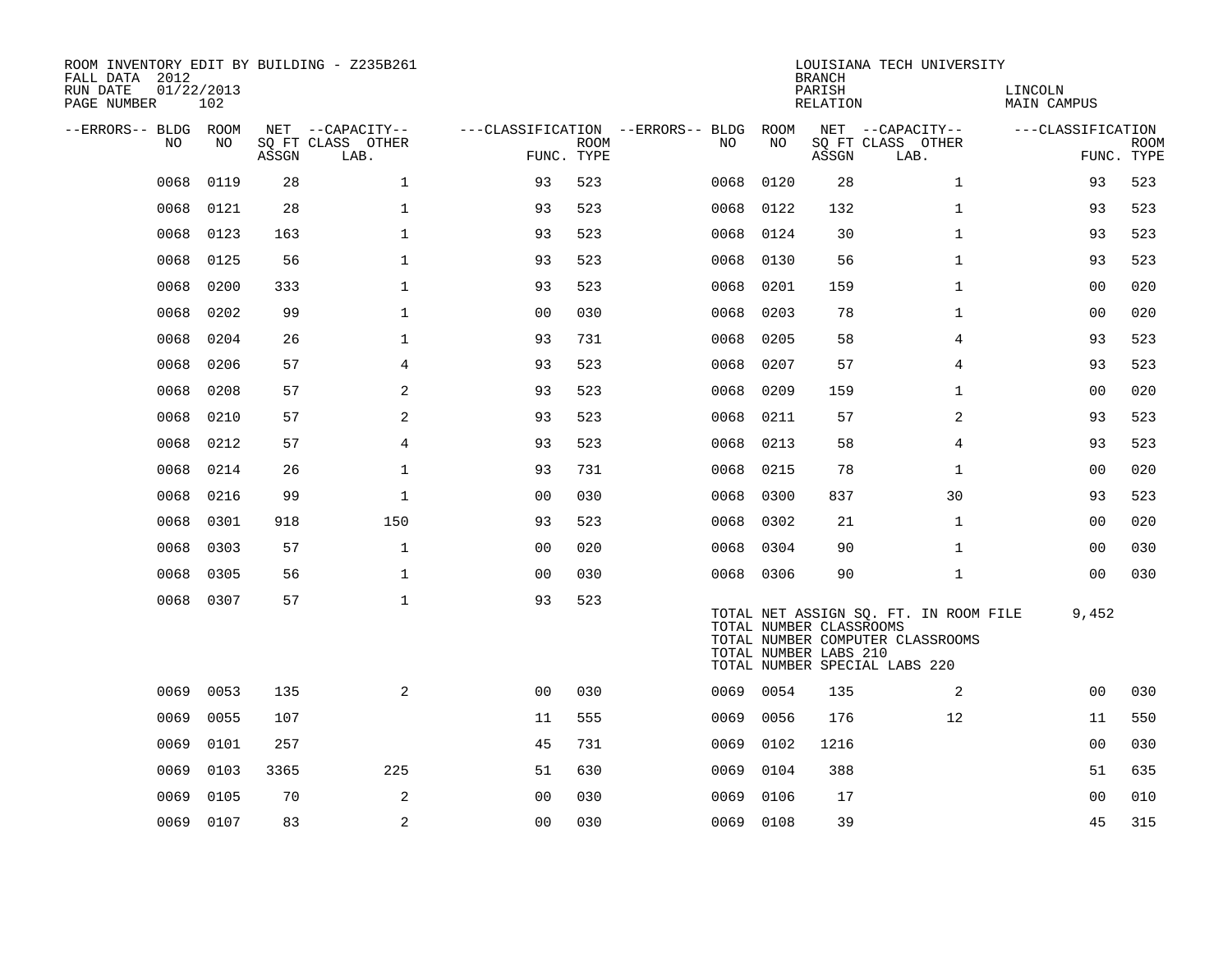ROOM INVENTORY EDIT BY BUILDING - Z235B261
FALL DATA 2012
RUN DATE 01/22/2013
PAGE NUMBER 102

LOUISIANA TECH UNIVERSITY
BRANCH
PARISH LINCOLN
RELATION MAIN CAMPUS

| --ERRORS-- | BLDG NO | ROOM NO | NET SQ FT ASSGN | --CAPACITY-- CLASS LAB. | OTHER | ---CLASSIFICATION FUNC. | ROOM TYPE | --ERRORS-- | BLDG NO | ROOM NO | NET SQ FT ASSGN | --CAPACITY-- CLASS LAB. | OTHER | ---CLASSIFICATION FUNC. | ROOM TYPE |
|---|---|---|---|---|---|---|---|---|---|---|---|---|---|---|---|
| | 0068 | 0119 | 28 | | 1 | 93 | 523 | | 0068 | 0120 | 28 | | 1 | 93 | 523 |
| | 0068 | 0121 | 28 | | 1 | 93 | 523 | | 0068 | 0122 | 132 | | 1 | 93 | 523 |
| | 0068 | 0123 | 163 | | 1 | 93 | 523 | | 0068 | 0124 | 30 | | 1 | 93 | 523 |
| | 0068 | 0125 | 56 | | 1 | 93 | 523 | | 0068 | 0130 | 56 | | 1 | 93 | 523 |
| | 0068 | 0200 | 333 | | 1 | 93 | 523 | | 0068 | 0201 | 159 | | 1 | 00 | 020 |
| | 0068 | 0202 | 99 | | 1 | 00 | 030 | | 0068 | 0203 | 78 | | 1 | 00 | 020 |
| | 0068 | 0204 | 26 | | 1 | 93 | 731 | | 0068 | 0205 | 58 | | 4 | 93 | 523 |
| | 0068 | 0206 | 57 | | 4 | 93 | 523 | | 0068 | 0207 | 57 | | 4 | 93 | 523 |
| | 0068 | 0208 | 57 | | 2 | 93 | 523 | | 0068 | 0209 | 159 | | 1 | 00 | 020 |
| | 0068 | 0210 | 57 | | 2 | 93 | 523 | | 0068 | 0211 | 57 | | 2 | 93 | 523 |
| | 0068 | 0212 | 57 | | 4 | 93 | 523 | | 0068 | 0213 | 58 | | 4 | 93 | 523 |
| | 0068 | 0214 | 26 | | 1 | 93 | 731 | | 0068 | 0215 | 78 | | 1 | 00 | 020 |
| | 0068 | 0216 | 99 | | 1 | 00 | 030 | | 0068 | 0300 | 837 | | 30 | 93 | 523 |
| | 0068 | 0301 | 918 | | 150 | 93 | 523 | | 0068 | 0302 | 21 | | 1 | 00 | 020 |
| | 0068 | 0303 | 57 | | 1 | 00 | 020 | | 0068 | 0304 | 90 | | 1 | 00 | 030 |
| | 0068 | 0305 | 56 | | 1 | 00 | 030 | | 0068 | 0306 | 90 | | 1 | 00 | 030 |
| | 0068 | 0307 | 57 | | 1 | 93 | 523 | | | | | | | | |

TOTAL NET ASSIGN SQ. FT. IN ROOM FILE 9,452
TOTAL NUMBER CLASSROOMS
TOTAL NUMBER COMPUTER CLASSROOMS
TOTAL NUMBER LABS 210
TOTAL NUMBER SPECIAL LABS 220

| --ERRORS-- | BLDG NO | ROOM NO | NET SQ FT ASSGN | --CAPACITY-- CLASS LAB. | OTHER | ---CLASSIFICATION FUNC. | ROOM TYPE | --ERRORS-- | BLDG NO | ROOM NO | NET SQ FT ASSGN | --CAPACITY-- CLASS LAB. | OTHER | ---CLASSIFICATION FUNC. | ROOM TYPE |
|---|---|---|---|---|---|---|---|---|---|---|---|---|---|---|---|
| | 0069 | 0053 | 135 | | 2 | 00 | 030 | | 0069 | 0054 | 135 | | 2 | 00 | 030 |
| | 0069 | 0055 | 107 | | | 11 | 555 | | 0069 | 0056 | 176 | | 12 | 11 | 550 |
| | 0069 | 0101 | 257 | | | 45 | 731 | | 0069 | 0102 | 1216 | | | 00 | 030 |
| | 0069 | 0103 | 3365 | | 225 | 51 | 630 | | 0069 | 0104 | 388 | | | 51 | 635 |
| | 0069 | 0105 | 70 | | 2 | 00 | 030 | | 0069 | 0106 | 17 | | | 00 | 010 |
| | 0069 | 0107 | 83 | | 2 | 00 | 030 | | 0069 | 0108 | 39 | | | 45 | 315 |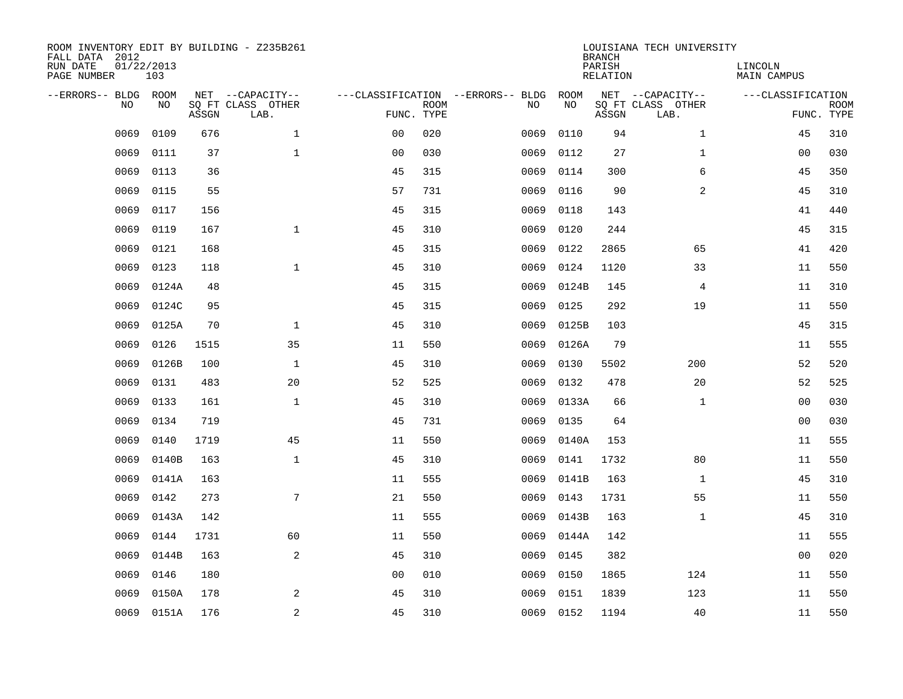ROOM INVENTORY EDIT BY BUILDING - Z235B261
FALL DATA 2012
RUN DATE 01/22/2013
PAGE NUMBER 103

LOUISIANA TECH UNIVERSITY
BRANCH
PARISH LINCOLN
RELATION MAIN CAMPUS

| --ERRORS-- | BLDG NO | ROOM NO | NET SQ FT ASSGN | --CAPACITY-- CLASS LAB. | OTHER | ---CLASSIFICATION FUNC. | ROOM TYPE | --ERRORS-- | BLDG NO | ROOM NO | NET SQ FT ASSGN | --CAPACITY-- CLASS LAB. | OTHER | ---CLASSIFICATION FUNC. | ROOM TYPE |
|---|---|---|---|---|---|---|---|---|---|---|---|---|---|---|---|
| | 0069 | 0109 | 676 | | 1 | 00 | 020 | | 0069 | 0110 | 94 | | 1 | 45 | 310 |
| | 0069 | 0111 | 37 | | 1 | 00 | 030 | | 0069 | 0112 | 27 | | 1 | 00 | 030 |
| | 0069 | 0113 | 36 | | | 45 | 315 | | 0069 | 0114 | 300 | | 6 | 45 | 350 |
| | 0069 | 0115 | 55 | | | 57 | 731 | | 0069 | 0116 | 90 | | 2 | 45 | 310 |
| | 0069 | 0117 | 156 | | | 45 | 315 | | 0069 | 0118 | 143 | | | 41 | 440 |
| | 0069 | 0119 | 167 | | 1 | 45 | 310 | | 0069 | 0120 | 244 | | | 45 | 315 |
| | 0069 | 0121 | 168 | | | 45 | 315 | | 0069 | 0122 | 2865 | | 65 | 41 | 420 |
| | 0069 | 0123 | 118 | | 1 | 45 | 310 | | 0069 | 0124 | 1120 | | 33 | 11 | 550 |
| | 0069 | 0124A | 48 | | | 45 | 315 | | 0069 | 0124B | 145 | | 4 | 11 | 310 |
| | 0069 | 0124C | 95 | | | 45 | 315 | | 0069 | 0125 | 292 | | 19 | 11 | 550 |
| | 0069 | 0125A | 70 | | 1 | 45 | 310 | | 0069 | 0125B | 103 | | | 45 | 315 |
| | 0069 | 0126 | 1515 | | 35 | 11 | 550 | | 0069 | 0126A | 79 | | | 11 | 555 |
| | 0069 | 0126B | 100 | | 1 | 45 | 310 | | 0069 | 0130 | 5502 | | 200 | 52 | 520 |
| | 0069 | 0131 | 483 | | 20 | 52 | 525 | | 0069 | 0132 | 478 | | 20 | 52 | 525 |
| | 0069 | 0133 | 161 | | 1 | 45 | 310 | | 0069 | 0133A | 66 | | 1 | 00 | 030 |
| | 0069 | 0134 | 719 | | | 45 | 731 | | 0069 | 0135 | 64 | | | 00 | 030 |
| | 0069 | 0140 | 1719 | | 45 | 11 | 550 | | 0069 | 0140A | 153 | | | 11 | 555 |
| | 0069 | 0140B | 163 | | 1 | 45 | 310 | | 0069 | 0141 | 1732 | | 80 | 11 | 550 |
| | 0069 | 0141A | 163 | | | 11 | 555 | | 0069 | 0141B | 163 | | 1 | 45 | 310 |
| | 0069 | 0142 | 273 | | 7 | 21 | 550 | | 0069 | 0143 | 1731 | | 55 | 11 | 550 |
| | 0069 | 0143A | 142 | | | 11 | 555 | | 0069 | 0143B | 163 | | 1 | 45 | 310 |
| | 0069 | 0144 | 1731 | | 60 | 11 | 550 | | 0069 | 0144A | 142 | | | 11 | 555 |
| | 0069 | 0144B | 163 | | 2 | 45 | 310 | | 0069 | 0145 | 382 | | | 00 | 020 |
| | 0069 | 0146 | 180 | | | 00 | 010 | | 0069 | 0150 | 1865 | | 124 | 11 | 550 |
| | 0069 | 0150A | 178 | | 2 | 45 | 310 | | 0069 | 0151 | 1839 | | 123 | 11 | 550 |
| | 0069 | 0151A | 176 | | 2 | 45 | 310 | | 0069 | 0152 | 1194 | | 40 | 11 | 550 |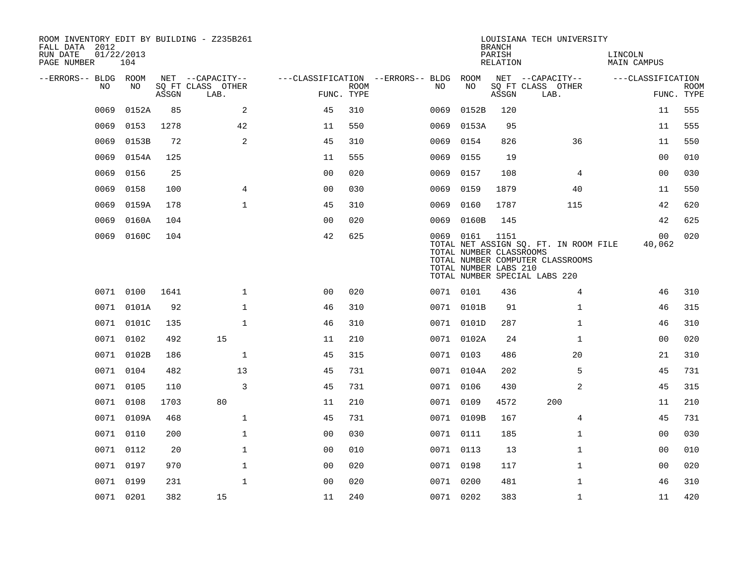ROOM INVENTORY EDIT BY BUILDING - Z235B261
FALL DATA 2012
RUN DATE 01/22/2013
PAGE NUMBER 104

LOUISIANA TECH UNIVERSITY
BRANCH
PARISH LINCOLN
RELATION MAIN CAMPUS

| --ERRORS-- | BLDG NO | ROOM NO | NET SQ FT ASSGN | --CAPACITY-- CLASS LAB. | OTHER | ---CLASSIFICATION FUNC. | ROOM TYPE | --ERRORS-- | BLDG NO | ROOM NO | NET SQ FT ASSGN | --CAPACITY-- CLASS LAB. | OTHER | ---CLASSIFICATION FUNC. | ROOM TYPE |
|---|---|---|---|---|---|---|---|---|---|---|---|---|---|---|---|
| | 0069 | 0152A | 85 | | 2 | 45 | 310 | | 0069 | 0152B | 120 | | | 11 | 555 |
| | 0069 | 0153 | 1278 | | 42 | 11 | 550 | | 0069 | 0153A | 95 | | | 11 | 555 |
| | 0069 | 0153B | 72 | | 2 | 45 | 310 | | 0069 | 0154 | 826 | | 36 | 11 | 550 |
| | 0069 | 0154A | 125 | | | 11 | 555 | | 0069 | 0155 | 19 | | | 00 | 010 |
| | 0069 | 0156 | 25 | | | 00 | 020 | | 0069 | 0157 | 108 | | 4 | 00 | 030 |
| | 0069 | 0158 | 100 | | 4 | 00 | 030 | | 0069 | 0159 | 1879 | | 40 | 11 | 550 |
| | 0069 | 0159A | 178 | | 1 | 45 | 310 | | 0069 | 0160 | 1787 | | 115 | 42 | 620 |
| | 0069 | 0160A | 104 | | | 00 | 020 | | 0069 | 0160B | 145 | | | 42 | 625 |
| | 0069 | 0160C | 104 | | | 42 | 625 | | 0069 | 0161 | 1151 | | | 00 | 020 |
| | | | | | | | | | TOTAL NET ASSIGN SQ. FT. IN ROOM FILE | | | | | 40,062 | |
| | | | | | | | | | TOTAL NUMBER CLASSROOMS | | | | | | |
| | | | | | | | | | TOTAL NUMBER COMPUTER CLASSROOMS | | | | | | |
| | | | | | | | | | TOTAL NUMBER LABS 210 | | | | | | |
| | | | | | | | | | TOTAL NUMBER SPECIAL LABS 220 | | | | | | |
| | 0071 | 0100 | 1641 | | 1 | 00 | 020 | | 0071 | 0101 | 436 | | 4 | 46 | 310 |
| | 0071 | 0101A | 92 | | 1 | 46 | 310 | | 0071 | 0101B | 91 | | 1 | 46 | 315 |
| | 0071 | 0101C | 135 | | 1 | 46 | 310 | | 0071 | 0101D | 287 | | 1 | 46 | 310 |
| | 0071 | 0102 | 492 | 15 | | 11 | 210 | | 0071 | 0102A | 24 | | 1 | 00 | 020 |
| | 0071 | 0102B | 186 | | 1 | 45 | 315 | | 0071 | 0103 | 486 | | 20 | 21 | 310 |
| | 0071 | 0104 | 482 | | 13 | 45 | 731 | | 0071 | 0104A | 202 | | 5 | 45 | 731 |
| | 0071 | 0105 | 110 | | 3 | 45 | 731 | | 0071 | 0106 | 430 | | 2 | 45 | 315 |
| | 0071 | 0108 | 1703 | 80 | | 11 | 210 | | 0071 | 0109 | 4572 | 200 | | 11 | 210 |
| | 0071 | 0109A | 468 | | 1 | 45 | 731 | | 0071 | 0109B | 167 | | 4 | 45 | 731 |
| | 0071 | 0110 | 200 | | 1 | 00 | 030 | | 0071 | 0111 | 185 | | 1 | 00 | 030 |
| | 0071 | 0112 | 20 | | 1 | 00 | 010 | | 0071 | 0113 | 13 | | 1 | 00 | 010 |
| | 0071 | 0197 | 970 | | 1 | 00 | 020 | | 0071 | 0198 | 117 | | 1 | 00 | 020 |
| | 0071 | 0199 | 231 | | 1 | 00 | 020 | | 0071 | 0200 | 481 | | 1 | 46 | 310 |
| | 0071 | 0201 | 382 | 15 | | 11 | 240 | | 0071 | 0202 | 383 | | 1 | 11 | 420 |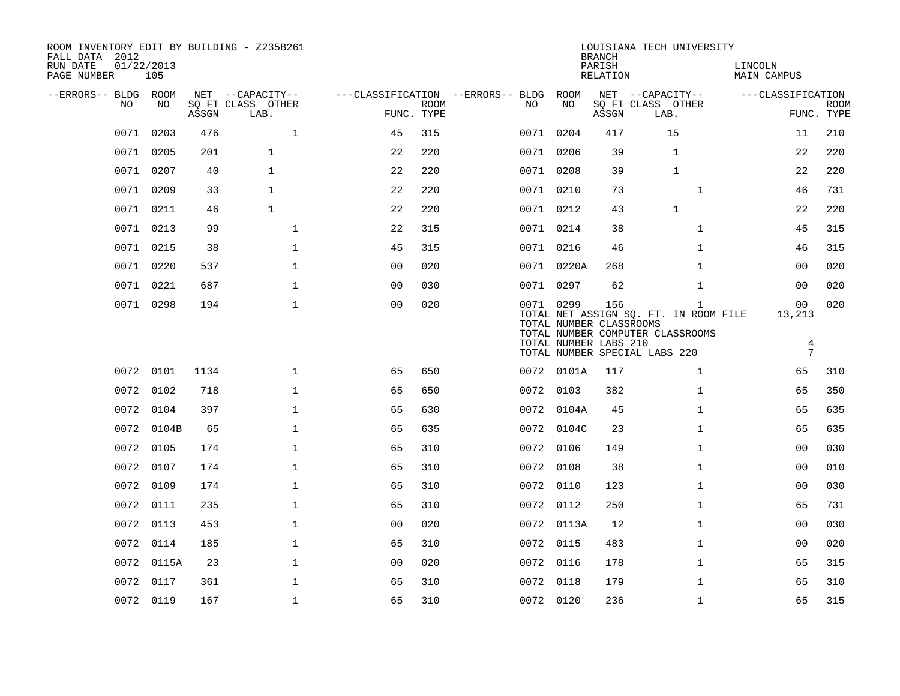ROOM INVENTORY EDIT BY BUILDING - Z235B261
FALL DATA 2012
RUN DATE 01/22/2013
PAGE NUMBER 105

LOUISIANA TECH UNIVERSITY
BRANCH
PARISH LINCOLN
RELATION MAIN CAMPUS

| --ERRORS-- | BLDG NO | ROOM NO | NET SQ FT ASSGN | --CAPACITY-- CLASS LAB. | OTHER | ---CLASSIFICATION FUNC. | ROOM TYPE | --ERRORS-- | BLDG NO | ROOM NO | NET SQ FT ASSGN | --CAPACITY-- CLASS LAB. | OTHER | ---CLASSIFICATION FUNC. | ROOM TYPE |
|---|---|---|---|---|---|---|---|---|---|---|---|---|---|---|---|
| | 0071 | 0203 | 476 | | 1 | 45 | 315 | | 0071 | 0204 | 417 | 15 | | 11 | 210 |
| | 0071 | 0205 | 201 | 1 | | 22 | 220 | | 0071 | 0206 | 39 | 1 | | 22 | 220 |
| | 0071 | 0207 | 40 | 1 | | 22 | 220 | | 0071 | 0208 | 39 | 1 | | 22 | 220 |
| | 0071 | 0209 | 33 | 1 | | 22 | 220 | | 0071 | 0210 | 73 | | 1 | 46 | 731 |
| | 0071 | 0211 | 46 | 1 | | 22 | 220 | | 0071 | 0212 | 43 | 1 | | 22 | 220 |
| | 0071 | 0213 | 99 | | 1 | 22 | 315 | | 0071 | 0214 | 38 | | 1 | 45 | 315 |
| | 0071 | 0215 | 38 | | 1 | 45 | 315 | | 0071 | 0216 | 46 | | 1 | 46 | 315 |
| | 0071 | 0220 | 537 | | 1 | 00 | 020 | | 0071 | 0220A | 268 | | 1 | 00 | 020 |
| | 0071 | 0221 | 687 | | 1 | 00 | 030 | | 0071 | 0297 | 62 | | 1 | 00 | 020 |
| | 0071 | 0298 | 194 | | 1 | 00 | 020 | | 0071 | 0299 | 156 | | 1 | 00 | 020 |
| | | | | | | | | | TOTAL NET ASSIGN SQ. FT. IN ROOM FILE | | | | | 13,213 | |
| | | | | | | | | | TOTAL NUMBER CLASSROOMS | | | | | | |
| | | | | | | | | | TOTAL NUMBER COMPUTER CLASSROOMS | | | | | | |
| | | | | | | | | | TOTAL NUMBER LABS 210 | | | | | 4 | |
| | | | | | | | | | TOTAL NUMBER SPECIAL LABS 220 | | | | | 7 | |
| | 0072 | 0101 | 1134 | | 1 | 65 | 650 | | 0072 | 0101A | 117 | | 1 | 65 | 310 |
| | 0072 | 0102 | 718 | | 1 | 65 | 650 | | 0072 | 0103 | 382 | | 1 | 65 | 350 |
| | 0072 | 0104 | 397 | | 1 | 65 | 630 | | 0072 | 0104A | 45 | | 1 | 65 | 635 |
| | 0072 | 0104B | 65 | | 1 | 65 | 635 | | 0072 | 0104C | 23 | | 1 | 65 | 635 |
| | 0072 | 0105 | 174 | | 1 | 65 | 310 | | 0072 | 0106 | 149 | | 1 | 00 | 030 |
| | 0072 | 0107 | 174 | | 1 | 65 | 310 | | 0072 | 0108 | 38 | | 1 | 00 | 010 |
| | 0072 | 0109 | 174 | | 1 | 65 | 310 | | 0072 | 0110 | 123 | | 1 | 00 | 030 |
| | 0072 | 0111 | 235 | | 1 | 65 | 310 | | 0072 | 0112 | 250 | | 1 | 65 | 731 |
| | 0072 | 0113 | 453 | | 1 | 00 | 020 | | 0072 | 0113A | 12 | | 1 | 00 | 030 |
| | 0072 | 0114 | 185 | | 1 | 65 | 310 | | 0072 | 0115 | 483 | | 1 | 00 | 020 |
| | 0072 | 0115A | 23 | | 1 | 00 | 020 | | 0072 | 0116 | 178 | | 1 | 65 | 315 |
| | 0072 | 0117 | 361 | | 1 | 65 | 310 | | 0072 | 0118 | 179 | | 1 | 65 | 310 |
| | 0072 | 0119 | 167 | | 1 | 65 | 310 | | 0072 | 0120 | 236 | | 1 | 65 | 315 |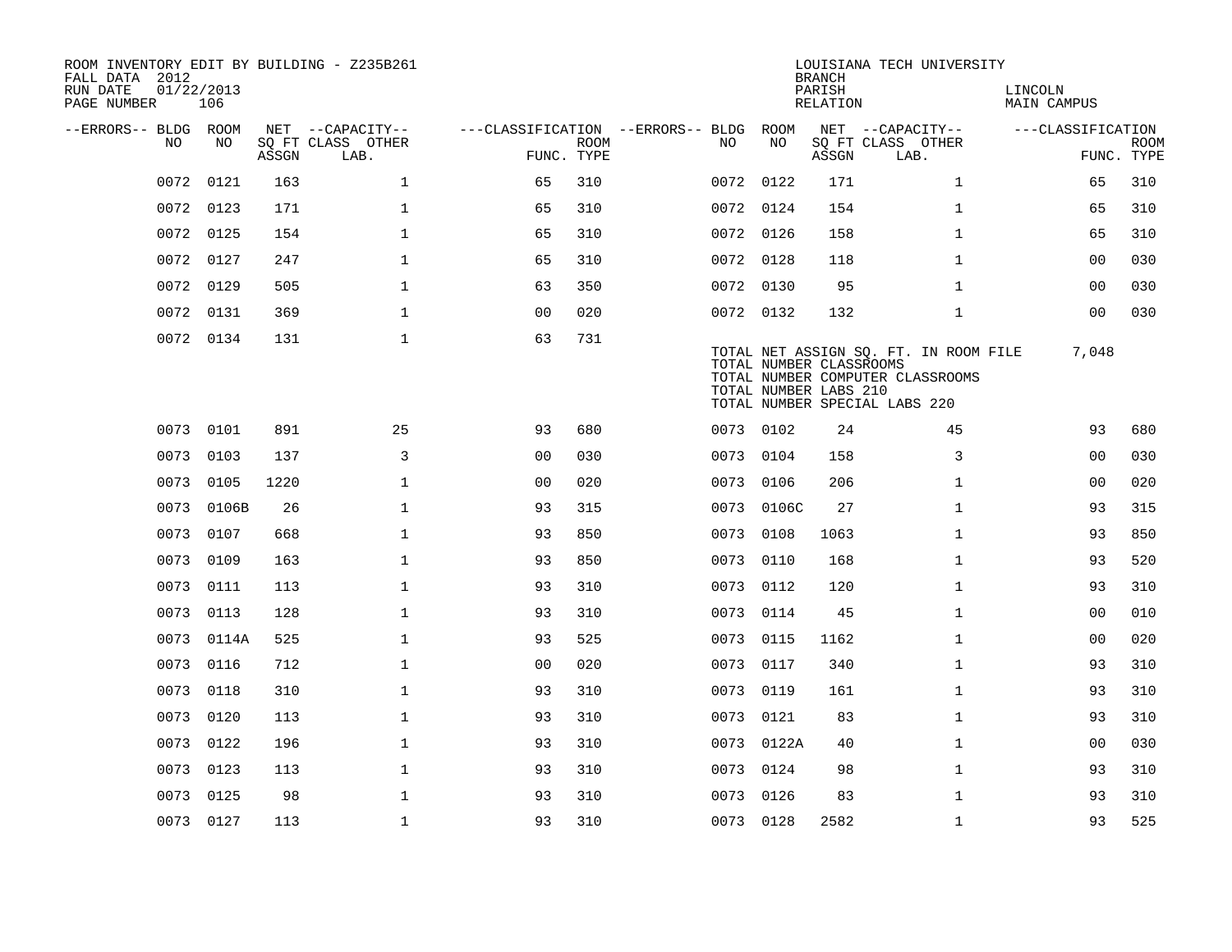ROOM INVENTORY EDIT BY BUILDING - Z235B261
FALL DATA 2012
RUN DATE 01/22/2013

LOUISIANA TECH UNIVERSITY
BRANCH
PARISH LINCOLN
RELATION MAIN CAMPUS

| --ERRORS-- | BLDG NO | ROOM NO | NET SQ FT ASSGN | --CAPACITY-- CLASS LAB. | OTHER | ---CLASSIFICATION FUNC. | ROOM TYPE | --ERRORS-- | BLDG NO | ROOM NO | NET SQ FT ASSGN | --CAPACITY-- CLASS LAB. | OTHER | ---CLASSIFICATION FUNC. | ROOM TYPE |
|---|---|---|---|---|---|---|---|---|---|---|---|---|---|---|---|
| | 0072 | 0121 | 163 | | 1 | 65 | 310 | | 0072 | 0122 | 171 | | 1 | 65 | 310 |
| | 0072 | 0123 | 171 | | 1 | 65 | 310 | | 0072 | 0124 | 154 | | 1 | 65 | 310 |
| | 0072 | 0125 | 154 | | 1 | 65 | 310 | | 0072 | 0126 | 158 | | 1 | 65 | 310 |
| | 0072 | 0127 | 247 | | 1 | 65 | 310 | | 0072 | 0128 | 118 | | 1 | 00 | 030 |
| | 0072 | 0129 | 505 | | 1 | 63 | 350 | | 0072 | 0130 | 95 | | 1 | 00 | 030 |
| | 0072 | 0131 | 369 | | 1 | 00 | 020 | | 0072 | 0132 | 132 | | 1 | 00 | 030 |
| | 0072 | 0134 | 131 | | 1 | 63 | 731 | | | | | | | | |

TOTAL NET ASSIGN SQ. FT. IN ROOM FILE 7,048
TOTAL NUMBER CLASSROOMS
TOTAL NUMBER COMPUTER CLASSROOMS
TOTAL NUMBER LABS 210
TOTAL NUMBER SPECIAL LABS 220

| --ERRORS-- | BLDG NO | ROOM NO | NET SQ FT ASSGN | --CAPACITY-- CLASS LAB. | OTHER | ---CLASSIFICATION FUNC. | ROOM TYPE | --ERRORS-- | BLDG NO | ROOM NO | NET SQ FT ASSGN | --CAPACITY-- CLASS LAB. | OTHER | ---CLASSIFICATION FUNC. | ROOM TYPE |
|---|---|---|---|---|---|---|---|---|---|---|---|---|---|---|---|
| | 0073 | 0101 | 891 | | 25 | 93 | 680 | | 0073 | 0102 | 24 | | 45 | 93 | 680 |
| | 0073 | 0103 | 137 | | 3 | 00 | 030 | | 0073 | 0104 | 158 | | 3 | 00 | 030 |
| | 0073 | 0105 | 1220 | | 1 | 00 | 020 | | 0073 | 0106 | 206 | | 1 | 00 | 020 |
| | 0073 | 0106B | 26 | | 1 | 93 | 315 | | 0073 | 0106C | 27 | | 1 | 93 | 315 |
| | 0073 | 0107 | 668 | | 1 | 93 | 850 | | 0073 | 0108 | 1063 | | 1 | 93 | 850 |
| | 0073 | 0109 | 163 | | 1 | 93 | 850 | | 0073 | 0110 | 168 | | 1 | 93 | 520 |
| | 0073 | 0111 | 113 | | 1 | 93 | 310 | | 0073 | 0112 | 120 | | 1 | 93 | 310 |
| | 0073 | 0113 | 128 | | 1 | 93 | 310 | | 0073 | 0114 | 45 | | 1 | 00 | 010 |
| | 0073 | 0114A | 525 | | 1 | 93 | 525 | | 0073 | 0115 | 1162 | | 1 | 00 | 020 |
| | 0073 | 0116 | 712 | | 1 | 00 | 020 | | 0073 | 0117 | 340 | | 1 | 93 | 310 |
| | 0073 | 0118 | 310 | | 1 | 93 | 310 | | 0073 | 0119 | 161 | | 1 | 93 | 310 |
| | 0073 | 0120 | 113 | | 1 | 93 | 310 | | 0073 | 0121 | 83 | | 1 | 93 | 310 |
| | 0073 | 0122 | 196 | | 1 | 93 | 310 | | 0073 | 0122A | 40 | | 1 | 00 | 030 |
| | 0073 | 0123 | 113 | | 1 | 93 | 310 | | 0073 | 0124 | 98 | | 1 | 93 | 310 |
| | 0073 | 0125 | 98 | | 1 | 93 | 310 | | 0073 | 0126 | 83 | | 1 | 93 | 310 |
| | 0073 | 0127 | 113 | | 1 | 93 | 310 | | 0073 | 0128 | 2582 | | 1 | 93 | 525 |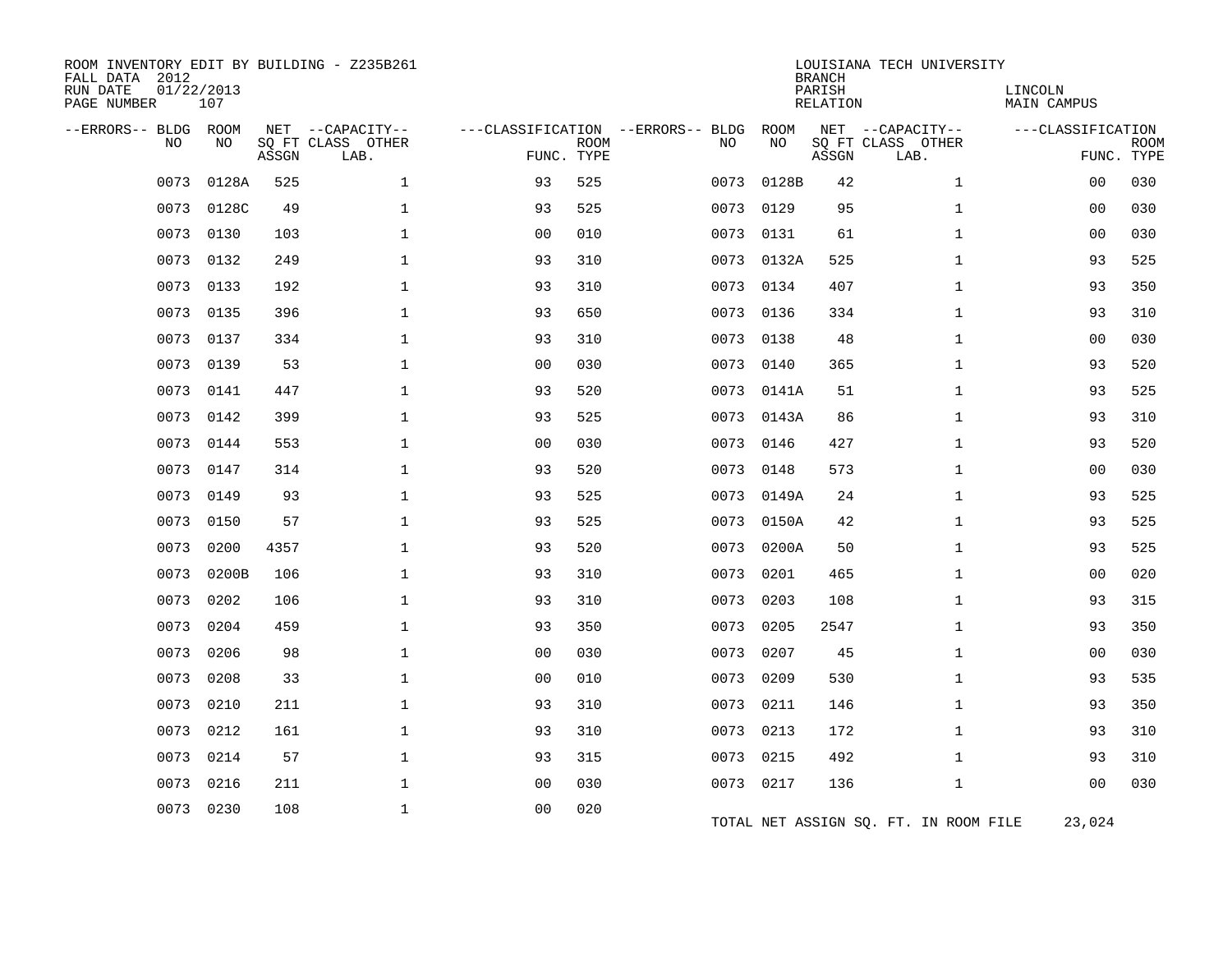ROOM INVENTORY EDIT BY BUILDING - Z235B261
FALL DATA 2012
RUN DATE 01/22/2013
PAGE NUMBER 107

LOUISIANA TECH UNIVERSITY
BRANCH
PARISH LINCOLN
RELATION MAIN CAMPUS

| --ERRORS-- | BLDG NO | ROOM NO | NET SQ FT ASSGN | --CAPACITY-- CLASS LAB. | OTHER | ---CLASSIFICATION FUNC. | ROOM TYPE | --ERRORS-- | BLDG NO | ROOM NO | NET SQ FT ASSGN | --CAPACITY-- CLASS LAB. | OTHER | ---CLASSIFICATION FUNC. | ROOM TYPE |
|---|---|---|---|---|---|---|---|---|---|---|---|---|---|---|---|
| | 0073 | 0128A | 525 | | 1 | 93 | 525 | | 0073 | 0128B | 42 | | 1 | 00 | 030 |
| | 0073 | 0128C | 49 | | 1 | 93 | 525 | | 0073 | 0129 | 95 | | 1 | 00 | 030 |
| | 0073 | 0130 | 103 | | 1 | 00 | 010 | | 0073 | 0131 | 61 | | 1 | 00 | 030 |
| | 0073 | 0132 | 249 | | 1 | 93 | 310 | | 0073 | 0132A | 525 | | 1 | 93 | 525 |
| | 0073 | 0133 | 192 | | 1 | 93 | 310 | | 0073 | 0134 | 407 | | 1 | 93 | 350 |
| | 0073 | 0135 | 396 | | 1 | 93 | 650 | | 0073 | 0136 | 334 | | 1 | 93 | 310 |
| | 0073 | 0137 | 334 | | 1 | 93 | 310 | | 0073 | 0138 | 48 | | 1 | 00 | 030 |
| | 0073 | 0139 | 53 | | 1 | 00 | 030 | | 0073 | 0140 | 365 | | 1 | 93 | 520 |
| | 0073 | 0141 | 447 | | 1 | 93 | 520 | | 0073 | 0141A | 51 | | 1 | 93 | 525 |
| | 0073 | 0142 | 399 | | 1 | 93 | 525 | | 0073 | 0143A | 86 | | 1 | 93 | 310 |
| | 0073 | 0144 | 553 | | 1 | 00 | 030 | | 0073 | 0146 | 427 | | 1 | 93 | 520 |
| | 0073 | 0147 | 314 | | 1 | 93 | 520 | | 0073 | 0148 | 573 | | 1 | 00 | 030 |
| | 0073 | 0149 | 93 | | 1 | 93 | 525 | | 0073 | 0149A | 24 | | 1 | 93 | 525 |
| | 0073 | 0150 | 57 | | 1 | 93 | 525 | | 0073 | 0150A | 42 | | 1 | 93 | 525 |
| | 0073 | 0200 | 4357 | | 1 | 93 | 520 | | 0073 | 0200A | 50 | | 1 | 93 | 525 |
| | 0073 | 0200B | 106 | | 1 | 93 | 310 | | 0073 | 0201 | 465 | | 1 | 00 | 020 |
| | 0073 | 0202 | 106 | | 1 | 93 | 310 | | 0073 | 0203 | 108 | | 1 | 93 | 315 |
| | 0073 | 0204 | 459 | | 1 | 93 | 350 | | 0073 | 0205 | 2547 | | 1 | 93 | 350 |
| | 0073 | 0206 | 98 | | 1 | 00 | 030 | | 0073 | 0207 | 45 | | 1 | 00 | 030 |
| | 0073 | 0208 | 33 | | 1 | 00 | 010 | | 0073 | 0209 | 530 | | 1 | 93 | 535 |
| | 0073 | 0210 | 211 | | 1 | 93 | 310 | | 0073 | 0211 | 146 | | 1 | 93 | 350 |
| | 0073 | 0212 | 161 | | 1 | 93 | 310 | | 0073 | 0213 | 172 | | 1 | 93 | 310 |
| | 0073 | 0214 | 57 | | 1 | 93 | 315 | | 0073 | 0215 | 492 | | 1 | 93 | 310 |
| | 0073 | 0216 | 211 | | 1 | 00 | 030 | | 0073 | 0217 | 136 | | 1 | 00 | 030 |
| | 0073 | 0230 | 108 | | 1 | 00 | 020 | | | | | | | | |

TOTAL NET ASSIGN SQ. FT. IN ROOM FILE 23,024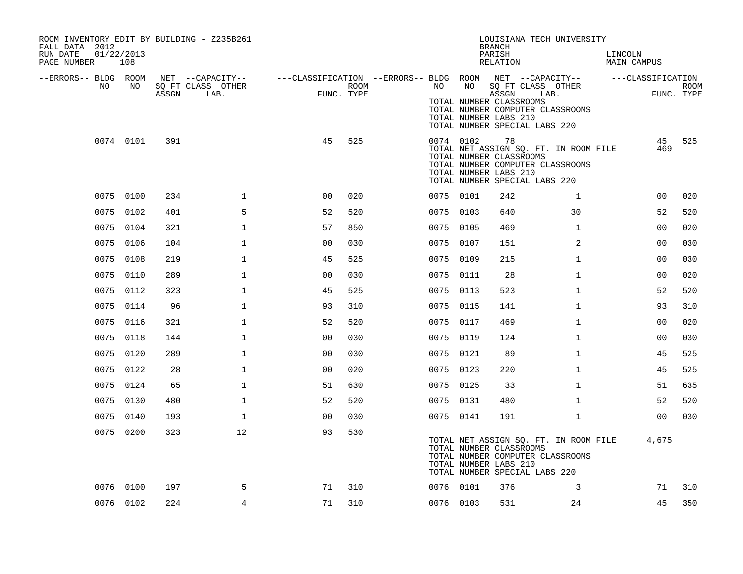ROOM INVENTORY EDIT BY BUILDING - Z235B261
FALL DATA 2012
RUN DATE 01/22/2013

LOUISIANA TECH UNIVERSITY
BRANCH
PARISH LINCOLN
RELATION MAIN CAMPUS

| --ERRORS-- | BLDG NO | ROOM NO | NET ASSGN SQ FT | --CAPACITY-- CLASS LAB. | OTHER | ---CLASSIFICATION FUNC. | ROOM TYPE | --ERRORS-- | BLDG NO | ROOM NO | NET ASSGN SQ FT | --CAPACITY-- CLASS LAB. | OTHER | ---CLASSIFICATION FUNC. | ROOM TYPE |
|---|---|---|---|---|---|---|---|---|---|---|---|---|---|---|---|
| | | | | | | | | | TOTAL NUMBER CLASSROOMS | | | | | | |
| | | | | | | | | | TOTAL NUMBER COMPUTER CLASSROOMS | | | | | | |
| | | | | | | | | | TOTAL NUMBER LABS 210 | | | | | | |
| | | | | | | | | | TOTAL NUMBER SPECIAL LABS 220 | | | | | | |
| | 0074 | 0101 | 391 | | | 45 | 525 | | 0074 | 0102 | 78 | | | 45 | 525 |
| | | | | | | | | | TOTAL NET ASSIGN SQ. FT. IN ROOM FILE | | | | | 469 | |
| | | | | | | | | | TOTAL NUMBER CLASSROOMS | | | | | | |
| | | | | | | | | | TOTAL NUMBER COMPUTER CLASSROOMS | | | | | | |
| | | | | | | | | | TOTAL NUMBER LABS 210 | | | | | | |
| | | | | | | | | | TOTAL NUMBER SPECIAL LABS 220 | | | | | | |
| | 0075 | 0100 | 234 | | 1 | 00 | 020 | | 0075 | 0101 | 242 | | 1 | 00 | 020 |
| | 0075 | 0102 | 401 | | 5 | 52 | 520 | | 0075 | 0103 | 640 | | 30 | 52 | 520 |
| | 0075 | 0104 | 321 | | 1 | 57 | 850 | | 0075 | 0105 | 469 | | 1 | 00 | 020 |
| | 0075 | 0106 | 104 | | 1 | 00 | 030 | | 0075 | 0107 | 151 | | 2 | 00 | 030 |
| | 0075 | 0108 | 219 | | 1 | 45 | 525 | | 0075 | 0109 | 215 | | 1 | 00 | 030 |
| | 0075 | 0110 | 289 | | 1 | 00 | 030 | | 0075 | 0111 | 28 | | 1 | 00 | 020 |
| | 0075 | 0112 | 323 | | 1 | 45 | 525 | | 0075 | 0113 | 523 | | 1 | 52 | 520 |
| | 0075 | 0114 | 96 | | 1 | 93 | 310 | | 0075 | 0115 | 141 | | 1 | 93 | 310 |
| | 0075 | 0116 | 321 | | 1 | 52 | 520 | | 0075 | 0117 | 469 | | 1 | 00 | 020 |
| | 0075 | 0118 | 144 | | 1 | 00 | 030 | | 0075 | 0119 | 124 | | 1 | 00 | 030 |
| | 0075 | 0120 | 289 | | 1 | 00 | 030 | | 0075 | 0121 | 89 | | 1 | 45 | 525 |
| | 0075 | 0122 | 28 | | 1 | 00 | 020 | | 0075 | 0123 | 220 | | 1 | 45 | 525 |
| | 0075 | 0124 | 65 | | 1 | 51 | 630 | | 0075 | 0125 | 33 | | 1 | 51 | 635 |
| | 0075 | 0130 | 480 | | 1 | 52 | 520 | | 0075 | 0131 | 480 | | 1 | 52 | 520 |
| | 0075 | 0140 | 193 | | 1 | 00 | 030 | | 0075 | 0141 | 191 | | 1 | 00 | 030 |
| | 0075 | 0200 | 323 | | 12 | 93 | 530 | | | | | | | | |
| | | | | | | | | | TOTAL NET ASSIGN SQ. FT. IN ROOM FILE | | | | | 4,675 | |
| | | | | | | | | | TOTAL NUMBER CLASSROOMS | | | | | | |
| | | | | | | | | | TOTAL NUMBER COMPUTER CLASSROOMS | | | | | | |
| | | | | | | | | | TOTAL NUMBER LABS 210 | | | | | | |
| | | | | | | | | | TOTAL NUMBER SPECIAL LABS 220 | | | | | | |
| | 0076 | 0100 | 197 | | 5 | 71 | 310 | | 0076 | 0101 | 376 | | 3 | 71 | 310 |
| | 0076 | 0102 | 224 | | 4 | 71 | 310 | | 0076 | 0103 | 531 | | 24 | 45 | 350 |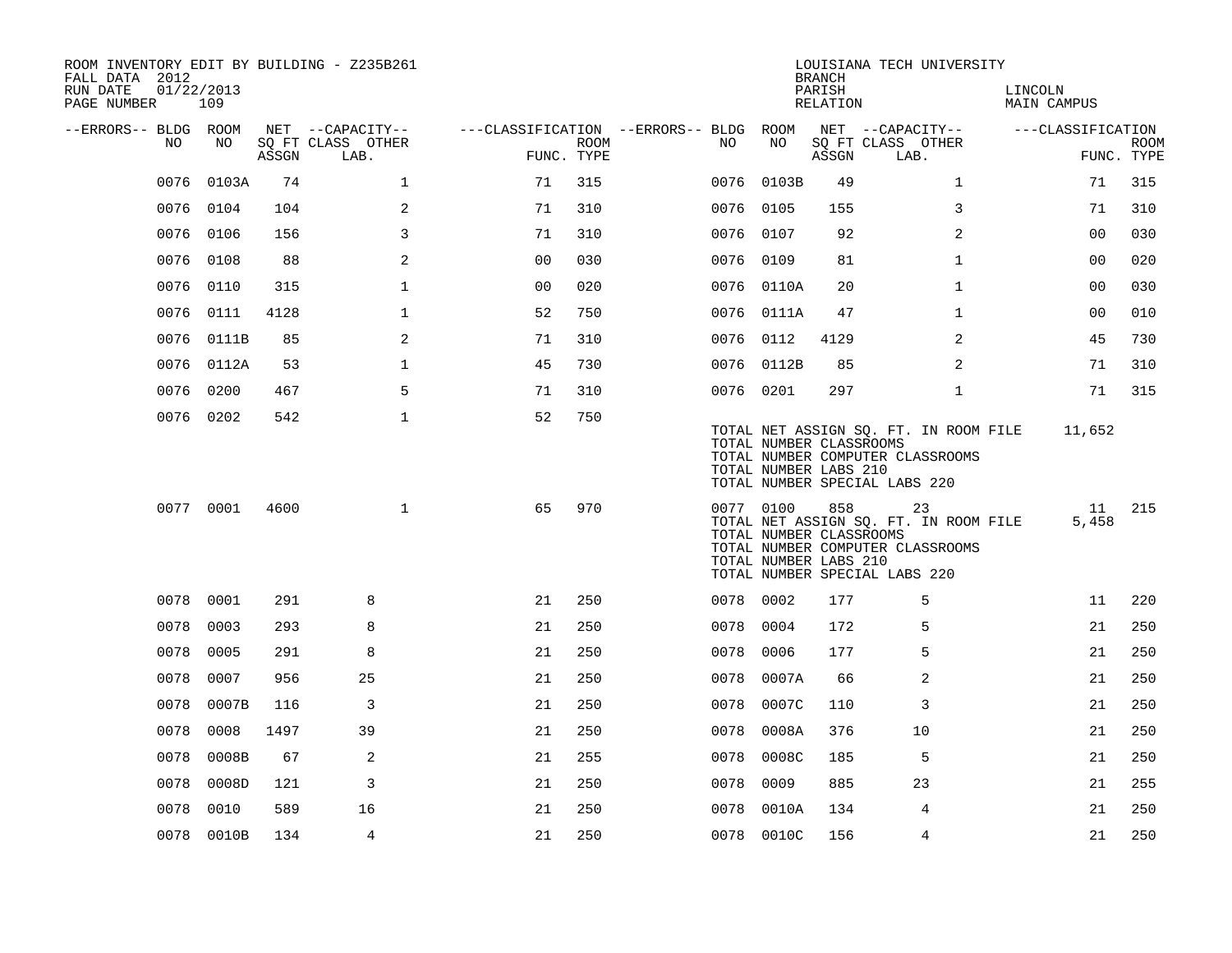ROOM INVENTORY EDIT BY BUILDING - Z235B261
FALL DATA 2012
RUN DATE 01/22/2013
PAGE NUMBER 109

LOUISIANA TECH UNIVERSITY
BRANCH
PARISH LINCOLN
RELATION MAIN CAMPUS

| --ERRORS-- | BLDG NO | ROOM NO | NET SQ FT ASSGN | --CAPACITY-- CLASS LAB. | OTHER | ---CLASSIFICATION FUNC. | ROOM TYPE | --ERRORS-- | BLDG NO | ROOM NO | NET SQ FT ASSGN | --CAPACITY-- CLASS LAB. | OTHER | ---CLASSIFICATION FUNC. | ROOM TYPE |
|---|---|---|---|---|---|---|---|---|---|---|---|---|---|---|---|
| | 0076 | 0103A | 74 | | 1 | 71 | 315 | | 0076 | 0103B | 49 | | 1 | 71 | 315 |
| | 0076 | 0104 | 104 | | 2 | 71 | 310 | | 0076 | 0105 | 155 | | 3 | 71 | 310 |
| | 0076 | 0106 | 156 | | 3 | 71 | 310 | | 0076 | 0107 | 92 | | 2 | 00 | 030 |
| | 0076 | 0108 | 88 | | 2 | 00 | 030 | | 0076 | 0109 | 81 | | 1 | 00 | 020 |
| | 0076 | 0110 | 315 | | 1 | 00 | 020 | | 0076 | 0110A | 20 | | 1 | 00 | 030 |
| | 0076 | 0111 | 4128 | | 1 | 52 | 750 | | 0076 | 0111A | 47 | | 1 | 00 | 010 |
| | 0076 | 0111B | 85 | | 2 | 71 | 310 | | 0076 | 0112 | 4129 | | 2 | 45 | 730 |
| | 0076 | 0112A | 53 | | 1 | 45 | 730 | | 0076 | 0112B | 85 | | 2 | 71 | 310 |
| | 0076 | 0200 | 467 | | 5 | 71 | 310 | | 0076 | 0201 | 297 | | 1 | 71 | 315 |
| | 0076 | 0202 | 542 | | 1 | 52 | 750 | | | | | | | | |

TOTAL NET ASSIGN SQ. FT. IN ROOM FILE 11,652
TOTAL NUMBER CLASSROOMS
TOTAL NUMBER COMPUTER CLASSROOMS
TOTAL NUMBER LABS 210
TOTAL NUMBER SPECIAL LABS 220

| --ERRORS-- | BLDG NO | ROOM NO | NET SQ FT ASSGN | --CAPACITY-- CLASS LAB. | OTHER | ---CLASSIFICATION FUNC. | ROOM TYPE | --ERRORS-- | BLDG NO | ROOM NO | NET SQ FT ASSGN | --CAPACITY-- CLASS LAB. | OTHER | ---CLASSIFICATION FUNC. | ROOM TYPE |
|---|---|---|---|---|---|---|---|---|---|---|---|---|---|---|---|
| | 0077 | 0001 | 4600 | | 1 | 65 | 970 | | 0077 | 0100 | 858 | 23 | | 11 | 215 |

TOTAL NET ASSIGN SQ. FT. IN ROOM FILE 5,458
TOTAL NUMBER CLASSROOMS
TOTAL NUMBER COMPUTER CLASSROOMS
TOTAL NUMBER LABS 210
TOTAL NUMBER SPECIAL LABS 220

| --ERRORS-- | BLDG NO | ROOM NO | NET SQ FT ASSGN | --CAPACITY-- CLASS LAB. | OTHER | ---CLASSIFICATION FUNC. | ROOM TYPE | --ERRORS-- | BLDG NO | ROOM NO | NET SQ FT ASSGN | --CAPACITY-- CLASS LAB. | OTHER | ---CLASSIFICATION FUNC. | ROOM TYPE |
|---|---|---|---|---|---|---|---|---|---|---|---|---|---|---|---|
| | 0078 | 0001 | 291 | 8 | | 21 | 250 | | 0078 | 0002 | 177 | 5 | | 11 | 220 |
| | 0078 | 0003 | 293 | 8 | | 21 | 250 | | 0078 | 0004 | 172 | 5 | | 21 | 250 |
| | 0078 | 0005 | 291 | 8 | | 21 | 250 | | 0078 | 0006 | 177 | 5 | | 21 | 250 |
| | 0078 | 0007 | 956 | 25 | | 21 | 250 | | 0078 | 0007A | 66 | 2 | | 21 | 250 |
| | 0078 | 0007B | 116 | 3 | | 21 | 250 | | 0078 | 0007C | 110 | 3 | | 21 | 250 |
| | 0078 | 0008 | 1497 | 39 | | 21 | 250 | | 0078 | 0008A | 376 | 10 | | 21 | 250 |
| | 0078 | 0008B | 67 | 2 | | 21 | 255 | | 0078 | 0008C | 185 | 5 | | 21 | 250 |
| | 0078 | 0008D | 121 | 3 | | 21 | 250 | | 0078 | 0009 | 885 | 23 | | 21 | 255 |
| | 0078 | 0010 | 589 | 16 | | 21 | 250 | | 0078 | 0010A | 134 | 4 | | 21 | 250 |
| | 0078 | 0010B | 134 | 4 | | 21 | 250 | | 0078 | 0010C | 156 | 4 | | 21 | 250 |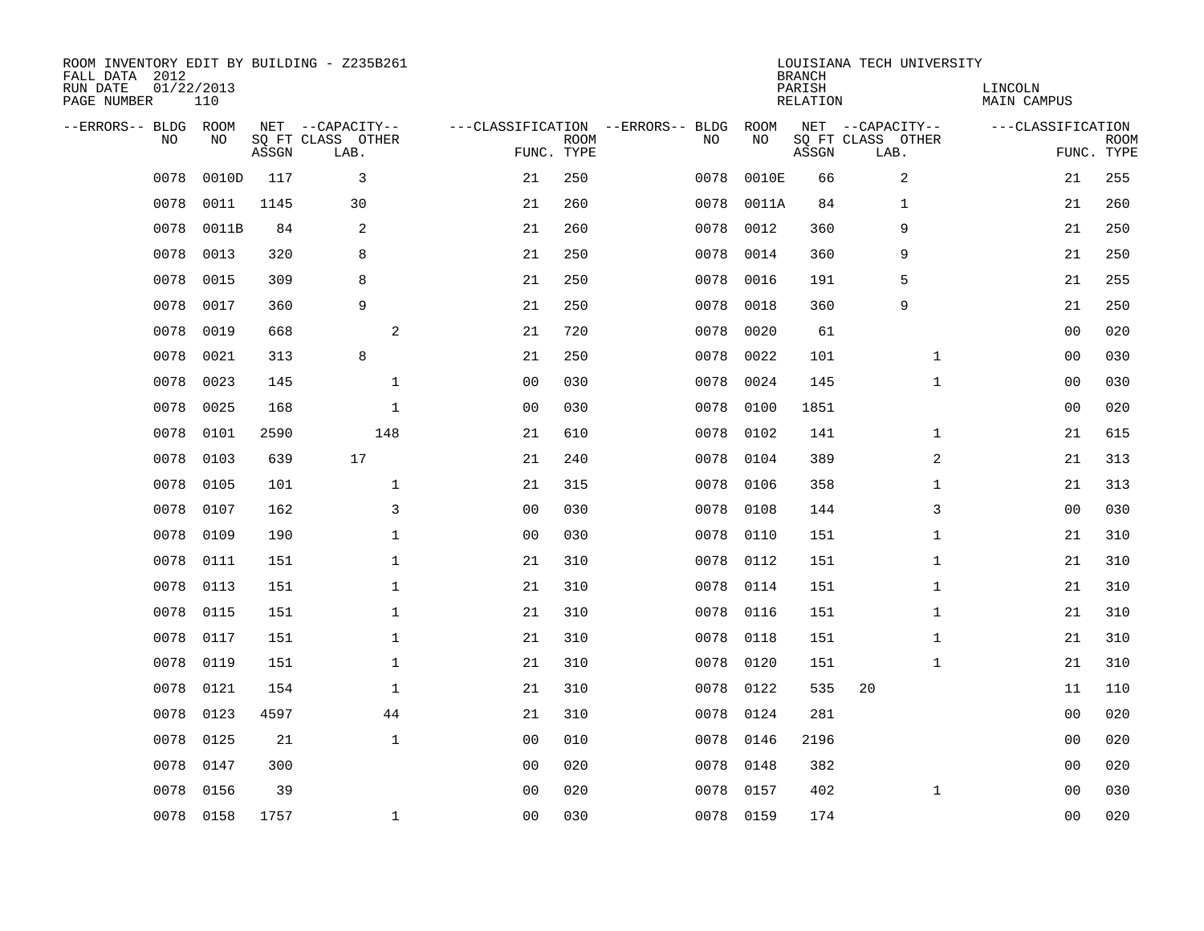ROOM INVENTORY EDIT BY BUILDING - Z235B261
FALL DATA 2012
RUN DATE 01/22/2013
PAGE NUMBER 110

LOUISIANA TECH UNIVERSITY
BRANCH
PARISH LINCOLN
RELATION MAIN CAMPUS

| --ERRORS-- | BLDG NO | ROOM NO | NET SQ FT ASSGN | --CAPACITY-- CLASS LAB. | OTHER | ---CLASSIFICATION FUNC. | ROOM TYPE | --ERRORS-- | BLDG NO | ROOM NO | NET SQ FT ASSGN | --CAPACITY-- CLASS LAB. | OTHER | ---CLASSIFICATION FUNC. | ROOM TYPE |
|---|---|---|---|---|---|---|---|---|---|---|---|---|---|---|---|
| | 0078 | 0010D | 117 | 3 | | 21 | 250 | | 0078 | 0010E | 66 | 2 | | 21 | 255 |
| | 0078 | 0011 | 1145 | 30 | | 21 | 260 | | 0078 | 0011A | 84 | 1 | | 21 | 260 |
| | 0078 | 0011B | 84 | 2 | | 21 | 260 | | 0078 | 0012 | 360 | 9 | | 21 | 250 |
| | 0078 | 0013 | 320 | 8 | | 21 | 250 | | 0078 | 0014 | 360 | 9 | | 21 | 250 |
| | 0078 | 0015 | 309 | 8 | | 21 | 250 | | 0078 | 0016 | 191 | 5 | | 21 | 255 |
| | 0078 | 0017 | 360 | 9 | | 21 | 250 | | 0078 | 0018 | 360 | 9 | | 21 | 250 |
| | 0078 | 0019 | 668 | | 2 | 21 | 720 | | 0078 | 0020 | 61 | | | 00 | 020 |
| | 0078 | 0021 | 313 | 8 | | 21 | 250 | | 0078 | 0022 | 101 | | 1 | 00 | 030 |
| | 0078 | 0023 | 145 | | 1 | 00 | 030 | | 0078 | 0024 | 145 | | 1 | 00 | 030 |
| | 0078 | 0025 | 168 | | 1 | 00 | 030 | | 0078 | 0100 | 1851 | | | 00 | 020 |
| | 0078 | 0101 | 2590 | | 148 | 21 | 610 | | 0078 | 0102 | 141 | | 1 | 21 | 615 |
| | 0078 | 0103 | 639 | 17 | | 21 | 240 | | 0078 | 0104 | 389 | | 2 | 21 | 313 |
| | 0078 | 0105 | 101 | | 1 | 21 | 315 | | 0078 | 0106 | 358 | | 1 | 21 | 313 |
| | 0078 | 0107 | 162 | | 3 | 00 | 030 | | 0078 | 0108 | 144 | | 3 | 00 | 030 |
| | 0078 | 0109 | 190 | | 1 | 00 | 030 | | 0078 | 0110 | 151 | | 1 | 21 | 310 |
| | 0078 | 0111 | 151 | | 1 | 21 | 310 | | 0078 | 0112 | 151 | | 1 | 21 | 310 |
| | 0078 | 0113 | 151 | | 1 | 21 | 310 | | 0078 | 0114 | 151 | | 1 | 21 | 310 |
| | 0078 | 0115 | 151 | | 1 | 21 | 310 | | 0078 | 0116 | 151 | | 1 | 21 | 310 |
| | 0078 | 0117 | 151 | | 1 | 21 | 310 | | 0078 | 0118 | 151 | | 1 | 21 | 310 |
| | 0078 | 0119 | 151 | | 1 | 21 | 310 | | 0078 | 0120 | 151 | | 1 | 21 | 310 |
| | 0078 | 0121 | 154 | | 1 | 21 | 310 | | 0078 | 0122 | 535 | 20 | | 11 | 110 |
| | 0078 | 0123 | 4597 | | 44 | 21 | 310 | | 0078 | 0124 | 281 | | | 00 | 020 |
| | 0078 | 0125 | 21 | | 1 | 00 | 010 | | 0078 | 0146 | 2196 | | | 00 | 020 |
| | 0078 | 0147 | 300 | | | 00 | 020 | | 0078 | 0148 | 382 | | | 00 | 020 |
| | 0078 | 0156 | 39 | | | 00 | 020 | | 0078 | 0157 | 402 | | 1 | 00 | 030 |
| | 0078 | 0158 | 1757 | | 1 | 00 | 030 | | 0078 | 0159 | 174 | | | 00 | 020 |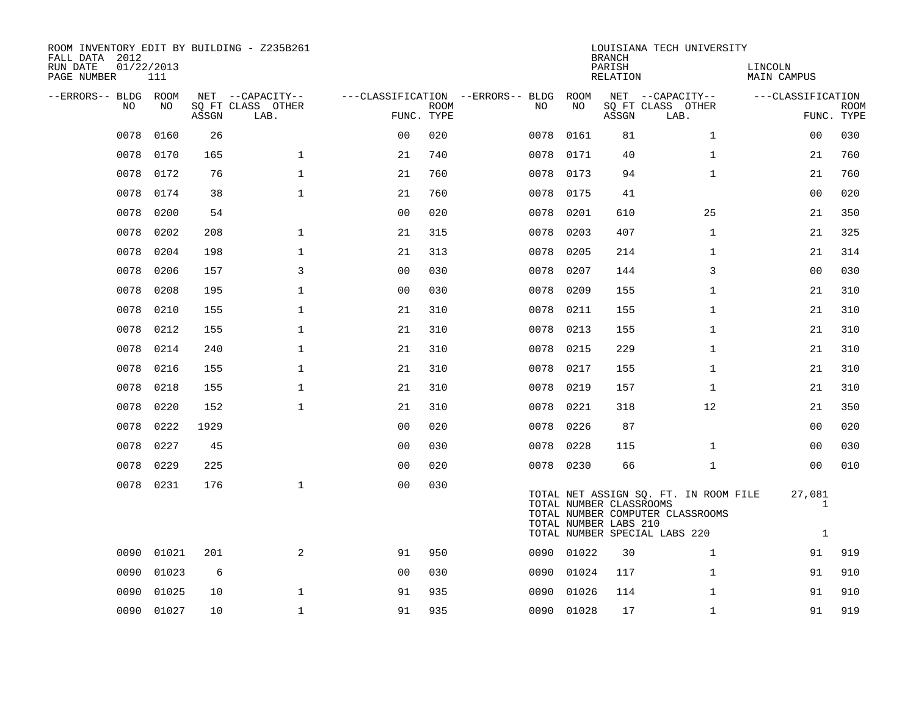ROOM INVENTORY EDIT BY BUILDING - Z235B261
FALL DATA 2012
RUN DATE 01/22/2013
PAGE NUMBER 111

LOUISIANA TECH UNIVERSITY
BRANCH
PARISH LINCOLN
RELATION MAIN CAMPUS

| --ERRORS-- | BLDG NO | ROOM NO | NET SQ FT ASSGN | --CAPACITY-- CLASS | OTHER LAB. | ---CLASSIFICATION FUNC. | ROOM TYPE | --ERRORS-- | BLDG NO | ROOM NO | NET SQ FT ASSGN | --CAPACITY-- CLASS | OTHER LAB. | ---CLASSIFICATION FUNC. | ROOM TYPE |
|---|---|---|---|---|---|---|---|---|---|---|---|---|---|---|---|
| | 0078 | 0160 | 26 | | | 00 | 020 | | 0078 | 0161 | 81 | | 1 | 00 | 030 |
| | 0078 | 0170 | 165 | | 1 | 21 | 740 | | 0078 | 0171 | 40 | | 1 | 21 | 760 |
| | 0078 | 0172 | 76 | | 1 | 21 | 760 | | 0078 | 0173 | 94 | | 1 | 21 | 760 |
| | 0078 | 0174 | 38 | | 1 | 21 | 760 | | 0078 | 0175 | 41 | | | 00 | 020 |
| | 0078 | 0200 | 54 | | | 00 | 020 | | 0078 | 0201 | 610 | | 25 | 21 | 350 |
| | 0078 | 0202 | 208 | | 1 | 21 | 315 | | 0078 | 0203 | 407 | | 1 | 21 | 325 |
| | 0078 | 0204 | 198 | | 1 | 21 | 313 | | 0078 | 0205 | 214 | | 1 | 21 | 314 |
| | 0078 | 0206 | 157 | | 3 | 00 | 030 | | 0078 | 0207 | 144 | | 3 | 00 | 030 |
| | 0078 | 0208 | 195 | | 1 | 00 | 030 | | 0078 | 0209 | 155 | | 1 | 21 | 310 |
| | 0078 | 0210 | 155 | | 1 | 21 | 310 | | 0078 | 0211 | 155 | | 1 | 21 | 310 |
| | 0078 | 0212 | 155 | | 1 | 21 | 310 | | 0078 | 0213 | 155 | | 1 | 21 | 310 |
| | 0078 | 0214 | 240 | | 1 | 21 | 310 | | 0078 | 0215 | 229 | | 1 | 21 | 310 |
| | 0078 | 0216 | 155 | | 1 | 21 | 310 | | 0078 | 0217 | 155 | | 1 | 21 | 310 |
| | 0078 | 0218 | 155 | | 1 | 21 | 310 | | 0078 | 0219 | 157 | | 1 | 21 | 310 |
| | 0078 | 0220 | 152 | | 1 | 21 | 310 | | 0078 | 0221 | 318 | | 12 | 21 | 350 |
| | 0078 | 0222 | 1929 | | | 00 | 020 | | 0078 | 0226 | 87 | | | 00 | 020 |
| | 0078 | 0227 | 45 | | | 00 | 030 | | 0078 | 0228 | 115 | | 1 | 00 | 030 |
| | 0078 | 0229 | 225 | | | 00 | 020 | | 0078 | 0230 | 66 | | 1 | 00 | 010 |
| | 0078 | 0231 | 176 | | 1 | 00 | 030 | | | | | | | | |

| | |
|---|---|
| TOTAL NET ASSIGN SQ. FT. IN ROOM FILE | 27,081 |
| TOTAL NUMBER CLASSROOMS | 1 |
| TOTAL NUMBER COMPUTER CLASSROOMS | |
| TOTAL NUMBER LABS 210 | |
| TOTAL NUMBER SPECIAL LABS 220 | 1 |

| --ERRORS-- | BLDG NO | ROOM NO | NET SQ FT ASSGN | --CAPACITY-- CLASS | OTHER LAB. | ---CLASSIFICATION FUNC. | ROOM TYPE | --ERRORS-- | BLDG NO | ROOM NO | NET SQ FT ASSGN | --CAPACITY-- CLASS | OTHER LAB. | ---CLASSIFICATION FUNC. | ROOM TYPE |
|---|---|---|---|---|---|---|---|---|---|---|---|---|---|---|---|
| | 0090 | 01021 | 201 | | 2 | 91 | 950 | | 0090 | 01022 | 30 | | 1 | 91 | 919 |
| | 0090 | 01023 | 6 | | | 00 | 030 | | 0090 | 01024 | 117 | | 1 | 91 | 910 |
| | 0090 | 01025 | 10 | | 1 | 91 | 935 | | 0090 | 01026 | 114 | | 1 | 91 | 910 |
| | 0090 | 01027 | 10 | | 1 | 91 | 935 | | 0090 | 01028 | 17 | | 1 | 91 | 919 |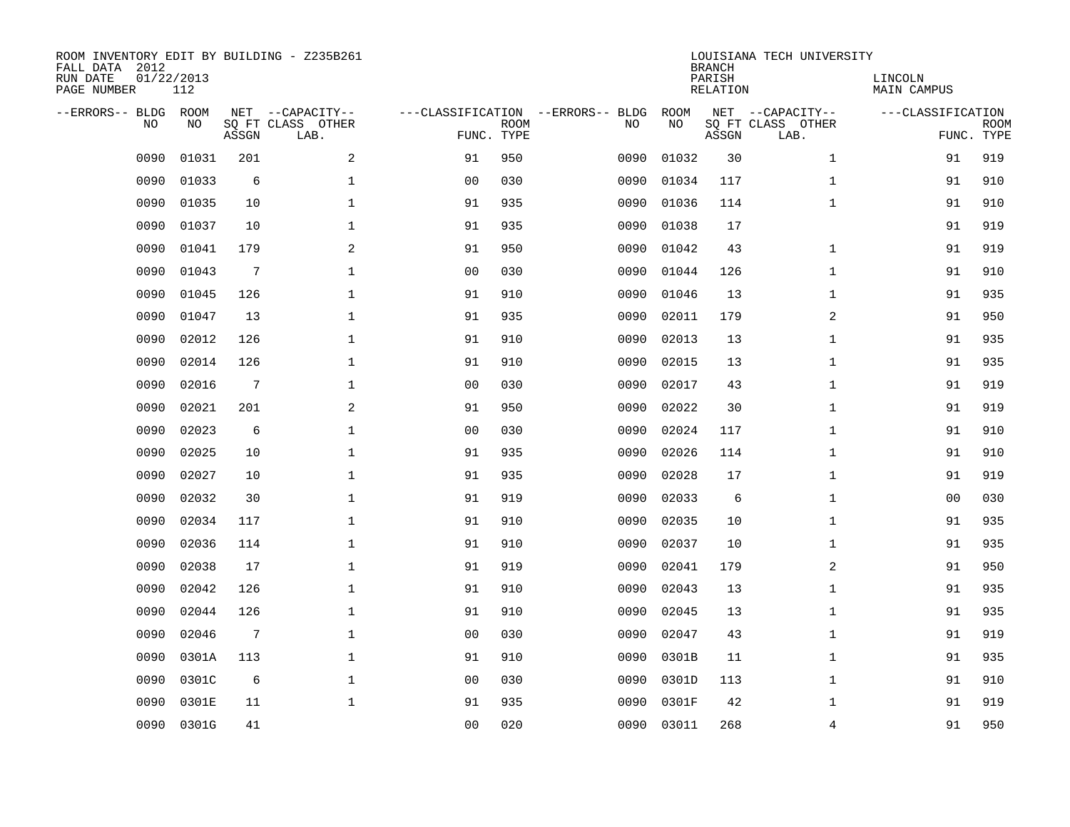ROOM INVENTORY EDIT BY BUILDING - Z235B261
FALL DATA 2012
RUN DATE 01/22/2013
PAGE NUMBER 112

LOUISIANA TECH UNIVERSITY
BRANCH
PARISH LINCOLN
RELATION MAIN CAMPUS

| --ERRORS-- | BLDG NO | ROOM NO | NET SQ FT ASSGN | --CAPACITY-- CLASS | OTHER LAB. | ---CLASSIFICATION FUNC. | ROOM TYPE | --ERRORS-- | BLDG NO | ROOM NO | NET SQ FT ASSGN | --CAPACITY-- CLASS | OTHER LAB. | ---CLASSIFICATION FUNC. | ROOM TYPE |
|---|---|---|---|---|---|---|---|---|---|---|---|---|---|---|---|
| | 0090 | 01031 | 201 | | 2 | 91 | 950 | | 0090 | 01032 | 30 | | 1 | 91 | 919 |
| | 0090 | 01033 | 6 | | 1 | 00 | 030 | | 0090 | 01034 | 117 | | 1 | 91 | 910 |
| | 0090 | 01035 | 10 | | 1 | 91 | 935 | | 0090 | 01036 | 114 | | 1 | 91 | 910 |
| | 0090 | 01037 | 10 | | 1 | 91 | 935 | | 0090 | 01038 | 17 | | | 91 | 919 |
| | 0090 | 01041 | 179 | | 2 | 91 | 950 | | 0090 | 01042 | 43 | | 1 | 91 | 919 |
| | 0090 | 01043 | 7 | | 1 | 00 | 030 | | 0090 | 01044 | 126 | | 1 | 91 | 910 |
| | 0090 | 01045 | 126 | | 1 | 91 | 910 | | 0090 | 01046 | 13 | | 1 | 91 | 935 |
| | 0090 | 01047 | 13 | | 1 | 91 | 935 | | 0090 | 02011 | 179 | | 2 | 91 | 950 |
| | 0090 | 02012 | 126 | | 1 | 91 | 910 | | 0090 | 02013 | 13 | | 1 | 91 | 935 |
| | 0090 | 02014 | 126 | | 1 | 91 | 910 | | 0090 | 02015 | 13 | | 1 | 91 | 935 |
| | 0090 | 02016 | 7 | | 1 | 00 | 030 | | 0090 | 02017 | 43 | | 1 | 91 | 919 |
| | 0090 | 02021 | 201 | | 2 | 91 | 950 | | 0090 | 02022 | 30 | | 1 | 91 | 919 |
| | 0090 | 02023 | 6 | | 1 | 00 | 030 | | 0090 | 02024 | 117 | | 1 | 91 | 910 |
| | 0090 | 02025 | 10 | | 1 | 91 | 935 | | 0090 | 02026 | 114 | | 1 | 91 | 910 |
| | 0090 | 02027 | 10 | | 1 | 91 | 935 | | 0090 | 02028 | 17 | | 1 | 91 | 919 |
| | 0090 | 02032 | 30 | | 1 | 91 | 919 | | 0090 | 02033 | 6 | | 1 | 00 | 030 |
| | 0090 | 02034 | 117 | | 1 | 91 | 910 | | 0090 | 02035 | 10 | | 1 | 91 | 935 |
| | 0090 | 02036 | 114 | | 1 | 91 | 910 | | 0090 | 02037 | 10 | | 1 | 91 | 935 |
| | 0090 | 02038 | 17 | | 1 | 91 | 919 | | 0090 | 02041 | 179 | | 2 | 91 | 950 |
| | 0090 | 02042 | 126 | | 1 | 91 | 910 | | 0090 | 02043 | 13 | | 1 | 91 | 935 |
| | 0090 | 02044 | 126 | | 1 | 91 | 910 | | 0090 | 02045 | 13 | | 1 | 91 | 935 |
| | 0090 | 02046 | 7 | | 1 | 00 | 030 | | 0090 | 02047 | 43 | | 1 | 91 | 919 |
| | 0090 | 0301A | 113 | | 1 | 91 | 910 | | 0090 | 0301B | 11 | | 1 | 91 | 935 |
| | 0090 | 0301C | 6 | | 1 | 00 | 030 | | 0090 | 0301D | 113 | | 1 | 91 | 910 |
| | 0090 | 0301E | 11 | | 1 | 91 | 935 | | 0090 | 0301F | 42 | | 1 | 91 | 919 |
| | 0090 | 0301G | 41 | | | 00 | 020 | | 0090 | 03011 | 268 | | 4 | 91 | 950 |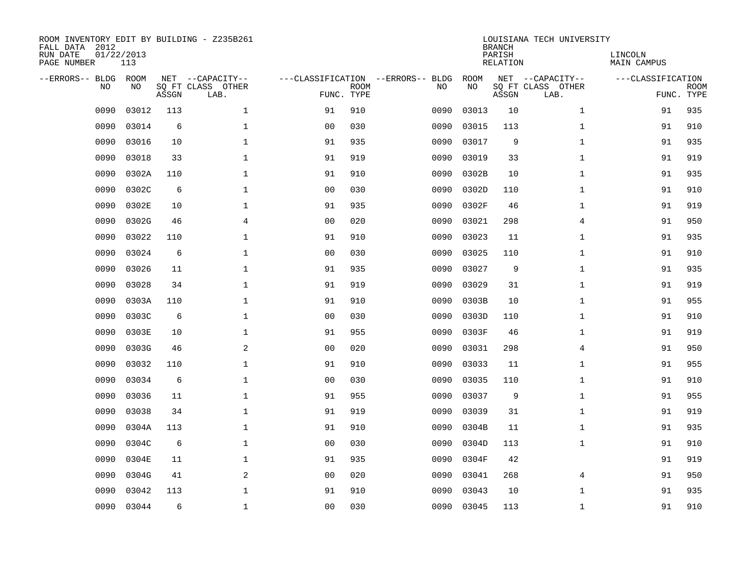ROOM INVENTORY EDIT BY BUILDING - Z235B261
FALL DATA 2012
RUN DATE 01/22/2013
PAGE NUMBER 113

LOUISIANA TECH UNIVERSITY
BRANCH
PARISH LINCOLN
RELATION MAIN CAMPUS

| --ERRORS-- | BLDG NO | ROOM NO | NET SQ FT ASSGN | --CAPACITY-- CLASS LAB. | OTHER | ---CLASSIFICATION FUNC. | ROOM TYPE | --ERRORS-- | BLDG NO | ROOM NO | NET SQ FT ASSGN | --CAPACITY-- CLASS LAB. | OTHER | ---CLASSIFICATION FUNC. | ROOM TYPE |
|---|---|---|---|---|---|---|---|---|---|---|---|---|---|---|---|
| | 0090 | 03012 | 113 | | 1 | 91 | 910 | | 0090 | 03013 | 10 | | 1 | 91 | 935 |
| | 0090 | 03014 | 6 | | 1 | 00 | 030 | | 0090 | 03015 | 113 | | 1 | 91 | 910 |
| | 0090 | 03016 | 10 | | 1 | 91 | 935 | | 0090 | 03017 | 9 | | 1 | 91 | 935 |
| | 0090 | 03018 | 33 | | 1 | 91 | 919 | | 0090 | 03019 | 33 | | 1 | 91 | 919 |
| | 0090 | 0302A | 110 | | 1 | 91 | 910 | | 0090 | 0302B | 10 | | 1 | 91 | 935 |
| | 0090 | 0302C | 6 | | 1 | 00 | 030 | | 0090 | 0302D | 110 | | 1 | 91 | 910 |
| | 0090 | 0302E | 10 | | 1 | 91 | 935 | | 0090 | 0302F | 46 | | 1 | 91 | 919 |
| | 0090 | 0302G | 46 | | 4 | 00 | 020 | | 0090 | 03021 | 298 | | 4 | 91 | 950 |
| | 0090 | 03022 | 110 | | 1 | 91 | 910 | | 0090 | 03023 | 11 | | 1 | 91 | 935 |
| | 0090 | 03024 | 6 | | 1 | 00 | 030 | | 0090 | 03025 | 110 | | 1 | 91 | 910 |
| | 0090 | 03026 | 11 | | 1 | 91 | 935 | | 0090 | 03027 | 9 | | 1 | 91 | 935 |
| | 0090 | 03028 | 34 | | 1 | 91 | 919 | | 0090 | 03029 | 31 | | 1 | 91 | 919 |
| | 0090 | 0303A | 110 | | 1 | 91 | 910 | | 0090 | 0303B | 10 | | 1 | 91 | 955 |
| | 0090 | 0303C | 6 | | 1 | 00 | 030 | | 0090 | 0303D | 110 | | 1 | 91 | 910 |
| | 0090 | 0303E | 10 | | 1 | 91 | 955 | | 0090 | 0303F | 46 | | 1 | 91 | 919 |
| | 0090 | 0303G | 46 | | 2 | 00 | 020 | | 0090 | 03031 | 298 | | 4 | 91 | 950 |
| | 0090 | 03032 | 110 | | 1 | 91 | 910 | | 0090 | 03033 | 11 | | 1 | 91 | 955 |
| | 0090 | 03034 | 6 | | 1 | 00 | 030 | | 0090 | 03035 | 110 | | 1 | 91 | 910 |
| | 0090 | 03036 | 11 | | 1 | 91 | 955 | | 0090 | 03037 | 9 | | 1 | 91 | 955 |
| | 0090 | 03038 | 34 | | 1 | 91 | 919 | | 0090 | 03039 | 31 | | 1 | 91 | 919 |
| | 0090 | 0304A | 113 | | 1 | 91 | 910 | | 0090 | 0304B | 11 | | 1 | 91 | 935 |
| | 0090 | 0304C | 6 | | 1 | 00 | 030 | | 0090 | 0304D | 113 | | 1 | 91 | 910 |
| | 0090 | 0304E | 11 | | 1 | 91 | 935 | | 0090 | 0304F | 42 | | | 91 | 919 |
| | 0090 | 0304G | 41 | | 2 | 00 | 020 | | 0090 | 03041 | 268 | | 4 | 91 | 950 |
| | 0090 | 03042 | 113 | | 1 | 91 | 910 | | 0090 | 03043 | 10 | | 1 | 91 | 935 |
| | 0090 | 03044 | 6 | | 1 | 00 | 030 | | 0090 | 03045 | 113 | | 1 | 91 | 910 |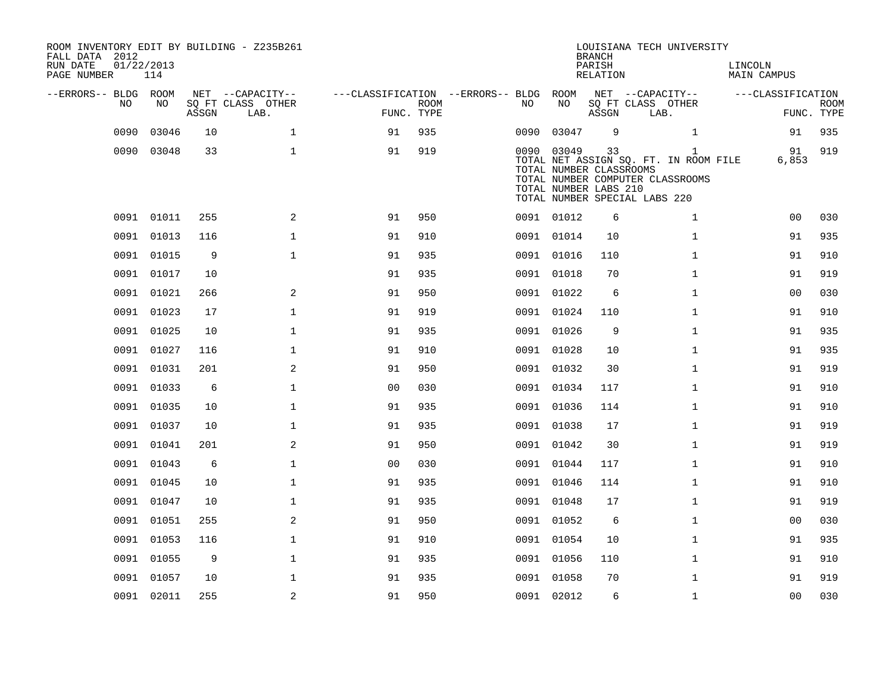ROOM INVENTORY EDIT BY BUILDING - Z235B261
FALL DATA 2012
RUN DATE 01/22/2013
PAGE NUMBER 114

LOUISIANA TECH UNIVERSITY
BRANCH
PARISH LINCOLN
RELATION MAIN CAMPUS

| --ERRORS-- | BLDG NO | ROOM NO | NET SQ FT ASSGN | --CAPACITY-- CLASS LAB. | OTHER | ---CLASSIFICATION FUNC. | ROOM TYPE | --ERRORS-- | BLDG NO | ROOM NO | NET SQ FT ASSGN | --CAPACITY-- CLASS LAB. | OTHER | ---CLASSIFICATION FUNC. | ROOM TYPE |
|---|---|---|---|---|---|---|---|---|---|---|---|---|---|---|---|
| | 0090 | 03046 | 10 | | 1 | 91 | 935 | | 0090 | 03047 | 9 | | 1 | 91 | 935 |
| | 0090 | 03048 | 33 | | 1 | 91 | 919 | | 0090 | 03049 | 33 | | 1 | 91 | 919 |

TOTAL NET ASSIGN SQ. FT. IN ROOM FILE 6,853
TOTAL NUMBER CLASSROOMS
TOTAL NUMBER COMPUTER CLASSROOMS
TOTAL NUMBER LABS 210
TOTAL NUMBER SPECIAL LABS 220

| --ERRORS-- | BLDG NO | ROOM NO | NET SQ FT ASSGN | --CAPACITY-- CLASS LAB. | OTHER | ---CLASSIFICATION FUNC. | ROOM TYPE | --ERRORS-- | BLDG NO | ROOM NO | NET SQ FT ASSGN | --CAPACITY-- CLASS LAB. | OTHER | ---CLASSIFICATION FUNC. | ROOM TYPE |
|---|---|---|---|---|---|---|---|---|---|---|---|---|---|---|---|
| | 0091 | 01011 | 255 | | 2 | 91 | 950 | | 0091 | 01012 | 6 | | 1 | 00 | 030 |
| | 0091 | 01013 | 116 | | 1 | 91 | 910 | | 0091 | 01014 | 10 | | 1 | 91 | 935 |
| | 0091 | 01015 | 9 | | 1 | 91 | 935 | | 0091 | 01016 | 110 | | 1 | 91 | 910 |
| | 0091 | 01017 | 10 | | | 91 | 935 | | 0091 | 01018 | 70 | | 1 | 91 | 919 |
| | 0091 | 01021 | 266 | | 2 | 91 | 950 | | 0091 | 01022 | 6 | | 1 | 00 | 030 |
| | 0091 | 01023 | 17 | | 1 | 91 | 919 | | 0091 | 01024 | 110 | | 1 | 91 | 910 |
| | 0091 | 01025 | 10 | | 1 | 91 | 935 | | 0091 | 01026 | 9 | | 1 | 91 | 935 |
| | 0091 | 01027 | 116 | | 1 | 91 | 910 | | 0091 | 01028 | 10 | | 1 | 91 | 935 |
| | 0091 | 01031 | 201 | | 2 | 91 | 950 | | 0091 | 01032 | 30 | | 1 | 91 | 919 |
| | 0091 | 01033 | 6 | | 1 | 00 | 030 | | 0091 | 01034 | 117 | | 1 | 91 | 910 |
| | 0091 | 01035 | 10 | | 1 | 91 | 935 | | 0091 | 01036 | 114 | | 1 | 91 | 910 |
| | 0091 | 01037 | 10 | | 1 | 91 | 935 | | 0091 | 01038 | 17 | | 1 | 91 | 919 |
| | 0091 | 01041 | 201 | | 2 | 91 | 950 | | 0091 | 01042 | 30 | | 1 | 91 | 919 |
| | 0091 | 01043 | 6 | | 1 | 00 | 030 | | 0091 | 01044 | 117 | | 1 | 91 | 910 |
| | 0091 | 01045 | 10 | | 1 | 91 | 935 | | 0091 | 01046 | 114 | | 1 | 91 | 910 |
| | 0091 | 01047 | 10 | | 1 | 91 | 935 | | 0091 | 01048 | 17 | | 1 | 91 | 919 |
| | 0091 | 01051 | 255 | | 2 | 91 | 950 | | 0091 | 01052 | 6 | | 1 | 00 | 030 |
| | 0091 | 01053 | 116 | | 1 | 91 | 910 | | 0091 | 01054 | 10 | | 1 | 91 | 935 |
| | 0091 | 01055 | 9 | | 1 | 91 | 935 | | 0091 | 01056 | 110 | | 1 | 91 | 910 |
| | 0091 | 01057 | 10 | | 1 | 91 | 935 | | 0091 | 01058 | 70 | | 1 | 91 | 919 |
| | 0091 | 02011 | 255 | | 2 | 91 | 950 | | 0091 | 02012 | 6 | | 1 | 00 | 030 |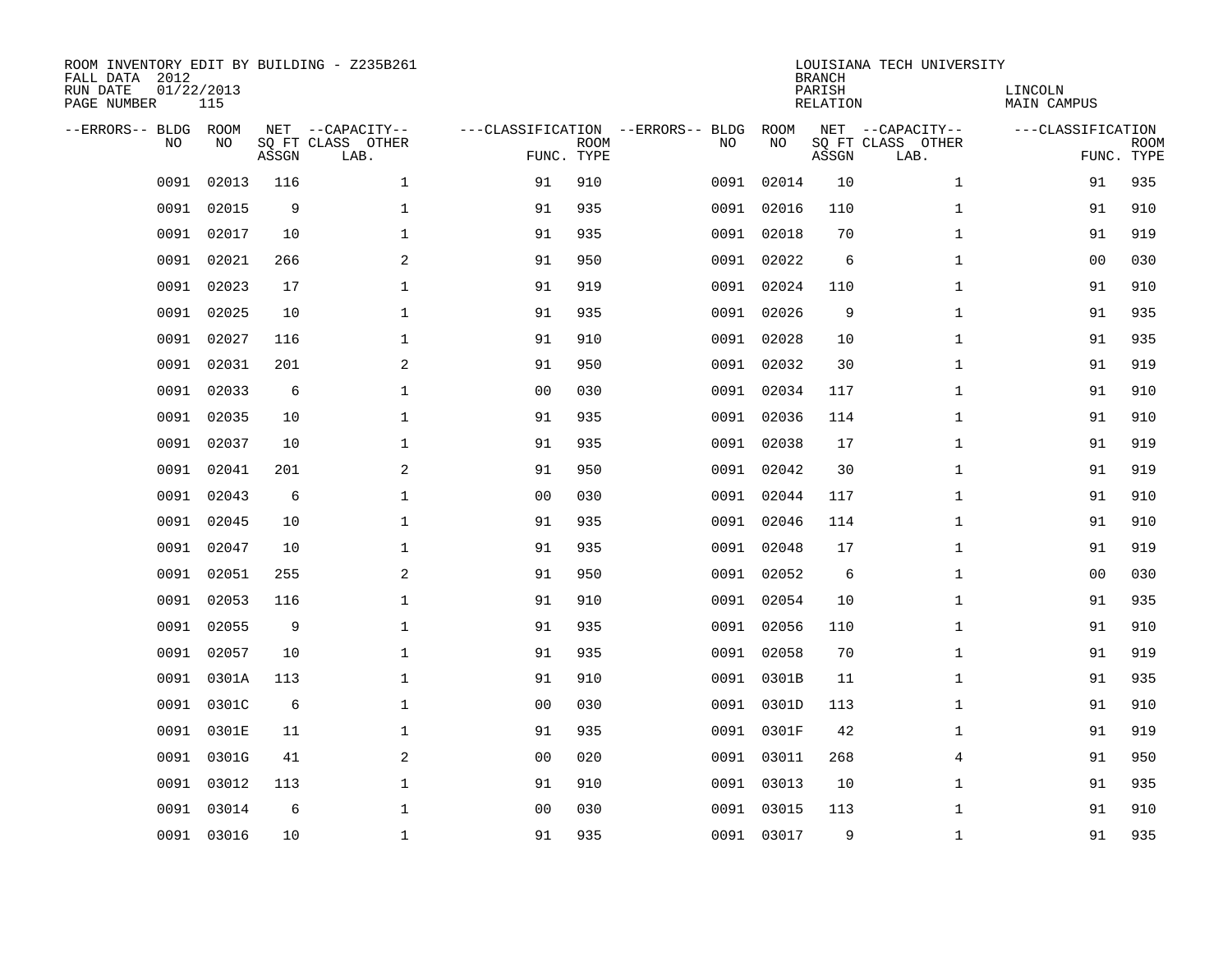ROOM INVENTORY EDIT BY BUILDING - Z235B261
FALL DATA 2012
RUN DATE 01/22/2013
PAGE NUMBER 115

LOUISIANA TECH UNIVERSITY
BRANCH
PARISH LINCOLN
RELATION MAIN CAMPUS

| --ERRORS-- | BLDG NO | ROOM NO | NET SQ FT ASSGN | --CAPACITY-- CLASS LAB. | OTHER | ---CLASSIFICATION FUNC. | ROOM TYPE | --ERRORS-- | BLDG NO | ROOM NO | NET SQ FT ASSGN | --CAPACITY-- CLASS LAB. | OTHER | ---CLASSIFICATION FUNC. | ROOM TYPE |
|---|---|---|---|---|---|---|---|---|---|---|---|---|---|---|---|
| | 0091 | 02013 | 116 | | 1 | 91 | 910 | | 0091 | 02014 | 10 | | 1 | 91 | 935 |
| | 0091 | 02015 | 9 | | 1 | 91 | 935 | | 0091 | 02016 | 110 | | 1 | 91 | 910 |
| | 0091 | 02017 | 10 | | 1 | 91 | 935 | | 0091 | 02018 | 70 | | 1 | 91 | 919 |
| | 0091 | 02021 | 266 | | 2 | 91 | 950 | | 0091 | 02022 | 6 | | 1 | 00 | 030 |
| | 0091 | 02023 | 17 | | 1 | 91 | 919 | | 0091 | 02024 | 110 | | 1 | 91 | 910 |
| | 0091 | 02025 | 10 | | 1 | 91 | 935 | | 0091 | 02026 | 9 | | 1 | 91 | 935 |
| | 0091 | 02027 | 116 | | 1 | 91 | 910 | | 0091 | 02028 | 10 | | 1 | 91 | 935 |
| | 0091 | 02031 | 201 | | 2 | 91 | 950 | | 0091 | 02032 | 30 | | 1 | 91 | 919 |
| | 0091 | 02033 | 6 | | 1 | 00 | 030 | | 0091 | 02034 | 117 | | 1 | 91 | 910 |
| | 0091 | 02035 | 10 | | 1 | 91 | 935 | | 0091 | 02036 | 114 | | 1 | 91 | 910 |
| | 0091 | 02037 | 10 | | 1 | 91 | 935 | | 0091 | 02038 | 17 | | 1 | 91 | 919 |
| | 0091 | 02041 | 201 | | 2 | 91 | 950 | | 0091 | 02042 | 30 | | 1 | 91 | 919 |
| | 0091 | 02043 | 6 | | 1 | 00 | 030 | | 0091 | 02044 | 117 | | 1 | 91 | 910 |
| | 0091 | 02045 | 10 | | 1 | 91 | 935 | | 0091 | 02046 | 114 | | 1 | 91 | 910 |
| | 0091 | 02047 | 10 | | 1 | 91 | 935 | | 0091 | 02048 | 17 | | 1 | 91 | 919 |
| | 0091 | 02051 | 255 | | 2 | 91 | 950 | | 0091 | 02052 | 6 | | 1 | 00 | 030 |
| | 0091 | 02053 | 116 | | 1 | 91 | 910 | | 0091 | 02054 | 10 | | 1 | 91 | 935 |
| | 0091 | 02055 | 9 | | 1 | 91 | 935 | | 0091 | 02056 | 110 | | 1 | 91 | 910 |
| | 0091 | 02057 | 10 | | 1 | 91 | 935 | | 0091 | 02058 | 70 | | 1 | 91 | 919 |
| | 0091 | 0301A | 113 | | 1 | 91 | 910 | | 0091 | 0301B | 11 | | 1 | 91 | 935 |
| | 0091 | 0301C | 6 | | 1 | 00 | 030 | | 0091 | 0301D | 113 | | 1 | 91 | 910 |
| | 0091 | 0301E | 11 | | 1 | 91 | 935 | | 0091 | 0301F | 42 | | 1 | 91 | 919 |
| | 0091 | 0301G | 41 | | 2 | 00 | 020 | | 0091 | 03011 | 268 | | 4 | 91 | 950 |
| | 0091 | 03012 | 113 | | 1 | 91 | 910 | | 0091 | 03013 | 10 | | 1 | 91 | 935 |
| | 0091 | 03014 | 6 | | 1 | 00 | 030 | | 0091 | 03015 | 113 | | 1 | 91 | 910 |
| | 0091 | 03016 | 10 | | 1 | 91 | 935 | | 0091 | 03017 | 9 | | 1 | 91 | 935 |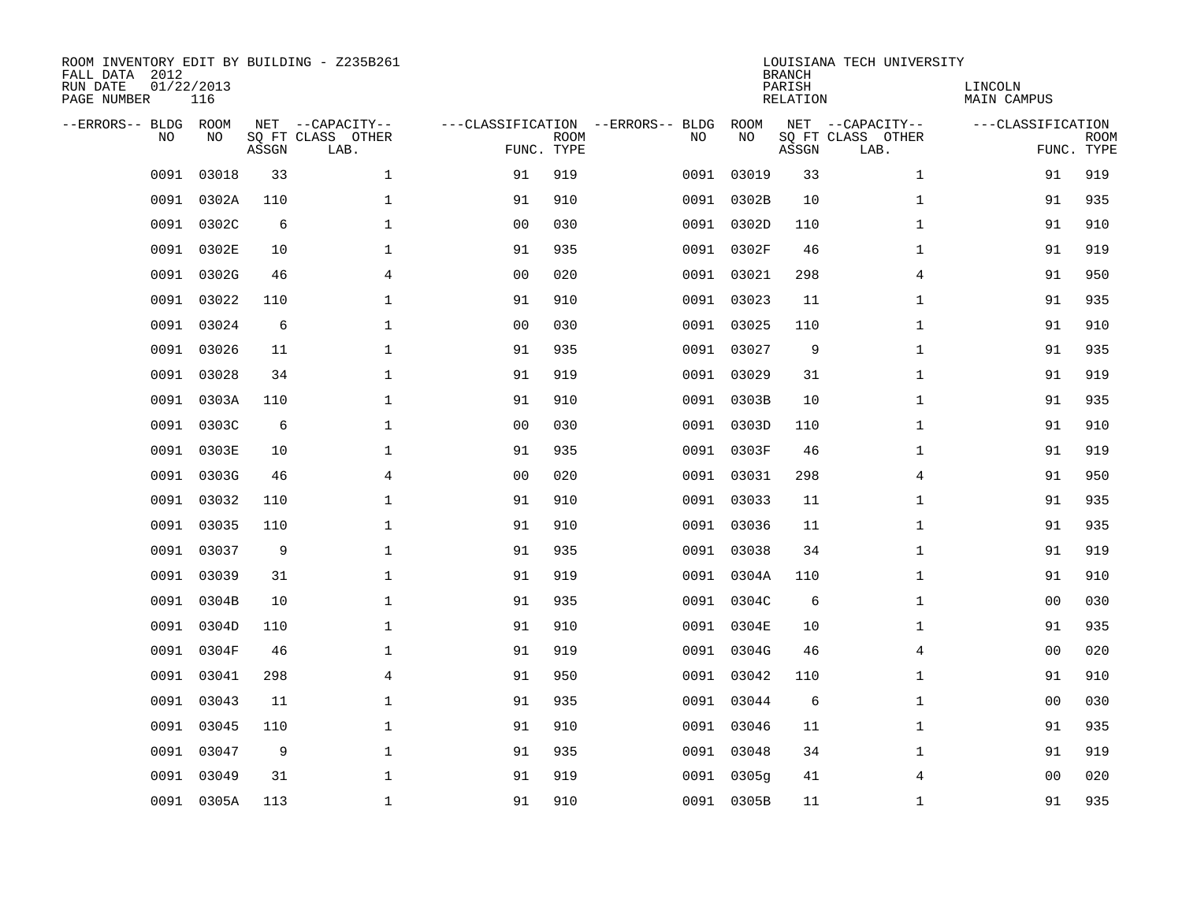ROOM INVENTORY EDIT BY BUILDING - Z235B261
FALL DATA 2012
RUN DATE 01/22/2013
PAGE NUMBER 116

LOUISIANA TECH UNIVERSITY
BRANCH
PARISH LINCOLN
RELATION MAIN CAMPUS

| --ERRORS-- | BLDG NO | ROOM NO | NET SQ FT ASSGN | --CAPACITY-- CLASS | OTHER LAB. | ---CLASSIFICATION FUNC. | ROOM TYPE | --ERRORS-- | BLDG NO | ROOM NO | NET SQ FT ASSGN | --CAPACITY-- CLASS | OTHER LAB. | ---CLASSIFICATION FUNC. | ROOM TYPE |
|---|---|---|---|---|---|---|---|---|---|---|---|---|---|---|---|
| | 0091 | 03018 | 33 | | 1 | 91 | 919 | | 0091 | 03019 | 33 | | 1 | 91 | 919 |
| | 0091 | 0302A | 110 | | 1 | 91 | 910 | | 0091 | 0302B | 10 | | 1 | 91 | 935 |
| | 0091 | 0302C | 6 | | 1 | 00 | 030 | | 0091 | 0302D | 110 | | 1 | 91 | 910 |
| | 0091 | 0302E | 10 | | 1 | 91 | 935 | | 0091 | 0302F | 46 | | 1 | 91 | 919 |
| | 0091 | 0302G | 46 | | 4 | 00 | 020 | | 0091 | 03021 | 298 | | 4 | 91 | 950 |
| | 0091 | 03022 | 110 | | 1 | 91 | 910 | | 0091 | 03023 | 11 | | 1 | 91 | 935 |
| | 0091 | 03024 | 6 | | 1 | 00 | 030 | | 0091 | 03025 | 110 | | 1 | 91 | 910 |
| | 0091 | 03026 | 11 | | 1 | 91 | 935 | | 0091 | 03027 | 9 | | 1 | 91 | 935 |
| | 0091 | 03028 | 34 | | 1 | 91 | 919 | | 0091 | 03029 | 31 | | 1 | 91 | 919 |
| | 0091 | 0303A | 110 | | 1 | 91 | 910 | | 0091 | 0303B | 10 | | 1 | 91 | 935 |
| | 0091 | 0303C | 6 | | 1 | 00 | 030 | | 0091 | 0303D | 110 | | 1 | 91 | 910 |
| | 0091 | 0303E | 10 | | 1 | 91 | 935 | | 0091 | 0303F | 46 | | 1 | 91 | 919 |
| | 0091 | 0303G | 46 | | 4 | 00 | 020 | | 0091 | 03031 | 298 | | 4 | 91 | 950 |
| | 0091 | 03032 | 110 | | 1 | 91 | 910 | | 0091 | 03033 | 11 | | 1 | 91 | 935 |
| | 0091 | 03035 | 110 | | 1 | 91 | 910 | | 0091 | 03036 | 11 | | 1 | 91 | 935 |
| | 0091 | 03037 | 9 | | 1 | 91 | 935 | | 0091 | 03038 | 34 | | 1 | 91 | 919 |
| | 0091 | 03039 | 31 | | 1 | 91 | 919 | | 0091 | 0304A | 110 | | 1 | 91 | 910 |
| | 0091 | 0304B | 10 | | 1 | 91 | 935 | | 0091 | 0304C | 6 | | 1 | 00 | 030 |
| | 0091 | 0304D | 110 | | 1 | 91 | 910 | | 0091 | 0304E | 10 | | 1 | 91 | 935 |
| | 0091 | 0304F | 46 | | 1 | 91 | 919 | | 0091 | 0304G | 46 | | 4 | 00 | 020 |
| | 0091 | 03041 | 298 | | 4 | 91 | 950 | | 0091 | 03042 | 110 | | 1 | 91 | 910 |
| | 0091 | 03043 | 11 | | 1 | 91 | 935 | | 0091 | 03044 | 6 | | 1 | 00 | 030 |
| | 0091 | 03045 | 110 | | 1 | 91 | 910 | | 0091 | 03046 | 11 | | 1 | 91 | 935 |
| | 0091 | 03047 | 9 | | 1 | 91 | 935 | | 0091 | 03048 | 34 | | 1 | 91 | 919 |
| | 0091 | 03049 | 31 | | 1 | 91 | 919 | | 0091 | 0305g | 41 | | 4 | 00 | 020 |
| | 0091 | 0305A | 113 | | 1 | 91 | 910 | | 0091 | 0305B | 11 | | 1 | 91 | 935 |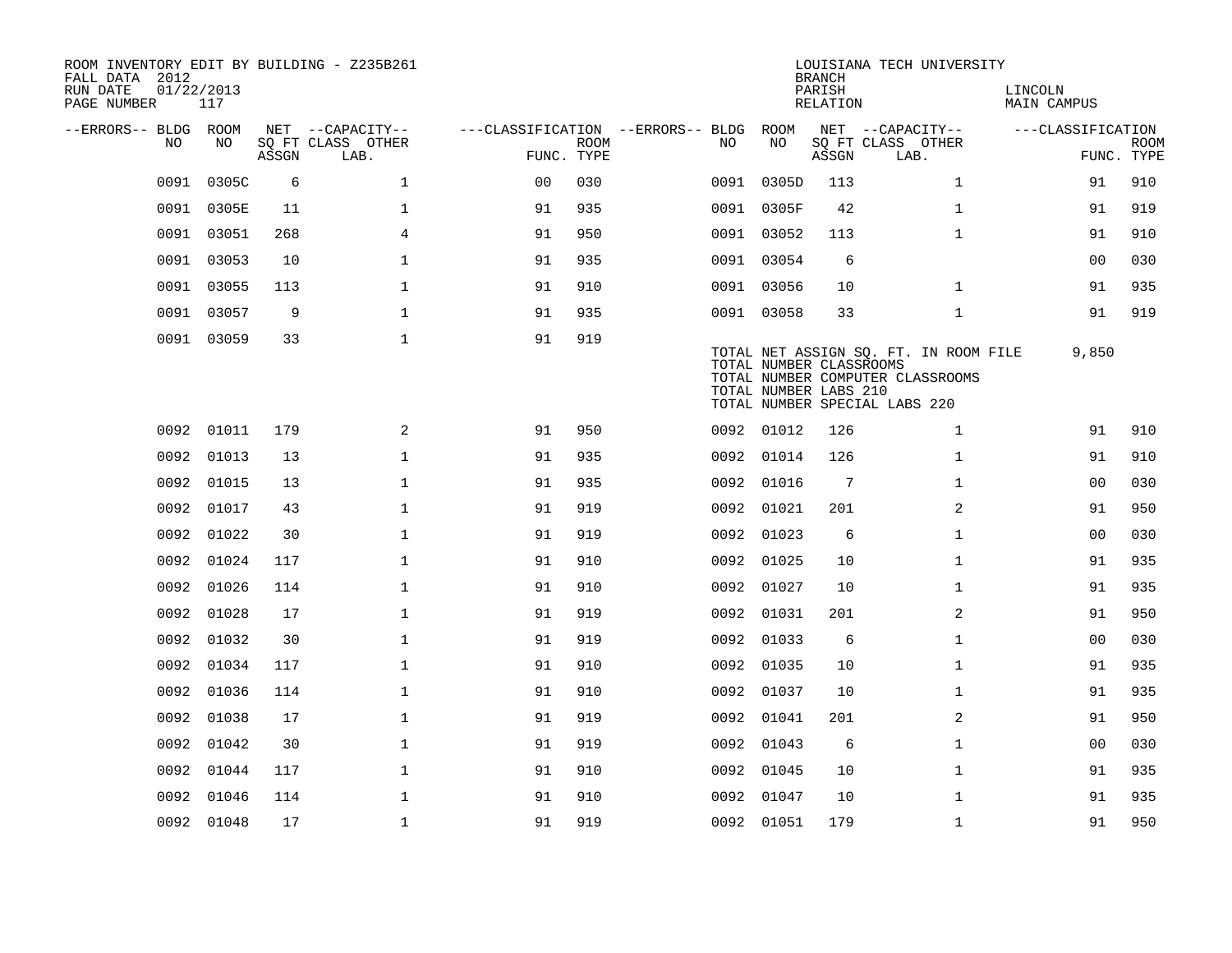ROOM INVENTORY EDIT BY BUILDING - Z235B261
FALL DATA 2012
RUN DATE 01/22/2013
PAGE NUMBER 117

LOUISIANA TECH UNIVERSITY
BRANCH
PARISH LINCOLN
RELATION MAIN CAMPUS

| --ERRORS-- | BLDG NO | ROOM NO | NET SQ FT ASSGN | --CAPACITY-- CLASS LAB. | OTHER | ---CLASSIFICATION FUNC. | ROOM TYPE | --ERRORS-- | BLDG NO | ROOM NO | NET SQ FT ASSGN | --CAPACITY-- CLASS LAB. | OTHER | ---CLASSIFICATION FUNC. | ROOM TYPE |
|---|---|---|---|---|---|---|---|---|---|---|---|---|---|---|---|
| | 0091 | 0305C | 6 | | 1 | 00 | 030 | | 0091 | 0305D | 113 | | 1 | 91 | 910 |
| | 0091 | 0305E | 11 | | 1 | 91 | 935 | | 0091 | 0305F | 42 | | 1 | 91 | 919 |
| | 0091 | 03051 | 268 | | 4 | 91 | 950 | | 0091 | 03052 | 113 | | 1 | 91 | 910 |
| | 0091 | 03053 | 10 | | 1 | 91 | 935 | | 0091 | 03054 | 6 | | | 00 | 030 |
| | 0091 | 03055 | 113 | | 1 | 91 | 910 | | 0091 | 03056 | 10 | | 1 | 91 | 935 |
| | 0091 | 03057 | 9 | | 1 | 91 | 935 | | 0091 | 03058 | 33 | | 1 | 91 | 919 |
| | 0091 | 03059 | 33 | | 1 | 91 | 919 | | | | | | | | |

TOTAL NET ASSIGN SQ. FT. IN ROOM FILE 9,850
TOTAL NUMBER CLASSROOMS
TOTAL NUMBER COMPUTER CLASSROOMS
TOTAL NUMBER LABS 210
TOTAL NUMBER SPECIAL LABS 220

| --ERRORS-- | BLDG NO | ROOM NO | NET SQ FT ASSGN | --CAPACITY-- CLASS LAB. | OTHER | ---CLASSIFICATION FUNC. | ROOM TYPE | --ERRORS-- | BLDG NO | ROOM NO | NET SQ FT ASSGN | --CAPACITY-- CLASS LAB. | OTHER | ---CLASSIFICATION FUNC. | ROOM TYPE |
|---|---|---|---|---|---|---|---|---|---|---|---|---|---|---|---|
| | 0092 | 01011 | 179 | | 2 | 91 | 950 | | 0092 | 01012 | 126 | | 1 | 91 | 910 |
| | 0092 | 01013 | 13 | | 1 | 91 | 935 | | 0092 | 01014 | 126 | | 1 | 91 | 910 |
| | 0092 | 01015 | 13 | | 1 | 91 | 935 | | 0092 | 01016 | 7 | | 1 | 00 | 030 |
| | 0092 | 01017 | 43 | | 1 | 91 | 919 | | 0092 | 01021 | 201 | | 2 | 91 | 950 |
| | 0092 | 01022 | 30 | | 1 | 91 | 919 | | 0092 | 01023 | 6 | | 1 | 00 | 030 |
| | 0092 | 01024 | 117 | | 1 | 91 | 910 | | 0092 | 01025 | 10 | | 1 | 91 | 935 |
| | 0092 | 01026 | 114 | | 1 | 91 | 910 | | 0092 | 01027 | 10 | | 1 | 91 | 935 |
| | 0092 | 01028 | 17 | | 1 | 91 | 919 | | 0092 | 01031 | 201 | | 2 | 91 | 950 |
| | 0092 | 01032 | 30 | | 1 | 91 | 919 | | 0092 | 01033 | 6 | | 1 | 00 | 030 |
| | 0092 | 01034 | 117 | | 1 | 91 | 910 | | 0092 | 01035 | 10 | | 1 | 91 | 935 |
| | 0092 | 01036 | 114 | | 1 | 91 | 910 | | 0092 | 01037 | 10 | | 1 | 91 | 935 |
| | 0092 | 01038 | 17 | | 1 | 91 | 919 | | 0092 | 01041 | 201 | | 2 | 91 | 950 |
| | 0092 | 01042 | 30 | | 1 | 91 | 919 | | 0092 | 01043 | 6 | | 1 | 00 | 030 |
| | 0092 | 01044 | 117 | | 1 | 91 | 910 | | 0092 | 01045 | 10 | | 1 | 91 | 935 |
| | 0092 | 01046 | 114 | | 1 | 91 | 910 | | 0092 | 01047 | 10 | | 1 | 91 | 935 |
| | 0092 | 01048 | 17 | | 1 | 91 | 919 | | 0092 | 01051 | 179 | | 1 | 91 | 950 |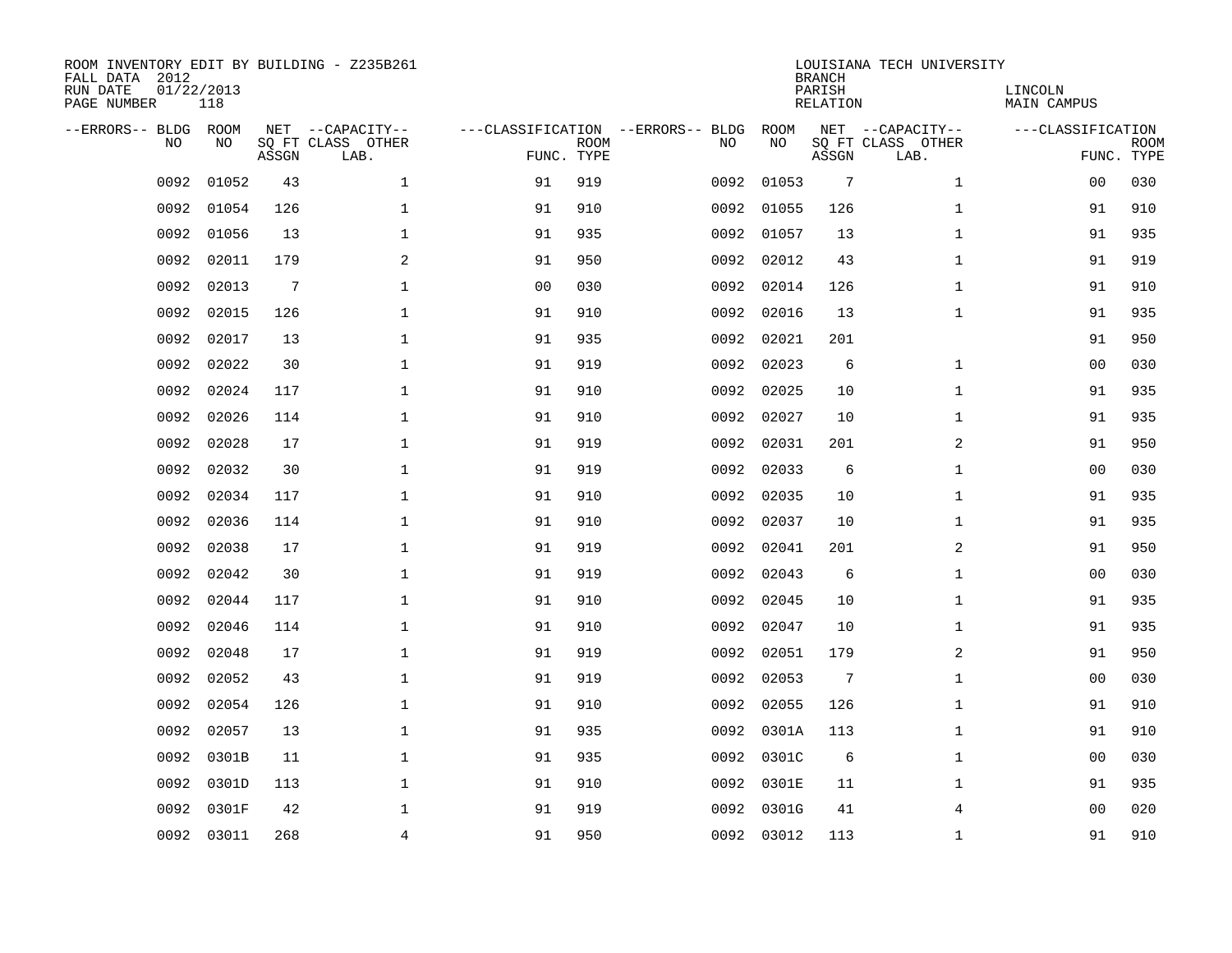ROOM INVENTORY EDIT BY BUILDING - Z235B261
FALL DATA 2012
RUN DATE 01/22/2013
PAGE NUMBER 118

LOUISIANA TECH UNIVERSITY
BRANCH
PARISH LINCOLN
RELATION MAIN CAMPUS

| --ERRORS-- | BLDG NO | ROOM NO | NET SQ FT ASSGN | --CAPACITY-- CLASS LAB. | OTHER | ---CLASSIFICATION FUNC. | ROOM TYPE | --ERRORS-- | BLDG NO | ROOM NO | NET SQ FT ASSGN | --CAPACITY-- CLASS LAB. | OTHER | ---CLASSIFICATION FUNC. | ROOM TYPE |
|---|---|---|---|---|---|---|---|---|---|---|---|---|---|---|---|
| | 0092 | 01052 | 43 | | 1 | 91 | 919 | | 0092 | 01053 | 7 | | 1 | 00 | 030 |
| | 0092 | 01054 | 126 | | 1 | 91 | 910 | | 0092 | 01055 | 126 | | 1 | 91 | 910 |
| | 0092 | 01056 | 13 | | 1 | 91 | 935 | | 0092 | 01057 | 13 | | 1 | 91 | 935 |
| | 0092 | 02011 | 179 | | 2 | 91 | 950 | | 0092 | 02012 | 43 | | 1 | 91 | 919 |
| | 0092 | 02013 | 7 | | 1 | 00 | 030 | | 0092 | 02014 | 126 | | 1 | 91 | 910 |
| | 0092 | 02015 | 126 | | 1 | 91 | 910 | | 0092 | 02016 | 13 | | 1 | 91 | 935 |
| | 0092 | 02017 | 13 | | 1 | 91 | 935 | | 0092 | 02021 | 201 | | | 91 | 950 |
| | 0092 | 02022 | 30 | | 1 | 91 | 919 | | 0092 | 02023 | 6 | | 1 | 00 | 030 |
| | 0092 | 02024 | 117 | | 1 | 91 | 910 | | 0092 | 02025 | 10 | | 1 | 91 | 935 |
| | 0092 | 02026 | 114 | | 1 | 91 | 910 | | 0092 | 02027 | 10 | | 1 | 91 | 935 |
| | 0092 | 02028 | 17 | | 1 | 91 | 919 | | 0092 | 02031 | 201 | | 2 | 91 | 950 |
| | 0092 | 02032 | 30 | | 1 | 91 | 919 | | 0092 | 02033 | 6 | | 1 | 00 | 030 |
| | 0092 | 02034 | 117 | | 1 | 91 | 910 | | 0092 | 02035 | 10 | | 1 | 91 | 935 |
| | 0092 | 02036 | 114 | | 1 | 91 | 910 | | 0092 | 02037 | 10 | | 1 | 91 | 935 |
| | 0092 | 02038 | 17 | | 1 | 91 | 919 | | 0092 | 02041 | 201 | | 2 | 91 | 950 |
| | 0092 | 02042 | 30 | | 1 | 91 | 919 | | 0092 | 02043 | 6 | | 1 | 00 | 030 |
| | 0092 | 02044 | 117 | | 1 | 91 | 910 | | 0092 | 02045 | 10 | | 1 | 91 | 935 |
| | 0092 | 02046 | 114 | | 1 | 91 | 910 | | 0092 | 02047 | 10 | | 1 | 91 | 935 |
| | 0092 | 02048 | 17 | | 1 | 91 | 919 | | 0092 | 02051 | 179 | | 2 | 91 | 950 |
| | 0092 | 02052 | 43 | | 1 | 91 | 919 | | 0092 | 02053 | 7 | | 1 | 00 | 030 |
| | 0092 | 02054 | 126 | | 1 | 91 | 910 | | 0092 | 02055 | 126 | | 1 | 91 | 910 |
| | 0092 | 02057 | 13 | | 1 | 91 | 935 | | 0092 | 0301A | 113 | | 1 | 91 | 910 |
| | 0092 | 0301B | 11 | | 1 | 91 | 935 | | 0092 | 0301C | 6 | | 1 | 00 | 030 |
| | 0092 | 0301D | 113 | | 1 | 91 | 910 | | 0092 | 0301E | 11 | | 1 | 91 | 935 |
| | 0092 | 0301F | 42 | | 1 | 91 | 919 | | 0092 | 0301G | 41 | | 4 | 00 | 020 |
| | 0092 | 03011 | 268 | | 4 | 91 | 950 | | 0092 | 03012 | 113 | | 1 | 91 | 910 |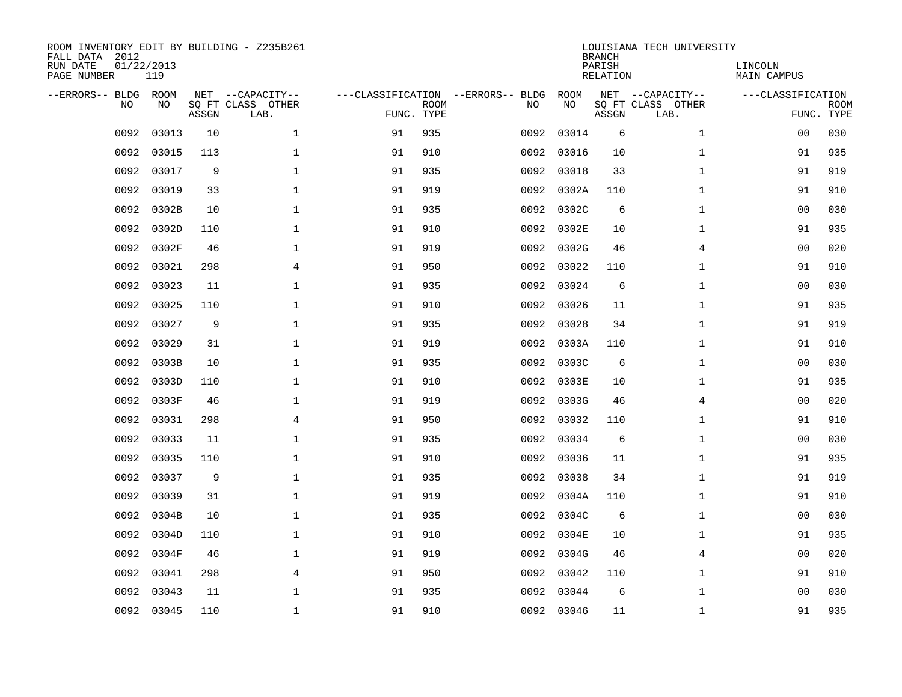ROOM INVENTORY EDIT BY BUILDING - Z235B261
FALL DATA 2012
RUN DATE 01/22/2013
PAGE NUMBER 119

LOUISIANA TECH UNIVERSITY
BRANCH
PARISH LINCOLN
RELATION MAIN CAMPUS

| --ERRORS-- | BLDG NO | ROOM NO | NET SQ FT ASSGN | --CAPACITY-- CLASS LAB. | OTHER | ---CLASSIFICATION FUNC. | ROOM TYPE | --ERRORS-- | BLDG NO | ROOM NO | NET SQ FT ASSGN | --CAPACITY-- CLASS LAB. | OTHER | ---CLASSIFICATION FUNC. | ROOM TYPE |
|---|---|---|---|---|---|---|---|---|---|---|---|---|---|---|---|
| | 0092 | 03013 | 10 | | 1 | 91 | 935 | | 0092 | 03014 | 6 | | 1 | 00 | 030 |
| | 0092 | 03015 | 113 | | 1 | 91 | 910 | | 0092 | 03016 | 10 | | 1 | 91 | 935 |
| | 0092 | 03017 | 9 | | 1 | 91 | 935 | | 0092 | 03018 | 33 | | 1 | 91 | 919 |
| | 0092 | 03019 | 33 | | 1 | 91 | 919 | | 0092 | 0302A | 110 | | 1 | 91 | 910 |
| | 0092 | 0302B | 10 | | 1 | 91 | 935 | | 0092 | 0302C | 6 | | 1 | 00 | 030 |
| | 0092 | 0302D | 110 | | 1 | 91 | 910 | | 0092 | 0302E | 10 | | 1 | 91 | 935 |
| | 0092 | 0302F | 46 | | 1 | 91 | 919 | | 0092 | 0302G | 46 | | 4 | 00 | 020 |
| | 0092 | 03021 | 298 | | 4 | 91 | 950 | | 0092 | 03022 | 110 | | 1 | 91 | 910 |
| | 0092 | 03023 | 11 | | 1 | 91 | 935 | | 0092 | 03024 | 6 | | 1 | 00 | 030 |
| | 0092 | 03025 | 110 | | 1 | 91 | 910 | | 0092 | 03026 | 11 | | 1 | 91 | 935 |
| | 0092 | 03027 | 9 | | 1 | 91 | 935 | | 0092 | 03028 | 34 | | 1 | 91 | 919 |
| | 0092 | 03029 | 31 | | 1 | 91 | 919 | | 0092 | 0303A | 110 | | 1 | 91 | 910 |
| | 0092 | 0303B | 10 | | 1 | 91 | 935 | | 0092 | 0303C | 6 | | 1 | 00 | 030 |
| | 0092 | 0303D | 110 | | 1 | 91 | 910 | | 0092 | 0303E | 10 | | 1 | 91 | 935 |
| | 0092 | 0303F | 46 | | 1 | 91 | 919 | | 0092 | 0303G | 46 | | 4 | 00 | 020 |
| | 0092 | 03031 | 298 | | 4 | 91 | 950 | | 0092 | 03032 | 110 | | 1 | 91 | 910 |
| | 0092 | 03033 | 11 | | 1 | 91 | 935 | | 0092 | 03034 | 6 | | 1 | 00 | 030 |
| | 0092 | 03035 | 110 | | 1 | 91 | 910 | | 0092 | 03036 | 11 | | 1 | 91 | 935 |
| | 0092 | 03037 | 9 | | 1 | 91 | 935 | | 0092 | 03038 | 34 | | 1 | 91 | 919 |
| | 0092 | 03039 | 31 | | 1 | 91 | 919 | | 0092 | 0304A | 110 | | 1 | 91 | 910 |
| | 0092 | 0304B | 10 | | 1 | 91 | 935 | | 0092 | 0304C | 6 | | 1 | 00 | 030 |
| | 0092 | 0304D | 110 | | 1 | 91 | 910 | | 0092 | 0304E | 10 | | 1 | 91 | 935 |
| | 0092 | 0304F | 46 | | 1 | 91 | 919 | | 0092 | 0304G | 46 | | 4 | 00 | 020 |
| | 0092 | 03041 | 298 | | 4 | 91 | 950 | | 0092 | 03042 | 110 | | 1 | 91 | 910 |
| | 0092 | 03043 | 11 | | 1 | 91 | 935 | | 0092 | 03044 | 6 | | 1 | 00 | 030 |
| | 0092 | 03045 | 110 | | 1 | 91 | 910 | | 0092 | 03046 | 11 | | 1 | 91 | 935 |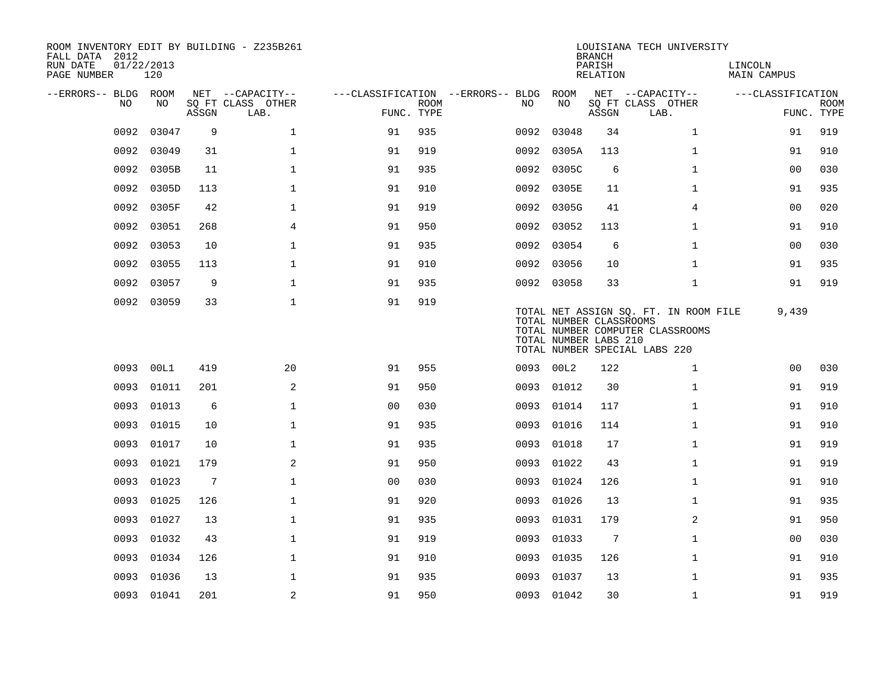ROOM INVENTORY EDIT BY BUILDING - Z235B261
FALL DATA 2012
RUN DATE 01/22/2013
PAGE NUMBER 120

LOUISIANA TECH UNIVERSITY
BRANCH
PARISH LINCOLN
RELATION MAIN CAMPUS

| --ERRORS-- | BLDG NO | ROOM NO | NET SQ FT ASSGN | --CAPACITY-- CLASS | OTHER LAB. | ---CLASSIFICATION FUNC. | ROOM TYPE | --ERRORS-- | BLDG NO | ROOM NO | NET SQ FT ASSGN | --CAPACITY-- CLASS | OTHER LAB. | ---CLASSIFICATION FUNC. | ROOM TYPE |
|---|---|---|---|---|---|---|---|---|---|---|---|---|---|---|---|
| | 0092 | 03047 | 9 | | 1 | 91 | 935 | | 0092 | 03048 | 34 | | 1 | 91 | 919 |
| | 0092 | 03049 | 31 | | 1 | 91 | 919 | | 0092 | 0305A | 113 | | 1 | 91 | 910 |
| | 0092 | 0305B | 11 | | 1 | 91 | 935 | | 0092 | 0305C | 6 | | 1 | 00 | 030 |
| | 0092 | 0305D | 113 | | 1 | 91 | 910 | | 0092 | 0305E | 11 | | 1 | 91 | 935 |
| | 0092 | 0305F | 42 | | 1 | 91 | 919 | | 0092 | 0305G | 41 | | 4 | 00 | 020 |
| | 0092 | 03051 | 268 | | 4 | 91 | 950 | | 0092 | 03052 | 113 | | 1 | 91 | 910 |
| | 0092 | 03053 | 10 | | 1 | 91 | 935 | | 0092 | 03054 | 6 | | 1 | 00 | 030 |
| | 0092 | 03055 | 113 | | 1 | 91 | 910 | | 0092 | 03056 | 10 | | 1 | 91 | 935 |
| | 0092 | 03057 | 9 | | 1 | 91 | 935 | | 0092 | 03058 | 33 | | 1 | 91 | 919 |
| | 0092 | 03059 | 33 | | 1 | 91 | 919 | | | | | | | | |

TOTAL NET ASSIGN SQ. FT. IN ROOM FILE 9,439
TOTAL NUMBER CLASSROOMS
TOTAL NUMBER COMPUTER CLASSROOMS
TOTAL NUMBER LABS 210
TOTAL NUMBER SPECIAL LABS 220

| --ERRORS-- | BLDG NO | ROOM NO | NET SQ FT ASSGN | --CAPACITY-- CLASS | OTHER LAB. | ---CLASSIFICATION FUNC. | ROOM TYPE | --ERRORS-- | BLDG NO | ROOM NO | NET SQ FT ASSGN | --CAPACITY-- CLASS | OTHER LAB. | ---CLASSIFICATION FUNC. | ROOM TYPE |
|---|---|---|---|---|---|---|---|---|---|---|---|---|---|---|---|
| | 0093 | 00L1 | 419 | | 20 | 91 | 955 | | 0093 | 00L2 | 122 | | 1 | 00 | 030 |
| | 0093 | 01011 | 201 | | 2 | 91 | 950 | | 0093 | 01012 | 30 | | 1 | 91 | 919 |
| | 0093 | 01013 | 6 | | 1 | 00 | 030 | | 0093 | 01014 | 117 | | 1 | 91 | 910 |
| | 0093 | 01015 | 10 | | 1 | 91 | 935 | | 0093 | 01016 | 114 | | 1 | 91 | 910 |
| | 0093 | 01017 | 10 | | 1 | 91 | 935 | | 0093 | 01018 | 17 | | 1 | 91 | 919 |
| | 0093 | 01021 | 179 | | 2 | 91 | 950 | | 0093 | 01022 | 43 | | 1 | 91 | 919 |
| | 0093 | 01023 | 7 | | 1 | 00 | 030 | | 0093 | 01024 | 126 | | 1 | 91 | 910 |
| | 0093 | 01025 | 126 | | 1 | 91 | 920 | | 0093 | 01026 | 13 | | 1 | 91 | 935 |
| | 0093 | 01027 | 13 | | 1 | 91 | 935 | | 0093 | 01031 | 179 | | 2 | 91 | 950 |
| | 0093 | 01032 | 43 | | 1 | 91 | 919 | | 0093 | 01033 | 7 | | 1 | 00 | 030 |
| | 0093 | 01034 | 126 | | 1 | 91 | 910 | | 0093 | 01035 | 126 | | 1 | 91 | 910 |
| | 0093 | 01036 | 13 | | 1 | 91 | 935 | | 0093 | 01037 | 13 | | 1 | 91 | 935 |
| | 0093 | 01041 | 201 | | 2 | 91 | 950 | | 0093 | 01042 | 30 | | 1 | 91 | 919 |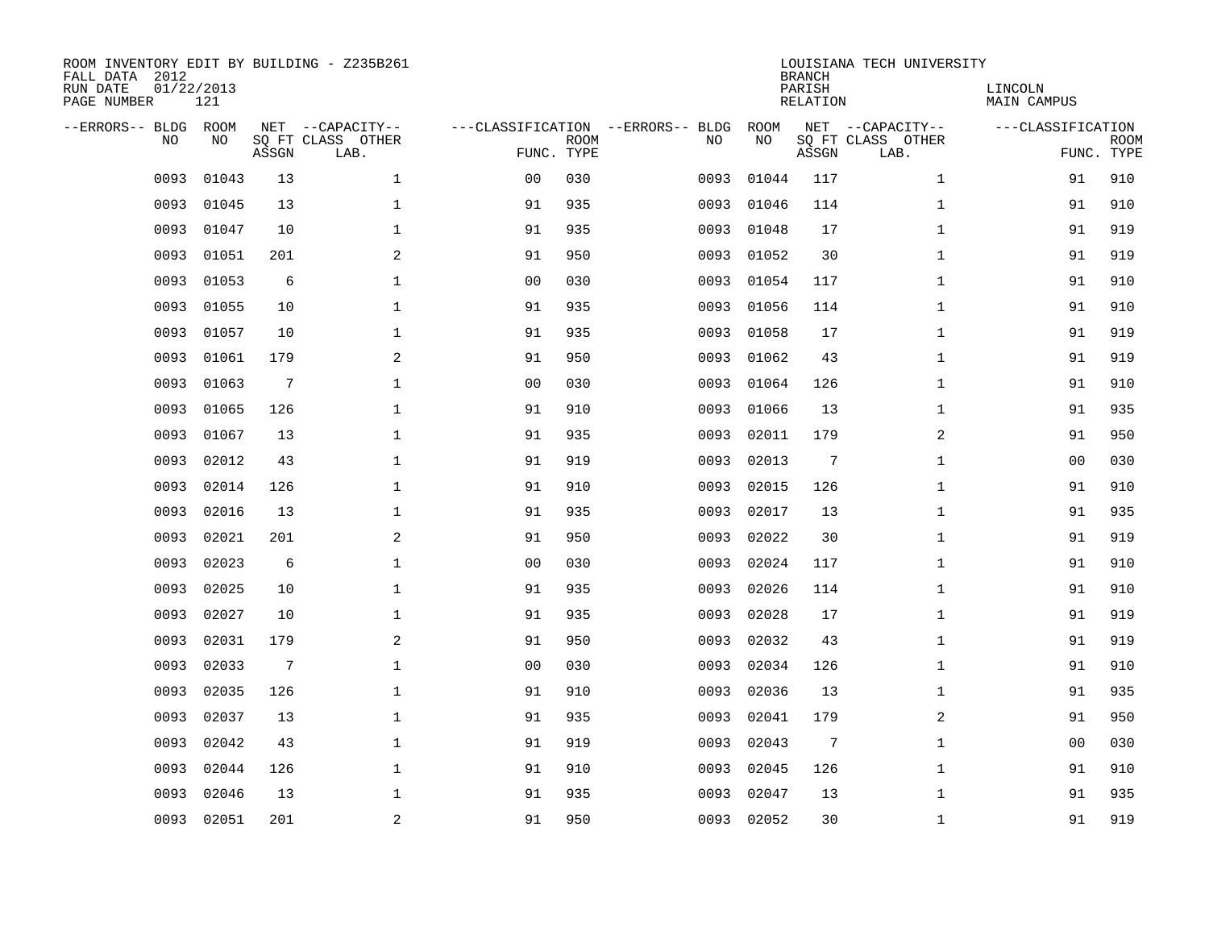ROOM INVENTORY EDIT BY BUILDING - Z235B261
FALL DATA 2012
RUN DATE 01/22/2013
PAGE NUMBER 121

LOUISIANA TECH UNIVERSITY
BRANCH
PARISH LINCOLN
RELATION MAIN CAMPUS

| --ERRORS-- | BLDG NO | ROOM NO | NET SQ FT ASSGN | --CAPACITY-- CLASS LAB. | OTHER | ---CLASSIFICATION FUNC. | ROOM TYPE | --ERRORS-- | BLDG NO | ROOM NO | NET SQ FT ASSGN | --CAPACITY-- CLASS LAB. | OTHER | ---CLASSIFICATION FUNC. | ROOM TYPE |
|---|---|---|---|---|---|---|---|---|---|---|---|---|---|---|---|
| | 0093 | 01043 | 13 | | 1 | 00 | 030 | | 0093 | 01044 | 117 | | 1 | 91 | 910 |
| | 0093 | 01045 | 13 | | 1 | 91 | 935 | | 0093 | 01046 | 114 | | 1 | 91 | 910 |
| | 0093 | 01047 | 10 | | 1 | 91 | 935 | | 0093 | 01048 | 17 | | 1 | 91 | 919 |
| | 0093 | 01051 | 201 | | 2 | 91 | 950 | | 0093 | 01052 | 30 | | 1 | 91 | 919 |
| | 0093 | 01053 | 6 | | 1 | 00 | 030 | | 0093 | 01054 | 117 | | 1 | 91 | 910 |
| | 0093 | 01055 | 10 | | 1 | 91 | 935 | | 0093 | 01056 | 114 | | 1 | 91 | 910 |
| | 0093 | 01057 | 10 | | 1 | 91 | 935 | | 0093 | 01058 | 17 | | 1 | 91 | 919 |
| | 0093 | 01061 | 179 | | 2 | 91 | 950 | | 0093 | 01062 | 43 | | 1 | 91 | 919 |
| | 0093 | 01063 | 7 | | 1 | 00 | 030 | | 0093 | 01064 | 126 | | 1 | 91 | 910 |
| | 0093 | 01065 | 126 | | 1 | 91 | 910 | | 0093 | 01066 | 13 | | 1 | 91 | 935 |
| | 0093 | 01067 | 13 | | 1 | 91 | 935 | | 0093 | 02011 | 179 | | 2 | 91 | 950 |
| | 0093 | 02012 | 43 | | 1 | 91 | 919 | | 0093 | 02013 | 7 | | 1 | 00 | 030 |
| | 0093 | 02014 | 126 | | 1 | 91 | 910 | | 0093 | 02015 | 126 | | 1 | 91 | 910 |
| | 0093 | 02016 | 13 | | 1 | 91 | 935 | | 0093 | 02017 | 13 | | 1 | 91 | 935 |
| | 0093 | 02021 | 201 | | 2 | 91 | 950 | | 0093 | 02022 | 30 | | 1 | 91 | 919 |
| | 0093 | 02023 | 6 | | 1 | 00 | 030 | | 0093 | 02024 | 117 | | 1 | 91 | 910 |
| | 0093 | 02025 | 10 | | 1 | 91 | 935 | | 0093 | 02026 | 114 | | 1 | 91 | 910 |
| | 0093 | 02027 | 10 | | 1 | 91 | 935 | | 0093 | 02028 | 17 | | 1 | 91 | 919 |
| | 0093 | 02031 | 179 | | 2 | 91 | 950 | | 0093 | 02032 | 43 | | 1 | 91 | 919 |
| | 0093 | 02033 | 7 | | 1 | 00 | 030 | | 0093 | 02034 | 126 | | 1 | 91 | 910 |
| | 0093 | 02035 | 126 | | 1 | 91 | 910 | | 0093 | 02036 | 13 | | 1 | 91 | 935 |
| | 0093 | 02037 | 13 | | 1 | 91 | 935 | | 0093 | 02041 | 179 | | 2 | 91 | 950 |
| | 0093 | 02042 | 43 | | 1 | 91 | 919 | | 0093 | 02043 | 7 | | 1 | 00 | 030 |
| | 0093 | 02044 | 126 | | 1 | 91 | 910 | | 0093 | 02045 | 126 | | 1 | 91 | 910 |
| | 0093 | 02046 | 13 | | 1 | 91 | 935 | | 0093 | 02047 | 13 | | 1 | 91 | 935 |
| | 0093 | 02051 | 201 | | 2 | 91 | 950 | | 0093 | 02052 | 30 | | 1 | 91 | 919 |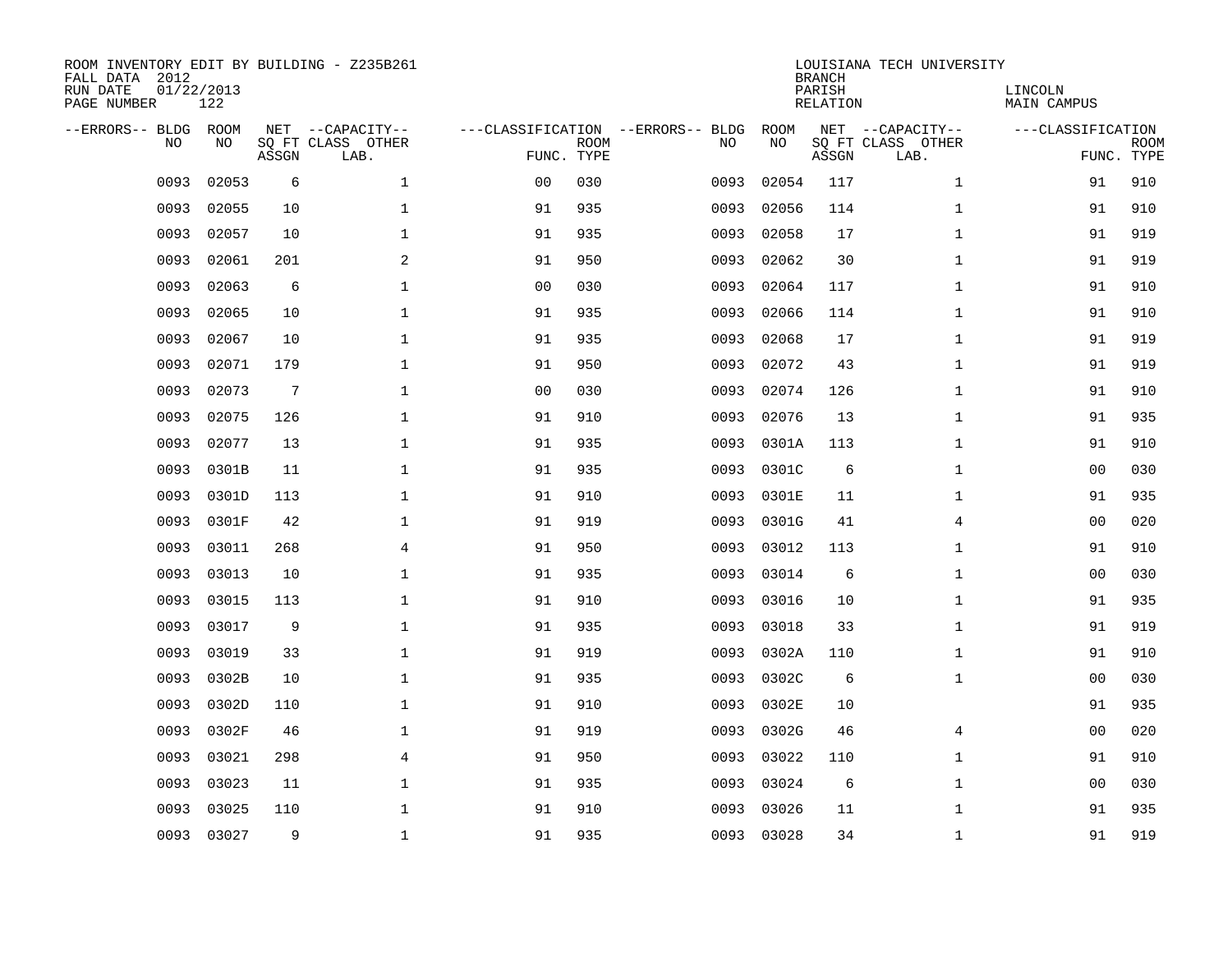ROOM INVENTORY EDIT BY BUILDING - Z235B261
FALL DATA 2012
RUN DATE 01/22/2013
PAGE NUMBER 122

LOUISIANA TECH UNIVERSITY
BRANCH
PARISH LINCOLN
RELATION MAIN CAMPUS

| --ERRORS-- | BLDG NO | ROOM NO | NET SQ FT ASSGN | --CAPACITY-- CLASS | OTHER LAB. | ---CLASSIFICATION FUNC. | ROOM TYPE | --ERRORS-- | BLDG NO | ROOM NO | NET SQ FT ASSGN | --CAPACITY-- CLASS | OTHER LAB. | ---CLASSIFICATION FUNC. | ROOM TYPE |
|---|---|---|---|---|---|---|---|---|---|---|---|---|---|---|---|
| | 0093 | 02053 | 6 | | 1 | 00 | 030 | | 0093 | 02054 | 117 | | 1 | 91 | 910 |
| | 0093 | 02055 | 10 | | 1 | 91 | 935 | | 0093 | 02056 | 114 | | 1 | 91 | 910 |
| | 0093 | 02057 | 10 | | 1 | 91 | 935 | | 0093 | 02058 | 17 | | 1 | 91 | 919 |
| | 0093 | 02061 | 201 | | 2 | 91 | 950 | | 0093 | 02062 | 30 | | 1 | 91 | 919 |
| | 0093 | 02063 | 6 | | 1 | 00 | 030 | | 0093 | 02064 | 117 | | 1 | 91 | 910 |
| | 0093 | 02065 | 10 | | 1 | 91 | 935 | | 0093 | 02066 | 114 | | 1 | 91 | 910 |
| | 0093 | 02067 | 10 | | 1 | 91 | 935 | | 0093 | 02068 | 17 | | 1 | 91 | 919 |
| | 0093 | 02071 | 179 | | 1 | 91 | 950 | | 0093 | 02072 | 43 | | 1 | 91 | 919 |
| | 0093 | 02073 | 7 | | 1 | 00 | 030 | | 0093 | 02074 | 126 | | 1 | 91 | 910 |
| | 0093 | 02075 | 126 | | 1 | 91 | 910 | | 0093 | 02076 | 13 | | 1 | 91 | 935 |
| | 0093 | 02077 | 13 | | 1 | 91 | 935 | | 0093 | 0301A | 113 | | 1 | 91 | 910 |
| | 0093 | 0301B | 11 | | 1 | 91 | 935 | | 0093 | 0301C | 6 | | 1 | 00 | 030 |
| | 0093 | 0301D | 113 | | 1 | 91 | 910 | | 0093 | 0301E | 11 | | 1 | 91 | 935 |
| | 0093 | 0301F | 42 | | 1 | 91 | 919 | | 0093 | 0301G | 41 | | 4 | 00 | 020 |
| | 0093 | 03011 | 268 | | 4 | 91 | 950 | | 0093 | 03012 | 113 | | 1 | 91 | 910 |
| | 0093 | 03013 | 10 | | 1 | 91 | 935 | | 0093 | 03014 | 6 | | 1 | 00 | 030 |
| | 0093 | 03015 | 113 | | 1 | 91 | 910 | | 0093 | 03016 | 10 | | 1 | 91 | 935 |
| | 0093 | 03017 | 9 | | 1 | 91 | 935 | | 0093 | 03018 | 33 | | 1 | 91 | 919 |
| | 0093 | 03019 | 33 | | 1 | 91 | 919 | | 0093 | 0302A | 110 | | 1 | 91 | 910 |
| | 0093 | 0302B | 10 | | 1 | 91 | 935 | | 0093 | 0302C | 6 | | 1 | 00 | 030 |
| | 0093 | 0302D | 110 | | 1 | 91 | 910 | | 0093 | 0302E | 10 | | | 91 | 935 |
| | 0093 | 0302F | 46 | | 1 | 91 | 919 | | 0093 | 0302G | 46 | | 4 | 00 | 020 |
| | 0093 | 03021 | 298 | | 4 | 91 | 950 | | 0093 | 03022 | 110 | | 1 | 91 | 910 |
| | 0093 | 03023 | 11 | | 1 | 91 | 935 | | 0093 | 03024 | 6 | | 1 | 00 | 030 |
| | 0093 | 03025 | 110 | | 1 | 91 | 910 | | 0093 | 03026 | 11 | | 1 | 91 | 935 |
| | 0093 | 03027 | 9 | | 1 | 91 | 935 | | 0093 | 03028 | 34 | | 1 | 91 | 919 |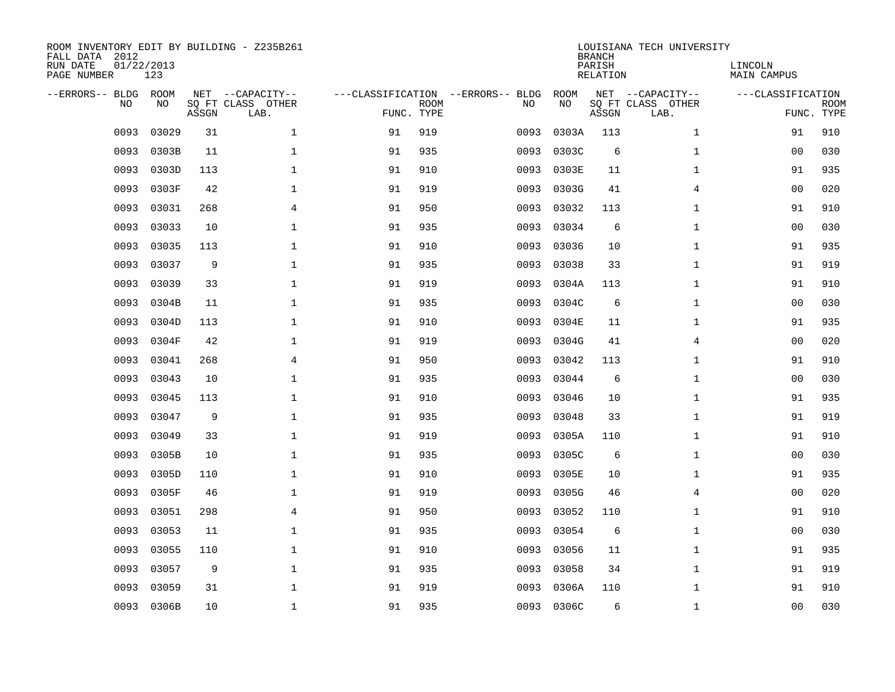ROOM INVENTORY EDIT BY BUILDING - Z235B261
FALL DATA 2012
RUN DATE 01/22/2013
PAGE NUMBER 123

LOUISIANA TECH UNIVERSITY
BRANCH
PARISH LINCOLN
RELATION MAIN CAMPUS

| --ERRORS-- | BLDG NO | ROOM NO | NET SQ FT ASSGN | --CAPACITY-- CLASS LAB. | OTHER | ---CLASSIFICATION FUNC. | ROOM TYPE | --ERRORS-- | BLDG NO | ROOM NO | NET SQ FT ASSGN | --CAPACITY-- CLASS LAB. | OTHER | ---CLASSIFICATION FUNC. | ROOM TYPE |
|---|---|---|---|---|---|---|---|---|---|---|---|---|---|---|---|
| | 0093 | 03029 | 31 | | 1 | 91 | 919 | | 0093 | 0303A | 113 | | 1 | 91 | 910 |
| | 0093 | 0303B | 11 | | 1 | 91 | 935 | | 0093 | 0303C | 6 | | 1 | 00 | 030 |
| | 0093 | 0303D | 113 | | 1 | 91 | 910 | | 0093 | 0303E | 11 | | 1 | 91 | 935 |
| | 0093 | 0303F | 42 | | 1 | 91 | 919 | | 0093 | 0303G | 41 | | 4 | 00 | 020 |
| | 0093 | 03031 | 268 | | 4 | 91 | 950 | | 0093 | 03032 | 113 | | 1 | 91 | 910 |
| | 0093 | 03033 | 10 | | 1 | 91 | 935 | | 0093 | 03034 | 6 | | 1 | 00 | 030 |
| | 0093 | 03035 | 113 | | 1 | 91 | 910 | | 0093 | 03036 | 10 | | 1 | 91 | 935 |
| | 0093 | 03037 | 9 | | 1 | 91 | 935 | | 0093 | 03038 | 33 | | 1 | 91 | 919 |
| | 0093 | 03039 | 33 | | 1 | 91 | 919 | | 0093 | 0304A | 113 | | 1 | 91 | 910 |
| | 0093 | 0304B | 11 | | 1 | 91 | 935 | | 0093 | 0304C | 6 | | 1 | 00 | 030 |
| | 0093 | 0304D | 113 | | 1 | 91 | 910 | | 0093 | 0304E | 11 | | 1 | 91 | 935 |
| | 0093 | 0304F | 42 | | 1 | 91 | 919 | | 0093 | 0304G | 41 | | 4 | 00 | 020 |
| | 0093 | 03041 | 268 | | 4 | 91 | 950 | | 0093 | 03042 | 113 | | 1 | 91 | 910 |
| | 0093 | 03043 | 10 | | 1 | 91 | 935 | | 0093 | 03044 | 6 | | 1 | 00 | 030 |
| | 0093 | 03045 | 113 | | 1 | 91 | 910 | | 0093 | 03046 | 10 | | 1 | 91 | 935 |
| | 0093 | 03047 | 9 | | 1 | 91 | 935 | | 0093 | 03048 | 33 | | 1 | 91 | 919 |
| | 0093 | 03049 | 33 | | 1 | 91 | 919 | | 0093 | 0305A | 110 | | 1 | 91 | 910 |
| | 0093 | 0305B | 10 | | 1 | 91 | 935 | | 0093 | 0305C | 6 | | 1 | 00 | 030 |
| | 0093 | 0305D | 110 | | 1 | 91 | 910 | | 0093 | 0305E | 10 | | 1 | 91 | 935 |
| | 0093 | 0305F | 46 | | 1 | 91 | 919 | | 0093 | 0305G | 46 | | 4 | 00 | 020 |
| | 0093 | 03051 | 298 | | 4 | 91 | 950 | | 0093 | 03052 | 110 | | 1 | 91 | 910 |
| | 0093 | 03053 | 11 | | 1 | 91 | 935 | | 0093 | 03054 | 6 | | 1 | 00 | 030 |
| | 0093 | 03055 | 110 | | 1 | 91 | 910 | | 0093 | 03056 | 11 | | 1 | 91 | 935 |
| | 0093 | 03057 | 9 | | 1 | 91 | 935 | | 0093 | 03058 | 34 | | 1 | 91 | 919 |
| | 0093 | 03059 | 31 | | 1 | 91 | 919 | | 0093 | 0306A | 110 | | 1 | 91 | 910 |
| | 0093 | 0306B | 10 | | 1 | 91 | 935 | | 0093 | 0306C | 6 | | 1 | 00 | 030 |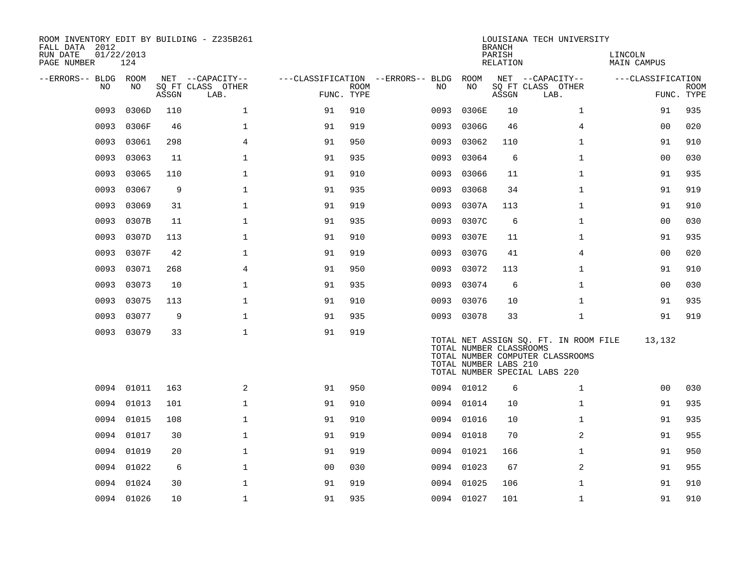ROOM INVENTORY EDIT BY BUILDING - Z235B261
FALL DATA 2012
RUN DATE 01/22/2013
PAGE NUMBER 124

LOUISIANA TECH UNIVERSITY
BRANCH
PARISH LINCOLN
RELATION MAIN CAMPUS

| --ERRORS-- | BLDG NO | ROOM NO | NET SQ FT ASSGN | --CAPACITY-- CLASS LAB. | OTHER | ---CLASSIFICATION FUNC. | ROOM TYPE | --ERRORS-- | BLDG NO | ROOM NO | NET SQ FT ASSGN | --CAPACITY-- CLASS LAB. | OTHER | ---CLASSIFICATION FUNC. | ROOM TYPE |
|---|---|---|---|---|---|---|---|---|---|---|---|---|---|---|---|
| | 0093 | 0306D | 110 | | 1 | 91 | 910 | | 0093 | 0306E | 10 | | 1 | 91 | 935 |
| | 0093 | 0306F | 46 | | 1 | 91 | 919 | | 0093 | 0306G | 46 | | 4 | 00 | 020 |
| | 0093 | 03061 | 298 | | 4 | 91 | 950 | | 0093 | 03062 | 110 | | 1 | 91 | 910 |
| | 0093 | 03063 | 11 | | 1 | 91 | 935 | | 0093 | 03064 | 6 | | 1 | 00 | 030 |
| | 0093 | 03065 | 110 | | 1 | 91 | 910 | | 0093 | 03066 | 11 | | 1 | 91 | 935 |
| | 0093 | 03067 | 9 | | 1 | 91 | 935 | | 0093 | 03068 | 34 | | 1 | 91 | 919 |
| | 0093 | 03069 | 31 | | 1 | 91 | 919 | | 0093 | 0307A | 113 | | 1 | 91 | 910 |
| | 0093 | 0307B | 11 | | 1 | 91 | 935 | | 0093 | 0307C | 6 | | 1 | 00 | 030 |
| | 0093 | 0307D | 113 | | 1 | 91 | 910 | | 0093 | 0307E | 11 | | 1 | 91 | 935 |
| | 0093 | 0307F | 42 | | 1 | 91 | 919 | | 0093 | 0307G | 41 | | 4 | 00 | 020 |
| | 0093 | 03071 | 268 | | 4 | 91 | 950 | | 0093 | 03072 | 113 | | 1 | 91 | 910 |
| | 0093 | 03073 | 10 | | 1 | 91 | 935 | | 0093 | 03074 | 6 | | 1 | 00 | 030 |
| | 0093 | 03075 | 113 | | 1 | 91 | 910 | | 0093 | 03076 | 10 | | 1 | 91 | 935 |
| | 0093 | 03077 | 9 | | 1 | 91 | 935 | | 0093 | 03078 | 33 | | 1 | 91 | 919 |
| | 0093 | 03079 | 33 | | 1 | 91 | 919 | | | | | | | | |

TOTAL NET ASSIGN SQ. FT. IN ROOM FILE 13,132
TOTAL NUMBER CLASSROOMS
TOTAL NUMBER COMPUTER CLASSROOMS
TOTAL NUMBER LABS 210
TOTAL NUMBER SPECIAL LABS 220

| --ERRORS-- | BLDG NO | ROOM NO | NET SQ FT ASSGN | --CAPACITY-- CLASS LAB. | OTHER | ---CLASSIFICATION FUNC. | ROOM TYPE | --ERRORS-- | BLDG NO | ROOM NO | NET SQ FT ASSGN | --CAPACITY-- CLASS LAB. | OTHER | ---CLASSIFICATION FUNC. | ROOM TYPE |
|---|---|---|---|---|---|---|---|---|---|---|---|---|---|---|---|
| | 0094 | 01011 | 163 | | 2 | 91 | 950 | | 0094 | 01012 | 6 | | 1 | 00 | 030 |
| | 0094 | 01013 | 101 | | 1 | 91 | 910 | | 0094 | 01014 | 10 | | 1 | 91 | 935 |
| | 0094 | 01015 | 108 | | 1 | 91 | 910 | | 0094 | 01016 | 10 | | 1 | 91 | 935 |
| | 0094 | 01017 | 30 | | 1 | 91 | 919 | | 0094 | 01018 | 70 | | 2 | 91 | 955 |
| | 0094 | 01019 | 20 | | 1 | 91 | 919 | | 0094 | 01021 | 166 | | 1 | 91 | 950 |
| | 0094 | 01022 | 6 | | 1 | 00 | 030 | | 0094 | 01023 | 67 | | 2 | 91 | 955 |
| | 0094 | 01024 | 30 | | 1 | 91 | 919 | | 0094 | 01025 | 106 | | 1 | 91 | 910 |
| | 0094 | 01026 | 10 | | 1 | 91 | 935 | | 0094 | 01027 | 101 | | 1 | 91 | 910 |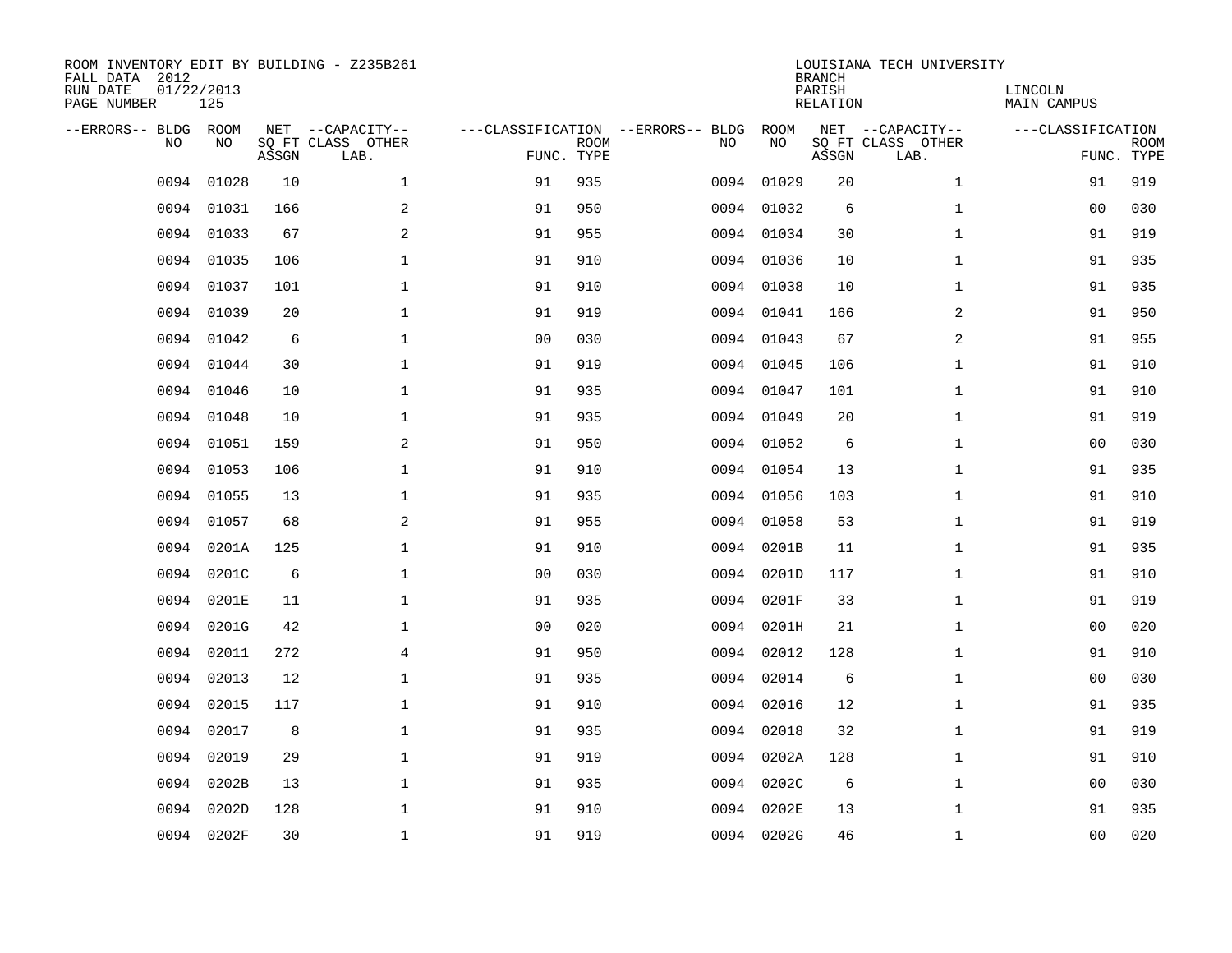ROOM INVENTORY EDIT BY BUILDING - Z235B261
FALL DATA 2012
RUN DATE 01/22/2013
PAGE NUMBER 125

LOUISIANA TECH UNIVERSITY
BRANCH
PARISH LINCOLN
RELATION MAIN CAMPUS

| --ERRORS-- | BLDG NO | ROOM NO | NET SQ FT ASSGN | --CAPACITY-- CLASS LAB. | OTHER | ---CLASSIFICATION FUNC. | ROOM TYPE | --ERRORS-- | BLDG NO | ROOM NO | NET SQ FT ASSGN | --CAPACITY-- CLASS LAB. | OTHER | ---CLASSIFICATION FUNC. | ROOM TYPE |
|---|---|---|---|---|---|---|---|---|---|---|---|---|---|---|---|
| | 0094 | 01028 | 10 | | 1 | 91 | 935 | | 0094 | 01029 | 20 | | 1 | 91 | 919 |
| | 0094 | 01031 | 166 | | 2 | 91 | 950 | | 0094 | 01032 | 6 | | 1 | 00 | 030 |
| | 0094 | 01033 | 67 | | 2 | 91 | 955 | | 0094 | 01034 | 30 | | 1 | 91 | 919 |
| | 0094 | 01035 | 106 | | 1 | 91 | 910 | | 0094 | 01036 | 10 | | 1 | 91 | 935 |
| | 0094 | 01037 | 101 | | 1 | 91 | 910 | | 0094 | 01038 | 10 | | 1 | 91 | 935 |
| | 0094 | 01039 | 20 | | 1 | 91 | 919 | | 0094 | 01041 | 166 | | 2 | 91 | 950 |
| | 0094 | 01042 | 6 | | 1 | 00 | 030 | | 0094 | 01043 | 67 | | 2 | 91 | 955 |
| | 0094 | 01044 | 30 | | 1 | 91 | 919 | | 0094 | 01045 | 106 | | 1 | 91 | 910 |
| | 0094 | 01046 | 10 | | 1 | 91 | 935 | | 0094 | 01047 | 101 | | 1 | 91 | 910 |
| | 0094 | 01048 | 10 | | 1 | 91 | 935 | | 0094 | 01049 | 20 | | 1 | 91 | 919 |
| | 0094 | 01051 | 159 | | 2 | 91 | 950 | | 0094 | 01052 | 6 | | 1 | 00 | 030 |
| | 0094 | 01053 | 106 | | 1 | 91 | 910 | | 0094 | 01054 | 13 | | 1 | 91 | 935 |
| | 0094 | 01055 | 13 | | 1 | 91 | 935 | | 0094 | 01056 | 103 | | 1 | 91 | 910 |
| | 0094 | 01057 | 68 | | 2 | 91 | 955 | | 0094 | 01058 | 53 | | 1 | 91 | 919 |
| | 0094 | 0201A | 125 | | 1 | 91 | 910 | | 0094 | 0201B | 11 | | 1 | 91 | 935 |
| | 0094 | 0201C | 6 | | 1 | 00 | 030 | | 0094 | 0201D | 117 | | 1 | 91 | 910 |
| | 0094 | 0201E | 11 | | 1 | 91 | 935 | | 0094 | 0201F | 33 | | 1 | 91 | 919 |
| | 0094 | 0201G | 42 | | 1 | 00 | 020 | | 0094 | 0201H | 21 | | 1 | 00 | 020 |
| | 0094 | 02011 | 272 | | 4 | 91 | 950 | | 0094 | 02012 | 128 | | 1 | 91 | 910 |
| | 0094 | 02013 | 12 | | 1 | 91 | 935 | | 0094 | 02014 | 6 | | 1 | 00 | 030 |
| | 0094 | 02015 | 117 | | 1 | 91 | 910 | | 0094 | 02016 | 12 | | 1 | 91 | 935 |
| | 0094 | 02017 | 8 | | 1 | 91 | 935 | | 0094 | 02018 | 32 | | 1 | 91 | 919 |
| | 0094 | 02019 | 29 | | 1 | 91 | 919 | | 0094 | 0202A | 128 | | 1 | 91 | 910 |
| | 0094 | 0202B | 13 | | 1 | 91 | 935 | | 0094 | 0202C | 6 | | 1 | 00 | 030 |
| | 0094 | 0202D | 128 | | 1 | 91 | 910 | | 0094 | 0202E | 13 | | 1 | 91 | 935 |
| | 0094 | 0202F | 30 | | 1 | 91 | 919 | | 0094 | 0202G | 46 | | 1 | 00 | 020 |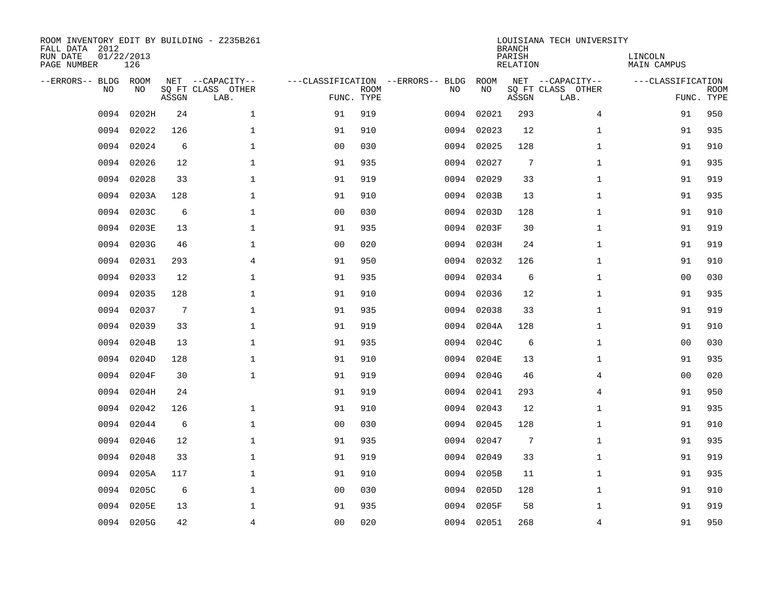ROOM INVENTORY EDIT BY BUILDING - Z235B261
FALL DATA 2012
RUN DATE 01/22/2013
PAGE NUMBER 126

LOUISIANA TECH UNIVERSITY
BRANCH
PARISH LINCOLN
RELATION MAIN CAMPUS

| --ERRORS-- | BLDG NO | ROOM NO | NET SQ FT ASSGN | --CAPACITY-- CLASS LAB. | OTHER | ---CLASSIFICATION FUNC. | ROOM TYPE | --ERRORS-- | BLDG NO | ROOM NO | NET SQ FT ASSGN | --CAPACITY-- CLASS LAB. | OTHER | ---CLASSIFICATION FUNC. | ROOM TYPE |
|---|---|---|---|---|---|---|---|---|---|---|---|---|---|---|---|
| | 0094 | 0202H | 24 | | 1 | 91 | 919 | | 0094 | 02021 | 293 | | 4 | 91 | 950 |
| | 0094 | 02022 | 126 | | 1 | 91 | 910 | | 0094 | 02023 | 12 | | 1 | 91 | 935 |
| | 0094 | 02024 | 6 | | 1 | 00 | 030 | | 0094 | 02025 | 128 | | 1 | 91 | 910 |
| | 0094 | 02026 | 12 | | 1 | 91 | 935 | | 0094 | 02027 | 7 | | 1 | 91 | 935 |
| | 0094 | 02028 | 33 | | 1 | 91 | 919 | | 0094 | 02029 | 33 | | 1 | 91 | 919 |
| | 0094 | 0203A | 128 | | 1 | 91 | 910 | | 0094 | 0203B | 13 | | 1 | 91 | 935 |
| | 0094 | 0203C | 6 | | 1 | 00 | 030 | | 0094 | 0203D | 128 | | 1 | 91 | 910 |
| | 0094 | 0203E | 13 | | 1 | 91 | 935 | | 0094 | 0203F | 30 | | 1 | 91 | 919 |
| | 0094 | 0203G | 46 | | 1 | 00 | 020 | | 0094 | 0203H | 24 | | 1 | 91 | 919 |
| | 0094 | 02031 | 293 | | 4 | 91 | 950 | | 0094 | 02032 | 126 | | 1 | 91 | 910 |
| | 0094 | 02033 | 12 | | 1 | 91 | 935 | | 0094 | 02034 | 6 | | 1 | 00 | 030 |
| | 0094 | 02035 | 128 | | 1 | 91 | 910 | | 0094 | 02036 | 12 | | 1 | 91 | 935 |
| | 0094 | 02037 | 7 | | 1 | 91 | 935 | | 0094 | 02038 | 33 | | 1 | 91 | 919 |
| | 0094 | 02039 | 33 | | 1 | 91 | 919 | | 0094 | 0204A | 128 | | 1 | 91 | 910 |
| | 0094 | 0204B | 13 | | 1 | 91 | 935 | | 0094 | 0204C | 6 | | 1 | 00 | 030 |
| | 0094 | 0204D | 128 | | 1 | 91 | 910 | | 0094 | 0204E | 13 | | 1 | 91 | 935 |
| | 0094 | 0204F | 30 | | 1 | 91 | 919 | | 0094 | 0204G | 46 | | 4 | 00 | 020 |
| | 0094 | 0204H | 24 | | | 91 | 919 | | 0094 | 02041 | 293 | | 4 | 91 | 950 |
| | 0094 | 02042 | 126 | | 1 | 91 | 910 | | 0094 | 02043 | 12 | | 1 | 91 | 935 |
| | 0094 | 02044 | 6 | | 1 | 00 | 030 | | 0094 | 02045 | 128 | | 1 | 91 | 910 |
| | 0094 | 02046 | 12 | | 1 | 91 | 935 | | 0094 | 02047 | 7 | | 1 | 91 | 935 |
| | 0094 | 02048 | 33 | | 1 | 91 | 919 | | 0094 | 02049 | 33 | | 1 | 91 | 919 |
| | 0094 | 0205A | 117 | | 1 | 91 | 910 | | 0094 | 0205B | 11 | | 1 | 91 | 935 |
| | 0094 | 0205C | 6 | | 1 | 00 | 030 | | 0094 | 0205D | 128 | | 1 | 91 | 910 |
| | 0094 | 0205E | 13 | | 1 | 91 | 935 | | 0094 | 0205F | 58 | | 1 | 91 | 919 |
| | 0094 | 0205G | 42 | | 4 | 00 | 020 | | 0094 | 02051 | 268 | | 4 | 91 | 950 |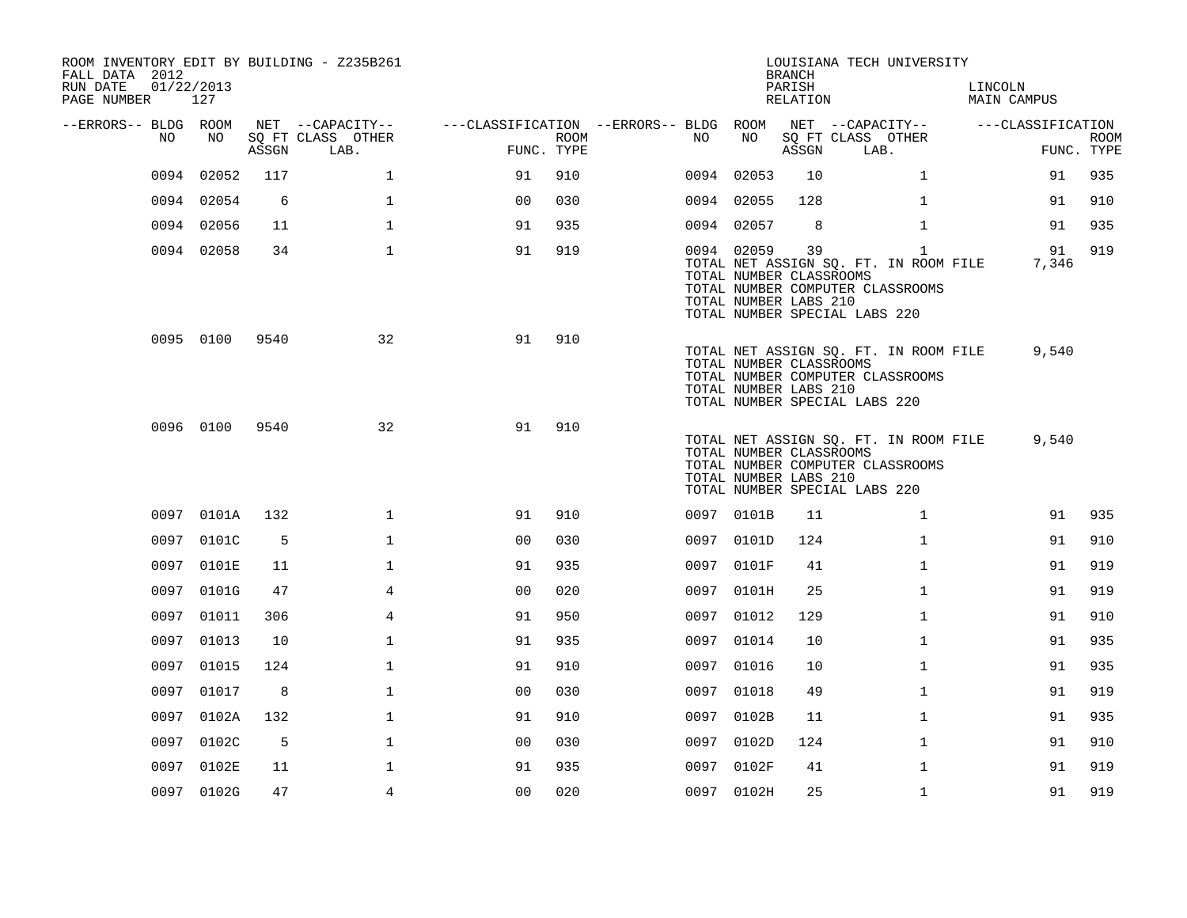ROOM INVENTORY EDIT BY BUILDING - Z235B261
FALL DATA 2012
RUN DATE 01/22/2013
PAGE NUMBER 127

LOUISIANA TECH UNIVERSITY
BRANCH
PARISH LINCOLN
RELATION MAIN CAMPUS

| --ERRORS-- | BLDG NO | ROOM NO | NET SQ FT ASSGN | --CAPACITY-- CLASS LAB. | OTHER | ---CLASSIFICATION FUNC. | ROOM TYPE | --ERRORS-- | BLDG NO | ROOM NO | NET SQ FT ASSGN | --CAPACITY-- CLASS LAB. | OTHER | ---CLASSIFICATION FUNC. | ROOM TYPE |
|---|---|---|---|---|---|---|---|---|---|---|---|---|---|---|---|
| | 0094 | 02052 | 117 | | 1 | 91 | 910 | | 0094 | 02053 | 10 | | 1 | 91 | 935 |
| | 0094 | 02054 | 6 | | 1 | 00 | 030 | | 0094 | 02055 | 128 | | 1 | 91 | 910 |
| | 0094 | 02056 | 11 | | 1 | 91 | 935 | | 0094 | 02057 | 8 | | 1 | 91 | 935 |
| | 0094 | 02058 | 34 | | 1 | 91 | 919 | | 0094 | 02059 | 39 | | 1 | 91 | 919 |
| | | | | | | | | | TOTAL NET ASSIGN SQ. FT. IN ROOM FILE | | | | | 7,346 | |
| | | | | | | | | | TOTAL NUMBER CLASSROOMS | | | | | | |
| | | | | | | | | | TOTAL NUMBER COMPUTER CLASSROOMS | | | | | | |
| | | | | | | | | | TOTAL NUMBER LABS 210 | | | | | | |
| | | | | | | | | | TOTAL NUMBER SPECIAL LABS 220 | | | | | | |
| | 0095 | 0100 | 9540 | | 32 | 91 | 910 | | | | | | | | |
| | | | | | | | | | TOTAL NET ASSIGN SQ. FT. IN ROOM FILE | | | | | 9,540 | |
| | | | | | | | | | TOTAL NUMBER CLASSROOMS | | | | | | |
| | | | | | | | | | TOTAL NUMBER COMPUTER CLASSROOMS | | | | | | |
| | | | | | | | | | TOTAL NUMBER LABS 210 | | | | | | |
| | | | | | | | | | TOTAL NUMBER SPECIAL LABS 220 | | | | | | |
| | 0096 | 0100 | 9540 | | 32 | 91 | 910 | | | | | | | | |
| | | | | | | | | | TOTAL NET ASSIGN SQ. FT. IN ROOM FILE | | | | | 9,540 | |
| | | | | | | | | | TOTAL NUMBER CLASSROOMS | | | | | | |
| | | | | | | | | | TOTAL NUMBER COMPUTER CLASSROOMS | | | | | | |
| | | | | | | | | | TOTAL NUMBER LABS 210 | | | | | | |
| | | | | | | | | | TOTAL NUMBER SPECIAL LABS 220 | | | | | | |
| | 0097 | 0101A | 132 | | 1 | 91 | 910 | | 0097 | 0101B | 11 | | 1 | 91 | 935 |
| | 0097 | 0101C | 5 | | 1 | 00 | 030 | | 0097 | 0101D | 124 | | 1 | 91 | 910 |
| | 0097 | 0101E | 11 | | 1 | 91 | 935 | | 0097 | 0101F | 41 | | 1 | 91 | 919 |
| | 0097 | 0101G | 47 | | 4 | 00 | 020 | | 0097 | 0101H | 25 | | 1 | 91 | 919 |
| | 0097 | 01011 | 306 | | 4 | 91 | 950 | | 0097 | 01012 | 129 | | 1 | 91 | 910 |
| | 0097 | 01013 | 10 | | 1 | 91 | 935 | | 0097 | 01014 | 10 | | 1 | 91 | 935 |
| | 0097 | 01015 | 124 | | 1 | 91 | 910 | | 0097 | 01016 | 10 | | 1 | 91 | 935 |
| | 0097 | 01017 | 8 | | 1 | 00 | 030 | | 0097 | 01018 | 49 | | 1 | 91 | 919 |
| | 0097 | 0102A | 132 | | 1 | 91 | 910 | | 0097 | 0102B | 11 | | 1 | 91 | 935 |
| | 0097 | 0102C | 5 | | 1 | 00 | 030 | | 0097 | 0102D | 124 | | 1 | 91 | 910 |
| | 0097 | 0102E | 11 | | 1 | 91 | 935 | | 0097 | 0102F | 41 | | 1 | 91 | 919 |
| | 0097 | 0102G | 47 | | 4 | 00 | 020 | | 0097 | 0102H | 25 | | 1 | 91 | 919 |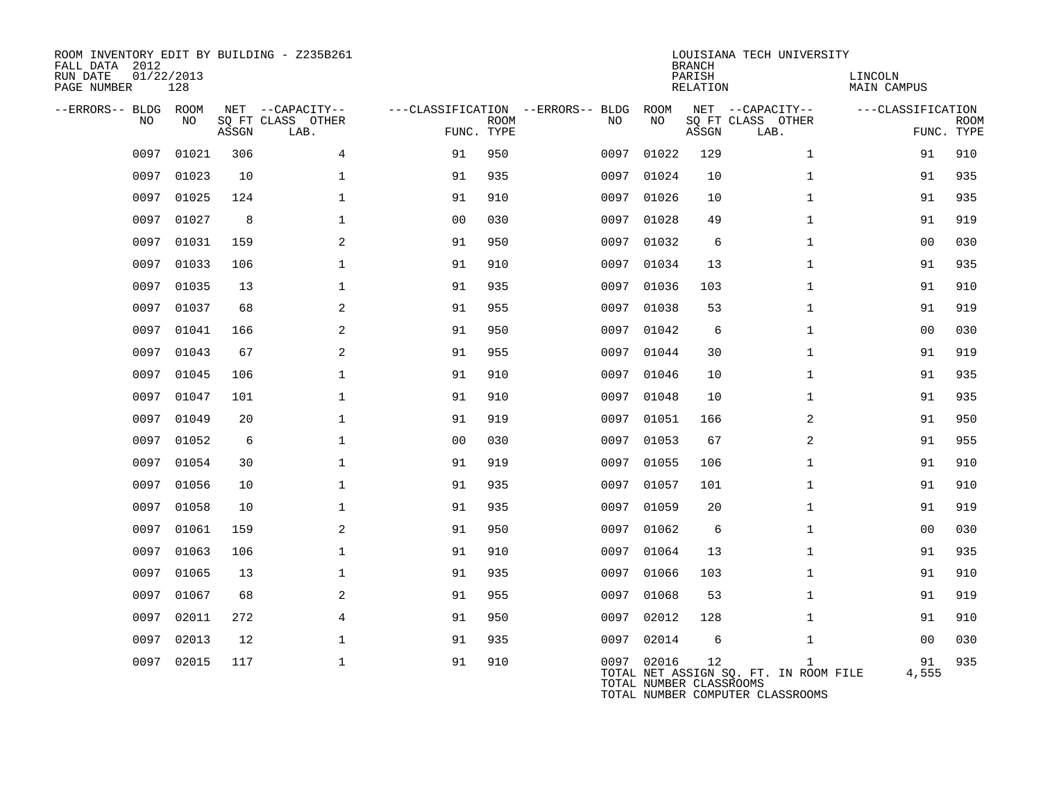ROOM INVENTORY EDIT BY BUILDING - Z235B261
FALL DATA 2012
RUN DATE 01/22/2013
PAGE NUMBER 128

LOUISIANA TECH UNIVERSITY
BRANCH
PARISH LINCOLN
RELATION MAIN CAMPUS

| --ERRORS-- | BLDG NO | ROOM NO | NET SQ FT ASSGN | CAPACITY CLASS LAB. | CAPACITY OTHER | CLASSIFICATION FUNC. | ROOM TYPE | --ERRORS-- | BLDG NO | ROOM NO | NET SQ FT ASSGN | CAPACITY CLASS LAB. | CAPACITY OTHER | CLASSIFICATION FUNC. | ROOM TYPE |
|---|---|---|---|---|---|---|---|---|---|---|---|---|---|---|---|
| | 0097 | 01021 | 306 | | 4 | 91 | 950 | | 0097 | 01022 | 129 | | 1 | 91 | 910 |
| | 0097 | 01023 | 10 | | 1 | 91 | 935 | | 0097 | 01024 | 10 | | 1 | 91 | 935 |
| | 0097 | 01025 | 124 | | 1 | 91 | 910 | | 0097 | 01026 | 10 | | 1 | 91 | 935 |
| | 0097 | 01027 | 8 | | 1 | 00 | 030 | | 0097 | 01028 | 49 | | 1 | 91 | 919 |
| | 0097 | 01031 | 159 | | 2 | 91 | 950 | | 0097 | 01032 | 6 | | 1 | 00 | 030 |
| | 0097 | 01033 | 106 | | 1 | 91 | 910 | | 0097 | 01034 | 13 | | 1 | 91 | 935 |
| | 0097 | 01035 | 13 | | 1 | 91 | 935 | | 0097 | 01036 | 103 | | 1 | 91 | 910 |
| | 0097 | 01037 | 68 | | 2 | 91 | 955 | | 0097 | 01038 | 53 | | 1 | 91 | 919 |
| | 0097 | 01041 | 166 | | 2 | 91 | 950 | | 0097 | 01042 | 6 | | 1 | 00 | 030 |
| | 0097 | 01043 | 67 | | 2 | 91 | 955 | | 0097 | 01044 | 30 | | 1 | 91 | 919 |
| | 0097 | 01045 | 106 | | 1 | 91 | 910 | | 0097 | 01046 | 10 | | 1 | 91 | 935 |
| | 0097 | 01047 | 101 | | 1 | 91 | 910 | | 0097 | 01048 | 10 | | 1 | 91 | 935 |
| | 0097 | 01049 | 20 | | 1 | 91 | 919 | | 0097 | 01051 | 166 | | 2 | 91 | 950 |
| | 0097 | 01052 | 6 | | 1 | 00 | 030 | | 0097 | 01053 | 67 | | 2 | 91 | 955 |
| | 0097 | 01054 | 30 | | 1 | 91 | 919 | | 0097 | 01055 | 106 | | 1 | 91 | 910 |
| | 0097 | 01056 | 10 | | 1 | 91 | 935 | | 0097 | 01057 | 101 | | 1 | 91 | 910 |
| | 0097 | 01058 | 10 | | 1 | 91 | 935 | | 0097 | 01059 | 20 | | 1 | 91 | 919 |
| | 0097 | 01061 | 159 | | 2 | 91 | 950 | | 0097 | 01062 | 6 | | 1 | 00 | 030 |
| | 0097 | 01063 | 106 | | 1 | 91 | 910 | | 0097 | 01064 | 13 | | 1 | 91 | 935 |
| | 0097 | 01065 | 13 | | 1 | 91 | 935 | | 0097 | 01066 | 103 | | 1 | 91 | 910 |
| | 0097 | 01067 | 68 | | 2 | 91 | 955 | | 0097 | 01068 | 53 | | 1 | 91 | 919 |
| | 0097 | 02011 | 272 | | 4 | 91 | 950 | | 0097 | 02012 | 128 | | 1 | 91 | 910 |
| | 0097 | 02013 | 12 | | 1 | 91 | 935 | | 0097 | 02014 | 6 | | 1 | 00 | 030 |
| | 0097 | 02015 | 117 | | 1 | 91 | 910 | | 0097 | 02016 | 12 | | 1 | 91 | 935 |

TOTAL NET ASSIGN SQ. FT. IN ROOM FILE 4,555
TOTAL NUMBER CLASSROOMS
TOTAL NUMBER COMPUTER CLASSROOMS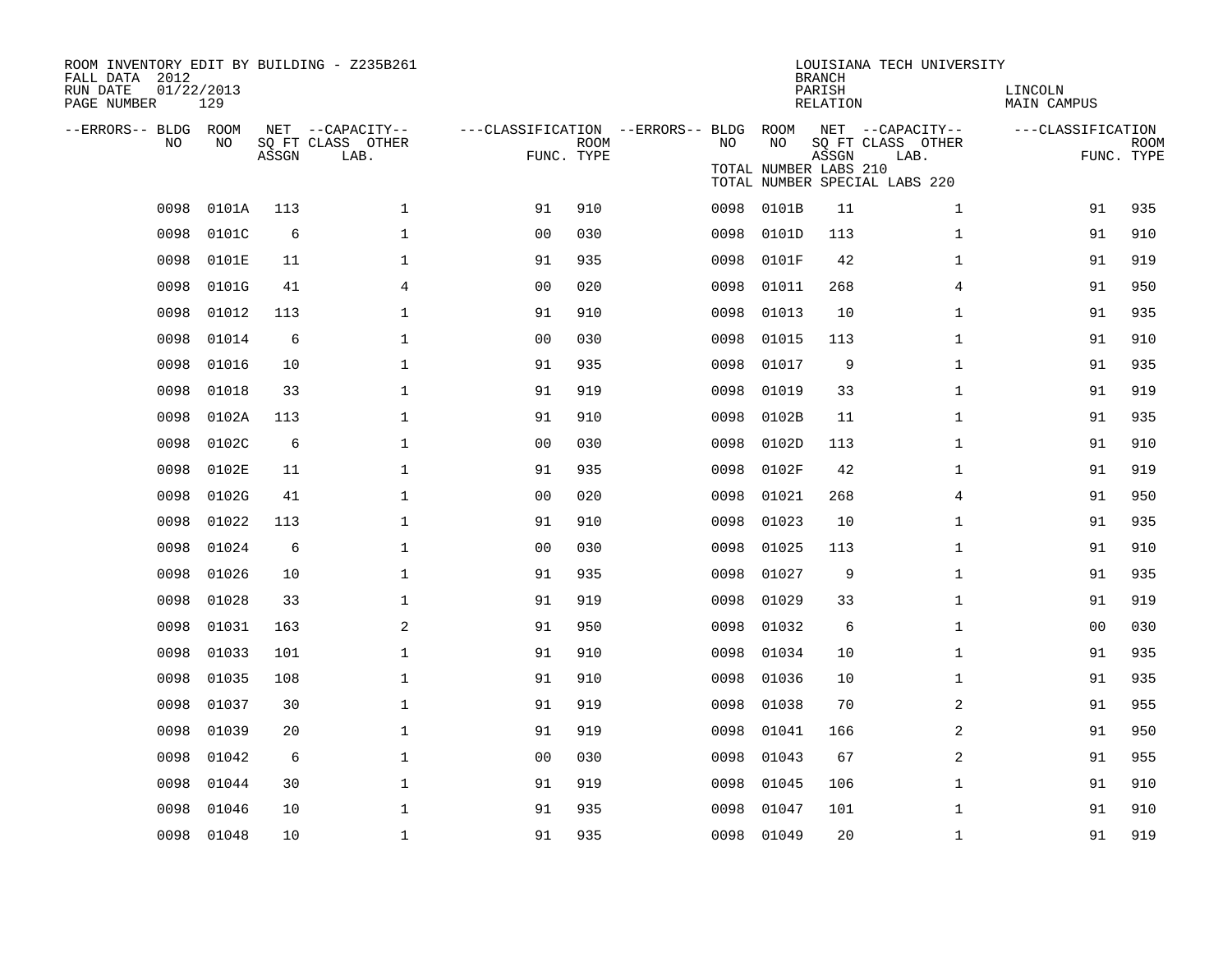ROOM INVENTORY EDIT BY BUILDING - Z235B261
FALL DATA 2012
RUN DATE 01/22/2013

LOUISIANA TECH UNIVERSITY
BRANCH
PARISH LINCOLN
RELATION MAIN CAMPUS

TOTAL NUMBER LABS 210
TOTAL NUMBER SPECIAL LABS 220

| --ERRORS-- | BLDG NO | ROOM NO | NET SQ FT ASSGN | --CAPACITY-- CLASS | OTHER LAB. | ---CLASSIFICATION FUNC. | ROOM TYPE | --ERRORS-- | BLDG NO | ROOM NO | NET SQ FT ASSGN | --CAPACITY-- CLASS | OTHER LAB. | ---CLASSIFICATION FUNC. | ROOM TYPE |
|---|---|---|---|---|---|---|---|---|---|---|---|---|---|---|---|
| | 0098 | 0101A | 113 | | 1 | 91 | 910 | | 0098 | 0101B | 11 | | 1 | 91 | 935 |
| | 0098 | 0101C | 6 | | 1 | 00 | 030 | | 0098 | 0101D | 113 | | 1 | 91 | 910 |
| | 0098 | 0101E | 11 | | 1 | 91 | 935 | | 0098 | 0101F | 42 | | 1 | 91 | 919 |
| | 0098 | 0101G | 41 | | 4 | 00 | 020 | | 0098 | 01011 | 268 | | 4 | 91 | 950 |
| | 0098 | 01012 | 113 | | 1 | 91 | 910 | | 0098 | 01013 | 10 | | 1 | 91 | 935 |
| | 0098 | 01014 | 6 | | 1 | 00 | 030 | | 0098 | 01015 | 113 | | 1 | 91 | 910 |
| | 0098 | 01016 | 10 | | 1 | 91 | 935 | | 0098 | 01017 | 9 | | 1 | 91 | 935 |
| | 0098 | 01018 | 33 | | 1 | 91 | 919 | | 0098 | 01019 | 33 | | 1 | 91 | 919 |
| | 0098 | 0102A | 113 | | 1 | 91 | 910 | | 0098 | 0102B | 11 | | 1 | 91 | 935 |
| | 0098 | 0102C | 6 | | 1 | 00 | 030 | | 0098 | 0102D | 113 | | 1 | 91 | 910 |
| | 0098 | 0102E | 11 | | 1 | 91 | 935 | | 0098 | 0102F | 42 | | 1 | 91 | 919 |
| | 0098 | 0102G | 41 | | 1 | 00 | 020 | | 0098 | 01021 | 268 | | 4 | 91 | 950 |
| | 0098 | 01022 | 113 | | 1 | 91 | 910 | | 0098 | 01023 | 10 | | 1 | 91 | 935 |
| | 0098 | 01024 | 6 | | 1 | 00 | 030 | | 0098 | 01025 | 113 | | 1 | 91 | 910 |
| | 0098 | 01026 | 10 | | 1 | 91 | 935 | | 0098 | 01027 | 9 | | 1 | 91 | 935 |
| | 0098 | 01028 | 33 | | 1 | 91 | 919 | | 0098 | 01029 | 33 | | 1 | 91 | 919 |
| | 0098 | 01031 | 163 | | 2 | 91 | 950 | | 0098 | 01032 | 6 | | 1 | 00 | 030 |
| | 0098 | 01033 | 101 | | 1 | 91 | 910 | | 0098 | 01034 | 10 | | 1 | 91 | 935 |
| | 0098 | 01035 | 108 | | 1 | 91 | 910 | | 0098 | 01036 | 10 | | 1 | 91 | 935 |
| | 0098 | 01037 | 30 | | 1 | 91 | 919 | | 0098 | 01038 | 70 | | 2 | 91 | 955 |
| | 0098 | 01039 | 20 | | 1 | 91 | 919 | | 0098 | 01041 | 166 | | 2 | 91 | 950 |
| | 0098 | 01042 | 6 | | 1 | 00 | 030 | | 0098 | 01043 | 67 | | 2 | 91 | 955 |
| | 0098 | 01044 | 30 | | 1 | 91 | 919 | | 0098 | 01045 | 106 | | 1 | 91 | 910 |
| | 0098 | 01046 | 10 | | 1 | 91 | 935 | | 0098 | 01047 | 101 | | 1 | 91 | 910 |
| | 0098 | 01048 | 10 | | 1 | 91 | 935 | | 0098 | 01049 | 20 | | 1 | 91 | 919 |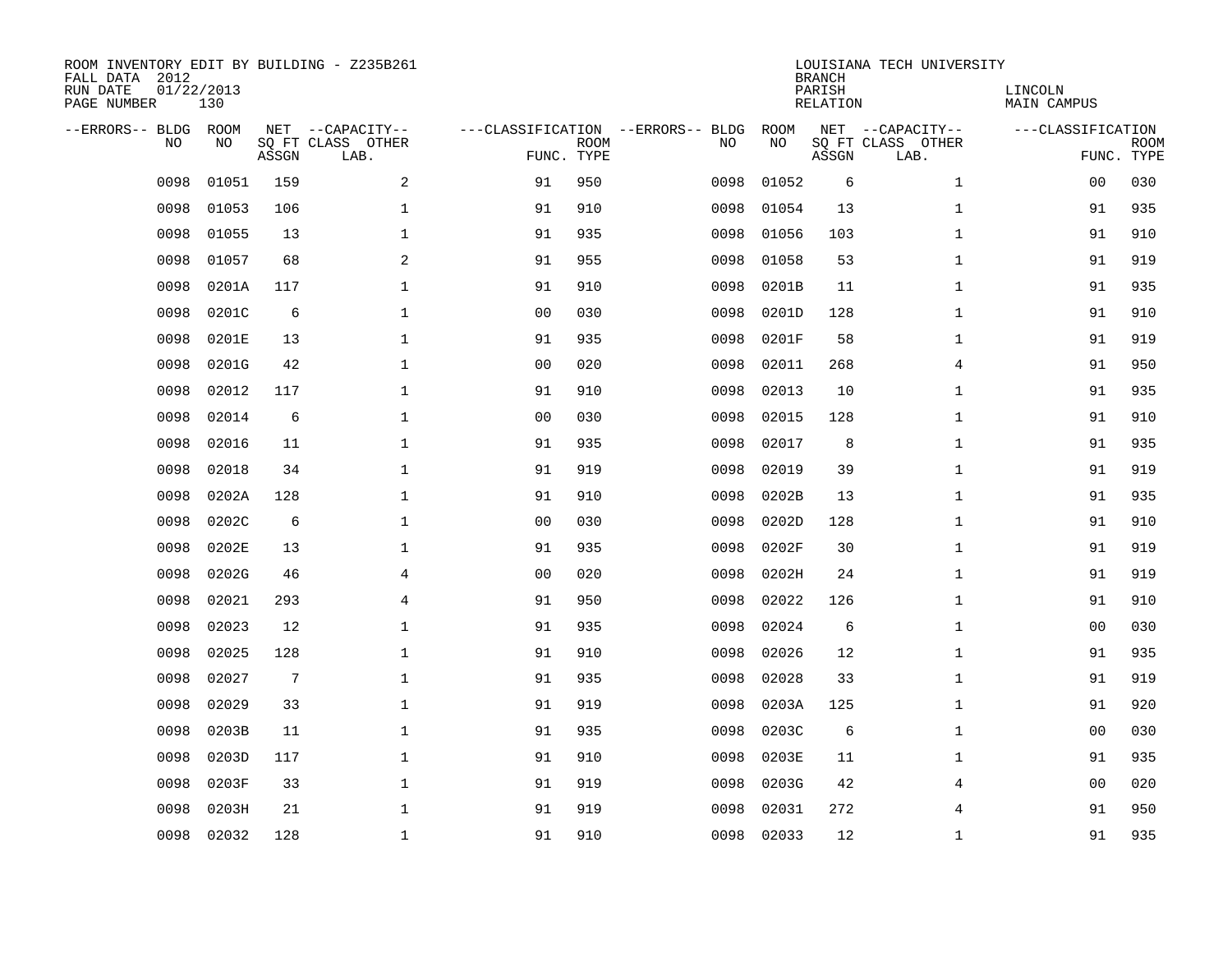ROOM INVENTORY EDIT BY BUILDING - Z235B261
FALL DATA 2012
RUN DATE 01/22/2013
PAGE NUMBER 130

LOUISIANA TECH UNIVERSITY
BRANCH
PARISH LINCOLN
RELATION MAIN CAMPUS

| --ERRORS-- | BLDG NO | ROOM NO | NET SQ FT ASSGN | --CAPACITY-- CLASS | OTHER LAB. | ---CLASSIFICATION FUNC. | ROOM TYPE | --ERRORS-- | BLDG NO | ROOM NO | NET SQ FT ASSGN | --CAPACITY-- CLASS | OTHER LAB. | ---CLASSIFICATION FUNC. | ROOM TYPE |
|---|---|---|---|---|---|---|---|---|---|---|---|---|---|---|---|
| | 0098 | 01051 | 159 | | 2 | 91 | 950 | | 0098 | 01052 | 6 | | 1 | 00 | 030 |
| | 0098 | 01053 | 106 | | 1 | 91 | 910 | | 0098 | 01054 | 13 | | 1 | 91 | 935 |
| | 0098 | 01055 | 13 | | 1 | 91 | 935 | | 0098 | 01056 | 103 | | 1 | 91 | 910 |
| | 0098 | 01057 | 68 | | 2 | 91 | 955 | | 0098 | 01058 | 53 | | 1 | 91 | 919 |
| | 0098 | 0201A | 117 | | 1 | 91 | 910 | | 0098 | 0201B | 11 | | 1 | 91 | 935 |
| | 0098 | 0201C | 6 | | 1 | 00 | 030 | | 0098 | 0201D | 128 | | 1 | 91 | 910 |
| | 0098 | 0201E | 13 | | 1 | 91 | 935 | | 0098 | 0201F | 58 | | 1 | 91 | 919 |
| | 0098 | 0201G | 42 | | 1 | 00 | 020 | | 0098 | 02011 | 268 | | 4 | 91 | 950 |
| | 0098 | 02012 | 117 | | 1 | 91 | 910 | | 0098 | 02013 | 10 | | 1 | 91 | 935 |
| | 0098 | 02014 | 6 | | 1 | 00 | 030 | | 0098 | 02015 | 128 | | 1 | 91 | 910 |
| | 0098 | 02016 | 11 | | 1 | 91 | 935 | | 0098 | 02017 | 8 | | 1 | 91 | 935 |
| | 0098 | 02018 | 34 | | 1 | 91 | 919 | | 0098 | 02019 | 39 | | 1 | 91 | 919 |
| | 0098 | 0202A | 128 | | 1 | 91 | 910 | | 0098 | 0202B | 13 | | 1 | 91 | 935 |
| | 0098 | 0202C | 6 | | 1 | 00 | 030 | | 0098 | 0202D | 128 | | 1 | 91 | 910 |
| | 0098 | 0202E | 13 | | 1 | 91 | 935 | | 0098 | 0202F | 30 | | 1 | 91 | 919 |
| | 0098 | 0202G | 46 | | 4 | 00 | 020 | | 0098 | 0202H | 24 | | 1 | 91 | 919 |
| | 0098 | 02021 | 293 | | 4 | 91 | 950 | | 0098 | 02022 | 126 | | 1 | 91 | 910 |
| | 0098 | 02023 | 12 | | 1 | 91 | 935 | | 0098 | 02024 | 6 | | 1 | 00 | 030 |
| | 0098 | 02025 | 128 | | 1 | 91 | 910 | | 0098 | 02026 | 12 | | 1 | 91 | 935 |
| | 0098 | 02027 | 7 | | 1 | 91 | 935 | | 0098 | 02028 | 33 | | 1 | 91 | 919 |
| | 0098 | 02029 | 33 | | 1 | 91 | 919 | | 0098 | 0203A | 125 | | 1 | 91 | 920 |
| | 0098 | 0203B | 11 | | 1 | 91 | 935 | | 0098 | 0203C | 6 | | 1 | 00 | 030 |
| | 0098 | 0203D | 117 | | 1 | 91 | 910 | | 0098 | 0203E | 11 | | 1 | 91 | 935 |
| | 0098 | 0203F | 33 | | 1 | 91 | 919 | | 0098 | 0203G | 42 | | 4 | 00 | 020 |
| | 0098 | 0203H | 21 | | 1 | 91 | 919 | | 0098 | 02031 | 272 | | 4 | 91 | 950 |
| | 0098 | 02032 | 128 | | 1 | 91 | 910 | | 0098 | 02033 | 12 | | 1 | 91 | 935 |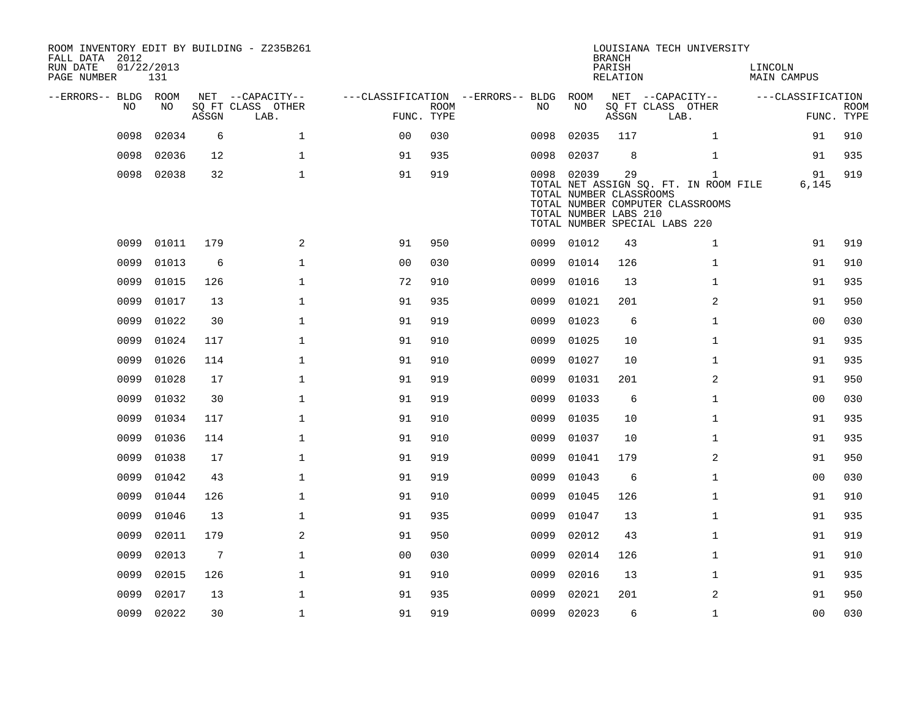ROOM INVENTORY EDIT BY BUILDING - Z235B261
FALL DATA 2012
RUN DATE 01/22/2013
PAGE NUMBER 131

LOUISIANA TECH UNIVERSITY
BRANCH
PARISH LINCOLN
RELATION MAIN CAMPUS

| --ERRORS-- | BLDG NO | ROOM NO | NET SQ FT ASSGN | --CAPACITY-- CLASS LAB. | OTHER | ---CLASSIFICATION FUNC. | ROOM TYPE | --ERRORS-- | BLDG NO | ROOM NO | NET SQ FT ASSGN | --CAPACITY-- CLASS LAB. | OTHER | ---CLASSIFICATION FUNC. | ROOM TYPE |
|---|---|---|---|---|---|---|---|---|---|---|---|---|---|---|---|
| | 0098 | 02034 | 6 | | 1 | 00 | 030 | | 0098 | 02035 | 117 | | 1 | 91 | 910 |
| | 0098 | 02036 | 12 | | 1 | 91 | 935 | | 0098 | 02037 | 8 | | 1 | 91 | 935 |
| | 0098 | 02038 | 32 | | 1 | 91 | 919 | | 0098 | 02039 | 29 | | 1 | 91 | 919 |

TOTAL NET ASSIGN SQ. FT. IN ROOM FILE 6,145
TOTAL NUMBER CLASSROOMS
TOTAL NUMBER COMPUTER CLASSROOMS
TOTAL NUMBER LABS 210
TOTAL NUMBER SPECIAL LABS 220

| --ERRORS-- | BLDG NO | ROOM NO | NET SQ FT ASSGN | --CAPACITY-- CLASS LAB. | OTHER | ---CLASSIFICATION FUNC. | ROOM TYPE | --ERRORS-- | BLDG NO | ROOM NO | NET SQ FT ASSGN | --CAPACITY-- CLASS LAB. | OTHER | ---CLASSIFICATION FUNC. | ROOM TYPE |
|---|---|---|---|---|---|---|---|---|---|---|---|---|---|---|---|
| | 0099 | 01011 | 179 | | 2 | 91 | 950 | | 0099 | 01012 | 43 | | 1 | 91 | 919 |
| | 0099 | 01013 | 6 | | 1 | 00 | 030 | | 0099 | 01014 | 126 | | 1 | 91 | 910 |
| | 0099 | 01015 | 126 | | 1 | 72 | 910 | | 0099 | 01016 | 13 | | 1 | 91 | 935 |
| | 0099 | 01017 | 13 | | 1 | 91 | 935 | | 0099 | 01021 | 201 | | 2 | 91 | 950 |
| | 0099 | 01022 | 30 | | 1 | 91 | 919 | | 0099 | 01023 | 6 | | 1 | 00 | 030 |
| | 0099 | 01024 | 117 | | 1 | 91 | 910 | | 0099 | 01025 | 10 | | 1 | 91 | 935 |
| | 0099 | 01026 | 114 | | 1 | 91 | 910 | | 0099 | 01027 | 10 | | 1 | 91 | 935 |
| | 0099 | 01028 | 17 | | 1 | 91 | 919 | | 0099 | 01031 | 201 | | 2 | 91 | 950 |
| | 0099 | 01032 | 30 | | 1 | 91 | 919 | | 0099 | 01033 | 6 | | 1 | 00 | 030 |
| | 0099 | 01034 | 117 | | 1 | 91 | 910 | | 0099 | 01035 | 10 | | 1 | 91 | 935 |
| | 0099 | 01036 | 114 | | 1 | 91 | 910 | | 0099 | 01037 | 10 | | 1 | 91 | 935 |
| | 0099 | 01038 | 17 | | 1 | 91 | 919 | | 0099 | 01041 | 179 | | 2 | 91 | 950 |
| | 0099 | 01042 | 43 | | 1 | 91 | 919 | | 0099 | 01043 | 6 | | 1 | 00 | 030 |
| | 0099 | 01044 | 126 | | 1 | 91 | 910 | | 0099 | 01045 | 126 | | 1 | 91 | 910 |
| | 0099 | 01046 | 13 | | 1 | 91 | 935 | | 0099 | 01047 | 13 | | 1 | 91 | 935 |
| | 0099 | 02011 | 179 | | 2 | 91 | 950 | | 0099 | 02012 | 43 | | 1 | 91 | 919 |
| | 0099 | 02013 | 7 | | 1 | 00 | 030 | | 0099 | 02014 | 126 | | 1 | 91 | 910 |
| | 0099 | 02015 | 126 | | 1 | 91 | 910 | | 0099 | 02016 | 13 | | 1 | 91 | 935 |
| | 0099 | 02017 | 13 | | 1 | 91 | 935 | | 0099 | 02021 | 201 | | 2 | 91 | 950 |
| | 0099 | 02022 | 30 | | 1 | 91 | 919 | | 0099 | 02023 | 6 | | 1 | 00 | 030 |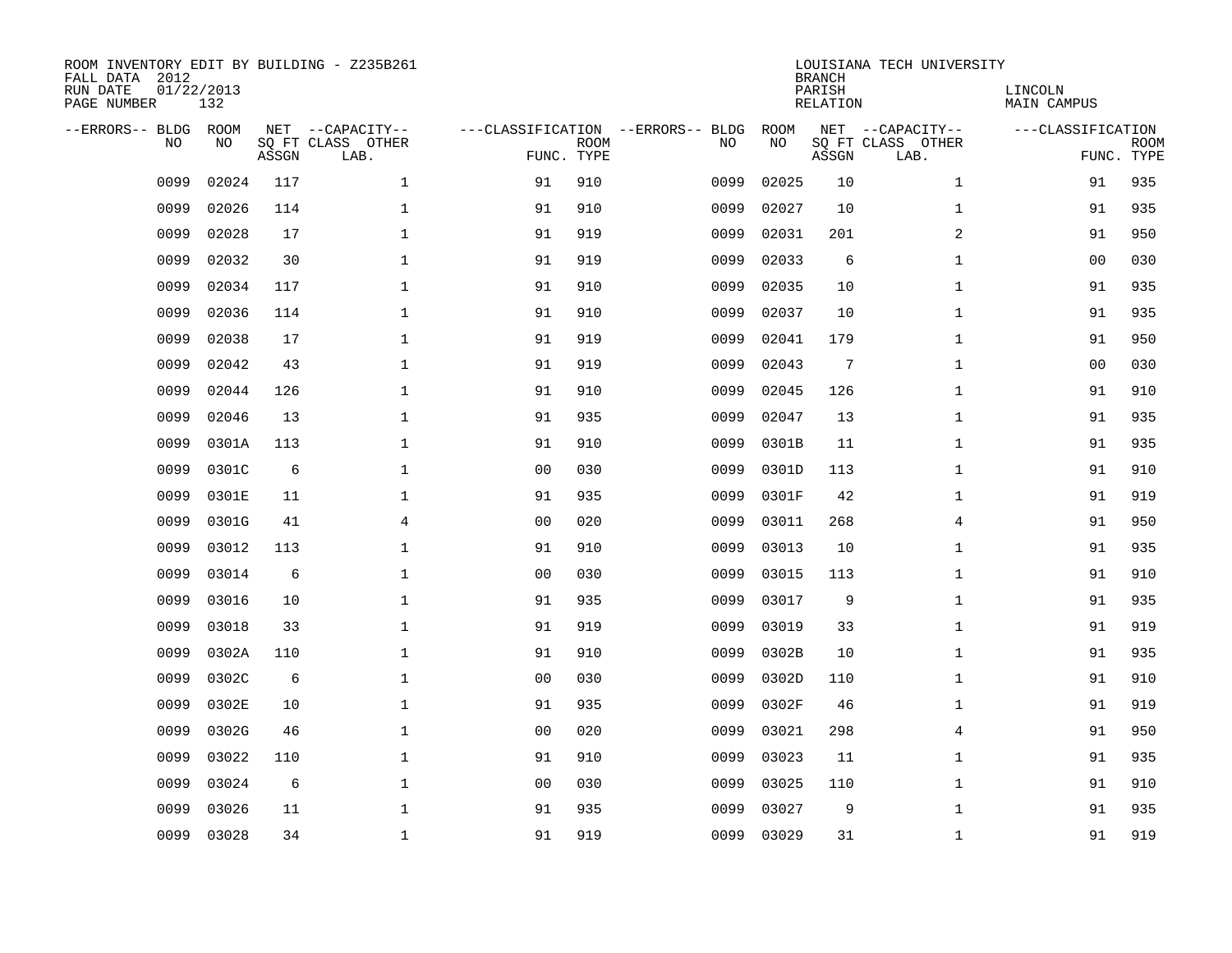ROOM INVENTORY EDIT BY BUILDING - Z235B261
FALL DATA 2012
RUN DATE 01/22/2013
PAGE NUMBER 132

LOUISIANA TECH UNIVERSITY
BRANCH
PARISH LINCOLN
RELATION MAIN CAMPUS

| --ERRORS-- | BLDG NO | ROOM NO | NET SQ FT ASSGN | --CAPACITY-- CLASS LAB. | OTHER | ---CLASSIFICATION FUNC. | ROOM TYPE | --ERRORS-- | BLDG NO | ROOM NO | NET SQ FT ASSGN | --CAPACITY-- CLASS LAB. | OTHER | ---CLASSIFICATION FUNC. | ROOM TYPE |
|---|---|---|---|---|---|---|---|---|---|---|---|---|---|---|---|
| | 0099 | 02024 | 117 | | 1 | 91 | 910 | | 0099 | 02025 | 10 | | 1 | 91 | 935 |
| | 0099 | 02026 | 114 | | 1 | 91 | 910 | | 0099 | 02027 | 10 | | 1 | 91 | 935 |
| | 0099 | 02028 | 17 | | 1 | 91 | 919 | | 0099 | 02031 | 201 | | 2 | 91 | 950 |
| | 0099 | 02032 | 30 | | 1 | 91 | 919 | | 0099 | 02033 | 6 | | 1 | 00 | 030 |
| | 0099 | 02034 | 117 | | 1 | 91 | 910 | | 0099 | 02035 | 10 | | 1 | 91 | 935 |
| | 0099 | 02036 | 114 | | 1 | 91 | 910 | | 0099 | 02037 | 10 | | 1 | 91 | 935 |
| | 0099 | 02038 | 17 | | 1 | 91 | 919 | | 0099 | 02041 | 179 | | 1 | 91 | 950 |
| | 0099 | 02042 | 43 | | 1 | 91 | 919 | | 0099 | 02043 | 7 | | 1 | 00 | 030 |
| | 0099 | 02044 | 126 | | 1 | 91 | 910 | | 0099 | 02045 | 126 | | 1 | 91 | 910 |
| | 0099 | 02046 | 13 | | 1 | 91 | 935 | | 0099 | 02047 | 13 | | 1 | 91 | 935 |
| | 0099 | 0301A | 113 | | 1 | 91 | 910 | | 0099 | 0301B | 11 | | 1 | 91 | 935 |
| | 0099 | 0301C | 6 | | 1 | 00 | 030 | | 0099 | 0301D | 113 | | 1 | 91 | 910 |
| | 0099 | 0301E | 11 | | 1 | 91 | 935 | | 0099 | 0301F | 42 | | 1 | 91 | 919 |
| | 0099 | 0301G | 41 | | 4 | 00 | 020 | | 0099 | 03011 | 268 | | 4 | 91 | 950 |
| | 0099 | 03012 | 113 | | 1 | 91 | 910 | | 0099 | 03013 | 10 | | 1 | 91 | 935 |
| | 0099 | 03014 | 6 | | 1 | 00 | 030 | | 0099 | 03015 | 113 | | 1 | 91 | 910 |
| | 0099 | 03016 | 10 | | 1 | 91 | 935 | | 0099 | 03017 | 9 | | 1 | 91 | 935 |
| | 0099 | 03018 | 33 | | 1 | 91 | 919 | | 0099 | 03019 | 33 | | 1 | 91 | 919 |
| | 0099 | 0302A | 110 | | 1 | 91 | 910 | | 0099 | 0302B | 10 | | 1 | 91 | 935 |
| | 0099 | 0302C | 6 | | 1 | 00 | 030 | | 0099 | 0302D | 110 | | 1 | 91 | 910 |
| | 0099 | 0302E | 10 | | 1 | 91 | 935 | | 0099 | 0302F | 46 | | 1 | 91 | 919 |
| | 0099 | 0302G | 46 | | 1 | 00 | 020 | | 0099 | 03021 | 298 | | 4 | 91 | 950 |
| | 0099 | 03022 | 110 | | 1 | 91 | 910 | | 0099 | 03023 | 11 | | 1 | 91 | 935 |
| | 0099 | 03024 | 6 | | 1 | 00 | 030 | | 0099 | 03025 | 110 | | 1 | 91 | 910 |
| | 0099 | 03026 | 11 | | 1 | 91 | 935 | | 0099 | 03027 | 9 | | 1 | 91 | 935 |
| | 0099 | 03028 | 34 | | 1 | 91 | 919 | | 0099 | 03029 | 31 | | 1 | 91 | 919 |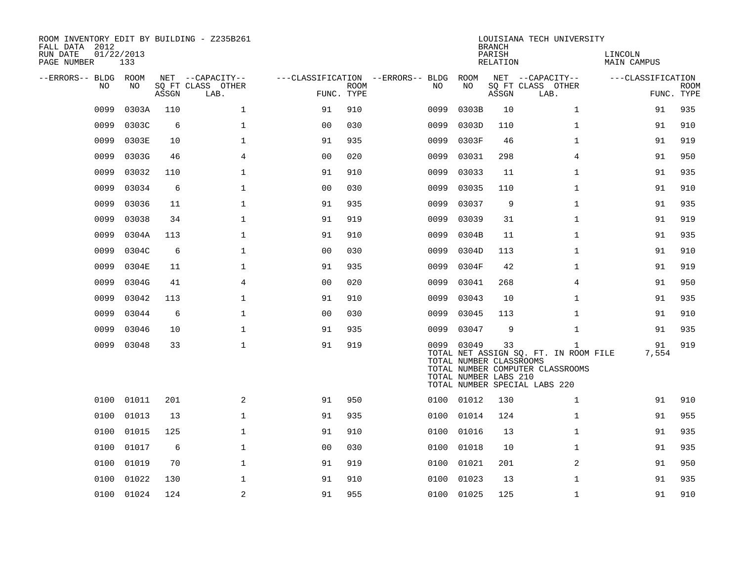ROOM INVENTORY EDIT BY BUILDING - Z235B261
FALL DATA 2012
RUN DATE 01/22/2013
PAGE NUMBER 133

LOUISIANA TECH UNIVERSITY
BRANCH
PARISH LINCOLN
RELATION MAIN CAMPUS

| --ERRORS-- | BLDG NO | ROOM NO | NET SQ FT ASSGN | --CAPACITY-- CLASS | OTHER LAB. | ---CLASSIFICATION FUNC. | ROOM TYPE | --ERRORS-- | BLDG NO | ROOM NO | NET SQ FT ASSGN | --CAPACITY-- CLASS | OTHER LAB. | ---CLASSIFICATION FUNC. | ROOM TYPE |
|---|---|---|---|---|---|---|---|---|---|---|---|---|---|---|---|
| | 0099 | 0303A | 110 | | 1 | 91 | 910 | | 0099 | 0303B | 10 | | 1 | 91 | 935 |
| | 0099 | 0303C | 6 | | 1 | 00 | 030 | | 0099 | 0303D | 110 | | 1 | 91 | 910 |
| | 0099 | 0303E | 10 | | 1 | 91 | 935 | | 0099 | 0303F | 46 | | 1 | 91 | 919 |
| | 0099 | 0303G | 46 | | 4 | 00 | 020 | | 0099 | 03031 | 298 | | 4 | 91 | 950 |
| | 0099 | 03032 | 110 | | 1 | 91 | 910 | | 0099 | 03033 | 11 | | 1 | 91 | 935 |
| | 0099 | 03034 | 6 | | 1 | 00 | 030 | | 0099 | 03035 | 110 | | 1 | 91 | 910 |
| | 0099 | 03036 | 11 | | 1 | 91 | 935 | | 0099 | 03037 | 9 | | 1 | 91 | 935 |
| | 0099 | 03038 | 34 | | 1 | 91 | 919 | | 0099 | 03039 | 31 | | 1 | 91 | 919 |
| | 0099 | 0304A | 113 | | 1 | 91 | 910 | | 0099 | 0304B | 11 | | 1 | 91 | 935 |
| | 0099 | 0304C | 6 | | 1 | 00 | 030 | | 0099 | 0304D | 113 | | 1 | 91 | 910 |
| | 0099 | 0304E | 11 | | 1 | 91 | 935 | | 0099 | 0304F | 42 | | 1 | 91 | 919 |
| | 0099 | 0304G | 41 | | 4 | 00 | 020 | | 0099 | 03041 | 268 | | 4 | 91 | 950 |
| | 0099 | 03042 | 113 | | 1 | 91 | 910 | | 0099 | 03043 | 10 | | 1 | 91 | 935 |
| | 0099 | 03044 | 6 | | 1 | 00 | 030 | | 0099 | 03045 | 113 | | 1 | 91 | 910 |
| | 0099 | 03046 | 10 | | 1 | 91 | 935 | | 0099 | 03047 | 9 | | 1 | 91 | 935 |
| | 0099 | 03048 | 33 | | 1 | 91 | 919 | | 0099 | 03049 | 33 | | 1 | 91 | 919 |
| | | | | | | | | | TOTAL NET ASSIGN SQ. FT. IN ROOM FILE | | | | | 7,554 | |
| | | | | | | | | | TOTAL NUMBER CLASSROOMS | | | | | | |
| | | | | | | | | | TOTAL NUMBER COMPUTER CLASSROOMS | | | | | | |
| | | | | | | | | | TOTAL NUMBER LABS 210 | | | | | | |
| | | | | | | | | | TOTAL NUMBER SPECIAL LABS 220 | | | | | | |
| | 0100 | 01011 | 201 | | 2 | 91 | 950 | | 0100 | 01012 | 130 | | 1 | 91 | 910 |
| | 0100 | 01013 | 13 | | 1 | 91 | 935 | | 0100 | 01014 | 124 | | 1 | 91 | 955 |
| | 0100 | 01015 | 125 | | 1 | 91 | 910 | | 0100 | 01016 | 13 | | 1 | 91 | 935 |
| | 0100 | 01017 | 6 | | 1 | 00 | 030 | | 0100 | 01018 | 10 | | 1 | 91 | 935 |
| | 0100 | 01019 | 70 | | 1 | 91 | 919 | | 0100 | 01021 | 201 | | 2 | 91 | 950 |
| | 0100 | 01022 | 130 | | 1 | 91 | 910 | | 0100 | 01023 | 13 | | 1 | 91 | 935 |
| | 0100 | 01024 | 124 | | 2 | 91 | 955 | | 0100 | 01025 | 125 | | 1 | 91 | 910 |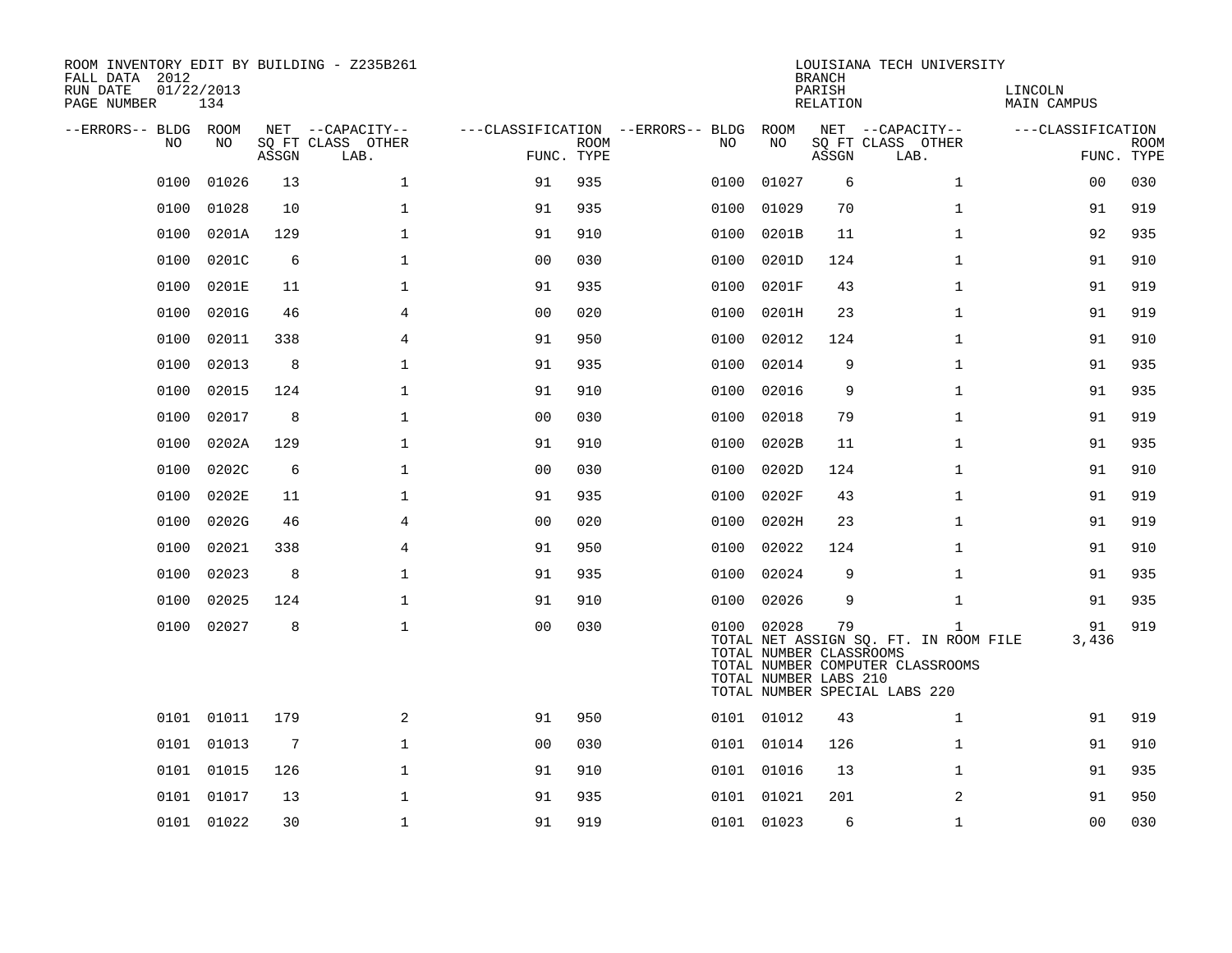ROOM INVENTORY EDIT BY BUILDING - Z235B261
FALL DATA 2012
RUN DATE 01/22/2013
PAGE NUMBER 134

LOUISIANA TECH UNIVERSITY
BRANCH
PARISH LINCOLN
RELATION MAIN CAMPUS

| --ERRORS-- | BLDG NO | ROOM NO | NET SQ FT ASSGN | --CAPACITY-- CLASS LAB. | OTHER | ---CLASSIFICATION FUNC. | ROOM TYPE | --ERRORS-- | BLDG NO | ROOM NO | NET SQ FT ASSGN | --CAPACITY-- CLASS LAB. | OTHER | ---CLASSIFICATION FUNC. | ROOM TYPE |
|---|---|---|---|---|---|---|---|---|---|---|---|---|---|---|---|
| | 0100 | 01026 | 13 | | 1 | 91 | 935 | | 0100 | 01027 | 6 | | 1 | 00 | 030 |
| | 0100 | 01028 | 10 | | 1 | 91 | 935 | | 0100 | 01029 | 70 | | 1 | 91 | 919 |
| | 0100 | 0201A | 129 | | 1 | 91 | 910 | | 0100 | 0201B | 11 | | 1 | 92 | 935 |
| | 0100 | 0201C | 6 | | 1 | 00 | 030 | | 0100 | 0201D | 124 | | 1 | 91 | 910 |
| | 0100 | 0201E | 11 | | 1 | 91 | 935 | | 0100 | 0201F | 43 | | 1 | 91 | 919 |
| | 0100 | 0201G | 46 | | 4 | 00 | 020 | | 0100 | 0201H | 23 | | 1 | 91 | 919 |
| | 0100 | 02011 | 338 | | 4 | 91 | 950 | | 0100 | 02012 | 124 | | 1 | 91 | 910 |
| | 0100 | 02013 | 8 | | 1 | 91 | 935 | | 0100 | 02014 | 9 | | 1 | 91 | 935 |
| | 0100 | 02015 | 124 | | 1 | 91 | 910 | | 0100 | 02016 | 9 | | 1 | 91 | 935 |
| | 0100 | 02017 | 8 | | 1 | 00 | 030 | | 0100 | 02018 | 79 | | 1 | 91 | 919 |
| | 0100 | 0202A | 129 | | 1 | 91 | 910 | | 0100 | 0202B | 11 | | 1 | 91 | 935 |
| | 0100 | 0202C | 6 | | 1 | 00 | 030 | | 0100 | 0202D | 124 | | 1 | 91 | 910 |
| | 0100 | 0202E | 11 | | 1 | 91 | 935 | | 0100 | 0202F | 43 | | 1 | 91 | 919 |
| | 0100 | 0202G | 46 | | 4 | 00 | 020 | | 0100 | 0202H | 23 | | 1 | 91 | 919 |
| | 0100 | 02021 | 338 | | 4 | 91 | 950 | | 0100 | 02022 | 124 | | 1 | 91 | 910 |
| | 0100 | 02023 | 8 | | 1 | 91 | 935 | | 0100 | 02024 | 9 | | 1 | 91 | 935 |
| | 0100 | 02025 | 124 | | 1 | 91 | 910 | | 0100 | 02026 | 9 | | 1 | 91 | 935 |
| | 0100 | 02027 | 8 | | 1 | 00 | 030 | | 0100 | 02028 | 79 | | 1 | 91 | 919 |

TOTAL NET ASSIGN SQ. FT. IN ROOM FILE 3,436
TOTAL NUMBER CLASSROOMS
TOTAL NUMBER COMPUTER CLASSROOMS
TOTAL NUMBER LABS 210
TOTAL NUMBER SPECIAL LABS 220

| --ERRORS-- | BLDG NO | ROOM NO | NET SQ FT ASSGN | --CAPACITY-- CLASS LAB. | OTHER | ---CLASSIFICATION FUNC. | ROOM TYPE | --ERRORS-- | BLDG NO | ROOM NO | NET SQ FT ASSGN | --CAPACITY-- CLASS LAB. | OTHER | ---CLASSIFICATION FUNC. | ROOM TYPE |
|---|---|---|---|---|---|---|---|---|---|---|---|---|---|---|---|
| | 0101 | 01011 | 179 | | 2 | 91 | 950 | | 0101 | 01012 | 43 | | 1 | 91 | 919 |
| | 0101 | 01013 | 7 | | 1 | 00 | 030 | | 0101 | 01014 | 126 | | 1 | 91 | 910 |
| | 0101 | 01015 | 126 | | 1 | 91 | 910 | | 0101 | 01016 | 13 | | 1 | 91 | 935 |
| | 0101 | 01017 | 13 | | 1 | 91 | 935 | | 0101 | 01021 | 201 | | 2 | 91 | 950 |
| | 0101 | 01022 | 30 | | 1 | 91 | 919 | | 0101 | 01023 | 6 | | 1 | 00 | 030 |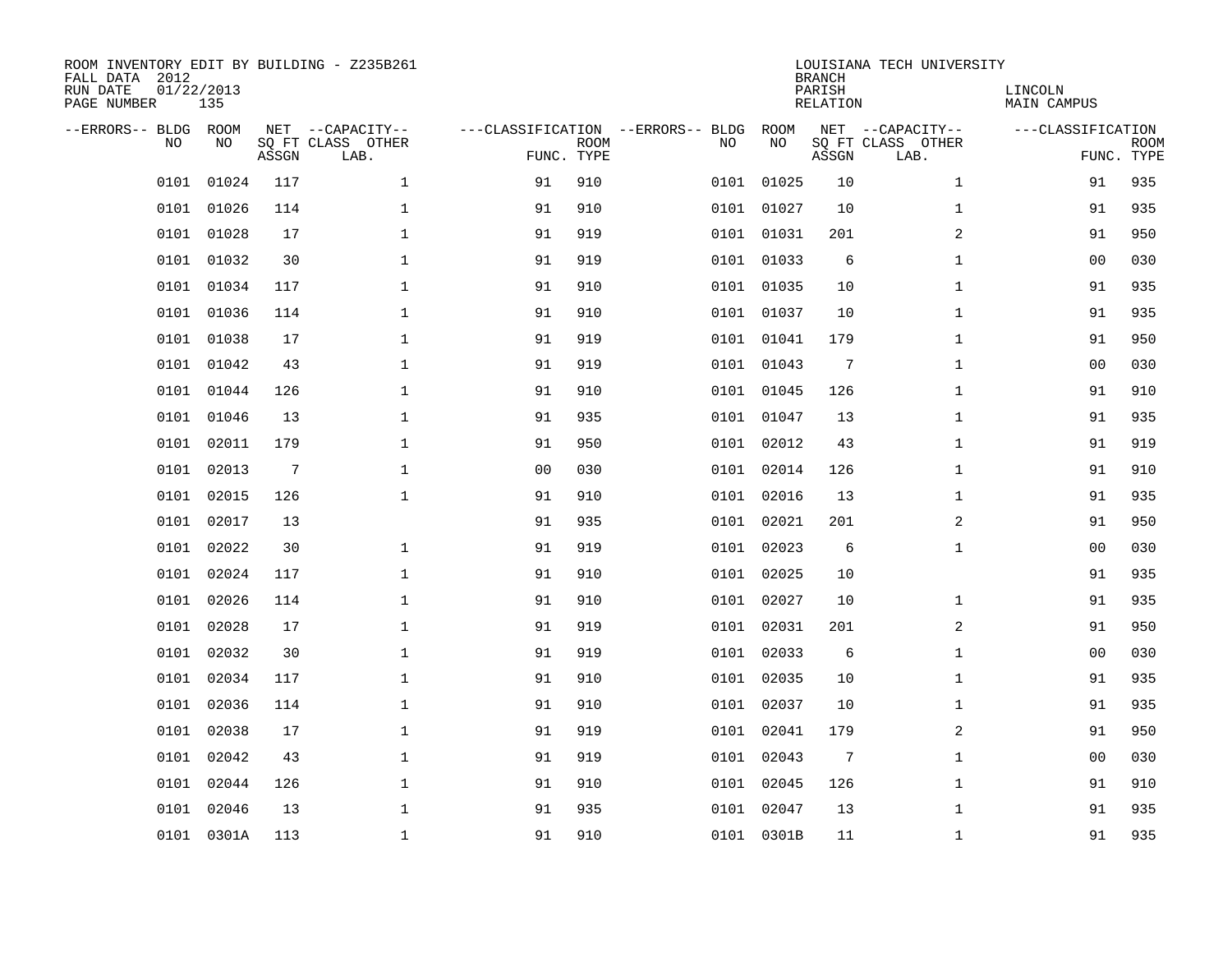ROOM INVENTORY EDIT BY BUILDING - Z235B261
FALL DATA 2012
RUN DATE 01/22/2013
PAGE NUMBER 135

LOUISIANA TECH UNIVERSITY
BRANCH
PARISH LINCOLN
RELATION MAIN CAMPUS

| --ERRORS-- | BLDG NO | ROOM NO | NET SQ FT ASSGN | --CAPACITY-- CLASS LAB. | OTHER | ---CLASSIFICATION FUNC. | ROOM TYPE | --ERRORS-- | BLDG NO | ROOM NO | NET SQ FT ASSGN | --CAPACITY-- CLASS LAB. | OTHER | ---CLASSIFICATION FUNC. | ROOM TYPE |
|---|---|---|---|---|---|---|---|---|---|---|---|---|---|---|---|
| | 0101 | 01024 | 117 | | 1 | 91 | 910 | | 0101 | 01025 | 10 | | 1 | 91 | 935 |
| | 0101 | 01026 | 114 | | 1 | 91 | 910 | | 0101 | 01027 | 10 | | 1 | 91 | 935 |
| | 0101 | 01028 | 17 | | 1 | 91 | 919 | | 0101 | 01031 | 201 | | 2 | 91 | 950 |
| | 0101 | 01032 | 30 | | 1 | 91 | 919 | | 0101 | 01033 | 6 | | 1 | 00 | 030 |
| | 0101 | 01034 | 117 | | 1 | 91 | 910 | | 0101 | 01035 | 10 | | 1 | 91 | 935 |
| | 0101 | 01036 | 114 | | 1 | 91 | 910 | | 0101 | 01037 | 10 | | 1 | 91 | 935 |
| | 0101 | 01038 | 17 | | 1 | 91 | 919 | | 0101 | 01041 | 179 | | 1 | 91 | 950 |
| | 0101 | 01042 | 43 | | 1 | 91 | 919 | | 0101 | 01043 | 7 | | 1 | 00 | 030 |
| | 0101 | 01044 | 126 | | 1 | 91 | 910 | | 0101 | 01045 | 126 | | 1 | 91 | 910 |
| | 0101 | 01046 | 13 | | 1 | 91 | 935 | | 0101 | 01047 | 13 | | 1 | 91 | 935 |
| | 0101 | 02011 | 179 | | 1 | 91 | 950 | | 0101 | 02012 | 43 | | 1 | 91 | 919 |
| | 0101 | 02013 | 7 | | 1 | 00 | 030 | | 0101 | 02014 | 126 | | 1 | 91 | 910 |
| | 0101 | 02015 | 126 | | 1 | 91 | 910 | | 0101 | 02016 | 13 | | 1 | 91 | 935 |
| | 0101 | 02017 | 13 | | | 91 | 935 | | 0101 | 02021 | 201 | | 2 | 91 | 950 |
| | 0101 | 02022 | 30 | | 1 | 91 | 919 | | 0101 | 02023 | 6 | | 1 | 00 | 030 |
| | 0101 | 02024 | 117 | | 1 | 91 | 910 | | 0101 | 02025 | 10 | | | 91 | 935 |
| | 0101 | 02026 | 114 | | 1 | 91 | 910 | | 0101 | 02027 | 10 | | 1 | 91 | 935 |
| | 0101 | 02028 | 17 | | 1 | 91 | 919 | | 0101 | 02031 | 201 | | 2 | 91 | 950 |
| | 0101 | 02032 | 30 | | 1 | 91 | 919 | | 0101 | 02033 | 6 | | 1 | 00 | 030 |
| | 0101 | 02034 | 117 | | 1 | 91 | 910 | | 0101 | 02035 | 10 | | 1 | 91 | 935 |
| | 0101 | 02036 | 114 | | 1 | 91 | 910 | | 0101 | 02037 | 10 | | 1 | 91 | 935 |
| | 0101 | 02038 | 17 | | 1 | 91 | 919 | | 0101 | 02041 | 179 | | 2 | 91 | 950 |
| | 0101 | 02042 | 43 | | 1 | 91 | 919 | | 0101 | 02043 | 7 | | 1 | 00 | 030 |
| | 0101 | 02044 | 126 | | 1 | 91 | 910 | | 0101 | 02045 | 126 | | 1 | 91 | 910 |
| | 0101 | 02046 | 13 | | 1 | 91 | 935 | | 0101 | 02047 | 13 | | 1 | 91 | 935 |
| | 0101 | 0301A | 113 | | 1 | 91 | 910 | | 0101 | 0301B | 11 | | 1 | 91 | 935 |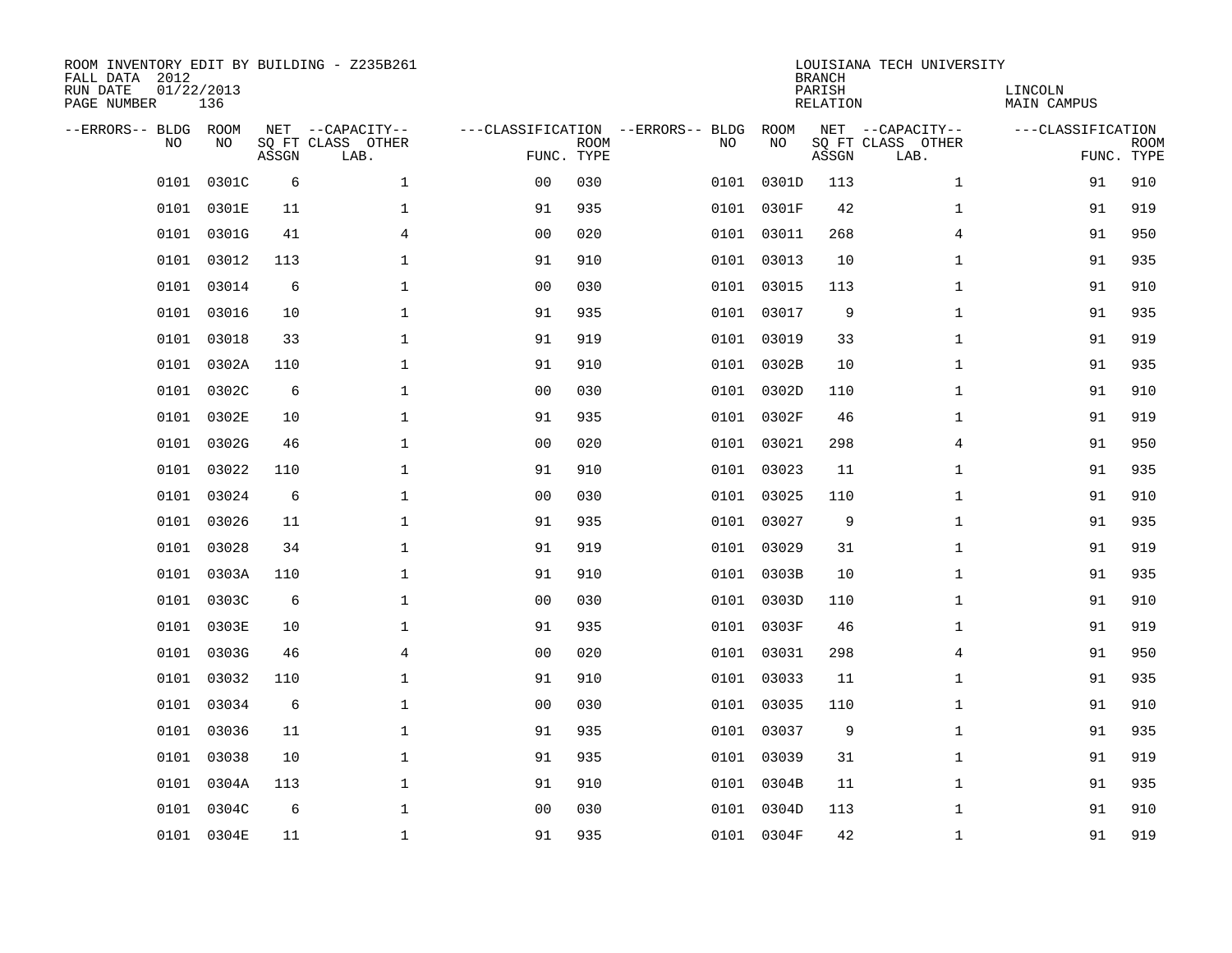ROOM INVENTORY EDIT BY BUILDING - Z235B261
FALL DATA 2012
RUN DATE 01/22/2013
PAGE NUMBER 136

LOUISIANA TECH UNIVERSITY
BRANCH
PARISH LINCOLN
RELATION MAIN CAMPUS

| --ERRORS-- | BLDG NO | ROOM NO | NET SQ FT ASSGN | --CAPACITY-- CLASS LAB. | OTHER | ---CLASSIFICATION FUNC. | ROOM TYPE | --ERRORS-- | BLDG NO | ROOM NO | NET SQ FT ASSGN | --CAPACITY-- CLASS LAB. | OTHER | ---CLASSIFICATION FUNC. | ROOM TYPE |
|---|---|---|---|---|---|---|---|---|---|---|---|---|---|---|---|
| | 0101 | 0301C | 6 | | 1 | 00 | 030 | | 0101 | 0301D | 113 | | 1 | 91 | 910 |
| | 0101 | 0301E | 11 | | 1 | 91 | 935 | | 0101 | 0301F | 42 | | 1 | 91 | 919 |
| | 0101 | 0301G | 41 | | 4 | 00 | 020 | | 0101 | 03011 | 268 | | 4 | 91 | 950 |
| | 0101 | 03012 | 113 | | 1 | 91 | 910 | | 0101 | 03013 | 10 | | 1 | 91 | 935 |
| | 0101 | 03014 | 6 | | 1 | 00 | 030 | | 0101 | 03015 | 113 | | 1 | 91 | 910 |
| | 0101 | 03016 | 10 | | 1 | 91 | 935 | | 0101 | 03017 | 9 | | 1 | 91 | 935 |
| | 0101 | 03018 | 33 | | 1 | 91 | 919 | | 0101 | 03019 | 33 | | 1 | 91 | 919 |
| | 0101 | 0302A | 110 | | 1 | 91 | 910 | | 0101 | 0302B | 10 | | 1 | 91 | 935 |
| | 0101 | 0302C | 6 | | 1 | 00 | 030 | | 0101 | 0302D | 110 | | 1 | 91 | 910 |
| | 0101 | 0302E | 10 | | 1 | 91 | 935 | | 0101 | 0302F | 46 | | 1 | 91 | 919 |
| | 0101 | 0302G | 46 | | 1 | 00 | 020 | | 0101 | 03021 | 298 | | 4 | 91 | 950 |
| | 0101 | 03022 | 110 | | 1 | 91 | 910 | | 0101 | 03023 | 11 | | 1 | 91 | 935 |
| | 0101 | 03024 | 6 | | 1 | 00 | 030 | | 0101 | 03025 | 110 | | 1 | 91 | 910 |
| | 0101 | 03026 | 11 | | 1 | 91 | 935 | | 0101 | 03027 | 9 | | 1 | 91 | 935 |
| | 0101 | 03028 | 34 | | 1 | 91 | 919 | | 0101 | 03029 | 31 | | 1 | 91 | 919 |
| | 0101 | 0303A | 110 | | 1 | 91 | 910 | | 0101 | 0303B | 10 | | 1 | 91 | 935 |
| | 0101 | 0303C | 6 | | 1 | 00 | 030 | | 0101 | 0303D | 110 | | 1 | 91 | 910 |
| | 0101 | 0303E | 10 | | 1 | 91 | 935 | | 0101 | 0303F | 46 | | 1 | 91 | 919 |
| | 0101 | 0303G | 46 | | 4 | 00 | 020 | | 0101 | 03031 | 298 | | 4 | 91 | 950 |
| | 0101 | 03032 | 110 | | 1 | 91 | 910 | | 0101 | 03033 | 11 | | 1 | 91 | 935 |
| | 0101 | 03034 | 6 | | 1 | 00 | 030 | | 0101 | 03035 | 110 | | 1 | 91 | 910 |
| | 0101 | 03036 | 11 | | 1 | 91 | 935 | | 0101 | 03037 | 9 | | 1 | 91 | 935 |
| | 0101 | 03038 | 10 | | 1 | 91 | 935 | | 0101 | 03039 | 31 | | 1 | 91 | 919 |
| | 0101 | 0304A | 113 | | 1 | 91 | 910 | | 0101 | 0304B | 11 | | 1 | 91 | 935 |
| | 0101 | 0304C | 6 | | 1 | 00 | 030 | | 0101 | 0304D | 113 | | 1 | 91 | 910 |
| | 0101 | 0304E | 11 | | 1 | 91 | 935 | | 0101 | 0304F | 42 | | 1 | 91 | 919 |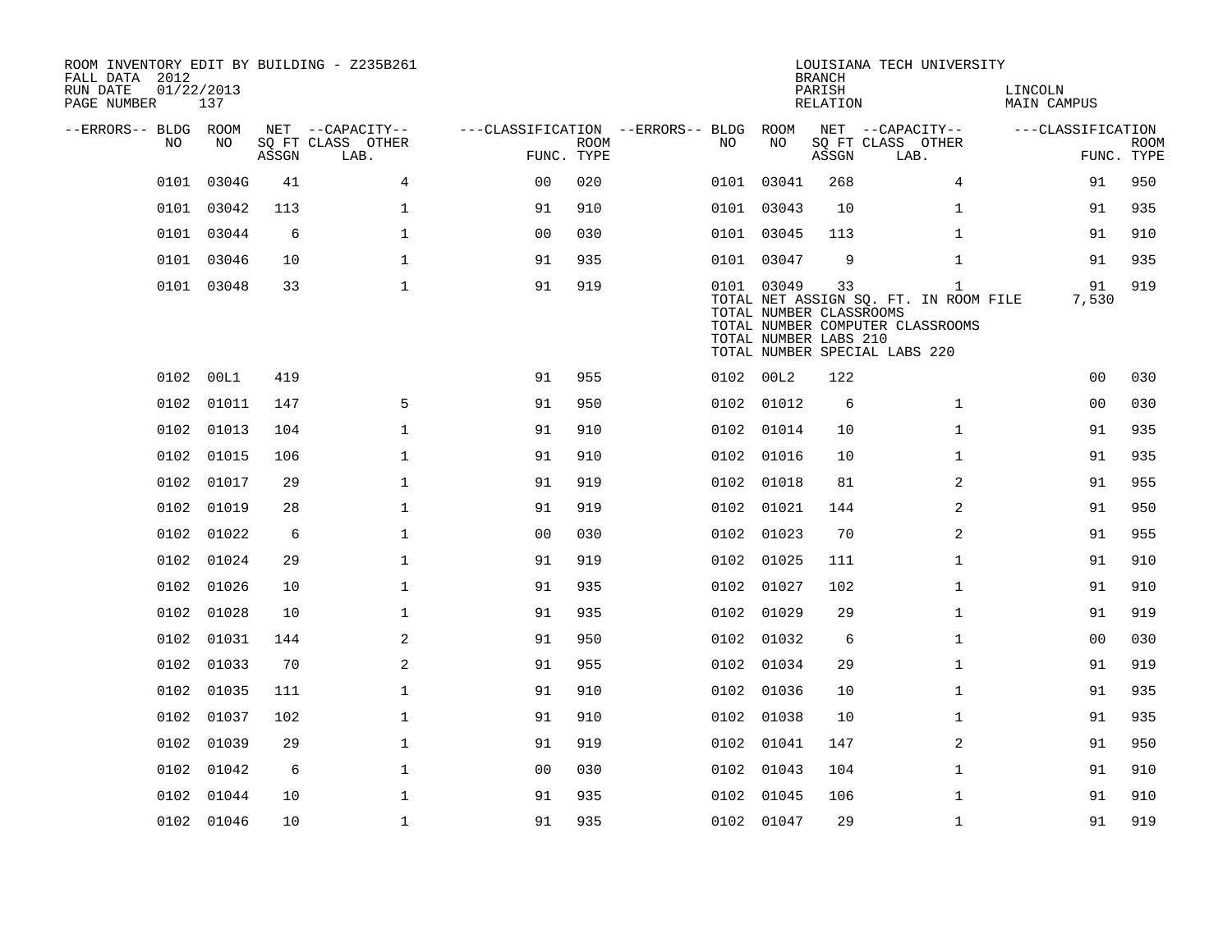ROOM INVENTORY EDIT BY BUILDING - Z235B261
FALL DATA 2012
RUN DATE 01/22/2013

LOUISIANA TECH UNIVERSITY
BRANCH
PARISH LINCOLN
RELATION MAIN CAMPUS

| --ERRORS-- | BLDG NO | ROOM NO | NET SQ FT ASSGN | --CAPACITY-- CLASS LAB. | OTHER | ---CLASSIFICATION FUNC. | ROOM TYPE | --ERRORS-- | BLDG NO | ROOM NO | NET SQ FT ASSGN | --CAPACITY-- CLASS LAB. | OTHER | ---CLASSIFICATION FUNC. | ROOM TYPE |
|---|---|---|---|---|---|---|---|---|---|---|---|---|---|---|---|
| | 0101 | 0304G | 41 | | 4 | 00 | 020 | | 0101 | 03041 | 268 | | 4 | 91 | 950 |
| | 0101 | 03042 | 113 | | 1 | 91 | 910 | | 0101 | 03043 | 10 | | 1 | 91 | 935 |
| | 0101 | 03044 | 6 | | 1 | 00 | 030 | | 0101 | 03045 | 113 | | 1 | 91 | 910 |
| | 0101 | 03046 | 10 | | 1 | 91 | 935 | | 0101 | 03047 | 9 | | 1 | 91 | 935 |
| | 0101 | 03048 | 33 | | 1 | 91 | 919 | | 0101 | 03049 | 33 | | 1 | 91 | 919 |
| | | | | | | | | | TOTAL NET ASSIGN SQ. FT. IN ROOM FILE | | | | | 7,530 | |
| | | | | | | | | | TOTAL NUMBER CLASSROOMS | | | | | | |
| | | | | | | | | | TOTAL NUMBER COMPUTER CLASSROOMS | | | | | | |
| | | | | | | | | | TOTAL NUMBER LABS 210 | | | | | | |
| | | | | | | | | | TOTAL NUMBER SPECIAL LABS 220 | | | | | | |
| | 0102 | 00L1 | 419 | | | 91 | 955 | | 0102 | 00L2 | 122 | | | 00 | 030 |
| | 0102 | 01011 | 147 | | 5 | 91 | 950 | | 0102 | 01012 | 6 | | 1 | 00 | 030 |
| | 0102 | 01013 | 104 | | 1 | 91 | 910 | | 0102 | 01014 | 10 | | 1 | 91 | 935 |
| | 0102 | 01015 | 106 | | 1 | 91 | 910 | | 0102 | 01016 | 10 | | 1 | 91 | 935 |
| | 0102 | 01017 | 29 | | 1 | 91 | 919 | | 0102 | 01018 | 81 | | 2 | 91 | 955 |
| | 0102 | 01019 | 28 | | 1 | 91 | 919 | | 0102 | 01021 | 144 | | 2 | 91 | 950 |
| | 0102 | 01022 | 6 | | 1 | 00 | 030 | | 0102 | 01023 | 70 | | 2 | 91 | 955 |
| | 0102 | 01024 | 29 | | 1 | 91 | 919 | | 0102 | 01025 | 111 | | 1 | 91 | 910 |
| | 0102 | 01026 | 10 | | 1 | 91 | 935 | | 0102 | 01027 | 102 | | 1 | 91 | 910 |
| | 0102 | 01028 | 10 | | 1 | 91 | 935 | | 0102 | 01029 | 29 | | 1 | 91 | 919 |
| | 0102 | 01031 | 144 | | 2 | 91 | 950 | | 0102 | 01032 | 6 | | 1 | 00 | 030 |
| | 0102 | 01033 | 70 | | 2 | 91 | 955 | | 0102 | 01034 | 29 | | 1 | 91 | 919 |
| | 0102 | 01035 | 111 | | 1 | 91 | 910 | | 0102 | 01036 | 10 | | 1 | 91 | 935 |
| | 0102 | 01037 | 102 | | 1 | 91 | 910 | | 0102 | 01038 | 10 | | 1 | 91 | 935 |
| | 0102 | 01039 | 29 | | 1 | 91 | 919 | | 0102 | 01041 | 147 | | 2 | 91 | 950 |
| | 0102 | 01042 | 6 | | 1 | 00 | 030 | | 0102 | 01043 | 104 | | 1 | 91 | 910 |
| | 0102 | 01044 | 10 | | 1 | 91 | 935 | | 0102 | 01045 | 106 | | 1 | 91 | 910 |
| | 0102 | 01046 | 10 | | 1 | 91 | 935 | | 0102 | 01047 | 29 | | 1 | 91 | 919 |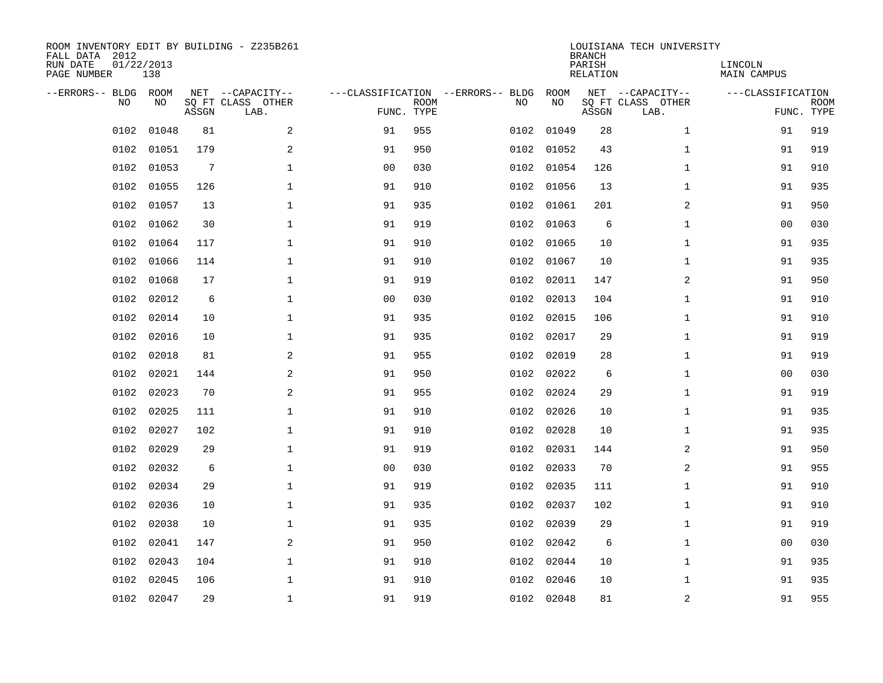ROOM INVENTORY EDIT BY BUILDING - Z235B261
FALL DATA 2012
RUN DATE 01/22/2013
PAGE NUMBER 138

LOUISIANA TECH UNIVERSITY
BRANCH
PARISH LINCOLN
RELATION MAIN CAMPUS

| --ERRORS-- | BLDG NO | ROOM NO | NET SQ FT ASSGN | --CAPACITY-- CLASS LAB. | OTHER | ---CLASSIFICATION FUNC. | ROOM TYPE | --ERRORS-- | BLDG NO | ROOM NO | NET SQ FT ASSGN | --CAPACITY-- CLASS LAB. | OTHER | ---CLASSIFICATION FUNC. | ROOM TYPE |
|---|---|---|---|---|---|---|---|---|---|---|---|---|---|---|---|
| | 0102 | 01048 | 81 | | 2 | 91 | 955 | | 0102 | 01049 | 28 | | 1 | 91 | 919 |
| | 0102 | 01051 | 179 | | 2 | 91 | 950 | | 0102 | 01052 | 43 | | 1 | 91 | 919 |
| | 0102 | 01053 | 7 | | 1 | 00 | 030 | | 0102 | 01054 | 126 | | 1 | 91 | 910 |
| | 0102 | 01055 | 126 | | 1 | 91 | 910 | | 0102 | 01056 | 13 | | 1 | 91 | 935 |
| | 0102 | 01057 | 13 | | 1 | 91 | 935 | | 0102 | 01061 | 201 | | 2 | 91 | 950 |
| | 0102 | 01062 | 30 | | 1 | 91 | 919 | | 0102 | 01063 | 6 | | 1 | 00 | 030 |
| | 0102 | 01064 | 117 | | 1 | 91 | 910 | | 0102 | 01065 | 10 | | 1 | 91 | 935 |
| | 0102 | 01066 | 114 | | 1 | 91 | 910 | | 0102 | 01067 | 10 | | 1 | 91 | 935 |
| | 0102 | 01068 | 17 | | 1 | 91 | 919 | | 0102 | 02011 | 147 | | 2 | 91 | 950 |
| | 0102 | 02012 | 6 | | 1 | 00 | 030 | | 0102 | 02013 | 104 | | 1 | 91 | 910 |
| | 0102 | 02014 | 10 | | 1 | 91 | 935 | | 0102 | 02015 | 106 | | 1 | 91 | 910 |
| | 0102 | 02016 | 10 | | 1 | 91 | 935 | | 0102 | 02017 | 29 | | 1 | 91 | 919 |
| | 0102 | 02018 | 81 | | 2 | 91 | 955 | | 0102 | 02019 | 28 | | 1 | 91 | 919 |
| | 0102 | 02021 | 144 | | 2 | 91 | 950 | | 0102 | 02022 | 6 | | 1 | 00 | 030 |
| | 0102 | 02023 | 70 | | 2 | 91 | 955 | | 0102 | 02024 | 29 | | 1 | 91 | 919 |
| | 0102 | 02025 | 111 | | 1 | 91 | 910 | | 0102 | 02026 | 10 | | 1 | 91 | 935 |
| | 0102 | 02027 | 102 | | 1 | 91 | 910 | | 0102 | 02028 | 10 | | 1 | 91 | 935 |
| | 0102 | 02029 | 29 | | 1 | 91 | 919 | | 0102 | 02031 | 144 | | 2 | 91 | 950 |
| | 0102 | 02032 | 6 | | 1 | 00 | 030 | | 0102 | 02033 | 70 | | 2 | 91 | 955 |
| | 0102 | 02034 | 29 | | 1 | 91 | 919 | | 0102 | 02035 | 111 | | 1 | 91 | 910 |
| | 0102 | 02036 | 10 | | 1 | 91 | 935 | | 0102 | 02037 | 102 | | 1 | 91 | 910 |
| | 0102 | 02038 | 10 | | 1 | 91 | 935 | | 0102 | 02039 | 29 | | 1 | 91 | 919 |
| | 0102 | 02041 | 147 | | 2 | 91 | 950 | | 0102 | 02042 | 6 | | 1 | 00 | 030 |
| | 0102 | 02043 | 104 | | 1 | 91 | 910 | | 0102 | 02044 | 10 | | 1 | 91 | 935 |
| | 0102 | 02045 | 106 | | 1 | 91 | 910 | | 0102 | 02046 | 10 | | 1 | 91 | 935 |
| | 0102 | 02047 | 29 | | 1 | 91 | 919 | | 0102 | 02048 | 81 | | 2 | 91 | 955 |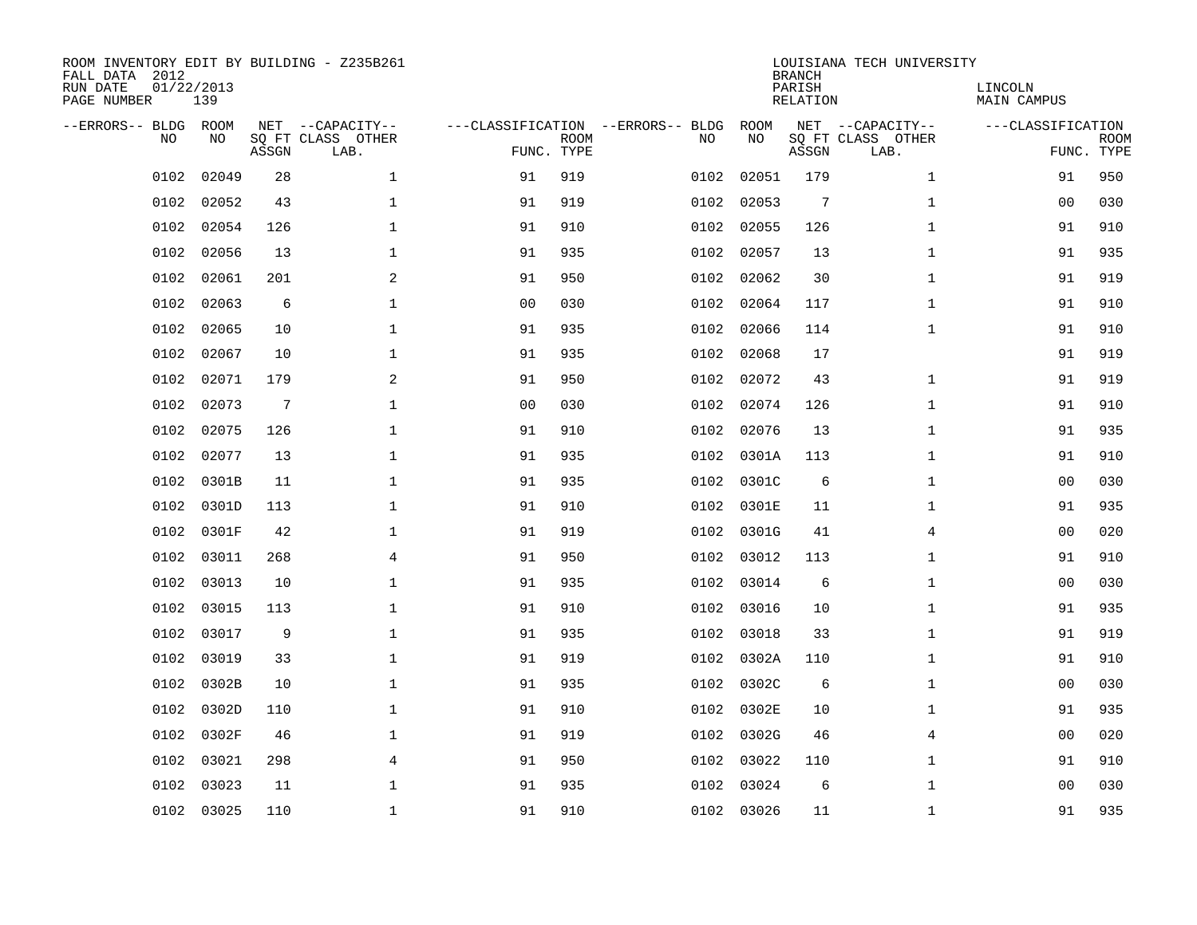ROOM INVENTORY EDIT BY BUILDING - Z235B261
FALL DATA 2012
RUN DATE 01/22/2013
PAGE NUMBER 139

LOUISIANA TECH UNIVERSITY
BRANCH
PARISH LINCOLN
RELATION MAIN CAMPUS

| --ERRORS-- | BLDG NO | ROOM NO | NET SQ FT ASSGN | --CAPACITY-- CLASS LAB. | OTHER | ---CLASSIFICATION FUNC. | ROOM TYPE | --ERRORS-- | BLDG NO | ROOM NO | NET SQ FT ASSGN | --CAPACITY-- CLASS LAB. | OTHER | ---CLASSIFICATION FUNC. | ROOM TYPE |
|---|---|---|---|---|---|---|---|---|---|---|---|---|---|---|---|
| | 0102 | 02049 | 28 | | 1 | 91 | 919 | | 0102 | 02051 | 179 | | 1 | 91 | 950 |
| | 0102 | 02052 | 43 | | 1 | 91 | 919 | | 0102 | 02053 | 7 | | 1 | 00 | 030 |
| | 0102 | 02054 | 126 | | 1 | 91 | 910 | | 0102 | 02055 | 126 | | 1 | 91 | 910 |
| | 0102 | 02056 | 13 | | 1 | 91 | 935 | | 0102 | 02057 | 13 | | 1 | 91 | 935 |
| | 0102 | 02061 | 201 | | 2 | 91 | 950 | | 0102 | 02062 | 30 | | 1 | 91 | 919 |
| | 0102 | 02063 | 6 | | 1 | 00 | 030 | | 0102 | 02064 | 117 | | 1 | 91 | 910 |
| | 0102 | 02065 | 10 | | 1 | 91 | 935 | | 0102 | 02066 | 114 | | 1 | 91 | 910 |
| | 0102 | 02067 | 10 | | 1 | 91 | 935 | | 0102 | 02068 | 17 | | | 91 | 919 |
| | 0102 | 02071 | 179 | | 2 | 91 | 950 | | 0102 | 02072 | 43 | | 1 | 91 | 919 |
| | 0102 | 02073 | 7 | | 1 | 00 | 030 | | 0102 | 02074 | 126 | | 1 | 91 | 910 |
| | 0102 | 02075 | 126 | | 1 | 91 | 910 | | 0102 | 02076 | 13 | | 1 | 91 | 935 |
| | 0102 | 02077 | 13 | | 1 | 91 | 935 | | 0102 | 0301A | 113 | | 1 | 91 | 910 |
| | 0102 | 0301B | 11 | | 1 | 91 | 935 | | 0102 | 0301C | 6 | | 1 | 00 | 030 |
| | 0102 | 0301D | 113 | | 1 | 91 | 910 | | 0102 | 0301E | 11 | | 1 | 91 | 935 |
| | 0102 | 0301F | 42 | | 1 | 91 | 919 | | 0102 | 0301G | 41 | | 4 | 00 | 020 |
| | 0102 | 03011 | 268 | | 4 | 91 | 950 | | 0102 | 03012 | 113 | | 1 | 91 | 910 |
| | 0102 | 03013 | 10 | | 1 | 91 | 935 | | 0102 | 03014 | 6 | | 1 | 00 | 030 |
| | 0102 | 03015 | 113 | | 1 | 91 | 910 | | 0102 | 03016 | 10 | | 1 | 91 | 935 |
| | 0102 | 03017 | 9 | | 1 | 91 | 935 | | 0102 | 03018 | 33 | | 1 | 91 | 919 |
| | 0102 | 03019 | 33 | | 1 | 91 | 919 | | 0102 | 0302A | 110 | | 1 | 91 | 910 |
| | 0102 | 0302B | 10 | | 1 | 91 | 935 | | 0102 | 0302C | 6 | | 1 | 00 | 030 |
| | 0102 | 0302D | 110 | | 1 | 91 | 910 | | 0102 | 0302E | 10 | | 1 | 91 | 935 |
| | 0102 | 0302F | 46 | | 1 | 91 | 919 | | 0102 | 0302G | 46 | | 4 | 00 | 020 |
| | 0102 | 03021 | 298 | | 4 | 91 | 950 | | 0102 | 03022 | 110 | | 1 | 91 | 910 |
| | 0102 | 03023 | 11 | | 1 | 91 | 935 | | 0102 | 03024 | 6 | | 1 | 00 | 030 |
| | 0102 | 03025 | 110 | | 1 | 91 | 910 | | 0102 | 03026 | 11 | | 1 | 91 | 935 |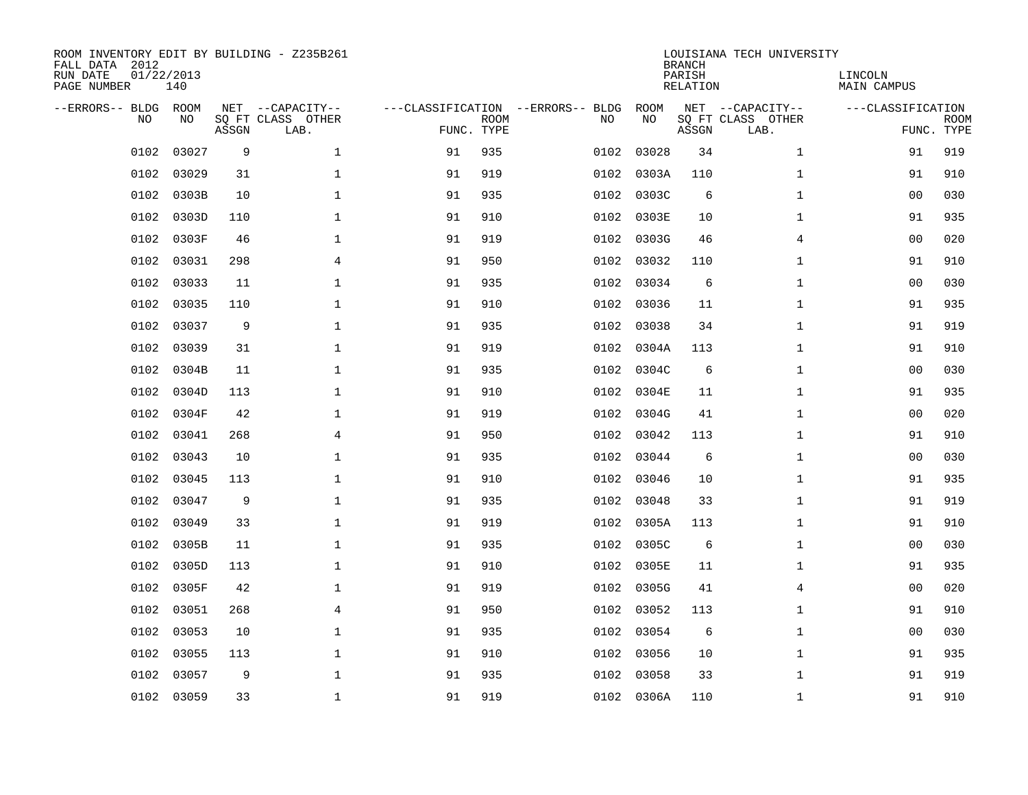ROOM INVENTORY EDIT BY BUILDING - Z235B261
FALL DATA 2012
RUN DATE 01/22/2013
PAGE NUMBER 140

LOUISIANA TECH UNIVERSITY
BRANCH
PARISH LINCOLN
RELATION MAIN CAMPUS

| --ERRORS-- | BLDG NO | ROOM NO | NET SQ FT ASSGN | --CAPACITY-- CLASS LAB. | OTHER | ---CLASSIFICATION FUNC. | ROOM TYPE | --ERRORS-- | BLDG NO | ROOM NO | NET SQ FT ASSGN | --CAPACITY-- CLASS LAB. | OTHER | ---CLASSIFICATION FUNC. | ROOM TYPE |
|---|---|---|---|---|---|---|---|---|---|---|---|---|---|---|---|
| | 0102 | 03027 | 9 | | 1 | 91 | 935 | | 0102 | 03028 | 34 | | 1 | 91 | 919 |
| | 0102 | 03029 | 31 | | 1 | 91 | 919 | | 0102 | 0303A | 110 | | 1 | 91 | 910 |
| | 0102 | 0303B | 10 | | 1 | 91 | 935 | | 0102 | 0303C | 6 | | 1 | 00 | 030 |
| | 0102 | 0303D | 110 | | 1 | 91 | 910 | | 0102 | 0303E | 10 | | 1 | 91 | 935 |
| | 0102 | 0303F | 46 | | 1 | 91 | 919 | | 0102 | 0303G | 46 | | 4 | 00 | 020 |
| | 0102 | 03031 | 298 | | 4 | 91 | 950 | | 0102 | 03032 | 110 | | 1 | 91 | 910 |
| | 0102 | 03033 | 11 | | 1 | 91 | 935 | | 0102 | 03034 | 6 | | 1 | 00 | 030 |
| | 0102 | 03035 | 110 | | 1 | 91 | 910 | | 0102 | 03036 | 11 | | 1 | 91 | 935 |
| | 0102 | 03037 | 9 | | 1 | 91 | 935 | | 0102 | 03038 | 34 | | 1 | 91 | 919 |
| | 0102 | 03039 | 31 | | 1 | 91 | 919 | | 0102 | 0304A | 113 | | 1 | 91 | 910 |
| | 0102 | 0304B | 11 | | 1 | 91 | 935 | | 0102 | 0304C | 6 | | 1 | 00 | 030 |
| | 0102 | 0304D | 113 | | 1 | 91 | 910 | | 0102 | 0304E | 11 | | 1 | 91 | 935 |
| | 0102 | 0304F | 42 | | 1 | 91 | 919 | | 0102 | 0304G | 41 | | 1 | 00 | 020 |
| | 0102 | 03041 | 268 | | 4 | 91 | 950 | | 0102 | 03042 | 113 | | 1 | 91 | 910 |
| | 0102 | 03043 | 10 | | 1 | 91 | 935 | | 0102 | 03044 | 6 | | 1 | 00 | 030 |
| | 0102 | 03045 | 113 | | 1 | 91 | 910 | | 0102 | 03046 | 10 | | 1 | 91 | 935 |
| | 0102 | 03047 | 9 | | 1 | 91 | 935 | | 0102 | 03048 | 33 | | 1 | 91 | 919 |
| | 0102 | 03049 | 33 | | 1 | 91 | 919 | | 0102 | 0305A | 113 | | 1 | 91 | 910 |
| | 0102 | 0305B | 11 | | 1 | 91 | 935 | | 0102 | 0305C | 6 | | 1 | 00 | 030 |
| | 0102 | 0305D | 113 | | 1 | 91 | 910 | | 0102 | 0305E | 11 | | 1 | 91 | 935 |
| | 0102 | 0305F | 42 | | 1 | 91 | 919 | | 0102 | 0305G | 41 | | 4 | 00 | 020 |
| | 0102 | 03051 | 268 | | 4 | 91 | 950 | | 0102 | 03052 | 113 | | 1 | 91 | 910 |
| | 0102 | 03053 | 10 | | 1 | 91 | 935 | | 0102 | 03054 | 6 | | 1 | 00 | 030 |
| | 0102 | 03055 | 113 | | 1 | 91 | 910 | | 0102 | 03056 | 10 | | 1 | 91 | 935 |
| | 0102 | 03057 | 9 | | 1 | 91 | 935 | | 0102 | 03058 | 33 | | 1 | 91 | 919 |
| | 0102 | 03059 | 33 | | 1 | 91 | 919 | | 0102 | 0306A | 110 | | 1 | 91 | 910 |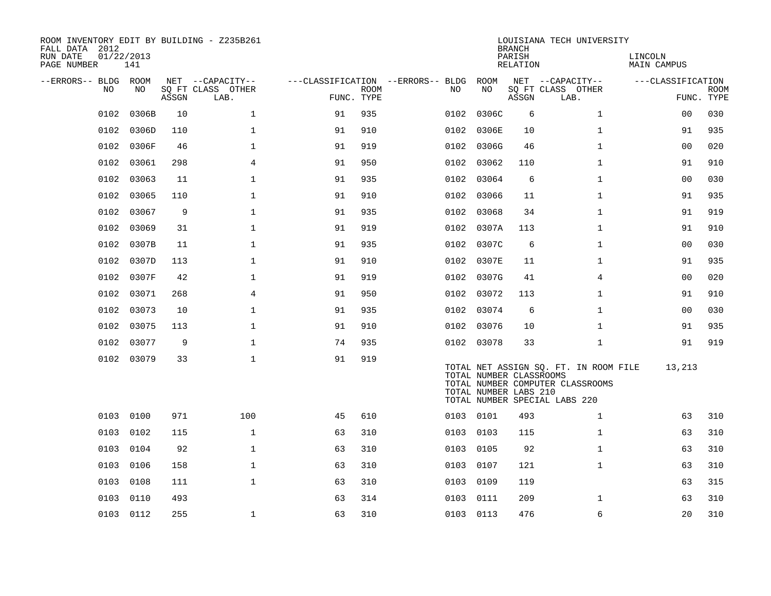ROOM INVENTORY EDIT BY BUILDING - Z235B261
FALL DATA 2012
RUN DATE 01/22/2013

LOUISIANA TECH UNIVERSITY
BRANCH
PARISH LINCOLN
RELATION MAIN CAMPUS

| --ERRORS-- | BLDG NO | ROOM NO | NET SQ FT ASSGN | --CAPACITY-- CLASS LAB. | OTHER | ---CLASSIFICATION FUNC. | ROOM TYPE | --ERRORS-- | BLDG NO | ROOM NO | NET SQ FT ASSGN | --CAPACITY-- CLASS LAB. | OTHER | ---CLASSIFICATION FUNC. | ROOM TYPE |
|---|---|---|---|---|---|---|---|---|---|---|---|---|---|---|---|
| | 0102 | 0306B | 10 | | 1 | 91 | 935 | | 0102 | 0306C | 6 | | 1 | 00 | 030 |
| | 0102 | 0306D | 110 | | 1 | 91 | 910 | | 0102 | 0306E | 10 | | 1 | 91 | 935 |
| | 0102 | 0306F | 46 | | 1 | 91 | 919 | | 0102 | 0306G | 46 | | 1 | 00 | 020 |
| | 0102 | 03061 | 298 | | 4 | 91 | 950 | | 0102 | 03062 | 110 | | 1 | 91 | 910 |
| | 0102 | 03063 | 11 | | 1 | 91 | 935 | | 0102 | 03064 | 6 | | 1 | 00 | 030 |
| | 0102 | 03065 | 110 | | 1 | 91 | 910 | | 0102 | 03066 | 11 | | 1 | 91 | 935 |
| | 0102 | 03067 | 9 | | 1 | 91 | 935 | | 0102 | 03068 | 34 | | 1 | 91 | 919 |
| | 0102 | 03069 | 31 | | 1 | 91 | 919 | | 0102 | 0307A | 113 | | 1 | 91 | 910 |
| | 0102 | 0307B | 11 | | 1 | 91 | 935 | | 0102 | 0307C | 6 | | 1 | 00 | 030 |
| | 0102 | 0307D | 113 | | 1 | 91 | 910 | | 0102 | 0307E | 11 | | 1 | 91 | 935 |
| | 0102 | 0307F | 42 | | 1 | 91 | 919 | | 0102 | 0307G | 41 | | 4 | 00 | 020 |
| | 0102 | 03071 | 268 | | 4 | 91 | 950 | | 0102 | 03072 | 113 | | 1 | 91 | 910 |
| | 0102 | 03073 | 10 | | 1 | 91 | 935 | | 0102 | 03074 | 6 | | 1 | 00 | 030 |
| | 0102 | 03075 | 113 | | 1 | 91 | 910 | | 0102 | 03076 | 10 | | 1 | 91 | 935 |
| | 0102 | 03077 | 9 | | 1 | 74 | 935 | | 0102 | 03078 | 33 | | 1 | 91 | 919 |
| | 0102 | 03079 | 33 | | 1 | 91 | 919 | | | | | | | | |

TOTAL NET ASSIGN SQ. FT. IN ROOM FILE 13,213
TOTAL NUMBER CLASSROOMS
TOTAL NUMBER COMPUTER CLASSROOMS
TOTAL NUMBER LABS 210
TOTAL NUMBER SPECIAL LABS 220

| --ERRORS-- | BLDG NO | ROOM NO | NET SQ FT ASSGN | --CAPACITY-- CLASS LAB. | OTHER | ---CLASSIFICATION FUNC. | ROOM TYPE | --ERRORS-- | BLDG NO | ROOM NO | NET SQ FT ASSGN | --CAPACITY-- CLASS LAB. | OTHER | ---CLASSIFICATION FUNC. | ROOM TYPE |
|---|---|---|---|---|---|---|---|---|---|---|---|---|---|---|---|
| | 0103 | 0100 | 971 | | 100 | 45 | 610 | | 0103 | 0101 | 493 | | 1 | 63 | 310 |
| | 0103 | 0102 | 115 | | 1 | 63 | 310 | | 0103 | 0103 | 115 | | 1 | 63 | 310 |
| | 0103 | 0104 | 92 | | 1 | 63 | 310 | | 0103 | 0105 | 92 | | 1 | 63 | 310 |
| | 0103 | 0106 | 158 | | 1 | 63 | 310 | | 0103 | 0107 | 121 | | 1 | 63 | 310 |
| | 0103 | 0108 | 111 | | 1 | 63 | 310 | | 0103 | 0109 | 119 | | | 63 | 315 |
| | 0103 | 0110 | 493 | | | 63 | 314 | | 0103 | 0111 | 209 | | 1 | 63 | 310 |
| | 0103 | 0112 | 255 | | 1 | 63 | 310 | | 0103 | 0113 | 476 | | 6 | 20 | 310 |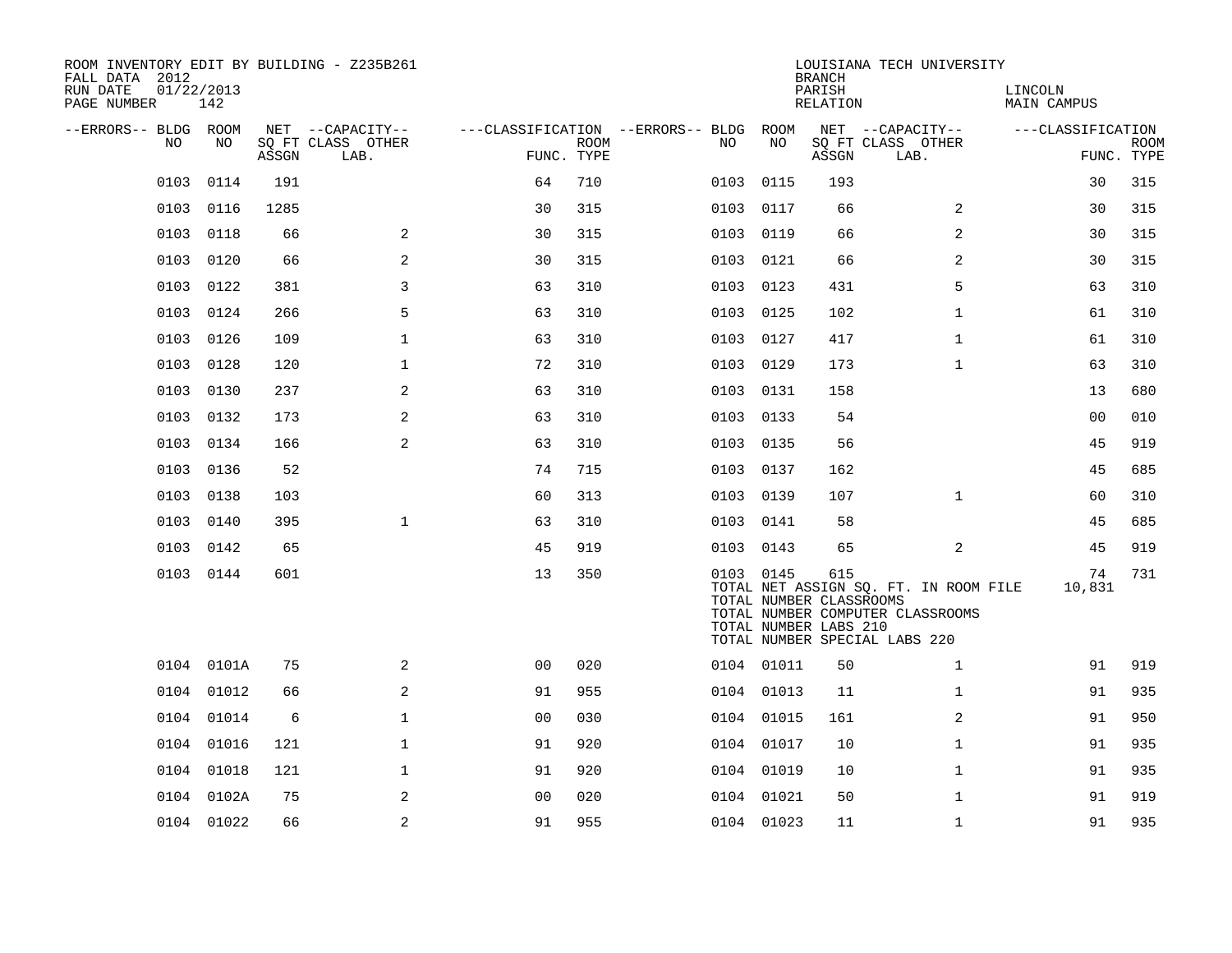ROOM INVENTORY EDIT BY BUILDING - Z235B261
FALL DATA 2012
RUN DATE 01/22/2013
PAGE NUMBER 142

LOUISIANA TECH UNIVERSITY
BRANCH
PARISH LINCOLN
RELATION MAIN CAMPUS

| --ERRORS-- | BLDG NO | ROOM NO | NET SQ FT ASSGN | --CAPACITY-- CLASS LAB. | OTHER | ---CLASSIFICATION FUNC. | ROOM TYPE | --ERRORS-- | BLDG NO | ROOM NO | NET SQ FT ASSGN | --CAPACITY-- CLASS LAB. | OTHER | ---CLASSIFICATION FUNC. | ROOM TYPE |
|---|---|---|---|---|---|---|---|---|---|---|---|---|---|---|---|
| | 0103 | 0114 | 191 | | | 64 | 710 | | 0103 | 0115 | 193 | | | 30 | 315 |
| | 0103 | 0116 | 1285 | | | 30 | 315 | | 0103 | 0117 | 66 | | 2 | 30 | 315 |
| | 0103 | 0118 | 66 | | 2 | 30 | 315 | | 0103 | 0119 | 66 | | 2 | 30 | 315 |
| | 0103 | 0120 | 66 | | 2 | 30 | 315 | | 0103 | 0121 | 66 | | 2 | 30 | 315 |
| | 0103 | 0122 | 381 | | 3 | 63 | 310 | | 0103 | 0123 | 431 | | 5 | 63 | 310 |
| | 0103 | 0124 | 266 | | 5 | 63 | 310 | | 0103 | 0125 | 102 | | 1 | 61 | 310 |
| | 0103 | 0126 | 109 | | 1 | 63 | 310 | | 0103 | 0127 | 417 | | 1 | 61 | 310 |
| | 0103 | 0128 | 120 | | 1 | 72 | 310 | | 0103 | 0129 | 173 | | 1 | 63 | 310 |
| | 0103 | 0130 | 237 | | 2 | 63 | 310 | | 0103 | 0131 | 158 | | | 13 | 680 |
| | 0103 | 0132 | 173 | | 2 | 63 | 310 | | 0103 | 0133 | 54 | | | 00 | 010 |
| | 0103 | 0134 | 166 | | 2 | 63 | 310 | | 0103 | 0135 | 56 | | | 45 | 919 |
| | 0103 | 0136 | 52 | | | 74 | 715 | | 0103 | 0137 | 162 | | | 45 | 685 |
| | 0103 | 0138 | 103 | | | 60 | 313 | | 0103 | 0139 | 107 | | 1 | 60 | 310 |
| | 0103 | 0140 | 395 | | 1 | 63 | 310 | | 0103 | 0141 | 58 | | | 45 | 685 |
| | 0103 | 0142 | 65 | | | 45 | 919 | | 0103 | 0143 | 65 | | 2 | 45 | 919 |
| | 0103 | 0144 | 601 | | | 13 | 350 | | 0103 | 0145 | 615 | | | 74 | 731 |
| | | | | | | | | | | TOTAL NET ASSIGN SQ. FT. IN ROOM FILE | | | | 10,831 | |
| | | | | | | | | | | TOTAL NUMBER CLASSROOMS | | | | | |
| | | | | | | | | | | TOTAL NUMBER COMPUTER CLASSROOMS | | | | | |
| | | | | | | | | | | TOTAL NUMBER LABS 210 | | | | | |
| | | | | | | | | | | TOTAL NUMBER SPECIAL LABS 220 | | | | | |
| | 0104 | 0101A | 75 | | 2 | 00 | 020 | | 0104 | 01011 | 50 | | 1 | 91 | 919 |
| | 0104 | 01012 | 66 | | 2 | 91 | 955 | | 0104 | 01013 | 11 | | 1 | 91 | 935 |
| | 0104 | 01014 | 6 | | 1 | 00 | 030 | | 0104 | 01015 | 161 | | 2 | 91 | 950 |
| | 0104 | 01016 | 121 | | 1 | 91 | 920 | | 0104 | 01017 | 10 | | 1 | 91 | 935 |
| | 0104 | 01018 | 121 | | 1 | 91 | 920 | | 0104 | 01019 | 10 | | 1 | 91 | 935 |
| | 0104 | 0102A | 75 | | 2 | 00 | 020 | | 0104 | 01021 | 50 | | 1 | 91 | 919 |
| | 0104 | 01022 | 66 | | 2 | 91 | 955 | | 0104 | 01023 | 11 | | 1 | 91 | 935 |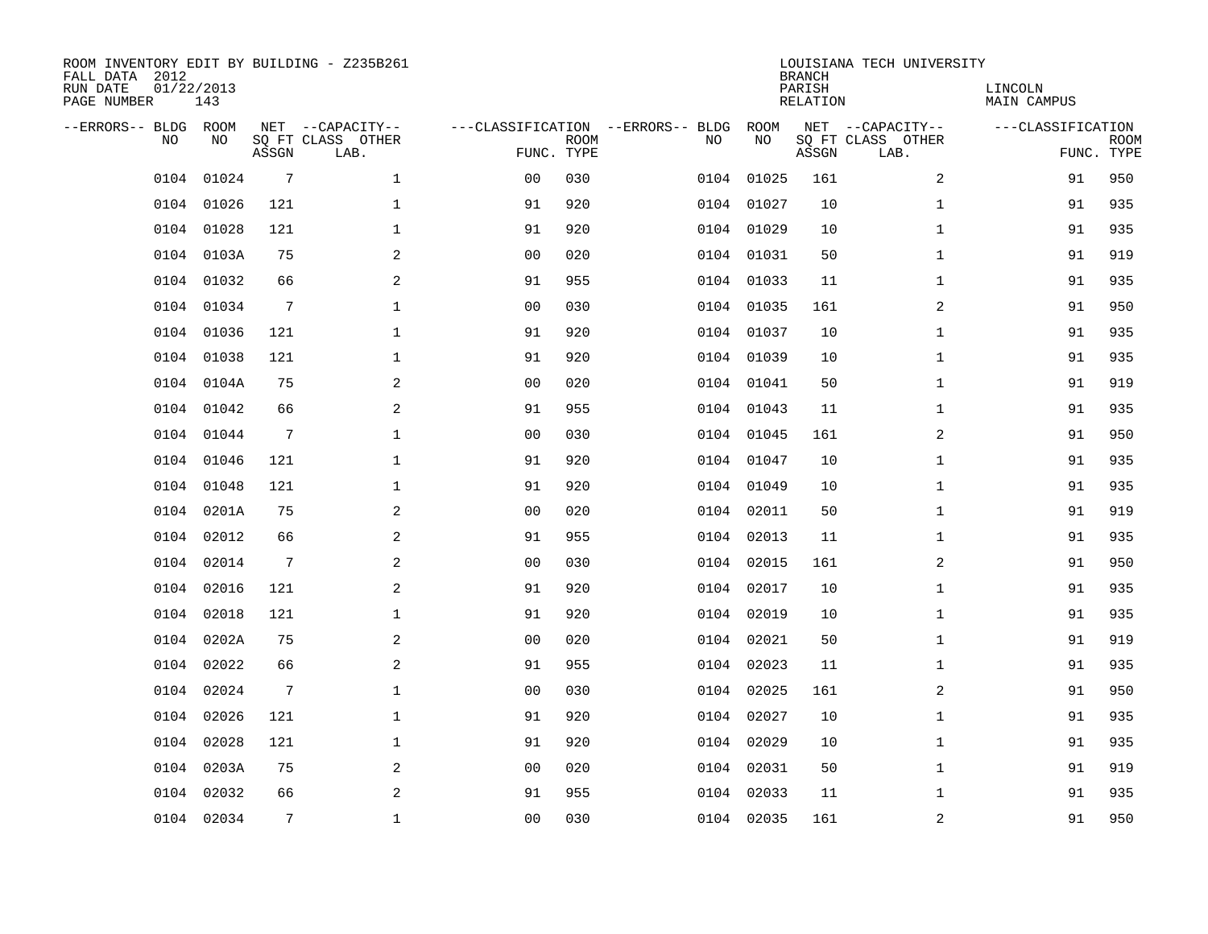ROOM INVENTORY EDIT BY BUILDING - Z235B261
FALL DATA 2012
RUN DATE 01/22/2013
PAGE NUMBER 143

LOUISIANA TECH UNIVERSITY
BRANCH
PARISH LINCOLN
RELATION MAIN CAMPUS

| --ERRORS-- | BLDG NO | ROOM NO | NET SQ FT ASSGN | --CAPACITY-- CLASS LAB. | OTHER | ---CLASSIFICATION FUNC. | ROOM TYPE | --ERRORS-- | BLDG NO | ROOM NO | NET SQ FT ASSGN | --CAPACITY-- CLASS LAB. | OTHER | ---CLASSIFICATION FUNC. | ROOM TYPE |
|---|---|---|---|---|---|---|---|---|---|---|---|---|---|---|---|
| | 0104 | 01024 | 7 | | 1 | 00 | 030 | | 0104 | 01025 | 161 | | 2 | 91 | 950 |
| | 0104 | 01026 | 121 | | 1 | 91 | 920 | | 0104 | 01027 | 10 | | 1 | 91 | 935 |
| | 0104 | 01028 | 121 | | 1 | 91 | 920 | | 0104 | 01029 | 10 | | 1 | 91 | 935 |
| | 0104 | 0103A | 75 | | 2 | 00 | 020 | | 0104 | 01031 | 50 | | 1 | 91 | 919 |
| | 0104 | 01032 | 66 | | 2 | 91 | 955 | | 0104 | 01033 | 11 | | 1 | 91 | 935 |
| | 0104 | 01034 | 7 | | 1 | 00 | 030 | | 0104 | 01035 | 161 | | 2 | 91 | 950 |
| | 0104 | 01036 | 121 | | 1 | 91 | 920 | | 0104 | 01037 | 10 | | 1 | 91 | 935 |
| | 0104 | 01038 | 121 | | 1 | 91 | 920 | | 0104 | 01039 | 10 | | 1 | 91 | 935 |
| | 0104 | 0104A | 75 | | 2 | 00 | 020 | | 0104 | 01041 | 50 | | 1 | 91 | 919 |
| | 0104 | 01042 | 66 | | 2 | 91 | 955 | | 0104 | 01043 | 11 | | 1 | 91 | 935 |
| | 0104 | 01044 | 7 | | 1 | 00 | 030 | | 0104 | 01045 | 161 | | 2 | 91 | 950 |
| | 0104 | 01046 | 121 | | 1 | 91 | 920 | | 0104 | 01047 | 10 | | 1 | 91 | 935 |
| | 0104 | 01048 | 121 | | 1 | 91 | 920 | | 0104 | 01049 | 10 | | 1 | 91 | 935 |
| | 0104 | 0201A | 75 | | 2 | 00 | 020 | | 0104 | 02011 | 50 | | 1 | 91 | 919 |
| | 0104 | 02012 | 66 | | 2 | 91 | 955 | | 0104 | 02013 | 11 | | 1 | 91 | 935 |
| | 0104 | 02014 | 7 | | 2 | 00 | 030 | | 0104 | 02015 | 161 | | 2 | 91 | 950 |
| | 0104 | 02016 | 121 | | 2 | 91 | 920 | | 0104 | 02017 | 10 | | 1 | 91 | 935 |
| | 0104 | 02018 | 121 | | 1 | 91 | 920 | | 0104 | 02019 | 10 | | 1 | 91 | 935 |
| | 0104 | 0202A | 75 | | 2 | 00 | 020 | | 0104 | 02021 | 50 | | 1 | 91 | 919 |
| | 0104 | 02022 | 66 | | 2 | 91 | 955 | | 0104 | 02023 | 11 | | 1 | 91 | 935 |
| | 0104 | 02024 | 7 | | 1 | 00 | 030 | | 0104 | 02025 | 161 | | 2 | 91 | 950 |
| | 0104 | 02026 | 121 | | 1 | 91 | 920 | | 0104 | 02027 | 10 | | 1 | 91 | 935 |
| | 0104 | 02028 | 121 | | 1 | 91 | 920 | | 0104 | 02029 | 10 | | 1 | 91 | 935 |
| | 0104 | 0203A | 75 | | 2 | 00 | 020 | | 0104 | 02031 | 50 | | 1 | 91 | 919 |
| | 0104 | 02032 | 66 | | 2 | 91 | 955 | | 0104 | 02033 | 11 | | 1 | 91 | 935 |
| | 0104 | 02034 | 7 | | 1 | 00 | 030 | | 0104 | 02035 | 161 | | 2 | 91 | 950 |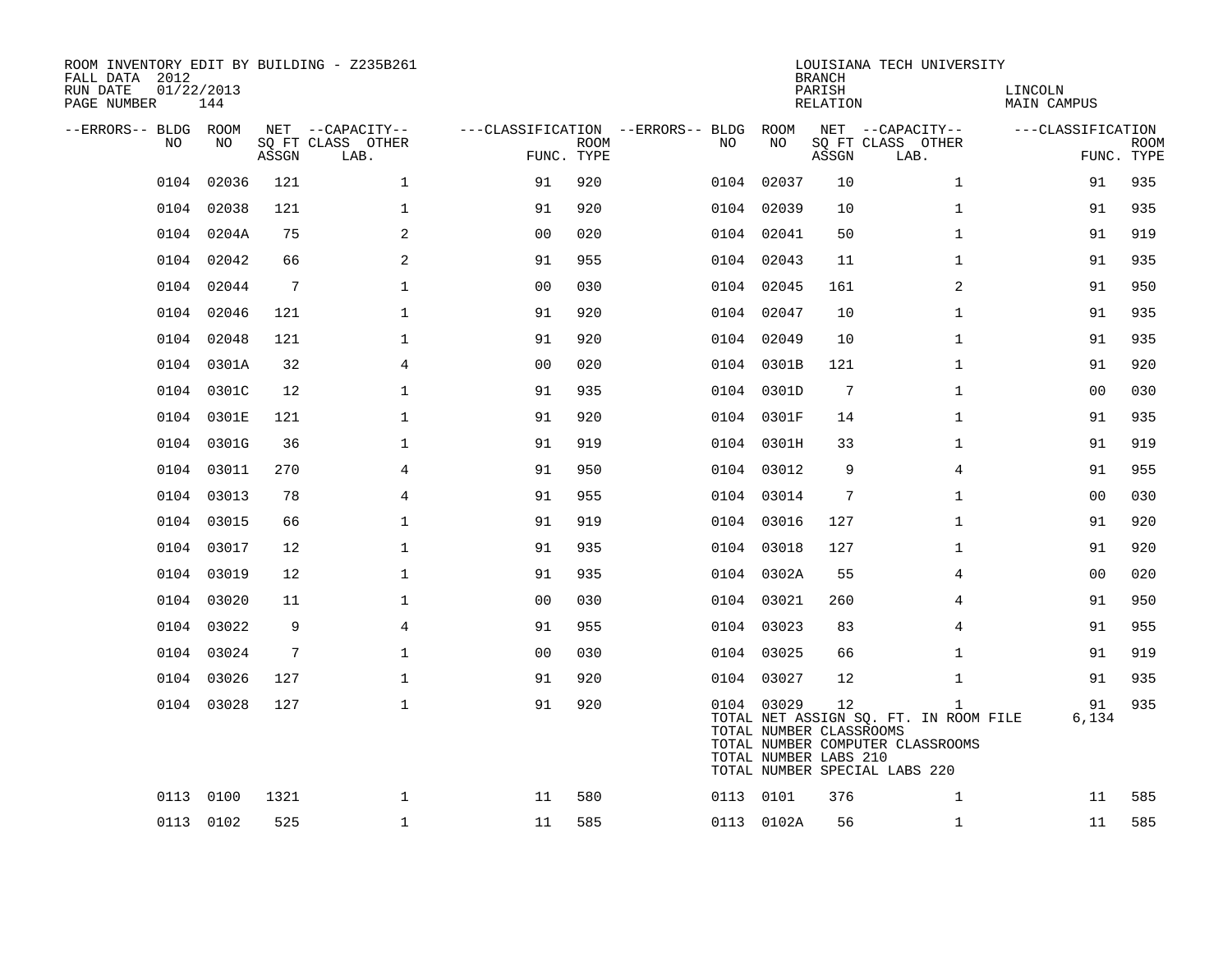ROOM INVENTORY EDIT BY BUILDING - Z235B261
FALL DATA 2012
RUN DATE 01/22/2013
PAGE NUMBER 144

LOUISIANA TECH UNIVERSITY
BRANCH
PARISH LINCOLN
RELATION MAIN CAMPUS

| --ERRORS-- | BLDG NO | ROOM NO | NET SQ FT ASSGN | --CAPACITY-- CLASS | OTHER LAB. | ---CLASSIFICATION FUNC. | ROOM TYPE | --ERRORS-- | BLDG NO | ROOM NO | NET SQ FT ASSGN | --CAPACITY-- CLASS | OTHER LAB. | ---CLASSIFICATION FUNC. | ROOM TYPE |
|---|---|---|---|---|---|---|---|---|---|---|---|---|---|---|---|
| | 0104 | 02036 | 121 | | 1 | 91 | 920 | | 0104 | 02037 | 10 | | 1 | 91 | 935 |
| | 0104 | 02038 | 121 | | 1 | 91 | 920 | | 0104 | 02039 | 10 | | 1 | 91 | 935 |
| | 0104 | 0204A | 75 | | 2 | 00 | 020 | | 0104 | 02041 | 50 | | 1 | 91 | 919 |
| | 0104 | 02042 | 66 | | 2 | 91 | 955 | | 0104 | 02043 | 11 | | 1 | 91 | 935 |
| | 0104 | 02044 | 7 | | 1 | 00 | 030 | | 0104 | 02045 | 161 | | 2 | 91 | 950 |
| | 0104 | 02046 | 121 | | 1 | 91 | 920 | | 0104 | 02047 | 10 | | 1 | 91 | 935 |
| | 0104 | 02048 | 121 | | 1 | 91 | 920 | | 0104 | 02049 | 10 | | 1 | 91 | 935 |
| | 0104 | 0301A | 32 | | 4 | 00 | 020 | | 0104 | 0301B | 121 | | 1 | 91 | 920 |
| | 0104 | 0301C | 12 | | 1 | 91 | 935 | | 0104 | 0301D | 7 | | 1 | 00 | 030 |
| | 0104 | 0301E | 121 | | 1 | 91 | 920 | | 0104 | 0301F | 14 | | 1 | 91 | 935 |
| | 0104 | 0301G | 36 | | 1 | 91 | 919 | | 0104 | 0301H | 33 | | 1 | 91 | 919 |
| | 0104 | 03011 | 270 | | 4 | 91 | 950 | | 0104 | 03012 | 9 | | 4 | 91 | 955 |
| | 0104 | 03013 | 78 | | 4 | 91 | 955 | | 0104 | 03014 | 7 | | 1 | 00 | 030 |
| | 0104 | 03015 | 66 | | 1 | 91 | 919 | | 0104 | 03016 | 127 | | 1 | 91 | 920 |
| | 0104 | 03017 | 12 | | 1 | 91 | 935 | | 0104 | 03018 | 127 | | 1 | 91 | 920 |
| | 0104 | 03019 | 12 | | 1 | 91 | 935 | | 0104 | 0302A | 55 | | 4 | 00 | 020 |
| | 0104 | 03020 | 11 | | 1 | 00 | 030 | | 0104 | 03021 | 260 | | 4 | 91 | 950 |
| | 0104 | 03022 | 9 | | 4 | 91 | 955 | | 0104 | 03023 | 83 | | 4 | 91 | 955 |
| | 0104 | 03024 | 7 | | 1 | 00 | 030 | | 0104 | 03025 | 66 | | 1 | 91 | 919 |
| | 0104 | 03026 | 127 | | 1 | 91 | 920 | | 0104 | 03027 | 12 | | 1 | 91 | 935 |
| | 0104 | 03028 | 127 | | 1 | 91 | 920 | | 0104 | 03029 | 12 | | 1 | 91 | 935 |
| | | | | | | | | | TOTAL NET ASSIGN SQ. FT. IN ROOM FILE | | | | | 6,134 | |
| | | | | | | | | | TOTAL NUMBER CLASSROOMS | | | | | | |
| | | | | | | | | | TOTAL NUMBER COMPUTER CLASSROOMS | | | | | | |
| | | | | | | | | | TOTAL NUMBER LABS 210 | | | | | | |
| | | | | | | | | | TOTAL NUMBER SPECIAL LABS 220 | | | | | | |
| | 0113 | 0100 | 1321 | | 1 | 11 | 580 | | 0113 | 0101 | 376 | | 1 | 11 | 585 |
| | 0113 | 0102 | 525 | | 1 | 11 | 585 | | 0113 | 0102A | 56 | | 1 | 11 | 585 |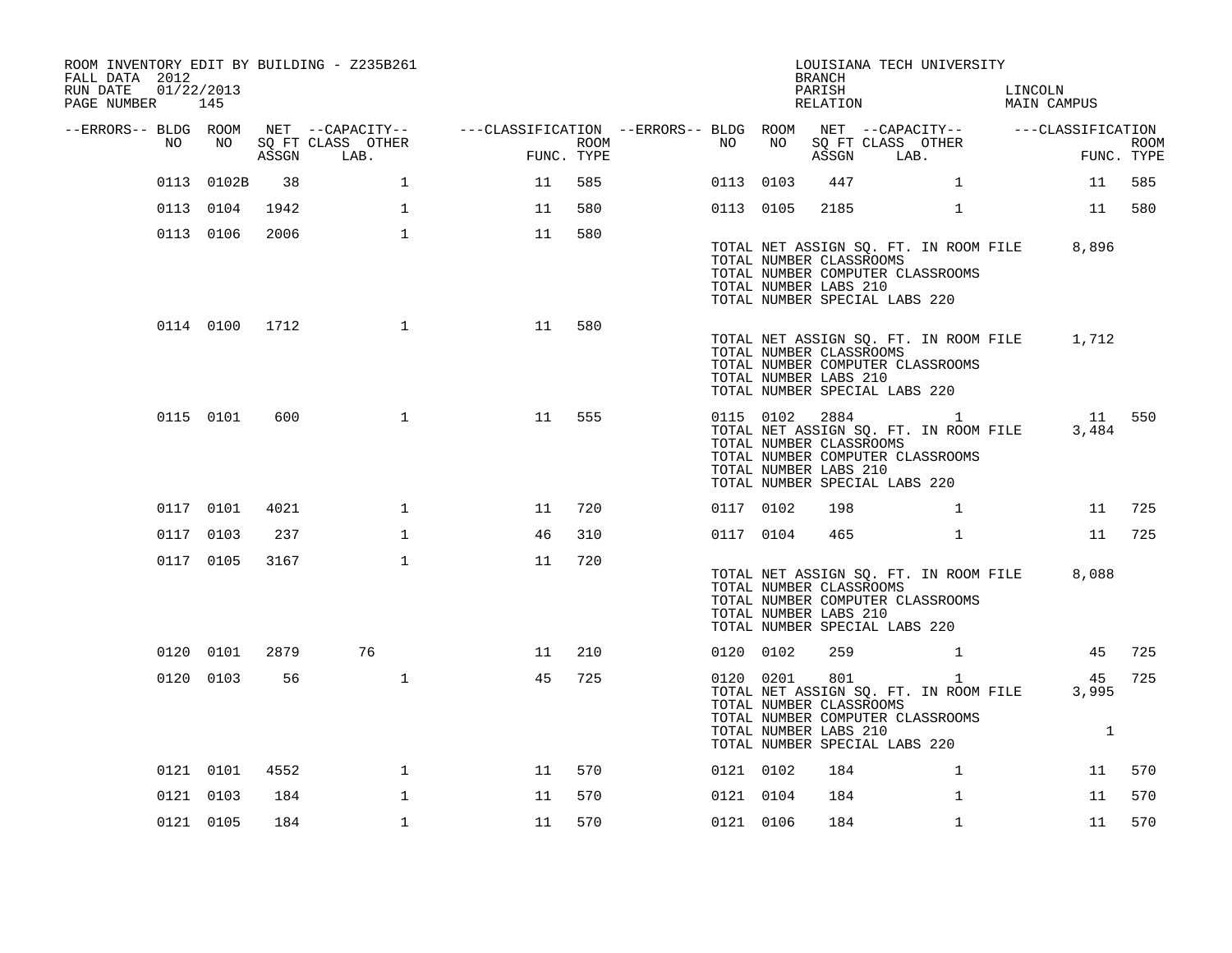ROOM INVENTORY EDIT BY BUILDING - Z235B261
FALL DATA 2012
RUN DATE 01/22/2013

LOUISIANA TECH UNIVERSITY
BRANCH
PARISH LINCOLN
RELATION MAIN CAMPUS

| --ERRORS-- | BLDG NO | ROOM NO | NET SQ FT ASSGN | --CAPACITY-- CLASS LAB. | OTHER | ---CLASSIFICATION FUNC. | ROOM TYPE | --ERRORS-- | BLDG NO | ROOM NO | NET SQ FT ASSGN | --CAPACITY-- CLASS LAB. | OTHER | ---CLASSIFICATION FUNC. | ROOM TYPE |
|---|---|---|---|---|---|---|---|---|---|---|---|---|---|---|---|
| | 0113 | 0102B | 38 | | 1 | 11 | 585 | | 0113 | 0103 | 447 | | 1 | 11 | 585 |
| | 0113 | 0104 | 1942 | | 1 | 11 | 580 | | 0113 | 0105 | 2185 | | 1 | 11 | 580 |
| | 0113 | 0106 | 2006 | | 1 | 11 | 580 | | | | | | | | |

TOTAL NET ASSIGN SQ. FT. IN ROOM FILE 8,896
TOTAL NUMBER CLASSROOMS
TOTAL NUMBER COMPUTER CLASSROOMS
TOTAL NUMBER LABS 210
TOTAL NUMBER SPECIAL LABS 220

| --ERRORS-- | BLDG NO | ROOM NO | NET SQ FT ASSGN | --CAPACITY-- CLASS LAB. | OTHER | ---CLASSIFICATION FUNC. | ROOM TYPE | --ERRORS-- | BLDG NO | ROOM NO | NET SQ FT ASSGN | --CAPACITY-- CLASS LAB. | OTHER | ---CLASSIFICATION FUNC. | ROOM TYPE |
|---|---|---|---|---|---|---|---|---|---|---|---|---|---|---|---|
| | 0114 | 0100 | 1712 | | 1 | 11 | 580 | | | | | | | | |

TOTAL NET ASSIGN SQ. FT. IN ROOM FILE 1,712
TOTAL NUMBER CLASSROOMS
TOTAL NUMBER COMPUTER CLASSROOMS
TOTAL NUMBER LABS 210
TOTAL NUMBER SPECIAL LABS 220

| --ERRORS-- | BLDG NO | ROOM NO | NET SQ FT ASSGN | --CAPACITY-- CLASS LAB. | OTHER | ---CLASSIFICATION FUNC. | ROOM TYPE | --ERRORS-- | BLDG NO | ROOM NO | NET SQ FT ASSGN | --CAPACITY-- CLASS LAB. | OTHER | ---CLASSIFICATION FUNC. | ROOM TYPE |
|---|---|---|---|---|---|---|---|---|---|---|---|---|---|---|---|
| | 0115 | 0101 | 600 | | 1 | 11 | 555 | | 0115 | 0102 | 2884 | | 1 | 11 | 550 |

TOTAL NET ASSIGN SQ. FT. IN ROOM FILE 3,484
TOTAL NUMBER CLASSROOMS
TOTAL NUMBER COMPUTER CLASSROOMS
TOTAL NUMBER LABS 210
TOTAL NUMBER SPECIAL LABS 220

| --ERRORS-- | BLDG NO | ROOM NO | NET SQ FT ASSGN | --CAPACITY-- CLASS LAB. | OTHER | ---CLASSIFICATION FUNC. | ROOM TYPE | --ERRORS-- | BLDG NO | ROOM NO | NET SQ FT ASSGN | --CAPACITY-- CLASS LAB. | OTHER | ---CLASSIFICATION FUNC. | ROOM TYPE |
|---|---|---|---|---|---|---|---|---|---|---|---|---|---|---|---|
| | 0117 | 0101 | 4021 | | 1 | 11 | 720 | | 0117 | 0102 | 198 | | 1 | 11 | 725 |
| | 0117 | 0103 | 237 | | 1 | 46 | 310 | | 0117 | 0104 | 465 | | 1 | 11 | 725 |
| | 0117 | 0105 | 3167 | | 1 | 11 | 720 | | | | | | | | |

TOTAL NET ASSIGN SQ. FT. IN ROOM FILE 8,088
TOTAL NUMBER CLASSROOMS
TOTAL NUMBER COMPUTER CLASSROOMS
TOTAL NUMBER LABS 210
TOTAL NUMBER SPECIAL LABS 220

| --ERRORS-- | BLDG NO | ROOM NO | NET SQ FT ASSGN | --CAPACITY-- CLASS LAB. | OTHER | ---CLASSIFICATION FUNC. | ROOM TYPE | --ERRORS-- | BLDG NO | ROOM NO | NET SQ FT ASSGN | --CAPACITY-- CLASS LAB. | OTHER | ---CLASSIFICATION FUNC. | ROOM TYPE |
|---|---|---|---|---|---|---|---|---|---|---|---|---|---|---|---|
| | 0120 | 0101 | 2879 | 76 | | 11 | 210 | | 0120 | 0102 | 259 | | 1 | 45 | 725 |
| | 0120 | 0103 | 56 | | 1 | 45 | 725 | | 0120 | 0201 | 801 | | 1 | 45 | 725 |

TOTAL NET ASSIGN SQ. FT. IN ROOM FILE 3,995
TOTAL NUMBER CLASSROOMS
TOTAL NUMBER COMPUTER CLASSROOMS
TOTAL NUMBER LABS 210 1
TOTAL NUMBER SPECIAL LABS 220

| --ERRORS-- | BLDG NO | ROOM NO | NET SQ FT ASSGN | --CAPACITY-- CLASS LAB. | OTHER | ---CLASSIFICATION FUNC. | ROOM TYPE | --ERRORS-- | BLDG NO | ROOM NO | NET SQ FT ASSGN | --CAPACITY-- CLASS LAB. | OTHER | ---CLASSIFICATION FUNC. | ROOM TYPE |
|---|---|---|---|---|---|---|---|---|---|---|---|---|---|---|---|
| | 0121 | 0101 | 4552 | | 1 | 11 | 570 | | 0121 | 0102 | 184 | | 1 | 11 | 570 |
| | 0121 | 0103 | 184 | | 1 | 11 | 570 | | 0121 | 0104 | 184 | | 1 | 11 | 570 |
| | 0121 | 0105 | 184 | | 1 | 11 | 570 | | 0121 | 0106 | 184 | | 1 | 11 | 570 |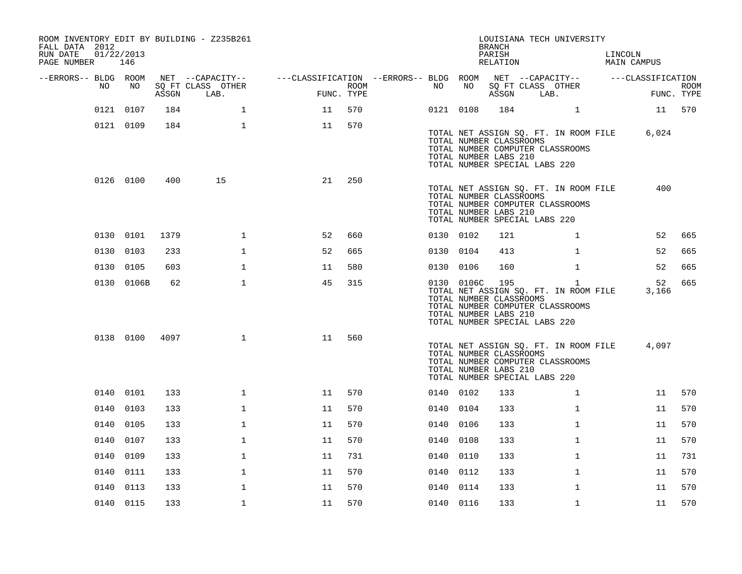ROOM INVENTORY EDIT BY BUILDING - Z235B261
FALL DATA 2012
RUN DATE 01/22/2013

LOUISIANA TECH UNIVERSITY
BRANCH
PARISH LINCOLN
RELATION MAIN CAMPUS

| --ERRORS-- | BLDG NO | ROOM NO | NET SQ FT ASSGN | --CAPACITY-- CLASS LAB. | OTHER | ---CLASSIFICATION FUNC. | ROOM TYPE | --ERRORS-- | BLDG NO | ROOM NO | NET SQ FT ASSGN | --CAPACITY-- CLASS LAB. | OTHER | ---CLASSIFICATION FUNC. | ROOM TYPE |
|---|---|---|---|---|---|---|---|---|---|---|---|---|---|---|---|
| | 0121 | 0107 | 184 | | 1 | 11 | 570 | | 0121 | 0108 | 184 | | 1 | 11 | 570 |
| | 0121 | 0109 | 184 | | 1 | 11 | 570 | | | | | | | | |

TOTAL NET ASSIGN SQ. FT. IN ROOM FILE 6,024
TOTAL NUMBER CLASSROOMS
TOTAL NUMBER COMPUTER CLASSROOMS
TOTAL NUMBER LABS 210
TOTAL NUMBER SPECIAL LABS 220

| --ERRORS-- | BLDG NO | ROOM NO | NET SQ FT ASSGN | --CAPACITY-- CLASS LAB. | OTHER | ---CLASSIFICATION FUNC. | ROOM TYPE | --ERRORS-- | BLDG NO | ROOM NO | NET SQ FT ASSGN | --CAPACITY-- CLASS LAB. | OTHER | ---CLASSIFICATION FUNC. | ROOM TYPE |
|---|---|---|---|---|---|---|---|---|---|---|---|---|---|---|---|
| | 0126 | 0100 | 400 | 15 | | 21 | 250 | | | | | | | | |

TOTAL NET ASSIGN SQ. FT. IN ROOM FILE 400
TOTAL NUMBER CLASSROOMS
TOTAL NUMBER COMPUTER CLASSROOMS
TOTAL NUMBER LABS 210
TOTAL NUMBER SPECIAL LABS 220

| --ERRORS-- | BLDG NO | ROOM NO | NET SQ FT ASSGN | --CAPACITY-- CLASS LAB. | OTHER | ---CLASSIFICATION FUNC. | ROOM TYPE | --ERRORS-- | BLDG NO | ROOM NO | NET SQ FT ASSGN | --CAPACITY-- CLASS LAB. | OTHER | ---CLASSIFICATION FUNC. | ROOM TYPE |
|---|---|---|---|---|---|---|---|---|---|---|---|---|---|---|---|
| | 0130 | 0101 | 1379 | | 1 | 52 | 660 | | 0130 | 0102 | 121 | | 1 | 52 | 665 |
| | 0130 | 0103 | 233 | | 1 | 52 | 665 | | 0130 | 0104 | 413 | | 1 | 52 | 665 |
| | 0130 | 0105 | 603 | | 1 | 11 | 580 | | 0130 | 0106 | 160 | | 1 | 52 | 665 |
| | 0130 | 0106B | 62 | | 1 | 45 | 315 | | 0130 | 0106C | 195 | | 1 | 52 | 665 |

TOTAL NET ASSIGN SQ. FT. IN ROOM FILE 3,166
TOTAL NUMBER CLASSROOMS
TOTAL NUMBER COMPUTER CLASSROOMS
TOTAL NUMBER LABS 210
TOTAL NUMBER SPECIAL LABS 220

| --ERRORS-- | BLDG NO | ROOM NO | NET SQ FT ASSGN | --CAPACITY-- CLASS LAB. | OTHER | ---CLASSIFICATION FUNC. | ROOM TYPE | --ERRORS-- | BLDG NO | ROOM NO | NET SQ FT ASSGN | --CAPACITY-- CLASS LAB. | OTHER | ---CLASSIFICATION FUNC. | ROOM TYPE |
|---|---|---|---|---|---|---|---|---|---|---|---|---|---|---|---|
| | 0138 | 0100 | 4097 | | 1 | 11 | 560 | | | | | | | | |

TOTAL NET ASSIGN SQ. FT. IN ROOM FILE 4,097
TOTAL NUMBER CLASSROOMS
TOTAL NUMBER COMPUTER CLASSROOMS
TOTAL NUMBER LABS 210
TOTAL NUMBER SPECIAL LABS 220

| --ERRORS-- | BLDG NO | ROOM NO | NET SQ FT ASSGN | --CAPACITY-- CLASS LAB. | OTHER | ---CLASSIFICATION FUNC. | ROOM TYPE | --ERRORS-- | BLDG NO | ROOM NO | NET SQ FT ASSGN | --CAPACITY-- CLASS LAB. | OTHER | ---CLASSIFICATION FUNC. | ROOM TYPE |
|---|---|---|---|---|---|---|---|---|---|---|---|---|---|---|---|
| | 0140 | 0101 | 133 | | 1 | 11 | 570 | | 0140 | 0102 | 133 | | 1 | 11 | 570 |
| | 0140 | 0103 | 133 | | 1 | 11 | 570 | | 0140 | 0104 | 133 | | 1 | 11 | 570 |
| | 0140 | 0105 | 133 | | 1 | 11 | 570 | | 0140 | 0106 | 133 | | 1 | 11 | 570 |
| | 0140 | 0107 | 133 | | 1 | 11 | 570 | | 0140 | 0108 | 133 | | 1 | 11 | 570 |
| | 0140 | 0109 | 133 | | 1 | 11 | 731 | | 0140 | 0110 | 133 | | 1 | 11 | 731 |
| | 0140 | 0111 | 133 | | 1 | 11 | 570 | | 0140 | 0112 | 133 | | 1 | 11 | 570 |
| | 0140 | 0113 | 133 | | 1 | 11 | 570 | | 0140 | 0114 | 133 | | 1 | 11 | 570 |
| | 0140 | 0115 | 133 | | 1 | 11 | 570 | | 0140 | 0116 | 133 | | 1 | 11 | 570 |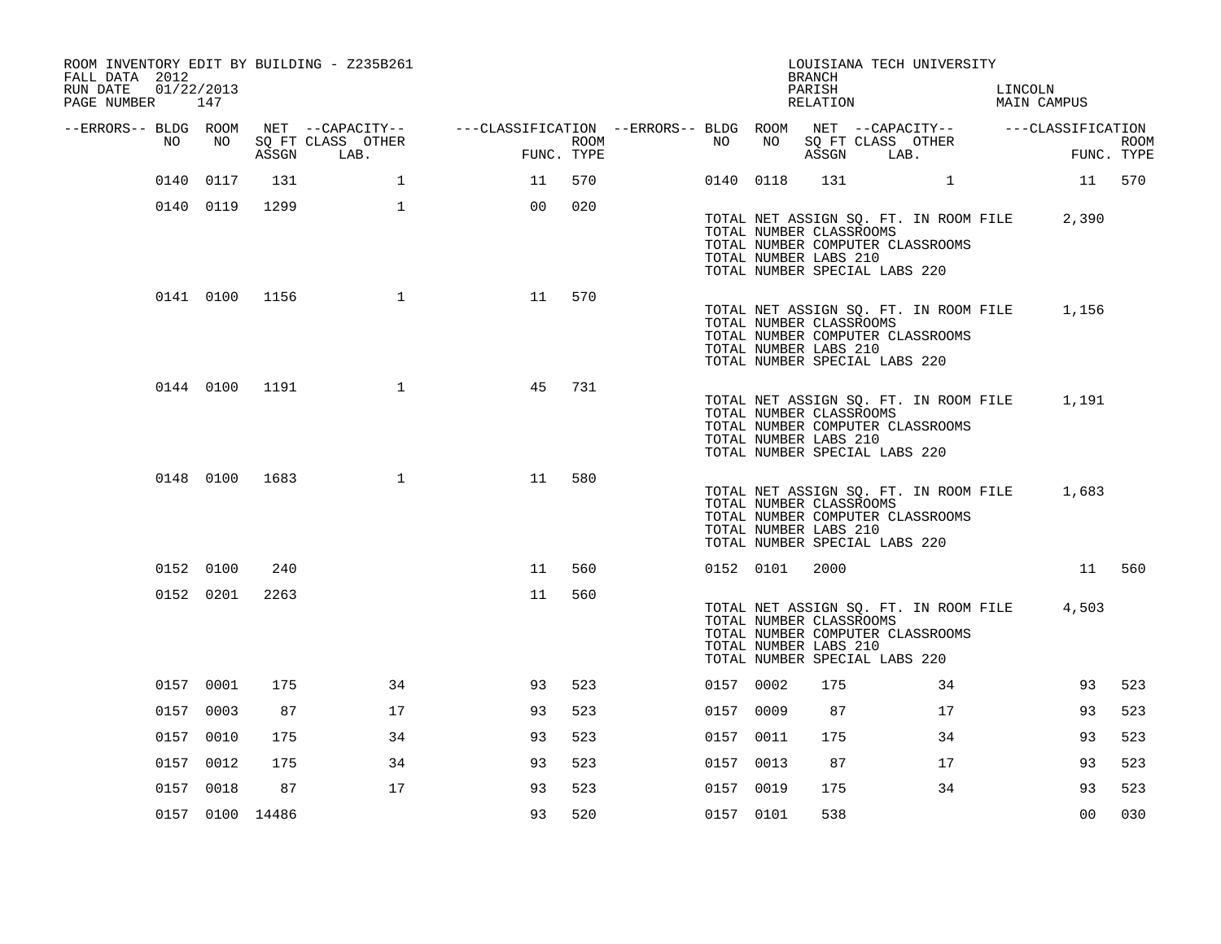ROOM INVENTORY EDIT BY BUILDING - Z235B261
FALL DATA 2012
RUN DATE 01/22/2013
PAGE NUMBER 147

LOUISIANA TECH UNIVERSITY
BRANCH
PARISH LINCOLN
RELATION MAIN CAMPUS

| --ERRORS-- | BLDG NO | ROOM NO | NET SQ FT ASSGN | --CAPACITY-- CLASS LAB. | OTHER | ---CLASSIFICATION FUNC. | ROOM TYPE | --ERRORS-- | BLDG NO | ROOM NO | NET SQ FT ASSGN | --CAPACITY-- CLASS LAB. | OTHER | ---CLASSIFICATION FUNC. | ROOM TYPE |
|---|---|---|---|---|---|---|---|---|---|---|---|---|---|---|---|
| | 0140 | 0117 | 131 | | 1 | 11 | 570 | | 0140 | 0118 | 131 | | 1 | 11 | 570 |
| | 0140 | 0119 | 1299 | | 1 | 00 | 020 | | | | | | | | |

TOTAL NET ASSIGN SQ. FT. IN ROOM FILE 2,390
TOTAL NUMBER CLASSROOMS
TOTAL NUMBER COMPUTER CLASSROOMS
TOTAL NUMBER LABS 210
TOTAL NUMBER SPECIAL LABS 220

| --ERRORS-- | BLDG NO | ROOM NO | NET SQ FT ASSGN | --CAPACITY-- CLASS LAB. | OTHER | ---CLASSIFICATION FUNC. | ROOM TYPE |
|---|---|---|---|---|---|---|---|
| | 0141 | 0100 | 1156 | | 1 | 11 | 570 |

TOTAL NET ASSIGN SQ. FT. IN ROOM FILE 1,156
TOTAL NUMBER CLASSROOMS
TOTAL NUMBER COMPUTER CLASSROOMS
TOTAL NUMBER LABS 210
TOTAL NUMBER SPECIAL LABS 220

| --ERRORS-- | BLDG NO | ROOM NO | NET SQ FT ASSGN | --CAPACITY-- CLASS LAB. | OTHER | ---CLASSIFICATION FUNC. | ROOM TYPE |
|---|---|---|---|---|---|---|---|
| | 0144 | 0100 | 1191 | | 1 | 45 | 731 |

TOTAL NET ASSIGN SQ. FT. IN ROOM FILE 1,191
TOTAL NUMBER CLASSROOMS
TOTAL NUMBER COMPUTER CLASSROOMS
TOTAL NUMBER LABS 210
TOTAL NUMBER SPECIAL LABS 220

| --ERRORS-- | BLDG NO | ROOM NO | NET SQ FT ASSGN | --CAPACITY-- CLASS LAB. | OTHER | ---CLASSIFICATION FUNC. | ROOM TYPE |
|---|---|---|---|---|---|---|---|
| | 0148 | 0100 | 1683 | | 1 | 11 | 580 |

TOTAL NET ASSIGN SQ. FT. IN ROOM FILE 1,683
TOTAL NUMBER CLASSROOMS
TOTAL NUMBER COMPUTER CLASSROOMS
TOTAL NUMBER LABS 210
TOTAL NUMBER SPECIAL LABS 220

| --ERRORS-- | BLDG NO | ROOM NO | NET SQ FT ASSGN | --CAPACITY-- CLASS LAB. | OTHER | ---CLASSIFICATION FUNC. | ROOM TYPE | --ERRORS-- | BLDG NO | ROOM NO | NET SQ FT ASSGN | --CAPACITY-- CLASS LAB. | OTHER | ---CLASSIFICATION FUNC. | ROOM TYPE |
|---|---|---|---|---|---|---|---|---|---|---|---|---|---|---|---|
| | 0152 | 0100 | 240 | | | 11 | 560 | | 0152 | 0101 | 2000 | | | 11 | 560 |
| | 0152 | 0201 | 2263 | | | 11 | 560 | | | | | | | | |

TOTAL NET ASSIGN SQ. FT. IN ROOM FILE 4,503
TOTAL NUMBER CLASSROOMS
TOTAL NUMBER COMPUTER CLASSROOMS
TOTAL NUMBER LABS 210
TOTAL NUMBER SPECIAL LABS 220

| --ERRORS-- | BLDG NO | ROOM NO | NET SQ FT ASSGN | --CAPACITY-- CLASS LAB. | OTHER | ---CLASSIFICATION FUNC. | ROOM TYPE | --ERRORS-- | BLDG NO | ROOM NO | NET SQ FT ASSGN | --CAPACITY-- CLASS LAB. | OTHER | ---CLASSIFICATION FUNC. | ROOM TYPE |
|---|---|---|---|---|---|---|---|---|---|---|---|---|---|---|---|
| | 0157 | 0001 | 175 | | 34 | 93 | 523 | | 0157 | 0002 | 175 | | 34 | 93 | 523 |
| | 0157 | 0003 | 87 | | 17 | 93 | 523 | | 0157 | 0009 | 87 | | 17 | 93 | 523 |
| | 0157 | 0010 | 175 | | 34 | 93 | 523 | | 0157 | 0011 | 175 | | 34 | 93 | 523 |
| | 0157 | 0012 | 175 | | 34 | 93 | 523 | | 0157 | 0013 | 87 | | 17 | 93 | 523 |
| | 0157 | 0018 | 87 | | 17 | 93 | 523 | | 0157 | 0019 | 175 | | 34 | 93 | 523 |
| | 0157 | 0100 | 14486 | | | 93 | 520 | | 0157 | 0101 | 538 | | | 00 | 030 |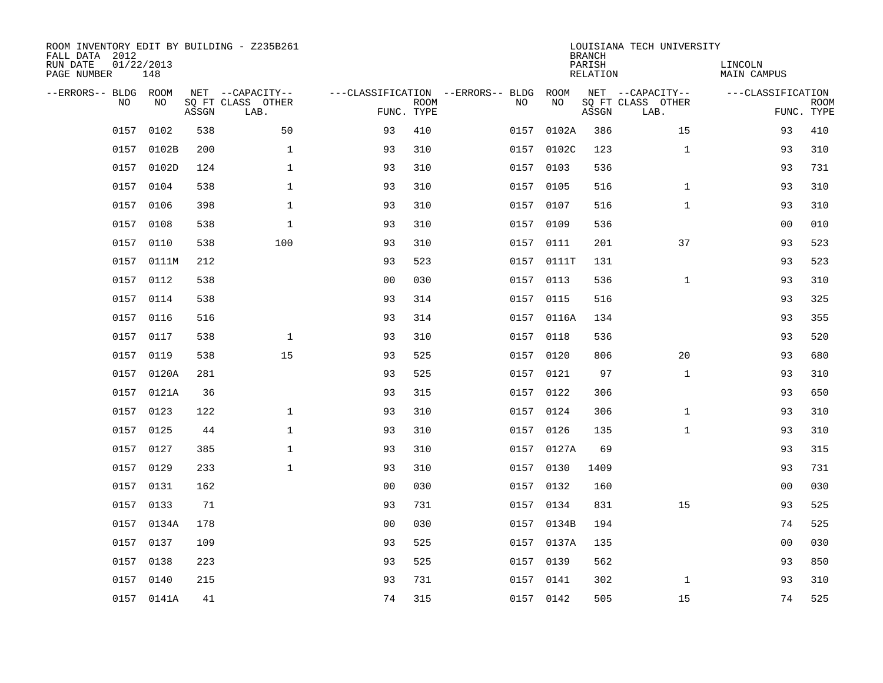ROOM INVENTORY EDIT BY BUILDING - Z235B261
FALL DATA 2012
RUN DATE 01/22/2013
PAGE NUMBER 148

LOUISIANA TECH UNIVERSITY
BRANCH
PARISH LINCOLN
RELATION MAIN CAMPUS

| --ERRORS-- | BLDG NO | ROOM NO | NET SQ FT ASSGN | --CAPACITY-- CLASS LAB. | OTHER | ---CLASSIFICATION FUNC. | ROOM TYPE | --ERRORS-- | BLDG NO | ROOM NO | NET SQ FT ASSGN | --CAPACITY-- CLASS LAB. | OTHER | ---CLASSIFICATION FUNC. | ROOM TYPE |
|---|---|---|---|---|---|---|---|---|---|---|---|---|---|---|---|
| | 0157 | 0102 | 538 | | 50 | 93 | 410 | | 0157 | 0102A | 386 | | 15 | 93 | 410 |
| | 0157 | 0102B | 200 | | 1 | 93 | 310 | | 0157 | 0102C | 123 | | 1 | 93 | 310 |
| | 0157 | 0102D | 124 | | 1 | 93 | 310 | | 0157 | 0103 | 536 | | | 93 | 731 |
| | 0157 | 0104 | 538 | | 1 | 93 | 310 | | 0157 | 0105 | 516 | | 1 | 93 | 310 |
| | 0157 | 0106 | 398 | | 1 | 93 | 310 | | 0157 | 0107 | 516 | | 1 | 93 | 310 |
| | 0157 | 0108 | 538 | | 1 | 93 | 310 | | 0157 | 0109 | 536 | | | 00 | 010 |
| | 0157 | 0110 | 538 | | 100 | 93 | 310 | | 0157 | 0111 | 201 | | 37 | 93 | 523 |
| | 0157 | 0111M | 212 | | | 93 | 523 | | 0157 | 0111T | 131 | | | 93 | 523 |
| | 0157 | 0112 | 538 | | | 00 | 030 | | 0157 | 0113 | 536 | | 1 | 93 | 310 |
| | 0157 | 0114 | 538 | | | 93 | 314 | | 0157 | 0115 | 516 | | | 93 | 325 |
| | 0157 | 0116 | 516 | | | 93 | 314 | | 0157 | 0116A | 134 | | | 93 | 355 |
| | 0157 | 0117 | 538 | | 1 | 93 | 310 | | 0157 | 0118 | 536 | | | 93 | 520 |
| | 0157 | 0119 | 538 | | 15 | 93 | 525 | | 0157 | 0120 | 806 | | 20 | 93 | 680 |
| | 0157 | 0120A | 281 | | | 93 | 525 | | 0157 | 0121 | 97 | | 1 | 93 | 310 |
| | 0157 | 0121A | 36 | | | 93 | 315 | | 0157 | 0122 | 306 | | | 93 | 650 |
| | 0157 | 0123 | 122 | | 1 | 93 | 310 | | 0157 | 0124 | 306 | | 1 | 93 | 310 |
| | 0157 | 0125 | 44 | | 1 | 93 | 310 | | 0157 | 0126 | 135 | | 1 | 93 | 310 |
| | 0157 | 0127 | 385 | | 1 | 93 | 310 | | 0157 | 0127A | 69 | | | 93 | 315 |
| | 0157 | 0129 | 233 | | 1 | 93 | 310 | | 0157 | 0130 | 1409 | | | 93 | 731 |
| | 0157 | 0131 | 162 | | | 00 | 030 | | 0157 | 0132 | 160 | | | 00 | 030 |
| | 0157 | 0133 | 71 | | | 93 | 731 | | 0157 | 0134 | 831 | | 15 | 93 | 525 |
| | 0157 | 0134A | 178 | | | 00 | 030 | | 0157 | 0134B | 194 | | | 74 | 525 |
| | 0157 | 0137 | 109 | | | 93 | 525 | | 0157 | 0137A | 135 | | | 00 | 030 |
| | 0157 | 0138 | 223 | | | 93 | 525 | | 0157 | 0139 | 562 | | | 93 | 850 |
| | 0157 | 0140 | 215 | | | 93 | 731 | | 0157 | 0141 | 302 | | 1 | 93 | 310 |
| | 0157 | 0141A | 41 | | | 74 | 315 | | 0157 | 0142 | 505 | | 15 | 74 | 525 |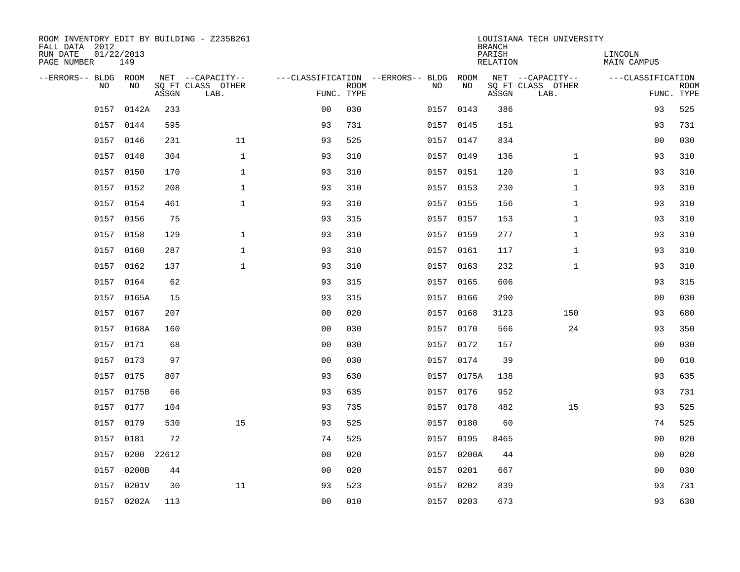ROOM INVENTORY EDIT BY BUILDING - Z235B261
FALL DATA 2012
RUN DATE 01/22/2013
PAGE NUMBER 149

LOUISIANA TECH UNIVERSITY
BRANCH
PARISH LINCOLN
RELATION MAIN CAMPUS

| --ERRORS-- | BLDG NO | ROOM NO | NET SQ FT ASSGN | --CAPACITY-- CLASS LAB. | OTHER | ---CLASSIFICATION FUNC. | ROOM TYPE | --ERRORS-- | BLDG NO | ROOM NO | NET SQ FT ASSGN | --CAPACITY-- CLASS LAB. | OTHER | ---CLASSIFICATION FUNC. | ROOM TYPE |
|---|---|---|---|---|---|---|---|---|---|---|---|---|---|---|---|
| | 0157 | 0142A | 233 | | | 00 | 030 | | 0157 | 0143 | 386 | | | 93 | 525 |
| | 0157 | 0144 | 595 | | | 93 | 731 | | 0157 | 0145 | 151 | | | 93 | 731 |
| | 0157 | 0146 | 231 | | 11 | 93 | 525 | | 0157 | 0147 | 834 | | | 00 | 030 |
| | 0157 | 0148 | 304 | | 1 | 93 | 310 | | 0157 | 0149 | 136 | | 1 | 93 | 310 |
| | 0157 | 0150 | 170 | | 1 | 93 | 310 | | 0157 | 0151 | 120 | | 1 | 93 | 310 |
| | 0157 | 0152 | 208 | | 1 | 93 | 310 | | 0157 | 0153 | 230 | | 1 | 93 | 310 |
| | 0157 | 0154 | 461 | | 1 | 93 | 310 | | 0157 | 0155 | 156 | | 1 | 93 | 310 |
| | 0157 | 0156 | 75 | | | 93 | 315 | | 0157 | 0157 | 153 | | 1 | 93 | 310 |
| | 0157 | 0158 | 129 | | 1 | 93 | 310 | | 0157 | 0159 | 277 | | 1 | 93 | 310 |
| | 0157 | 0160 | 287 | | 1 | 93 | 310 | | 0157 | 0161 | 117 | | 1 | 93 | 310 |
| | 0157 | 0162 | 137 | | 1 | 93 | 310 | | 0157 | 0163 | 232 | | 1 | 93 | 310 |
| | 0157 | 0164 | 62 | | | 93 | 315 | | 0157 | 0165 | 606 | | | 93 | 315 |
| | 0157 | 0165A | 15 | | | 93 | 315 | | 0157 | 0166 | 290 | | | 00 | 030 |
| | 0157 | 0167 | 207 | | | 00 | 020 | | 0157 | 0168 | 3123 | | 150 | 93 | 680 |
| | 0157 | 0168A | 160 | | | 00 | 030 | | 0157 | 0170 | 566 | | 24 | 93 | 350 |
| | 0157 | 0171 | 68 | | | 00 | 030 | | 0157 | 0172 | 157 | | | 00 | 030 |
| | 0157 | 0173 | 97 | | | 00 | 030 | | 0157 | 0174 | 39 | | | 00 | 010 |
| | 0157 | 0175 | 807 | | | 93 | 630 | | 0157 | 0175A | 138 | | | 93 | 635 |
| | 0157 | 0175B | 66 | | | 93 | 635 | | 0157 | 0176 | 952 | | | 93 | 731 |
| | 0157 | 0177 | 104 | | | 93 | 735 | | 0157 | 0178 | 482 | | 15 | 93 | 525 |
| | 0157 | 0179 | 530 | | 15 | 93 | 525 | | 0157 | 0180 | 60 | | | 74 | 525 |
| | 0157 | 0181 | 72 | | | 74 | 525 | | 0157 | 0195 | 8465 | | | 00 | 020 |
| | 0157 | 0200 | 22612 | | | 00 | 020 | | 0157 | 0200A | 44 | | | 00 | 020 |
| | 0157 | 0200B | 44 | | | 00 | 020 | | 0157 | 0201 | 667 | | | 00 | 030 |
| | 0157 | 0201V | 30 | | 11 | 93 | 523 | | 0157 | 0202 | 839 | | | 93 | 731 |
| | 0157 | 0202A | 113 | | | 00 | 010 | | 0157 | 0203 | 673 | | | 93 | 630 |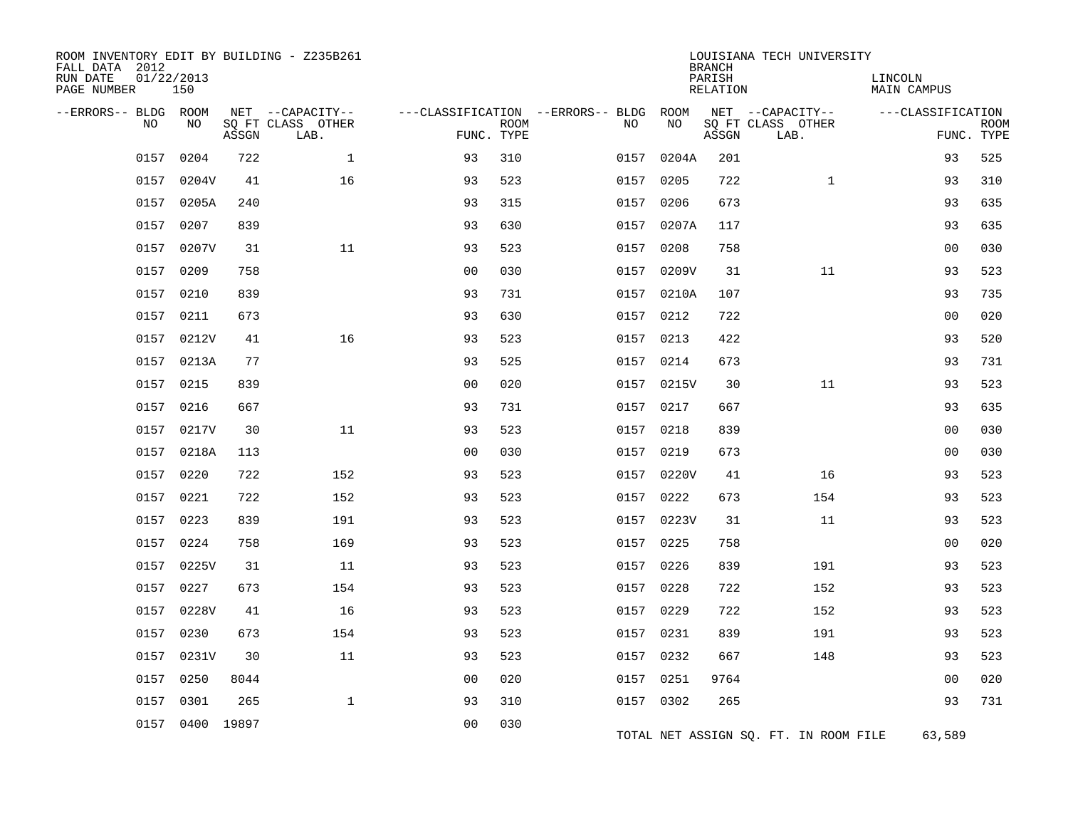ROOM INVENTORY EDIT BY BUILDING - Z235B261
FALL DATA 2012
RUN DATE 01/22/2013
PAGE NUMBER 150

LOUISIANA TECH UNIVERSITY
BRANCH
PARISH LINCOLN
RELATION MAIN CAMPUS

| --ERRORS-- | BLDG NO | ROOM NO | NET SQ FT ASSGN | --CAPACITY-- CLASS | OTHER LAB. | ---CLASSIFICATION FUNC. | ROOM TYPE | --ERRORS-- | BLDG NO | ROOM NO | NET SQ FT ASSGN | --CAPACITY-- CLASS | OTHER LAB. | ---CLASSIFICATION FUNC. | ROOM TYPE |
|---|---|---|---|---|---|---|---|---|---|---|---|---|---|---|---|
| | 0157 | 0204 | 722 | | 1 | 93 | 310 | | 0157 | 0204A | 201 | | | 93 | 525 |
| | 0157 | 0204V | 41 | | 16 | 93 | 523 | | 0157 | 0205 | 722 | | 1 | 93 | 310 |
| | 0157 | 0205A | 240 | | | 93 | 315 | | 0157 | 0206 | 673 | | | 93 | 635 |
| | 0157 | 0207 | 839 | | | 93 | 630 | | 0157 | 0207A | 117 | | | 93 | 635 |
| | 0157 | 0207V | 31 | | 11 | 93 | 523 | | 0157 | 0208 | 758 | | | 00 | 030 |
| | 0157 | 0209 | 758 | | | 00 | 030 | | 0157 | 0209V | 31 | | 11 | 93 | 523 |
| | 0157 | 0210 | 839 | | | 93 | 731 | | 0157 | 0210A | 107 | | | 93 | 735 |
| | 0157 | 0211 | 673 | | | 93 | 630 | | 0157 | 0212 | 722 | | | 00 | 020 |
| | 0157 | 0212V | 41 | | 16 | 93 | 523 | | 0157 | 0213 | 422 | | | 93 | 520 |
| | 0157 | 0213A | 77 | | | 93 | 525 | | 0157 | 0214 | 673 | | | 93 | 731 |
| | 0157 | 0215 | 839 | | | 00 | 020 | | 0157 | 0215V | 30 | | 11 | 93 | 523 |
| | 0157 | 0216 | 667 | | | 93 | 731 | | 0157 | 0217 | 667 | | | 93 | 635 |
| | 0157 | 0217V | 30 | | 11 | 93 | 523 | | 0157 | 0218 | 839 | | | 00 | 030 |
| | 0157 | 0218A | 113 | | | 00 | 030 | | 0157 | 0219 | 673 | | | 00 | 030 |
| | 0157 | 0220 | 722 | | 152 | 93 | 523 | | 0157 | 0220V | 41 | | 16 | 93 | 523 |
| | 0157 | 0221 | 722 | | 152 | 93 | 523 | | 0157 | 0222 | 673 | | 154 | 93 | 523 |
| | 0157 | 0223 | 839 | | 191 | 93 | 523 | | 0157 | 0223V | 31 | | 11 | 93 | 523 |
| | 0157 | 0224 | 758 | | 169 | 93 | 523 | | 0157 | 0225 | 758 | | | 00 | 020 |
| | 0157 | 0225V | 31 | | 11 | 93 | 523 | | 0157 | 0226 | 839 | | 191 | 93 | 523 |
| | 0157 | 0227 | 673 | | 154 | 93 | 523 | | 0157 | 0228 | 722 | | 152 | 93 | 523 |
| | 0157 | 0228V | 41 | | 16 | 93 | 523 | | 0157 | 0229 | 722 | | 152 | 93 | 523 |
| | 0157 | 0230 | 673 | | 154 | 93 | 523 | | 0157 | 0231 | 839 | | 191 | 93 | 523 |
| | 0157 | 0231V | 30 | | 11 | 93 | 523 | | 0157 | 0232 | 667 | | 148 | 93 | 523 |
| | 0157 | 0250 | 8044 | | | 00 | 020 | | 0157 | 0251 | 9764 | | | 00 | 020 |
| | 0157 | 0301 | 265 | | 1 | 93 | 310 | | 0157 | 0302 | 265 | | | 93 | 731 |
| | 0157 | 0400 | 19897 | | | 00 | 030 | | | | | | | | |

TOTAL NET ASSIGN SQ. FT. IN ROOM FILE 63,589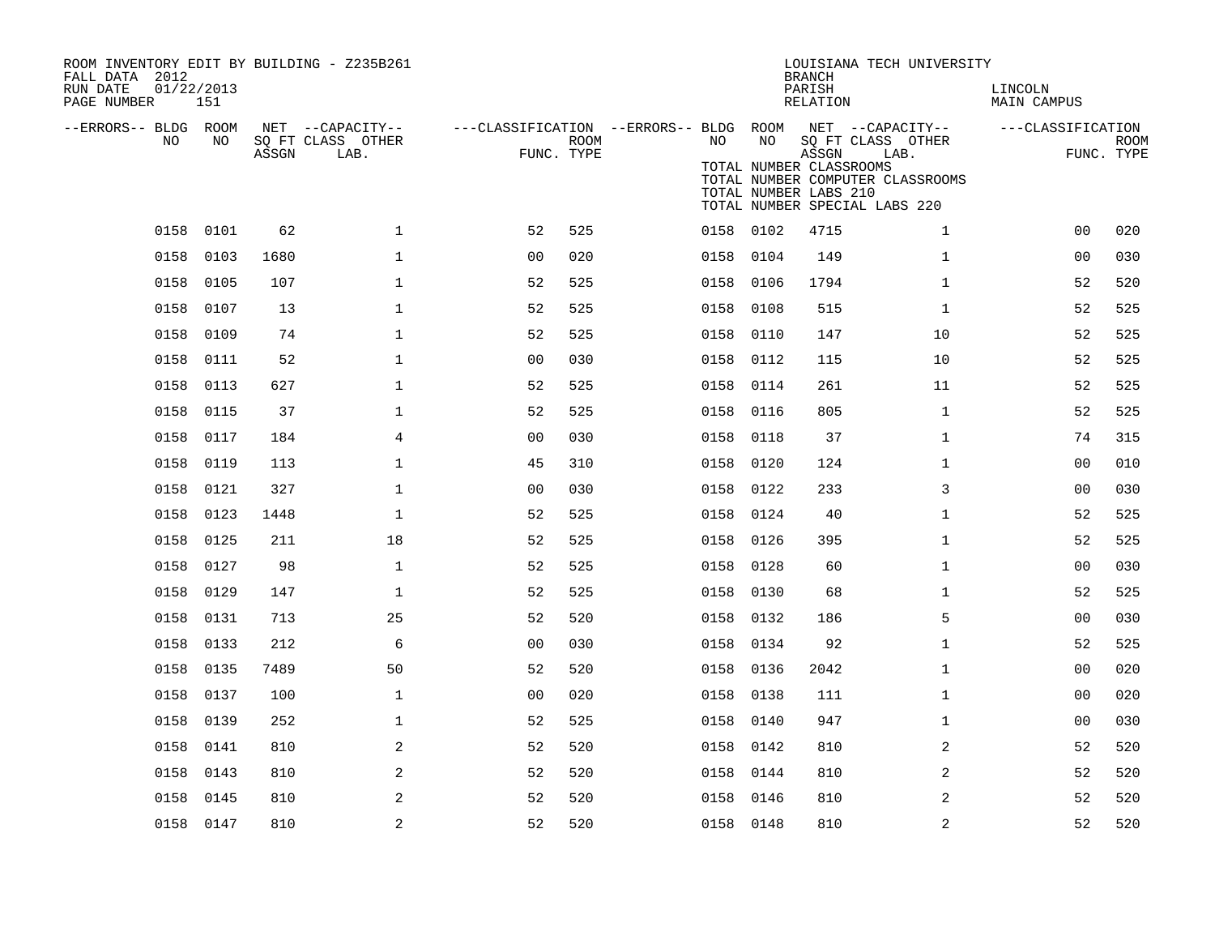ROOM INVENTORY EDIT BY BUILDING - Z235B261
FALL DATA 2012
RUN DATE 01/22/2013
PAGE NUMBER 151

LOUISIANA TECH UNIVERSITY
BRANCH
PARISH LINCOLN
RELATION MAIN CAMPUS

| --ERRORS-- | BLDG NO | ROOM NO | NET SQ FT ASSGN | --CAPACITY-- CLASS LAB. | OTHER | ---CLASSIFICATION FUNC. | ROOM TYPE | --ERRORS-- | BLDG NO | ROOM NO | NET SQ FT ASSGN | --CAPACITY-- CLASS LAB. | OTHER | ---CLASSIFICATION FUNC. | ROOM TYPE |
|---|---|---|---|---|---|---|---|---|---|---|---|---|---|---|---|
| | 0158 | 0101 | 62 | | 1 | 52 | 525 | | 0158 | 0102 | 4715 | | 1 | 00 | 020 |
| | 0158 | 0103 | 1680 | | 1 | 00 | 020 | | 0158 | 0104 | 149 | | 1 | 00 | 030 |
| | 0158 | 0105 | 107 | | 1 | 52 | 525 | | 0158 | 0106 | 1794 | | 1 | 52 | 520 |
| | 0158 | 0107 | 13 | | 1 | 52 | 525 | | 0158 | 0108 | 515 | | 1 | 52 | 525 |
| | 0158 | 0109 | 74 | | 1 | 52 | 525 | | 0158 | 0110 | 147 | | 10 | 52 | 525 |
| | 0158 | 0111 | 52 | | 1 | 00 | 030 | | 0158 | 0112 | 115 | | 10 | 52 | 525 |
| | 0158 | 0113 | 627 | | 1 | 52 | 525 | | 0158 | 0114 | 261 | | 11 | 52 | 525 |
| | 0158 | 0115 | 37 | | 1 | 52 | 525 | | 0158 | 0116 | 805 | | 1 | 52 | 525 |
| | 0158 | 0117 | 184 | | 4 | 00 | 030 | | 0158 | 0118 | 37 | | 1 | 74 | 315 |
| | 0158 | 0119 | 113 | | 1 | 45 | 310 | | 0158 | 0120 | 124 | | 1 | 00 | 010 |
| | 0158 | 0121 | 327 | | 1 | 00 | 030 | | 0158 | 0122 | 233 | | 3 | 00 | 030 |
| | 0158 | 0123 | 1448 | | 1 | 52 | 525 | | 0158 | 0124 | 40 | | 1 | 52 | 525 |
| | 0158 | 0125 | 211 | | 18 | 52 | 525 | | 0158 | 0126 | 395 | | 1 | 52 | 525 |
| | 0158 | 0127 | 98 | | 1 | 52 | 525 | | 0158 | 0128 | 60 | | 1 | 00 | 030 |
| | 0158 | 0129 | 147 | | 1 | 52 | 525 | | 0158 | 0130 | 68 | | 1 | 52 | 525 |
| | 0158 | 0131 | 713 | | 25 | 52 | 520 | | 0158 | 0132 | 186 | | 5 | 00 | 030 |
| | 0158 | 0133 | 212 | | 6 | 00 | 030 | | 0158 | 0134 | 92 | | 1 | 52 | 525 |
| | 0158 | 0135 | 7489 | | 50 | 52 | 520 | | 0158 | 0136 | 2042 | | 1 | 00 | 020 |
| | 0158 | 0137 | 100 | | 1 | 00 | 020 | | 0158 | 0138 | 111 | | 1 | 00 | 020 |
| | 0158 | 0139 | 252 | | 1 | 52 | 525 | | 0158 | 0140 | 947 | | 1 | 00 | 030 |
| | 0158 | 0141 | 810 | | 2 | 52 | 520 | | 0158 | 0142 | 810 | | 2 | 52 | 520 |
| | 0158 | 0143 | 810 | | 2 | 52 | 520 | | 0158 | 0144 | 810 | | 2 | 52 | 520 |
| | 0158 | 0145 | 810 | | 2 | 52 | 520 | | 0158 | 0146 | 810 | | 2 | 52 | 520 |
| | 0158 | 0147 | 810 | | 2 | 52 | 520 | | 0158 | 0148 | 810 | | 2 | 52 | 520 |

TOTAL NUMBER CLASSROOMS
TOTAL NUMBER COMPUTER CLASSROOMS
TOTAL NUMBER LABS 210
TOTAL NUMBER SPECIAL LABS 220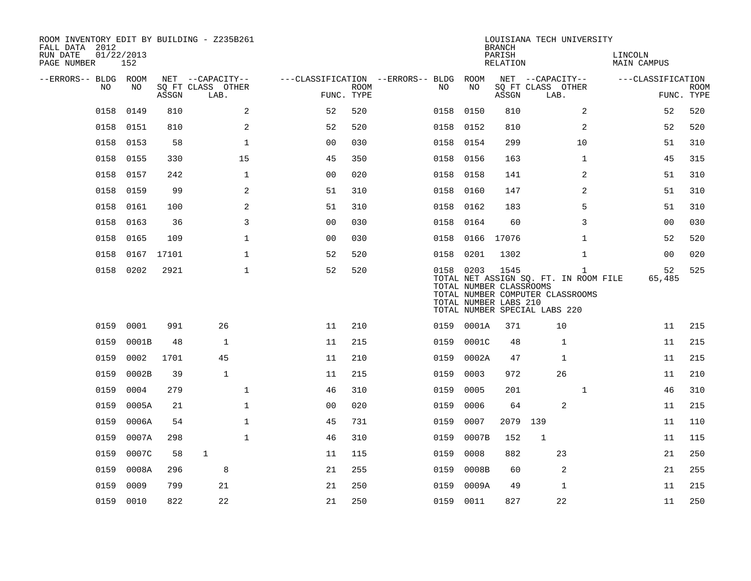ROOM INVENTORY EDIT BY BUILDING - Z235B261
FALL DATA 2012
RUN DATE 01/22/2013
PAGE NUMBER 152

LOUISIANA TECH UNIVERSITY
BRANCH
PARISH LINCOLN
RELATION MAIN CAMPUS

| --ERRORS-- | BLDG NO | ROOM NO | NET SQ FT ASSGN | CAPACITY CLASS LAB. | CAPACITY OTHER | CLASSIFICATION FUNC. | ROOM TYPE | --ERRORS-- | BLDG NO | ROOM NO | NET SQ FT ASSGN | CAPACITY CLASS LAB. | CAPACITY OTHER | CLASSIFICATION FUNC. | ROOM TYPE |
|---|---|---|---|---|---|---|---|---|---|---|---|---|---|---|---|
| | 0158 | 0149 | 810 | | 2 | 52 | 520 | | 0158 | 0150 | 810 | | 2 | 52 | 520 |
| | 0158 | 0151 | 810 | | 2 | 52 | 520 | | 0158 | 0152 | 810 | | 2 | 52 | 520 |
| | 0158 | 0153 | 58 | | 1 | 00 | 030 | | 0158 | 0154 | 299 | | 10 | 51 | 310 |
| | 0158 | 0155 | 330 | | 15 | 45 | 350 | | 0158 | 0156 | 163 | | 1 | 45 | 315 |
| | 0158 | 0157 | 242 | | 1 | 00 | 020 | | 0158 | 0158 | 141 | | 2 | 51 | 310 |
| | 0158 | 0159 | 99 | | 2 | 51 | 310 | | 0158 | 0160 | 147 | | 2 | 51 | 310 |
| | 0158 | 0161 | 100 | | 2 | 51 | 310 | | 0158 | 0162 | 183 | | 5 | 51 | 310 |
| | 0158 | 0163 | 36 | | 3 | 00 | 030 | | 0158 | 0164 | 60 | | 3 | 00 | 030 |
| | 0158 | 0165 | 109 | | 1 | 00 | 030 | | 0158 | 0166 | 17076 | | 1 | 52 | 520 |
| | 0158 | 0167 | 17101 | | 1 | 52 | 520 | | 0158 | 0201 | 1302 | | 1 | 00 | 020 |
| | 0158 | 0202 | 2921 | | 1 | 52 | 520 | | 0158 | 0203 | 1545 | | 1 | 52 | 525 |

TOTAL NET ASSIGN SQ. FT. IN ROOM FILE 65,485
TOTAL NUMBER CLASSROOMS
TOTAL NUMBER COMPUTER CLASSROOMS
TOTAL NUMBER LABS 210
TOTAL NUMBER SPECIAL LABS 220

| --ERRORS-- | BLDG NO | ROOM NO | NET SQ FT ASSGN | CAPACITY CLASS LAB. | CAPACITY OTHER | CLASSIFICATION FUNC. | ROOM TYPE | --ERRORS-- | BLDG NO | ROOM NO | NET SQ FT ASSGN | CAPACITY CLASS LAB. | CAPACITY OTHER | CLASSIFICATION FUNC. | ROOM TYPE |
|---|---|---|---|---|---|---|---|---|---|---|---|---|---|---|---|
| | 0159 | 0001 | 991 | 26 | | 11 | 210 | | 0159 | 0001A | 371 | 10 | | 11 | 215 |
| | 0159 | 0001B | 48 | 1 | | 11 | 215 | | 0159 | 0001C | 48 | 1 | | 11 | 215 |
| | 0159 | 0002 | 1701 | 45 | | 11 | 210 | | 0159 | 0002A | 47 | 1 | | 11 | 215 |
| | 0159 | 0002B | 39 | 1 | | 11 | 215 | | 0159 | 0003 | 972 | 26 | | 11 | 210 |
| | 0159 | 0004 | 279 | | 1 | 46 | 310 | | 0159 | 0005 | 201 | | 1 | 46 | 310 |
| | 0159 | 0005A | 21 | | 1 | 00 | 020 | | 0159 | 0006 | 64 | 2 | | 11 | 215 |
| | 0159 | 0006A | 54 | | 1 | 45 | 731 | | 0159 | 0007 | 2079 | 139 | | 11 | 110 |
| | 0159 | 0007A | 298 | | 1 | 46 | 310 | | 0159 | 0007B | 152 | 1 | | 11 | 115 |
| | 0159 | 0007C | 58 | 1 | | 11 | 115 | | 0159 | 0008 | 882 | 23 | | 21 | 250 |
| | 0159 | 0008A | 296 | 8 | | 21 | 255 | | 0159 | 0008B | 60 | 2 | | 21 | 255 |
| | 0159 | 0009 | 799 | 21 | | 21 | 250 | | 0159 | 0009A | 49 | 1 | | 11 | 215 |
| | 0159 | 0010 | 822 | 22 | | 21 | 250 | | 0159 | 0011 | 827 | 22 | | 11 | 250 |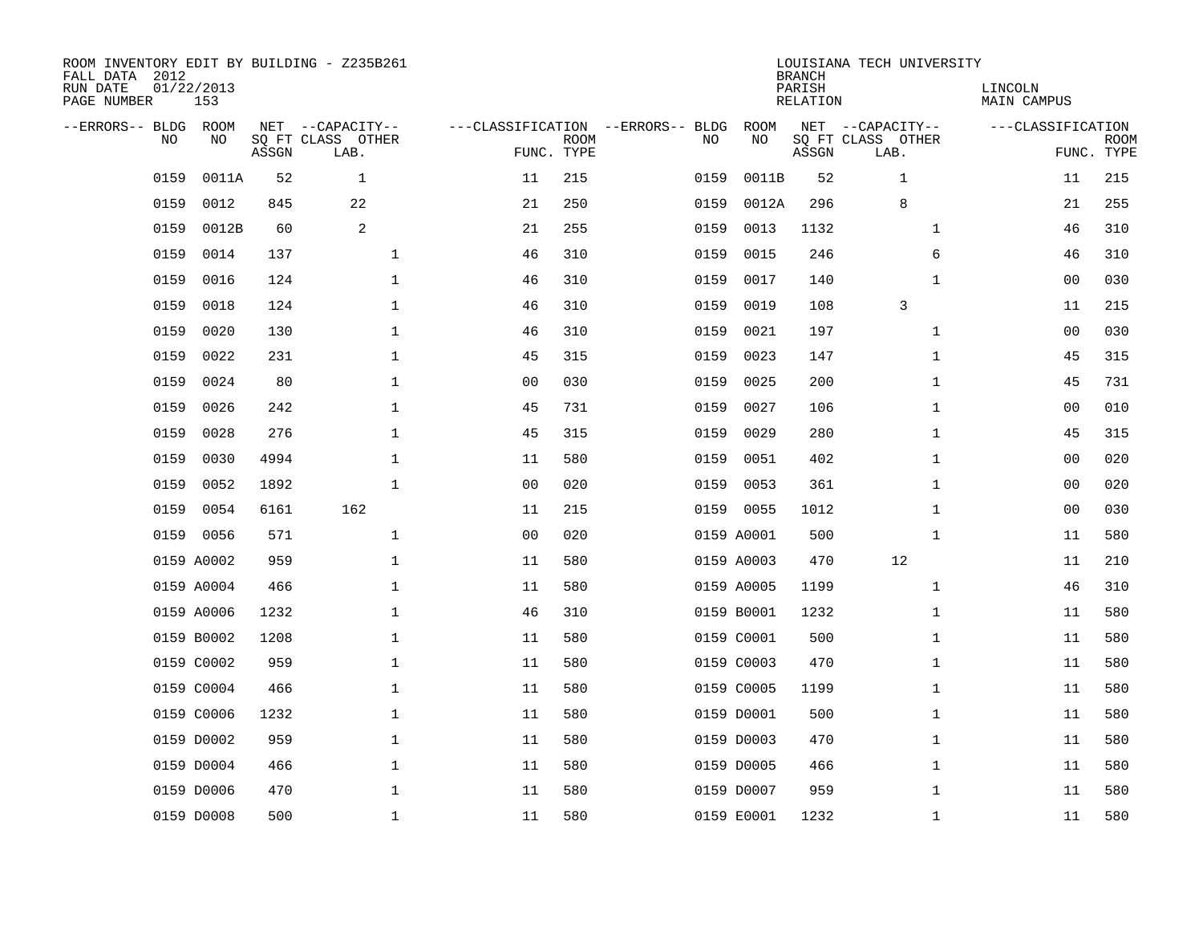ROOM INVENTORY EDIT BY BUILDING - Z235B261
FALL DATA 2012
RUN DATE 01/22/2013
PAGE NUMBER 153

LOUISIANA TECH UNIVERSITY
BRANCH
PARISH LINCOLN
RELATION MAIN CAMPUS

| --ERRORS-- | BLDG NO | ROOM NO | NET SQ FT ASSGN | CAPACITY CLASS LAB. | CAPACITY OTHER | CLASSIFICATION FUNC. | ROOM TYPE | --ERRORS-- | BLDG NO | ROOM NO | NET SQ FT ASSGN | CAPACITY CLASS LAB. | CAPACITY OTHER | CLASSIFICATION FUNC. | ROOM TYPE |
|---|---|---|---|---|---|---|---|---|---|---|---|---|---|---|---|
| | 0159 | 0011A | 52 | 1 | | 11 | 215 | | 0159 | 0011B | 52 | 1 | | 11 | 215 |
| | 0159 | 0012 | 845 | 22 | | 21 | 250 | | 0159 | 0012A | 296 | 8 | | 21 | 255 |
| | 0159 | 0012B | 60 | 2 | | 21 | 255 | | 0159 | 0013 | 1132 | | 1 | 46 | 310 |
| | 0159 | 0014 | 137 | | 1 | 46 | 310 | | 0159 | 0015 | 246 | | 6 | 46 | 310 |
| | 0159 | 0016 | 124 | | 1 | 46 | 310 | | 0159 | 0017 | 140 | | 1 | 00 | 030 |
| | 0159 | 0018 | 124 | | 1 | 46 | 310 | | 0159 | 0019 | 108 | 3 | | 11 | 215 |
| | 0159 | 0020 | 130 | | 1 | 46 | 310 | | 0159 | 0021 | 197 | | 1 | 00 | 030 |
| | 0159 | 0022 | 231 | | 1 | 45 | 315 | | 0159 | 0023 | 147 | | 1 | 45 | 315 |
| | 0159 | 0024 | 80 | | 1 | 00 | 030 | | 0159 | 0025 | 200 | | 1 | 45 | 731 |
| | 0159 | 0026 | 242 | | 1 | 45 | 731 | | 0159 | 0027 | 106 | | 1 | 00 | 010 |
| | 0159 | 0028 | 276 | | 1 | 45 | 315 | | 0159 | 0029 | 280 | | 1 | 45 | 315 |
| | 0159 | 0030 | 4994 | | 1 | 11 | 580 | | 0159 | 0051 | 402 | | 1 | 00 | 020 |
| | 0159 | 0052 | 1892 | | 1 | 00 | 020 | | 0159 | 0053 | 361 | | 1 | 00 | 020 |
| | 0159 | 0054 | 6161 | 162 | | 11 | 215 | | 0159 | 0055 | 1012 | | 1 | 00 | 030 |
| | 0159 | 0056 | 571 | | 1 | 00 | 020 | | 0159 | A0001 | 500 | | 1 | 11 | 580 |
| | 0159 | A0002 | 959 | | 1 | 11 | 580 | | 0159 | A0003 | 470 | 12 | | 11 | 210 |
| | 0159 | A0004 | 466 | | 1 | 11 | 580 | | 0159 | A0005 | 1199 | | 1 | 46 | 310 |
| | 0159 | A0006 | 1232 | | 1 | 46 | 310 | | 0159 | B0001 | 1232 | | 1 | 11 | 580 |
| | 0159 | B0002 | 1208 | | 1 | 11 | 580 | | 0159 | C0001 | 500 | | 1 | 11 | 580 |
| | 0159 | C0002 | 959 | | 1 | 11 | 580 | | 0159 | C0003 | 470 | | 1 | 11 | 580 |
| | 0159 | C0004 | 466 | | 1 | 11 | 580 | | 0159 | C0005 | 1199 | | 1 | 11 | 580 |
| | 0159 | C0006 | 1232 | | 1 | 11 | 580 | | 0159 | D0001 | 500 | | 1 | 11 | 580 |
| | 0159 | D0002 | 959 | | 1 | 11 | 580 | | 0159 | D0003 | 470 | | 1 | 11 | 580 |
| | 0159 | D0004 | 466 | | 1 | 11 | 580 | | 0159 | D0005 | 466 | | 1 | 11 | 580 |
| | 0159 | D0006 | 470 | | 1 | 11 | 580 | | 0159 | D0007 | 959 | | 1 | 11 | 580 |
| | 0159 | D0008 | 500 | | 1 | 11 | 580 | | 0159 | E0001 | 1232 | | 1 | 11 | 580 |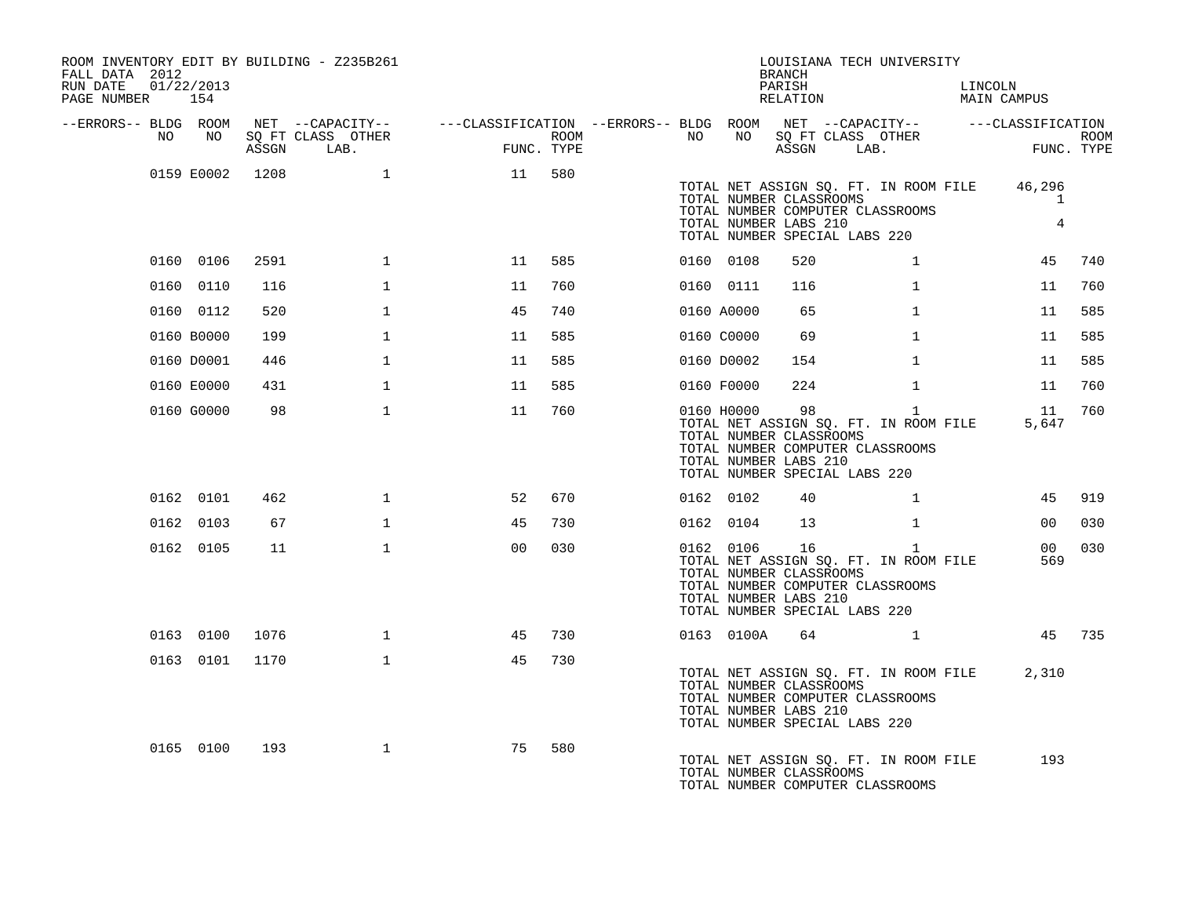ROOM INVENTORY EDIT BY BUILDING - Z235B261
FALL DATA 2012
RUN DATE 01/22/2013

LOUISIANA TECH UNIVERSITY
BRANCH
PARISH LINCOLN
RELATION MAIN CAMPUS

| --ERRORS-- | BLDG NO | ROOM NO | NET SQ FT ASSGN | --CAPACITY-- CLASS LAB. | OTHER | ---CLASSIFICATION FUNC. | ROOM TYPE | --ERRORS-- | BLDG NO | ROOM NO | NET SQ FT ASSGN | --CAPACITY-- CLASS LAB. | OTHER | ---CLASSIFICATION FUNC. | ROOM TYPE |
|---|---|---|---|---|---|---|---|---|---|---|---|---|---|---|---|
| | 0159 | E0002 | 1208 | | 1 | 11 | 580 | | | | | | | | |
| | | | | | | | | | TOTAL NET ASSIGN SQ. FT. IN ROOM FILE | | | | | 46,296 | |
| | | | | | | | | | TOTAL NUMBER CLASSROOMS | | | | | 1 | |
| | | | | | | | | | TOTAL NUMBER COMPUTER CLASSROOMS | | | | | | |
| | | | | | | | | | TOTAL NUMBER LABS 210 | | | | | 4 | |
| | | | | | | | | | TOTAL NUMBER SPECIAL LABS 220 | | | | | | |
| | 0160 | 0106 | 2591 | | 1 | 11 | 585 | | 0160 | 0108 | 520 | | 1 | 45 | 740 |
| | 0160 | 0110 | 116 | | 1 | 11 | 760 | | 0160 | 0111 | 116 | | 1 | 11 | 760 |
| | 0160 | 0112 | 520 | | 1 | 45 | 740 | | 0160 | A0000 | 65 | | 1 | 11 | 585 |
| | 0160 | B0000 | 199 | | 1 | 11 | 585 | | 0160 | C0000 | 69 | | 1 | 11 | 585 |
| | 0160 | D0001 | 446 | | 1 | 11 | 585 | | 0160 | D0002 | 154 | | 1 | 11 | 585 |
| | 0160 | E0000 | 431 | | 1 | 11 | 585 | | 0160 | F0000 | 224 | | 1 | 11 | 760 |
| | 0160 | G0000 | 98 | | 1 | 11 | 760 | | 0160 | H0000 | 98 | | 1 | 11 | 760 |
| | | | | | | | | | TOTAL NET ASSIGN SQ. FT. IN ROOM FILE | | | | | 5,647 | |
| | | | | | | | | | TOTAL NUMBER CLASSROOMS | | | | | | |
| | | | | | | | | | TOTAL NUMBER COMPUTER CLASSROOMS | | | | | | |
| | | | | | | | | | TOTAL NUMBER LABS 210 | | | | | | |
| | | | | | | | | | TOTAL NUMBER SPECIAL LABS 220 | | | | | | |
| | 0162 | 0101 | 462 | | 1 | 52 | 670 | | 0162 | 0102 | 40 | | 1 | 45 | 919 |
| | 0162 | 0103 | 67 | | 1 | 45 | 730 | | 0162 | 0104 | 13 | | 1 | 00 | 030 |
| | 0162 | 0105 | 11 | | 1 | 00 | 030 | | 0162 | 0106 | 16 | | 1 | 00 | 030 |
| | | | | | | | | | TOTAL NET ASSIGN SQ. FT. IN ROOM FILE | | | | | 569 | |
| | | | | | | | | | TOTAL NUMBER CLASSROOMS | | | | | | |
| | | | | | | | | | TOTAL NUMBER COMPUTER CLASSROOMS | | | | | | |
| | | | | | | | | | TOTAL NUMBER LABS 210 | | | | | | |
| | | | | | | | | | TOTAL NUMBER SPECIAL LABS 220 | | | | | | |
| | 0163 | 0100 | 1076 | | 1 | 45 | 730 | | 0163 | 0100A | 64 | | 1 | 45 | 735 |
| | 0163 | 0101 | 1170 | | 1 | 45 | 730 | | | | | | | | |
| | | | | | | | | | TOTAL NET ASSIGN SQ. FT. IN ROOM FILE | | | | | 2,310 | |
| | | | | | | | | | TOTAL NUMBER CLASSROOMS | | | | | | |
| | | | | | | | | | TOTAL NUMBER COMPUTER CLASSROOMS | | | | | | |
| | | | | | | | | | TOTAL NUMBER LABS 210 | | | | | | |
| | | | | | | | | | TOTAL NUMBER SPECIAL LABS 220 | | | | | | |
| | 0165 | 0100 | 193 | | 1 | 75 | 580 | | | | | | | | |
| | | | | | | | | | TOTAL NET ASSIGN SQ. FT. IN ROOM FILE | | | | | 193 | |
| | | | | | | | | | TOTAL NUMBER CLASSROOMS | | | | | | |
| | | | | | | | | | TOTAL NUMBER COMPUTER CLASSROOMS | | | | | | |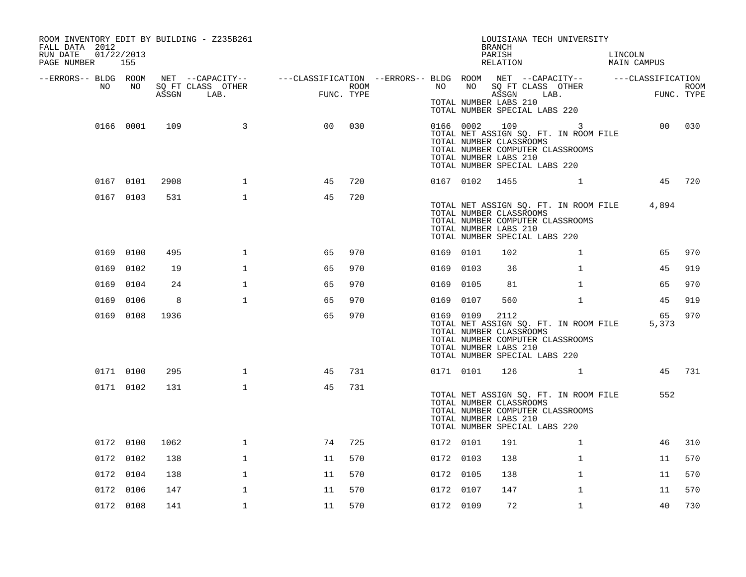ROOM INVENTORY EDIT BY BUILDING - Z235B261
FALL DATA 2012
RUN DATE 01/22/2013

LOUISIANA TECH UNIVERSITY
BRANCH
PARISH LINCOLN
RELATION MAIN CAMPUS

| --ERRORS-- | BLDG NO | ROOM NO | NET SQ FT ASSGN | --CAPACITY-- CLASS LAB. | OTHER | ---CLASSIFICATION FUNC. | ROOM TYPE | --ERRORS-- | BLDG NO | ROOM NO | NET SQ FT ASSGN | --CAPACITY-- CLASS LAB. | OTHER | ---CLASSIFICATION FUNC. | ROOM TYPE |
|---|---|---|---|---|---|---|---|---|---|---|---|---|---|---|---|
| | | | | | | | | | TOTAL NUMBER LABS 210 | | | | | | |
| | | | | | | | | | TOTAL NUMBER SPECIAL LABS 220 | | | | | | |
| | 0166 | 0001 | 109 | | 3 | 00 | 030 | | 0166 | 0002 | 109 | | 3 | 00 | 030 |
| | | | | | | | | | TOTAL NET ASSIGN SQ. FT. IN ROOM FILE | | | | | | |
| | | | | | | | | | TOTAL NUMBER CLASSROOMS | | | | | | |
| | | | | | | | | | TOTAL NUMBER COMPUTER CLASSROOMS | | | | | | |
| | | | | | | | | | TOTAL NUMBER LABS 210 | | | | | | |
| | | | | | | | | | TOTAL NUMBER SPECIAL LABS 220 | | | | | | |
| | 0167 | 0101 | 2908 | | 1 | 45 | 720 | | 0167 | 0102 | 1455 | | 1 | 45 | 720 |
| | 0167 | 0103 | 531 | | 1 | 45 | 720 | | | | | | | | |
| | | | | | | | | | TOTAL NET ASSIGN SQ. FT. IN ROOM FILE | | | | | 4,894 | |
| | | | | | | | | | TOTAL NUMBER CLASSROOMS | | | | | | |
| | | | | | | | | | TOTAL NUMBER COMPUTER CLASSROOMS | | | | | | |
| | | | | | | | | | TOTAL NUMBER LABS 210 | | | | | | |
| | | | | | | | | | TOTAL NUMBER SPECIAL LABS 220 | | | | | | |
| | 0169 | 0100 | 495 | | 1 | 65 | 970 | | 0169 | 0101 | 102 | | 1 | 65 | 970 |
| | 0169 | 0102 | 19 | | 1 | 65 | 970 | | 0169 | 0103 | 36 | | 1 | 45 | 919 |
| | 0169 | 0104 | 24 | | 1 | 65 | 970 | | 0169 | 0105 | 81 | | 1 | 65 | 970 |
| | 0169 | 0106 | 8 | | 1 | 65 | 970 | | 0169 | 0107 | 560 | | 1 | 45 | 919 |
| | 0169 | 0108 | 1936 | | | 65 | 970 | | 0169 | 0109 | 2112 | | | 65 | 970 |
| | | | | | | | | | TOTAL NET ASSIGN SQ. FT. IN ROOM FILE | | | | | 5,373 | |
| | | | | | | | | | TOTAL NUMBER CLASSROOMS | | | | | | |
| | | | | | | | | | TOTAL NUMBER COMPUTER CLASSROOMS | | | | | | |
| | | | | | | | | | TOTAL NUMBER LABS 210 | | | | | | |
| | | | | | | | | | TOTAL NUMBER SPECIAL LABS 220 | | | | | | |
| | 0171 | 0100 | 295 | | 1 | 45 | 731 | | 0171 | 0101 | 126 | | 1 | 45 | 731 |
| | 0171 | 0102 | 131 | | 1 | 45 | 731 | | | | | | | | |
| | | | | | | | | | TOTAL NET ASSIGN SQ. FT. IN ROOM FILE | | | | | 552 | |
| | | | | | | | | | TOTAL NUMBER CLASSROOMS | | | | | | |
| | | | | | | | | | TOTAL NUMBER COMPUTER CLASSROOMS | | | | | | |
| | | | | | | | | | TOTAL NUMBER LABS 210 | | | | | | |
| | | | | | | | | | TOTAL NUMBER SPECIAL LABS 220 | | | | | | |
| | 0172 | 0100 | 1062 | | 1 | 74 | 725 | | 0172 | 0101 | 191 | | 1 | 46 | 310 |
| | 0172 | 0102 | 138 | | 1 | 11 | 570 | | 0172 | 0103 | 138 | | 1 | 11 | 570 |
| | 0172 | 0104 | 138 | | 1 | 11 | 570 | | 0172 | 0105 | 138 | | 1 | 11 | 570 |
| | 0172 | 0106 | 147 | | 1 | 11 | 570 | | 0172 | 0107 | 147 | | 1 | 11 | 570 |
| | 0172 | 0108 | 141 | | 1 | 11 | 570 | | 0172 | 0109 | 72 | | 1 | 40 | 730 |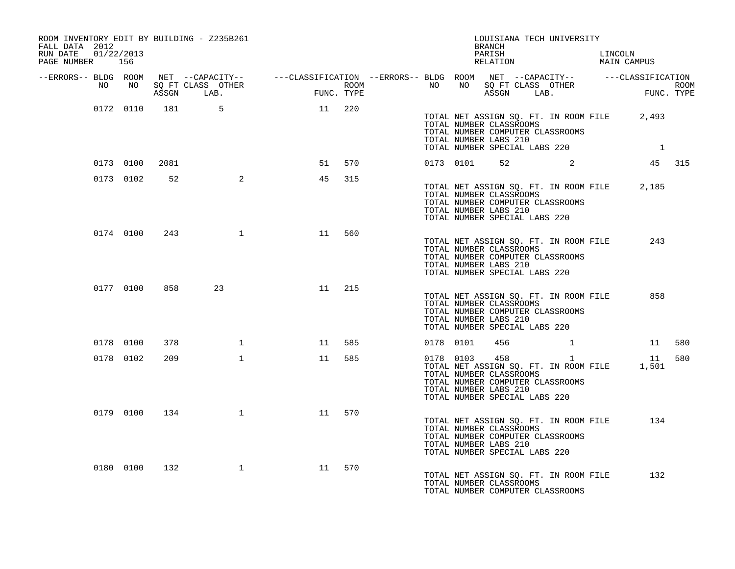ROOM INVENTORY EDIT BY BUILDING - Z235B261
FALL DATA 2012
RUN DATE 01/22/2013
PAGE NUMBER 156

LOUISIANA TECH UNIVERSITY
BRANCH
PARISH LINCOLN
RELATION MAIN CAMPUS

| --ERRORS-- | BLDG NO | ROOM NO | NET SQ FT ASSGN | --CAPACITY-- CLASS LAB. | OTHER | ---CLASSIFICATION FUNC. | ROOM TYPE | --ERRORS-- | BLDG NO | ROOM NO | NET SQ FT ASSGN | --CAPACITY-- CLASS LAB. | OTHER | ---CLASSIFICATION FUNC. | ROOM TYPE |
|---|---|---|---|---|---|---|---|---|---|---|---|---|---|---|---|
| | 0172 | 0110 | 181 | 5 | | 11 | 220 | | | | | | | | |
| | | | | | | | | | TOTAL NET ASSIGN SQ. FT. IN ROOM FILE | | | | | 2,493 | |
| | | | | | | | | | TOTAL NUMBER CLASSROOMS | | | | | | |
| | | | | | | | | | TOTAL NUMBER COMPUTER CLASSROOMS | | | | | | |
| | | | | | | | | | TOTAL NUMBER LABS 210 | | | | | | |
| | | | | | | | | | TOTAL NUMBER SPECIAL LABS 220 | | | | | 1 | |
| | 0173 | 0100 | 2081 | | | 51 | 570 | | 0173 | 0101 | 52 | | 2 | 45 | 315 |
| | 0173 | 0102 | 52 | | 2 | 45 | 315 | | | | | | | | |
| | | | | | | | | | TOTAL NET ASSIGN SQ. FT. IN ROOM FILE | | | | | 2,185 | |
| | | | | | | | | | TOTAL NUMBER CLASSROOMS | | | | | | |
| | | | | | | | | | TOTAL NUMBER COMPUTER CLASSROOMS | | | | | | |
| | | | | | | | | | TOTAL NUMBER LABS 210 | | | | | | |
| | | | | | | | | | TOTAL NUMBER SPECIAL LABS 220 | | | | | | |
| | 0174 | 0100 | 243 | | 1 | 11 | 560 | | | | | | | | |
| | | | | | | | | | TOTAL NET ASSIGN SQ. FT. IN ROOM FILE | | | | | 243 | |
| | | | | | | | | | TOTAL NUMBER CLASSROOMS | | | | | | |
| | | | | | | | | | TOTAL NUMBER COMPUTER CLASSROOMS | | | | | | |
| | | | | | | | | | TOTAL NUMBER LABS 210 | | | | | | |
| | | | | | | | | | TOTAL NUMBER SPECIAL LABS 220 | | | | | | |
| | 0177 | 0100 | 858 | 23 | | 11 | 215 | | | | | | | | |
| | | | | | | | | | TOTAL NET ASSIGN SQ. FT. IN ROOM FILE | | | | | 858 | |
| | | | | | | | | | TOTAL NUMBER CLASSROOMS | | | | | | |
| | | | | | | | | | TOTAL NUMBER COMPUTER CLASSROOMS | | | | | | |
| | | | | | | | | | TOTAL NUMBER LABS 210 | | | | | | |
| | | | | | | | | | TOTAL NUMBER SPECIAL LABS 220 | | | | | | |
| | 0178 | 0100 | 378 | | 1 | 11 | 585 | | 0178 | 0101 | 456 | | 1 | 11 | 580 |
| | 0178 | 0102 | 209 | | 1 | 11 | 585 | | 0178 | 0103 | 458 | | 1 | 11 | 580 |
| | | | | | | | | | TOTAL NET ASSIGN SQ. FT. IN ROOM FILE | | | | | 1,501 | |
| | | | | | | | | | TOTAL NUMBER CLASSROOMS | | | | | | |
| | | | | | | | | | TOTAL NUMBER COMPUTER CLASSROOMS | | | | | | |
| | | | | | | | | | TOTAL NUMBER LABS 210 | | | | | | |
| | | | | | | | | | TOTAL NUMBER SPECIAL LABS 220 | | | | | | |
| | 0179 | 0100 | 134 | | 1 | 11 | 570 | | | | | | | | |
| | | | | | | | | | TOTAL NET ASSIGN SQ. FT. IN ROOM FILE | | | | | 134 | |
| | | | | | | | | | TOTAL NUMBER CLASSROOMS | | | | | | |
| | | | | | | | | | TOTAL NUMBER COMPUTER CLASSROOMS | | | | | | |
| | | | | | | | | | TOTAL NUMBER LABS 210 | | | | | | |
| | | | | | | | | | TOTAL NUMBER SPECIAL LABS 220 | | | | | | |
| | 0180 | 0100 | 132 | | 1 | 11 | 570 | | | | | | | | |
| | | | | | | | | | TOTAL NET ASSIGN SQ. FT. IN ROOM FILE | | | | | 132 | |
| | | | | | | | | | TOTAL NUMBER CLASSROOMS | | | | | | |
| | | | | | | | | | TOTAL NUMBER COMPUTER CLASSROOMS | | | | | | |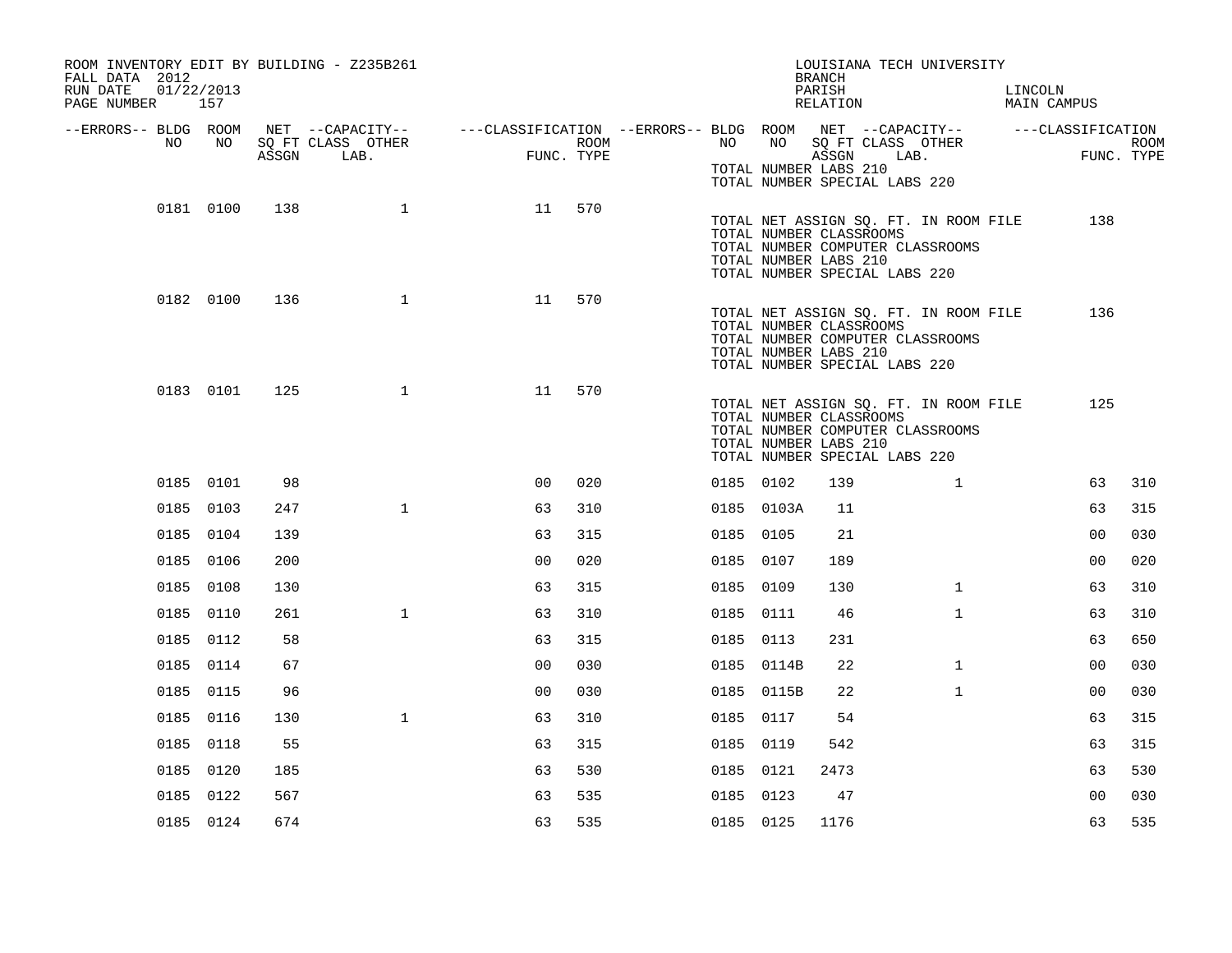ROOM INVENTORY EDIT BY BUILDING - Z235B261
FALL DATA 2012
RUN DATE 01/22/2013

LOUISIANA TECH UNIVERSITY
BRANCH
PARISH LINCOLN
RELATION MAIN CAMPUS

TOTAL NUMBER LABS 210
TOTAL NUMBER SPECIAL LABS 220

| --ERRORS-- | BLDG NO | ROOM NO | NET SQ FT ASSGN | --CAPACITY-- CLASS | LAB. | OTHER | ---CLASSIFICATION FUNC. | ROOM TYPE | --ERRORS-- | BLDG NO | ROOM NO | NET SQ FT ASSGN | --CAPACITY-- CLASS | LAB. | OTHER | ---CLASSIFICATION FUNC. | ROOM TYPE |
|---|---|---|---|---|---|---|---|---|---|---|---|---|---|---|---|---|---|
| | 0181 | 0100 | 138 | | | 1 | 11 | 570 | | | | | | | | | |

TOTAL NET ASSIGN SQ. FT. IN ROOM FILE 138
TOTAL NUMBER CLASSROOMS
TOTAL NUMBER COMPUTER CLASSROOMS
TOTAL NUMBER LABS 210
TOTAL NUMBER SPECIAL LABS 220

| BLDG NO | ROOM NO | NET SQ FT ASSGN | CLASS | LAB. | OTHER | FUNC. | ROOM TYPE |
|---|---|---|---|---|---|---|---|
| 0182 | 0100 | 136 | | | 1 | 11 | 570 |

TOTAL NET ASSIGN SQ. FT. IN ROOM FILE 136
TOTAL NUMBER CLASSROOMS
TOTAL NUMBER COMPUTER CLASSROOMS
TOTAL NUMBER LABS 210
TOTAL NUMBER SPECIAL LABS 220

| BLDG NO | ROOM NO | NET SQ FT ASSGN | CLASS | LAB. | OTHER | FUNC. | ROOM TYPE |
|---|---|---|---|---|---|---|---|
| 0183 | 0101 | 125 | | | 1 | 11 | 570 |

TOTAL NET ASSIGN SQ. FT. IN ROOM FILE 125
TOTAL NUMBER CLASSROOMS
TOTAL NUMBER COMPUTER CLASSROOMS
TOTAL NUMBER LABS 210
TOTAL NUMBER SPECIAL LABS 220

| --ERRORS-- | BLDG NO | ROOM NO | NET SQ FT ASSGN | CLASS | LAB. | OTHER | FUNC. | ROOM TYPE | --ERRORS-- | BLDG NO | ROOM NO | NET SQ FT ASSGN | CLASS | LAB. | OTHER | FUNC. | ROOM TYPE |
|---|---|---|---|---|---|---|---|---|---|---|---|---|---|---|---|---|---|
| | 0185 | 0101 | 98 | | | | 00 | 020 | | 0185 | 0102 | 139 | | | 1 | 63 | 310 |
| | 0185 | 0103 | 247 | | | 1 | 63 | 310 | | 0185 | 0103A | 11 | | | | 63 | 315 |
| | 0185 | 0104 | 139 | | | | 63 | 315 | | 0185 | 0105 | 21 | | | | 00 | 030 |
| | 0185 | 0106 | 200 | | | | 00 | 020 | | 0185 | 0107 | 189 | | | | 00 | 020 |
| | 0185 | 0108 | 130 | | | | 63 | 315 | | 0185 | 0109 | 130 | | | 1 | 63 | 310 |
| | 0185 | 0110 | 261 | | | 1 | 63 | 310 | | 0185 | 0111 | 46 | | | 1 | 63 | 310 |
| | 0185 | 0112 | 58 | | | | 63 | 315 | | 0185 | 0113 | 231 | | | | 63 | 650 |
| | 0185 | 0114 | 67 | | | | 00 | 030 | | 0185 | 0114B | 22 | | | 1 | 00 | 030 |
| | 0185 | 0115 | 96 | | | | 00 | 030 | | 0185 | 0115B | 22 | | | 1 | 00 | 030 |
| | 0185 | 0116 | 130 | | | 1 | 63 | 310 | | 0185 | 0117 | 54 | | | | 63 | 315 |
| | 0185 | 0118 | 55 | | | | 63 | 315 | | 0185 | 0119 | 542 | | | | 63 | 315 |
| | 0185 | 0120 | 185 | | | | 63 | 530 | | 0185 | 0121 | 2473 | | | | 63 | 530 |
| | 0185 | 0122 | 567 | | | | 63 | 535 | | 0185 | 0123 | 47 | | | | 00 | 030 |
| | 0185 | 0124 | 674 | | | | 63 | 535 | | 0185 | 0125 | 1176 | | | | 63 | 535 |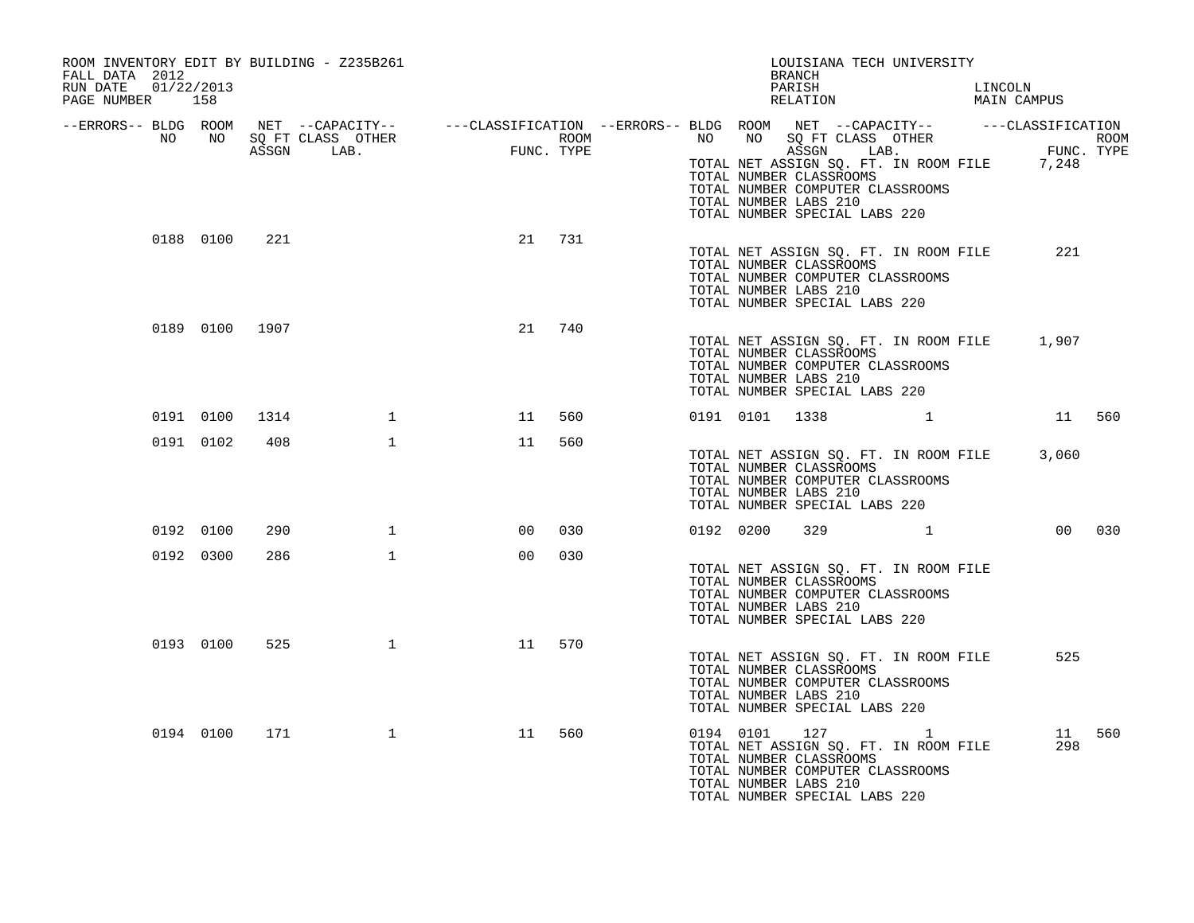ROOM INVENTORY EDIT BY BUILDING - Z235B261
FALL DATA 2012
RUN DATE 01/22/2013

LOUISIANA TECH UNIVERSITY
BRANCH
PARISH LINCOLN
RELATION MAIN CAMPUS

| --ERRORS-- | BLDG NO | ROOM NO | NET SQ FT ASSGN | --CAPACITY-- CLASS LAB. | OTHER | ---CLASSIFICATION FUNC. | ROOM TYPE | --ERRORS-- | BLDG NO | ROOM NO | NET SQ FT ASSGN | --CAPACITY-- CLASS LAB. | OTHER | ---CLASSIFICATION FUNC. | ROOM TYPE |
|---|---|---|---|---|---|---|---|---|---|---|---|---|---|---|---|
| | | | | | | | | | TOTAL NET ASSIGN SQ. FT. IN ROOM FILE | | | | | 7,248 | |
| | | | | | | | | | TOTAL NUMBER CLASSROOMS | | | | | | |
| | | | | | | | | | TOTAL NUMBER COMPUTER CLASSROOMS | | | | | | |
| | | | | | | | | | TOTAL NUMBER LABS 210 | | | | | | |
| | | | | | | | | | TOTAL NUMBER SPECIAL LABS 220 | | | | | | |
| | 0188 | 0100 | 221 | | | 21 | 731 | | | | | | | | |
| | | | | | | | | | TOTAL NET ASSIGN SQ. FT. IN ROOM FILE | | | | | 221 | |
| | | | | | | | | | TOTAL NUMBER CLASSROOMS | | | | | | |
| | | | | | | | | | TOTAL NUMBER COMPUTER CLASSROOMS | | | | | | |
| | | | | | | | | | TOTAL NUMBER LABS 210 | | | | | | |
| | | | | | | | | | TOTAL NUMBER SPECIAL LABS 220 | | | | | | |
| | 0189 | 0100 | 1907 | | | 21 | 740 | | | | | | | | |
| | | | | | | | | | TOTAL NET ASSIGN SQ. FT. IN ROOM FILE | | | | | 1,907 | |
| | | | | | | | | | TOTAL NUMBER CLASSROOMS | | | | | | |
| | | | | | | | | | TOTAL NUMBER COMPUTER CLASSROOMS | | | | | | |
| | | | | | | | | | TOTAL NUMBER LABS 210 | | | | | | |
| | | | | | | | | | TOTAL NUMBER SPECIAL LABS 220 | | | | | | |
| | 0191 | 0100 | 1314 | | 1 | 11 | 560 | | 0191 | 0101 | 1338 | | 1 | 11 | 560 |
| | 0191 | 0102 | 408 | | 1 | 11 | 560 | | | | | | | | |
| | | | | | | | | | TOTAL NET ASSIGN SQ. FT. IN ROOM FILE | | | | | 3,060 | |
| | | | | | | | | | TOTAL NUMBER CLASSROOMS | | | | | | |
| | | | | | | | | | TOTAL NUMBER COMPUTER CLASSROOMS | | | | | | |
| | | | | | | | | | TOTAL NUMBER LABS 210 | | | | | | |
| | | | | | | | | | TOTAL NUMBER SPECIAL LABS 220 | | | | | | |
| | 0192 | 0100 | 290 | | 1 | 00 | 030 | | 0192 | 0200 | 329 | | 1 | 00 | 030 |
| | 0192 | 0300 | 286 | | 1 | 00 | 030 | | | | | | | | |
| | | | | | | | | | TOTAL NET ASSIGN SQ. FT. IN ROOM FILE | | | | | | |
| | | | | | | | | | TOTAL NUMBER CLASSROOMS | | | | | | |
| | | | | | | | | | TOTAL NUMBER COMPUTER CLASSROOMS | | | | | | |
| | | | | | | | | | TOTAL NUMBER LABS 210 | | | | | | |
| | | | | | | | | | TOTAL NUMBER SPECIAL LABS 220 | | | | | | |
| | 0193 | 0100 | 525 | | 1 | 11 | 570 | | | | | | | | |
| | | | | | | | | | TOTAL NET ASSIGN SQ. FT. IN ROOM FILE | | | | | 525 | |
| | | | | | | | | | TOTAL NUMBER CLASSROOMS | | | | | | |
| | | | | | | | | | TOTAL NUMBER COMPUTER CLASSROOMS | | | | | | |
| | | | | | | | | | TOTAL NUMBER LABS 210 | | | | | | |
| | | | | | | | | | TOTAL NUMBER SPECIAL LABS 220 | | | | | | |
| | 0194 | 0100 | 171 | | 1 | 11 | 560 | | 0194 | 0101 | 127 | | 1 | 11 | 560 |
| | | | | | | | | | TOTAL NET ASSIGN SQ. FT. IN ROOM FILE | | | | | 298 | |
| | | | | | | | | | TOTAL NUMBER CLASSROOMS | | | | | | |
| | | | | | | | | | TOTAL NUMBER COMPUTER CLASSROOMS | | | | | | |
| | | | | | | | | | TOTAL NUMBER LABS 210 | | | | | | |
| | | | | | | | | | TOTAL NUMBER SPECIAL LABS 220 | | | | | | |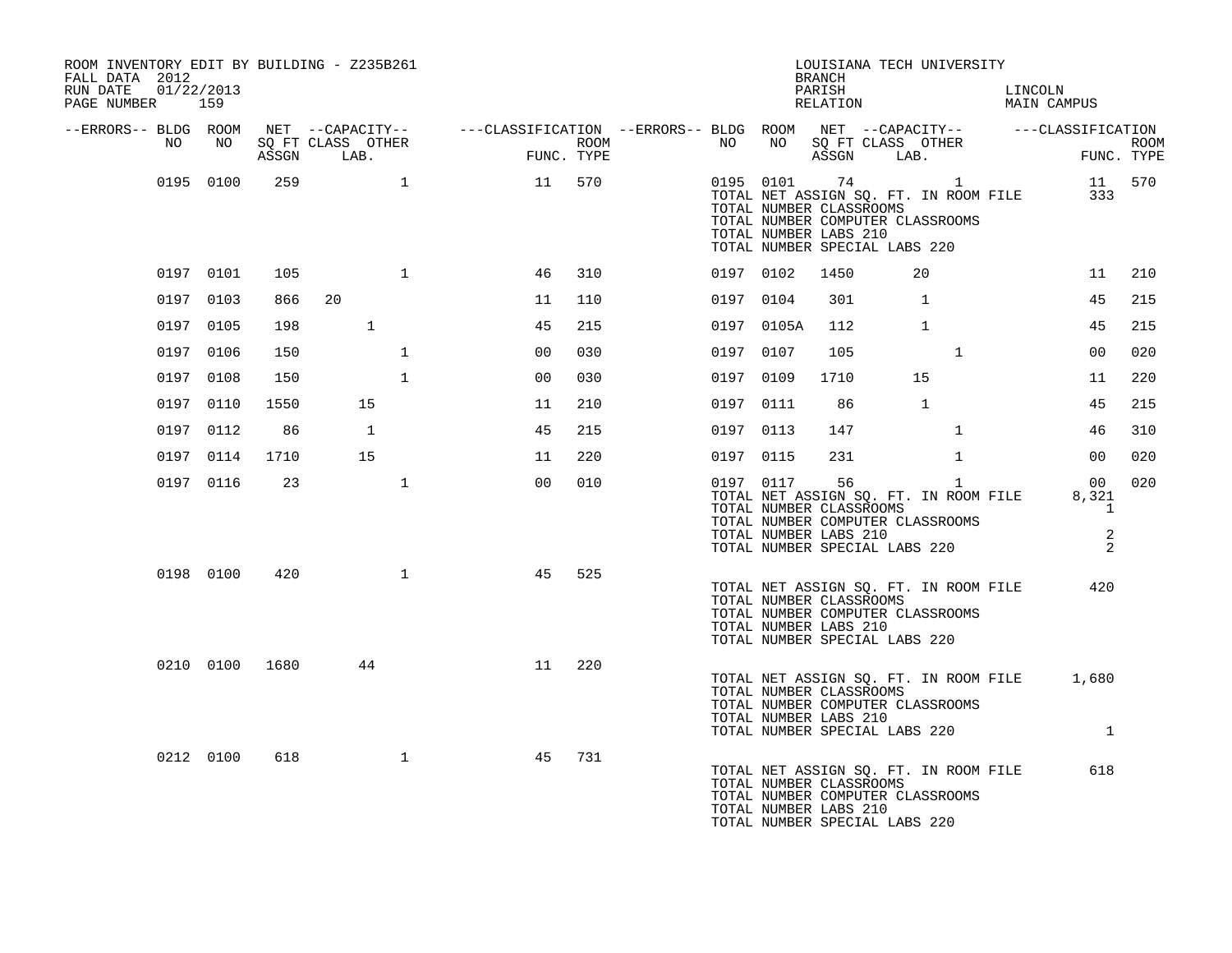ROOM INVENTORY EDIT BY BUILDING - Z235B261
FALL DATA 2012
RUN DATE 01/22/2013

LOUISIANA TECH UNIVERSITY
BRANCH
PARISH LINCOLN
RELATION MAIN CAMPUS

| --ERRORS-- | BLDG NO | ROOM NO | NET SQ FT ASSGN | CAPACITY CLASS LAB. | CAPACITY OTHER | CLASSIFICATION FUNC. | ROOM TYPE | --ERRORS-- | BLDG NO | ROOM NO | NET SQ FT ASSGN | CAPACITY CLASS LAB. | CAPACITY OTHER | CLASSIFICATION FUNC. | ROOM TYPE |
|---|---|---|---|---|---|---|---|---|---|---|---|---|---|---|---|
| | 0195 | 0100 | 259 | | 1 | 11 | 570 | | 0195 | 0101 | 74 | | 1 | 11 | 570 |
| | | | | | | | | | TOTAL NET ASSIGN SQ. FT. IN ROOM FILE | | | | | 333 | |
| | | | | | | | | | TOTAL NUMBER CLASSROOMS | | | | | | |
| | | | | | | | | | TOTAL NUMBER COMPUTER CLASSROOMS | | | | | | |
| | | | | | | | | | TOTAL NUMBER LABS 210 | | | | | | |
| | | | | | | | | | TOTAL NUMBER SPECIAL LABS 220 | | | | | | |
| | 0197 | 0101 | 105 | | 1 | 46 | 310 | | 0197 | 0102 | 1450 | 20 | | 11 | 210 |
| | 0197 | 0103 | 866 | 20 | | 11 | 110 | | 0197 | 0104 | 301 | 1 | | 45 | 215 |
| | 0197 | 0105 | 198 | 1 | | 45 | 215 | | 0197 | 0105A | 112 | 1 | | 45 | 215 |
| | 0197 | 0106 | 150 | | 1 | 00 | 030 | | 0197 | 0107 | 105 | | 1 | 00 | 020 |
| | 0197 | 0108 | 150 | | 1 | 00 | 030 | | 0197 | 0109 | 1710 | 15 | | 11 | 220 |
| | 0197 | 0110 | 1550 | 15 | | 11 | 210 | | 0197 | 0111 | 86 | 1 | | 45 | 215 |
| | 0197 | 0112 | 86 | 1 | | 45 | 215 | | 0197 | 0113 | 147 | | 1 | 46 | 310 |
| | 0197 | 0114 | 1710 | 15 | | 11 | 220 | | 0197 | 0115 | 231 | | 1 | 00 | 020 |
| | 0197 | 0116 | 23 | | 1 | 00 | 010 | | 0197 | 0117 | 56 | | 1 | 00 | 020 |
| | | | | | | | | | TOTAL NET ASSIGN SQ. FT. IN ROOM FILE | | | | | 8,321 | |
| | | | | | | | | | TOTAL NUMBER CLASSROOMS | | | | | 1 | |
| | | | | | | | | | TOTAL NUMBER COMPUTER CLASSROOMS | | | | | | |
| | | | | | | | | | TOTAL NUMBER LABS 210 | | | | | 2 | |
| | | | | | | | | | TOTAL NUMBER SPECIAL LABS 220 | | | | | 2 | |
| | 0198 | 0100 | 420 | | 1 | 45 | 525 | | | | | | | | |
| | | | | | | | | | TOTAL NET ASSIGN SQ. FT. IN ROOM FILE | | | | | 420 | |
| | | | | | | | | | TOTAL NUMBER CLASSROOMS | | | | | | |
| | | | | | | | | | TOTAL NUMBER COMPUTER CLASSROOMS | | | | | | |
| | | | | | | | | | TOTAL NUMBER LABS 210 | | | | | | |
| | | | | | | | | | TOTAL NUMBER SPECIAL LABS 220 | | | | | | |
| | 0210 | 0100 | 1680 | 44 | | 11 | 220 | | | | | | | | |
| | | | | | | | | | TOTAL NET ASSIGN SQ. FT. IN ROOM FILE | | | | | 1,680 | |
| | | | | | | | | | TOTAL NUMBER CLASSROOMS | | | | | | |
| | | | | | | | | | TOTAL NUMBER COMPUTER CLASSROOMS | | | | | | |
| | | | | | | | | | TOTAL NUMBER LABS 210 | | | | | | |
| | | | | | | | | | TOTAL NUMBER SPECIAL LABS 220 | | | | | 1 | |
| | 0212 | 0100 | 618 | | 1 | 45 | 731 | | | | | | | | |
| | | | | | | | | | TOTAL NET ASSIGN SQ. FT. IN ROOM FILE | | | | | 618 | |
| | | | | | | | | | TOTAL NUMBER CLASSROOMS | | | | | | |
| | | | | | | | | | TOTAL NUMBER COMPUTER CLASSROOMS | | | | | | |
| | | | | | | | | | TOTAL NUMBER LABS 210 | | | | | | |
| | | | | | | | | | TOTAL NUMBER SPECIAL LABS 220 | | | | | | |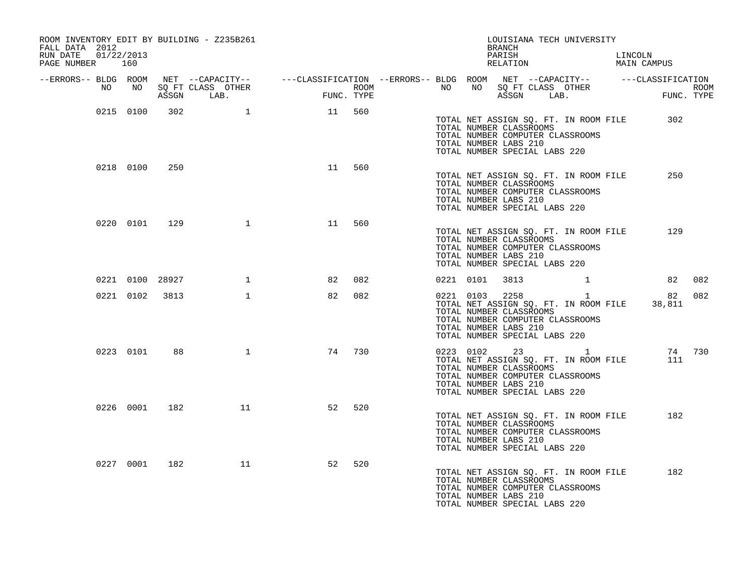ROOM INVENTORY EDIT BY BUILDING - Z235B261
FALL DATA 2012
RUN DATE 01/22/2013
PAGE NUMBER 160

LOUISIANA TECH UNIVERSITY
BRANCH
PARISH LINCOLN
RELATION MAIN CAMPUS

| --ERRORS-- | BLDG NO | ROOM NO | NET SQ FT ASSGN | --CAPACITY-- CLASS LAB. | OTHER | ---CLASSIFICATION FUNC. | ROOM TYPE | --ERRORS-- | BLDG NO | ROOM NO | NET SQ FT ASSGN | --CAPACITY-- CLASS LAB. | OTHER | ---CLASSIFICATION FUNC. | ROOM TYPE |
|---|---|---|---|---|---|---|---|---|---|---|---|---|---|---|---|
| | 0215 | 0100 | 302 | | 1 | 11 | 560 | | | | | | | | |
| | | | | | | | | | TOTAL NET ASSIGN SQ. FT. IN ROOM FILE | | | | | 302 | |
| | | | | | | | | | TOTAL NUMBER CLASSROOMS | | | | | | |
| | | | | | | | | | TOTAL NUMBER COMPUTER CLASSROOMS | | | | | | |
| | | | | | | | | | TOTAL NUMBER LABS 210 | | | | | | |
| | | | | | | | | | TOTAL NUMBER SPECIAL LABS 220 | | | | | | |
| | 0218 | 0100 | 250 | | | 11 | 560 | | | | | | | | |
| | | | | | | | | | TOTAL NET ASSIGN SQ. FT. IN ROOM FILE | | | | | 250 | |
| | | | | | | | | | TOTAL NUMBER CLASSROOMS | | | | | | |
| | | | | | | | | | TOTAL NUMBER COMPUTER CLASSROOMS | | | | | | |
| | | | | | | | | | TOTAL NUMBER LABS 210 | | | | | | |
| | | | | | | | | | TOTAL NUMBER SPECIAL LABS 220 | | | | | | |
| | 0220 | 0101 | 129 | | 1 | 11 | 560 | | | | | | | | |
| | | | | | | | | | TOTAL NET ASSIGN SQ. FT. IN ROOM FILE | | | | | 129 | |
| | | | | | | | | | TOTAL NUMBER CLASSROOMS | | | | | | |
| | | | | | | | | | TOTAL NUMBER COMPUTER CLASSROOMS | | | | | | |
| | | | | | | | | | TOTAL NUMBER LABS 210 | | | | | | |
| | | | | | | | | | TOTAL NUMBER SPECIAL LABS 220 | | | | | | |
| | 0221 | 0100 | 28927 | | 1 | 82 | 082 | | 0221 | 0101 | 3813 | | 1 | 82 | 082 |
| | 0221 | 0102 | 3813 | | 1 | 82 | 082 | | 0221 | 0103 | 2258 | | 1 | 82 | 082 |
| | | | | | | | | | TOTAL NET ASSIGN SQ. FT. IN ROOM FILE | | | | | 38,811 | |
| | | | | | | | | | TOTAL NUMBER CLASSROOMS | | | | | | |
| | | | | | | | | | TOTAL NUMBER COMPUTER CLASSROOMS | | | | | | |
| | | | | | | | | | TOTAL NUMBER LABS 210 | | | | | | |
| | | | | | | | | | TOTAL NUMBER SPECIAL LABS 220 | | | | | | |
| | 0223 | 0101 | 88 | | 1 | 74 | 730 | | 0223 | 0102 | 23 | | 1 | 74 | 730 |
| | | | | | | | | | TOTAL NET ASSIGN SQ. FT. IN ROOM FILE | | | | | 111 | |
| | | | | | | | | | TOTAL NUMBER CLASSROOMS | | | | | | |
| | | | | | | | | | TOTAL NUMBER COMPUTER CLASSROOMS | | | | | | |
| | | | | | | | | | TOTAL NUMBER LABS 210 | | | | | | |
| | | | | | | | | | TOTAL NUMBER SPECIAL LABS 220 | | | | | | |
| | 0226 | 0001 | 182 | | 11 | 52 | 520 | | | | | | | | |
| | | | | | | | | | TOTAL NET ASSIGN SQ. FT. IN ROOM FILE | | | | | 182 | |
| | | | | | | | | | TOTAL NUMBER CLASSROOMS | | | | | | |
| | | | | | | | | | TOTAL NUMBER COMPUTER CLASSROOMS | | | | | | |
| | | | | | | | | | TOTAL NUMBER LABS 210 | | | | | | |
| | | | | | | | | | TOTAL NUMBER SPECIAL LABS 220 | | | | | | |
| | 0227 | 0001 | 182 | | 11 | 52 | 520 | | | | | | | | |
| | | | | | | | | | TOTAL NET ASSIGN SQ. FT. IN ROOM FILE | | | | | 182 | |
| | | | | | | | | | TOTAL NUMBER CLASSROOMS | | | | | | |
| | | | | | | | | | TOTAL NUMBER COMPUTER CLASSROOMS | | | | | | |
| | | | | | | | | | TOTAL NUMBER LABS 210 | | | | | | |
| | | | | | | | | | TOTAL NUMBER SPECIAL LABS 220 | | | | | | |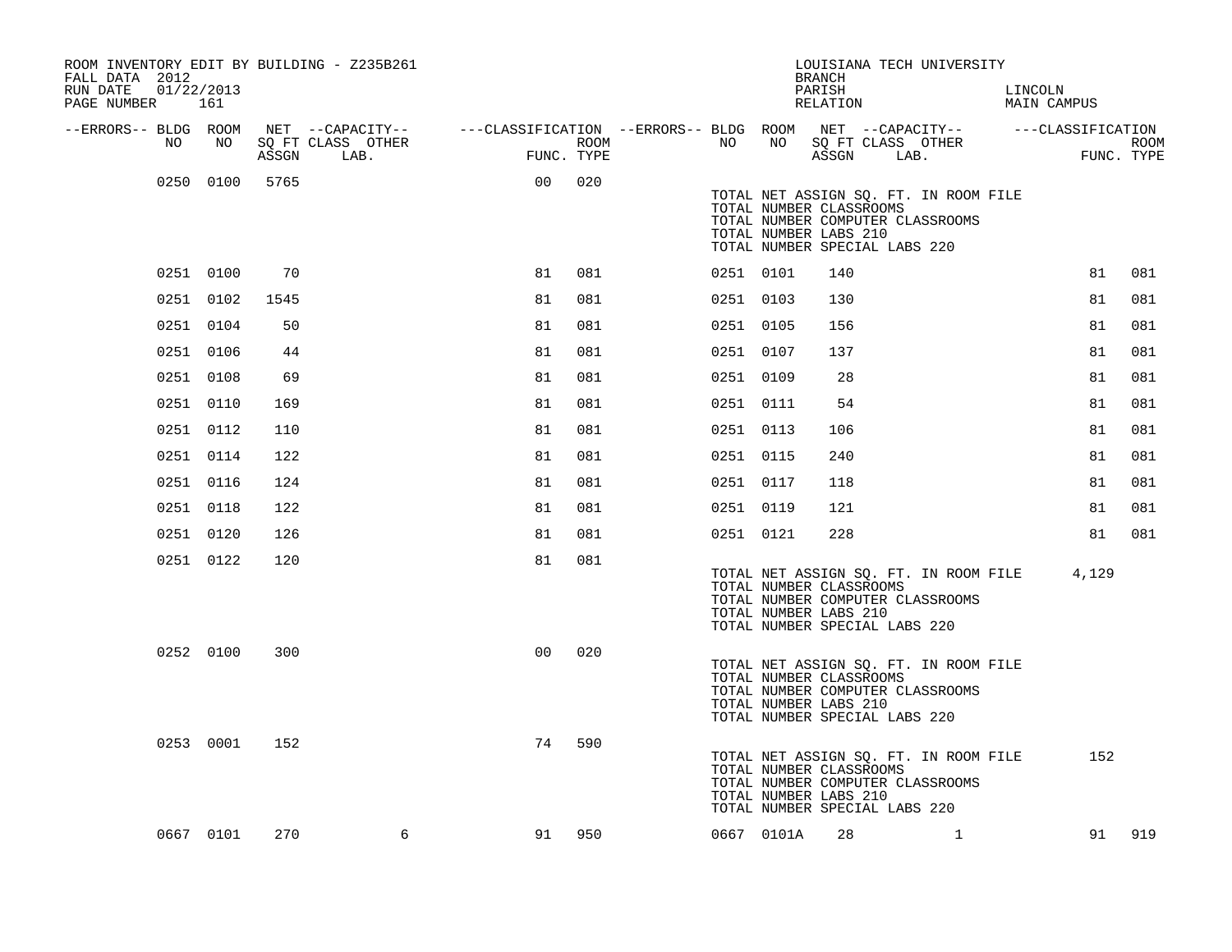ROOM INVENTORY EDIT BY BUILDING - Z235B261
FALL DATA 2012
RUN DATE 01/22/2013

LOUISIANA TECH UNIVERSITY
BRANCH
PARISH LINCOLN
RELATION MAIN CAMPUS

| --ERRORS-- | BLDG NO | ROOM NO | NET SQ FT ASSGN | --CAPACITY-- CLASS LAB. | OTHER | ---CLASSIFICATION FUNC. | ROOM TYPE | --ERRORS-- | BLDG NO | ROOM NO | NET SQ FT ASSGN | --CAPACITY-- CLASS LAB. | OTHER | ---CLASSIFICATION FUNC. | ROOM TYPE |
|---|---|---|---|---|---|---|---|---|---|---|---|---|---|---|---|
| | 0250 | 0100 | 5765 | | | 00 | 020 | | | | | | | | |
| | | | | | | | | | TOTAL NET ASSIGN SQ. FT. IN ROOM FILE | | | | | | |
| | | | | | | | | | TOTAL NUMBER CLASSROOMS | | | | | | |
| | | | | | | | | | TOTAL NUMBER COMPUTER CLASSROOMS | | | | | | |
| | | | | | | | | | TOTAL NUMBER LABS 210 | | | | | | |
| | | | | | | | | | TOTAL NUMBER SPECIAL LABS 220 | | | | | | |
| | 0251 | 0100 | 70 | | | 81 | 081 | | 0251 | 0101 | 140 | | | 81 | 081 |
| | 0251 | 0102 | 1545 | | | 81 | 081 | | 0251 | 0103 | 130 | | | 81 | 081 |
| | 0251 | 0104 | 50 | | | 81 | 081 | | 0251 | 0105 | 156 | | | 81 | 081 |
| | 0251 | 0106 | 44 | | | 81 | 081 | | 0251 | 0107 | 137 | | | 81 | 081 |
| | 0251 | 0108 | 69 | | | 81 | 081 | | 0251 | 0109 | 28 | | | 81 | 081 |
| | 0251 | 0110 | 169 | | | 81 | 081 | | 0251 | 0111 | 54 | | | 81 | 081 |
| | 0251 | 0112 | 110 | | | 81 | 081 | | 0251 | 0113 | 106 | | | 81 | 081 |
| | 0251 | 0114 | 122 | | | 81 | 081 | | 0251 | 0115 | 240 | | | 81 | 081 |
| | 0251 | 0116 | 124 | | | 81 | 081 | | 0251 | 0117 | 118 | | | 81 | 081 |
| | 0251 | 0118 | 122 | | | 81 | 081 | | 0251 | 0119 | 121 | | | 81 | 081 |
| | 0251 | 0120 | 126 | | | 81 | 081 | | 0251 | 0121 | 228 | | | 81 | 081 |
| | 0251 | 0122 | 120 | | | 81 | 081 | | | | | | | | |
| | | | | | | | | | TOTAL NET ASSIGN SQ. FT. IN ROOM FILE | | | | | 4,129 | |
| | | | | | | | | | TOTAL NUMBER CLASSROOMS | | | | | | |
| | | | | | | | | | TOTAL NUMBER COMPUTER CLASSROOMS | | | | | | |
| | | | | | | | | | TOTAL NUMBER LABS 210 | | | | | | |
| | | | | | | | | | TOTAL NUMBER SPECIAL LABS 220 | | | | | | |
| | 0252 | 0100 | 300 | | | 00 | 020 | | | | | | | | |
| | | | | | | | | | TOTAL NET ASSIGN SQ. FT. IN ROOM FILE | | | | | | |
| | | | | | | | | | TOTAL NUMBER CLASSROOMS | | | | | | |
| | | | | | | | | | TOTAL NUMBER COMPUTER CLASSROOMS | | | | | | |
| | | | | | | | | | TOTAL NUMBER LABS 210 | | | | | | |
| | | | | | | | | | TOTAL NUMBER SPECIAL LABS 220 | | | | | | |
| | 0253 | 0001 | 152 | | | 74 | 590 | | | | | | | | |
| | | | | | | | | | TOTAL NET ASSIGN SQ. FT. IN ROOM FILE | | | | | 152 | |
| | | | | | | | | | TOTAL NUMBER CLASSROOMS | | | | | | |
| | | | | | | | | | TOTAL NUMBER COMPUTER CLASSROOMS | | | | | | |
| | | | | | | | | | TOTAL NUMBER LABS 210 | | | | | | |
| | | | | | | | | | TOTAL NUMBER SPECIAL LABS 220 | | | | | | |
| | 0667 | 0101 | 270 | | 6 | 91 | 950 | | 0667 | 0101A | 28 | | 1 | 91 | 919 |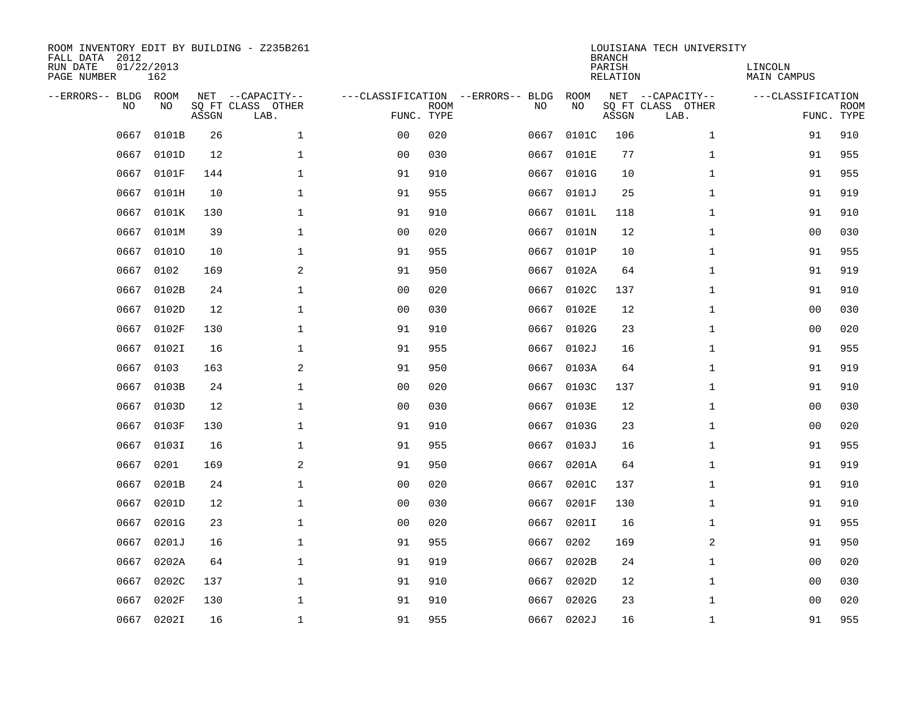ROOM INVENTORY EDIT BY BUILDING - Z235B261
FALL DATA 2012
RUN DATE 01/22/2013
PAGE NUMBER 162

LOUISIANA TECH UNIVERSITY
BRANCH
PARISH LINCOLN
RELATION MAIN CAMPUS

| --ERRORS-- | BLDG NO | ROOM NO | NET SQ FT ASSGN | --CAPACITY-- CLASS LAB. | OTHER | ---CLASSIFICATION FUNC. | ROOM TYPE | --ERRORS-- | BLDG NO | ROOM NO | NET SQ FT ASSGN | --CAPACITY-- CLASS LAB. | OTHER | ---CLASSIFICATION FUNC. | ROOM TYPE |
|---|---|---|---|---|---|---|---|---|---|---|---|---|---|---|---|
| | 0667 | 0101B | 26 | | 1 | 00 | 020 | | 0667 | 0101C | 106 | | 1 | 91 | 910 |
| | 0667 | 0101D | 12 | | 1 | 00 | 030 | | 0667 | 0101E | 77 | | 1 | 91 | 955 |
| | 0667 | 0101F | 144 | | 1 | 91 | 910 | | 0667 | 0101G | 10 | | 1 | 91 | 955 |
| | 0667 | 0101H | 10 | | 1 | 91 | 955 | | 0667 | 0101J | 25 | | 1 | 91 | 919 |
| | 0667 | 0101K | 130 | | 1 | 91 | 910 | | 0667 | 0101L | 118 | | 1 | 91 | 910 |
| | 0667 | 0101M | 39 | | 1 | 00 | 020 | | 0667 | 0101N | 12 | | 1 | 00 | 030 |
| | 0667 | 0101O | 10 | | 1 | 91 | 955 | | 0667 | 0101P | 10 | | 1 | 91 | 955 |
| | 0667 | 0102 | 169 | | 2 | 91 | 950 | | 0667 | 0102A | 64 | | 1 | 91 | 919 |
| | 0667 | 0102B | 24 | | 1 | 00 | 020 | | 0667 | 0102C | 137 | | 1 | 91 | 910 |
| | 0667 | 0102D | 12 | | 1 | 00 | 030 | | 0667 | 0102E | 12 | | 1 | 00 | 030 |
| | 0667 | 0102F | 130 | | 1 | 91 | 910 | | 0667 | 0102G | 23 | | 1 | 00 | 020 |
| | 0667 | 0102I | 16 | | 1 | 91 | 955 | | 0667 | 0102J | 16 | | 1 | 91 | 955 |
| | 0667 | 0103 | 163 | | 2 | 91 | 950 | | 0667 | 0103A | 64 | | 1 | 91 | 919 |
| | 0667 | 0103B | 24 | | 1 | 00 | 020 | | 0667 | 0103C | 137 | | 1 | 91 | 910 |
| | 0667 | 0103D | 12 | | 1 | 00 | 030 | | 0667 | 0103E | 12 | | 1 | 00 | 030 |
| | 0667 | 0103F | 130 | | 1 | 91 | 910 | | 0667 | 0103G | 23 | | 1 | 00 | 020 |
| | 0667 | 0103I | 16 | | 1 | 91 | 955 | | 0667 | 0103J | 16 | | 1 | 91 | 955 |
| | 0667 | 0201 | 169 | | 2 | 91 | 950 | | 0667 | 0201A | 64 | | 1 | 91 | 919 |
| | 0667 | 0201B | 24 | | 1 | 00 | 020 | | 0667 | 0201C | 137 | | 1 | 91 | 910 |
| | 0667 | 0201D | 12 | | 1 | 00 | 030 | | 0667 | 0201F | 130 | | 1 | 91 | 910 |
| | 0667 | 0201G | 23 | | 1 | 00 | 020 | | 0667 | 0201I | 16 | | 1 | 91 | 955 |
| | 0667 | 0201J | 16 | | 1 | 91 | 955 | | 0667 | 0202 | 169 | | 2 | 91 | 950 |
| | 0667 | 0202A | 64 | | 1 | 91 | 919 | | 0667 | 0202B | 24 | | 1 | 00 | 020 |
| | 0667 | 0202C | 137 | | 1 | 91 | 910 | | 0667 | 0202D | 12 | | 1 | 00 | 030 |
| | 0667 | 0202F | 130 | | 1 | 91 | 910 | | 0667 | 0202G | 23 | | 1 | 00 | 020 |
| | 0667 | 0202I | 16 | | 1 | 91 | 955 | | 0667 | 0202J | 16 | | 1 | 91 | 955 |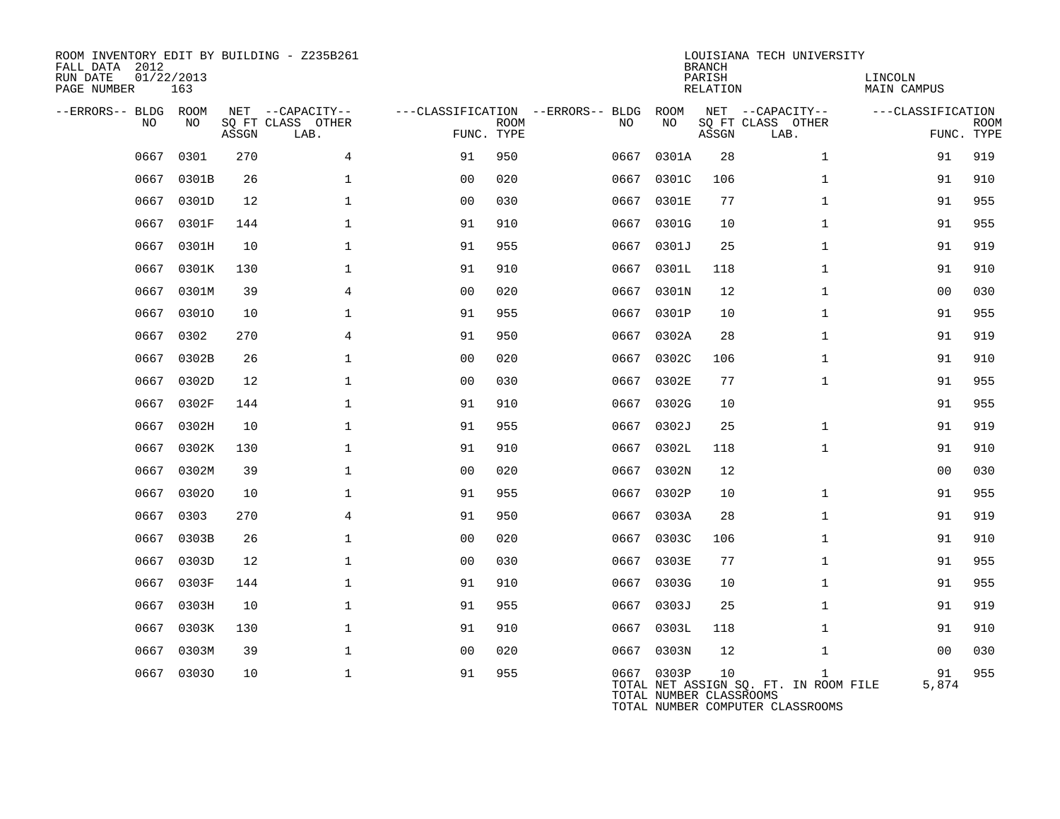ROOM INVENTORY EDIT BY BUILDING - Z235B261
FALL DATA 2012
RUN DATE 01/22/2013
PAGE NUMBER 163

LOUISIANA TECH UNIVERSITY
BRANCH
PARISH LINCOLN
RELATION MAIN CAMPUS

| --ERRORS-- | BLDG NO | ROOM NO | NET SQ FT ASSGN | --CAPACITY-- CLASS LAB. | OTHER | ---CLASSIFICATION FUNC. | ROOM TYPE | --ERRORS-- | BLDG NO | ROOM NO | NET SQ FT ASSGN | --CAPACITY-- CLASS LAB. | OTHER | ---CLASSIFICATION FUNC. | ROOM TYPE |
|---|---|---|---|---|---|---|---|---|---|---|---|---|---|---|---|
| | 0667 | 0301 | 270 | | 4 | 91 | 950 | | 0667 | 0301A | 28 | | 1 | 91 | 919 |
| | 0667 | 0301B | 26 | | 1 | 00 | 020 | | 0667 | 0301C | 106 | | 1 | 91 | 910 |
| | 0667 | 0301D | 12 | | 1 | 00 | 030 | | 0667 | 0301E | 77 | | 1 | 91 | 955 |
| | 0667 | 0301F | 144 | | 1 | 91 | 910 | | 0667 | 0301G | 10 | | 1 | 91 | 955 |
| | 0667 | 0301H | 10 | | 1 | 91 | 955 | | 0667 | 0301J | 25 | | 1 | 91 | 919 |
| | 0667 | 0301K | 130 | | 1 | 91 | 910 | | 0667 | 0301L | 118 | | 1 | 91 | 910 |
| | 0667 | 0301M | 39 | | 4 | 00 | 020 | | 0667 | 0301N | 12 | | 1 | 00 | 030 |
| | 0667 | 0301O | 10 | | 1 | 91 | 955 | | 0667 | 0301P | 10 | | 1 | 91 | 955 |
| | 0667 | 0302 | 270 | | 4 | 91 | 950 | | 0667 | 0302A | 28 | | 1 | 91 | 919 |
| | 0667 | 0302B | 26 | | 1 | 00 | 020 | | 0667 | 0302C | 106 | | 1 | 91 | 910 |
| | 0667 | 0302D | 12 | | 1 | 00 | 030 | | 0667 | 0302E | 77 | | 1 | 91 | 955 |
| | 0667 | 0302F | 144 | | 1 | 91 | 910 | | 0667 | 0302G | 10 | | | 91 | 955 |
| | 0667 | 0302H | 10 | | 1 | 91 | 955 | | 0667 | 0302J | 25 | | 1 | 91 | 919 |
| | 0667 | 0302K | 130 | | 1 | 91 | 910 | | 0667 | 0302L | 118 | | 1 | 91 | 910 |
| | 0667 | 0302M | 39 | | 1 | 00 | 020 | | 0667 | 0302N | 12 | | | 00 | 030 |
| | 0667 | 0302O | 10 | | 1 | 91 | 955 | | 0667 | 0302P | 10 | | 1 | 91 | 955 |
| | 0667 | 0303 | 270 | | 4 | 91 | 950 | | 0667 | 0303A | 28 | | 1 | 91 | 919 |
| | 0667 | 0303B | 26 | | 1 | 00 | 020 | | 0667 | 0303C | 106 | | 1 | 91 | 910 |
| | 0667 | 0303D | 12 | | 1 | 00 | 030 | | 0667 | 0303E | 77 | | 1 | 91 | 955 |
| | 0667 | 0303F | 144 | | 1 | 91 | 910 | | 0667 | 0303G | 10 | | 1 | 91 | 955 |
| | 0667 | 0303H | 10 | | 1 | 91 | 955 | | 0667 | 0303J | 25 | | 1 | 91 | 919 |
| | 0667 | 0303K | 130 | | 1 | 91 | 910 | | 0667 | 0303L | 118 | | 1 | 91 | 910 |
| | 0667 | 0303M | 39 | | 1 | 00 | 020 | | 0667 | 0303N | 12 | | 1 | 00 | 030 |
| | 0667 | 0303O | 10 | | 1 | 91 | 955 | | 0667 | 0303P | 10 | | 1 | 91 | 955 |

TOTAL NET ASSIGN SQ. FT. IN ROOM FILE 5,874
TOTAL NUMBER CLASSROOMS
TOTAL NUMBER COMPUTER CLASSROOMS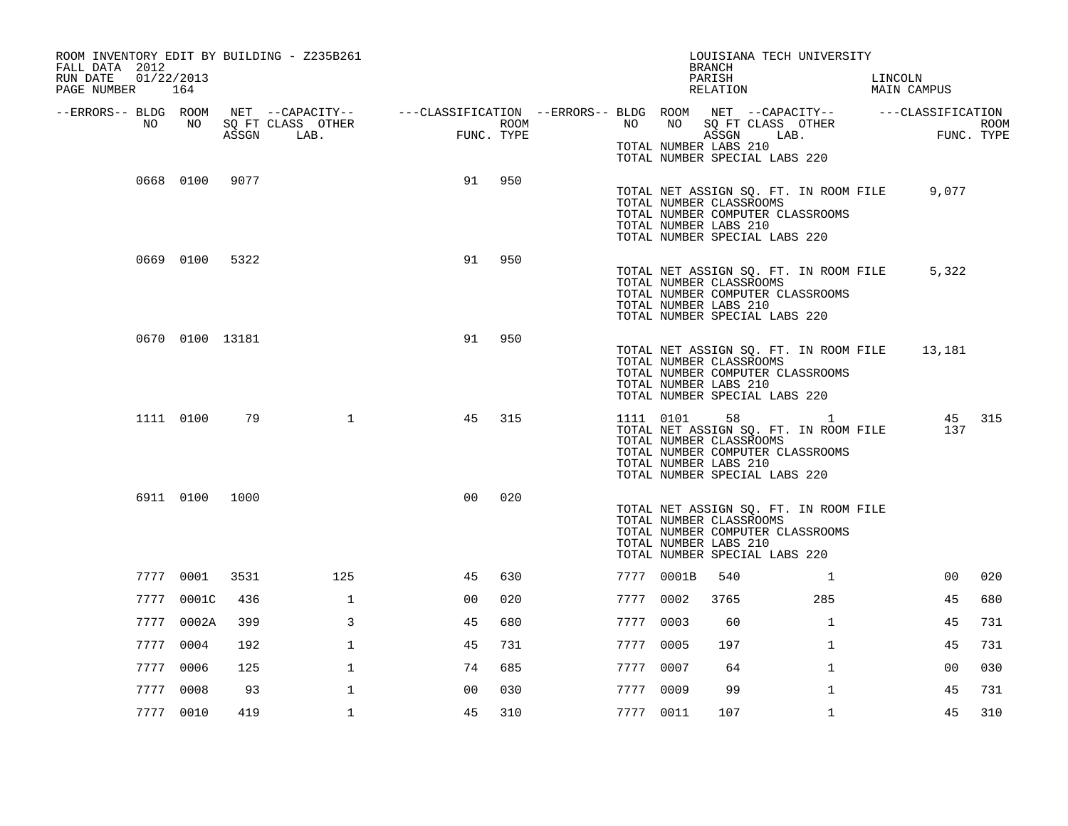ROOM INVENTORY EDIT BY BUILDING - Z235B261
FALL DATA 2012
RUN DATE 01/22/2013
PAGE NUMBER 164

LOUISIANA TECH UNIVERSITY
BRANCH
PARISH LINCOLN
RELATION MAIN CAMPUS

| --ERRORS-- | BLDG NO | ROOM NO | NET SQ FT ASSGN | --CAPACITY-- CLASS | OTHER LAB. | ---CLASSIFICATION FUNC. | ROOM TYPE | --ERRORS-- | BLDG NO | ROOM NO | NET SQ FT ASSGN | --CAPACITY-- CLASS | OTHER LAB. | ---CLASSIFICATION FUNC. | ROOM TYPE |
|---|---|---|---|---|---|---|---|---|---|---|---|---|---|---|---|
| | | | | | | | | | TOTAL NUMBER LABS 210 | | | | | | |
| | | | | | | | | | TOTAL NUMBER SPECIAL LABS 220 | | | | | | |
| | 0668 | 0100 | 9077 | | | 91 | 950 | | | | | | | | |
| | | | | | | | | | TOTAL NET ASSIGN SQ. FT. IN ROOM FILE | | | | | 9,077 | |
| | | | | | | | | | TOTAL NUMBER CLASSROOMS | | | | | | |
| | | | | | | | | | TOTAL NUMBER COMPUTER CLASSROOMS | | | | | | |
| | | | | | | | | | TOTAL NUMBER LABS 210 | | | | | | |
| | | | | | | | | | TOTAL NUMBER SPECIAL LABS 220 | | | | | | |
| | 0669 | 0100 | 5322 | | | 91 | 950 | | | | | | | | |
| | | | | | | | | | TOTAL NET ASSIGN SQ. FT. IN ROOM FILE | | | | | 5,322 | |
| | | | | | | | | | TOTAL NUMBER CLASSROOMS | | | | | | |
| | | | | | | | | | TOTAL NUMBER COMPUTER CLASSROOMS | | | | | | |
| | | | | | | | | | TOTAL NUMBER LABS 210 | | | | | | |
| | | | | | | | | | TOTAL NUMBER SPECIAL LABS 220 | | | | | | |
| | 0670 | 0100 | 13181 | | | 91 | 950 | | | | | | | | |
| | | | | | | | | | TOTAL NET ASSIGN SQ. FT. IN ROOM FILE | | | | | 13,181 | |
| | | | | | | | | | TOTAL NUMBER CLASSROOMS | | | | | | |
| | | | | | | | | | TOTAL NUMBER COMPUTER CLASSROOMS | | | | | | |
| | | | | | | | | | TOTAL NUMBER LABS 210 | | | | | | |
| | | | | | | | | | TOTAL NUMBER SPECIAL LABS 220 | | | | | | |
| | 1111 | 0100 | 79 | | 1 | 45 | 315 | | 1111 | 0101 | 58 | | 1 | 45 | 315 |
| | | | | | | | | | TOTAL NET ASSIGN SQ. FT. IN ROOM FILE | | | | | 137 | |
| | | | | | | | | | TOTAL NUMBER CLASSROOMS | | | | | | |
| | | | | | | | | | TOTAL NUMBER COMPUTER CLASSROOMS | | | | | | |
| | | | | | | | | | TOTAL NUMBER LABS 210 | | | | | | |
| | | | | | | | | | TOTAL NUMBER SPECIAL LABS 220 | | | | | | |
| | 6911 | 0100 | 1000 | | | 00 | 020 | | | | | | | | |
| | | | | | | | | | TOTAL NET ASSIGN SQ. FT. IN ROOM FILE | | | | | | |
| | | | | | | | | | TOTAL NUMBER CLASSROOMS | | | | | | |
| | | | | | | | | | TOTAL NUMBER COMPUTER CLASSROOMS | | | | | | |
| | | | | | | | | | TOTAL NUMBER LABS 210 | | | | | | |
| | | | | | | | | | TOTAL NUMBER SPECIAL LABS 220 | | | | | | |
| | 7777 | 0001 | 3531 | | 125 | 45 | 630 | | 7777 | 0001B | 540 | | 1 | 00 | 020 |
| | 7777 | 0001C | 436 | | 1 | 00 | 020 | | 7777 | 0002 | 3765 | | 285 | 45 | 680 |
| | 7777 | 0002A | 399 | | 3 | 45 | 680 | | 7777 | 0003 | 60 | | 1 | 45 | 731 |
| | 7777 | 0004 | 192 | | 1 | 45 | 731 | | 7777 | 0005 | 197 | | 1 | 45 | 731 |
| | 7777 | 0006 | 125 | | 1 | 74 | 685 | | 7777 | 0007 | 64 | | 1 | 00 | 030 |
| | 7777 | 0008 | 93 | | 1 | 00 | 030 | | 7777 | 0009 | 99 | | 1 | 45 | 731 |
| | 7777 | 0010 | 419 | | 1 | 45 | 310 | | 7777 | 0011 | 107 | | 1 | 45 | 310 |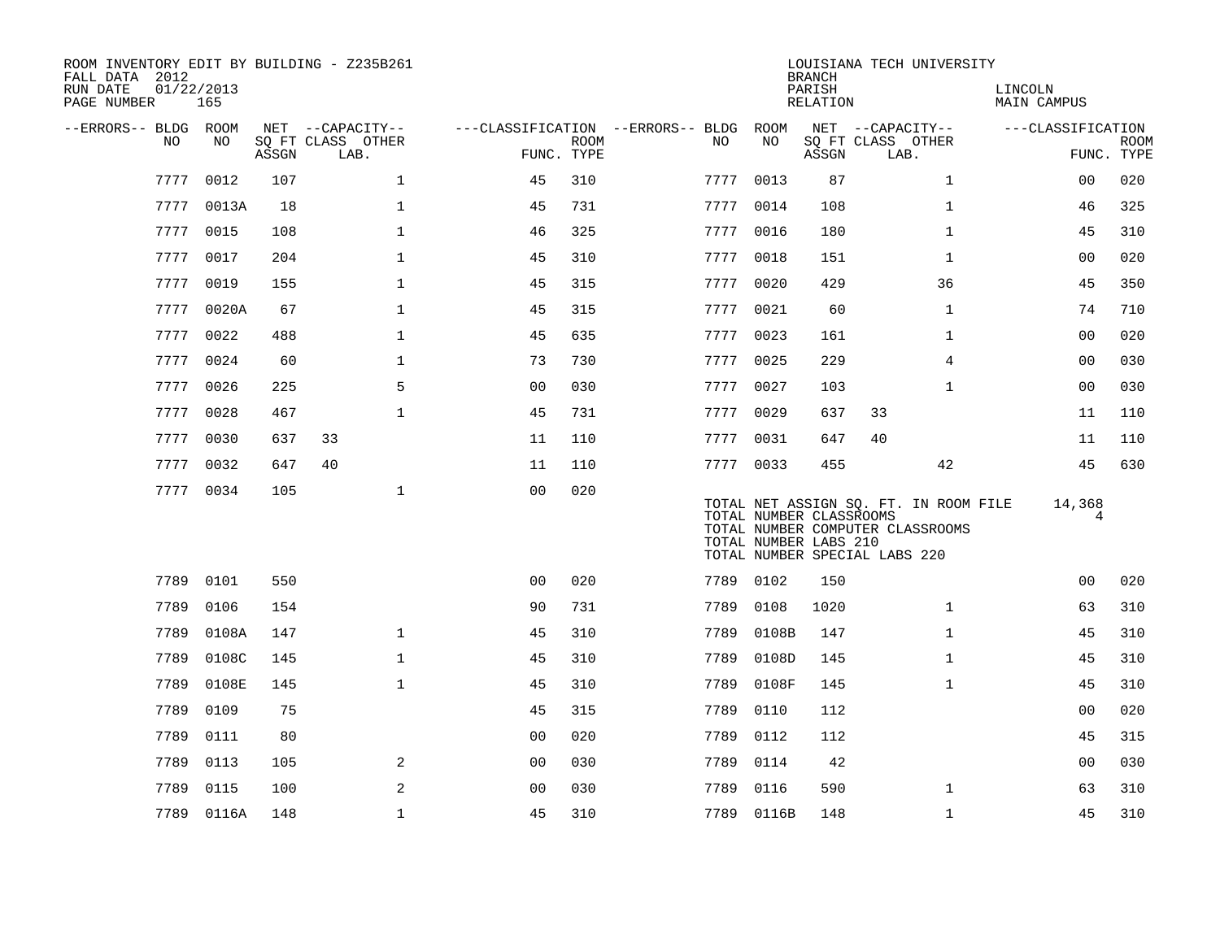ROOM INVENTORY EDIT BY BUILDING - Z235B261
FALL DATA 2012
RUN DATE 01/22/2013
PAGE NUMBER 165

LOUISIANA TECH UNIVERSITY
BRANCH
PARISH LINCOLN
RELATION MAIN CAMPUS

| --ERRORS-- | BLDG NO | ROOM NO | NET ASSGN SQ FT | CAPACITY CLASS | CAPACITY OTHER LAB. | CLASSIFICATION FUNC. | ROOM TYPE | --ERRORS-- | BLDG NO | ROOM NO | NET ASSGN SQ FT | CAPACITY CLASS | CAPACITY OTHER LAB. | CLASSIFICATION FUNC. | ROOM TYPE |
|---|---|---|---|---|---|---|---|---|---|---|---|---|---|---|---|
| | 7777 | 0012 | 107 | | 1 | 45 | 310 | | 7777 | 0013 | 87 | | 1 | 00 | 020 |
| | 7777 | 0013A | 18 | | 1 | 45 | 731 | | 7777 | 0014 | 108 | | 1 | 46 | 325 |
| | 7777 | 0015 | 108 | | 1 | 46 | 325 | | 7777 | 0016 | 180 | | 1 | 45 | 310 |
| | 7777 | 0017 | 204 | | 1 | 45 | 310 | | 7777 | 0018 | 151 | | 1 | 00 | 020 |
| | 7777 | 0019 | 155 | | 1 | 45 | 315 | | 7777 | 0020 | 429 | | 36 | 45 | 350 |
| | 7777 | 0020A | 67 | | 1 | 45 | 315 | | 7777 | 0021 | 60 | | 1 | 74 | 710 |
| | 7777 | 0022 | 488 | | 1 | 45 | 635 | | 7777 | 0023 | 161 | | 1 | 00 | 020 |
| | 7777 | 0024 | 60 | | 1 | 73 | 730 | | 7777 | 0025 | 229 | | 4 | 00 | 030 |
| | 7777 | 0026 | 225 | | 5 | 00 | 030 | | 7777 | 0027 | 103 | | 1 | 00 | 030 |
| | 7777 | 0028 | 467 | | 1 | 45 | 731 | | 7777 | 0029 | 637 | 33 | | 11 | 110 |
| | 7777 | 0030 | 637 | 33 | | 11 | 110 | | 7777 | 0031 | 647 | 40 | | 11 | 110 |
| | 7777 | 0032 | 647 | 40 | | 11 | 110 | | 7777 | 0033 | 455 | | 42 | 45 | 630 |
| | 7777 | 0034 | 105 | | 1 | 00 | 020 | | | | | | | | |

TOTAL NET ASSIGN SQ. FT. IN ROOM FILE 14,368
TOTAL NUMBER CLASSROOMS 4
TOTAL NUMBER COMPUTER CLASSROOMS
TOTAL NUMBER LABS 210
TOTAL NUMBER SPECIAL LABS 220

| --ERRORS-- | BLDG NO | ROOM NO | NET ASSGN SQ FT | CAPACITY CLASS | CAPACITY OTHER LAB. | CLASSIFICATION FUNC. | ROOM TYPE | --ERRORS-- | BLDG NO | ROOM NO | NET ASSGN SQ FT | CAPACITY CLASS | CAPACITY OTHER LAB. | CLASSIFICATION FUNC. | ROOM TYPE |
|---|---|---|---|---|---|---|---|---|---|---|---|---|---|---|---|
| | 7789 | 0101 | 550 | | | 00 | 020 | | 7789 | 0102 | 150 | | | 00 | 020 |
| | 7789 | 0106 | 154 | | | 90 | 731 | | 7789 | 0108 | 1020 | | 1 | 63 | 310 |
| | 7789 | 0108A | 147 | | 1 | 45 | 310 | | 7789 | 0108B | 147 | | 1 | 45 | 310 |
| | 7789 | 0108C | 145 | | 1 | 45 | 310 | | 7789 | 0108D | 145 | | 1 | 45 | 310 |
| | 7789 | 0108E | 145 | | 1 | 45 | 310 | | 7789 | 0108F | 145 | | 1 | 45 | 310 |
| | 7789 | 0109 | 75 | | | 45 | 315 | | 7789 | 0110 | 112 | | | 00 | 020 |
| | 7789 | 0111 | 80 | | | 00 | 020 | | 7789 | 0112 | 112 | | | 45 | 315 |
| | 7789 | 0113 | 105 | | 2 | 00 | 030 | | 7789 | 0114 | 42 | | | 00 | 030 |
| | 7789 | 0115 | 100 | | 2 | 00 | 030 | | 7789 | 0116 | 590 | | 1 | 63 | 310 |
| | 7789 | 0116A | 148 | | 1 | 45 | 310 | | 7789 | 0116B | 148 | | 1 | 45 | 310 |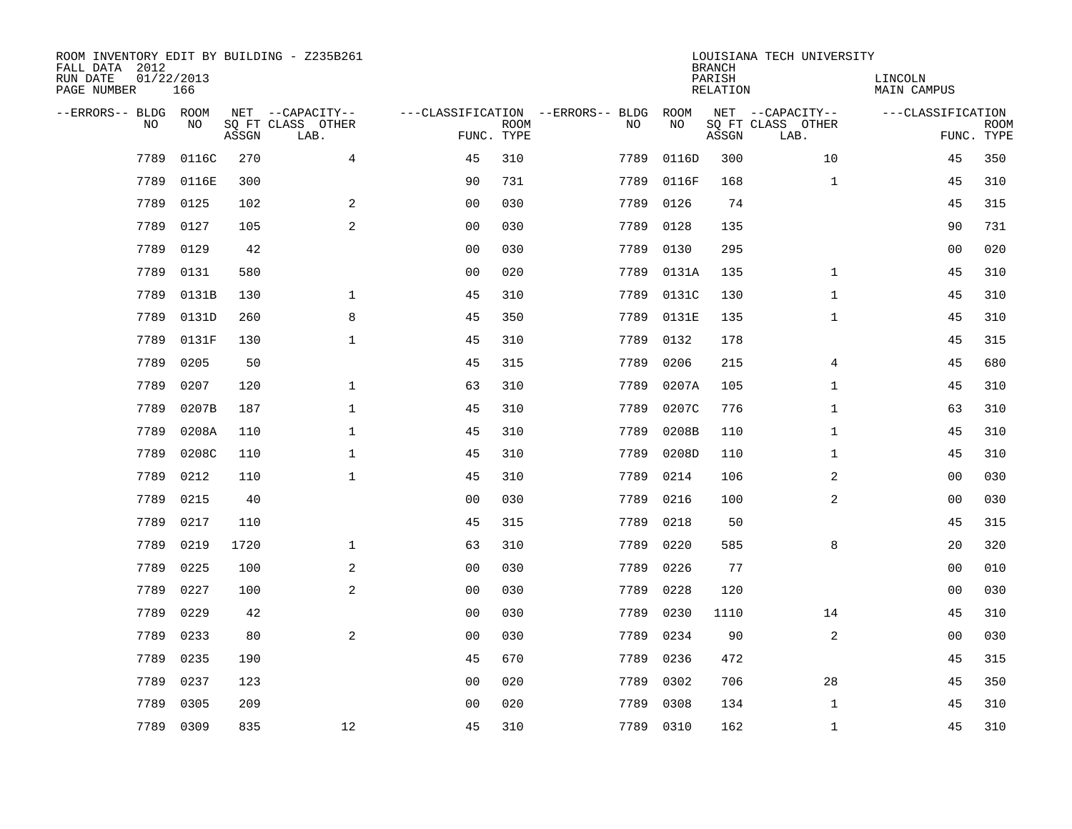ROOM INVENTORY EDIT BY BUILDING - Z235B261
FALL DATA 2012
RUN DATE 01/22/2013
PAGE NUMBER 166

LOUISIANA TECH UNIVERSITY
BRANCH
PARISH LINCOLN
RELATION MAIN CAMPUS

| --ERRORS-- | BLDG NO | ROOM NO | NET SQ FT ASSGN | --CAPACITY-- CLASS LAB. | OTHER | ---CLASSIFICATION FUNC. | ROOM TYPE | --ERRORS-- | BLDG NO | ROOM NO | NET SQ FT ASSGN | --CAPACITY-- CLASS LAB. | OTHER | ---CLASSIFICATION FUNC. | ROOM TYPE |
|---|---|---|---|---|---|---|---|---|---|---|---|---|---|---|---|
| | 7789 | 0116C | 270 | | 4 | 45 | 310 | | 7789 | 0116D | 300 | | 10 | 45 | 350 |
| | 7789 | 0116E | 300 | | | 90 | 731 | | 7789 | 0116F | 168 | | 1 | 45 | 310 |
| | 7789 | 0125 | 102 | | 2 | 00 | 030 | | 7789 | 0126 | 74 | | | 45 | 315 |
| | 7789 | 0127 | 105 | | 2 | 00 | 030 | | 7789 | 0128 | 135 | | | 90 | 731 |
| | 7789 | 0129 | 42 | | | 00 | 030 | | 7789 | 0130 | 295 | | | 00 | 020 |
| | 7789 | 0131 | 580 | | | 00 | 020 | | 7789 | 0131A | 135 | | 1 | 45 | 310 |
| | 7789 | 0131B | 130 | | 1 | 45 | 310 | | 7789 | 0131C | 130 | | 1 | 45 | 310 |
| | 7789 | 0131D | 260 | | 8 | 45 | 350 | | 7789 | 0131E | 135 | | 1 | 45 | 310 |
| | 7789 | 0131F | 130 | | 1 | 45 | 310 | | 7789 | 0132 | 178 | | | 45 | 315 |
| | 7789 | 0205 | 50 | | | 45 | 315 | | 7789 | 0206 | 215 | | 4 | 45 | 680 |
| | 7789 | 0207 | 120 | | 1 | 63 | 310 | | 7789 | 0207A | 105 | | 1 | 45 | 310 |
| | 7789 | 0207B | 187 | | 1 | 45 | 310 | | 7789 | 0207C | 776 | | 1 | 63 | 310 |
| | 7789 | 0208A | 110 | | 1 | 45 | 310 | | 7789 | 0208B | 110 | | 1 | 45 | 310 |
| | 7789 | 0208C | 110 | | 1 | 45 | 310 | | 7789 | 0208D | 110 | | 1 | 45 | 310 |
| | 7789 | 0212 | 110 | | 1 | 45 | 310 | | 7789 | 0214 | 106 | | 2 | 00 | 030 |
| | 7789 | 0215 | 40 | | | 00 | 030 | | 7789 | 0216 | 100 | | 2 | 00 | 030 |
| | 7789 | 0217 | 110 | | | 45 | 315 | | 7789 | 0218 | 50 | | | 45 | 315 |
| | 7789 | 0219 | 1720 | | 1 | 63 | 310 | | 7789 | 0220 | 585 | | 8 | 20 | 320 |
| | 7789 | 0225 | 100 | | 2 | 00 | 030 | | 7789 | 0226 | 77 | | | 00 | 010 |
| | 7789 | 0227 | 100 | | 2 | 00 | 030 | | 7789 | 0228 | 120 | | | 00 | 030 |
| | 7789 | 0229 | 42 | | | 00 | 030 | | 7789 | 0230 | 1110 | | 14 | 45 | 310 |
| | 7789 | 0233 | 80 | | 2 | 00 | 030 | | 7789 | 0234 | 90 | | 2 | 00 | 030 |
| | 7789 | 0235 | 190 | | | 45 | 670 | | 7789 | 0236 | 472 | | | 45 | 315 |
| | 7789 | 0237 | 123 | | | 00 | 020 | | 7789 | 0302 | 706 | | 28 | 45 | 350 |
| | 7789 | 0305 | 209 | | | 00 | 020 | | 7789 | 0308 | 134 | | 1 | 45 | 310 |
| | 7789 | 0309 | 835 | | 12 | 45 | 310 | | 7789 | 0310 | 162 | | 1 | 45 | 310 |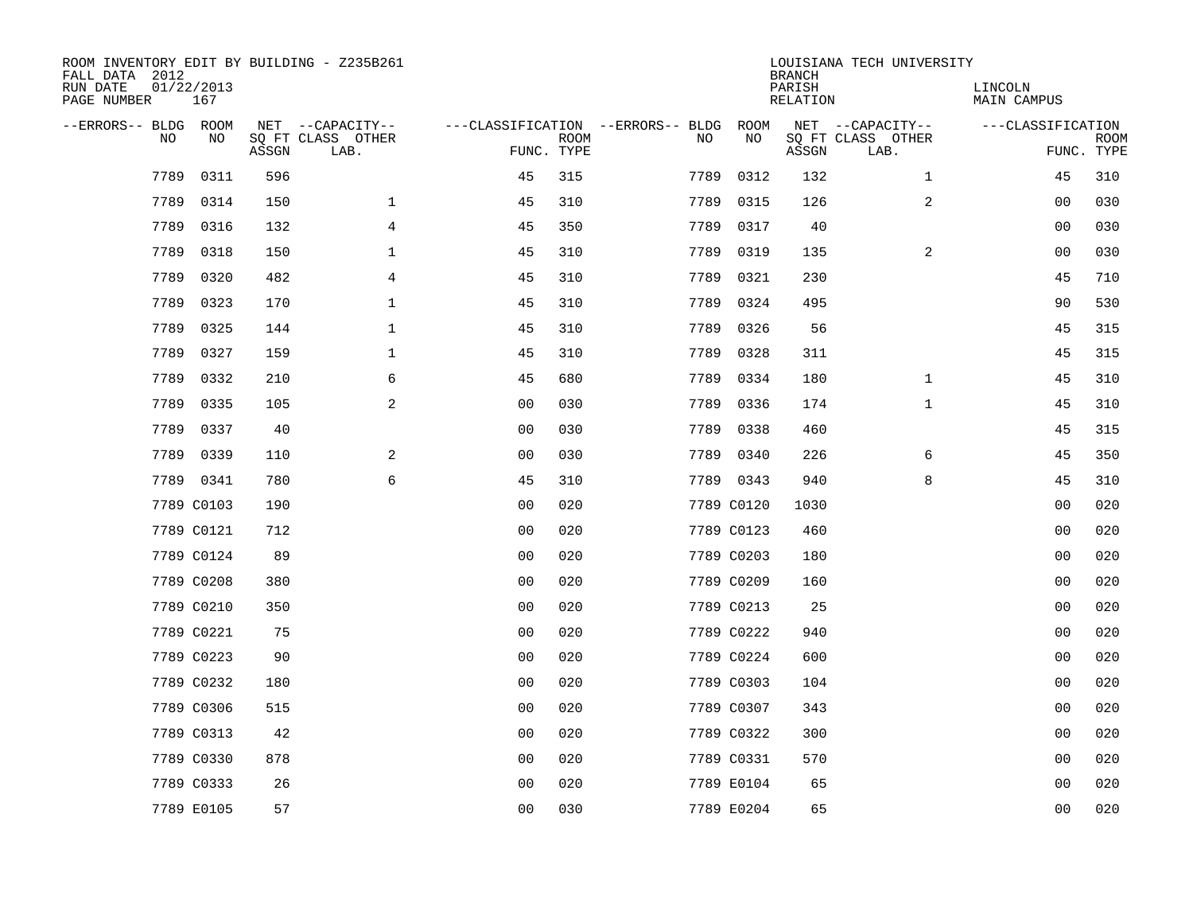ROOM INVENTORY EDIT BY BUILDING - Z235B261
FALL DATA 2012
RUN DATE 01/22/2013
PAGE NUMBER 167

LOUISIANA TECH UNIVERSITY
BRANCH
PARISH LINCOLN
RELATION MAIN CAMPUS

| --ERRORS-- | BLDG NO | ROOM NO | NET SQ FT ASSGN | --CAPACITY-- CLASS LAB. | OTHER | ---CLASSIFICATION FUNC. | ROOM TYPE | --ERRORS-- | BLDG NO | ROOM NO | NET SQ FT ASSGN | --CAPACITY-- CLASS LAB. | OTHER | ---CLASSIFICATION FUNC. | ROOM TYPE |
|---|---|---|---|---|---|---|---|---|---|---|---|---|---|---|---|
| | 7789 | 0311 | 596 | | | 45 | 315 | | 7789 | 0312 | 132 | | 1 | 45 | 310 |
| | 7789 | 0314 | 150 | | 1 | 45 | 310 | | 7789 | 0315 | 126 | | 2 | 00 | 030 |
| | 7789 | 0316 | 132 | | 4 | 45 | 350 | | 7789 | 0317 | 40 | | | 00 | 030 |
| | 7789 | 0318 | 150 | | 1 | 45 | 310 | | 7789 | 0319 | 135 | | 2 | 00 | 030 |
| | 7789 | 0320 | 482 | | 4 | 45 | 310 | | 7789 | 0321 | 230 | | | 45 | 710 |
| | 7789 | 0323 | 170 | | 1 | 45 | 310 | | 7789 | 0324 | 495 | | | 90 | 530 |
| | 7789 | 0325 | 144 | | 1 | 45 | 310 | | 7789 | 0326 | 56 | | | 45 | 315 |
| | 7789 | 0327 | 159 | | 1 | 45 | 310 | | 7789 | 0328 | 311 | | | 45 | 315 |
| | 7789 | 0332 | 210 | | 6 | 45 | 680 | | 7789 | 0334 | 180 | | 1 | 45 | 310 |
| | 7789 | 0335 | 105 | | 2 | 00 | 030 | | 7789 | 0336 | 174 | | 1 | 45 | 310 |
| | 7789 | 0337 | 40 | | | 00 | 030 | | 7789 | 0338 | 460 | | | 45 | 315 |
| | 7789 | 0339 | 110 | | 2 | 00 | 030 | | 7789 | 0340 | 226 | | 6 | 45 | 350 |
| | 7789 | 0341 | 780 | | 6 | 45 | 310 | | 7789 | 0343 | 940 | | 8 | 45 | 310 |
| | 7789 | C0103 | 190 | | | 00 | 020 | | 7789 | C0120 | 1030 | | | 00 | 020 |
| | 7789 | C0121 | 712 | | | 00 | 020 | | 7789 | C0123 | 460 | | | 00 | 020 |
| | 7789 | C0124 | 89 | | | 00 | 020 | | 7789 | C0203 | 180 | | | 00 | 020 |
| | 7789 | C0208 | 380 | | | 00 | 020 | | 7789 | C0209 | 160 | | | 00 | 020 |
| | 7789 | C0210 | 350 | | | 00 | 020 | | 7789 | C0213 | 25 | | | 00 | 020 |
| | 7789 | C0221 | 75 | | | 00 | 020 | | 7789 | C0222 | 940 | | | 00 | 020 |
| | 7789 | C0223 | 90 | | | 00 | 020 | | 7789 | C0224 | 600 | | | 00 | 020 |
| | 7789 | C0232 | 180 | | | 00 | 020 | | 7789 | C0303 | 104 | | | 00 | 020 |
| | 7789 | C0306 | 515 | | | 00 | 020 | | 7789 | C0307 | 343 | | | 00 | 020 |
| | 7789 | C0313 | 42 | | | 00 | 020 | | 7789 | C0322 | 300 | | | 00 | 020 |
| | 7789 | C0330 | 878 | | | 00 | 020 | | 7789 | C0331 | 570 | | | 00 | 020 |
| | 7789 | C0333 | 26 | | | 00 | 020 | | 7789 | E0104 | 65 | | | 00 | 020 |
| | 7789 | E0105 | 57 | | | 00 | 030 | | 7789 | E0204 | 65 | | | 00 | 020 |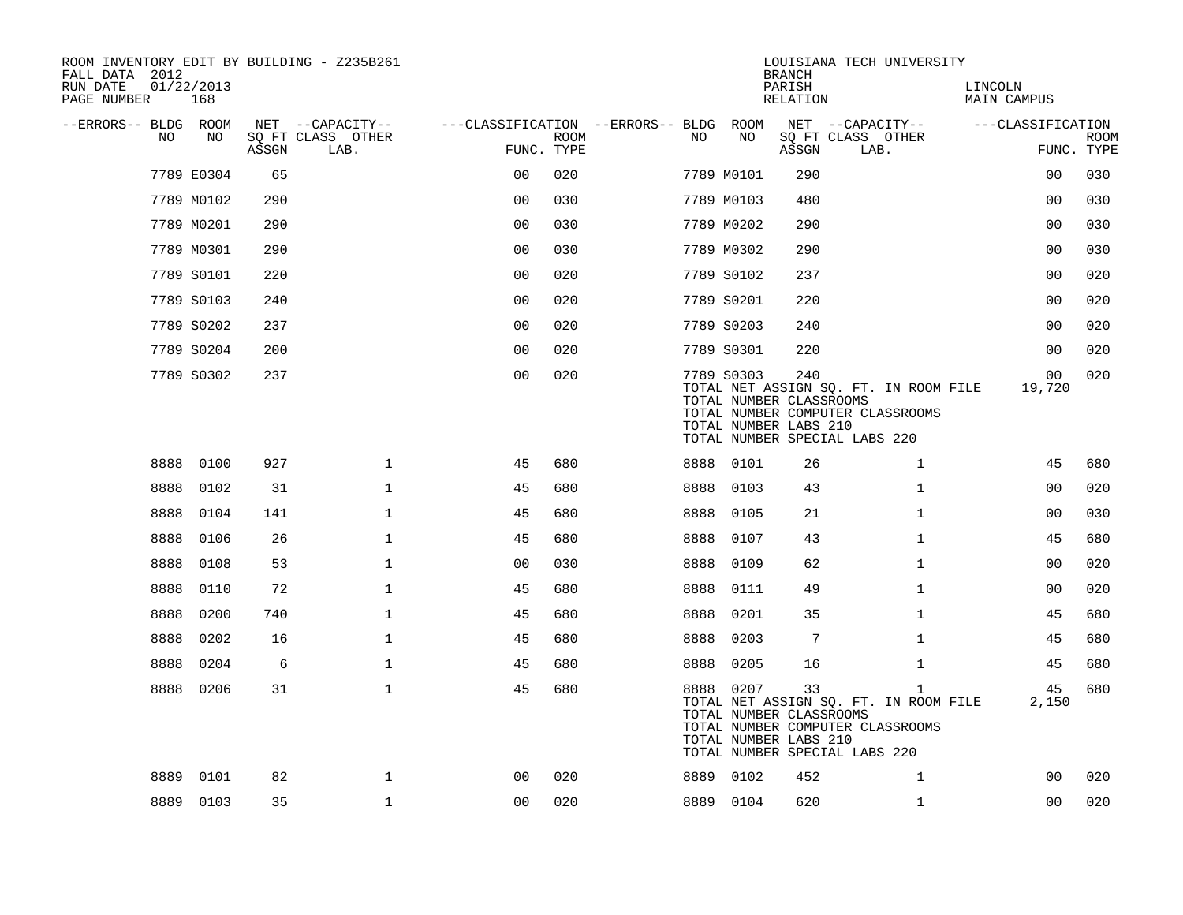ROOM INVENTORY EDIT BY BUILDING - Z235B261
FALL DATA 2012
RUN DATE 01/22/2013
PAGE NUMBER 168

LOUISIANA TECH UNIVERSITY
BRANCH
PARISH: LINCOLN
RELATION: MAIN CAMPUS

| --ERRORS-- | BLDG NO | ROOM NO | NET SQ FT ASSGN | CAPACITY CLASS LAB. | CAPACITY OTHER | CLASSIFICATION FUNC. | ROOM TYPE | --ERRORS-- | BLDG NO | ROOM NO | NET SQ FT ASSGN | CAPACITY CLASS LAB. | CAPACITY OTHER | CLASSIFICATION FUNC. | ROOM TYPE |
|---|---|---|---|---|---|---|---|---|---|---|---|---|---|---|---|
| | 7789 | E0304 | 65 | | | 00 | 020 | | 7789 | M0101 | 290 | | | 00 | 030 |
| | 7789 | M0102 | 290 | | | 00 | 030 | | 7789 | M0103 | 480 | | | 00 | 030 |
| | 7789 | M0201 | 290 | | | 00 | 030 | | 7789 | M0202 | 290 | | | 00 | 030 |
| | 7789 | M0301 | 290 | | | 00 | 030 | | 7789 | M0302 | 290 | | | 00 | 030 |
| | 7789 | S0101 | 220 | | | 00 | 020 | | 7789 | S0102 | 237 | | | 00 | 020 |
| | 7789 | S0103 | 240 | | | 00 | 020 | | 7789 | S0201 | 220 | | | 00 | 020 |
| | 7789 | S0202 | 237 | | | 00 | 020 | | 7789 | S0203 | 240 | | | 00 | 020 |
| | 7789 | S0204 | 200 | | | 00 | 020 | | 7789 | S0301 | 220 | | | 00 | 020 |
| | 7789 | S0302 | 237 | | | 00 | 020 | | 7789 | S0303 | 240 | | | 00 | 020 |

TOTAL NET ASSIGN SQ. FT. IN ROOM FILE 19,720
TOTAL NUMBER CLASSROOMS
TOTAL NUMBER COMPUTER CLASSROOMS
TOTAL NUMBER LABS 210
TOTAL NUMBER SPECIAL LABS 220

| --ERRORS-- | BLDG NO | ROOM NO | NET SQ FT ASSGN | CAPACITY CLASS LAB. | CAPACITY OTHER | CLASSIFICATION FUNC. | ROOM TYPE | --ERRORS-- | BLDG NO | ROOM NO | NET SQ FT ASSGN | CAPACITY CLASS LAB. | CAPACITY OTHER | CLASSIFICATION FUNC. | ROOM TYPE |
|---|---|---|---|---|---|---|---|---|---|---|---|---|---|---|---|
| | 8888 | 0100 | 927 | | 1 | 45 | 680 | | 8888 | 0101 | 26 | | 1 | 45 | 680 |
| | 8888 | 0102 | 31 | | 1 | 45 | 680 | | 8888 | 0103 | 43 | | 1 | 00 | 020 |
| | 8888 | 0104 | 141 | | 1 | 45 | 680 | | 8888 | 0105 | 21 | | 1 | 00 | 030 |
| | 8888 | 0106 | 26 | | 1 | 45 | 680 | | 8888 | 0107 | 43 | | 1 | 45 | 680 |
| | 8888 | 0108 | 53 | | 1 | 00 | 030 | | 8888 | 0109 | 62 | | 1 | 00 | 020 |
| | 8888 | 0110 | 72 | | 1 | 45 | 680 | | 8888 | 0111 | 49 | | 1 | 00 | 020 |
| | 8888 | 0200 | 740 | | 1 | 45 | 680 | | 8888 | 0201 | 35 | | 1 | 45 | 680 |
| | 8888 | 0202 | 16 | | 1 | 45 | 680 | | 8888 | 0203 | 7 | | 1 | 45 | 680 |
| | 8888 | 0204 | 6 | | 1 | 45 | 680 | | 8888 | 0205 | 16 | | 1 | 45 | 680 |
| | 8888 | 0206 | 31 | | 1 | 45 | 680 | | 8888 | 0207 | 33 | | 1 | 45 | 680 |

TOTAL NET ASSIGN SQ. FT. IN ROOM FILE 2,150
TOTAL NUMBER CLASSROOMS
TOTAL NUMBER COMPUTER CLASSROOMS
TOTAL NUMBER LABS 210
TOTAL NUMBER SPECIAL LABS 220

| --ERRORS-- | BLDG NO | ROOM NO | NET SQ FT ASSGN | CAPACITY CLASS LAB. | CAPACITY OTHER | CLASSIFICATION FUNC. | ROOM TYPE | --ERRORS-- | BLDG NO | ROOM NO | NET SQ FT ASSGN | CAPACITY CLASS LAB. | CAPACITY OTHER | CLASSIFICATION FUNC. | ROOM TYPE |
|---|---|---|---|---|---|---|---|---|---|---|---|---|---|---|---|
| | 8889 | 0101 | 82 | | 1 | 00 | 020 | | 8889 | 0102 | 452 | | 1 | 00 | 020 |
| | 8889 | 0103 | 35 | | 1 | 00 | 020 | | 8889 | 0104 | 620 | | 1 | 00 | 020 |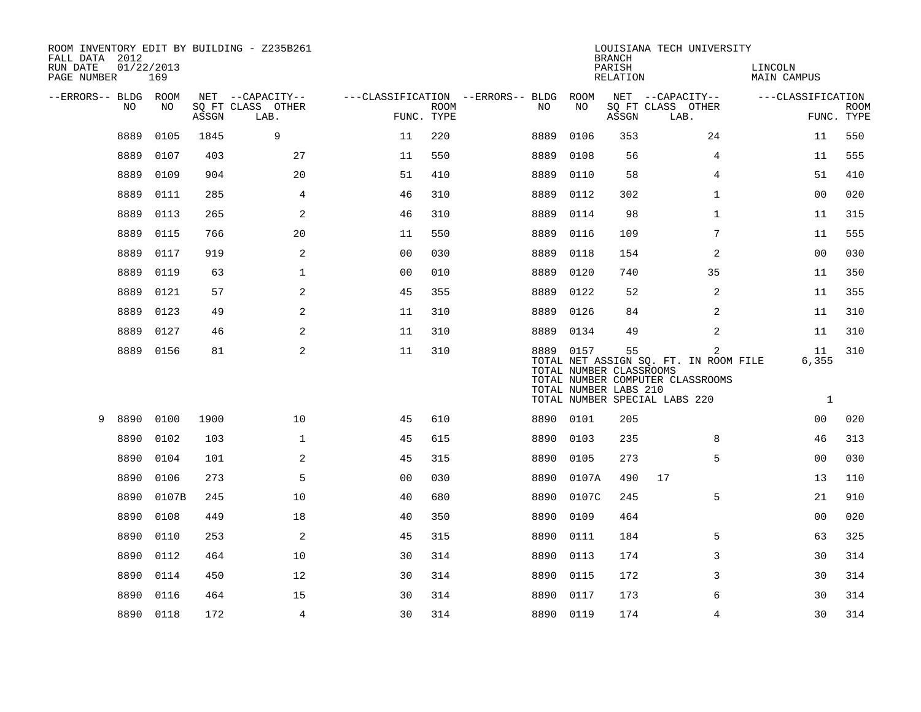ROOM INVENTORY EDIT BY BUILDING - Z235B261
FALL DATA 2012
RUN DATE 01/22/2013
PAGE NUMBER 169

LOUISIANA TECH UNIVERSITY
BRANCH
PARISH LINCOLN
RELATION MAIN CAMPUS

| --ERRORS-- | BLDG NO | ROOM NO | NET ASSGN SQ FT | CAPACITY CLASS LAB. | CAPACITY OTHER | CLASSIFICATION FUNC. | ROOM TYPE | --ERRORS-- | BLDG NO | ROOM NO | NET ASSGN SQ FT | CAPACITY CLASS LAB. | CAPACITY OTHER | CLASSIFICATION FUNC. | ROOM TYPE |
|---|---|---|---|---|---|---|---|---|---|---|---|---|---|---|---|
| | 8889 | 0105 | 1845 | 9 | | 11 | 220 | | 8889 | 0106 | 353 | | 24 | 11 | 550 |
| | 8889 | 0107 | 403 | | 27 | 11 | 550 | | 8889 | 0108 | 56 | | 4 | 11 | 555 |
| | 8889 | 0109 | 904 | | 20 | 51 | 410 | | 8889 | 0110 | 58 | | 4 | 51 | 410 |
| | 8889 | 0111 | 285 | | 4 | 46 | 310 | | 8889 | 0112 | 302 | | 1 | 00 | 020 |
| | 8889 | 0113 | 265 | | 2 | 46 | 310 | | 8889 | 0114 | 98 | | 1 | 11 | 315 |
| | 8889 | 0115 | 766 | | 20 | 11 | 550 | | 8889 | 0116 | 109 | | 7 | 11 | 555 |
| | 8889 | 0117 | 919 | | 2 | 00 | 030 | | 8889 | 0118 | 154 | | 2 | 00 | 030 |
| | 8889 | 0119 | 63 | | 1 | 00 | 010 | | 8889 | 0120 | 740 | | 35 | 11 | 350 |
| | 8889 | 0121 | 57 | | 2 | 45 | 355 | | 8889 | 0122 | 52 | | 2 | 11 | 355 |
| | 8889 | 0123 | 49 | | 2 | 11 | 310 | | 8889 | 0126 | 84 | | 2 | 11 | 310 |
| | 8889 | 0127 | 46 | | 2 | 11 | 310 | | 8889 | 0134 | 49 | | 2 | 11 | 310 |
| | 8889 | 0156 | 81 | | 2 | 11 | 310 | | 8889 | 0157 | 55 | | 2 | 11 | 310 |
| | | | | | | | | | TOTAL NET ASSIGN SQ. FT. IN ROOM FILE | | | | | 6,355 | |
| | | | | | | | | | TOTAL NUMBER CLASSROOMS | | | | | | |
| | | | | | | | | | TOTAL NUMBER COMPUTER CLASSROOMS | | | | | | |
| | | | | | | | | | TOTAL NUMBER LABS 210 | | | | | | |
| | | | | | | | | | TOTAL NUMBER SPECIAL LABS 220 | | | | | 1 | |
| 9 | 8890 | 0100 | 1900 | | 10 | 45 | 610 | | 8890 | 0101 | 205 | | | 00 | 020 |
| | 8890 | 0102 | 103 | | 1 | 45 | 615 | | 8890 | 0103 | 235 | | 8 | 46 | 313 |
| | 8890 | 0104 | 101 | | 2 | 45 | 315 | | 8890 | 0105 | 273 | | 5 | 00 | 030 |
| | 8890 | 0106 | 273 | | 5 | 00 | 030 | | 8890 | 0107A | 490 | 17 | | 13 | 110 |
| | 8890 | 0107B | 245 | | 10 | 40 | 680 | | 8890 | 0107C | 245 | | 5 | 21 | 910 |
| | 8890 | 0108 | 449 | | 18 | 40 | 350 | | 8890 | 0109 | 464 | | | 00 | 020 |
| | 8890 | 0110 | 253 | | 2 | 45 | 315 | | 8890 | 0111 | 184 | | 5 | 63 | 325 |
| | 8890 | 0112 | 464 | | 10 | 30 | 314 | | 8890 | 0113 | 174 | | 3 | 30 | 314 |
| | 8890 | 0114 | 450 | | 12 | 30 | 314 | | 8890 | 0115 | 172 | | 3 | 30 | 314 |
| | 8890 | 0116 | 464 | | 15 | 30 | 314 | | 8890 | 0117 | 173 | | 6 | 30 | 314 |
| | 8890 | 0118 | 172 | | 4 | 30 | 314 | | 8890 | 0119 | 174 | | 4 | 30 | 314 |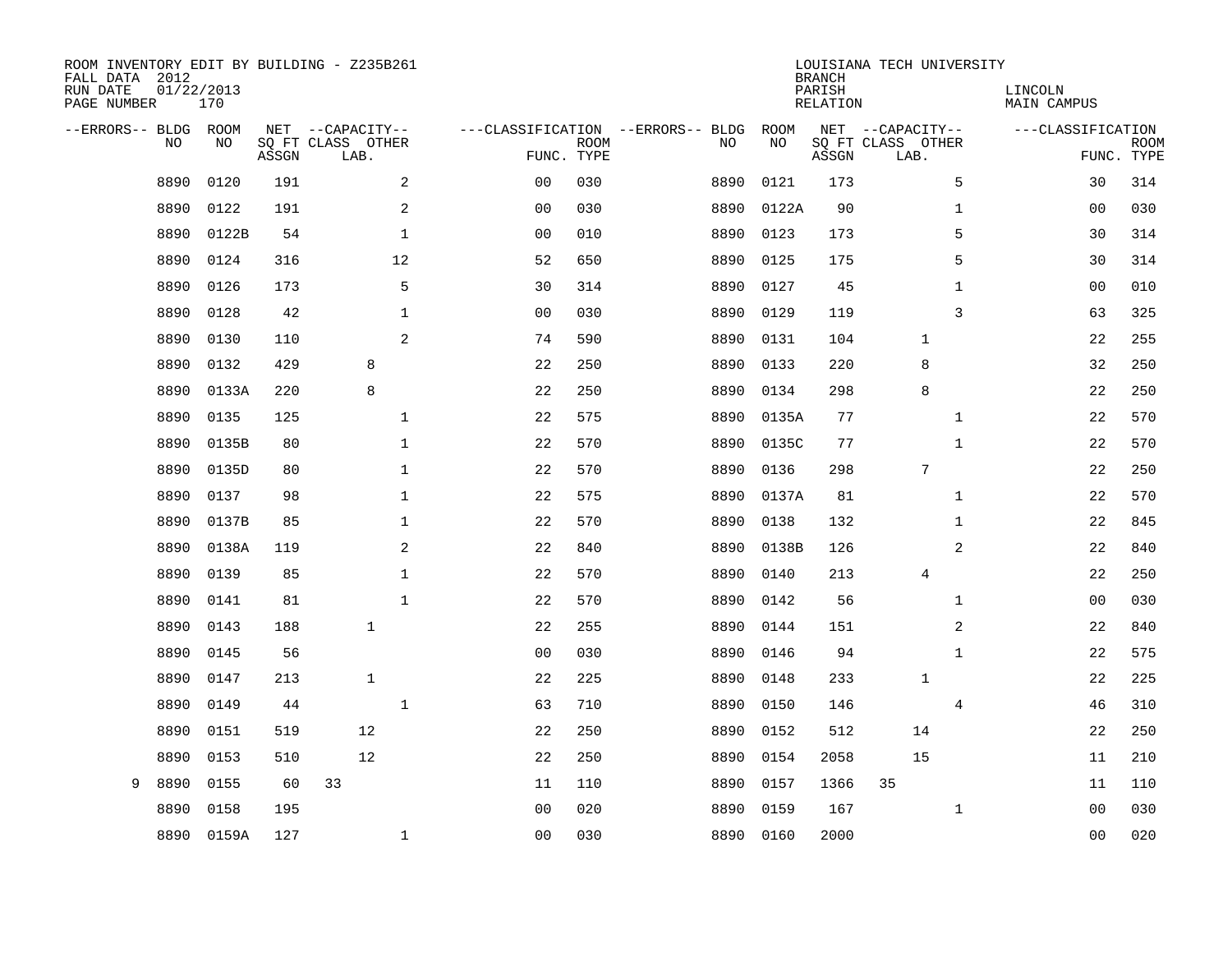ROOM INVENTORY EDIT BY BUILDING - Z235B261
FALL DATA 2012
RUN DATE 01/22/2013
PAGE NUMBER 170

LOUISIANA TECH UNIVERSITY
BRANCH
PARISH LINCOLN
RELATION MAIN CAMPUS

| --ERRORS-- | BLDG NO | ROOM NO | NET SQ FT ASSGN | CAPACITY CLASS LAB. | CAPACITY OTHER | CLASSIFICATION FUNC. | ROOM TYPE | --ERRORS-- | BLDG NO | ROOM NO | NET SQ FT ASSGN | CAPACITY CLASS LAB. | CAPACITY OTHER | CLASSIFICATION FUNC. | ROOM TYPE |
|---|---|---|---|---|---|---|---|---|---|---|---|---|---|---|---|
| | 8890 | 0120 | 191 | | 2 | 00 | 030 | | 8890 | 0121 | 173 | | 5 | 30 | 314 |
| | 8890 | 0122 | 191 | | 2 | 00 | 030 | | 8890 | 0122A | 90 | | 1 | 00 | 030 |
| | 8890 | 0122B | 54 | | 1 | 00 | 010 | | 8890 | 0123 | 173 | | 5 | 30 | 314 |
| | 8890 | 0124 | 316 | | 12 | 52 | 650 | | 8890 | 0125 | 175 | | 5 | 30 | 314 |
| | 8890 | 0126 | 173 | | 5 | 30 | 314 | | 8890 | 0127 | 45 | | 1 | 00 | 010 |
| | 8890 | 0128 | 42 | | 1 | 00 | 030 | | 8890 | 0129 | 119 | | 3 | 63 | 325 |
| | 8890 | 0130 | 110 | | 2 | 74 | 590 | | 8890 | 0131 | 104 | 1 | | 22 | 255 |
| | 8890 | 0132 | 429 | 8 | | 22 | 250 | | 8890 | 0133 | 220 | 8 | | 32 | 250 |
| | 8890 | 0133A | 220 | 8 | | 22 | 250 | | 8890 | 0134 | 298 | 8 | | 22 | 250 |
| | 8890 | 0135 | 125 | | 1 | 22 | 575 | | 8890 | 0135A | 77 | | 1 | 22 | 570 |
| | 8890 | 0135B | 80 | | 1 | 22 | 570 | | 8890 | 0135C | 77 | | 1 | 22 | 570 |
| | 8890 | 0135D | 80 | | 1 | 22 | 570 | | 8890 | 0136 | 298 | 7 | | 22 | 250 |
| | 8890 | 0137 | 98 | | 1 | 22 | 575 | | 8890 | 0137A | 81 | | 1 | 22 | 570 |
| | 8890 | 0137B | 85 | | 1 | 22 | 570 | | 8890 | 0138 | 132 | | 1 | 22 | 845 |
| | 8890 | 0138A | 119 | | 2 | 22 | 840 | | 8890 | 0138B | 126 | | 2 | 22 | 840 |
| | 8890 | 0139 | 85 | | 1 | 22 | 570 | | 8890 | 0140 | 213 | 4 | | 22 | 250 |
| | 8890 | 0141 | 81 | | 1 | 22 | 570 | | 8890 | 0142 | 56 | | 1 | 00 | 030 |
| | 8890 | 0143 | 188 | 1 | | 22 | 255 | | 8890 | 0144 | 151 | | 2 | 22 | 840 |
| | 8890 | 0145 | 56 | | | 00 | 030 | | 8890 | 0146 | 94 | | 1 | 22 | 575 |
| | 8890 | 0147 | 213 | 1 | | 22 | 225 | | 8890 | 0148 | 233 | 1 | | 22 | 225 |
| | 8890 | 0149 | 44 | | 1 | 63 | 710 | | 8890 | 0150 | 146 | | 4 | 46 | 310 |
| | 8890 | 0151 | 519 | 12 | | 22 | 250 | | 8890 | 0152 | 512 | 14 | | 22 | 250 |
| | 8890 | 0153 | 510 | 12 | | 22 | 250 | | 8890 | 0154 | 2058 | 15 | | 11 | 210 |
| 9 | 8890 | 0155 | 60 | 33 | | 11 | 110 | | 8890 | 0157 | 1366 | 35 | | 11 | 110 |
| | 8890 | 0158 | 195 | | | 00 | 020 | | 8890 | 0159 | 167 | | 1 | 00 | 030 |
| | 8890 | 0159A | 127 | | 1 | 00 | 030 | | 8890 | 0160 | 2000 | | | 00 | 020 |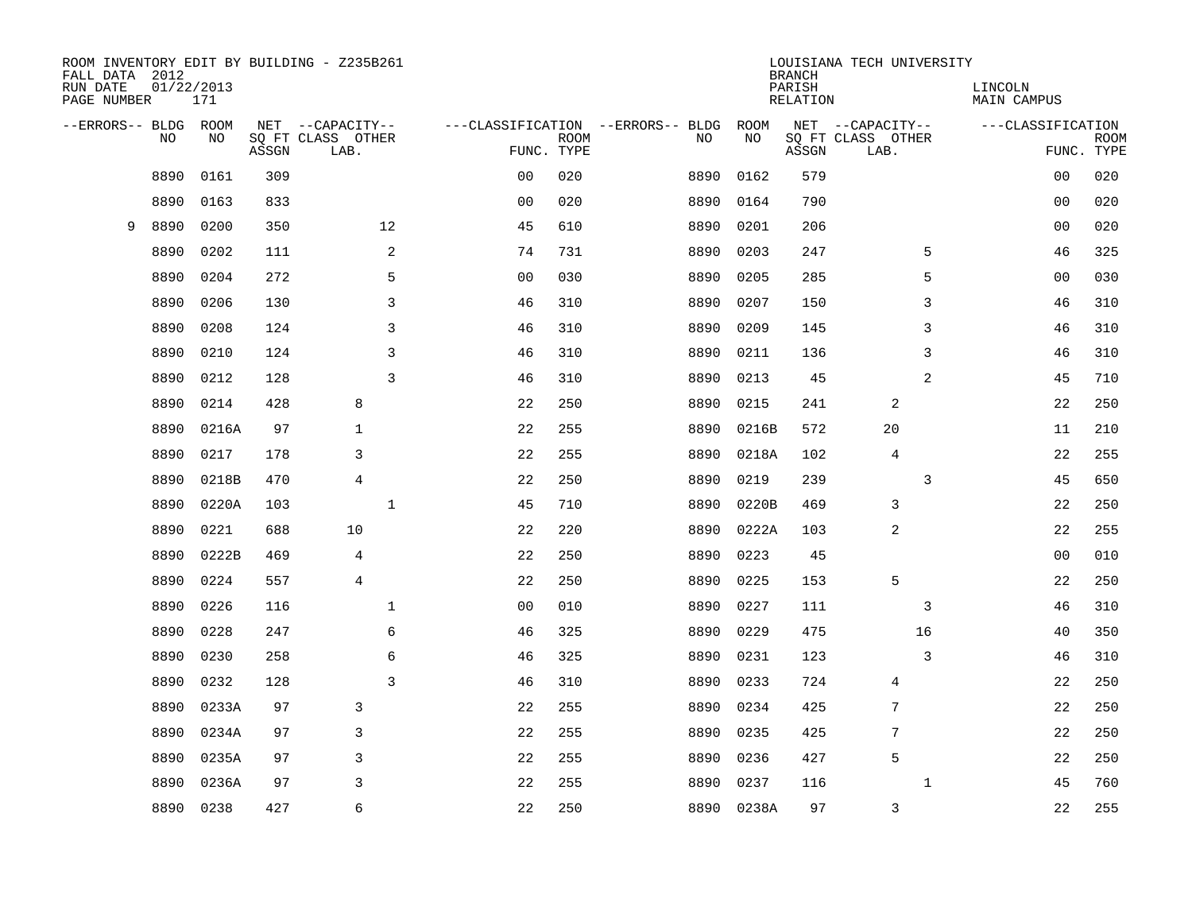ROOM INVENTORY EDIT BY BUILDING - Z235B261
FALL DATA 2012
RUN DATE 01/22/2013
PAGE NUMBER 171

LOUISIANA TECH UNIVERSITY
BRANCH
PARISH LINCOLN
RELATION MAIN CAMPUS

| --ERRORS-- | BLDG NO | ROOM NO | NET SQ FT ASSGN | --CAPACITY-- CLASS LAB. | OTHER | ---CLASSIFICATION FUNC. | ROOM TYPE | --ERRORS-- | BLDG NO | ROOM NO | NET SQ FT ASSGN | --CAPACITY-- CLASS LAB. | OTHER | ---CLASSIFICATION FUNC. | ROOM TYPE |
|---|---|---|---|---|---|---|---|---|---|---|---|---|---|---|---|
| | 8890 | 0161 | 309 | | | 00 | 020 | | 8890 | 0162 | 579 | | | 00 | 020 |
| | 8890 | 0163 | 833 | | | 00 | 020 | | 8890 | 0164 | 790 | | | 00 | 020 |
| 9 | 8890 | 0200 | 350 | | 12 | 45 | 610 | | 8890 | 0201 | 206 | | | 00 | 020 |
| | 8890 | 0202 | 111 | | 2 | 74 | 731 | | 8890 | 0203 | 247 | | 5 | 46 | 325 |
| | 8890 | 0204 | 272 | | 5 | 00 | 030 | | 8890 | 0205 | 285 | | 5 | 00 | 030 |
| | 8890 | 0206 | 130 | | 3 | 46 | 310 | | 8890 | 0207 | 150 | | 3 | 46 | 310 |
| | 8890 | 0208 | 124 | | 3 | 46 | 310 | | 8890 | 0209 | 145 | | 3 | 46 | 310 |
| | 8890 | 0210 | 124 | | 3 | 46 | 310 | | 8890 | 0211 | 136 | | 3 | 46 | 310 |
| | 8890 | 0212 | 128 | | 3 | 46 | 310 | | 8890 | 0213 | 45 | | 2 | 45 | 710 |
| | 8890 | 0214 | 428 | 8 | | 22 | 250 | | 8890 | 0215 | 241 | 2 | | 22 | 250 |
| | 8890 | 0216A | 97 | 1 | | 22 | 255 | | 8890 | 0216B | 572 | 20 | | 11 | 210 |
| | 8890 | 0217 | 178 | 3 | | 22 | 255 | | 8890 | 0218A | 102 | 4 | | 22 | 255 |
| | 8890 | 0218B | 470 | 4 | | 22 | 250 | | 8890 | 0219 | 239 | | 3 | 45 | 650 |
| | 8890 | 0220A | 103 | | 1 | 45 | 710 | | 8890 | 0220B | 469 | 3 | | 22 | 250 |
| | 8890 | 0221 | 688 | 10 | | 22 | 220 | | 8890 | 0222A | 103 | 2 | | 22 | 255 |
| | 8890 | 0222B | 469 | 4 | | 22 | 250 | | 8890 | 0223 | 45 | | | 00 | 010 |
| | 8890 | 0224 | 557 | 4 | | 22 | 250 | | 8890 | 0225 | 153 | 5 | | 22 | 250 |
| | 8890 | 0226 | 116 | | 1 | 00 | 010 | | 8890 | 0227 | 111 | | 3 | 46 | 310 |
| | 8890 | 0228 | 247 | | 6 | 46 | 325 | | 8890 | 0229 | 475 | | 16 | 40 | 350 |
| | 8890 | 0230 | 258 | | 6 | 46 | 325 | | 8890 | 0231 | 123 | | 3 | 46 | 310 |
| | 8890 | 0232 | 128 | | 3 | 46 | 310 | | 8890 | 0233 | 724 | 4 | | 22 | 250 |
| | 8890 | 0233A | 97 | 3 | | 22 | 255 | | 8890 | 0234 | 425 | 7 | | 22 | 250 |
| | 8890 | 0234A | 97 | 3 | | 22 | 255 | | 8890 | 0235 | 425 | 7 | | 22 | 250 |
| | 8890 | 0235A | 97 | 3 | | 22 | 255 | | 8890 | 0236 | 427 | 5 | | 22 | 250 |
| | 8890 | 0236A | 97 | 3 | | 22 | 255 | | 8890 | 0237 | 116 | | 1 | 45 | 760 |
| | 8890 | 0238 | 427 | 6 | | 22 | 250 | | 8890 | 0238A | 97 | 3 | | 22 | 255 |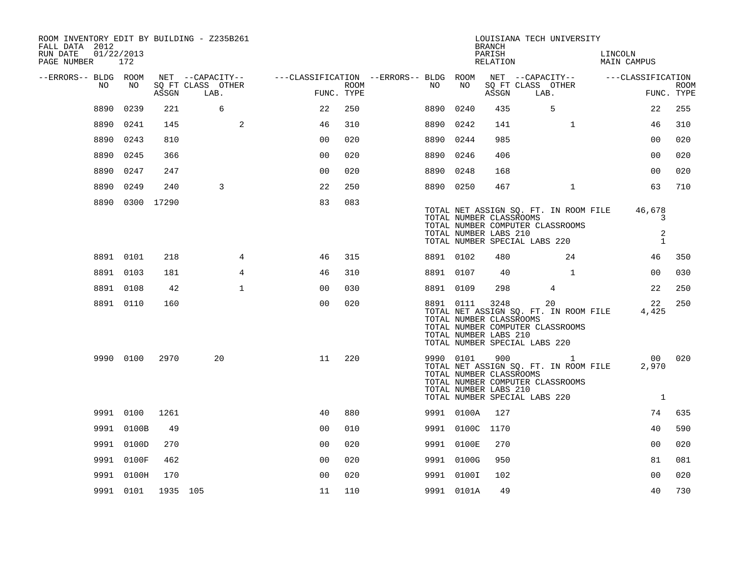ROOM INVENTORY EDIT BY BUILDING - Z235B261
FALL DATA 2012
RUN DATE 01/22/2013

LOUISIANA TECH UNIVERSITY
BRANCH
PARISH LINCOLN
RELATION MAIN CAMPUS

| --ERRORS-- | BLDG NO | ROOM NO | NET SQ FT ASSGN | CAPACITY CLASS LAB. | CAPACITY OTHER | CLASSIFICATION FUNC. | ROOM TYPE | --ERRORS-- | BLDG NO | ROOM NO | NET SQ FT ASSGN | CAPACITY CLASS LAB. | CAPACITY OTHER | CLASSIFICATION FUNC. | ROOM TYPE |
|---|---|---|---|---|---|---|---|---|---|---|---|---|---|---|---|
| | 8890 | 0239 | 221 | 6 | | 22 | 250 | | 8890 | 0240 | 435 | 5 | | 22 | 255 |
| | 8890 | 0241 | 145 | | 2 | 46 | 310 | | 8890 | 0242 | 141 | | 1 | 46 | 310 |
| | 8890 | 0243 | 810 | | | 00 | 020 | | 8890 | 0244 | 985 | | | 00 | 020 |
| | 8890 | 0245 | 366 | | | 00 | 020 | | 8890 | 0246 | 406 | | | 00 | 020 |
| | 8890 | 0247 | 247 | | | 00 | 020 | | 8890 | 0248 | 168 | | | 00 | 020 |
| | 8890 | 0249 | 240 | 3 | | 22 | 250 | | 8890 | 0250 | 467 | | 1 | 63 | 710 |
| | 8890 | 0300 | 17290 | | | 83 | 083 | | | | | | | | |

TOTAL NET ASSIGN SQ. FT. IN ROOM FILE 46,678
TOTAL NUMBER CLASSROOMS 3
TOTAL NUMBER COMPUTER CLASSROOMS
TOTAL NUMBER LABS 210 2
TOTAL NUMBER SPECIAL LABS 220 1

| --ERRORS-- | BLDG NO | ROOM NO | NET SQ FT ASSGN | CAPACITY CLASS LAB. | CAPACITY OTHER | CLASSIFICATION FUNC. | ROOM TYPE | --ERRORS-- | BLDG NO | ROOM NO | NET SQ FT ASSGN | CAPACITY CLASS LAB. | CAPACITY OTHER | CLASSIFICATION FUNC. | ROOM TYPE |
|---|---|---|---|---|---|---|---|---|---|---|---|---|---|---|---|
| | 8891 | 0101 | 218 | | 4 | 46 | 315 | | 8891 | 0102 | 480 | | 24 | 46 | 350 |
| | 8891 | 0103 | 181 | | 4 | 46 | 310 | | 8891 | 0107 | 40 | | 1 | 00 | 030 |
| | 8891 | 0108 | 42 | | 1 | 00 | 030 | | 8891 | 0109 | 298 | 4 | | 22 | 250 |
| | 8891 | 0110 | 160 | | | 00 | 020 | | 8891 | 0111 | 3248 | 20 | | 22 | 250 |

TOTAL NET ASSIGN SQ. FT. IN ROOM FILE 4,425
TOTAL NUMBER CLASSROOMS
TOTAL NUMBER COMPUTER CLASSROOMS
TOTAL NUMBER LABS 210
TOTAL NUMBER SPECIAL LABS 220

| --ERRORS-- | BLDG NO | ROOM NO | NET SQ FT ASSGN | CAPACITY CLASS LAB. | CAPACITY OTHER | CLASSIFICATION FUNC. | ROOM TYPE | --ERRORS-- | BLDG NO | ROOM NO | NET SQ FT ASSGN | CAPACITY CLASS LAB. | CAPACITY OTHER | CLASSIFICATION FUNC. | ROOM TYPE |
|---|---|---|---|---|---|---|---|---|---|---|---|---|---|---|---|
| | 9990 | 0100 | 2970 | 20 | | 11 | 220 | | 9990 | 0101 | 900 | | 1 | 00 | 020 |

TOTAL NET ASSIGN SQ. FT. IN ROOM FILE 2,970
TOTAL NUMBER CLASSROOMS
TOTAL NUMBER COMPUTER CLASSROOMS
TOTAL NUMBER LABS 210
TOTAL NUMBER SPECIAL LABS 220 1

| --ERRORS-- | BLDG NO | ROOM NO | NET SQ FT ASSGN | CAPACITY CLASS LAB. | CAPACITY OTHER | CLASSIFICATION FUNC. | ROOM TYPE | --ERRORS-- | BLDG NO | ROOM NO | NET SQ FT ASSGN | CAPACITY CLASS LAB. | CAPACITY OTHER | CLASSIFICATION FUNC. | ROOM TYPE |
|---|---|---|---|---|---|---|---|---|---|---|---|---|---|---|---|
| | 9991 | 0100 | 1261 | | | 40 | 880 | | 9991 | 0100A | 127 | | | 74 | 635 |
| | 9991 | 0100B | 49 | | | 00 | 010 | | 9991 | 0100C | 1170 | | | 40 | 590 |
| | 9991 | 0100D | 270 | | | 00 | 020 | | 9991 | 0100E | 270 | | | 00 | 020 |
| | 9991 | 0100F | 462 | | | 00 | 020 | | 9991 | 0100G | 950 | | | 81 | 081 |
| | 9991 | 0100H | 170 | | | 00 | 020 | | 9991 | 0100I | 102 | | | 00 | 020 |
| | 9991 | 0101 | 1935 | 105 | | 11 | 110 | | 9991 | 0101A | 49 | | | 40 | 730 |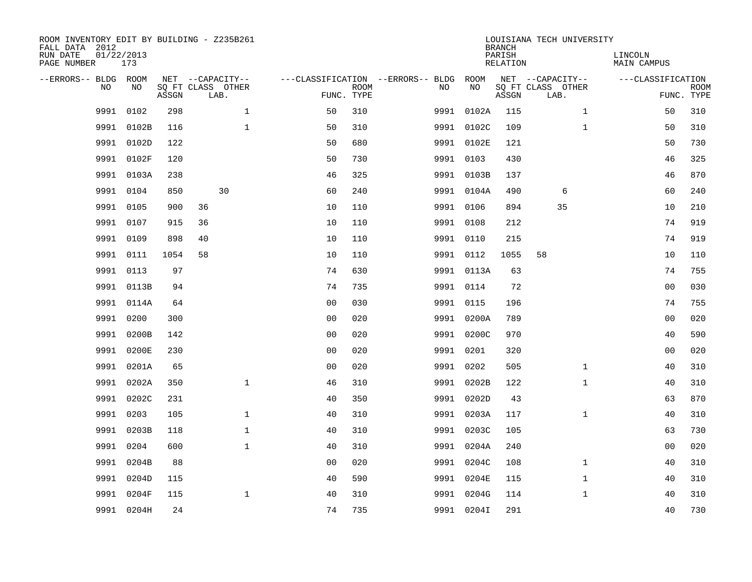ROOM INVENTORY EDIT BY BUILDING - Z235B261
FALL DATA 2012
RUN DATE 01/22/2013
PAGE NUMBER 173

LOUISIANA TECH UNIVERSITY
BRANCH
PARISH LINCOLN
RELATION MAIN CAMPUS

| --ERRORS-- | BLDG NO | ROOM NO | NET SQ FT ASSGN | CAPACITY CLASS | CAPACITY OTHER LAB. | CLASSIFICATION FUNC. | ROOM TYPE | --ERRORS-- | BLDG NO | ROOM NO | NET SQ FT ASSGN | CAPACITY CLASS | CAPACITY OTHER LAB. | CLASSIFICATION FUNC. | ROOM TYPE |
|---|---|---|---|---|---|---|---|---|---|---|---|---|---|---|---|
| | 9991 | 0102 | 298 | | 1 | 50 | 310 | | 9991 | 0102A | 115 | | 1 | 50 | 310 |
| | 9991 | 0102B | 116 | | 1 | 50 | 310 | | 9991 | 0102C | 109 | | 1 | 50 | 310 |
| | 9991 | 0102D | 122 | | | 50 | 680 | | 9991 | 0102E | 121 | | | 50 | 730 |
| | 9991 | 0102F | 120 | | | 50 | 730 | | 9991 | 0103 | 430 | | | 46 | 325 |
| | 9991 | 0103A | 238 | | | 46 | 325 | | 9991 | 0103B | 137 | | | 46 | 870 |
| | 9991 | 0104 | 850 | | 30 | 60 | 240 | | 9991 | 0104A | 490 | | 6 | 60 | 240 |
| | 9991 | 0105 | 900 | 36 | | 10 | 110 | | 9991 | 0106 | 894 | | 35 | 10 | 210 |
| | 9991 | 0107 | 915 | 36 | | 10 | 110 | | 9991 | 0108 | 212 | | | 74 | 919 |
| | 9991 | 0109 | 898 | 40 | | 10 | 110 | | 9991 | 0110 | 215 | | | 74 | 919 |
| | 9991 | 0111 | 1054 | 58 | | 10 | 110 | | 9991 | 0112 | 1055 | 58 | | 10 | 110 |
| | 9991 | 0113 | 97 | | | 74 | 630 | | 9991 | 0113A | 63 | | | 74 | 755 |
| | 9991 | 0113B | 94 | | | 74 | 735 | | 9991 | 0114 | 72 | | | 00 | 030 |
| | 9991 | 0114A | 64 | | | 00 | 030 | | 9991 | 0115 | 196 | | | 74 | 755 |
| | 9991 | 0200 | 300 | | | 00 | 020 | | 9991 | 0200A | 789 | | | 00 | 020 |
| | 9991 | 0200B | 142 | | | 00 | 020 | | 9991 | 0200C | 970 | | | 40 | 590 |
| | 9991 | 0200E | 230 | | | 00 | 020 | | 9991 | 0201 | 320 | | | 00 | 020 |
| | 9991 | 0201A | 65 | | | 00 | 020 | | 9991 | 0202 | 505 | | 1 | 40 | 310 |
| | 9991 | 0202A | 350 | | 1 | 46 | 310 | | 9991 | 0202B | 122 | | 1 | 40 | 310 |
| | 9991 | 0202C | 231 | | | 40 | 350 | | 9991 | 0202D | 43 | | | 63 | 870 |
| | 9991 | 0203 | 105 | | 1 | 40 | 310 | | 9991 | 0203A | 117 | | 1 | 40 | 310 |
| | 9991 | 0203B | 118 | | 1 | 40 | 310 | | 9991 | 0203C | 105 | | | 63 | 730 |
| | 9991 | 0204 | 600 | | 1 | 40 | 310 | | 9991 | 0204A | 240 | | | 00 | 020 |
| | 9991 | 0204B | 88 | | | 00 | 020 | | 9991 | 0204C | 108 | | 1 | 40 | 310 |
| | 9991 | 0204D | 115 | | | 40 | 590 | | 9991 | 0204E | 115 | | 1 | 40 | 310 |
| | 9991 | 0204F | 115 | | 1 | 40 | 310 | | 9991 | 0204G | 114 | | 1 | 40 | 310 |
| | 9991 | 0204H | 24 | | | 74 | 735 | | 9991 | 0204I | 291 | | | 40 | 730 |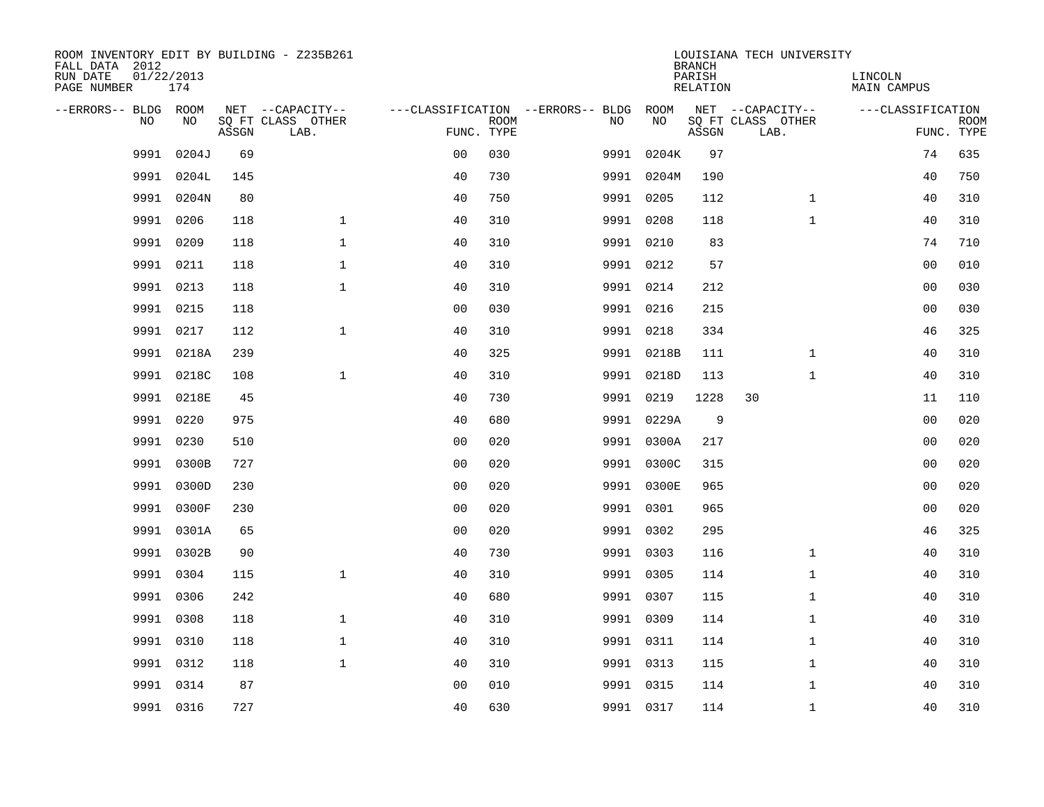ROOM INVENTORY EDIT BY BUILDING - Z235B261
FALL DATA 2012
RUN DATE 01/22/2013
PAGE NUMBER 174

LOUISIANA TECH UNIVERSITY
BRANCH
PARISH LINCOLN
RELATION MAIN CAMPUS

| --ERRORS-- | BLDG NO | ROOM NO | NET SQ FT ASSGN | --CAPACITY-- CLASS LAB. | OTHER | ---CLASSIFICATION FUNC. | ROOM TYPE | --ERRORS-- | BLDG NO | ROOM NO | NET SQ FT ASSGN | --CAPACITY-- CLASS LAB. | OTHER | ---CLASSIFICATION FUNC. | ROOM TYPE |
|---|---|---|---|---|---|---|---|---|---|---|---|---|---|---|---|
| | 9991 | 0204J | 69 | | | 00 | 030 | | 9991 | 0204K | 97 | | | 74 | 635 |
| | 9991 | 0204L | 145 | | | 40 | 730 | | 9991 | 0204M | 190 | | | 40 | 750 |
| | 9991 | 0204N | 80 | | | 40 | 750 | | 9991 | 0205 | 112 | | 1 | 40 | 310 |
| | 9991 | 0206 | 118 | | 1 | 40 | 310 | | 9991 | 0208 | 118 | | 1 | 40 | 310 |
| | 9991 | 0209 | 118 | | 1 | 40 | 310 | | 9991 | 0210 | 83 | | | 74 | 710 |
| | 9991 | 0211 | 118 | | 1 | 40 | 310 | | 9991 | 0212 | 57 | | | 00 | 010 |
| | 9991 | 0213 | 118 | | 1 | 40 | 310 | | 9991 | 0214 | 212 | | | 00 | 030 |
| | 9991 | 0215 | 118 | | | 00 | 030 | | 9991 | 0216 | 215 | | | 00 | 030 |
| | 9991 | 0217 | 112 | | 1 | 40 | 310 | | 9991 | 0218 | 334 | | | 46 | 325 |
| | 9991 | 0218A | 239 | | | 40 | 325 | | 9991 | 0218B | 111 | | 1 | 40 | 310 |
| | 9991 | 0218C | 108 | | 1 | 40 | 310 | | 9991 | 0218D | 113 | | 1 | 40 | 310 |
| | 9991 | 0218E | 45 | | | 40 | 730 | | 9991 | 0219 | 1228 | 30 | | 11 | 110 |
| | 9991 | 0220 | 975 | | | 40 | 680 | | 9991 | 0229A | 9 | | | 00 | 020 |
| | 9991 | 0230 | 510 | | | 00 | 020 | | 9991 | 0300A | 217 | | | 00 | 020 |
| | 9991 | 0300B | 727 | | | 00 | 020 | | 9991 | 0300C | 315 | | | 00 | 020 |
| | 9991 | 0300D | 230 | | | 00 | 020 | | 9991 | 0300E | 965 | | | 00 | 020 |
| | 9991 | 0300F | 230 | | | 00 | 020 | | 9991 | 0301 | 965 | | | 00 | 020 |
| | 9991 | 0301A | 65 | | | 00 | 020 | | 9991 | 0302 | 295 | | | 46 | 325 |
| | 9991 | 0302B | 90 | | | 40 | 730 | | 9991 | 0303 | 116 | | 1 | 40 | 310 |
| | 9991 | 0304 | 115 | | 1 | 40 | 310 | | 9991 | 0305 | 114 | | 1 | 40 | 310 |
| | 9991 | 0306 | 242 | | | 40 | 680 | | 9991 | 0307 | 115 | | 1 | 40 | 310 |
| | 9991 | 0308 | 118 | | 1 | 40 | 310 | | 9991 | 0309 | 114 | | 1 | 40 | 310 |
| | 9991 | 0310 | 118 | | 1 | 40 | 310 | | 9991 | 0311 | 114 | | 1 | 40 | 310 |
| | 9991 | 0312 | 118 | | 1 | 40 | 310 | | 9991 | 0313 | 115 | | 1 | 40 | 310 |
| | 9991 | 0314 | 87 | | | 00 | 010 | | 9991 | 0315 | 114 | | 1 | 40 | 310 |
| | 9991 | 0316 | 727 | | | 40 | 630 | | 9991 | 0317 | 114 | | 1 | 40 | 310 |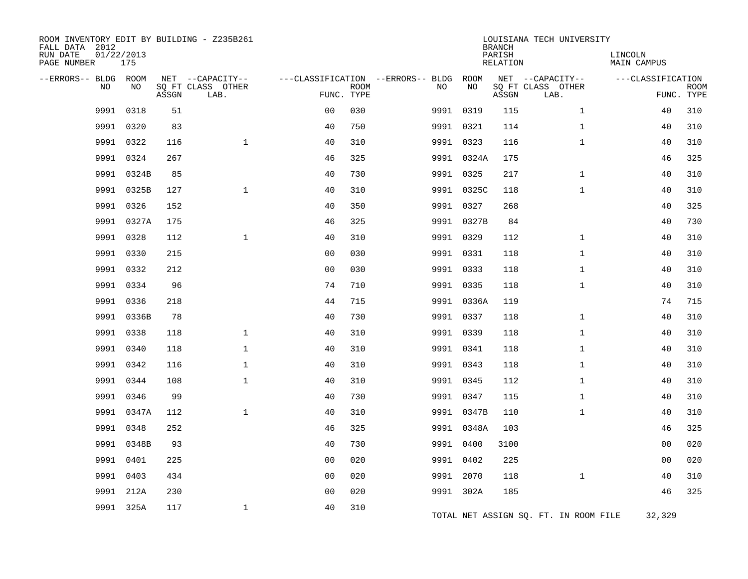ROOM INVENTORY EDIT BY BUILDING - Z235B261
FALL DATA 2012
RUN DATE 01/22/2013
PAGE NUMBER 175

LOUISIANA TECH UNIVERSITY
BRANCH
PARISH LINCOLN
RELATION MAIN CAMPUS

| --ERRORS-- | BLDG NO | ROOM NO | NET SQ FT ASSGN | --CAPACITY-- CLASS LAB. | OTHER | ---CLASSIFICATION FUNC. | ROOM TYPE | --ERRORS-- | BLDG NO | ROOM NO | NET SQ FT ASSGN | --CAPACITY-- CLASS LAB. | OTHER | ---CLASSIFICATION FUNC. | ROOM TYPE |
|---|---|---|---|---|---|---|---|---|---|---|---|---|---|---|---|
| | 9991 | 0318 | 51 | | | 00 | 030 | | 9991 | 0319 | 115 | | 1 | 40 | 310 |
| | 9991 | 0320 | 83 | | | 40 | 750 | | 9991 | 0321 | 114 | | 1 | 40 | 310 |
| | 9991 | 0322 | 116 | | 1 | 40 | 310 | | 9991 | 0323 | 116 | | 1 | 40 | 310 |
| | 9991 | 0324 | 267 | | | 46 | 325 | | 9991 | 0324A | 175 | | | 46 | 325 |
| | 9991 | 0324B | 85 | | | 40 | 730 | | 9991 | 0325 | 217 | | 1 | 40 | 310 |
| | 9991 | 0325B | 127 | | 1 | 40 | 310 | | 9991 | 0325C | 118 | | 1 | 40 | 310 |
| | 9991 | 0326 | 152 | | | 40 | 350 | | 9991 | 0327 | 268 | | | 40 | 325 |
| | 9991 | 0327A | 175 | | | 46 | 325 | | 9991 | 0327B | 84 | | | 40 | 730 |
| | 9991 | 0328 | 112 | | 1 | 40 | 310 | | 9991 | 0329 | 112 | | 1 | 40 | 310 |
| | 9991 | 0330 | 215 | | | 00 | 030 | | 9991 | 0331 | 118 | | 1 | 40 | 310 |
| | 9991 | 0332 | 212 | | | 00 | 030 | | 9991 | 0333 | 118 | | 1 | 40 | 310 |
| | 9991 | 0334 | 96 | | | 74 | 710 | | 9991 | 0335 | 118 | | 1 | 40 | 310 |
| | 9991 | 0336 | 218 | | | 44 | 715 | | 9991 | 0336A | 119 | | | 74 | 715 |
| | 9991 | 0336B | 78 | | | 40 | 730 | | 9991 | 0337 | 118 | | 1 | 40 | 310 |
| | 9991 | 0338 | 118 | | 1 | 40 | 310 | | 9991 | 0339 | 118 | | 1 | 40 | 310 |
| | 9991 | 0340 | 118 | | 1 | 40 | 310 | | 9991 | 0341 | 118 | | 1 | 40 | 310 |
| | 9991 | 0342 | 116 | | 1 | 40 | 310 | | 9991 | 0343 | 118 | | 1 | 40 | 310 |
| | 9991 | 0344 | 108 | | 1 | 40 | 310 | | 9991 | 0345 | 112 | | 1 | 40 | 310 |
| | 9991 | 0346 | 99 | | | 40 | 730 | | 9991 | 0347 | 115 | | 1 | 40 | 310 |
| | 9991 | 0347A | 112 | | 1 | 40 | 310 | | 9991 | 0347B | 110 | | 1 | 40 | 310 |
| | 9991 | 0348 | 252 | | | 46 | 325 | | 9991 | 0348A | 103 | | | 46 | 325 |
| | 9991 | 0348B | 93 | | | 40 | 730 | | 9991 | 0400 | 3100 | | | 00 | 020 |
| | 9991 | 0401 | 225 | | | 00 | 020 | | 9991 | 0402 | 225 | | | 00 | 020 |
| | 9991 | 0403 | 434 | | | 00 | 020 | | 9991 | 2070 | 118 | | 1 | 40 | 310 |
| | 9991 | 212A | 230 | | | 00 | 020 | | 9991 | 302A | 185 | | | 46 | 325 |
| | 9991 | 325A | 117 | | 1 | 40 | 310 | | | | | | | | |

TOTAL NET ASSIGN SQ. FT. IN ROOM FILE 32,329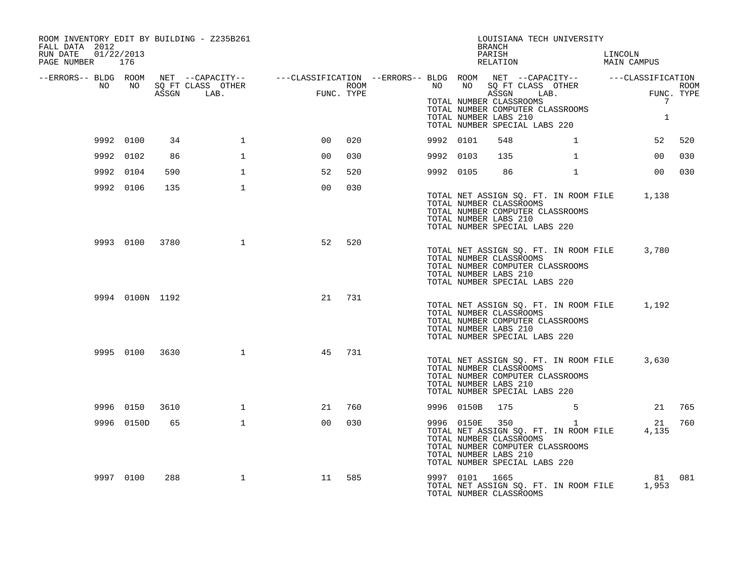ROOM INVENTORY EDIT BY BUILDING - Z235B261
FALL DATA 2012
RUN DATE 01/22/2013
PAGE NUMBER 176

LOUISIANA TECH UNIVERSITY
BRANCH
PARISH LINCOLN
RELATION MAIN CAMPUS

| --ERRORS-- | BLDG NO | ROOM NO | NET SQ FT ASSGN | --CAPACITY-- CLASS LAB. | OTHER | ---CLASSIFICATION FUNC. | ROOM TYPE | --ERRORS-- | BLDG NO | ROOM NO | NET SQ FT ASSGN | --CAPACITY-- CLASS LAB. | OTHER | ---CLASSIFICATION FUNC. | ROOM TYPE |
|---|---|---|---|---|---|---|---|---|---|---|---|---|---|---|---|
| | | | | | | | | | TOTAL NUMBER CLASSROOMS | | | | | 7 | |
| | | | | | | | | | TOTAL NUMBER COMPUTER CLASSROOMS | | | | | | |
| | | | | | | | | | TOTAL NUMBER LABS 210 | | | | | 1 | |
| | | | | | | | | | TOTAL NUMBER SPECIAL LABS 220 | | | | | | |
| | 9992 | 0100 | 34 | | 1 | 00 | 020 | | 9992 | 0101 | 548 | | 1 | 52 | 520 |
| | 9992 | 0102 | 86 | | 1 | 00 | 030 | | 9992 | 0103 | 135 | | 1 | 00 | 030 |
| | 9992 | 0104 | 590 | | 1 | 52 | 520 | | 9992 | 0105 | 86 | | 1 | 00 | 030 |
| | 9992 | 0106 | 135 | | 1 | 00 | 030 | | | | | | | | |
| | | | | | | | | | TOTAL NET ASSIGN SQ. FT. IN ROOM FILE | | | | | 1,138 | |
| | | | | | | | | | TOTAL NUMBER CLASSROOMS | | | | | | |
| | | | | | | | | | TOTAL NUMBER COMPUTER CLASSROOMS | | | | | | |
| | | | | | | | | | TOTAL NUMBER LABS 210 | | | | | | |
| | | | | | | | | | TOTAL NUMBER SPECIAL LABS 220 | | | | | | |
| | 9993 | 0100 | 3780 | | 1 | 52 | 520 | | | | | | | | |
| | | | | | | | | | TOTAL NET ASSIGN SQ. FT. IN ROOM FILE | | | | | 3,780 | |
| | | | | | | | | | TOTAL NUMBER CLASSROOMS | | | | | | |
| | | | | | | | | | TOTAL NUMBER COMPUTER CLASSROOMS | | | | | | |
| | | | | | | | | | TOTAL NUMBER LABS 210 | | | | | | |
| | | | | | | | | | TOTAL NUMBER SPECIAL LABS 220 | | | | | | |
| | 9994 | 0100N | 1192 | | | 21 | 731 | | | | | | | | |
| | | | | | | | | | TOTAL NET ASSIGN SQ. FT. IN ROOM FILE | | | | | 1,192 | |
| | | | | | | | | | TOTAL NUMBER CLASSROOMS | | | | | | |
| | | | | | | | | | TOTAL NUMBER COMPUTER CLASSROOMS | | | | | | |
| | | | | | | | | | TOTAL NUMBER LABS 210 | | | | | | |
| | | | | | | | | | TOTAL NUMBER SPECIAL LABS 220 | | | | | | |
| | 9995 | 0100 | 3630 | | 1 | 45 | 731 | | | | | | | | |
| | | | | | | | | | TOTAL NET ASSIGN SQ. FT. IN ROOM FILE | | | | | 3,630 | |
| | | | | | | | | | TOTAL NUMBER CLASSROOMS | | | | | | |
| | | | | | | | | | TOTAL NUMBER COMPUTER CLASSROOMS | | | | | | |
| | | | | | | | | | TOTAL NUMBER LABS 210 | | | | | | |
| | | | | | | | | | TOTAL NUMBER SPECIAL LABS 220 | | | | | | |
| | 9996 | 0150 | 3610 | | 1 | 21 | 760 | | 9996 | 0150B | 175 | | 5 | 21 | 765 |
| | 9996 | 0150D | 65 | | 1 | 00 | 030 | | 9996 | 0150E | 350 | | 1 | 21 | 760 |
| | | | | | | | | | TOTAL NET ASSIGN SQ. FT. IN ROOM FILE | | | | | 4,135 | |
| | | | | | | | | | TOTAL NUMBER CLASSROOMS | | | | | | |
| | | | | | | | | | TOTAL NUMBER COMPUTER CLASSROOMS | | | | | | |
| | | | | | | | | | TOTAL NUMBER LABS 210 | | | | | | |
| | | | | | | | | | TOTAL NUMBER SPECIAL LABS 220 | | | | | | |
| | 9997 | 0100 | 288 | | 1 | 11 | 585 | | 9997 | 0101 | 1665 | | | 81 | 081 |
| | | | | | | | | | TOTAL NET ASSIGN SQ. FT. IN ROOM FILE | | | | | 1,953 | |
| | | | | | | | | | TOTAL NUMBER CLASSROOMS | | | | | | |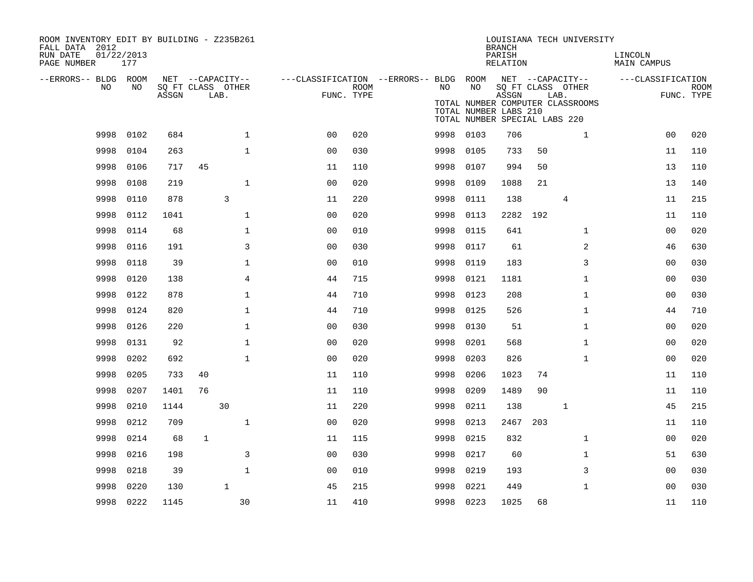ROOM INVENTORY EDIT BY BUILDING - Z235B261
FALL DATA 2012
RUN DATE 01/22/2013
PAGE NUMBER 177

LOUISIANA TECH UNIVERSITY
BRANCH
PARISH LINCOLN
RELATION MAIN CAMPUS

TOTAL NUMBER COMPUTER CLASSROOMS
TOTAL NUMBER LABS 210
TOTAL NUMBER SPECIAL LABS 220

| --ERRORS-- | BLDG NO | ROOM NO | NET SQ FT ASSGN | CAPACITY CLASS | CAPACITY LAB. | CAPACITY OTHER | CLASSIFICATION FUNC. | ROOM TYPE | --ERRORS-- | BLDG NO | ROOM NO | NET SQ FT ASSGN | CAPACITY CLASS | CAPACITY LAB. | CAPACITY OTHER | CLASSIFICATION FUNC. | ROOM TYPE |
|---|---|---|---|---|---|---|---|---|---|---|---|---|---|---|---|---|---|
| | 9998 | 0102 | 684 | | | 1 | 00 | 020 | | 9998 | 0103 | 706 | | | 1 | 00 | 020 |
| | 9998 | 0104 | 263 | | | 1 | 00 | 030 | | 9998 | 0105 | 733 | 50 | | | 11 | 110 |
| | 9998 | 0106 | 717 | 45 | | | 11 | 110 | | 9998 | 0107 | 994 | 50 | | | 13 | 110 |
| | 9998 | 0108 | 219 | | | 1 | 00 | 020 | | 9998 | 0109 | 1088 | 21 | | | 13 | 140 |
| | 9998 | 0110 | 878 | | 3 | | 11 | 220 | | 9998 | 0111 | 138 | | 4 | | 11 | 215 |
| | 9998 | 0112 | 1041 | | | 1 | 00 | 020 | | 9998 | 0113 | 2282 | 192 | | | 11 | 110 |
| | 9998 | 0114 | 68 | | | 1 | 00 | 010 | | 9998 | 0115 | 641 | | | 1 | 00 | 020 |
| | 9998 | 0116 | 191 | | | 3 | 00 | 030 | | 9998 | 0117 | 61 | | | 2 | 46 | 630 |
| | 9998 | 0118 | 39 | | | 1 | 00 | 010 | | 9998 | 0119 | 183 | | | 3 | 00 | 030 |
| | 9998 | 0120 | 138 | | | 4 | 44 | 715 | | 9998 | 0121 | 1181 | | | 1 | 00 | 030 |
| | 9998 | 0122 | 878 | | | 1 | 44 | 710 | | 9998 | 0123 | 208 | | | 1 | 00 | 030 |
| | 9998 | 0124 | 820 | | | 1 | 44 | 710 | | 9998 | 0125 | 526 | | | 1 | 44 | 710 |
| | 9998 | 0126 | 220 | | | 1 | 00 | 030 | | 9998 | 0130 | 51 | | | 1 | 00 | 020 |
| | 9998 | 0131 | 92 | | | 1 | 00 | 020 | | 9998 | 0201 | 568 | | | 1 | 00 | 020 |
| | 9998 | 0202 | 692 | | | 1 | 00 | 020 | | 9998 | 0203 | 826 | | | 1 | 00 | 020 |
| | 9998 | 0205 | 733 | 40 | | | 11 | 110 | | 9998 | 0206 | 1023 | 74 | | | 11 | 110 |
| | 9998 | 0207 | 1401 | 76 | | | 11 | 110 | | 9998 | 0209 | 1489 | 90 | | | 11 | 110 |
| | 9998 | 0210 | 1144 | | 30 | | 11 | 220 | | 9998 | 0211 | 138 | | 1 | | 45 | 215 |
| | 9998 | 0212 | 709 | | | 1 | 00 | 020 | | 9998 | 0213 | 2467 | 203 | | | 11 | 110 |
| | 9998 | 0214 | 68 | 1 | | | 11 | 115 | | 9998 | 0215 | 832 | | | 1 | 00 | 020 |
| | 9998 | 0216 | 198 | | | 3 | 00 | 030 | | 9998 | 0217 | 60 | | | 1 | 51 | 630 |
| | 9998 | 0218 | 39 | | | 1 | 00 | 010 | | 9998 | 0219 | 193 | | | 3 | 00 | 030 |
| | 9998 | 0220 | 130 | | 1 | | 45 | 215 | | 9998 | 0221 | 449 | | | 1 | 00 | 030 |
| | 9998 | 0222 | 1145 | | | 30 | 11 | 410 | | 9998 | 0223 | 1025 | 68 | | | 11 | 110 |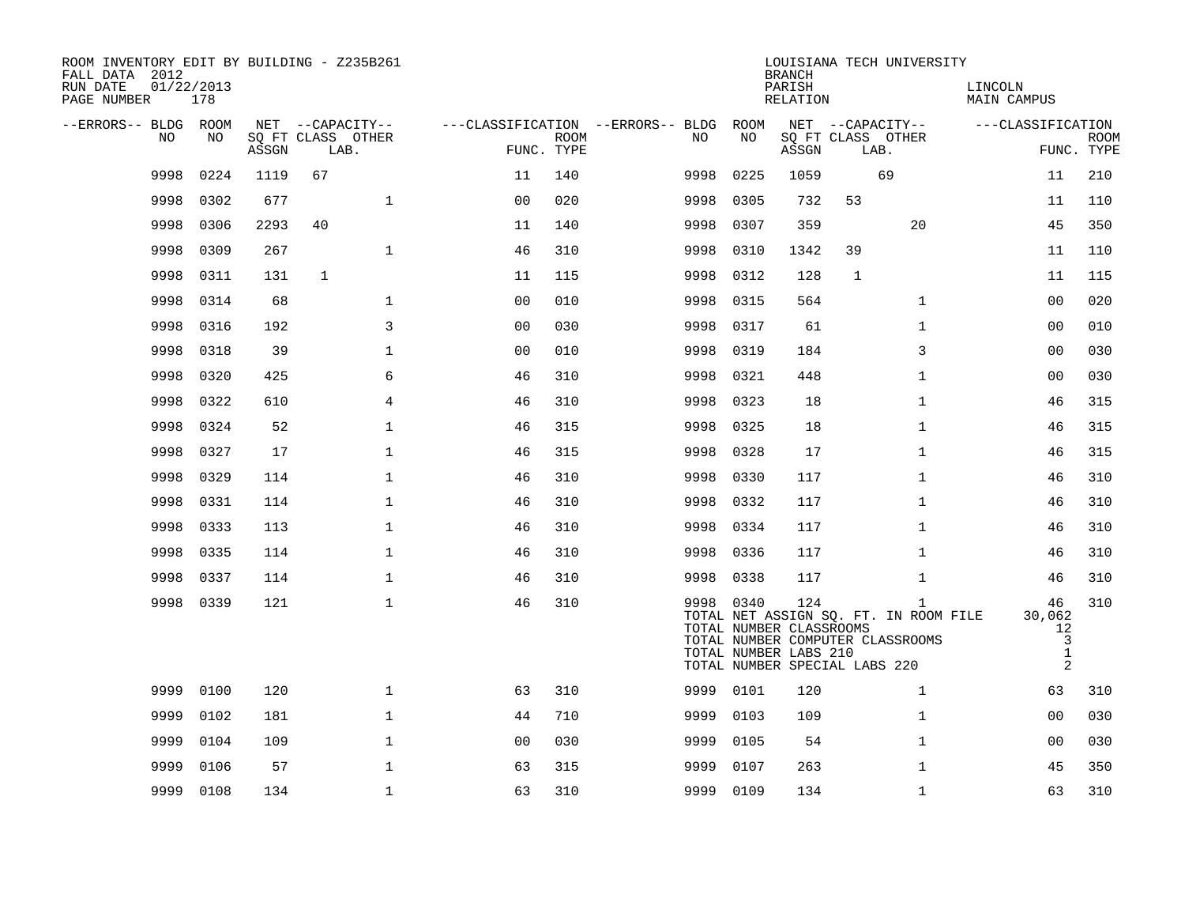ROOM INVENTORY EDIT BY BUILDING - Z235B261
FALL DATA 2012
RUN DATE 01/22/2013
PAGE NUMBER 178

LOUISIANA TECH UNIVERSITY
BRANCH
PARISH LINCOLN
RELATION MAIN CAMPUS

| --ERRORS-- | BLDG NO | ROOM NO | NET SQ FT ASSGN | CAPACITY CLASS LAB. | CAPACITY OTHER | CLASSIFICATION FUNC. | ROOM TYPE | --ERRORS-- | BLDG NO | ROOM NO | NET SQ FT ASSGN | CAPACITY CLASS LAB. | CAPACITY OTHER | CLASSIFICATION FUNC. | ROOM TYPE |
|---|---|---|---|---|---|---|---|---|---|---|---|---|---|---|---|
| | 9998 | 0224 | 1119 | 67 | | 11 | 140 | | 9998 | 0225 | 1059 | 69 | | 11 | 210 |
| | 9998 | 0302 | 677 | | 1 | 00 | 020 | | 9998 | 0305 | 732 | 53 | | 11 | 110 |
| | 9998 | 0306 | 2293 | 40 | | 11 | 140 | | 9998 | 0307 | 359 | | 20 | 45 | 350 |
| | 9998 | 0309 | 267 | | 1 | 46 | 310 | | 9998 | 0310 | 1342 | 39 | | 11 | 110 |
| | 9998 | 0311 | 131 | 1 | | 11 | 115 | | 9998 | 0312 | 128 | 1 | | 11 | 115 |
| | 9998 | 0314 | 68 | | 1 | 00 | 010 | | 9998 | 0315 | 564 | | 1 | 00 | 020 |
| | 9998 | 0316 | 192 | | 3 | 00 | 030 | | 9998 | 0317 | 61 | | 1 | 00 | 010 |
| | 9998 | 0318 | 39 | | 1 | 00 | 010 | | 9998 | 0319 | 184 | | 3 | 00 | 030 |
| | 9998 | 0320 | 425 | | 6 | 46 | 310 | | 9998 | 0321 | 448 | | 1 | 00 | 030 |
| | 9998 | 0322 | 610 | | 4 | 46 | 310 | | 9998 | 0323 | 18 | | 1 | 46 | 315 |
| | 9998 | 0324 | 52 | | 1 | 46 | 315 | | 9998 | 0325 | 18 | | 1 | 46 | 315 |
| | 9998 | 0327 | 17 | | 1 | 46 | 315 | | 9998 | 0328 | 17 | | 1 | 46 | 315 |
| | 9998 | 0329 | 114 | | 1 | 46 | 310 | | 9998 | 0330 | 117 | | 1 | 46 | 310 |
| | 9998 | 0331 | 114 | | 1 | 46 | 310 | | 9998 | 0332 | 117 | | 1 | 46 | 310 |
| | 9998 | 0333 | 113 | | 1 | 46 | 310 | | 9998 | 0334 | 117 | | 1 | 46 | 310 |
| | 9998 | 0335 | 114 | | 1 | 46 | 310 | | 9998 | 0336 | 117 | | 1 | 46 | 310 |
| | 9998 | 0337 | 114 | | 1 | 46 | 310 | | 9998 | 0338 | 117 | | 1 | 46 | 310 |
| | 9998 | 0339 | 121 | | 1 | 46 | 310 | | 9998 | 0340 | 124 | | 1 | 46 | 310 |

TOTAL NET ASSIGN SQ. FT. IN ROOM FILE 30,062
TOTAL NUMBER CLASSROOMS 12
TOTAL NUMBER COMPUTER CLASSROOMS 3
TOTAL NUMBER LABS 210 1
TOTAL NUMBER SPECIAL LABS 220 2

| --ERRORS-- | BLDG NO | ROOM NO | NET SQ FT ASSGN | CAPACITY CLASS LAB. | CAPACITY OTHER | CLASSIFICATION FUNC. | ROOM TYPE | --ERRORS-- | BLDG NO | ROOM NO | NET SQ FT ASSGN | CAPACITY CLASS LAB. | CAPACITY OTHER | CLASSIFICATION FUNC. | ROOM TYPE |
|---|---|---|---|---|---|---|---|---|---|---|---|---|---|---|---|
| | 9999 | 0100 | 120 | | 1 | 63 | 310 | | 9999 | 0101 | 120 | | 1 | 63 | 310 |
| | 9999 | 0102 | 181 | | 1 | 44 | 710 | | 9999 | 0103 | 109 | | 1 | 00 | 030 |
| | 9999 | 0104 | 109 | | 1 | 00 | 030 | | 9999 | 0105 | 54 | | 1 | 00 | 030 |
| | 9999 | 0106 | 57 | | 1 | 63 | 315 | | 9999 | 0107 | 263 | | 1 | 45 | 350 |
| | 9999 | 0108 | 134 | | 1 | 63 | 310 | | 9999 | 0109 | 134 | | 1 | 63 | 310 |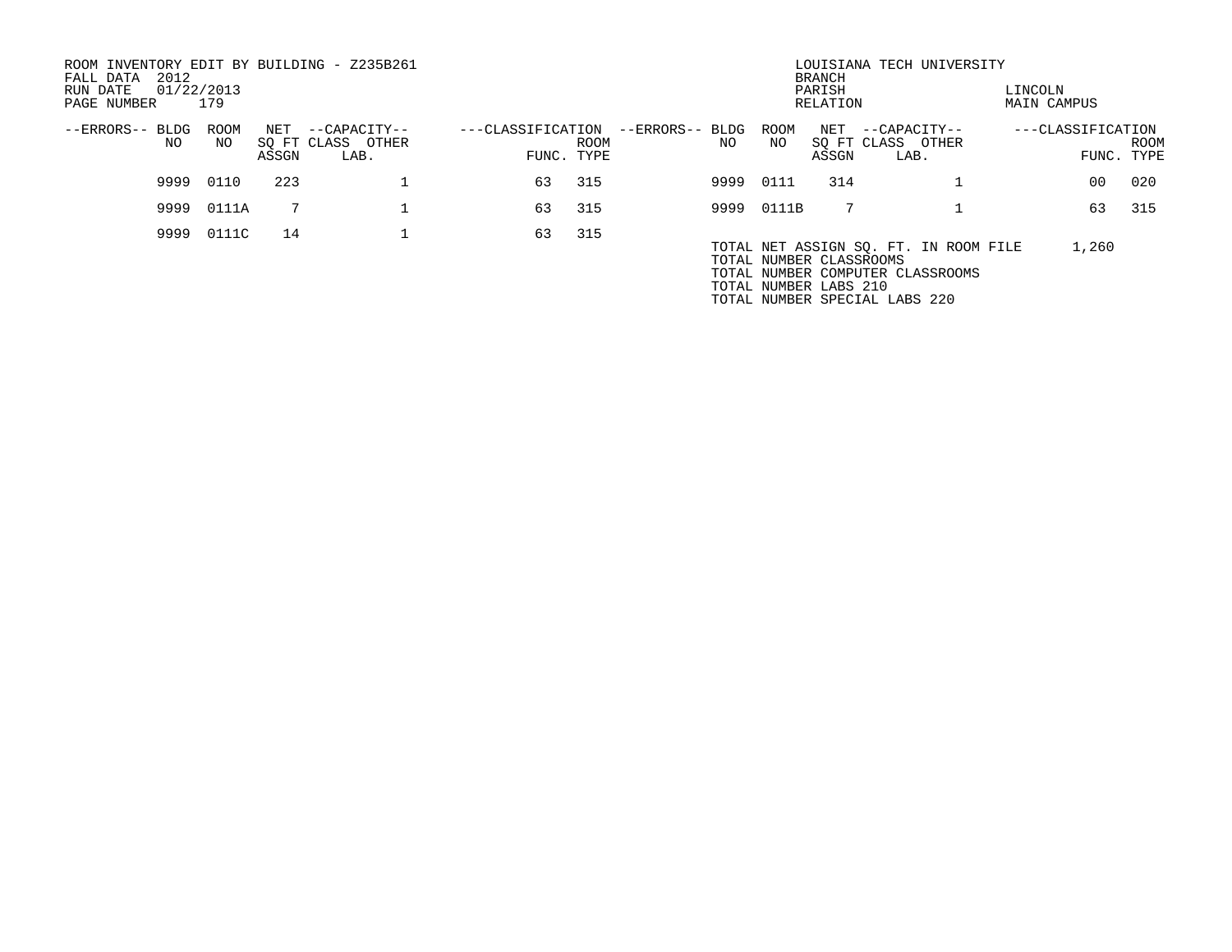ROOM INVENTORY EDIT BY BUILDING - Z235B261
FALL DATA 2012
RUN DATE 01/22/2013
PAGE NUMBER 179

LOUISIANA TECH UNIVERSITY
BRANCH
PARISH LINCOLN
RELATION MAIN CAMPUS

| --ERRORS-- | BLDG NO | ROOM NO | NET SQ FT ASSGN | CAPACITY CLASS | CAPACITY OTHER LAB. | CLASSIFICATION FUNC. | ROOM TYPE |
|---|---|---|---|---|---|---|---|
| | 9999 | 0110 | 223 | | 1 | 63 | 315 |
| | 9999 | 0111 | 314 | | 1 | 00 | 020 |
| | 9999 | 0111A | 7 | | 1 | 63 | 315 |
| | 9999 | 0111B | 7 | | 1 | 63 | 315 |
| | 9999 | 0111C | 14 | | 1 | 63 | 315 |

TOTAL NET ASSIGN SQ. FT. IN ROOM FILE 1,260
TOTAL NUMBER CLASSROOMS
TOTAL NUMBER COMPUTER CLASSROOMS
TOTAL NUMBER LABS 210
TOTAL NUMBER SPECIAL LABS 220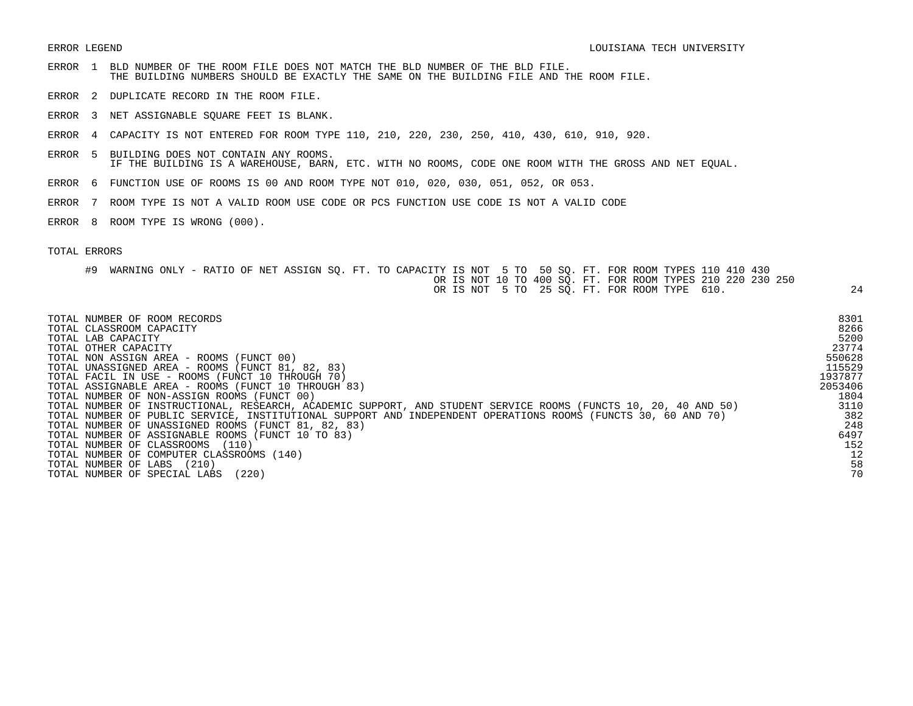ERROR LEGEND

LOUISIANA TECH UNIVERSITY

ERROR 1 BLD NUMBER OF THE ROOM FILE DOES NOT MATCH THE BLD NUMBER OF THE BLD FILE.
THE BUILDING NUMBERS SHOULD BE EXACTLY THE SAME ON THE BUILDING FILE AND THE ROOM FILE.

ERROR 2 DUPLICATE RECORD IN THE ROOM FILE.

ERROR 3 NET ASSIGNABLE SQUARE FEET IS BLANK.

ERROR 4 CAPACITY IS NOT ENTERED FOR ROOM TYPE 110, 210, 220, 230, 250, 410, 430, 610, 910, 920.

ERROR 5 BUILDING DOES NOT CONTAIN ANY ROOMS.
IF THE BUILDING IS A WAREHOUSE, BARN, ETC. WITH NO ROOMS, CODE ONE ROOM WITH THE GROSS AND NET EQUAL.

ERROR 6 FUNCTION USE OF ROOMS IS 00 AND ROOM TYPE NOT 010, 020, 030, 051, 052, OR 053.

ERROR 7 ROOM TYPE IS NOT A VALID ROOM USE CODE OR PCS FUNCTION USE CODE IS NOT A VALID CODE

ERROR 8 ROOM TYPE IS WRONG (000).

TOTAL ERRORS

#9 WARNING ONLY - RATIO OF NET ASSIGN SQ. FT. TO CAPACITY IS NOT 5 TO 50 SQ. FT. FOR ROOM TYPES 110 410 430
OR IS NOT 10 TO 400 SQ. FT. FOR ROOM TYPES 210 220 230 250
OR IS NOT 5 TO 25 SQ. FT. FOR ROOM TYPE 610. 24

| | |
|---|---|
| TOTAL NUMBER OF ROOM RECORDS | 8301 |
| TOTAL CLASSROOM CAPACITY | 8266 |
| TOTAL LAB CAPACITY | 5200 |
| TOTAL OTHER CAPACITY | 23774 |
| TOTAL NON ASSIGN AREA - ROOMS (FUNCT 00) | 550628 |
| TOTAL UNASSIGNED AREA - ROOMS (FUNCT 81, 82, 83) | 115529 |
| TOTAL FACIL IN USE - ROOMS (FUNCT 10 THROUGH 70) | 1937877 |
| TOTAL ASSIGNABLE AREA - ROOMS (FUNCT 10 THROUGH 83) | 2053406 |
| TOTAL NUMBER OF NON-ASSIGN ROOMS (FUNCT 00) | 1804 |
| TOTAL NUMBER OF INSTRUCTIONAL, RESEARCH, ACADEMIC SUPPORT, AND STUDENT SERVICE ROOMS (FUNCTS 10, 20, 40 AND 50) | 3110 |
| TOTAL NUMBER OF PUBLIC SERVICE, INSTITUTIONAL SUPPORT AND INDEPENDENT OPERATIONS ROOMS (FUNCTS 30, 60 AND 70) | 382 |
| TOTAL NUMBER OF UNASSIGNED ROOMS (FUNCT 81, 82, 83) | 248 |
| TOTAL NUMBER OF ASSIGNABLE ROOMS (FUNCT 10 TO 83) | 6497 |
| TOTAL NUMBER OF CLASSROOMS (110) | 152 |
| TOTAL NUMBER OF COMPUTER CLASSROOMS (140) | 12 |
| TOTAL NUMBER OF LABS (210) | 58 |
| TOTAL NUMBER OF SPECIAL LABS (220) | 70 |